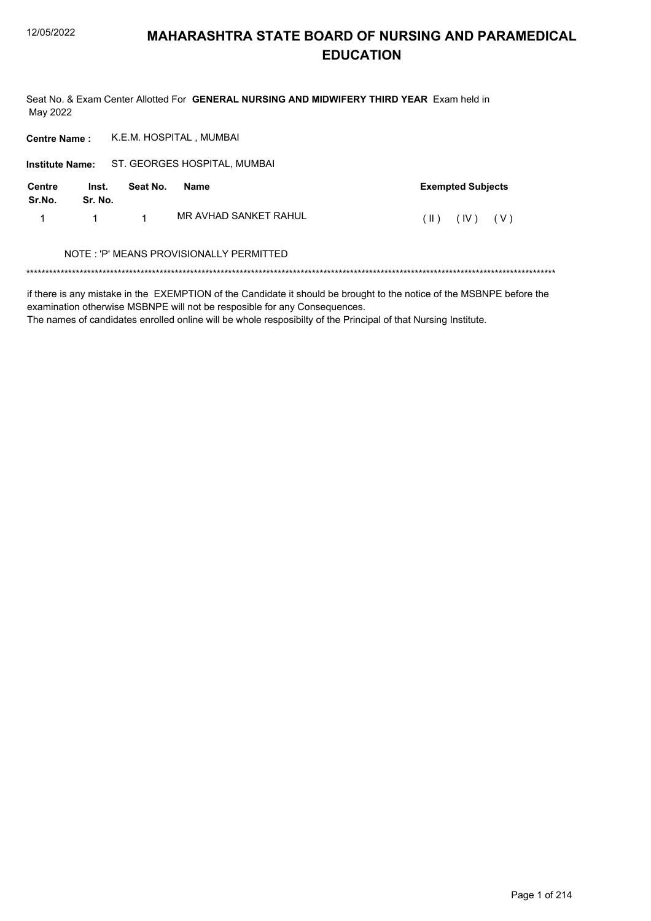# MAHARASHTRA STATE BOARD OF NURSING AND PARAMEDICAL EDUCATION

Seat No. & Exam Center Allotted For **GENERAL NURSING AND MIDWIFERY THIRD YEAR** Exam held in May 2022

**Centre Name :** K.E.M. HOSPITAL , MUMBAI

**Institute Name:** ST. GEORGES HOSPITAL, MUMBAI

| Centre Sr.No. | Inst. Sr. No. | Seat No. | Name | Exempted Subjects |
|---|---|---|---|---|
| 1 | 1 | 1 | MR AVHAD SANKET RAHUL | ( II ) ( IV ) ( V ) |

NOTE : 'P' MEANS PROVISIONALLY PERMITTED

*******************************************************************************************************************************************

if there is any mistake in the EXEMPTION of the Candidate it should be brought to the notice of the MSBNPE before the examination otherwise MSBNPE will not be resposible for any Consequences.
The names of candidates enrolled online will be whole resposibilty of the Principal of that Nursing Institute.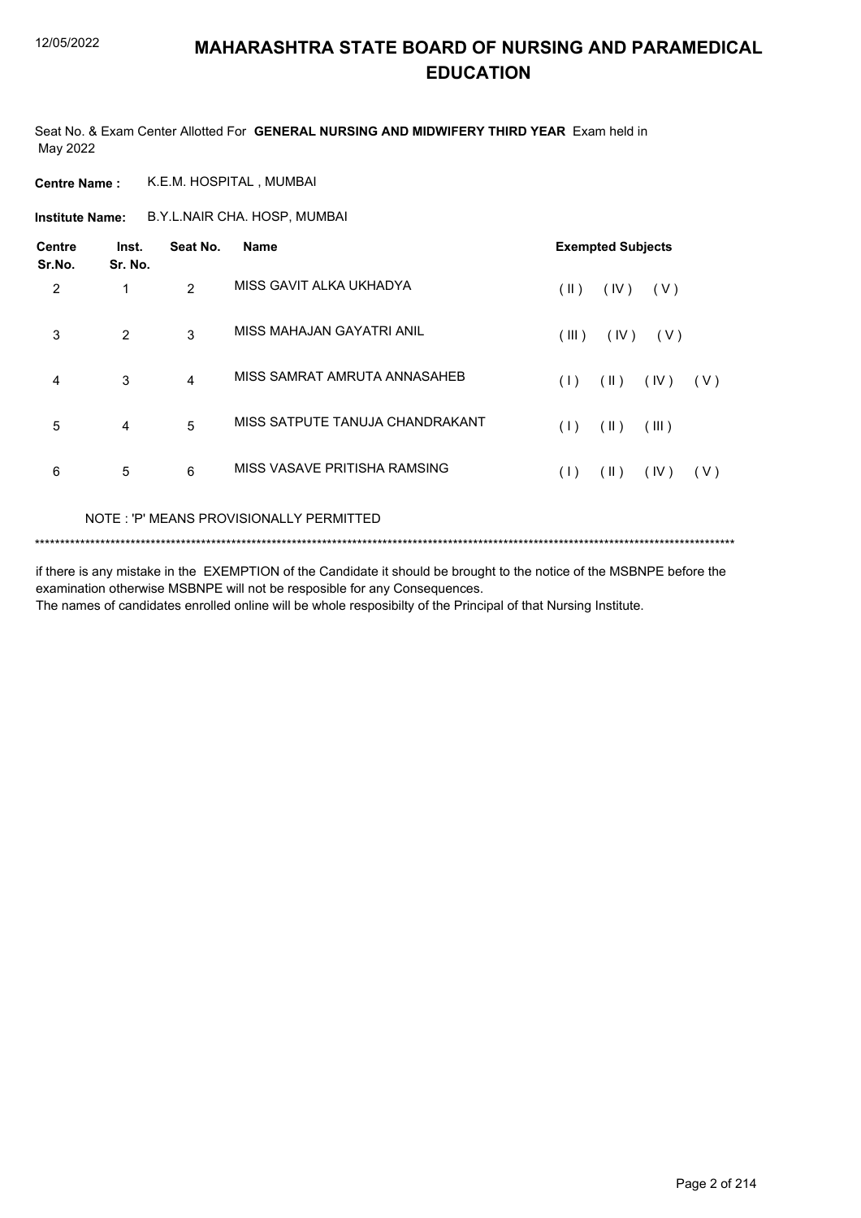# MAHARASHTRA STATE BOARD OF NURSING AND PARAMEDICAL EDUCATION

Seat No. & Exam Center Allotted For **GENERAL NURSING AND MIDWIFERY THIRD YEAR** Exam held in May 2022

**Centre Name :** K.E.M. HOSPITAL , MUMBAI

**Institute Name:** B.Y.L.NAIR CHA. HOSP, MUMBAI

| Centre Sr.No. | Inst. Sr. No. | Seat No. | Name | Exempted Subjects |
|---|---|---|---|---|
| 2 | 1 | 2 | MISS GAVIT ALKA UKHADYA | ( II ) ( IV ) ( V ) |
| 3 | 2 | 3 | MISS MAHAJAN GAYATRI ANIL | ( III ) ( IV ) ( V ) |
| 4 | 3 | 4 | MISS SAMRAT AMRUTA ANNASAHEB | ( I ) ( II ) ( IV ) ( V ) |
| 5 | 4 | 5 | MISS SATPUTE TANUJA CHANDRAKANT | ( I ) ( II ) ( III ) |
| 6 | 5 | 6 | MISS VASAVE PRITISHA RAMSING | ( I ) ( II ) ( IV ) ( V ) |

NOTE : 'P' MEANS PROVISIONALLY PERMITTED

*******************************************************************************************************************************************

if there is any mistake in the EXEMPTION of the Candidate it should be brought to the notice of the MSBNPE before the examination otherwise MSBNPE will not be resposible for any Consequences.

The names of candidates enrolled online will be whole resposibilty of the Principal of that Nursing Institute.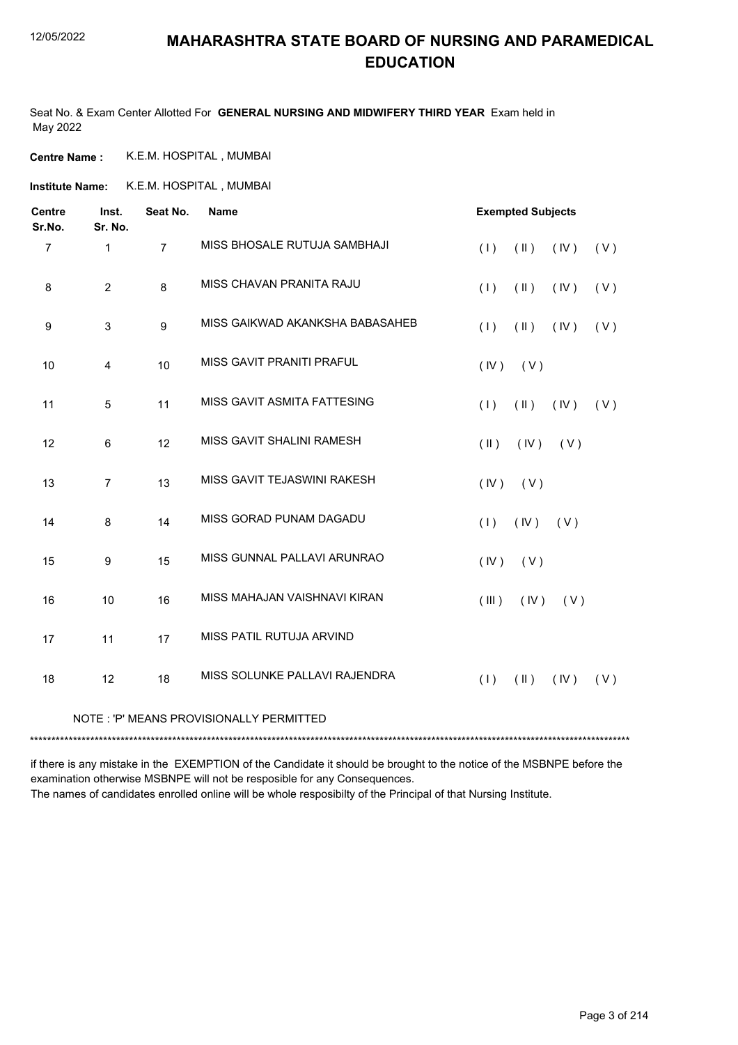# MAHARASHTRA STATE BOARD OF NURSING AND PARAMEDICAL EDUCATION

Seat No. & Exam Center Allotted For **GENERAL NURSING AND MIDWIFERY THIRD YEAR** Exam held in May 2022

**Centre Name :** K.E.M. HOSPITAL , MUMBAI

**Institute Name:** K.E.M. HOSPITAL , MUMBAI

| Centre Sr.No. | Inst. Sr. No. | Seat No. | Name | Exempted Subjects |
|---|---|---|---|---|
| 7 | 1 | 7 | MISS BHOSALE RUTUJA SAMBHAJI | ( I ) ( II ) ( IV ) ( V ) |
| 8 | 2 | 8 | MISS CHAVAN PRANITA RAJU | ( I ) ( II ) ( IV ) ( V ) |
| 9 | 3 | 9 | MISS GAIKWAD AKANKSHA BABASAHEB | ( I ) ( II ) ( IV ) ( V ) |
| 10 | 4 | 10 | MISS GAVIT PRANITI PRAFUL | ( IV ) ( V ) |
| 11 | 5 | 11 | MISS GAVIT ASMITA FATTESING | ( I ) ( II ) ( IV ) ( V ) |
| 12 | 6 | 12 | MISS GAVIT SHALINI RAMESH | ( II ) ( IV ) ( V ) |
| 13 | 7 | 13 | MISS GAVIT TEJASWINI RAKESH | ( IV ) ( V ) |
| 14 | 8 | 14 | MISS GORAD PUNAM DAGADU | ( I ) ( IV ) ( V ) |
| 15 | 9 | 15 | MISS GUNNAL PALLAVI ARUNRAO | ( IV ) ( V ) |
| 16 | 10 | 16 | MISS MAHAJAN VAISHNAVI KIRAN | ( III ) ( IV ) ( V ) |
| 17 | 11 | 17 | MISS PATIL RUTUJA ARVIND | |
| 18 | 12 | 18 | MISS SOLUNKE PALLAVI RAJENDRA | ( I ) ( II ) ( IV ) ( V ) |

NOTE : 'P' MEANS PROVISIONALLY PERMITTED

*******************************************************************************************************************************************

if there is any mistake in the EXEMPTION of the Candidate it should be brought to the notice of the MSBNPE before the examination otherwise MSBNPE will not be resposible for any Consequences.

The names of candidates enrolled online will be whole resposibilty of the Principal of that Nursing Institute.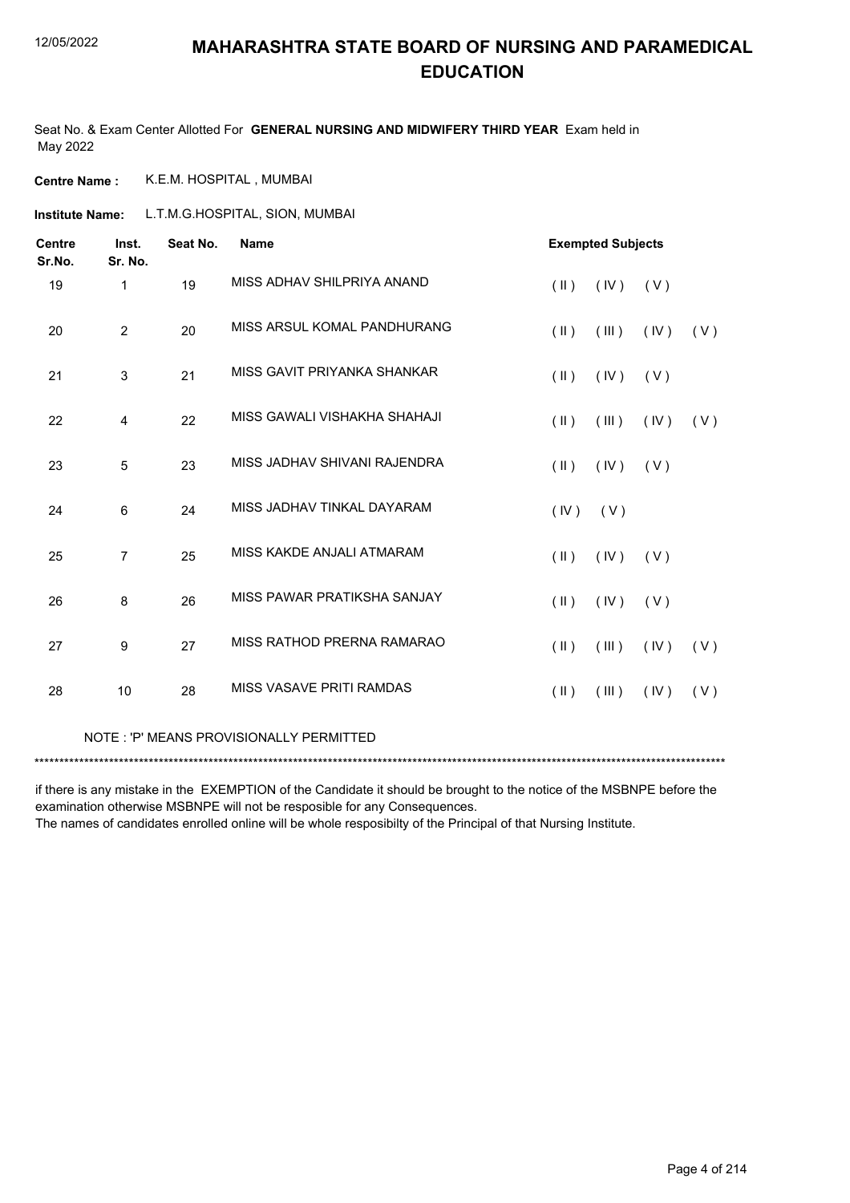# MAHARASHTRA STATE BOARD OF NURSING AND PARAMEDICAL EDUCATION

Seat No. & Exam Center Allotted For **GENERAL NURSING AND MIDWIFERY THIRD YEAR** Exam held in May 2022

**Centre Name :** K.E.M. HOSPITAL , MUMBAI

**Institute Name:** L.T.M.G.HOSPITAL, SION, MUMBAI

| Centre Sr.No. | Inst. Sr. No. | Seat No. | Name | Exempted Subjects | | | |
|---|---|---|---|---|---|---|---|
| 19 | 1 | 19 | MISS ADHAV SHILPRIYA ANAND | ( II ) | ( IV ) | ( V ) | |
| 20 | 2 | 20 | MISS ARSUL KOMAL PANDHURANG | ( II ) | ( III ) | ( IV ) | ( V ) |
| 21 | 3 | 21 | MISS GAVIT PRIYANKA SHANKAR | ( II ) | ( IV ) | ( V ) | |
| 22 | 4 | 22 | MISS GAWALI VISHAKHA SHAHAJI | ( II ) | ( III ) | ( IV ) | ( V ) |
| 23 | 5 | 23 | MISS JADHAV SHIVANI RAJENDRA | ( II ) | ( IV ) | ( V ) | |
| 24 | 6 | 24 | MISS JADHAV TINKAL DAYARAM | ( IV ) | ( V ) | | |
| 25 | 7 | 25 | MISS KAKDE ANJALI ATMARAM | ( II ) | ( IV ) | ( V ) | |
| 26 | 8 | 26 | MISS PAWAR PRATIKSHA SANJAY | ( II ) | ( IV ) | ( V ) | |
| 27 | 9 | 27 | MISS RATHOD PRERNA RAMARAO | ( II ) | ( III ) | ( IV ) | ( V ) |
| 28 | 10 | 28 | MISS VASAVE PRITI RAMDAS | ( II ) | ( III ) | ( IV ) | ( V ) |

NOTE : 'P' MEANS PROVISIONALLY PERMITTED

*******************************************************************************************************************************************

if there is any mistake in the EXEMPTION of the Candidate it should be brought to the notice of the MSBNPE before the examination otherwise MSBNPE will not be resposible for any Consequences.

The names of candidates enrolled online will be whole resposibilty of the Principal of that Nursing Institute.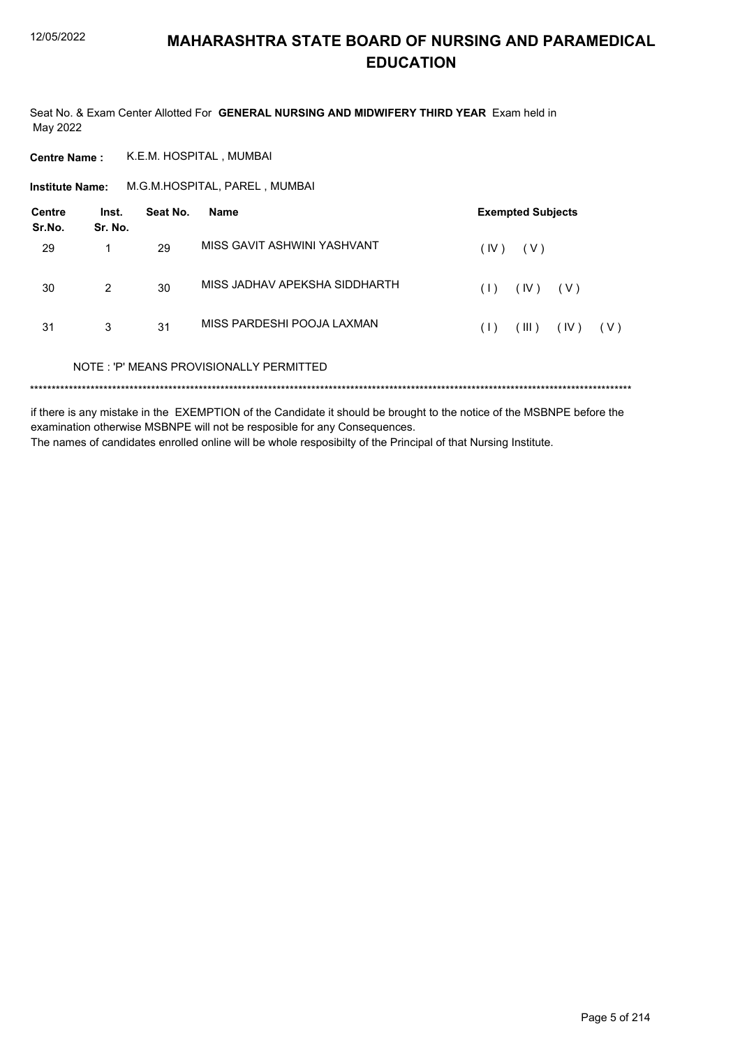# MAHARASHTRA STATE BOARD OF NURSING AND PARAMEDICAL EDUCATION

Seat No. & Exam Center Allotted For **GENERAL NURSING AND MIDWIFERY THIRD YEAR** Exam held in May 2022

**Centre Name :** K.E.M. HOSPITAL , MUMBAI

**Institute Name:** M.G.M.HOSPITAL, PAREL , MUMBAI

| Centre Sr.No. | Inst. Sr. No. | Seat No. | Name | Exempted Subjects |
|---|---|---|---|---|
| 29 | 1 | 29 | MISS GAVIT ASHWINI YASHVANT | ( IV ) ( V ) |
| 30 | 2 | 30 | MISS JADHAV APEKSHA SIDDHARTH | ( I ) ( IV ) ( V ) |
| 31 | 3 | 31 | MISS PARDESHI POOJA LAXMAN | ( I ) ( III ) ( IV ) ( V ) |

NOTE : 'P' MEANS PROVISIONALLY PERMITTED

*******************************************************************************************************************************************

if there is any mistake in the EXEMPTION of the Candidate it should be brought to the notice of the MSBNPE before the examination otherwise MSBNPE will not be resposible for any Consequences.

The names of candidates enrolled online will be whole resposibilty of the Principal of that Nursing Institute.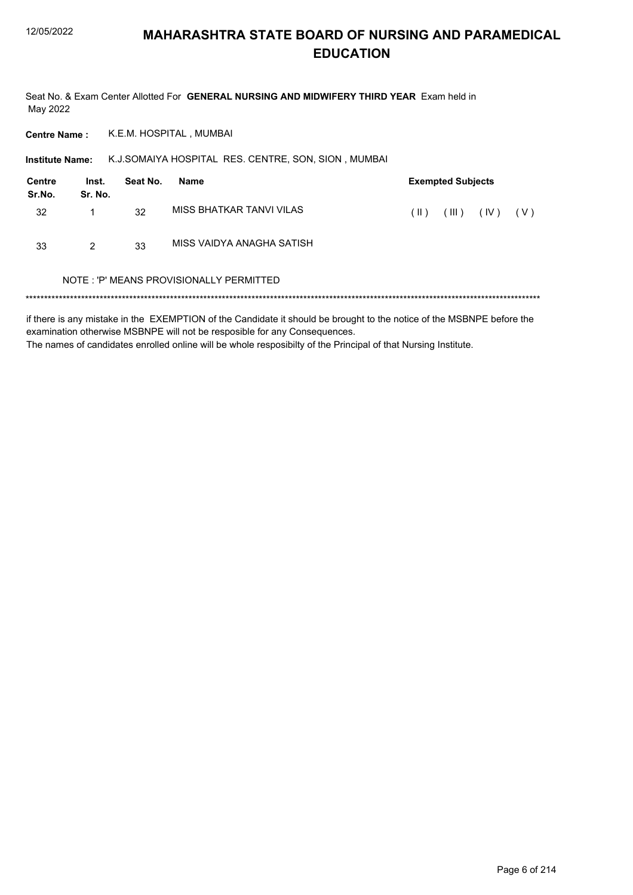# MAHARASHTRA STATE BOARD OF NURSING AND PARAMEDICAL EDUCATION

Seat No. & Exam Center Allotted For **GENERAL NURSING AND MIDWIFERY THIRD YEAR** Exam held in May 2022

**Centre Name :** K.E.M. HOSPITAL , MUMBAI

**Institute Name:** K.J.SOMAIYA HOSPITAL RES. CENTRE, SON, SION , MUMBAI

| Centre Sr.No. | Inst. Sr. No. | Seat No. | Name | Exempted Subjects |
|---|---|---|---|---|
| 32 | 1 | 32 | MISS BHATKAR TANVI VILAS | ( II ) ( III ) ( IV ) ( V ) |
| 33 | 2 | 33 | MISS VAIDYA ANAGHA SATISH | |

NOTE : 'P' MEANS PROVISIONALLY PERMITTED

*******************************************************************************************************************************************

if there is any mistake in the EXEMPTION of the Candidate it should be brought to the notice of the MSBNPE before the examination otherwise MSBNPE will not be resposible for any Consequences.

The names of candidates enrolled online will be whole resposibilty of the Principal of that Nursing Institute.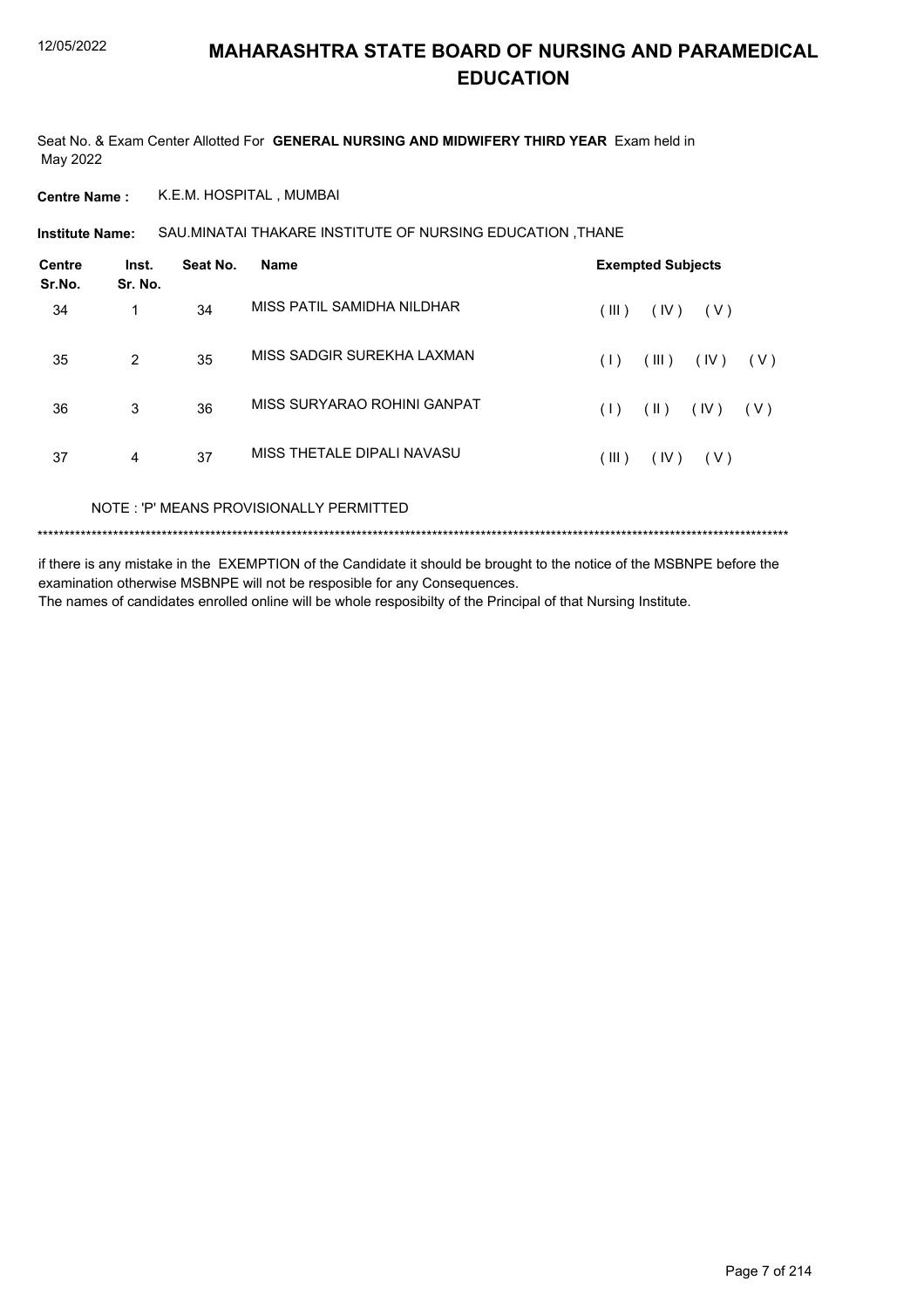# MAHARASHTRA STATE BOARD OF NURSING AND PARAMEDICAL EDUCATION

Seat No. & Exam Center Allotted For **GENERAL NURSING AND MIDWIFERY THIRD YEAR** Exam held in May 2022

**Centre Name :** K.E.M. HOSPITAL , MUMBAI

**Institute Name:** SAU.MINATAI THAKARE INSTITUTE OF NURSING EDUCATION ,THANE

| Centre Sr.No. | Inst. Sr. No. | Seat No. | Name | Exempted Subjects |
|---|---|---|---|---|
| 34 | 1 | 34 | MISS PATIL SAMIDHA NILDHAR | ( III ) ( IV ) ( V ) |
| 35 | 2 | 35 | MISS SADGIR SUREKHA LAXMAN | ( I ) ( III ) ( IV ) ( V ) |
| 36 | 3 | 36 | MISS SURYARAO ROHINI GANPAT | ( I ) ( II ) ( IV ) ( V ) |
| 37 | 4 | 37 | MISS THETALE DIPALI NAVASU | ( III ) ( IV ) ( V ) |

NOTE : 'P' MEANS PROVISIONALLY PERMITTED

*******************************************************************************************************************************************

if there is any mistake in the EXEMPTION of the Candidate it should be brought to the notice of the MSBNPE before the examination otherwise MSBNPE will not be resposible for any Consequences.

The names of candidates enrolled online will be whole resposibilty of the Principal of that Nursing Institute.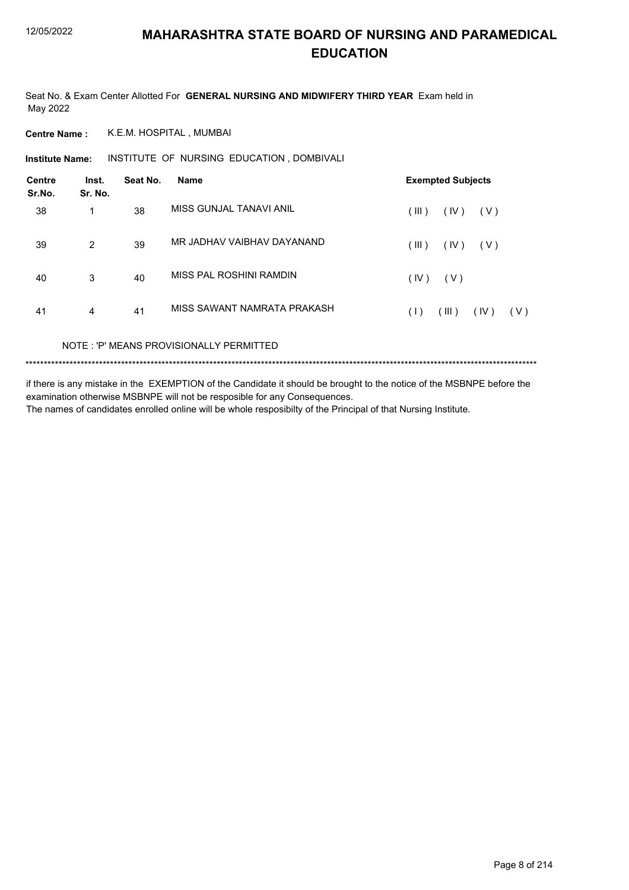# MAHARASHTRA STATE BOARD OF NURSING AND PARAMEDICAL EDUCATION

Seat No. & Exam Center Allotted For **GENERAL NURSING AND MIDWIFERY THIRD YEAR** Exam held in May 2022

**Centre Name :** K.E.M. HOSPITAL , MUMBAI

**Institute Name:** INSTITUTE OF NURSING EDUCATION , DOMBIVALI

| Centre Sr.No. | Inst. Sr. No. | Seat No. | Name | Exempted Subjects |
|---|---|---|---|---|
| 38 | 1 | 38 | MISS GUNJAL TANAVI ANIL | ( III ) ( IV ) ( V ) |
| 39 | 2 | 39 | MR JADHAV VAIBHAV DAYANAND | ( III ) ( IV ) ( V ) |
| 40 | 3 | 40 | MISS PAL ROSHINI RAMDIN | ( IV ) ( V ) |
| 41 | 4 | 41 | MISS SAWANT NAMRATA PRAKASH | ( I ) ( III ) ( IV ) ( V ) |

NOTE : 'P' MEANS PROVISIONALLY PERMITTED

*******************************************************************************************************************************************

if there is any mistake in the EXEMPTION of the Candidate it should be brought to the notice of the MSBNPE before the examination otherwise MSBNPE will not be resposible for any Consequences.
The names of candidates enrolled online will be whole resposibilty of the Principal of that Nursing Institute.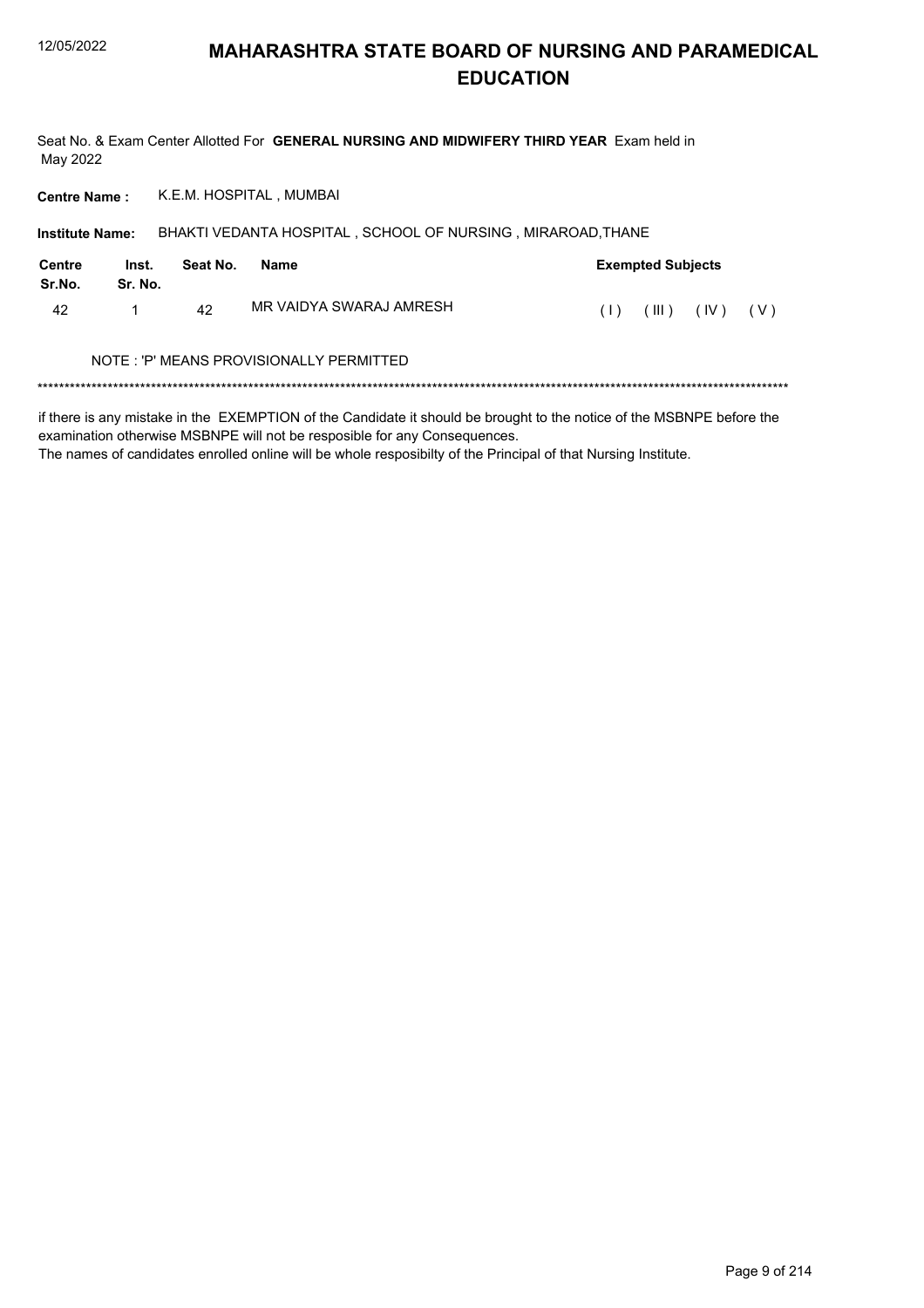# MAHARASHTRA STATE BOARD OF NURSING AND PARAMEDICAL EDUCATION

Seat No. & Exam Center Allotted For **GENERAL NURSING AND MIDWIFERY THIRD YEAR** Exam held in May 2022

**Centre Name :** K.E.M. HOSPITAL , MUMBAI

**Institute Name:** BHAKTI VEDANTA HOSPITAL , SCHOOL OF NURSING , MIRAROAD,THANE

| Centre Sr.No. | Inst. Sr. No. | Seat No. | Name | Exempted Subjects |
|---|---|---|---|---|
| 42 | 1 | 42 | MR VAIDYA SWARAJ AMRESH | ( I ) ( III ) ( IV ) ( V ) |

NOTE : 'P' MEANS PROVISIONALLY PERMITTED

\*\*\*\*\*\*\*\*\*\*\*\*\*\*\*\*\*\*\*\*\*\*\*\*\*\*\*\*\*\*\*\*\*\*\*\*\*\*\*\*\*\*\*\*\*\*\*\*\*\*\*\*\*\*\*\*\*\*\*\*\*\*\*\*\*\*\*\*\*\*\*\*\*\*\*\*\*\*\*\*\*\*\*\*\*\*\*\*\*\*\*\*\*\*\*\*\*\*\*\*\*\*\*\*\*\*\*\*\*\*\*\*\*\*\*\*\*\*\*\*\*\*\*\*\*\*\*\*\*\*\*\*\*\*\*\*\*

if there is any mistake in the EXEMPTION of the Candidate it should be brought to the notice of the MSBNPE before the examination otherwise MSBNPE will not be resposible for any Consequences.

The names of candidates enrolled online will be whole resposibilty of the Principal of that Nursing Institute.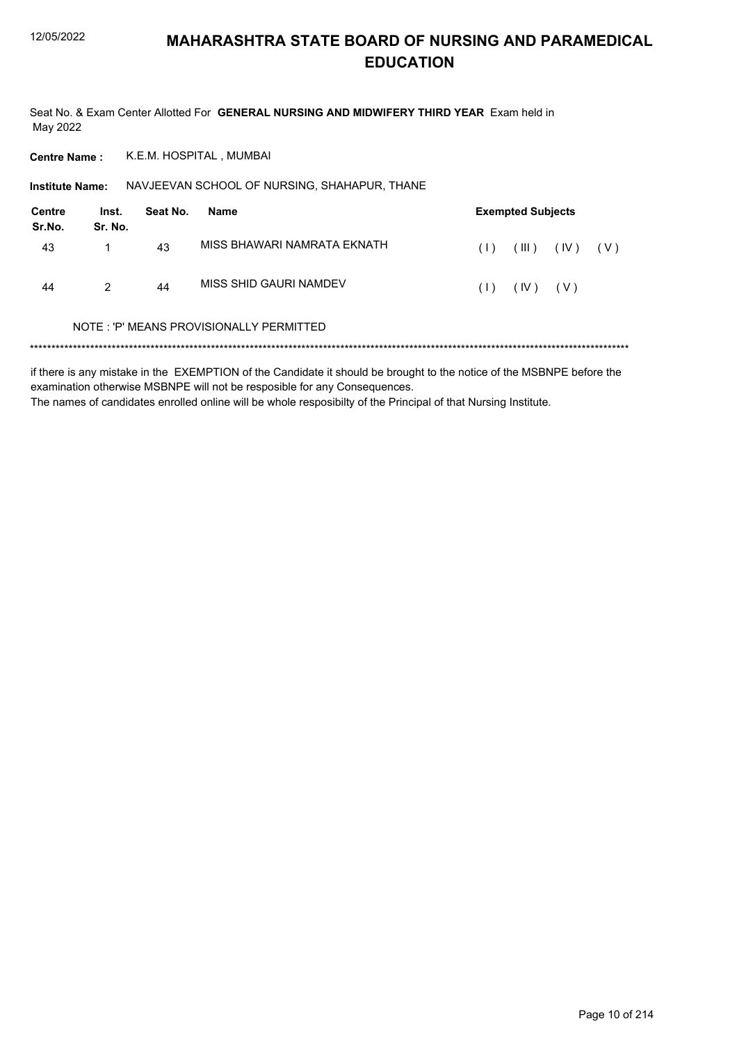# MAHARASHTRA STATE BOARD OF NURSING AND PARAMEDICAL EDUCATION

Seat No. & Exam Center Allotted For **GENERAL NURSING AND MIDWIFERY THIRD YEAR** Exam held in May 2022

**Centre Name :** K.E.M. HOSPITAL , MUMBAI

**Institute Name:** NAVJEEVAN SCHOOL OF NURSING, SHAHAPUR, THANE

| Centre Sr.No. | Inst. Sr. No. | Seat No. | Name | Exempted Subjects |
|---|---|---|---|---|
| 43 | 1 | 43 | MISS BHAWARI NAMRATA EKNATH | ( I ) ( III ) ( IV ) ( V ) |
| 44 | 2 | 44 | MISS SHID GAURI NAMDEV | ( I ) ( IV ) ( V ) |

NOTE : 'P' MEANS PROVISIONALLY PERMITTED

*******************************************************************************************************************************************

if there is any mistake in the EXEMPTION of the Candidate it should be brought to the notice of the MSBNPE before the examination otherwise MSBNPE will not be resposible for any Consequences.

The names of candidates enrolled online will be whole resposibilty of the Principal of that Nursing Institute.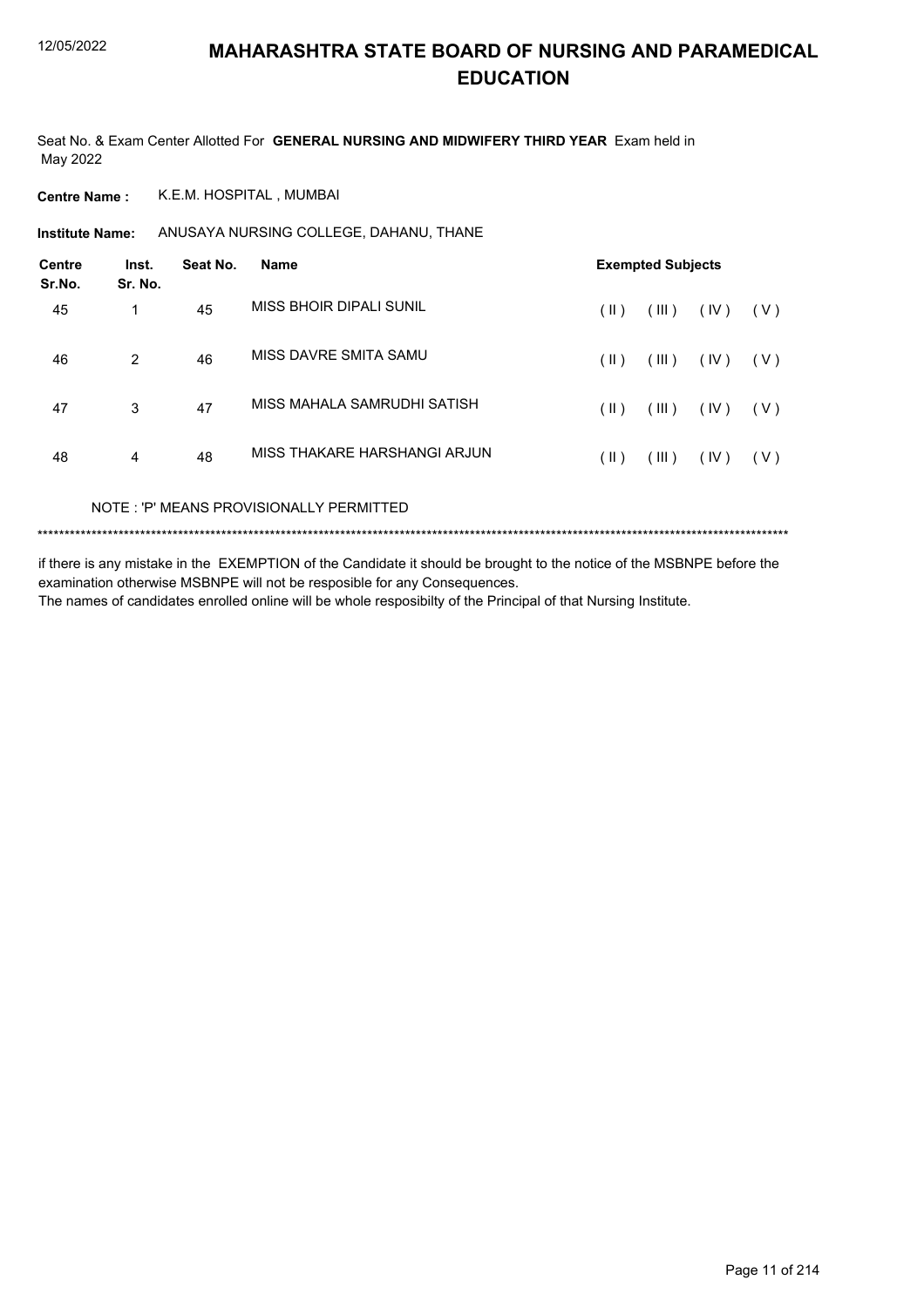# MAHARASHTRA STATE BOARD OF NURSING AND PARAMEDICAL EDUCATION

Seat No. & Exam Center Allotted For **GENERAL NURSING AND MIDWIFERY THIRD YEAR** Exam held in May 2022

**Centre Name :** K.E.M. HOSPITAL , MUMBAI

**Institute Name:** ANUSAYA NURSING COLLEGE, DAHANU, THANE

| Centre Sr.No. | Inst. Sr. No. | Seat No. | Name | Exempted Subjects | | | |
|---|---|---|---|---|---|---|---|
| 45 | 1 | 45 | MISS BHOIR DIPALI SUNIL | ( II ) | ( III ) | ( IV ) | ( V ) |
| 46 | 2 | 46 | MISS DAVRE SMITA SAMU | ( II ) | ( III ) | ( IV ) | ( V ) |
| 47 | 3 | 47 | MISS MAHALA SAMRUDHI SATISH | ( II ) | ( III ) | ( IV ) | ( V ) |
| 48 | 4 | 48 | MISS THAKARE HARSHANGI ARJUN | ( II ) | ( III ) | ( IV ) | ( V ) |

NOTE : 'P' MEANS PROVISIONALLY PERMITTED

*******************************************************************************************************************************************

if there is any mistake in the EXEMPTION of the Candidate it should be brought to the notice of the MSBNPE before the examination otherwise MSBNPE will not be resposible for any Consequences.

The names of candidates enrolled online will be whole resposibilty of the Principal of that Nursing Institute.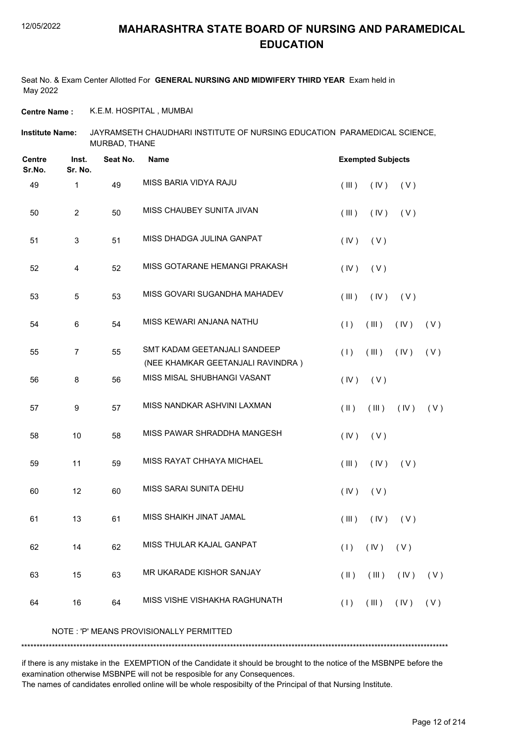# MAHARASHTRA STATE BOARD OF NURSING AND PARAMEDICAL EDUCATION

Seat No. & Exam Center Allotted For **GENERAL NURSING AND MIDWIFERY THIRD YEAR** Exam held in May 2022

**Centre Name :** K.E.M. HOSPITAL , MUMBAI

**Institute Name:** JAYRAMSETH CHAUDHARI INSTITUTE OF NURSING EDUCATION PARAMEDICAL SCIENCE, MURBAD, THANE

| Centre Sr.No. | Inst. Sr. No. | Seat No. | Name | Exempted Subjects |
|---|---|---|---|---|
| 49 | 1 | 49 | MISS BARIA VIDYA RAJU | ( III ) ( IV ) ( V ) |
| 50 | 2 | 50 | MISS CHAUBEY SUNITA JIVAN | ( III ) ( IV ) ( V ) |
| 51 | 3 | 51 | MISS DHADGA JULINA GANPAT | ( IV ) ( V ) |
| 52 | 4 | 52 | MISS GOTARANE HEMANGI PRAKASH | ( IV ) ( V ) |
| 53 | 5 | 53 | MISS GOVARI SUGANDHA MAHADEV | ( III ) ( IV ) ( V ) |
| 54 | 6 | 54 | MISS KEWARI ANJANA NATHU | ( I ) ( III ) ( IV ) ( V ) |
| 55 | 7 | 55 | SMT KADAM GEETANJALI SANDEEP (NEE KHAMKAR GEETANJALI RAVINDRA ) | ( I ) ( III ) ( IV ) ( V ) |
| 56 | 8 | 56 | MISS MISAL SHUBHANGI VASANT | ( IV ) ( V ) |
| 57 | 9 | 57 | MISS NANDKAR ASHVINI LAXMAN | ( II ) ( III ) ( IV ) ( V ) |
| 58 | 10 | 58 | MISS PAWAR SHRADDHA MANGESH | ( IV ) ( V ) |
| 59 | 11 | 59 | MISS RAYAT CHHAYA MICHAEL | ( III ) ( IV ) ( V ) |
| 60 | 12 | 60 | MISS SARAI SUNITA DEHU | ( IV ) ( V ) |
| 61 | 13 | 61 | MISS SHAIKH JINAT JAMAL | ( III ) ( IV ) ( V ) |
| 62 | 14 | 62 | MISS THULAR KAJAL GANPAT | ( I ) ( IV ) ( V ) |
| 63 | 15 | 63 | MR UKARADE KISHOR SANJAY | ( II ) ( III ) ( IV ) ( V ) |
| 64 | 16 | 64 | MISS VISHE VISHAKHA RAGHUNATH | ( I ) ( III ) ( IV ) ( V ) |

NOTE : 'P' MEANS PROVISIONALLY PERMITTED

******************************************************************************************************************************************

if there is any mistake in the EXEMPTION of the Candidate it should be brought to the notice of the MSBNPE before the examination otherwise MSBNPE will not be resposible for any Consequences.

The names of candidates enrolled online will be whole resposibilty of the Principal of that Nursing Institute.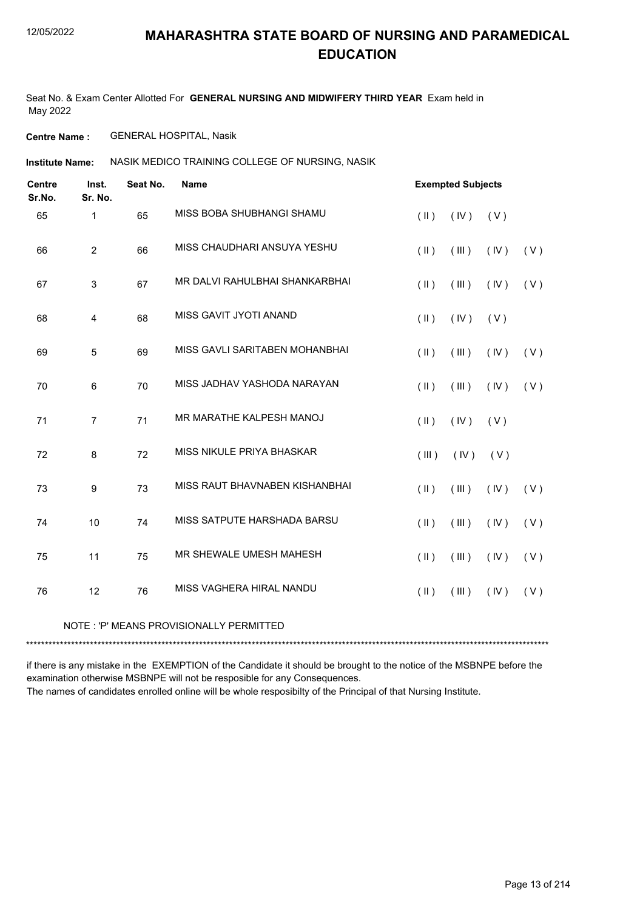# MAHARASHTRA STATE BOARD OF NURSING AND PARAMEDICAL EDUCATION

12/05/2022

Seat No. & Exam Center Allotted For **GENERAL NURSING AND MIDWIFERY THIRD YEAR** Exam held in May 2022

**Centre Name :** GENERAL HOSPITAL, Nasik

**Institute Name:** NASIK MEDICO TRAINING COLLEGE OF NURSING, NASIK

| Centre Sr.No. | Inst. Sr. No. | Seat No. | Name | Exempted Subjects | | | |
|---|---|---|---|---|---|---|---|
| 65 | 1 | 65 | MISS BOBA SHUBHANGI SHAMU | ( II ) | ( IV ) | ( V ) | |
| 66 | 2 | 66 | MISS CHAUDHARI ANSUYA YESHU | ( II ) | ( III ) | ( IV ) | ( V ) |
| 67 | 3 | 67 | MR DALVI RAHULBHAI SHANKARBHAI | ( II ) | ( III ) | ( IV ) | ( V ) |
| 68 | 4 | 68 | MISS GAVIT JYOTI ANAND | ( II ) | ( IV ) | ( V ) | |
| 69 | 5 | 69 | MISS GAVLI SARITABEN MOHANBHAI | ( II ) | ( III ) | ( IV ) | ( V ) |
| 70 | 6 | 70 | MISS JADHAV YASHODA NARAYAN | ( II ) | ( III ) | ( IV ) | ( V ) |
| 71 | 7 | 71 | MR MARATHE KALPESH MANOJ | ( II ) | ( IV ) | ( V ) | |
| 72 | 8 | 72 | MISS NIKULE PRIYA BHASKAR | ( III ) | ( IV ) | ( V ) | |
| 73 | 9 | 73 | MISS RAUT BHAVNABEN KISHANBHAI | ( II ) | ( III ) | ( IV ) | ( V ) |
| 74 | 10 | 74 | MISS SATPUTE HARSHADA BARSU | ( II ) | ( III ) | ( IV ) | ( V ) |
| 75 | 11 | 75 | MR SHEWALE UMESH MAHESH | ( II ) | ( III ) | ( IV ) | ( V ) |
| 76 | 12 | 76 | MISS VAGHERA HIRAL NANDU | ( II ) | ( III ) | ( IV ) | ( V ) |

NOTE : 'P' MEANS PROVISIONALLY PERMITTED

***

if there is any mistake in the EXEMPTION of the Candidate it should be brought to the notice of the MSBNPE before the examination otherwise MSBNPE will not be resposible for any Consequences.
The names of candidates enrolled online will be whole resposibilty of the Principal of that Nursing Institute.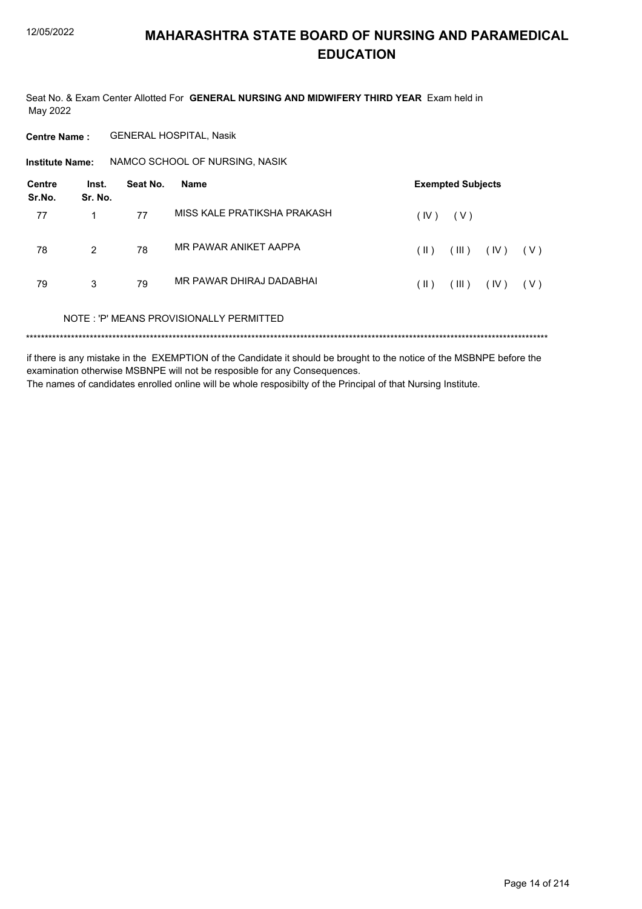# MAHARASHTRA STATE BOARD OF NURSING AND PARAMEDICAL EDUCATION

Seat No. & Exam Center Allotted For **GENERAL NURSING AND MIDWIFERY THIRD YEAR** Exam held in May 2022

**Centre Name :** GENERAL HOSPITAL, Nasik

**Institute Name:** NAMCO SCHOOL OF NURSING, NASIK

| Centre Sr.No. | Inst. Sr. No. | Seat No. | Name | Exempted Subjects |
|---|---|---|---|---|
| 77 | 1 | 77 | MISS KALE PRATIKSHA PRAKASH | ( IV ) ( V ) |
| 78 | 2 | 78 | MR PAWAR ANIKET AAPPA | ( II ) ( III ) ( IV ) ( V ) |
| 79 | 3 | 79 | MR PAWAR DHIRAJ DADABHAI | ( II ) ( III ) ( IV ) ( V ) |

NOTE : 'P' MEANS PROVISIONALLY PERMITTED

*******************************************************************************************************************************************

if there is any mistake in the EXEMPTION of the Candidate it should be brought to the notice of the MSBNPE before the examination otherwise MSBNPE will not be resposible for any Consequences.

The names of candidates enrolled online will be whole resposibilty of the Principal of that Nursing Institute.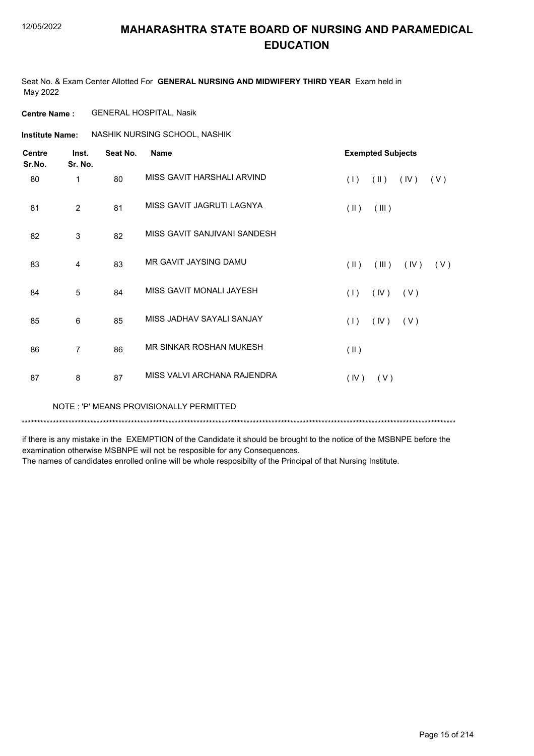# MAHARASHTRA STATE BOARD OF NURSING AND PARAMEDICAL EDUCATION

Seat No. & Exam Center Allotted For **GENERAL NURSING AND MIDWIFERY THIRD YEAR** Exam held in May 2022

**Centre Name :** GENERAL HOSPITAL, Nasik

**Institute Name:** NASHIK NURSING SCHOOL, NASHIK

| Centre Sr.No. | Inst. Sr. No. | Seat No. | Name | Exempted Subjects |
|---|---|---|---|---|
| 80 | 1 | 80 | MISS GAVIT HARSHALI ARVIND | ( I ) ( II ) ( IV ) ( V ) |
| 81 | 2 | 81 | MISS GAVIT JAGRUTI LAGNYA | ( II ) ( III ) |
| 82 | 3 | 82 | MISS GAVIT SANJIVANI SANDESH | |
| 83 | 4 | 83 | MR GAVIT JAYSING DAMU | ( II ) ( III ) ( IV ) ( V ) |
| 84 | 5 | 84 | MISS GAVIT MONALI JAYESH | ( I ) ( IV ) ( V ) |
| 85 | 6 | 85 | MISS JADHAV SAYALI SANJAY | ( I ) ( IV ) ( V ) |
| 86 | 7 | 86 | MR SINKAR ROSHAN MUKESH | ( II ) |
| 87 | 8 | 87 | MISS VALVI ARCHANA RAJENDRA | ( IV ) ( V ) |

NOTE : 'P' MEANS PROVISIONALLY PERMITTED

*******************************************************************************************************************************************

if there is any mistake in the EXEMPTION of the Candidate it should be brought to the notice of the MSBNPE before the examination otherwise MSBNPE will not be resposible for any Consequences.

The names of candidates enrolled online will be whole resposibilty of the Principal of that Nursing Institute.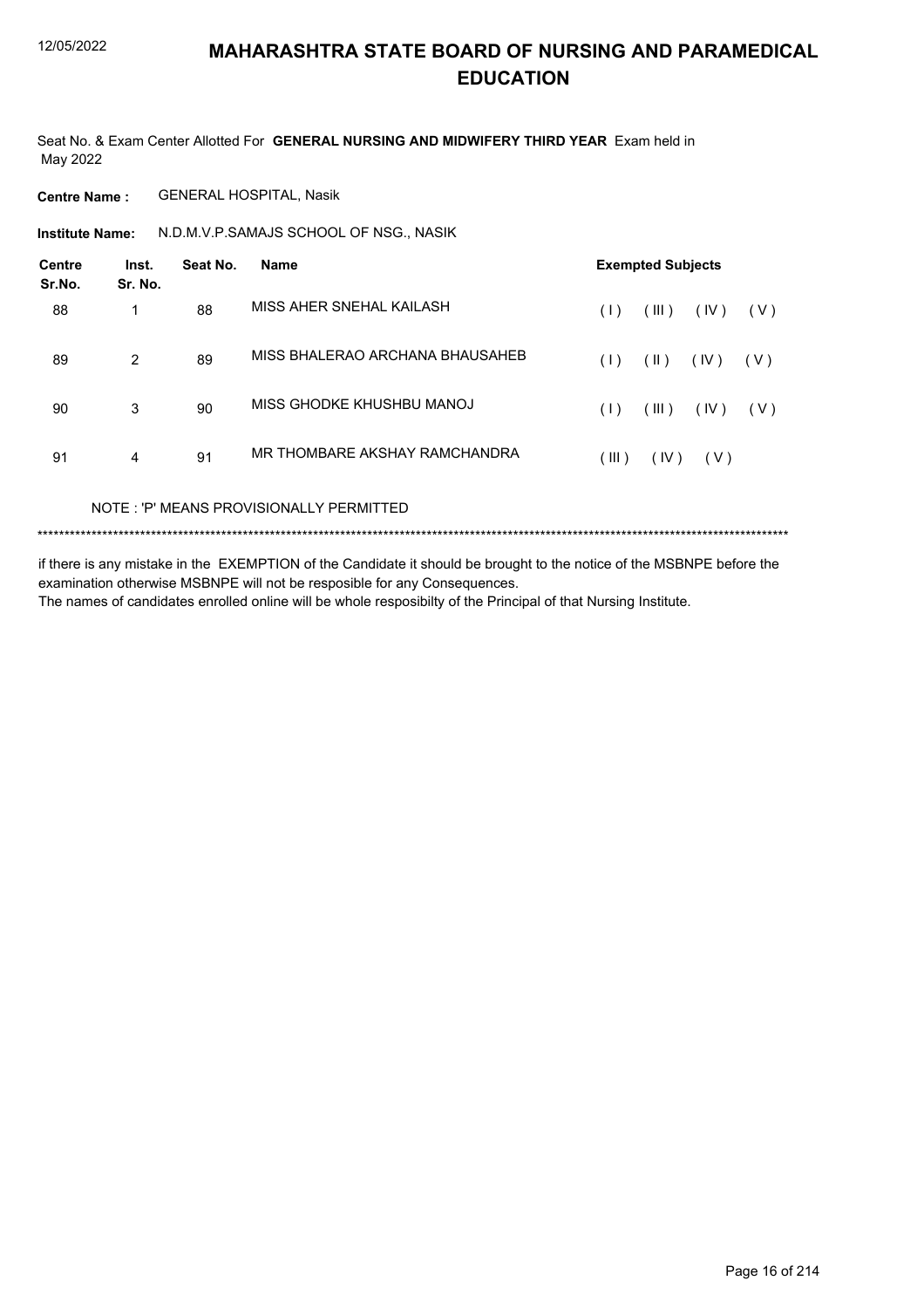# MAHARASHTRA STATE BOARD OF NURSING AND PARAMEDICAL EDUCATION

Seat No. & Exam Center Allotted For **GENERAL NURSING AND MIDWIFERY THIRD YEAR** Exam held in May 2022

**Centre Name :** GENERAL HOSPITAL, Nasik

**Institute Name:** N.D.M.V.P.SAMAJS SCHOOL OF NSG., NASIK

| Centre Sr.No. | Inst. Sr. No. | Seat No. | Name | Exempted Subjects |
|---|---|---|---|---|
| 88 | 1 | 88 | MISS AHER SNEHAL KAILASH | ( I ) ( III ) ( IV ) ( V ) |
| 89 | 2 | 89 | MISS BHALERAO ARCHANA BHAUSAHEB | ( I ) ( II ) ( IV ) ( V ) |
| 90 | 3 | 90 | MISS GHODKE KHUSHBU MANOJ | ( I ) ( III ) ( IV ) ( V ) |
| 91 | 4 | 91 | MR THOMBARE AKSHAY RAMCHANDRA | ( III ) ( IV ) ( V ) |

NOTE : 'P' MEANS PROVISIONALLY PERMITTED

*******************************************************************************************************************************************

if there is any mistake in the EXEMPTION of the Candidate it should be brought to the notice of the MSBNPE before the examination otherwise MSBNPE will not be resposible for any Consequences.

The names of candidates enrolled online will be whole resposibilty of the Principal of that Nursing Institute.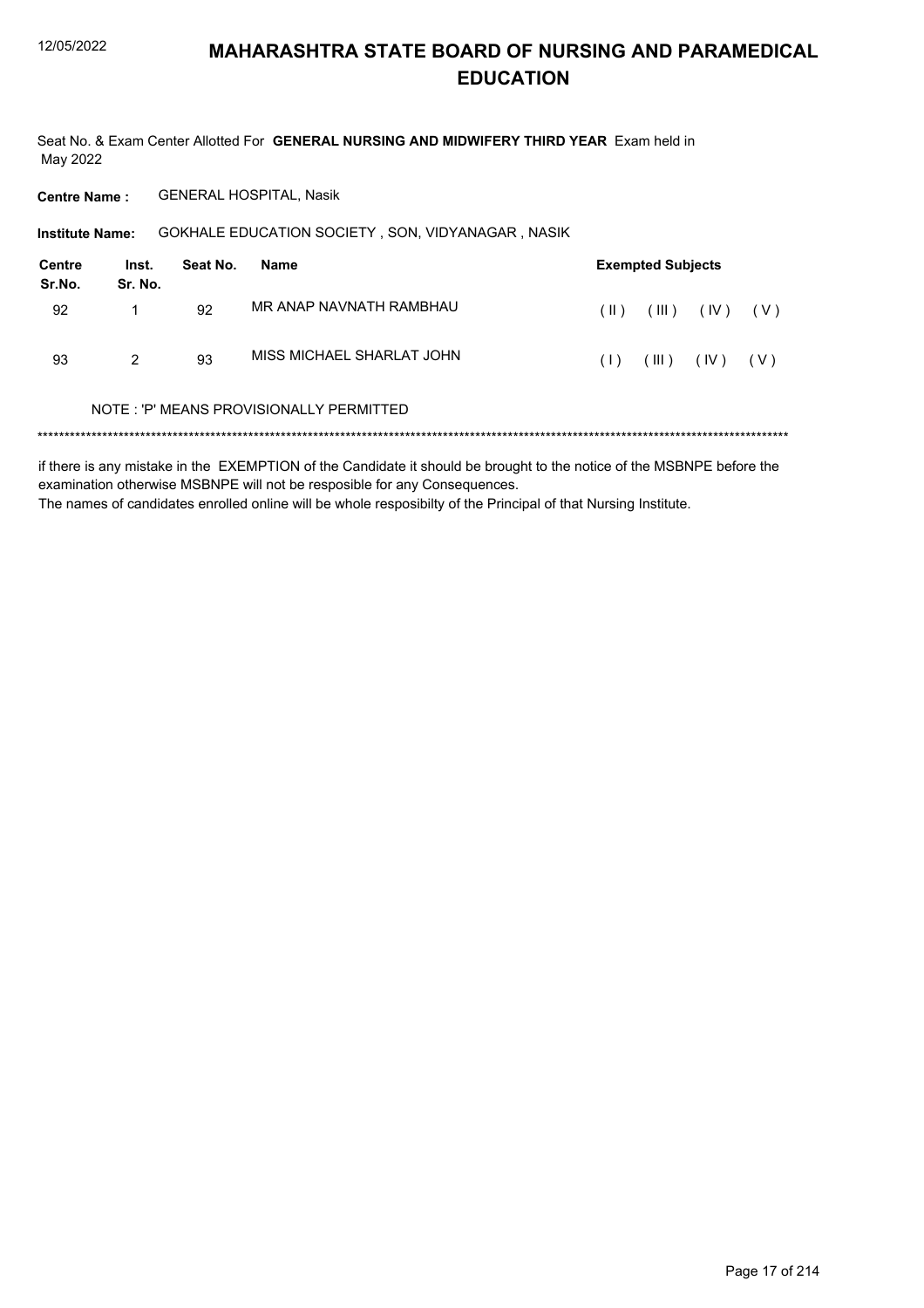# MAHARASHTRA STATE BOARD OF NURSING AND PARAMEDICAL EDUCATION

Seat No. & Exam Center Allotted For **GENERAL NURSING AND MIDWIFERY THIRD YEAR** Exam held in May 2022

**Centre Name :** GENERAL HOSPITAL, Nasik

**Institute Name:** GOKHALE EDUCATION SOCIETY , SON, VIDYANAGAR , NASIK

| Centre Sr.No. | Inst. Sr. No. | Seat No. | Name | Exempted Subjects |
|---|---|---|---|---|
| 92 | 1 | 92 | MR ANAP NAVNATH RAMBHAU | ( II ) ( III ) ( IV ) ( V ) |
| 93 | 2 | 93 | MISS MICHAEL SHARLAT JOHN | ( I ) ( III ) ( IV ) ( V ) |

NOTE : 'P' MEANS PROVISIONALLY PERMITTED

******************************************************************************************************************************************

if there is any mistake in the EXEMPTION of the Candidate it should be brought to the notice of the MSBNPE before the examination otherwise MSBNPE will not be resposible for any Consequences.

The names of candidates enrolled online will be whole resposibilty of the Principal of that Nursing Institute.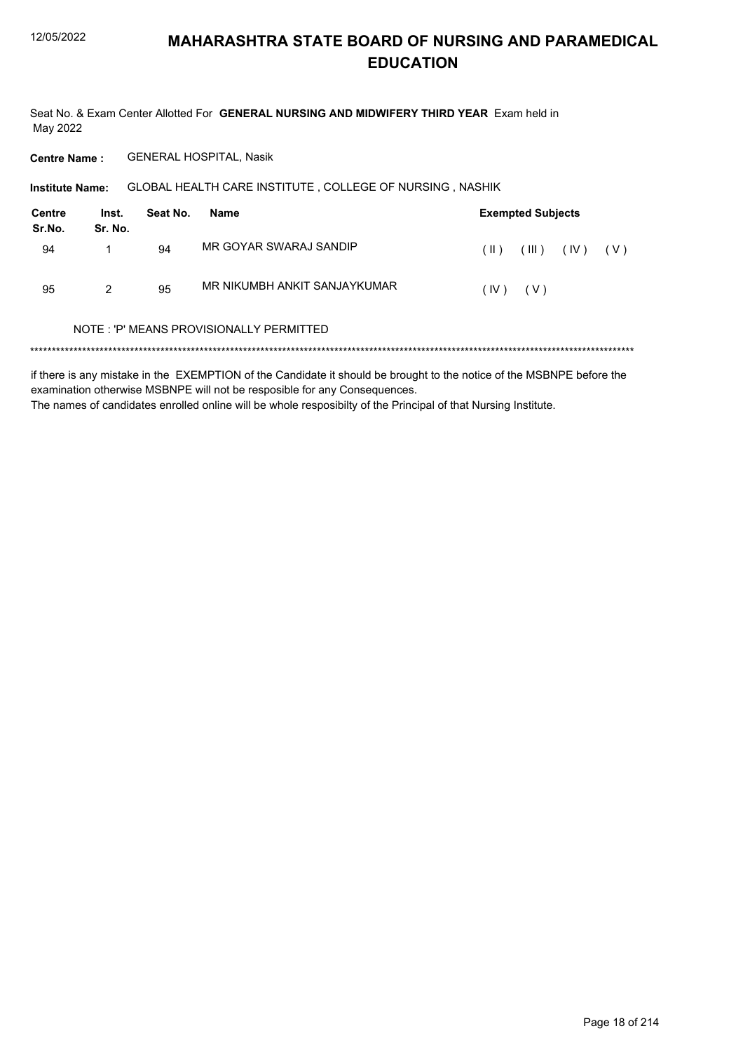# MAHARASHTRA STATE BOARD OF NURSING AND PARAMEDICAL EDUCATION

Seat No. & Exam Center Allotted For **GENERAL NURSING AND MIDWIFERY THIRD YEAR** Exam held in May 2022

**Centre Name :** GENERAL HOSPITAL, Nasik

**Institute Name:** GLOBAL HEALTH CARE INSTITUTE , COLLEGE OF NURSING , NASHIK

| Centre Sr.No. | Inst. Sr. No. | Seat No. | Name | Exempted Subjects |
|---|---|---|---|---|
| 94 | 1 | 94 | MR GOYAR SWARAJ SANDIP | ( II ) ( III ) ( IV ) ( V ) |
| 95 | 2 | 95 | MR NIKUMBH ANKIT SANJAYKUMAR | ( IV ) ( V ) |

NOTE : 'P' MEANS PROVISIONALLY PERMITTED

***

if there is any mistake in the EXEMPTION of the Candidate it should be brought to the notice of the MSBNPE before the examination otherwise MSBNPE will not be resposible for any Consequences.

The names of candidates enrolled online will be whole resposibilty of the Principal of that Nursing Institute.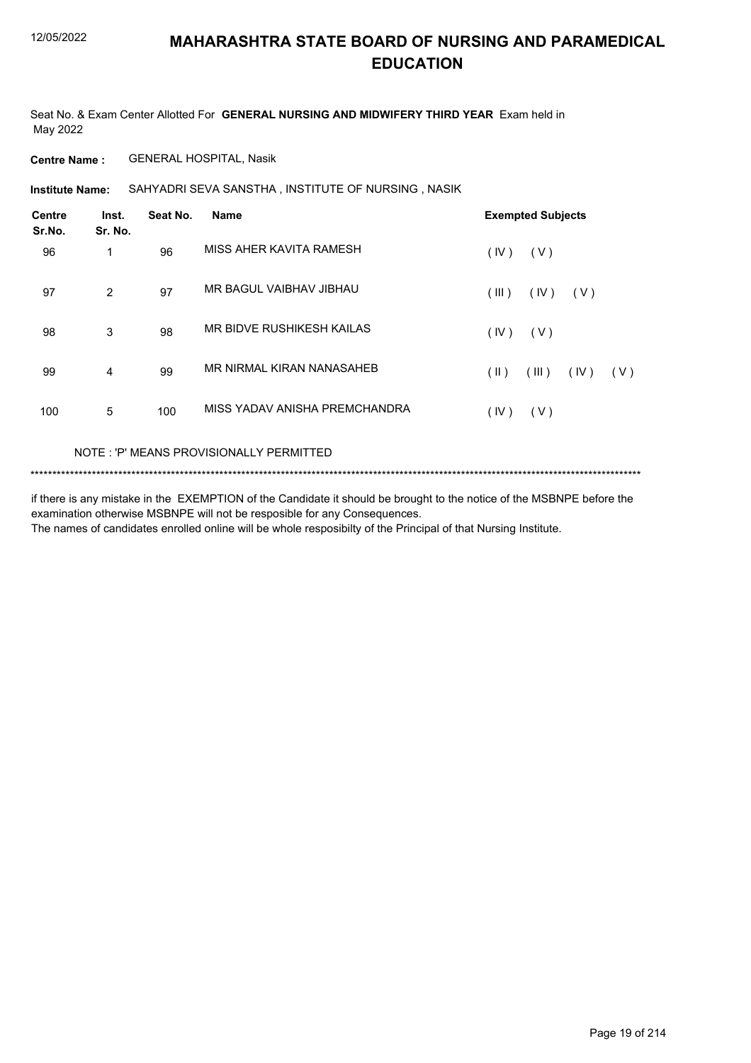# MAHARASHTRA STATE BOARD OF NURSING AND PARAMEDICAL EDUCATION

Seat No. & Exam Center Allotted For **GENERAL NURSING AND MIDWIFERY THIRD YEAR** Exam held in May 2022

**Centre Name :** GENERAL HOSPITAL, Nasik

**Institute Name:** SAHYADRI SEVA SANSTHA , INSTITUTE OF NURSING , NASIK

| Centre Sr.No. | Inst. Sr. No. | Seat No. | Name | Exempted Subjects |
|---|---|---|---|---|
| 96 | 1 | 96 | MISS AHER KAVITA RAMESH | ( IV ) ( V ) |
| 97 | 2 | 97 | MR BAGUL VAIBHAV JIBHAU | ( III ) ( IV ) ( V ) |
| 98 | 3 | 98 | MR BIDVE RUSHIKESH KAILAS | ( IV ) ( V ) |
| 99 | 4 | 99 | MR NIRMAL KIRAN NANASAHEB | ( II ) ( III ) ( IV ) ( V ) |
| 100 | 5 | 100 | MISS YADAV ANISHA PREMCHANDRA | ( IV ) ( V ) |

NOTE : 'P' MEANS PROVISIONALLY PERMITTED

*******************************************************************************************************************************************

if there is any mistake in the EXEMPTION of the Candidate it should be brought to the notice of the MSBNPE before the examination otherwise MSBNPE will not be resposible for any Consequences.
The names of candidates enrolled online will be whole resposibilty of the Principal of that Nursing Institute.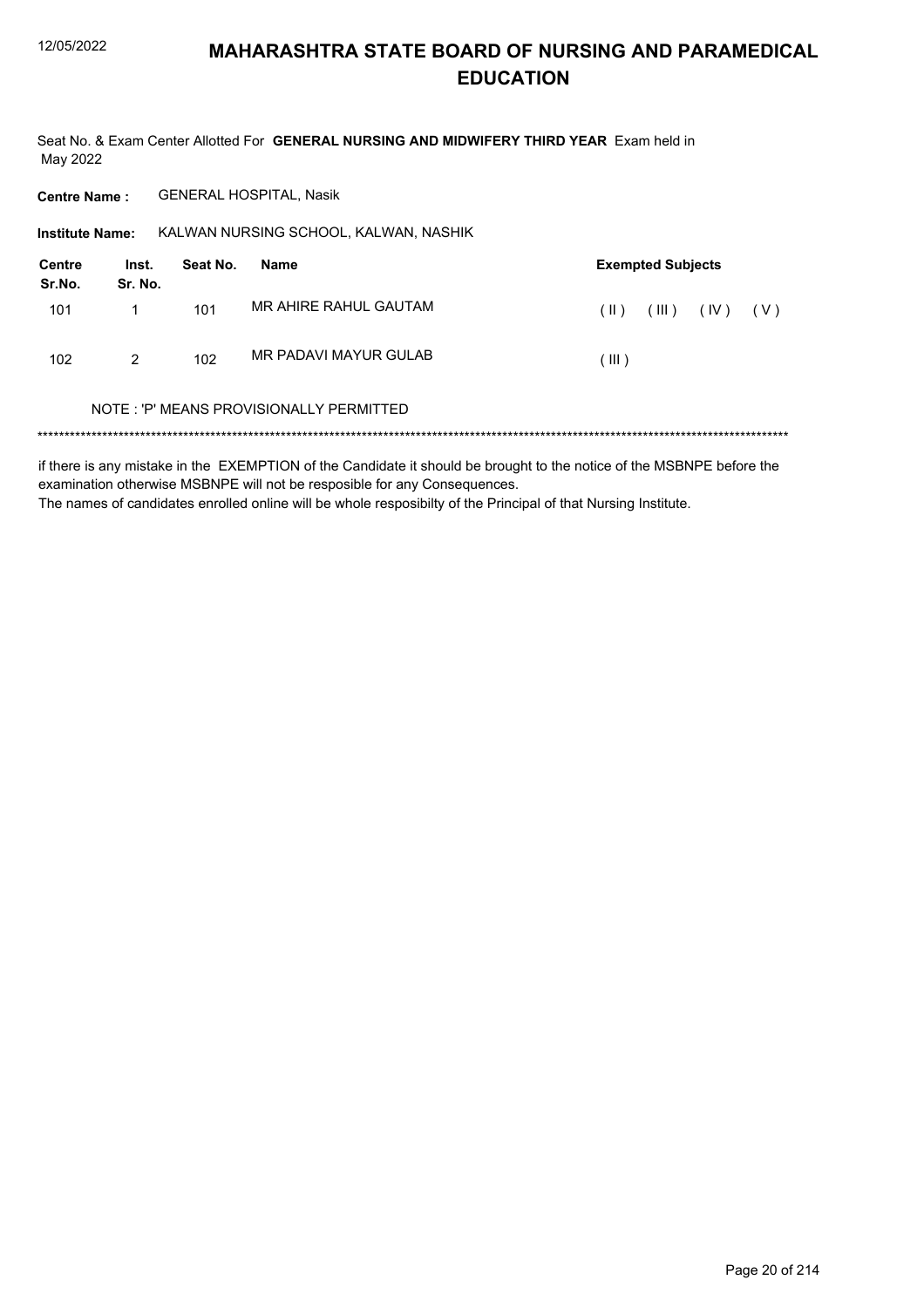# MAHARASHTRA STATE BOARD OF NURSING AND PARAMEDICAL EDUCATION

Seat No. & Exam Center Allotted For **GENERAL NURSING AND MIDWIFERY THIRD YEAR** Exam held in May 2022

**Centre Name :** GENERAL HOSPITAL, Nasik

**Institute Name:** KALWAN NURSING SCHOOL, KALWAN, NASHIK

| Centre Sr.No. | Inst. Sr. No. | Seat No. | Name | Exempted Subjects |
|---|---|---|---|---|
| 101 | 1 | 101 | MR AHIRE RAHUL GAUTAM | ( II ) ( III ) ( IV ) ( V ) |
| 102 | 2 | 102 | MR PADAVI MAYUR GULAB | ( III ) |

NOTE : 'P' MEANS PROVISIONALLY PERMITTED

******************************************************************************************************************************************

if there is any mistake in the EXEMPTION of the Candidate it should be brought to the notice of the MSBNPE before the examination otherwise MSBNPE will not be resposible for any Consequences.

The names of candidates enrolled online will be whole resposibilty of the Principal of that Nursing Institute.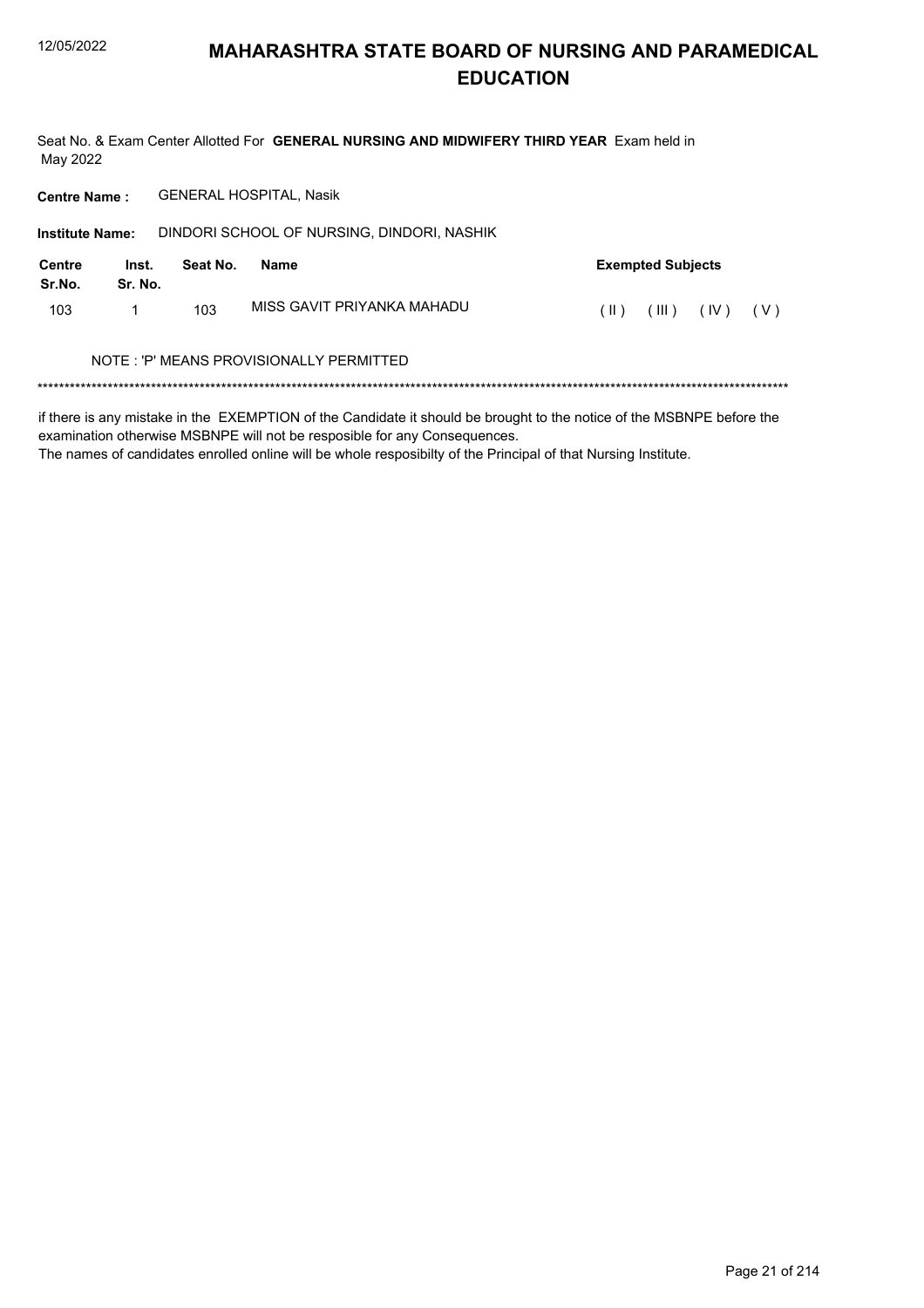# MAHARASHTRA STATE BOARD OF NURSING AND PARAMEDICAL EDUCATION

Seat No. & Exam Center Allotted For **GENERAL NURSING AND MIDWIFERY THIRD YEAR** Exam held in May 2022

**Centre Name :** GENERAL HOSPITAL, Nasik

**Institute Name:** DINDORI SCHOOL OF NURSING, DINDORI, NASHIK

| Centre Sr.No. | Inst. Sr. No. | Seat No. | Name | Exempted Subjects |
|---|---|---|---|---|
| 103 | 1 | 103 | MISS GAVIT PRIYANKA MAHADU | ( II ) ( III ) ( IV ) ( V ) |

NOTE : 'P' MEANS PROVISIONALLY PERMITTED

******************************************************************************************************************************************

if there is any mistake in the EXEMPTION of the Candidate it should be brought to the notice of the MSBNPE before the examination otherwise MSBNPE will not be resposible for any Consequences.
The names of candidates enrolled online will be whole resposibilty of the Principal of that Nursing Institute.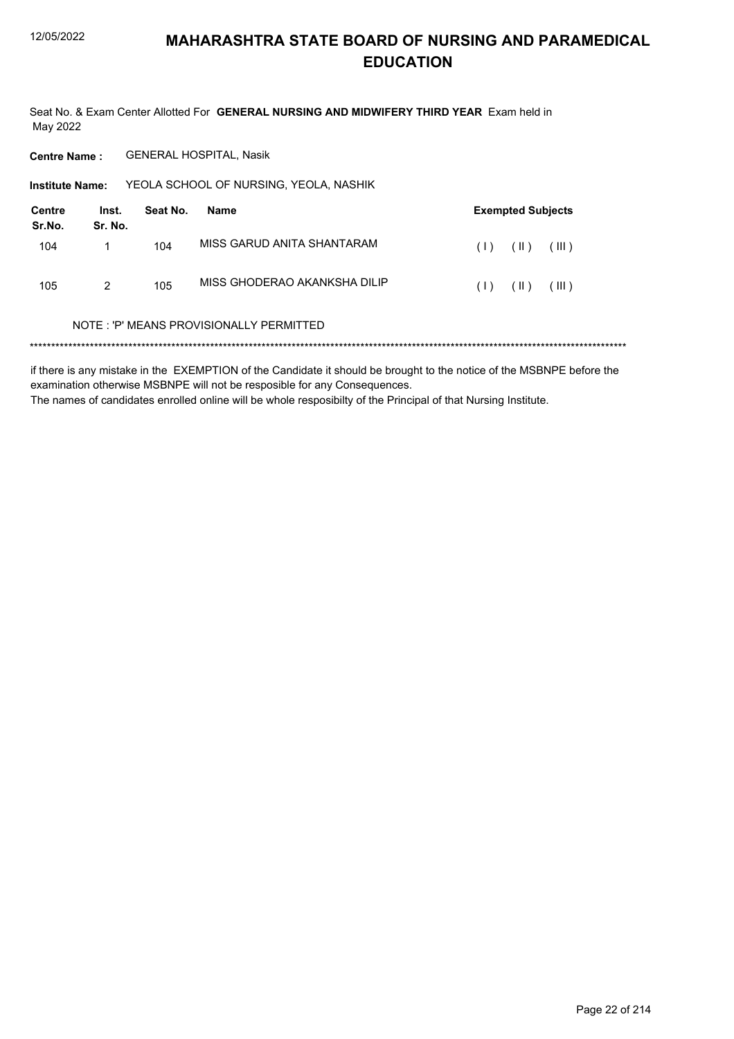# MAHARASHTRA STATE BOARD OF NURSING AND PARAMEDICAL EDUCATION

Seat No. & Exam Center Allotted For **GENERAL NURSING AND MIDWIFERY THIRD YEAR** Exam held in May 2022

**Centre Name :** GENERAL HOSPITAL, Nasik

**Institute Name:** YEOLA SCHOOL OF NURSING, YEOLA, NASHIK

| Centre Sr.No. | Inst. Sr. No. | Seat No. | Name | Exempted Subjects |
|---|---|---|---|---|
| 104 | 1 | 104 | MISS GARUD ANITA SHANTARAM | ( I ) ( II ) ( III ) |
| 105 | 2 | 105 | MISS GHODERAO AKANKSHA DILIP | ( I ) ( II ) ( III ) |

NOTE : 'P' MEANS PROVISIONALLY PERMITTED

*******************************************************************************************************************************************

if there is any mistake in the EXEMPTION of the Candidate it should be brought to the notice of the MSBNPE before the examination otherwise MSBNPE will not be resposible for any Consequences.

The names of candidates enrolled online will be whole resposibilty of the Principal of that Nursing Institute.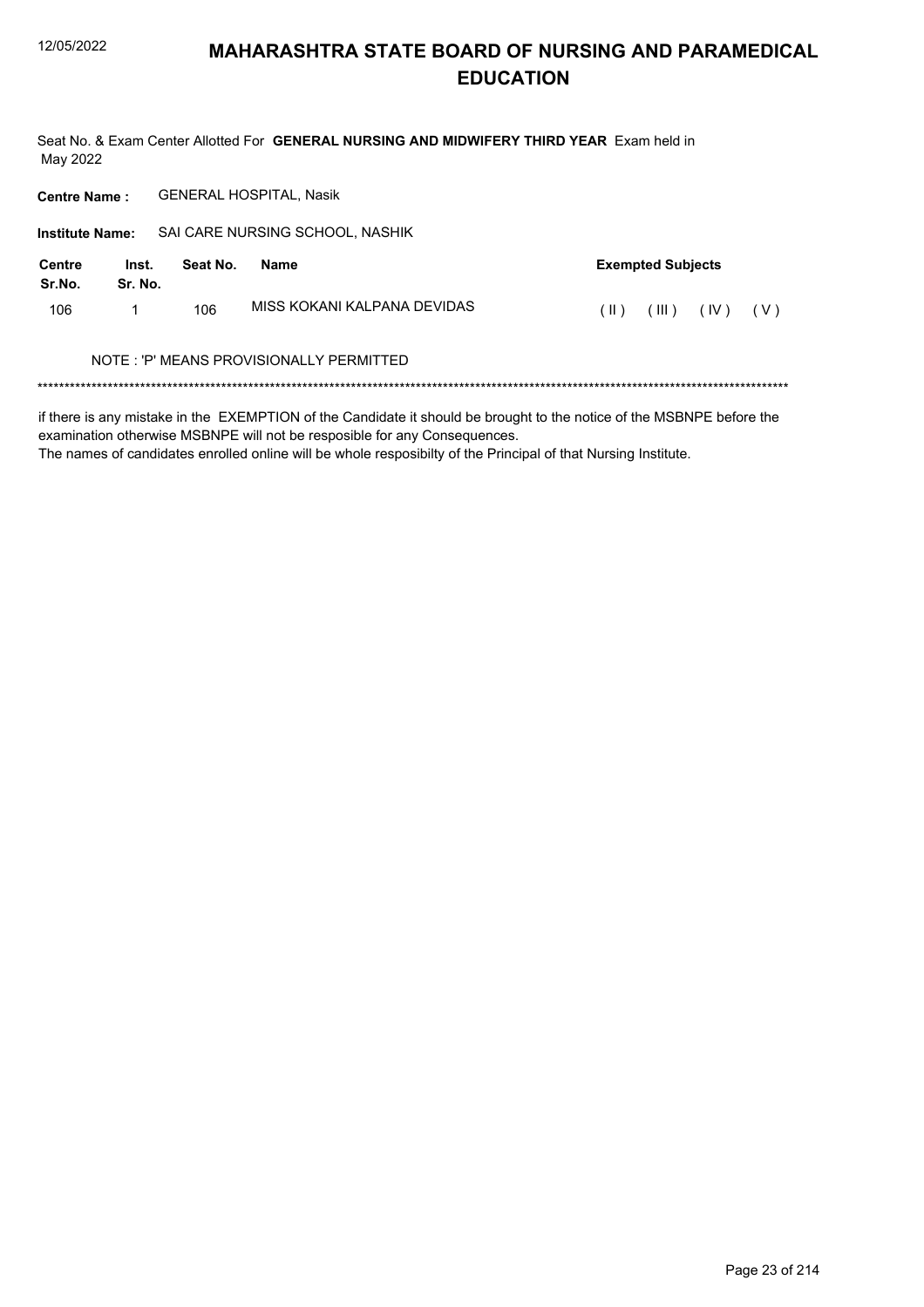# MAHARASHTRA STATE BOARD OF NURSING AND PARAMEDICAL EDUCATION

Seat No. & Exam Center Allotted For **GENERAL NURSING AND MIDWIFERY THIRD YEAR** Exam held in May 2022

**Centre Name :** GENERAL HOSPITAL, Nasik

**Institute Name:** SAI CARE NURSING SCHOOL, NASHIK

| Centre Sr.No. | Inst. Sr. No. | Seat No. | Name | Exempted Subjects |
|---|---|---|---|---|
| 106 | 1 | 106 | MISS KOKANI KALPANA DEVIDAS | ( II ) ( III ) ( IV ) ( V ) |

NOTE : 'P' MEANS PROVISIONALLY PERMITTED

******************************************************************************************************************************************

if there is any mistake in the EXEMPTION of the Candidate it should be brought to the notice of the MSBNPE before the examination otherwise MSBNPE will not be resposible for any Consequences.
The names of candidates enrolled online will be whole resposibilty of the Principal of that Nursing Institute.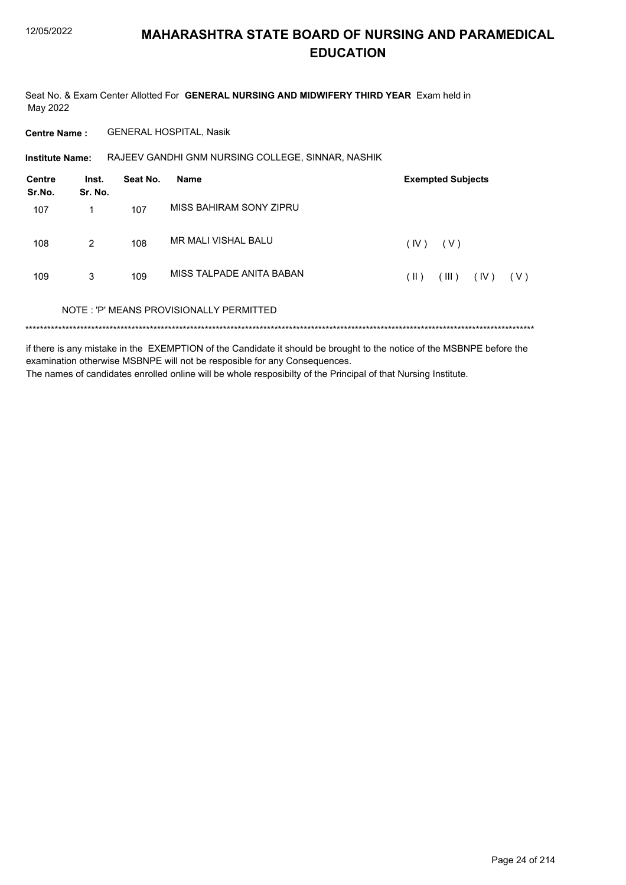# MAHARASHTRA STATE BOARD OF NURSING AND PARAMEDICAL EDUCATION

Seat No. & Exam Center Allotted For **GENERAL NURSING AND MIDWIFERY THIRD YEAR** Exam held in May 2022

**Centre Name :** GENERAL HOSPITAL, Nasik

**Institute Name:** RAJEEV GANDHI GNM NURSING COLLEGE, SINNAR, NASHIK

| Centre Sr.No. | Inst. Sr. No. | Seat No. | Name | Exempted Subjects |
|---|---|---|---|---|
| 107 | 1 | 107 | MISS BAHIRAM SONY ZIPRU | |
| 108 | 2 | 108 | MR MALI VISHAL BALU | ( IV ) ( V ) |
| 109 | 3 | 109 | MISS TALPADE ANITA BABAN | ( II ) ( III ) ( IV ) ( V ) |

NOTE : 'P' MEANS PROVISIONALLY PERMITTED

*******************************************************************************************************************************************

if there is any mistake in the EXEMPTION of the Candidate it should be brought to the notice of the MSBNPE before the examination otherwise MSBNPE will not be resposible for any Consequences.

The names of candidates enrolled online will be whole resposibilty of the Principal of that Nursing Institute.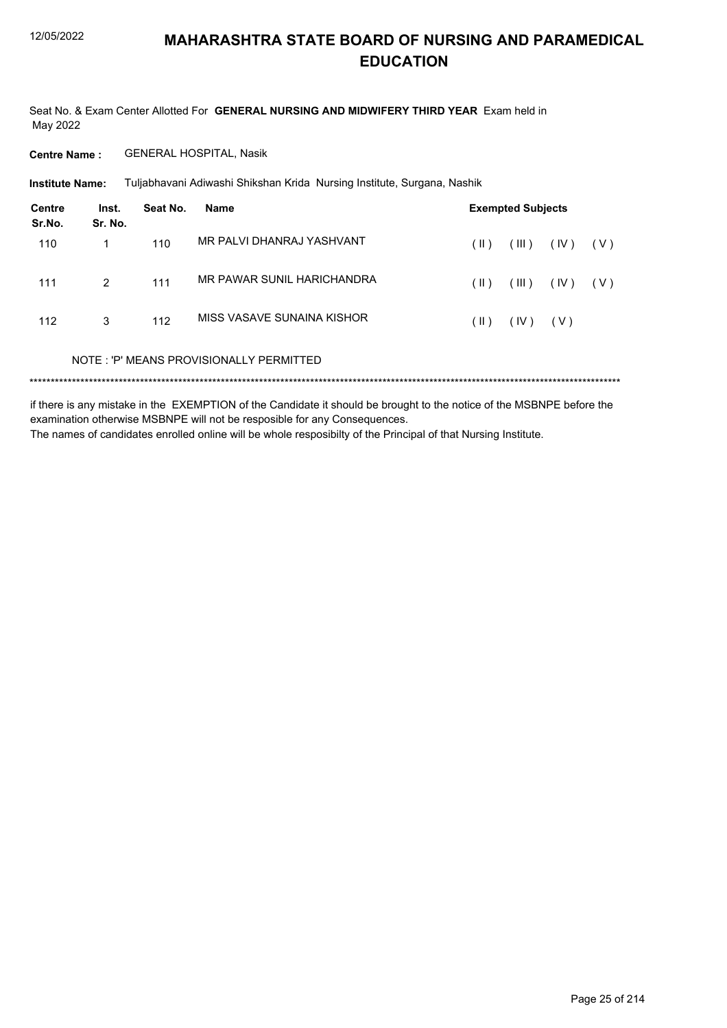# MAHARASHTRA STATE BOARD OF NURSING AND PARAMEDICAL EDUCATION

Seat No. & Exam Center Allotted For **GENERAL NURSING AND MIDWIFERY THIRD YEAR** Exam held in May 2022

**Centre Name :** GENERAL HOSPITAL, Nasik

**Institute Name:** Tuljabhavani Adiwashi Shikshan Krida Nursing Institute, Surgana, Nashik

| Centre Sr.No. | Inst. Sr. No. | Seat No. | Name | Exempted Subjects |
|---|---|---|---|---|
| 110 | 1 | 110 | MR PALVI DHANRAJ YASHVANT | ( II ) ( III ) ( IV ) ( V ) |
| 111 | 2 | 111 | MR PAWAR SUNIL HARICHANDRA | ( II ) ( III ) ( IV ) ( V ) |
| 112 | 3 | 112 | MISS VASAVE SUNAINA KISHOR | ( II ) ( IV ) ( V ) |

NOTE : 'P' MEANS PROVISIONALLY PERMITTED

*******************************************************************************************************************************************

if there is any mistake in the EXEMPTION of the Candidate it should be brought to the notice of the MSBNPE before the examination otherwise MSBNPE will not be resposible for any Consequences.

The names of candidates enrolled online will be whole resposibilty of the Principal of that Nursing Institute.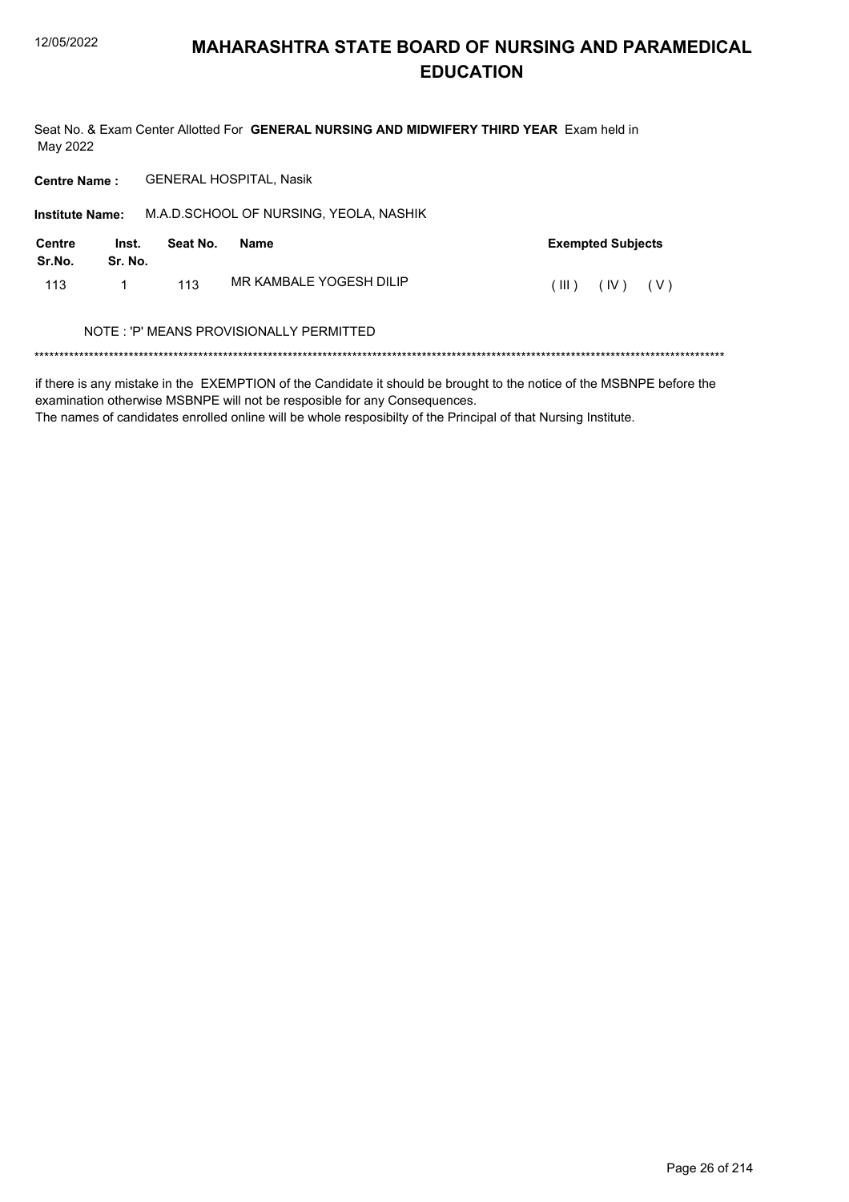# MAHARASHTRA STATE BOARD OF NURSING AND PARAMEDICAL EDUCATION

Seat No. & Exam Center Allotted For **GENERAL NURSING AND MIDWIFERY THIRD YEAR** Exam held in May 2022

**Centre Name :** GENERAL HOSPITAL, Nasik

**Institute Name:** M.A.D.SCHOOL OF NURSING, YEOLA, NASHIK

| Centre Sr.No. | Inst. Sr. No. | Seat No. | Name | Exempted Subjects |
|---|---|---|---|---|
| 113 | 1 | 113 | MR KAMBALE YOGESH DILIP | ( III ) ( IV ) ( V ) |

NOTE : 'P' MEANS PROVISIONALLY PERMITTED

******************************************************************************************************************************************

if there is any mistake in the EXEMPTION of the Candidate it should be brought to the notice of the MSBNPE before the examination otherwise MSBNPE will not be resposible for any Consequences.

The names of candidates enrolled online will be whole resposibilty of the Principal of that Nursing Institute.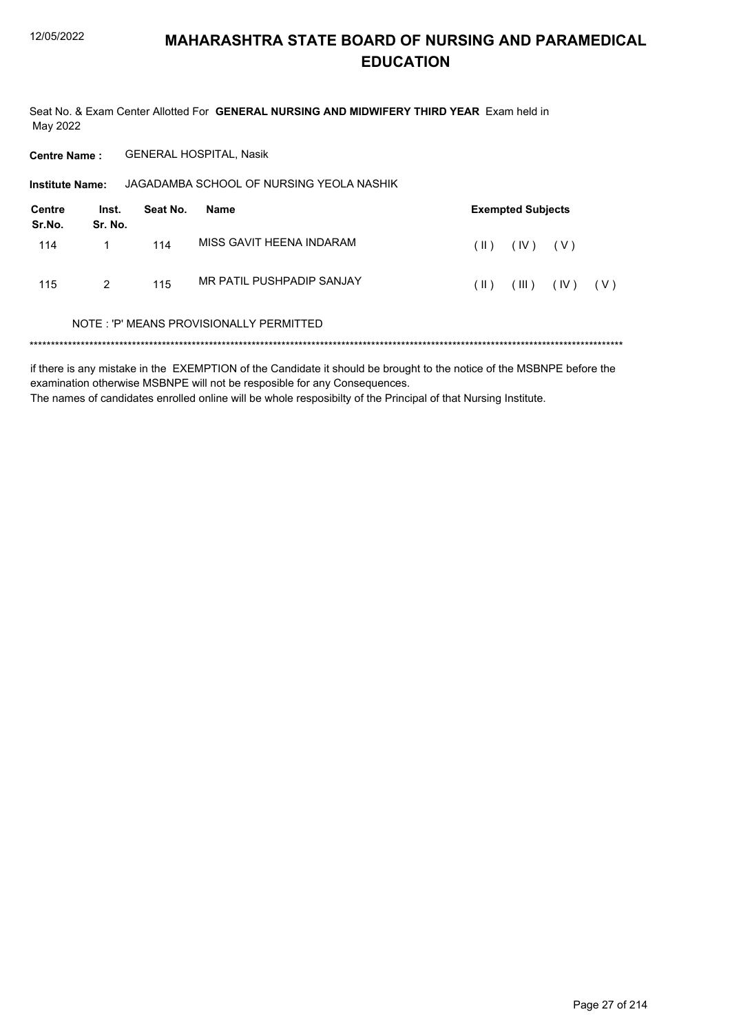# MAHARASHTRA STATE BOARD OF NURSING AND PARAMEDICAL EDUCATION

Seat No. & Exam Center Allotted For **GENERAL NURSING AND MIDWIFERY THIRD YEAR** Exam held in May 2022

**Centre Name :** GENERAL HOSPITAL, Nasik

**Institute Name:** JAGADAMBA SCHOOL OF NURSING YEOLA NASHIK

| Centre Sr.No. | Inst. Sr. No. | Seat No. | Name | Exempted Subjects |
|---|---|---|---|---|
| 114 | 1 | 114 | MISS GAVIT HEENA INDARAM | ( II ) ( IV ) ( V ) |
| 115 | 2 | 115 | MR PATIL PUSHPADIP SANJAY | ( II ) ( III ) ( IV ) ( V ) |

NOTE : 'P' MEANS PROVISIONALLY PERMITTED

*******************************************************************************************************************************************

if there is any mistake in the EXEMPTION of the Candidate it should be brought to the notice of the MSBNPE before the examination otherwise MSBNPE will not be resposible for any Consequences.

The names of candidates enrolled online will be whole resposibilty of the Principal of that Nursing Institute.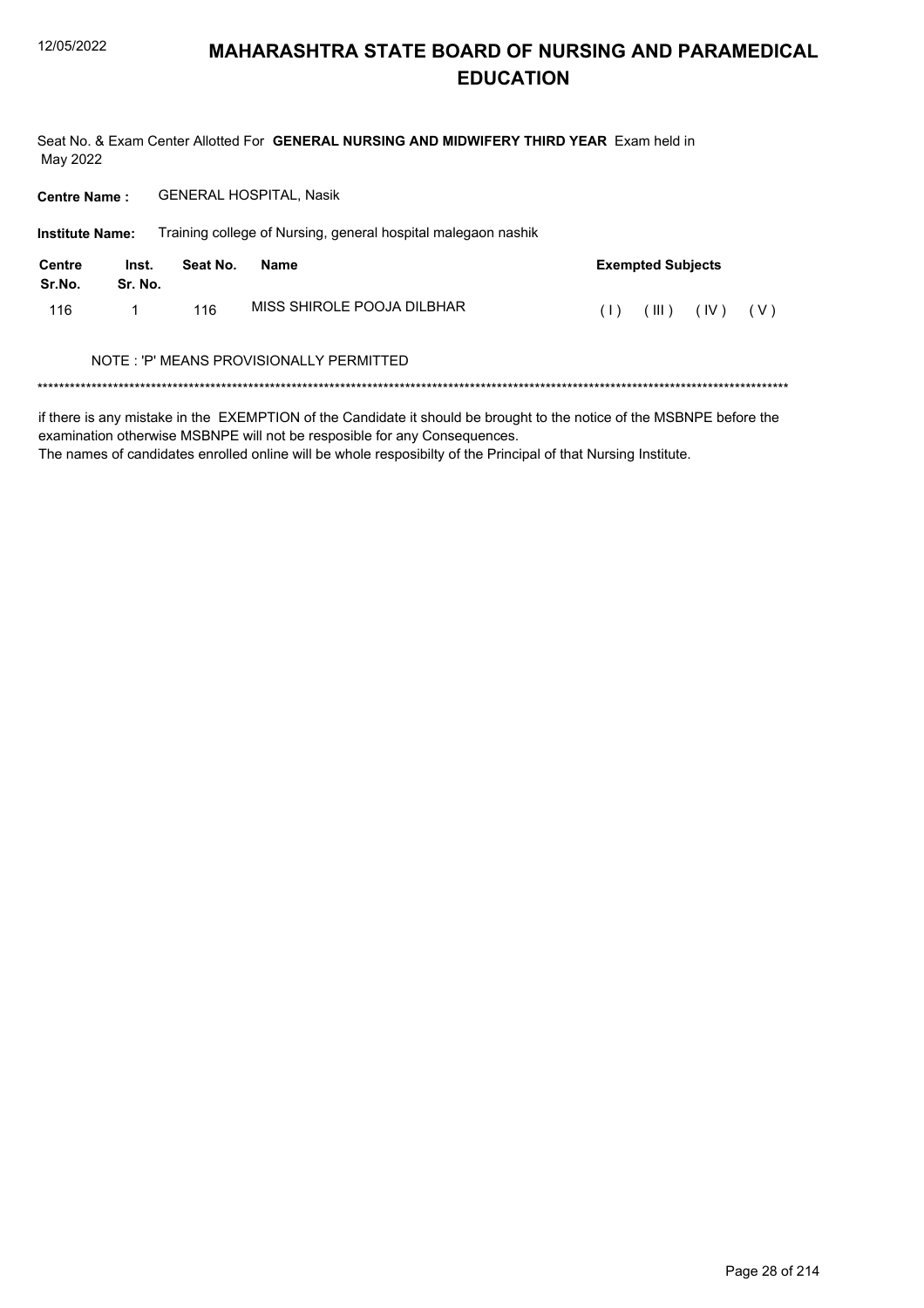# MAHARASHTRA STATE BOARD OF NURSING AND PARAMEDICAL EDUCATION

Seat No. & Exam Center Allotted For **GENERAL NURSING AND MIDWIFERY THIRD YEAR** Exam held in May 2022

**Centre Name :** GENERAL HOSPITAL, Nasik

**Institute Name:** Training college of Nursing, general hospital malegaon nashik

| Centre Sr.No. | Inst. Sr. No. | Seat No. | Name | Exempted Subjects |
|---|---|---|---|---|
| 116 | 1 | 116 | MISS SHIROLE POOJA DILBHAR | ( I ) ( III ) ( IV ) ( V ) |

NOTE : 'P' MEANS PROVISIONALLY PERMITTED

*******************************************************************************************************************************************

if there is any mistake in the EXEMPTION of the Candidate it should be brought to the notice of the MSBNPE before the examination otherwise MSBNPE will not be resposible for any Consequences.
The names of candidates enrolled online will be whole resposibilty of the Principal of that Nursing Institute.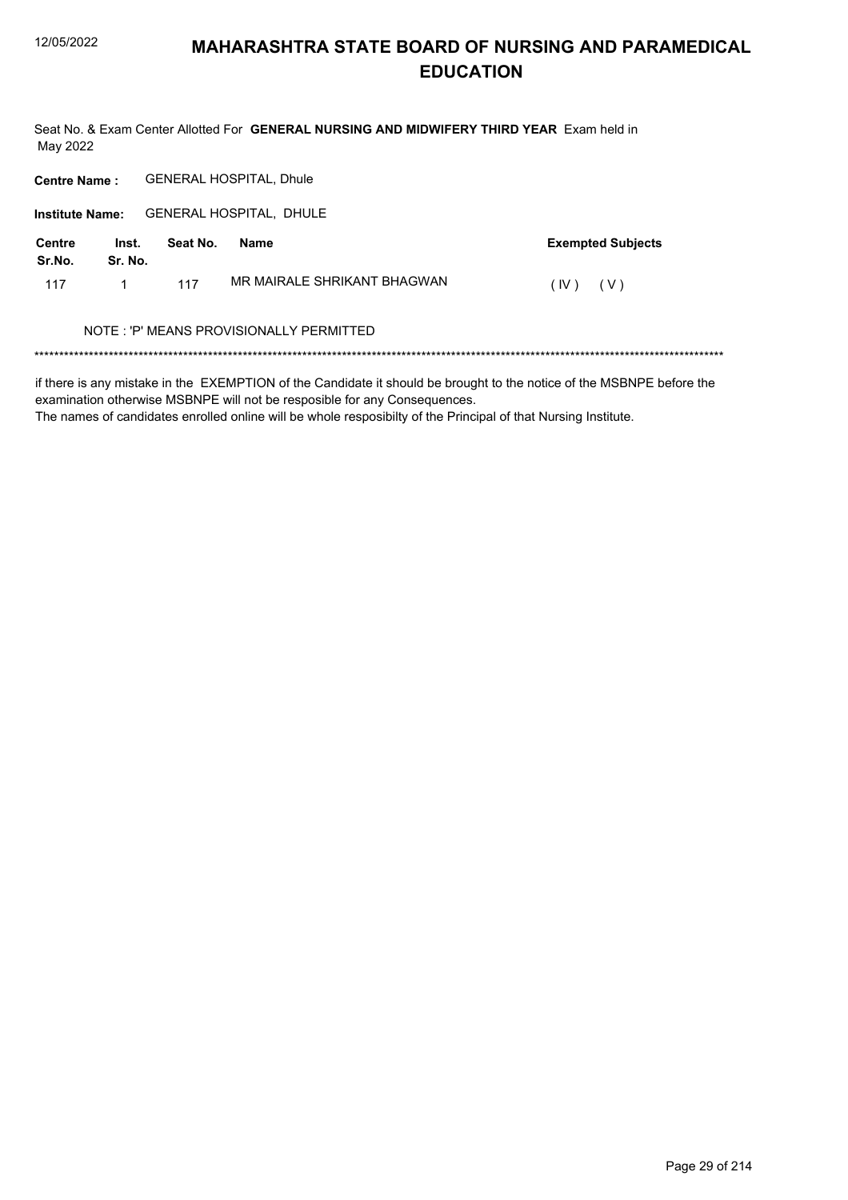# MAHARASHTRA STATE BOARD OF NURSING AND PARAMEDICAL EDUCATION

Seat No. & Exam Center Allotted For **GENERAL NURSING AND MIDWIFERY THIRD YEAR** Exam held in May 2022

**Centre Name :** GENERAL HOSPITAL, Dhule

**Institute Name:** GENERAL HOSPITAL, DHULE

| Centre Sr.No. | Inst. Sr. No. | Seat No. | Name | Exempted Subjects |
|---|---|---|---|---|
| 117 | 1 | 117 | MR MAIRALE SHRIKANT BHAGWAN | ( IV ) ( V ) |

NOTE : 'P' MEANS PROVISIONALLY PERMITTED

*******************************************************************************************************************************************

if there is any mistake in the EXEMPTION of the Candidate it should be brought to the notice of the MSBNPE before the examination otherwise MSBNPE will not be resposible for any Consequences.

The names of candidates enrolled online will be whole resposibilty of the Principal of that Nursing Institute.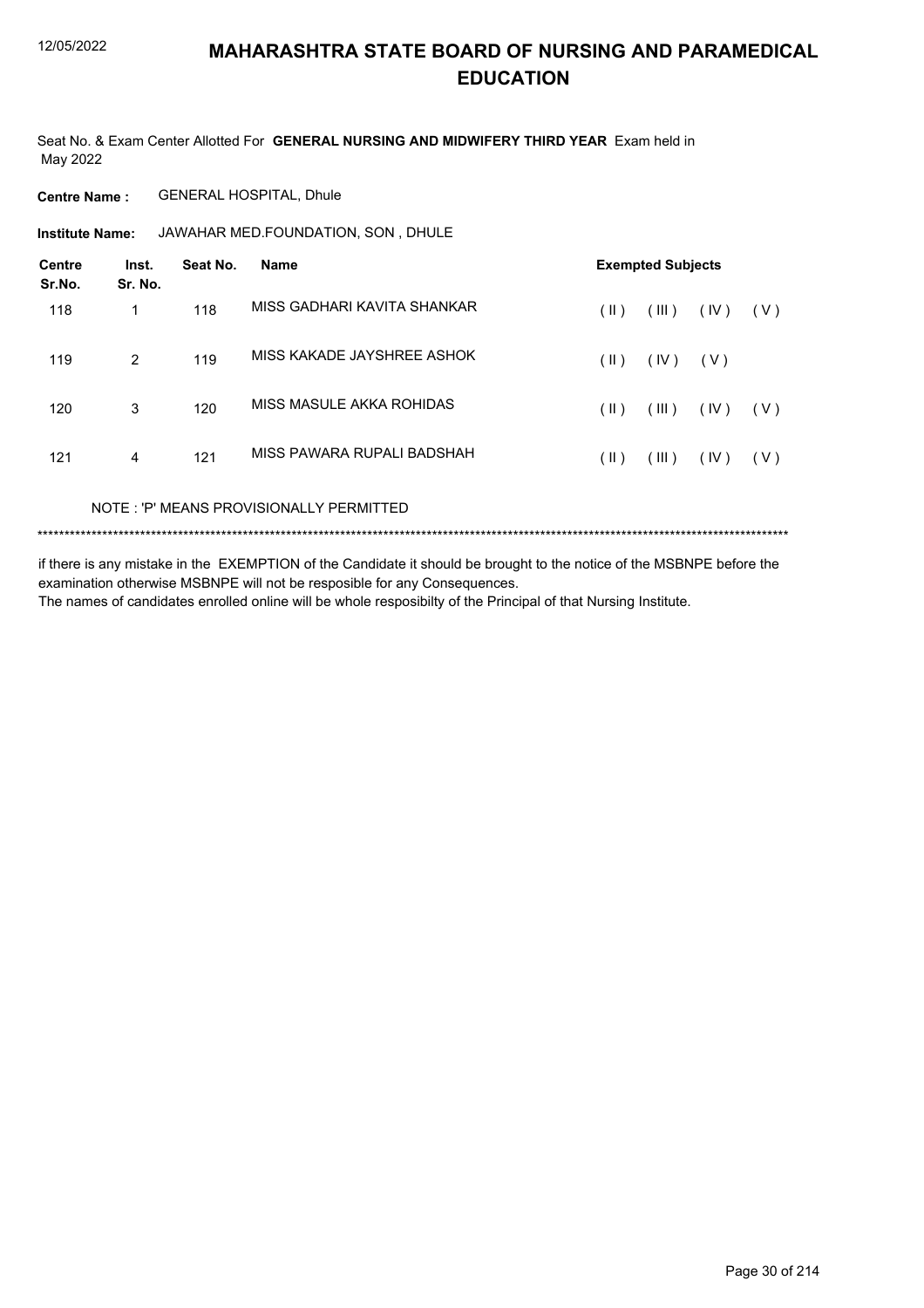# MAHARASHTRA STATE BOARD OF NURSING AND PARAMEDICAL EDUCATION

Seat No. & Exam Center Allotted For **GENERAL NURSING AND MIDWIFERY THIRD YEAR** Exam held in May 2022

**Centre Name :** GENERAL HOSPITAL, Dhule

**Institute Name:** JAWAHAR MED.FOUNDATION, SON , DHULE

| Centre Sr.No. | Inst. Sr. No. | Seat No. | Name | Exempted Subjects |
|---|---|---|---|---|
| 118 | 1 | 118 | MISS GADHARI KAVITA SHANKAR | ( II ) ( III ) ( IV ) ( V ) |
| 119 | 2 | 119 | MISS KAKADE JAYSHREE ASHOK | ( II ) ( IV ) ( V ) |
| 120 | 3 | 120 | MISS MASULE AKKA ROHIDAS | ( II ) ( III ) ( IV ) ( V ) |
| 121 | 4 | 121 | MISS PAWARA RUPALI BADSHAH | ( II ) ( III ) ( IV ) ( V ) |

NOTE : 'P' MEANS PROVISIONALLY PERMITTED

*******************************************************************************************************************************************

if there is any mistake in the EXEMPTION of the Candidate it should be brought to the notice of the MSBNPE before the examination otherwise MSBNPE will not be resposible for any Consequences.

The names of candidates enrolled online will be whole resposibilty of the Principal of that Nursing Institute.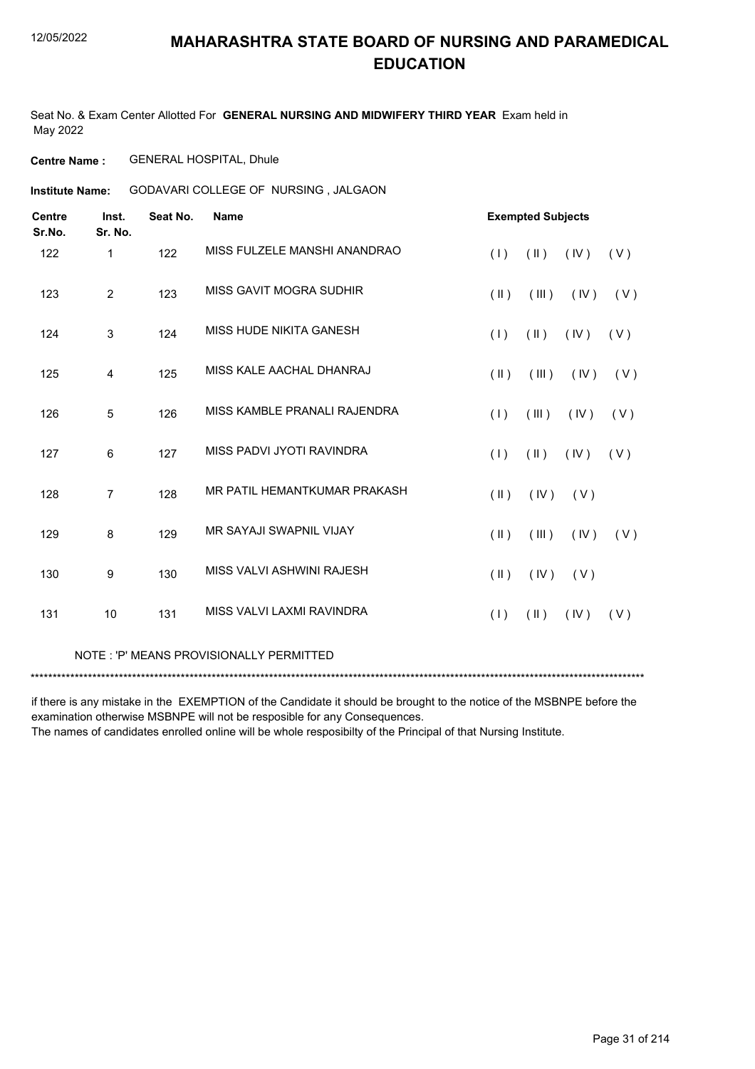# MAHARASHTRA STATE BOARD OF NURSING AND PARAMEDICAL EDUCATION

Seat No. & Exam Center Allotted For **GENERAL NURSING AND MIDWIFERY THIRD YEAR** Exam held in May 2022

**Centre Name :** GENERAL HOSPITAL, Dhule

**Institute Name:** GODAVARI COLLEGE OF NURSING , JALGAON

| Centre Sr.No. | Inst. Sr. No. | Seat No. | Name | Exempted Subjects |
|---|---|---|---|---|
| 122 | 1 | 122 | MISS FULZELE MANSHI ANANDRAO | ( I ) ( II ) ( IV ) ( V ) |
| 123 | 2 | 123 | MISS GAVIT MOGRA SUDHIR | ( II ) ( III ) ( IV ) ( V ) |
| 124 | 3 | 124 | MISS HUDE NIKITA GANESH | ( I ) ( II ) ( IV ) ( V ) |
| 125 | 4 | 125 | MISS KALE AACHAL DHANRAJ | ( II ) ( III ) ( IV ) ( V ) |
| 126 | 5 | 126 | MISS KAMBLE PRANALI RAJENDRA | ( I ) ( III ) ( IV ) ( V ) |
| 127 | 6 | 127 | MISS PADVI JYOTI RAVINDRA | ( I ) ( II ) ( IV ) ( V ) |
| 128 | 7 | 128 | MR PATIL HEMANTKUMAR PRAKASH | ( II ) ( IV ) ( V ) |
| 129 | 8 | 129 | MR SAYAJI SWAPNIL VIJAY | ( II ) ( III ) ( IV ) ( V ) |
| 130 | 9 | 130 | MISS VALVI ASHWINI RAJESH | ( II ) ( IV ) ( V ) |
| 131 | 10 | 131 | MISS VALVI LAXMI RAVINDRA | ( I ) ( II ) ( IV ) ( V ) |

NOTE : 'P' MEANS PROVISIONALLY PERMITTED

*******************************************************************************************************************************************

if there is any mistake in the EXEMPTION of the Candidate it should be brought to the notice of the MSBNPE before the examination otherwise MSBNPE will not be resposible for any Consequences.
The names of candidates enrolled online will be whole resposibilty of the Principal of that Nursing Institute.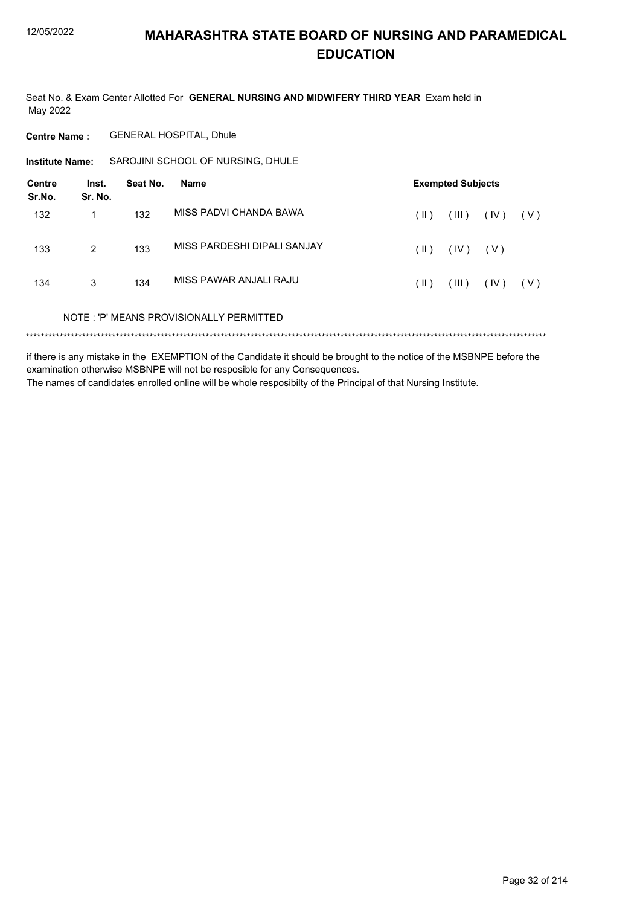# MAHARASHTRA STATE BOARD OF NURSING AND PARAMEDICAL EDUCATION

Seat No. & Exam Center Allotted For **GENERAL NURSING AND MIDWIFERY THIRD YEAR** Exam held in May 2022

**Centre Name :** GENERAL HOSPITAL, Dhule

**Institute Name:** SAROJINI SCHOOL OF NURSING, DHULE

| Centre Sr.No. | Inst. Sr. No. | Seat No. | Name | Exempted Subjects |
|---|---|---|---|---|
| 132 | 1 | 132 | MISS PADVI CHANDA BAWA | ( II ) ( III ) ( IV ) ( V ) |
| 133 | 2 | 133 | MISS PARDESHI DIPALI SANJAY | ( II ) ( IV ) ( V ) |
| 134 | 3 | 134 | MISS PAWAR ANJALI RAJU | ( II ) ( III ) ( IV ) ( V ) |

NOTE : 'P' MEANS PROVISIONALLY PERMITTED

******************************************************************************************************************************************

if there is any mistake in the EXEMPTION of the Candidate it should be brought to the notice of the MSBNPE before the examination otherwise MSBNPE will not be resposible for any Consequences.

The names of candidates enrolled online will be whole resposibilty of the Principal of that Nursing Institute.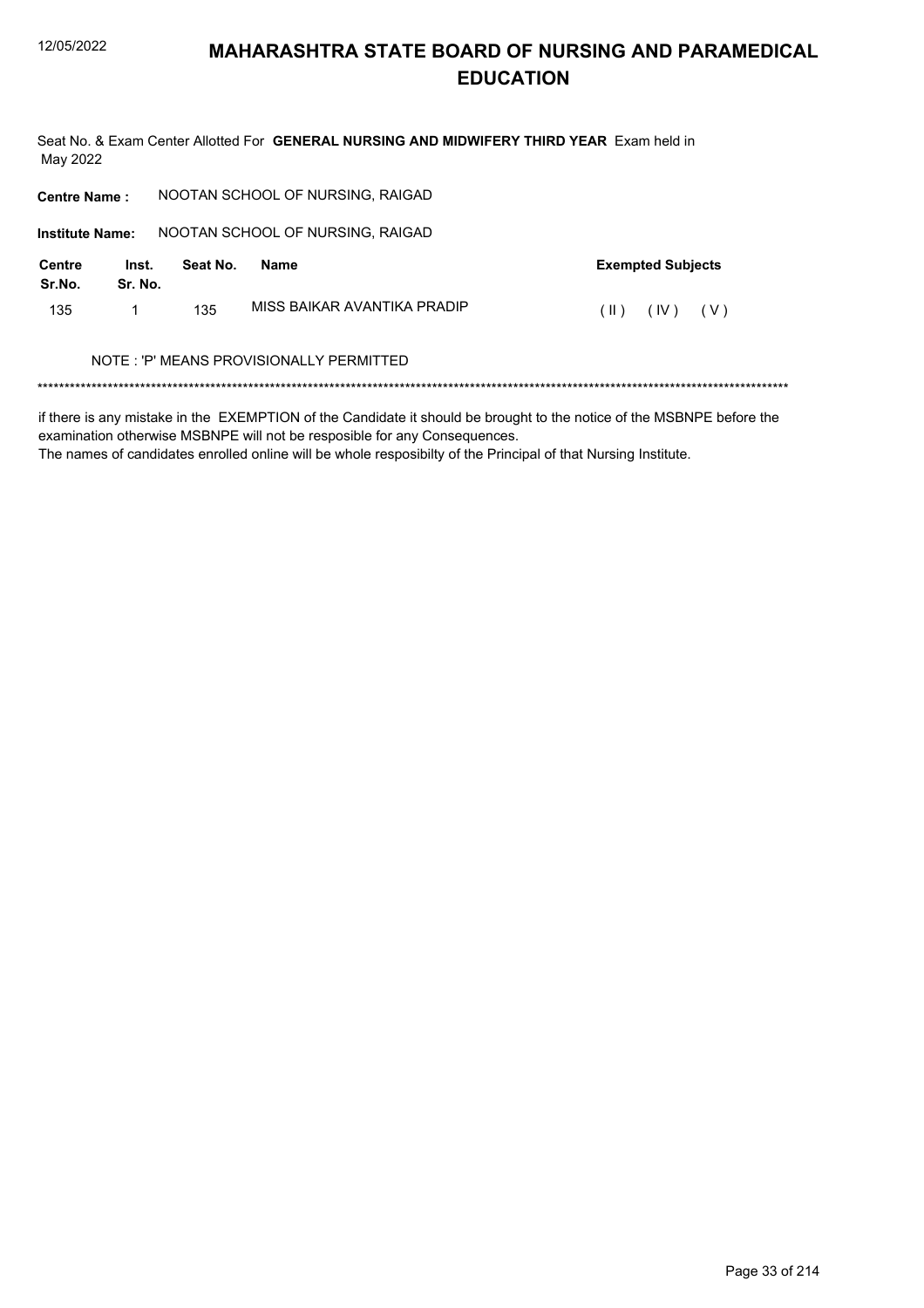# MAHARASHTRA STATE BOARD OF NURSING AND PARAMEDICAL EDUCATION

Seat No. & Exam Center Allotted For **GENERAL NURSING AND MIDWIFERY THIRD YEAR** Exam held in May 2022

**Centre Name :** NOOTAN SCHOOL OF NURSING, RAIGAD

**Institute Name:** NOOTAN SCHOOL OF NURSING, RAIGAD

| Centre Sr.No. | Inst. Sr. No. | Seat No. | Name | Exempted Subjects |
|---|---|---|---|---|
| 135 | 1 | 135 | MISS BAIKAR AVANTIKA PRADIP | ( II ) ( IV ) ( V ) |

NOTE : 'P' MEANS PROVISIONALLY PERMITTED

*******************************************************************************************************************************************

if there is any mistake in the EXEMPTION of the Candidate it should be brought to the notice of the MSBNPE before the examination otherwise MSBNPE will not be resposible for any Consequences.
The names of candidates enrolled online will be whole resposibilty of the Principal of that Nursing Institute.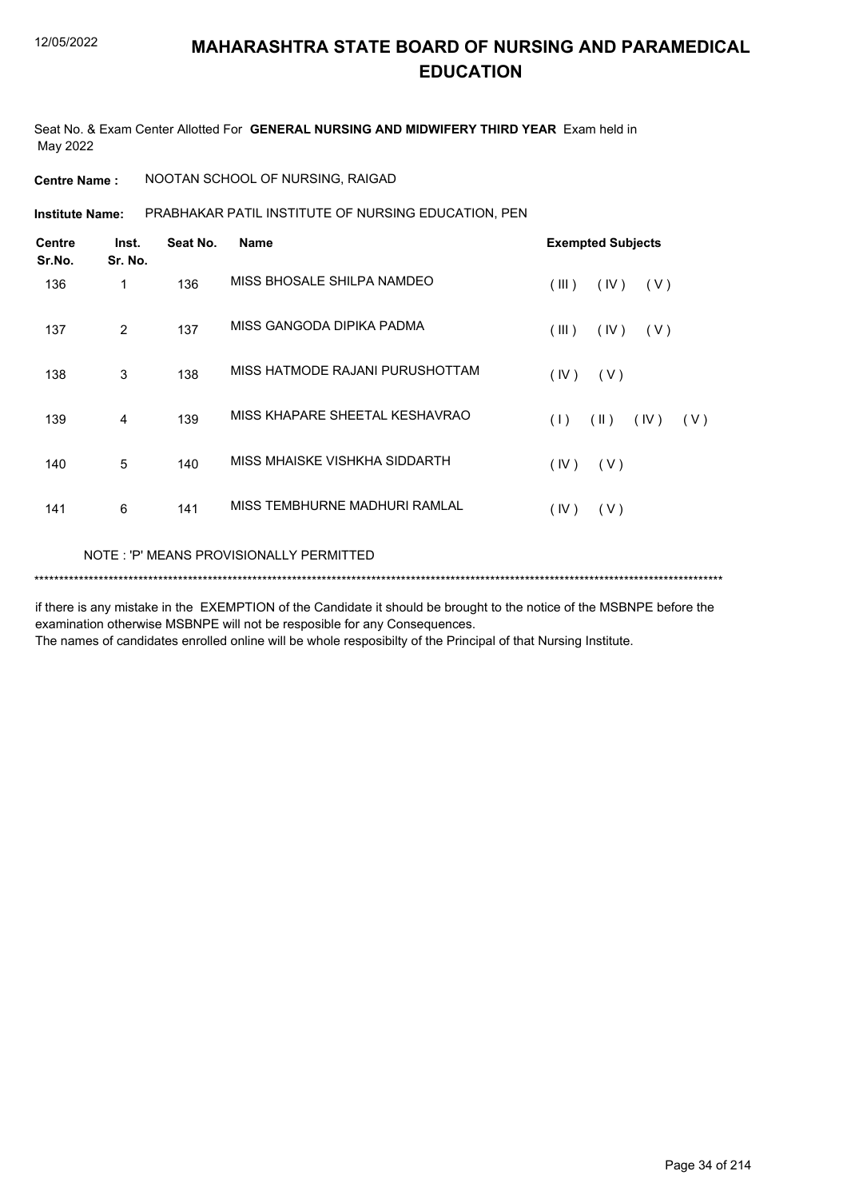# MAHARASHTRA STATE BOARD OF NURSING AND PARAMEDICAL EDUCATION

Seat No. & Exam Center Allotted For **GENERAL NURSING AND MIDWIFERY THIRD YEAR** Exam held in May 2022

**Centre Name :** NOOTAN SCHOOL OF NURSING, RAIGAD

**Institute Name:** PRABHAKAR PATIL INSTITUTE OF NURSING EDUCATION, PEN

| Centre Sr.No. | Inst. Sr. No. | Seat No. | Name | Exempted Subjects |
|---|---|---|---|---|
| 136 | 1 | 136 | MISS BHOSALE SHILPA NAMDEO | ( III ) ( IV ) ( V ) |
| 137 | 2 | 137 | MISS GANGODA DIPIKA PADMA | ( III ) ( IV ) ( V ) |
| 138 | 3 | 138 | MISS HATMODE RAJANI PURUSHOTTAM | ( IV ) ( V ) |
| 139 | 4 | 139 | MISS KHAPARE SHEETAL KESHAVRAO | ( I ) ( II ) ( IV ) ( V ) |
| 140 | 5 | 140 | MISS MHAISKE VISHKHA SIDDARTH | ( IV ) ( V ) |
| 141 | 6 | 141 | MISS TEMBHURNE MADHURI RAMLAL | ( IV ) ( V ) |

NOTE : 'P' MEANS PROVISIONALLY PERMITTED

******************************************************************************************************************************************

if there is any mistake in the EXEMPTION of the Candidate it should be brought to the notice of the MSBNPE before the examination otherwise MSBNPE will not be resposible for any Consequences.

The names of candidates enrolled online will be whole resposibilty of the Principal of that Nursing Institute.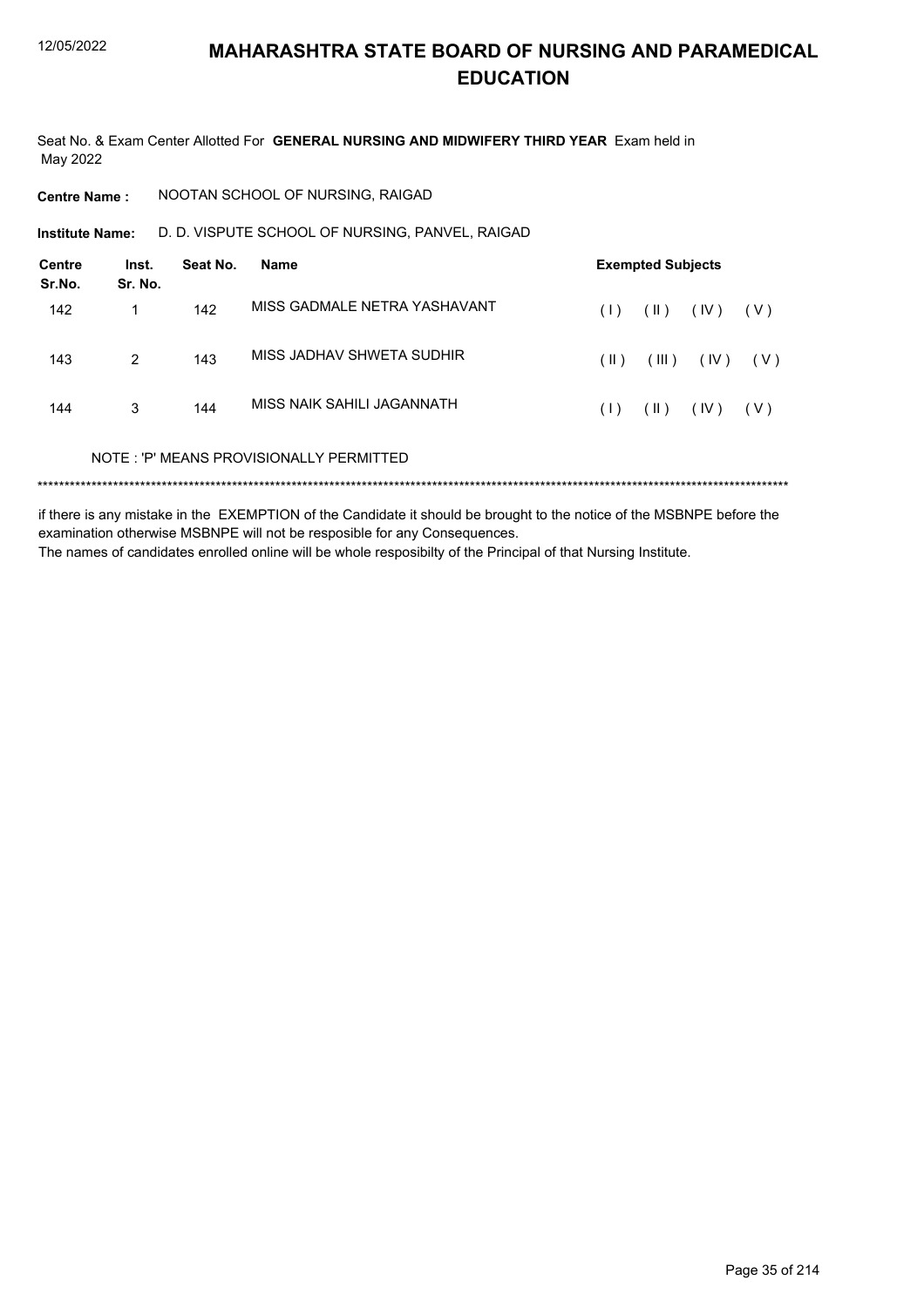# MAHARASHTRA STATE BOARD OF NURSING AND PARAMEDICAL EDUCATION

Seat No. & Exam Center Allotted For **GENERAL NURSING AND MIDWIFERY THIRD YEAR** Exam held in May 2022

**Centre Name :** NOOTAN SCHOOL OF NURSING, RAIGAD

**Institute Name:** D. D. VISPUTE SCHOOL OF NURSING, PANVEL, RAIGAD

| Centre Sr.No. | Inst. Sr. No. | Seat No. | Name | Exempted Subjects |
|---|---|---|---|---|
| 142 | 1 | 142 | MISS GADMALE NETRA YASHAVANT | ( I ) ( II ) ( IV ) ( V ) |
| 143 | 2 | 143 | MISS JADHAV SHWETA SUDHIR | ( II ) ( III ) ( IV ) ( V ) |
| 144 | 3 | 144 | MISS NAIK SAHILI JAGANNATH | ( I ) ( II ) ( IV ) ( V ) |

NOTE : 'P' MEANS PROVISIONALLY PERMITTED

******************************************************************************************************************************************

if there is any mistake in the EXEMPTION of the Candidate it should be brought to the notice of the MSBNPE before the examination otherwise MSBNPE will not be resposible for any Consequences.

The names of candidates enrolled online will be whole resposibilty of the Principal of that Nursing Institute.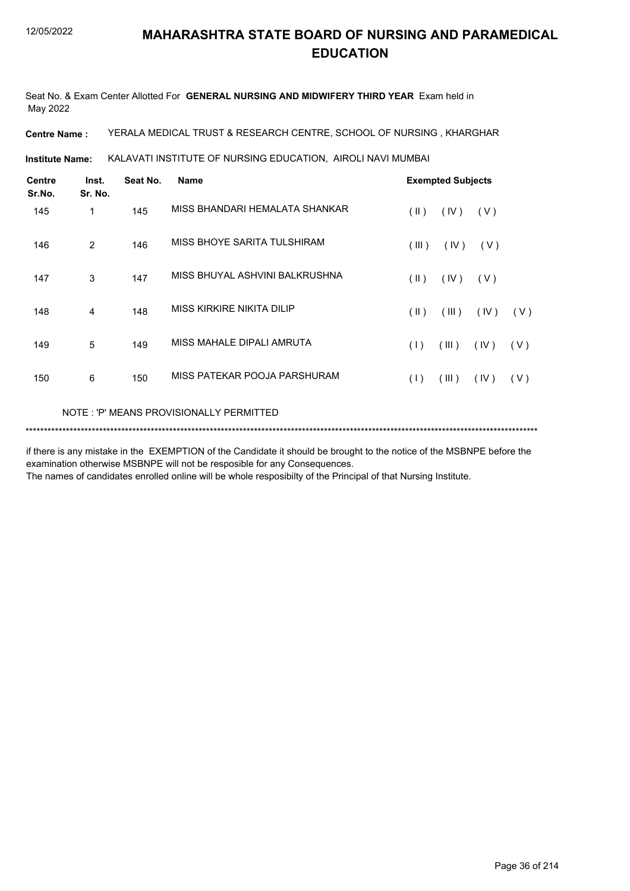# MAHARASHTRA STATE BOARD OF NURSING AND PARAMEDICAL EDUCATION

Seat No. & Exam Center Allotted For **GENERAL NURSING AND MIDWIFERY THIRD YEAR** Exam held in May 2022

**Centre Name :** YERALA MEDICAL TRUST & RESEARCH CENTRE, SCHOOL OF NURSING , KHARGHAR

**Institute Name:** KALAVATI INSTITUTE OF NURSING EDUCATION, AIROLI NAVI MUMBAI

| Centre Sr.No. | Inst. Sr. No. | Seat No. | Name | Exempted Subjects |
|---|---|---|---|---|
| 145 | 1 | 145 | MISS BHANDARI HEMALATA SHANKAR | ( II ) ( IV ) ( V ) |
| 146 | 2 | 146 | MISS BHOYE SARITA TULSHIRAM | ( III ) ( IV ) ( V ) |
| 147 | 3 | 147 | MISS BHUYAL ASHVINI BALKRUSHNA | ( II ) ( IV ) ( V ) |
| 148 | 4 | 148 | MISS KIRKIRE NIKITA DILIP | ( II ) ( III ) ( IV ) ( V ) |
| 149 | 5 | 149 | MISS MAHALE DIPALI AMRUTA | ( I ) ( III ) ( IV ) ( V ) |
| 150 | 6 | 150 | MISS PATEKAR POOJA PARSHURAM | ( I ) ( III ) ( IV ) ( V ) |

NOTE : 'P' MEANS PROVISIONALLY PERMITTED

***************************************************************************************************************************************

if there is any mistake in the EXEMPTION of the Candidate it should be brought to the notice of the MSBNPE before the examination otherwise MSBNPE will not be resposible for any Consequences.

The names of candidates enrolled online will be whole resposibilty of the Principal of that Nursing Institute.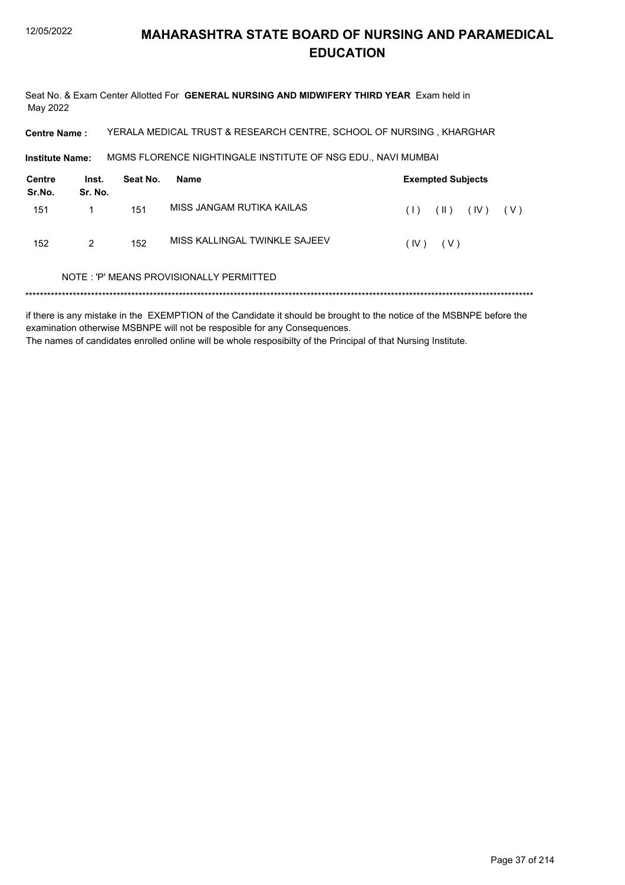# MAHARASHTRA STATE BOARD OF NURSING AND PARAMEDICAL EDUCATION

Seat No. & Exam Center Allotted For **GENERAL NURSING AND MIDWIFERY THIRD YEAR** Exam held in May 2022

**Centre Name :** YERALA MEDICAL TRUST & RESEARCH CENTRE, SCHOOL OF NURSING , KHARGHAR

**Institute Name:** MGMS FLORENCE NIGHTINGALE INSTITUTE OF NSG EDU., NAVI MUMBAI

| Centre Sr.No. | Inst. Sr. No. | Seat No. | Name | Exempted Subjects |
|---|---|---|---|---|
| 151 | 1 | 151 | MISS JANGAM RUTIKA KAILAS | ( I ) ( II ) ( IV ) ( V ) |
| 152 | 2 | 152 | MISS KALLINGAL TWINKLE SAJEEV | ( IV ) ( V ) |

NOTE : 'P' MEANS PROVISIONALLY PERMITTED

*******************************************************************************************************************************************

if there is any mistake in the EXEMPTION of the Candidate it should be brought to the notice of the MSBNPE before the examination otherwise MSBNPE will not be resposible for any Consequences.

The names of candidates enrolled online will be whole resposibilty of the Principal of that Nursing Institute.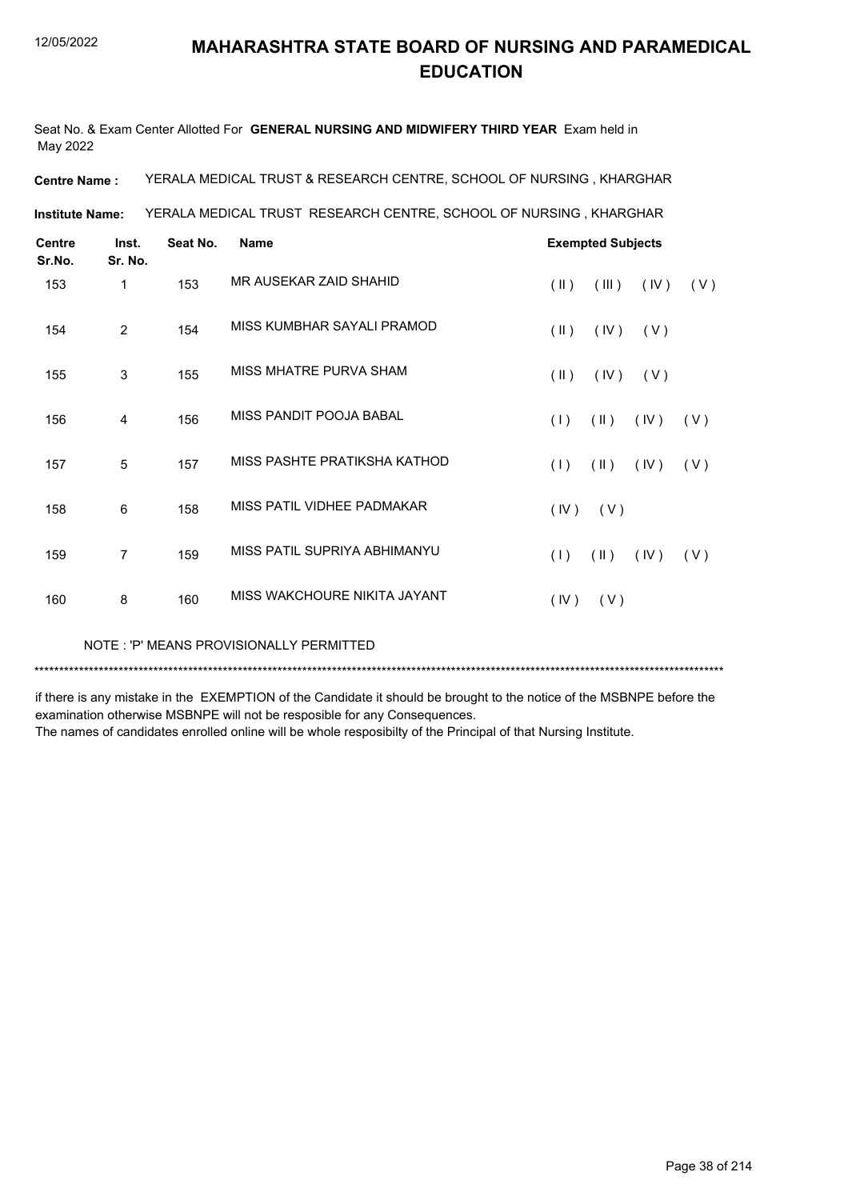# MAHARASHTRA STATE BOARD OF NURSING AND PARAMEDICAL EDUCATION

12/05/2022

Seat No. & Exam Center Allotted For **GENERAL NURSING AND MIDWIFERY THIRD YEAR** Exam held in May 2022

**Centre Name :** YERALA MEDICAL TRUST & RESEARCH CENTRE, SCHOOL OF NURSING , KHARGHAR

**Institute Name:** YERALA MEDICAL TRUST RESEARCH CENTRE, SCHOOL OF NURSING , KHARGHAR

| Centre Sr.No. | Inst. Sr. No. | Seat No. | Name | Exempted Subjects |
|---|---|---|---|---|
| 153 | 1 | 153 | MR AUSEKAR ZAID SHAHID | ( II ) ( III ) ( IV ) ( V ) |
| 154 | 2 | 154 | MISS KUMBHAR SAYALI PRAMOD | ( II ) ( IV ) ( V ) |
| 155 | 3 | 155 | MISS MHATRE PURVA SHAM | ( II ) ( IV ) ( V ) |
| 156 | 4 | 156 | MISS PANDIT POOJA BABAL | ( I ) ( II ) ( IV ) ( V ) |
| 157 | 5 | 157 | MISS PASHTE PRATIKSHA KATHOD | ( I ) ( II ) ( IV ) ( V ) |
| 158 | 6 | 158 | MISS PATIL VIDHEE PADMAKAR | ( IV ) ( V ) |
| 159 | 7 | 159 | MISS PATIL SUPRIYA ABHIMANYU | ( I ) ( II ) ( IV ) ( V ) |
| 160 | 8 | 160 | MISS WAKCHOURE NIKITA JAYANT | ( IV ) ( V ) |

NOTE : 'P' MEANS PROVISIONALLY PERMITTED

*******************************************************************************************************************************************

if there is any mistake in the EXEMPTION of the Candidate it should be brought to the notice of the MSBNPE before the examination otherwise MSBNPE will not be resposible for any Consequences.
The names of candidates enrolled online will be whole resposibilty of the Principal of that Nursing Institute.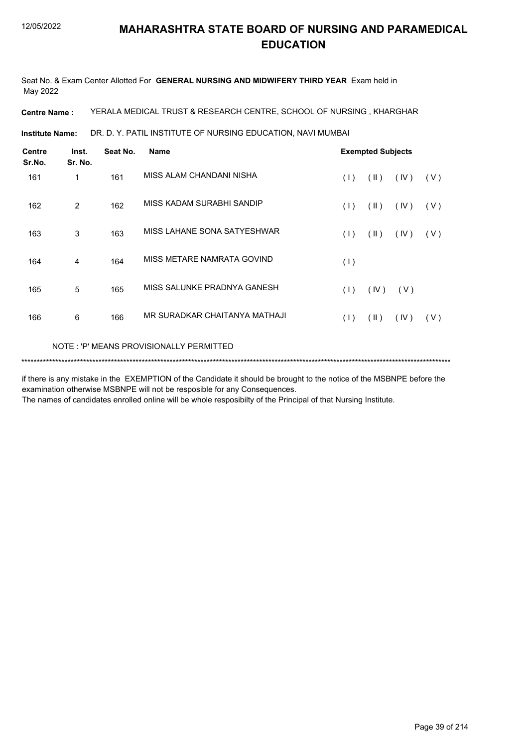# MAHARASHTRA STATE BOARD OF NURSING AND PARAMEDICAL EDUCATION

Seat No. & Exam Center Allotted For **GENERAL NURSING AND MIDWIFERY THIRD YEAR** Exam held in May 2022

**Centre Name :** YERALA MEDICAL TRUST & RESEARCH CENTRE, SCHOOL OF NURSING , KHARGHAR

**Institute Name:** DR. D. Y. PATIL INSTITUTE OF NURSING EDUCATION, NAVI MUMBAI

| Centre Sr.No. | Inst. Sr. No. | Seat No. | Name | Exempted Subjects |
|---|---|---|---|---|
| 161 | 1 | 161 | MISS ALAM CHANDANI NISHA | ( I ) ( II ) ( IV ) ( V ) |
| 162 | 2 | 162 | MISS KADAM SURABHI SANDIP | ( I ) ( II ) ( IV ) ( V ) |
| 163 | 3 | 163 | MISS LAHANE SONA SATYESHWAR | ( I ) ( II ) ( IV ) ( V ) |
| 164 | 4 | 164 | MISS METARE NAMRATA GOVIND | ( I ) |
| 165 | 5 | 165 | MISS SALUNKE PRADNYA GANESH | ( I ) ( IV ) ( V ) |
| 166 | 6 | 166 | MR SURADKAR CHAITANYA MATHAJI | ( I ) ( II ) ( IV ) ( V ) |

NOTE : 'P' MEANS PROVISIONALLY PERMITTED

*******************************************************************************************************************************************

if there is any mistake in the EXEMPTION of the Candidate it should be brought to the notice of the MSBNPE before the examination otherwise MSBNPE will not be resposible for any Consequences.

The names of candidates enrolled online will be whole resposibilty of the Principal of that Nursing Institute.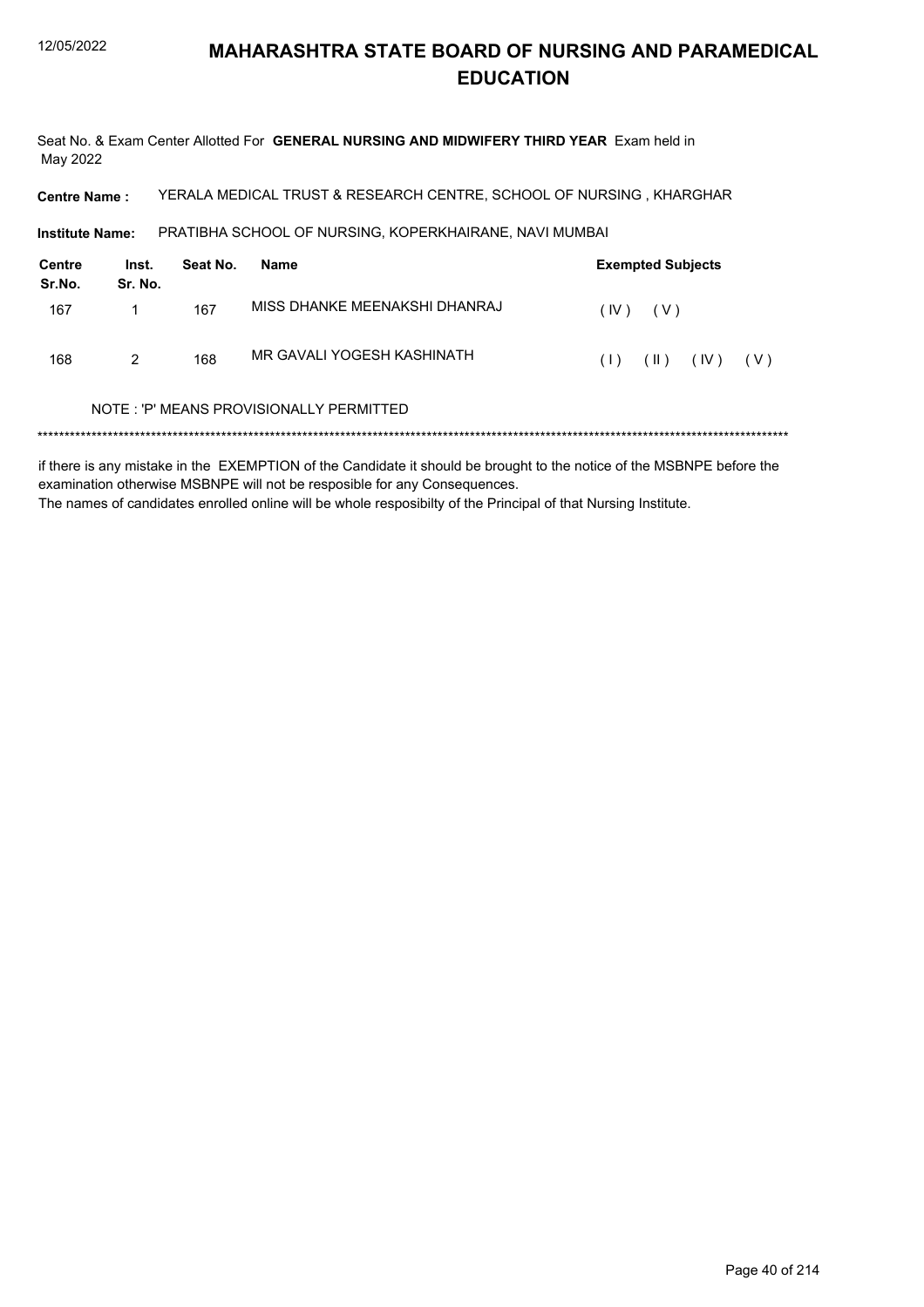# MAHARASHTRA STATE BOARD OF NURSING AND PARAMEDICAL EDUCATION

Seat No. & Exam Center Allotted For **GENERAL NURSING AND MIDWIFERY THIRD YEAR** Exam held in May 2022

**Centre Name :** YERALA MEDICAL TRUST & RESEARCH CENTRE, SCHOOL OF NURSING , KHARGHAR

**Institute Name:** PRATIBHA SCHOOL OF NURSING, KOPERKHAIRANE, NAVI MUMBAI

| Centre Sr.No. | Inst. Sr. No. | Seat No. | Name | Exempted Subjects |
|---|---|---|---|---|
| 167 | 1 | 167 | MISS DHANKE MEENAKSHI DHANRAJ | ( IV ) ( V ) |
| 168 | 2 | 168 | MR GAVALI YOGESH KASHINATH | ( I ) ( II ) ( IV ) ( V ) |

NOTE : 'P' MEANS PROVISIONALLY PERMITTED

*******************************************************************************************************************************************

if there is any mistake in the EXEMPTION of the Candidate it should be brought to the notice of the MSBNPE before the examination otherwise MSBNPE will not be resposible for any Consequences.

The names of candidates enrolled online will be whole resposibilty of the Principal of that Nursing Institute.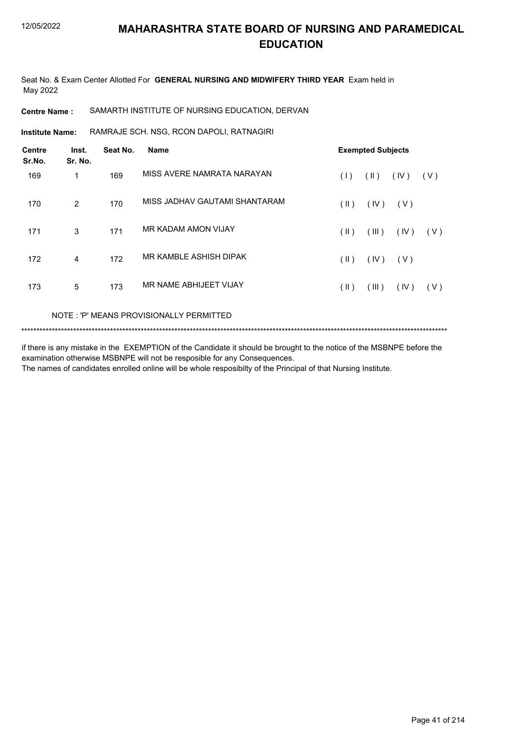# MAHARASHTRA STATE BOARD OF NURSING AND PARAMEDICAL EDUCATION

Seat No. & Exam Center Allotted For **GENERAL NURSING AND MIDWIFERY THIRD YEAR** Exam held in May 2022

**Centre Name :** SAMARTH INSTITUTE OF NURSING EDUCATION, DERVAN

**Institute Name:** RAMRAJE SCH. NSG, RCON DAPOLI, RATNAGIRI

| Centre Sr.No. | Inst. Sr. No. | Seat No. | Name | Exempted Subjects |
|---|---|---|---|---|
| 169 | 1 | 169 | MISS AVERE NAMRATA NARAYAN | ( I ) ( II ) ( IV ) ( V ) |
| 170 | 2 | 170 | MISS JADHAV GAUTAMI SHANTARAM | ( II ) ( IV ) ( V ) |
| 171 | 3 | 171 | MR KADAM AMON VIJAY | ( II ) ( III ) ( IV ) ( V ) |
| 172 | 4 | 172 | MR KAMBLE ASHISH DIPAK | ( II ) ( IV ) ( V ) |
| 173 | 5 | 173 | MR NAME ABHIJEET VIJAY | ( II ) ( III ) ( IV ) ( V ) |

NOTE : 'P' MEANS PROVISIONALLY PERMITTED

******************************************************************************************************************************************

if there is any mistake in the EXEMPTION of the Candidate it should be brought to the notice of the MSBNPE before the examination otherwise MSBNPE will not be resposible for any Consequences.
The names of candidates enrolled online will be whole resposibilty of the Principal of that Nursing Institute.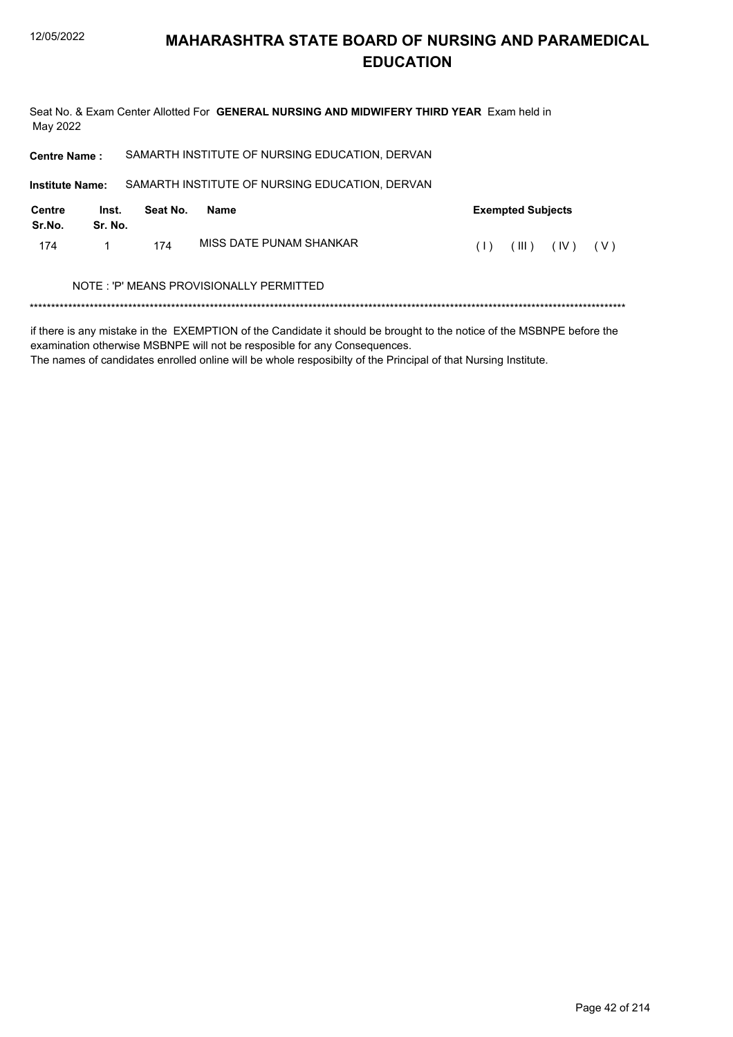# MAHARASHTRA STATE BOARD OF NURSING AND PARAMEDICAL EDUCATION

Seat No. & Exam Center Allotted For **GENERAL NURSING AND MIDWIFERY THIRD YEAR** Exam held in May 2022

**Centre Name :** SAMARTH INSTITUTE OF NURSING EDUCATION, DERVAN

**Institute Name:** SAMARTH INSTITUTE OF NURSING EDUCATION, DERVAN

| Centre Sr.No. | Inst. Sr. No. | Seat No. | Name | Exempted Subjects |
|---|---|---|---|---|
| 174 | 1 | 174 | MISS DATE PUNAM SHANKAR | ( I ) ( III ) ( IV ) ( V ) |

NOTE : 'P' MEANS PROVISIONALLY PERMITTED

*******************************************************************************************************************************************

if there is any mistake in the EXEMPTION of the Candidate it should be brought to the notice of the MSBNPE before the examination otherwise MSBNPE will not be resposible for any Consequences.
The names of candidates enrolled online will be whole resposibilty of the Principal of that Nursing Institute.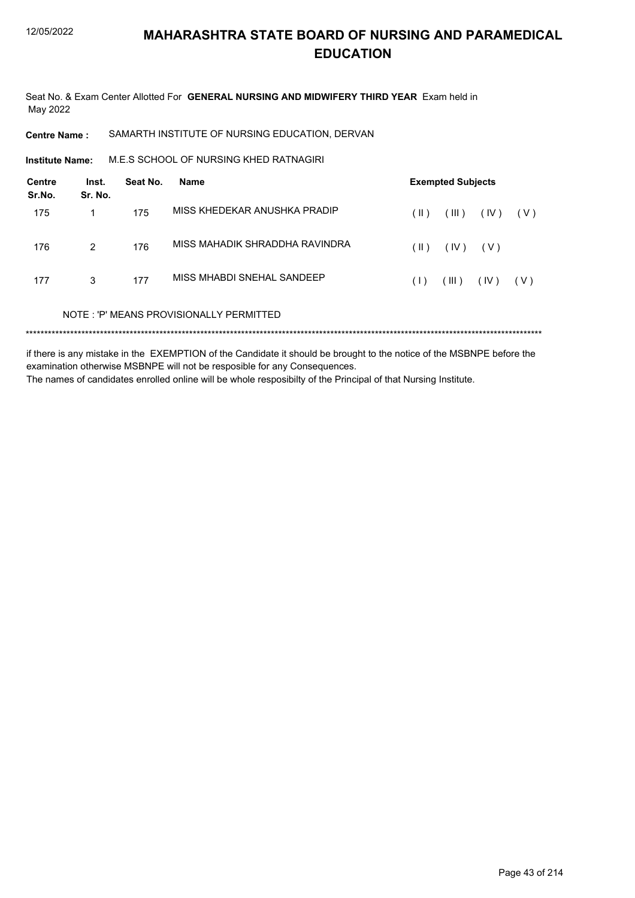# MAHARASHTRA STATE BOARD OF NURSING AND PARAMEDICAL EDUCATION

Seat No. & Exam Center Allotted For **GENERAL NURSING AND MIDWIFERY THIRD YEAR** Exam held in May 2022

**Centre Name :** SAMARTH INSTITUTE OF NURSING EDUCATION, DERVAN

**Institute Name:** M.E.S SCHOOL OF NURSING KHED RATNAGIRI

| Centre Sr.No. | Inst. Sr. No. | Seat No. | Name | Exempted Subjects |
|---|---|---|---|---|
| 175 | 1 | 175 | MISS KHEDEKAR ANUSHKA PRADIP | ( II ) ( III ) ( IV ) ( V ) |
| 176 | 2 | 176 | MISS MAHADIK SHRADDHA RAVINDRA | ( II ) ( IV ) ( V ) |
| 177 | 3 | 177 | MISS MHABDI SNEHAL SANDEEP | ( I ) ( III ) ( IV ) ( V ) |

NOTE : 'P' MEANS PROVISIONALLY PERMITTED

*******************************************************************************************************************************************

if there is any mistake in the EXEMPTION of the Candidate it should be brought to the notice of the MSBNPE before the examination otherwise MSBNPE will not be resposible for any Consequences.
The names of candidates enrolled online will be whole resposibilty of the Principal of that Nursing Institute.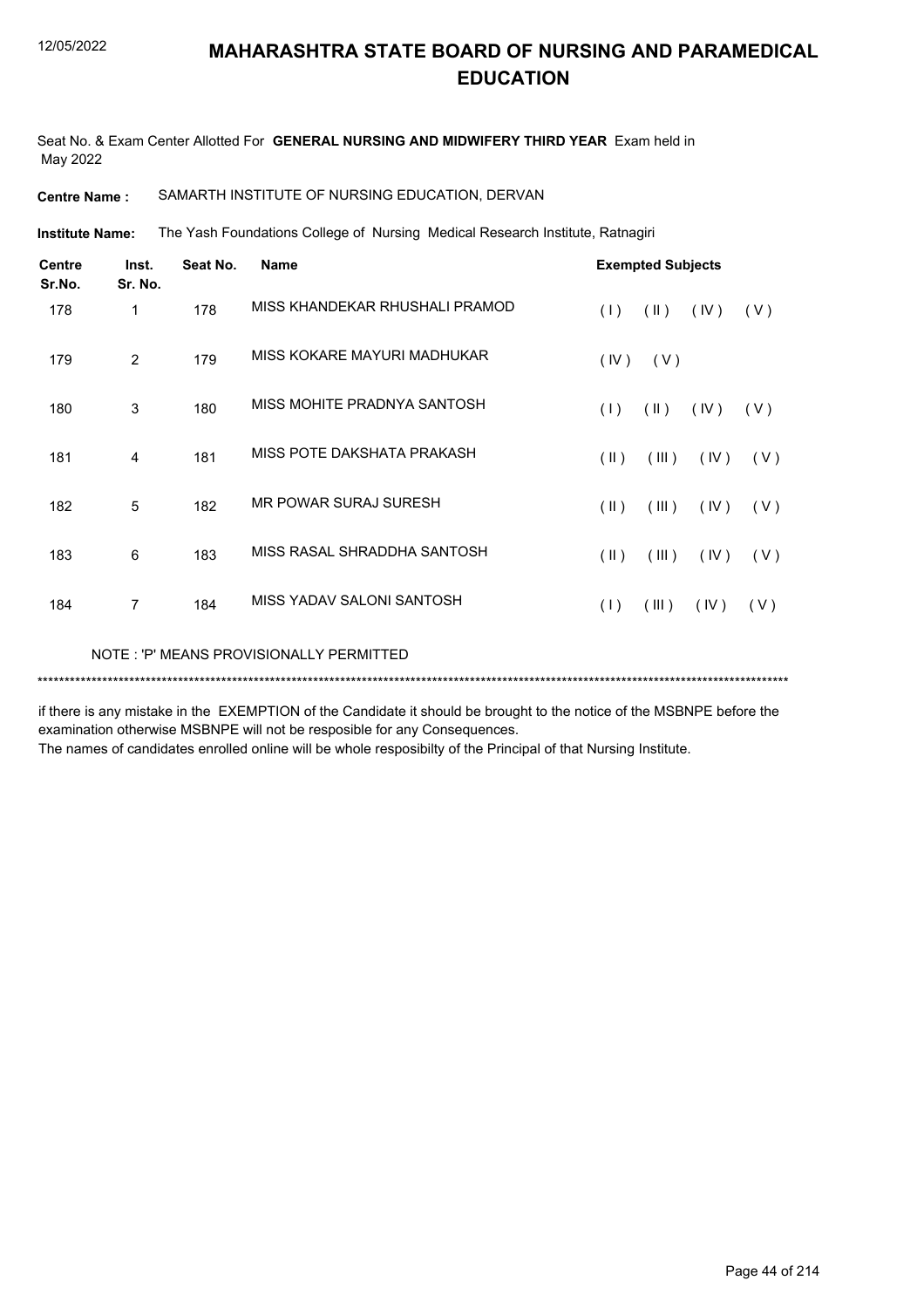# MAHARASHTRA STATE BOARD OF NURSING AND PARAMEDICAL EDUCATION

Seat No. & Exam Center Allotted For **GENERAL NURSING AND MIDWIFERY THIRD YEAR** Exam held in May 2022

**Centre Name :** SAMARTH INSTITUTE OF NURSING EDUCATION, DERVAN

**Institute Name:** The Yash Foundations College of Nursing Medical Research Institute, Ratnagiri

| Centre Sr.No. | Inst. Sr. No. | Seat No. | Name | Exempted Subjects |
|---|---|---|---|---|
| 178 | 1 | 178 | MISS KHANDEKAR RHUSHALI PRAMOD | ( I ) ( II ) ( IV ) ( V ) |
| 179 | 2 | 179 | MISS KOKARE MAYURI MADHUKAR | ( IV ) ( V ) |
| 180 | 3 | 180 | MISS MOHITE PRADNYA SANTOSH | ( I ) ( II ) ( IV ) ( V ) |
| 181 | 4 | 181 | MISS POTE DAKSHATA PRAKASH | ( II ) ( III ) ( IV ) ( V ) |
| 182 | 5 | 182 | MR POWAR SURAJ SURESH | ( II ) ( III ) ( IV ) ( V ) |
| 183 | 6 | 183 | MISS RASAL SHRADDHA SANTOSH | ( II ) ( III ) ( IV ) ( V ) |
| 184 | 7 | 184 | MISS YADAV SALONI SANTOSH | ( I ) ( III ) ( IV ) ( V ) |

NOTE : 'P' MEANS PROVISIONALLY PERMITTED

***********************************************************************************************************************************

if there is any mistake in the EXEMPTION of the Candidate it should be brought to the notice of the MSBNPE before the examination otherwise MSBNPE will not be resposible for any Consequences.

The names of candidates enrolled online will be whole resposibilty of the Principal of that Nursing Institute.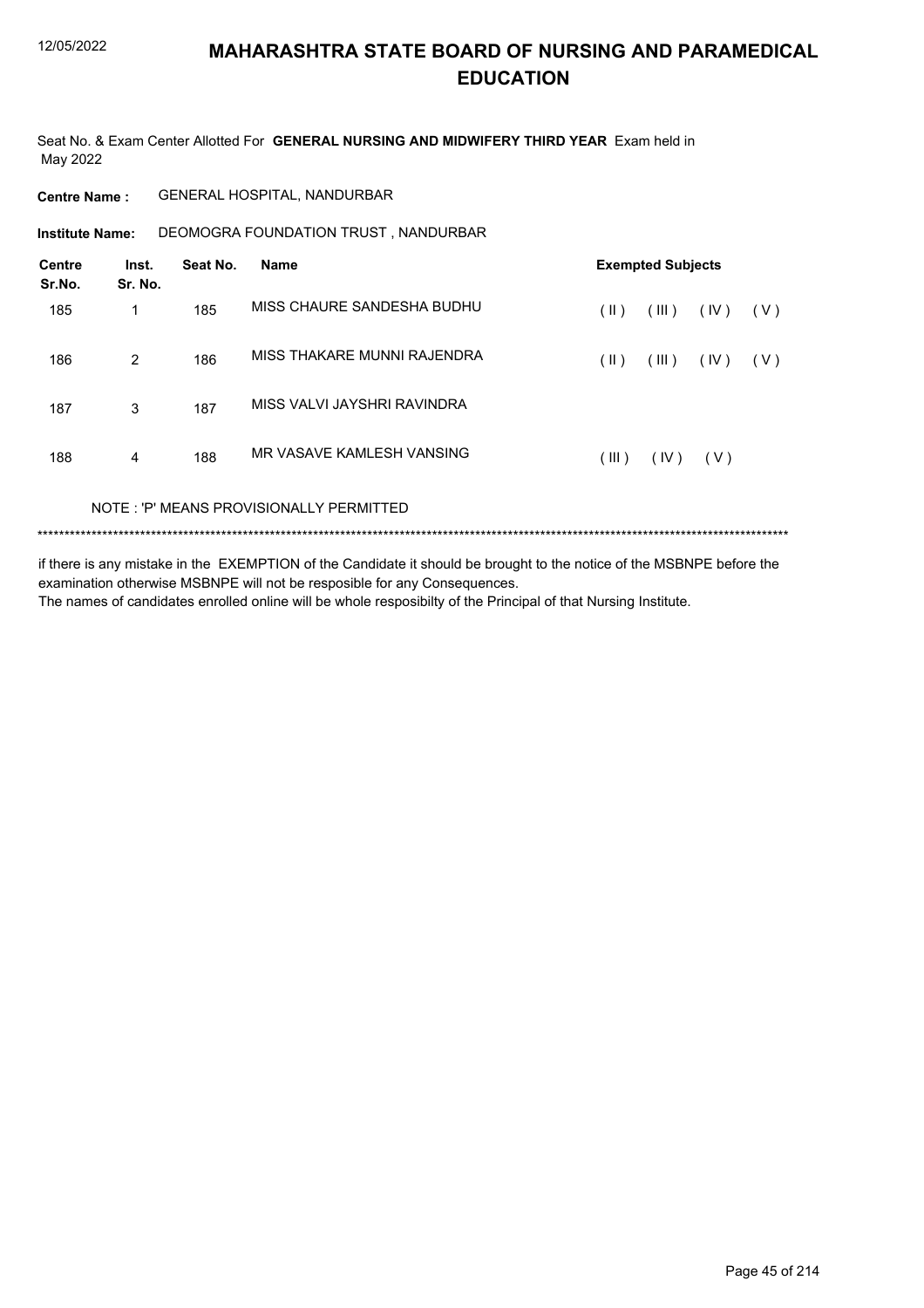# MAHARASHTRA STATE BOARD OF NURSING AND PARAMEDICAL EDUCATION

Seat No. & Exam Center Allotted For **GENERAL NURSING AND MIDWIFERY THIRD YEAR** Exam held in May 2022

**Centre Name :** GENERAL HOSPITAL, NANDURBAR

**Institute Name:** DEOMOGRA FOUNDATION TRUST , NANDURBAR

| Centre Sr.No. | Inst. Sr. No. | Seat No. | Name | Exempted Subjects |
|---|---|---|---|---|
| 185 | 1 | 185 | MISS CHAURE SANDESHA BUDHU | ( II ) ( III ) ( IV ) ( V ) |
| 186 | 2 | 186 | MISS THAKARE MUNNI RAJENDRA | ( II ) ( III ) ( IV ) ( V ) |
| 187 | 3 | 187 | MISS VALVI JAYSHRI RAVINDRA | |
| 188 | 4 | 188 | MR VASAVE KAMLESH VANSING | ( III ) ( IV ) ( V ) |

NOTE : 'P' MEANS PROVISIONALLY PERMITTED

*******************************************************************************************************************************************

if there is any mistake in the EXEMPTION of the Candidate it should be brought to the notice of the MSBNPE before the examination otherwise MSBNPE will not be resposible for any Consequences.
The names of candidates enrolled online will be whole resposibilty of the Principal of that Nursing Institute.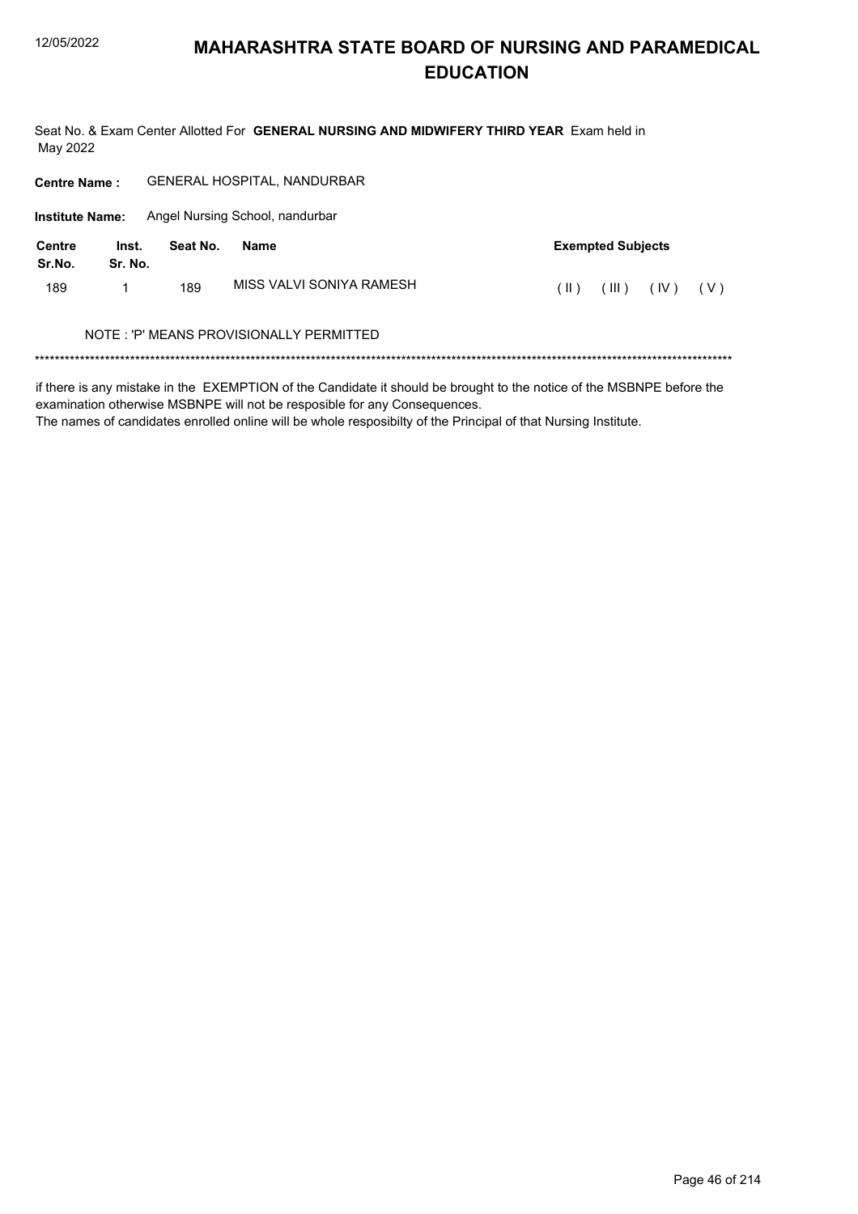# MAHARASHTRA STATE BOARD OF NURSING AND PARAMEDICAL EDUCATION

Seat No. & Exam Center Allotted For **GENERAL NURSING AND MIDWIFERY THIRD YEAR** Exam held in May 2022

**Centre Name :** GENERAL HOSPITAL, NANDURBAR

**Institute Name:** Angel Nursing School, nandurbar

| Centre Sr.No. | Inst. Sr. No. | Seat No. | Name | Exempted Subjects |
|---|---|---|---|---|
| 189 | 1 | 189 | MISS VALVI SONIYA RAMESH | ( II ) ( III ) ( IV ) ( V ) |

NOTE : 'P' MEANS PROVISIONALLY PERMITTED

*******************************************************************************************************************************************

if there is any mistake in the EXEMPTION of the Candidate it should be brought to the notice of the MSBNPE before the examination otherwise MSBNPE will not be resposible for any Consequences.
The names of candidates enrolled online will be whole resposibilty of the Principal of that Nursing Institute.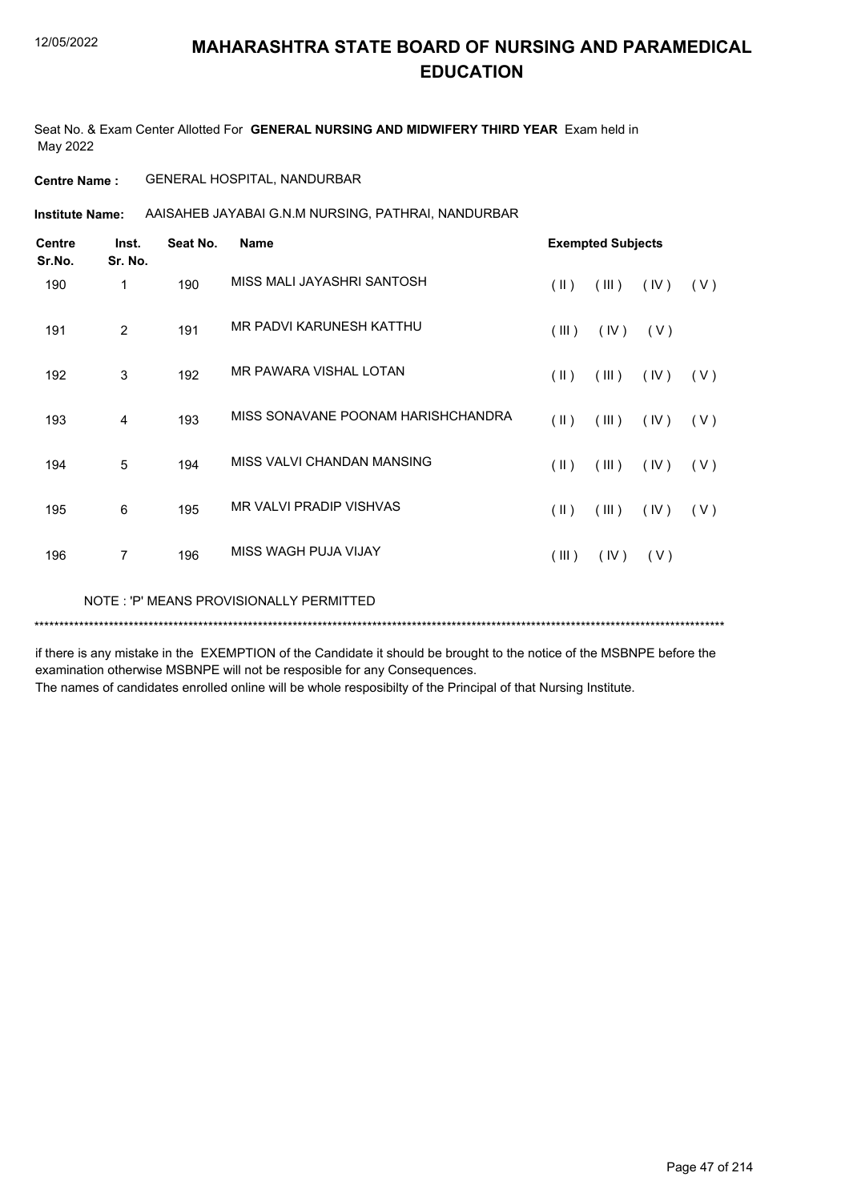# MAHARASHTRA STATE BOARD OF NURSING AND PARAMEDICAL EDUCATION

Seat No. & Exam Center Allotted For **GENERAL NURSING AND MIDWIFERY THIRD YEAR** Exam held in May 2022

**Centre Name :** GENERAL HOSPITAL, NANDURBAR

**Institute Name:** AAISAHEB JAYABAI G.N.M NURSING, PATHRAI, NANDURBAR

| Centre Sr.No. | Inst. Sr. No. | Seat No. | Name | Exempted Subjects |
|---|---|---|---|---|
| 190 | 1 | 190 | MISS MALI JAYASHRI SANTOSH | ( II ) ( III ) ( IV ) ( V ) |
| 191 | 2 | 191 | MR PADVI KARUNESH KATTHU | ( III ) ( IV ) ( V ) |
| 192 | 3 | 192 | MR PAWARA VISHAL LOTAN | ( II ) ( III ) ( IV ) ( V ) |
| 193 | 4 | 193 | MISS SONAVANE POONAM HARISHCHANDRA | ( II ) ( III ) ( IV ) ( V ) |
| 194 | 5 | 194 | MISS VALVI CHANDAN MANSING | ( II ) ( III ) ( IV ) ( V ) |
| 195 | 6 | 195 | MR VALVI PRADIP VISHVAS | ( II ) ( III ) ( IV ) ( V ) |
| 196 | 7 | 196 | MISS WAGH PUJA VIJAY | ( III ) ( IV ) ( V ) |

NOTE : 'P' MEANS PROVISIONALLY PERMITTED

*******************************************************************************************************************************************

if there is any mistake in the EXEMPTION of the Candidate it should be brought to the notice of the MSBNPE before the examination otherwise MSBNPE will not be resposible for any Consequences.

The names of candidates enrolled online will be whole resposibilty of the Principal of that Nursing Institute.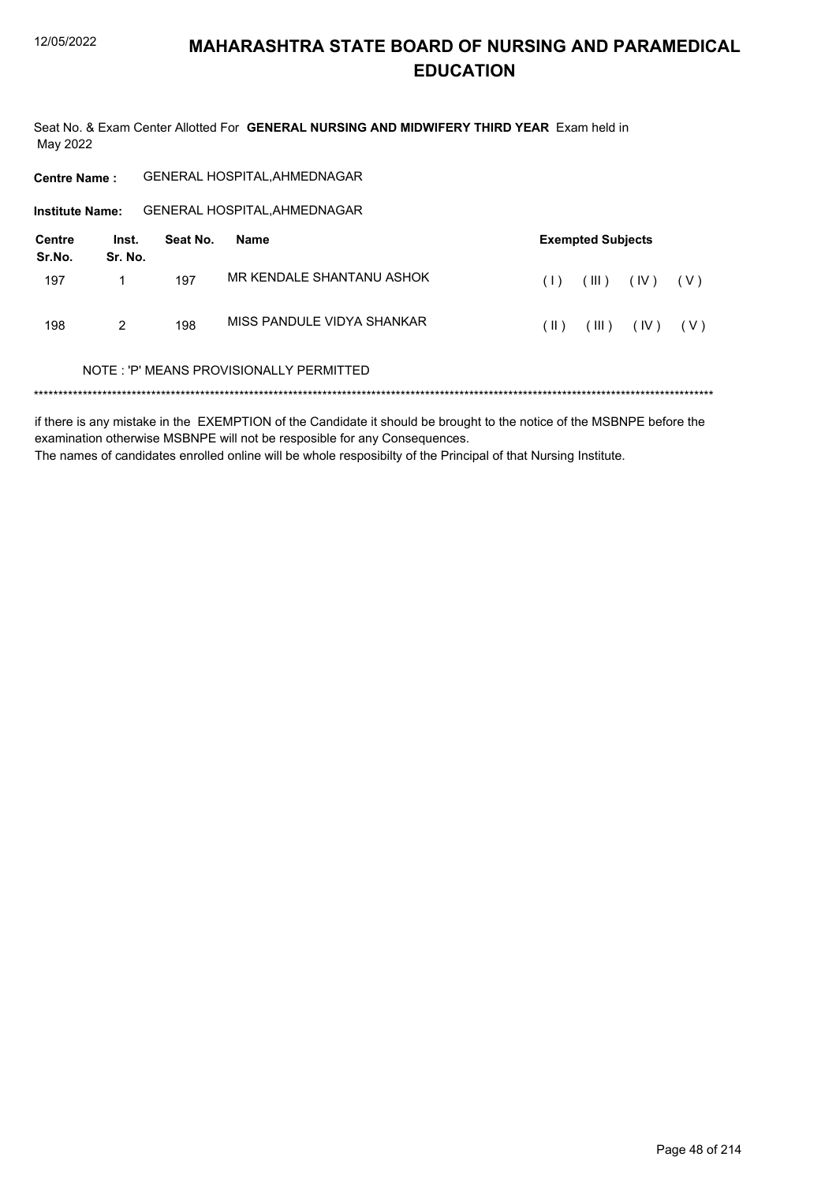# MAHARASHTRA STATE BOARD OF NURSING AND PARAMEDICAL EDUCATION

Seat No. & Exam Center Allotted For **GENERAL NURSING AND MIDWIFERY THIRD YEAR** Exam held in May 2022

**Centre Name :** GENERAL HOSPITAL,AHMEDNAGAR

**Institute Name:** GENERAL HOSPITAL,AHMEDNAGAR

| Centre Sr.No. | Inst. Sr. No. | Seat No. | Name | Exempted Subjects |
|---|---|---|---|---|
| 197 | 1 | 197 | MR KENDALE SHANTANU ASHOK | ( I ) ( III ) ( IV ) ( V ) |
| 198 | 2 | 198 | MISS PANDULE VIDYA SHANKAR | ( II ) ( III ) ( IV ) ( V ) |

NOTE : 'P' MEANS PROVISIONALLY PERMITTED

******************************************************************************************************************************************

if there is any mistake in the EXEMPTION of the Candidate it should be brought to the notice of the MSBNPE before the examination otherwise MSBNPE will not be resposible for any Consequences.
The names of candidates enrolled online will be whole resposibilty of the Principal of that Nursing Institute.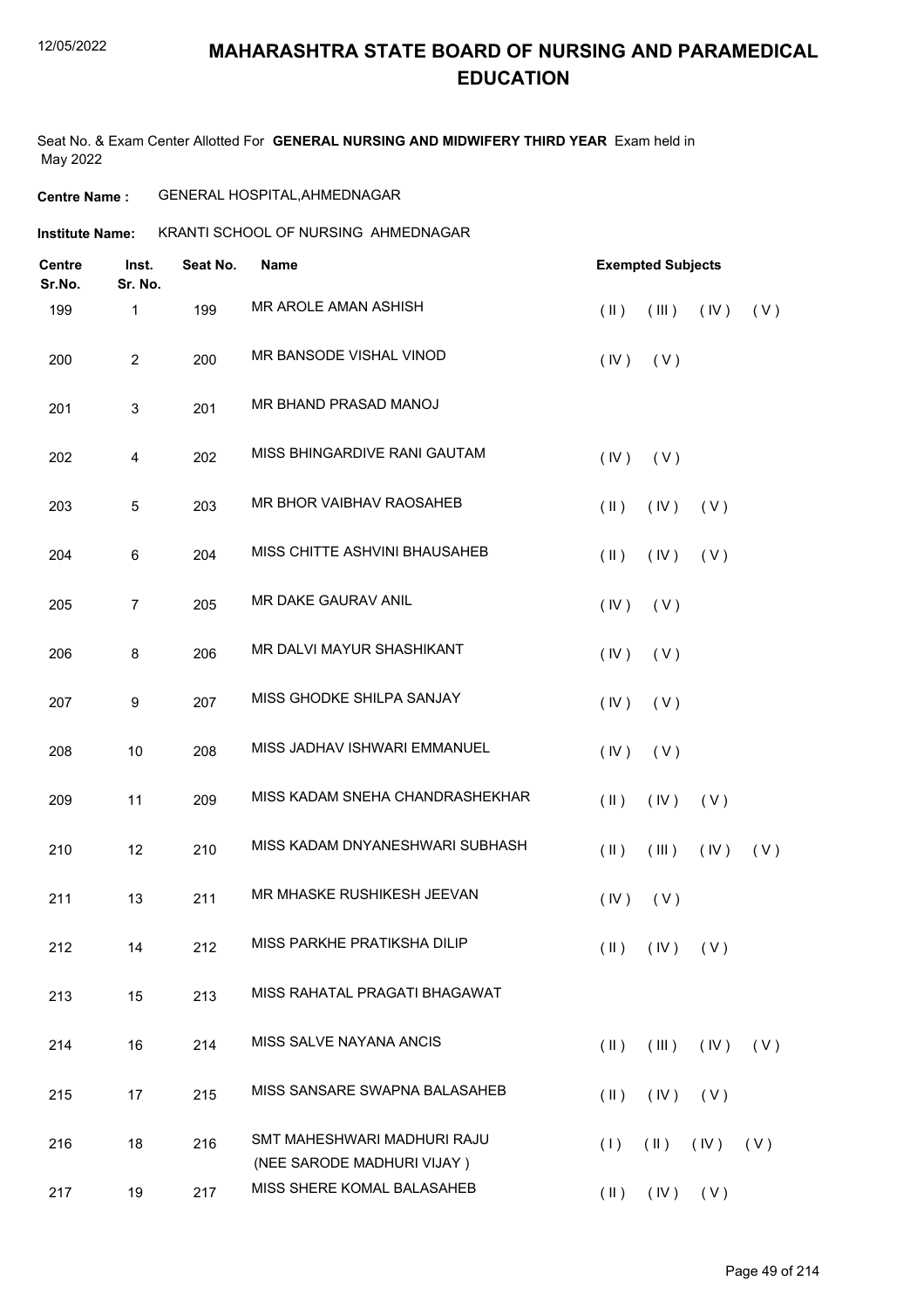# MAHARASHTRA STATE BOARD OF NURSING AND PARAMEDICAL EDUCATION

Seat No. & Exam Center Allotted For **GENERAL NURSING AND MIDWIFERY THIRD YEAR** Exam held in May 2022

**Centre Name :** GENERAL HOSPITAL,AHMEDNAGAR

**Institute Name:** KRANTI SCHOOL OF NURSING AHMEDNAGAR

| Centre Sr.No. | Inst. Sr. No. | Seat No. | Name | Exempted Subjects |
|---|---|---|---|---|
| 199 | 1 | 199 | MR AROLE AMAN ASHISH | ( II ) ( III ) ( IV ) ( V ) |
| 200 | 2 | 200 | MR BANSODE VISHAL VINOD | ( IV ) ( V ) |
| 201 | 3 | 201 | MR BHAND PRASAD MANOJ | |
| 202 | 4 | 202 | MISS BHINGARDIVE RANI GAUTAM | ( IV ) ( V ) |
| 203 | 5 | 203 | MR BHOR VAIBHAV RAOSAHEB | ( II ) ( IV ) ( V ) |
| 204 | 6 | 204 | MISS CHITTE ASHVINI BHAUSAHEB | ( II ) ( IV ) ( V ) |
| 205 | 7 | 205 | MR DAKE GAURAV ANIL | ( IV ) ( V ) |
| 206 | 8 | 206 | MR DALVI MAYUR SHASHIKANT | ( IV ) ( V ) |
| 207 | 9 | 207 | MISS GHODKE SHILPA SANJAY | ( IV ) ( V ) |
| 208 | 10 | 208 | MISS JADHAV ISHWARI EMMANUEL | ( IV ) ( V ) |
| 209 | 11 | 209 | MISS KADAM SNEHA CHANDRASHEKHAR | ( II ) ( IV ) ( V ) |
| 210 | 12 | 210 | MISS KADAM DNYANESHWARI SUBHASH | ( II ) ( III ) ( IV ) ( V ) |
| 211 | 13 | 211 | MR MHASKE RUSHIKESH JEEVAN | ( IV ) ( V ) |
| 212 | 14 | 212 | MISS PARKHE PRATIKSHA DILIP | ( II ) ( IV ) ( V ) |
| 213 | 15 | 213 | MISS RAHATAL PRAGATI BHAGAWAT | |
| 214 | 16 | 214 | MISS SALVE NAYANA ANCIS | ( II ) ( III ) ( IV ) ( V ) |
| 215 | 17 | 215 | MISS SANSARE SWAPNA BALASAHEB | ( II ) ( IV ) ( V ) |
| 216 | 18 | 216 | SMT MAHESHWARI MADHURI RAJU (NEE SARODE MADHURI VIJAY ) | ( I ) ( II ) ( IV ) ( V ) |
| 217 | 19 | 217 | MISS SHERE KOMAL BALASAHEB | ( II ) ( IV ) ( V ) |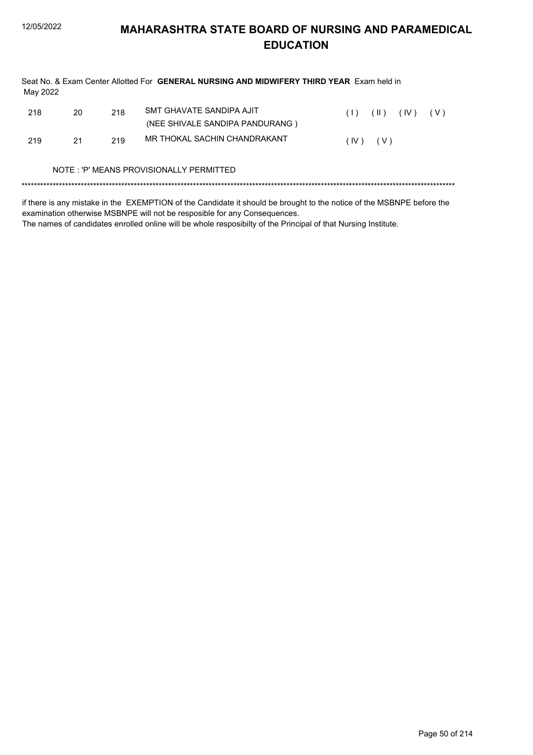# MAHARASHTRA STATE BOARD OF NURSING AND PARAMEDICAL EDUCATION

Seat No. & Exam Center Allotted For **GENERAL NURSING AND MIDWIFERY THIRD YEAR** Exam held in May 2022

| | | | | |
|---|---|---|---|---|
| 218 | 20 | 218 | SMT GHAVATE SANDIPA AJIT (NEE SHIVALE SANDIPA PANDURANG ) | ( I ) ( II ) ( IV ) ( V ) |
| 219 | 21 | 219 | MR THOKAL SACHIN CHANDRAKANT | ( IV ) ( V ) |

NOTE : 'P' MEANS PROVISIONALLY PERMITTED

******************************************************************************************************************************************

if there is any mistake in the EXEMPTION of the Candidate it should be brought to the notice of the MSBNPE before the examination otherwise MSBNPE will not be resposible for any Consequences.

The names of candidates enrolled online will be whole resposibilty of the Principal of that Nursing Institute.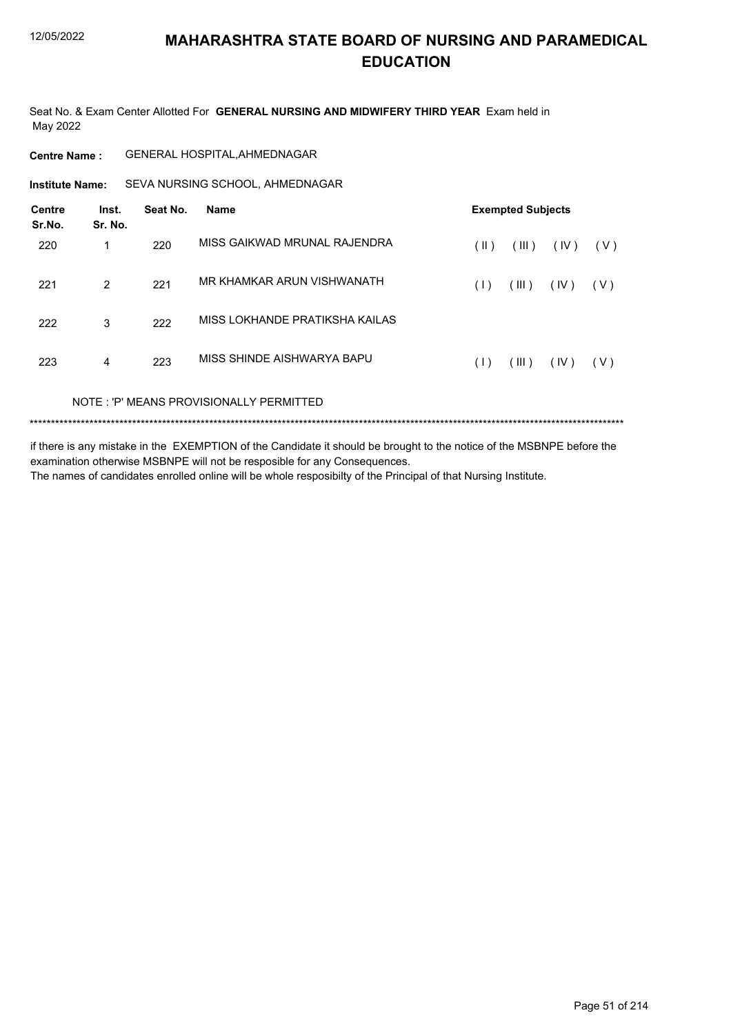# MAHARASHTRA STATE BOARD OF NURSING AND PARAMEDICAL EDUCATION

Seat No. & Exam Center Allotted For **GENERAL NURSING AND MIDWIFERY THIRD YEAR** Exam held in May 2022

**Centre Name :** GENERAL HOSPITAL,AHMEDNAGAR

**Institute Name:** SEVA NURSING SCHOOL, AHMEDNAGAR

| Centre Sr.No. | Inst. Sr. No. | Seat No. | Name | Exempted Subjects | | | |
|---|---|---|---|---|---|---|---|
| 220 | 1 | 220 | MISS GAIKWAD MRUNAL RAJENDRA | ( II ) | ( III ) | ( IV ) | ( V ) |
| 221 | 2 | 221 | MR KHAMKAR ARUN VISHWANATH | ( I ) | ( III ) | ( IV ) | ( V ) |
| 222 | 3 | 222 | MISS LOKHANDE PRATIKSHA KAILAS | | | | |
| 223 | 4 | 223 | MISS SHINDE AISHWARYA BAPU | ( I ) | ( III ) | ( IV ) | ( V ) |

NOTE : 'P' MEANS PROVISIONALLY PERMITTED

******************************************************************************************************************************************

if there is any mistake in the EXEMPTION of the Candidate it should be brought to the notice of the MSBNPE before the examination otherwise MSBNPE will not be resposible for any Consequences.

The names of candidates enrolled online will be whole resposibilty of the Principal of that Nursing Institute.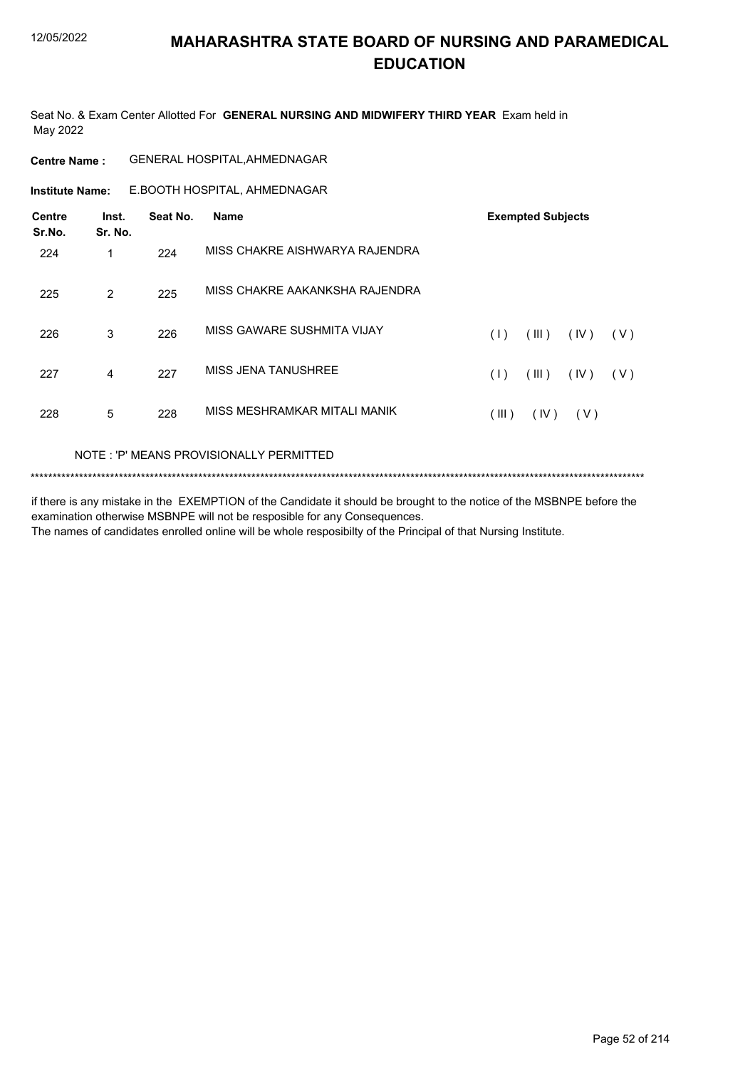# MAHARASHTRA STATE BOARD OF NURSING AND PARAMEDICAL EDUCATION

Seat No. & Exam Center Allotted For **GENERAL NURSING AND MIDWIFERY THIRD YEAR** Exam held in May 2022

**Centre Name :** GENERAL HOSPITAL,AHMEDNAGAR

**Institute Name:** E.BOOTH HOSPITAL, AHMEDNAGAR

| Centre Sr.No. | Inst. Sr. No. | Seat No. | Name | Exempted Subjects |
|---|---|---|---|---|
| 224 | 1 | 224 | MISS CHAKRE AISHWARYA RAJENDRA | |
| 225 | 2 | 225 | MISS CHAKRE AAKANKSHA RAJENDRA | |
| 226 | 3 | 226 | MISS GAWARE SUSHMITA VIJAY | ( I ) ( III ) ( IV ) ( V ) |
| 227 | 4 | 227 | MISS JENA TANUSHREE | ( I ) ( III ) ( IV ) ( V ) |
| 228 | 5 | 228 | MISS MESHRAMKAR MITALI MANIK | ( III ) ( IV ) ( V ) |

NOTE : 'P' MEANS PROVISIONALLY PERMITTED

*******************************************************************************************************************************************

if there is any mistake in the EXEMPTION of the Candidate it should be brought to the notice of the MSBNPE before the examination otherwise MSBNPE will not be resposible for any Consequences.

The names of candidates enrolled online will be whole resposibilty of the Principal of that Nursing Institute.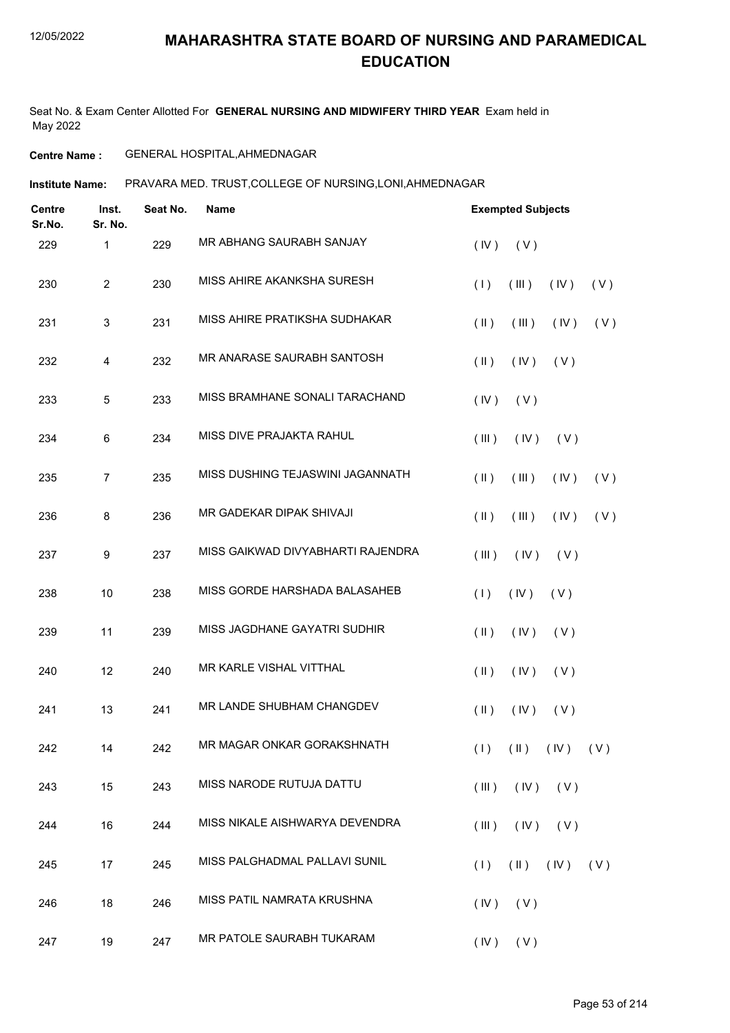# MAHARASHTRA STATE BOARD OF NURSING AND PARAMEDICAL EDUCATION

Seat No. & Exam Center Allotted For **GENERAL NURSING AND MIDWIFERY THIRD YEAR** Exam held in May 2022

**Centre Name :** GENERAL HOSPITAL,AHMEDNAGAR

**Institute Name:** PRAVARA MED. TRUST,COLLEGE OF NURSING,LONI,AHMEDNAGAR

| Centre Sr.No. | Inst. Sr. No. | Seat No. | Name | Exempted Subjects |
|---|---|---|---|---|
| 229 | 1 | 229 | MR ABHANG SAURABH SANJAY | ( IV ) ( V ) |
| 230 | 2 | 230 | MISS AHIRE AKANKSHA SURESH | ( I ) ( III ) ( IV ) ( V ) |
| 231 | 3 | 231 | MISS AHIRE PRATIKSHA SUDHAKAR | ( II ) ( III ) ( IV ) ( V ) |
| 232 | 4 | 232 | MR ANARASE SAURABH SANTOSH | ( II ) ( IV ) ( V ) |
| 233 | 5 | 233 | MISS BRAMHANE SONALI TARACHAND | ( IV ) ( V ) |
| 234 | 6 | 234 | MISS DIVE PRAJAKTA RAHUL | ( III ) ( IV ) ( V ) |
| 235 | 7 | 235 | MISS DUSHING TEJASWINI JAGANNATH | ( II ) ( III ) ( IV ) ( V ) |
| 236 | 8 | 236 | MR GADEKAR DIPAK SHIVAJI | ( II ) ( III ) ( IV ) ( V ) |
| 237 | 9 | 237 | MISS GAIKWAD DIVYABHARTI RAJENDRA | ( III ) ( IV ) ( V ) |
| 238 | 10 | 238 | MISS GORDE HARSHADA BALASAHEB | ( I ) ( IV ) ( V ) |
| 239 | 11 | 239 | MISS JAGDHANE GAYATRI SUDHIR | ( II ) ( IV ) ( V ) |
| 240 | 12 | 240 | MR KARLE VISHAL VITTHAL | ( II ) ( IV ) ( V ) |
| 241 | 13 | 241 | MR LANDE SHUBHAM CHANGDEV | ( II ) ( IV ) ( V ) |
| 242 | 14 | 242 | MR MAGAR ONKAR GORAKSHNATH | ( I ) ( II ) ( IV ) ( V ) |
| 243 | 15 | 243 | MISS NARODE RUTUJA DATTU | ( III ) ( IV ) ( V ) |
| 244 | 16 | 244 | MISS NIKALE AISHWARYA DEVENDRA | ( III ) ( IV ) ( V ) |
| 245 | 17 | 245 | MISS PALGHADMAL PALLAVI SUNIL | ( I ) ( II ) ( IV ) ( V ) |
| 246 | 18 | 246 | MISS PATIL NAMRATA KRUSHNA | ( IV ) ( V ) |
| 247 | 19 | 247 | MR PATOLE SAURABH TUKARAM | ( IV ) ( V ) |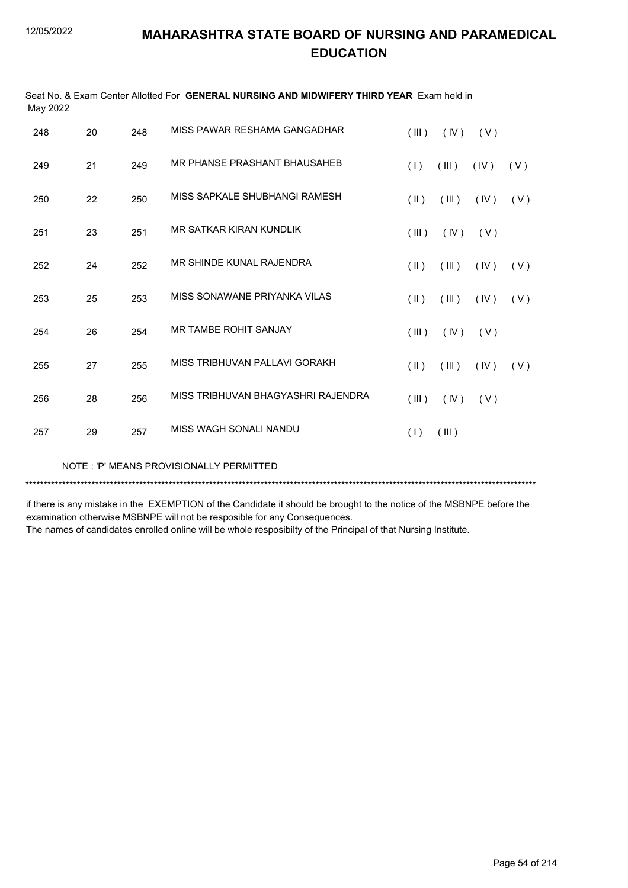# MAHARASHTRA STATE BOARD OF NURSING AND PARAMEDICAL EDUCATION

Seat No. & Exam Center Allotted For **GENERAL NURSING AND MIDWIFERY THIRD YEAR** Exam held in May 2022

| | | | | |
|---|---|---|---|---|
| 248 | 20 | 248 | MISS PAWAR RESHAMA GANGADHAR | ( III ) ( IV ) ( V ) |
| 249 | 21 | 249 | MR PHANSE PRASHANT BHAUSAHEB | ( I ) ( III ) ( IV ) ( V ) |
| 250 | 22 | 250 | MISS SAPKALE SHUBHANGI RAMESH | ( II ) ( III ) ( IV ) ( V ) |
| 251 | 23 | 251 | MR SATKAR KIRAN KUNDLIK | ( III ) ( IV ) ( V ) |
| 252 | 24 | 252 | MR SHINDE KUNAL RAJENDRA | ( II ) ( III ) ( IV ) ( V ) |
| 253 | 25 | 253 | MISS SONAWANE PRIYANKA VILAS | ( II ) ( III ) ( IV ) ( V ) |
| 254 | 26 | 254 | MR TAMBE ROHIT SANJAY | ( III ) ( IV ) ( V ) |
| 255 | 27 | 255 | MISS TRIBHUVAN PALLAVI GORAKH | ( II ) ( III ) ( IV ) ( V ) |
| 256 | 28 | 256 | MISS TRIBHUVAN BHAGYASHRI RAJENDRA | ( III ) ( IV ) ( V ) |
| 257 | 29 | 257 | MISS WAGH SONALI NANDU | ( I ) ( III ) |

NOTE : 'P' MEANS PROVISIONALLY PERMITTED

******************************************************************************************************************************************

if there is any mistake in the EXEMPTION of the Candidate it should be brought to the notice of the MSBNPE before the examination otherwise MSBNPE will not be resposible for any Consequences.
The names of candidates enrolled online will be whole resposibilty of the Principal of that Nursing Institute.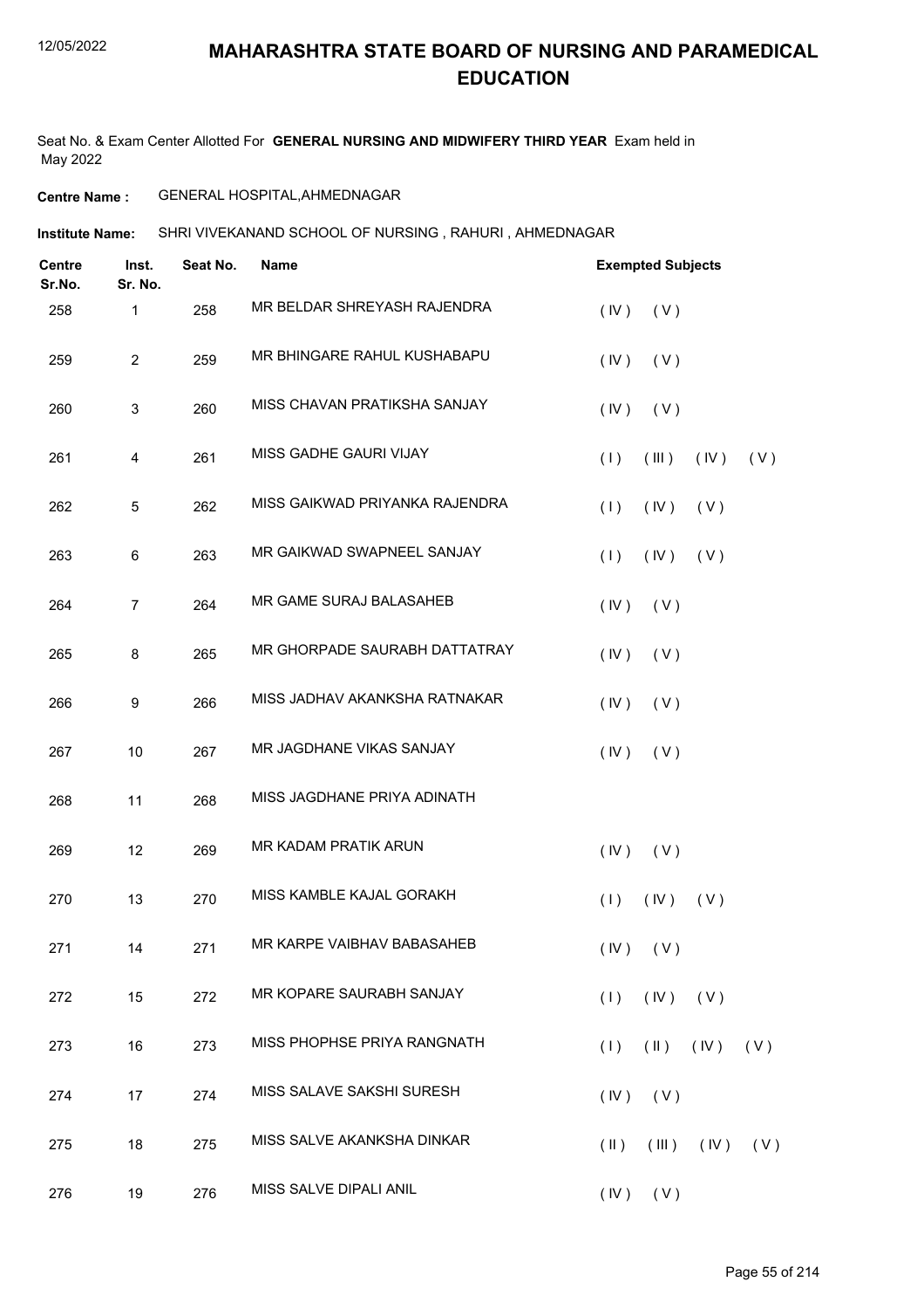# MAHARASHTRA STATE BOARD OF NURSING AND PARAMEDICAL EDUCATION

Seat No. & Exam Center Allotted For **GENERAL NURSING AND MIDWIFERY THIRD YEAR** Exam held in May 2022

**Centre Name :** GENERAL HOSPITAL,AHMEDNAGAR

**Institute Name:** SHRI VIVEKANAND SCHOOL OF NURSING , RAHURI , AHMEDNAGAR

| Centre Sr.No. | Inst. Sr. No. | Seat No. | Name | Exempted Subjects |
|---|---|---|---|---|
| 258 | 1 | 258 | MR BELDAR SHREYASH RAJENDRA | ( IV ) ( V ) |
| 259 | 2 | 259 | MR BHINGARE RAHUL KUSHABAPU | ( IV ) ( V ) |
| 260 | 3 | 260 | MISS CHAVAN PRATIKSHA SANJAY | ( IV ) ( V ) |
| 261 | 4 | 261 | MISS GADHE GAURI VIJAY | ( I ) ( III ) ( IV ) ( V ) |
| 262 | 5 | 262 | MISS GAIKWAD PRIYANKA RAJENDRA | ( I ) ( IV ) ( V ) |
| 263 | 6 | 263 | MR GAIKWAD SWAPNEEL SANJAY | ( I ) ( IV ) ( V ) |
| 264 | 7 | 264 | MR GAME SURAJ BALASAHEB | ( IV ) ( V ) |
| 265 | 8 | 265 | MR GHORPADE SAURABH DATTATRAY | ( IV ) ( V ) |
| 266 | 9 | 266 | MISS JADHAV AKANKSHA RATNAKAR | ( IV ) ( V ) |
| 267 | 10 | 267 | MR JAGDHANE VIKAS SANJAY | ( IV ) ( V ) |
| 268 | 11 | 268 | MISS JAGDHANE PRIYA ADINATH | |
| 269 | 12 | 269 | MR KADAM PRATIK ARUN | ( IV ) ( V ) |
| 270 | 13 | 270 | MISS KAMBLE KAJAL GORAKH | ( I ) ( IV ) ( V ) |
| 271 | 14 | 271 | MR KARPE VAIBHAV BABASAHEB | ( IV ) ( V ) |
| 272 | 15 | 272 | MR KOPARE SAURABH SANJAY | ( I ) ( IV ) ( V ) |
| 273 | 16 | 273 | MISS PHOPHSE PRIYA RANGNATH | ( I ) ( II ) ( IV ) ( V ) |
| 274 | 17 | 274 | MISS SALAVE SAKSHI SURESH | ( IV ) ( V ) |
| 275 | 18 | 275 | MISS SALVE AKANKSHA DINKAR | ( II ) ( III ) ( IV ) ( V ) |
| 276 | 19 | 276 | MISS SALVE DIPALI ANIL | ( IV ) ( V ) |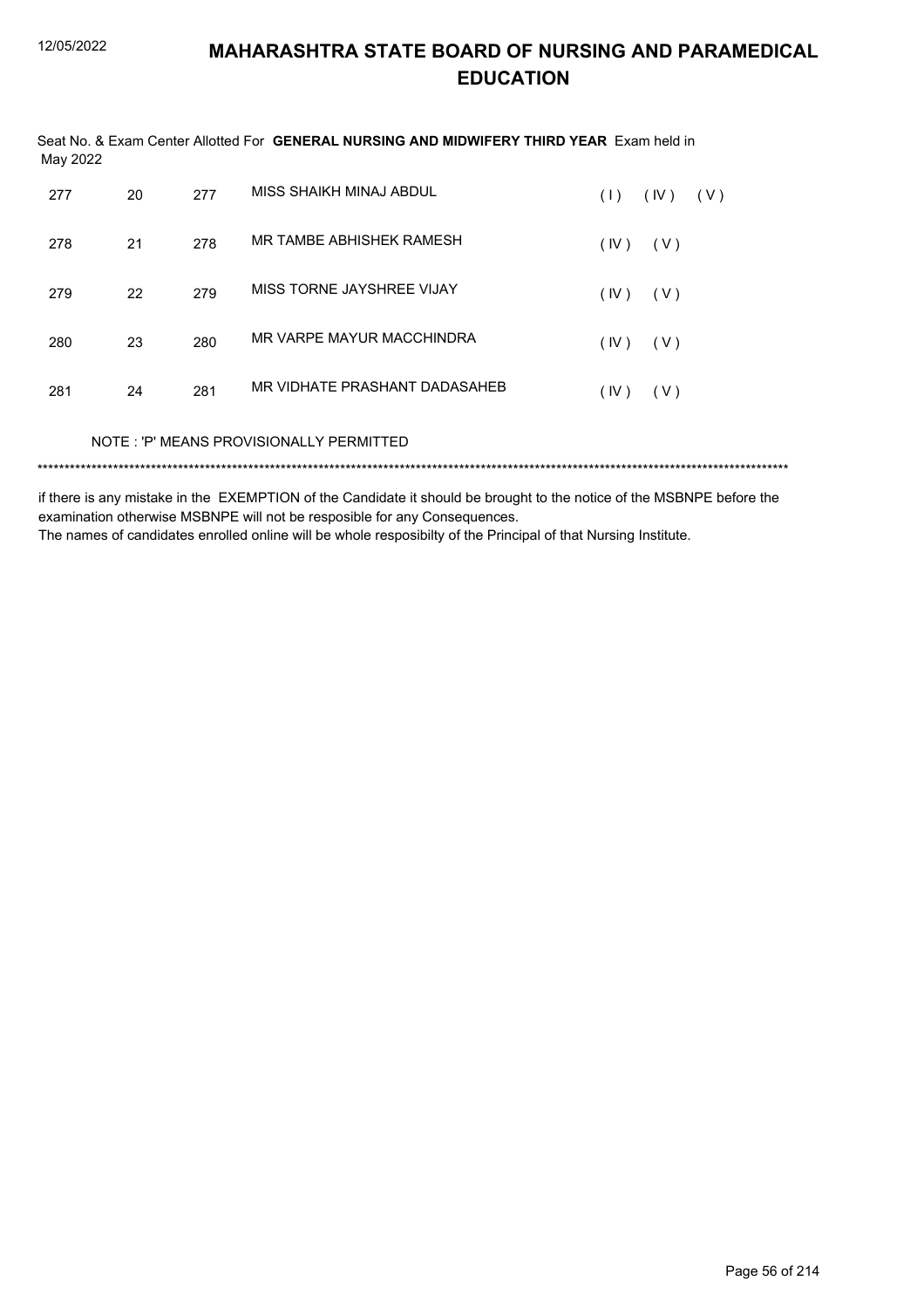# MAHARASHTRA STATE BOARD OF NURSING AND PARAMEDICAL EDUCATION

Seat No. & Exam Center Allotted For **GENERAL NURSING AND MIDWIFERY THIRD YEAR** Exam held in May 2022

| | | | | |
|---|---|---|---|---|
| 277 | 20 | 277 | MISS SHAIKH MINAJ ABDUL | ( I ) ( IV ) ( V ) |
| 278 | 21 | 278 | MR TAMBE ABHISHEK RAMESH | ( IV ) ( V ) |
| 279 | 22 | 279 | MISS TORNE JAYSHREE VIJAY | ( IV ) ( V ) |
| 280 | 23 | 280 | MR VARPE MAYUR MACCHINDRA | ( IV ) ( V ) |
| 281 | 24 | 281 | MR VIDHATE PRASHANT DADASAHEB | ( IV ) ( V ) |

NOTE : 'P' MEANS PROVISIONALLY PERMITTED

*******************************************************************************************************************************************

if there is any mistake in the EXEMPTION of the Candidate it should be brought to the notice of the MSBNPE before the examination otherwise MSBNPE will not be resposible for any Consequences.
The names of candidates enrolled online will be whole resposibilty of the Principal of that Nursing Institute.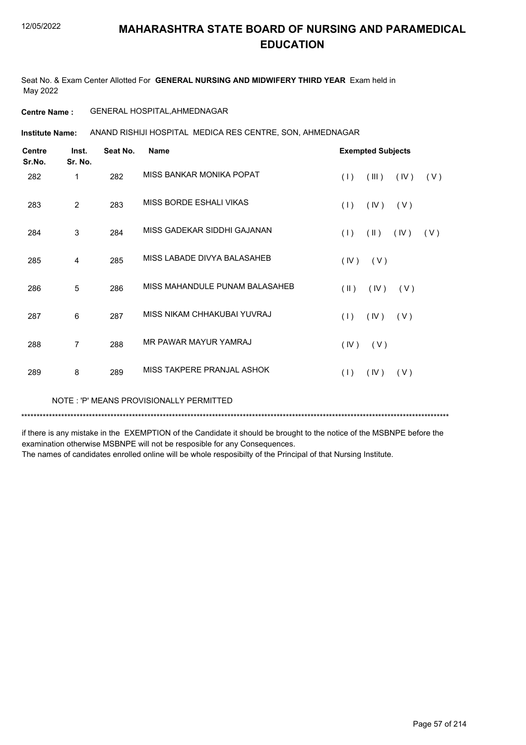# MAHARASHTRA STATE BOARD OF NURSING AND PARAMEDICAL EDUCATION

Seat No. & Exam Center Allotted For **GENERAL NURSING AND MIDWIFERY THIRD YEAR** Exam held in May 2022

**Centre Name :** GENERAL HOSPITAL,AHMEDNAGAR

**Institute Name:** ANAND RISHIJI HOSPITAL MEDICA RES CENTRE, SON, AHMEDNAGAR

| Centre Sr.No. | Inst. Sr. No. | Seat No. | Name | Exempted Subjects |
|---|---|---|---|---|
| 282 | 1 | 282 | MISS BANKAR MONIKA POPAT | ( I ) ( III ) ( IV ) ( V ) |
| 283 | 2 | 283 | MISS BORDE ESHALI VIKAS | ( I ) ( IV ) ( V ) |
| 284 | 3 | 284 | MISS GADEKAR SIDDHI GAJANAN | ( I ) ( II ) ( IV ) ( V ) |
| 285 | 4 | 285 | MISS LABADE DIVYA BALASAHEB | ( IV ) ( V ) |
| 286 | 5 | 286 | MISS MAHANDULE PUNAM BALASAHEB | ( II ) ( IV ) ( V ) |
| 287 | 6 | 287 | MISS NIKAM CHHAKUBAI YUVRAJ | ( I ) ( IV ) ( V ) |
| 288 | 7 | 288 | MR PAWAR MAYUR YAMRAJ | ( IV ) ( V ) |
| 289 | 8 | 289 | MISS TAKPERE PRANJAL ASHOK | ( I ) ( IV ) ( V ) |

NOTE : 'P' MEANS PROVISIONALLY PERMITTED

******************************************************************************************************************************************

if there is any mistake in the EXEMPTION of the Candidate it should be brought to the notice of the MSBNPE before the examination otherwise MSBNPE will not be resposible for any Consequences.
The names of candidates enrolled online will be whole resposibilty of the Principal of that Nursing Institute.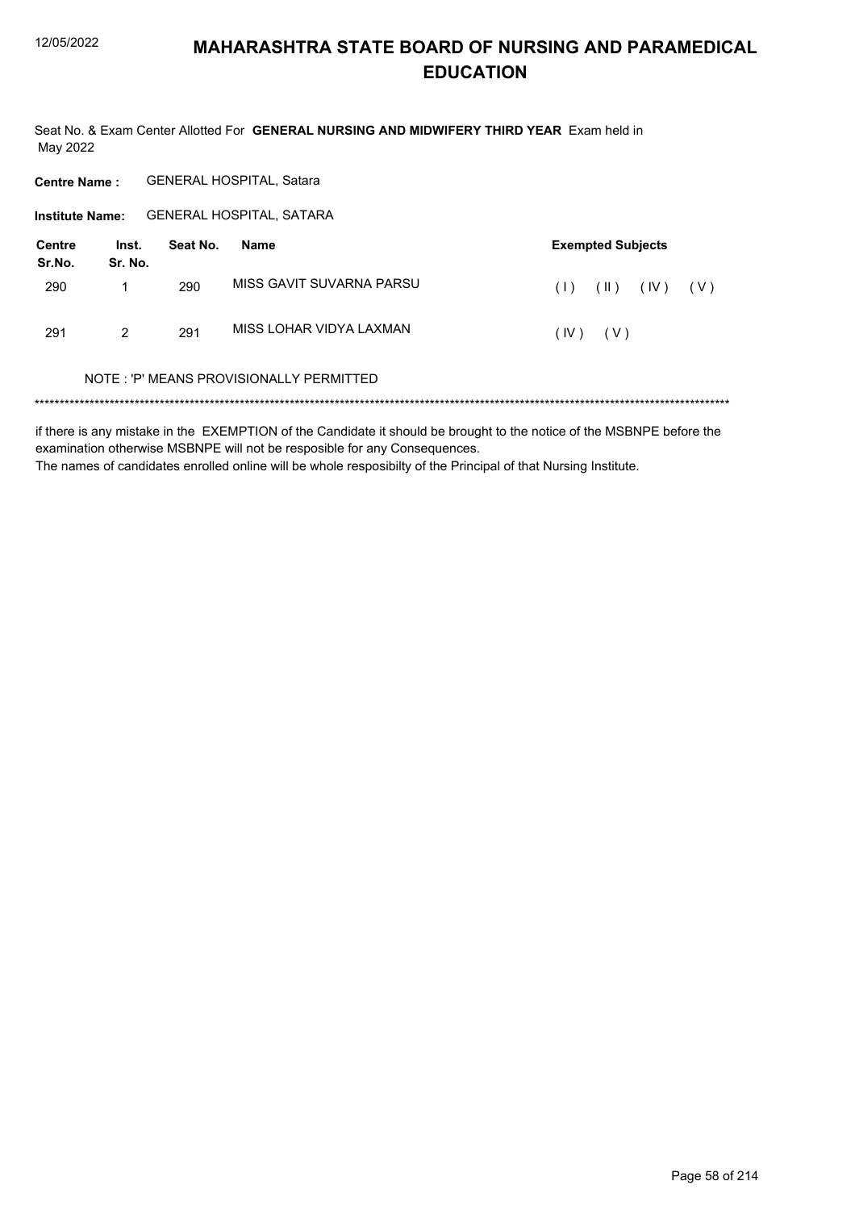# MAHARASHTRA STATE BOARD OF NURSING AND PARAMEDICAL EDUCATION

Seat No. & Exam Center Allotted For **GENERAL NURSING AND MIDWIFERY THIRD YEAR** Exam held in May 2022

**Centre Name :** GENERAL HOSPITAL, Satara

**Institute Name:** GENERAL HOSPITAL, SATARA

| Centre Sr.No. | Inst. Sr. No. | Seat No. | Name | Exempted Subjects |
|---|---|---|---|---|
| 290 | 1 | 290 | MISS GAVIT SUVARNA PARSU | ( I ) ( II ) ( IV ) ( V ) |
| 291 | 2 | 291 | MISS LOHAR VIDYA LAXMAN | ( IV ) ( V ) |

NOTE : 'P' MEANS PROVISIONALLY PERMITTED

******************************************************************************************************************************************

if there is any mistake in the EXEMPTION of the Candidate it should be brought to the notice of the MSBNPE before the examination otherwise MSBNPE will not be resposible for any Consequences.

The names of candidates enrolled online will be whole resposibilty of the Principal of that Nursing Institute.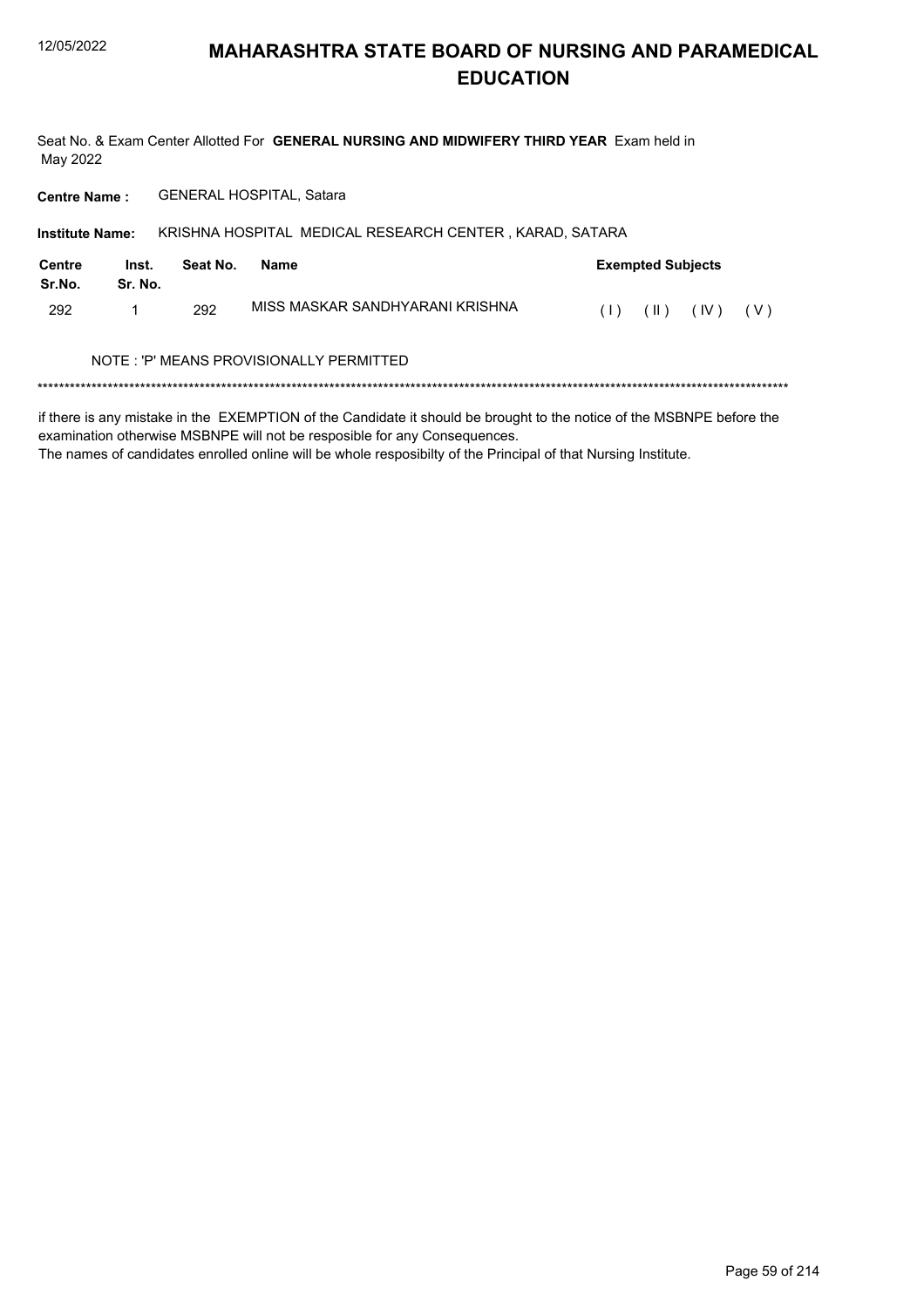# MAHARASHTRA STATE BOARD OF NURSING AND PARAMEDICAL EDUCATION

Seat No. & Exam Center Allotted For **GENERAL NURSING AND MIDWIFERY THIRD YEAR** Exam held in May 2022

**Centre Name :** GENERAL HOSPITAL, Satara

**Institute Name:** KRISHNA HOSPITAL MEDICAL RESEARCH CENTER , KARAD, SATARA

| Centre Sr.No. | Inst. Sr. No. | Seat No. | Name | Exempted Subjects |
|---|---|---|---|---|
| 292 | 1 | 292 | MISS MASKAR SANDHYARANI KRISHNA | ( I ) ( II ) ( IV ) ( V ) |

NOTE : 'P' MEANS PROVISIONALLY PERMITTED

******************************************************************************************************************************************

if there is any mistake in the EXEMPTION of the Candidate it should be brought to the notice of the MSBNPE before the examination otherwise MSBNPE will not be resposible for any Consequences.
The names of candidates enrolled online will be whole resposibilty of the Principal of that Nursing Institute.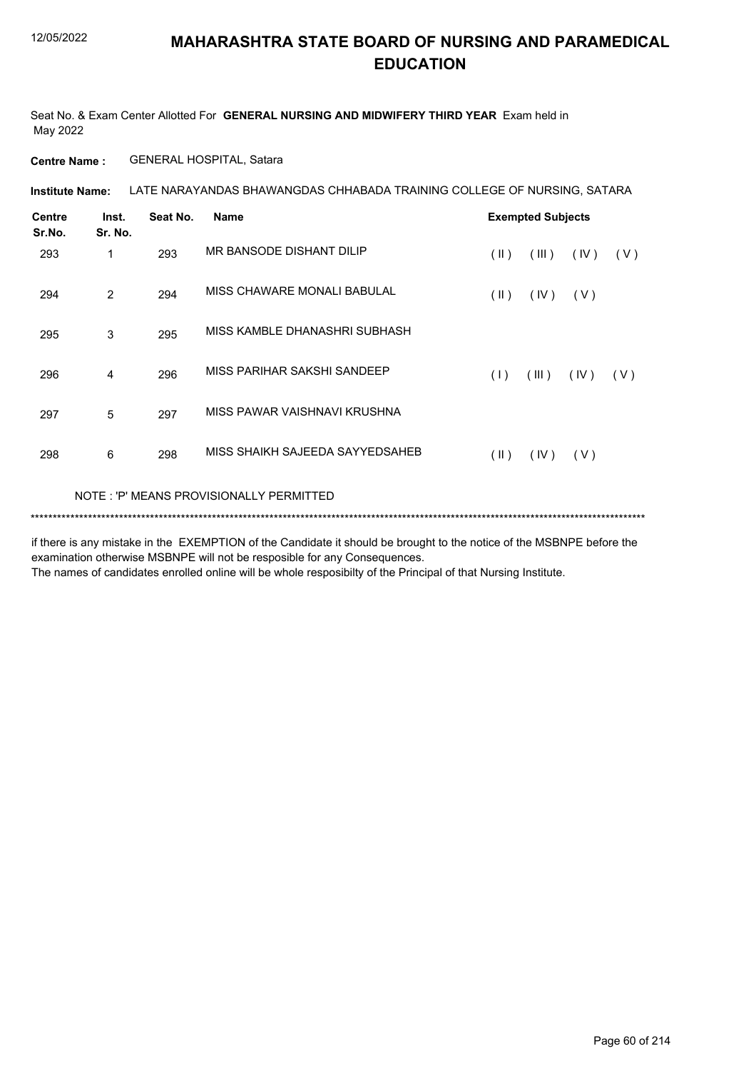# MAHARASHTRA STATE BOARD OF NURSING AND PARAMEDICAL EDUCATION

Seat No. & Exam Center Allotted For **GENERAL NURSING AND MIDWIFERY THIRD YEAR** Exam held in May 2022

**Centre Name :** GENERAL HOSPITAL, Satara

**Institute Name:** LATE NARAYANDAS BHAWANGDAS CHHABADA TRAINING COLLEGE OF NURSING, SATARA

| Centre Sr.No. | Inst. Sr. No. | Seat No. | Name | Exempted Subjects |
|---|---|---|---|---|
| 293 | 1 | 293 | MR BANSODE DISHANT DILIP | ( II ) ( III ) ( IV ) ( V ) |
| 294 | 2 | 294 | MISS CHAWARE MONALI BABULAL | ( II ) ( IV ) ( V ) |
| 295 | 3 | 295 | MISS KAMBLE DHANASHRI SUBHASH | |
| 296 | 4 | 296 | MISS PARIHAR SAKSHI SANDEEP | ( I ) ( III ) ( IV ) ( V ) |
| 297 | 5 | 297 | MISS PAWAR VAISHNAVI KRUSHNA | |
| 298 | 6 | 298 | MISS SHAIKH SAJEEDA SAYYEDSAHEB | ( II ) ( IV ) ( V ) |

NOTE : 'P' MEANS PROVISIONALLY PERMITTED

******************************************************************************************************************************************

if there is any mistake in the EXEMPTION of the Candidate it should be brought to the notice of the MSBNPE before the examination otherwise MSBNPE will not be resposible for any Consequences.
The names of candidates enrolled online will be whole resposibilty of the Principal of that Nursing Institute.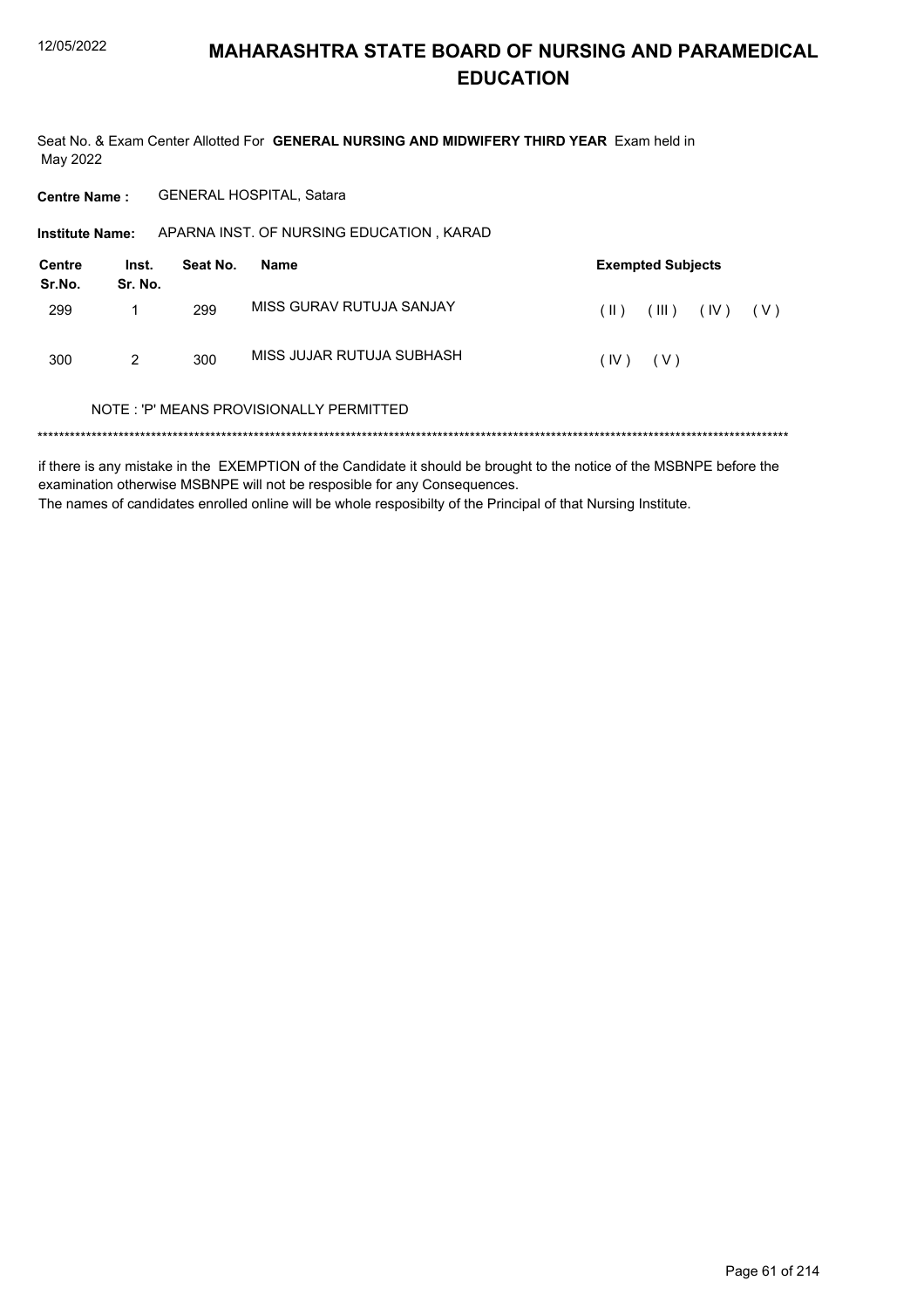# MAHARASHTRA STATE BOARD OF NURSING AND PARAMEDICAL EDUCATION

Seat No. & Exam Center Allotted For **GENERAL NURSING AND MIDWIFERY THIRD YEAR** Exam held in May 2022

**Centre Name :** GENERAL HOSPITAL, Satara

**Institute Name:** APARNA INST. OF NURSING EDUCATION , KARAD

| Centre Sr.No. | Inst. Sr. No. | Seat No. | Name | Exempted Subjects |
|---|---|---|---|---|
| 299 | 1 | 299 | MISS GURAV RUTUJA SANJAY | ( II ) ( III ) ( IV ) ( V ) |
| 300 | 2 | 300 | MISS JUJAR RUTUJA SUBHASH | ( IV ) ( V ) |

NOTE : 'P' MEANS PROVISIONALLY PERMITTED

*******************************************************************************************************************************************

if there is any mistake in the EXEMPTION of the Candidate it should be brought to the notice of the MSBNPE before the examination otherwise MSBNPE will not be resposible for any Consequences.
The names of candidates enrolled online will be whole resposibilty of the Principal of that Nursing Institute.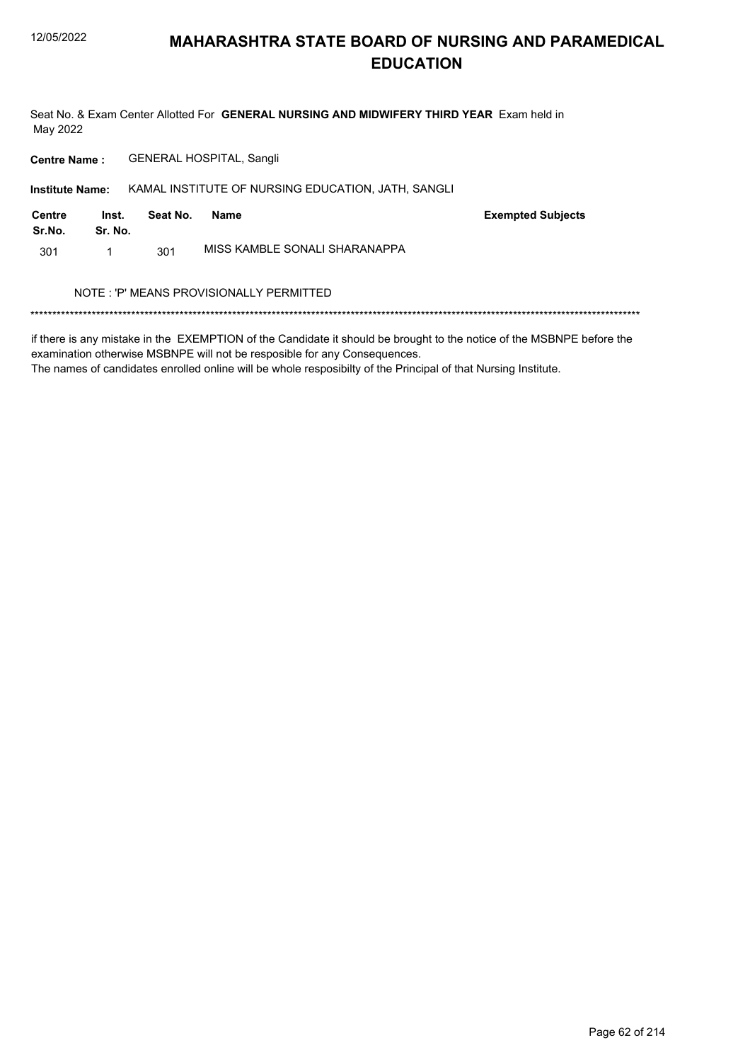# MAHARASHTRA STATE BOARD OF NURSING AND PARAMEDICAL EDUCATION

Seat No. & Exam Center Allotted For **GENERAL NURSING AND MIDWIFERY THIRD YEAR** Exam held in May 2022

**Centre Name :** GENERAL HOSPITAL, Sangli

**Institute Name:** KAMAL INSTITUTE OF NURSING EDUCATION, JATH, SANGLI

| Centre Sr.No. | Inst. Sr. No. | Seat No. | Name | Exempted Subjects |
|---|---|---|---|---|
| 301 | 1 | 301 | MISS KAMBLE SONALI SHARANAPPA | |

NOTE : 'P' MEANS PROVISIONALLY PERMITTED

******************************************************************************************************************************************

if there is any mistake in the EXEMPTION of the Candidate it should be brought to the notice of the MSBNPE before the examination otherwise MSBNPE will not be resposible for any Consequences.
The names of candidates enrolled online will be whole resposibilty of the Principal of that Nursing Institute.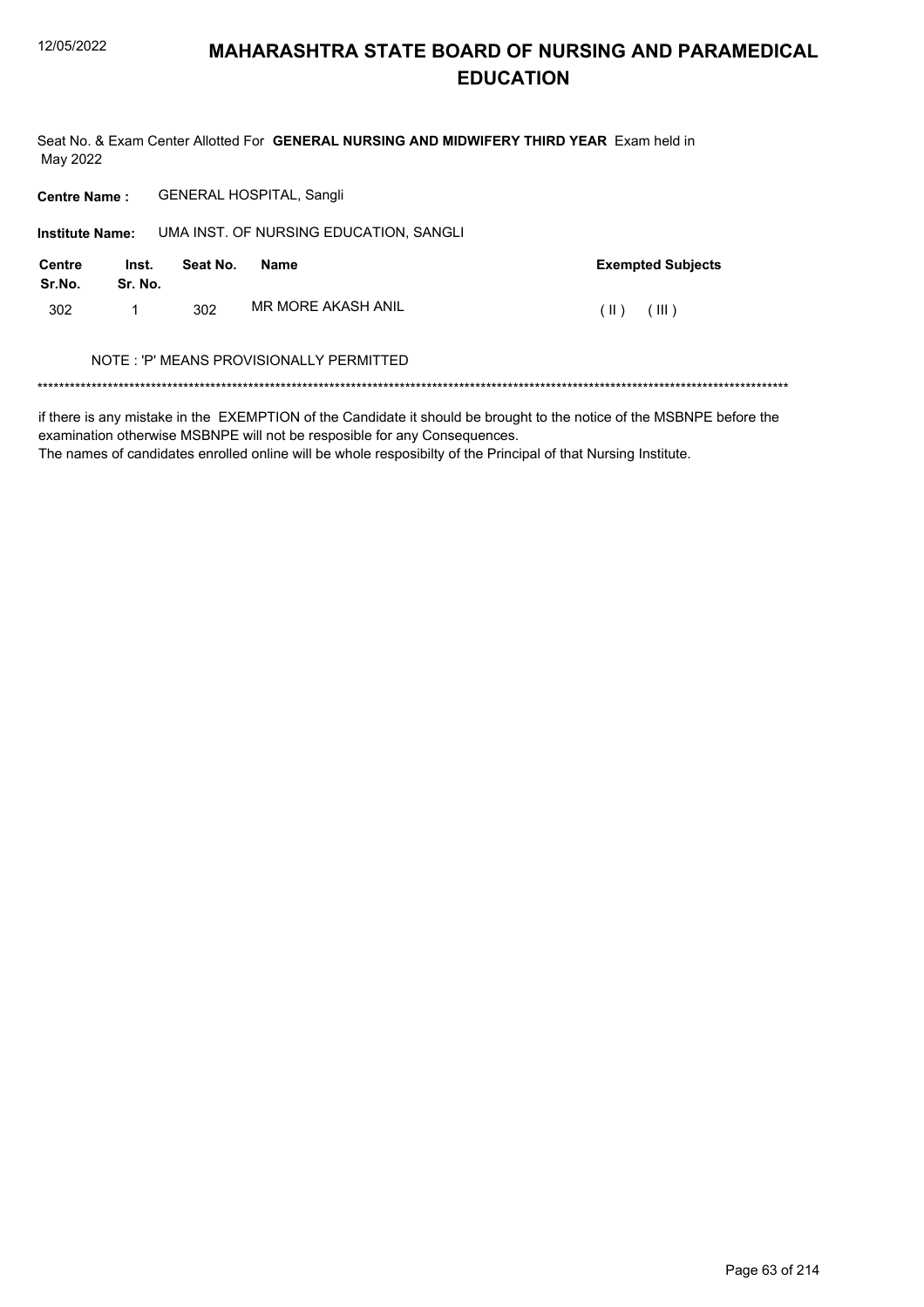# MAHARASHTRA STATE BOARD OF NURSING AND PARAMEDICAL EDUCATION

Seat No. & Exam Center Allotted For **GENERAL NURSING AND MIDWIFERY THIRD YEAR** Exam held in May 2022

**Centre Name :** GENERAL HOSPITAL, Sangli

**Institute Name:** UMA INST. OF NURSING EDUCATION, SANGLI

| Centre Sr.No. | Inst. Sr. No. | Seat No. | Name | Exempted Subjects |
|---|---|---|---|---|
| 302 | 1 | 302 | MR MORE AKASH ANIL | ( II ) ( III ) |

NOTE : 'P' MEANS PROVISIONALLY PERMITTED

******************************************************************************************************************************************

if there is any mistake in the EXEMPTION of the Candidate it should be brought to the notice of the MSBNPE before the examination otherwise MSBNPE will not be resposible for any Consequences.

The names of candidates enrolled online will be whole resposibilty of the Principal of that Nursing Institute.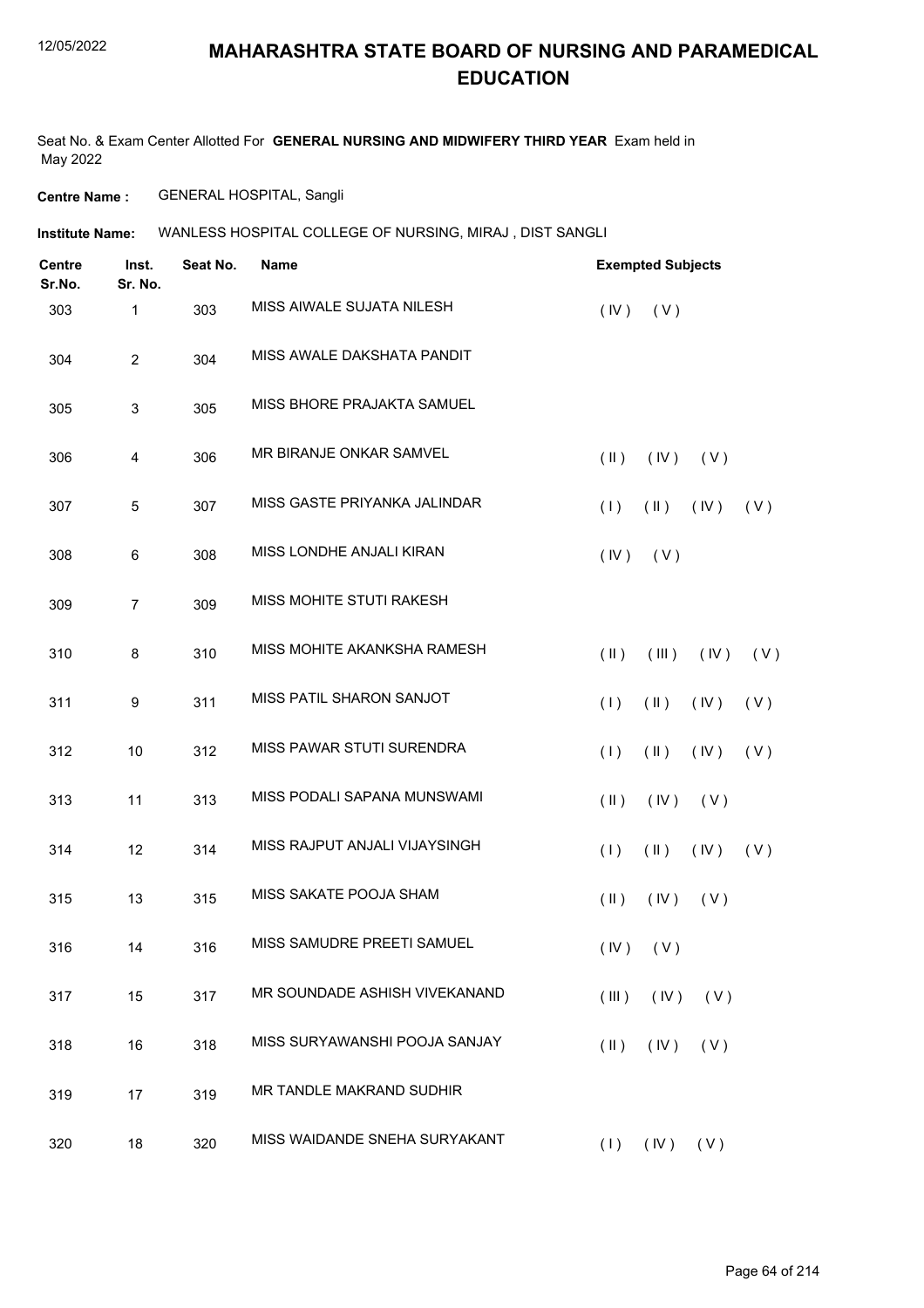# MAHARASHTRA STATE BOARD OF NURSING AND PARAMEDICAL EDUCATION

Seat No. & Exam Center Allotted For **GENERAL NURSING AND MIDWIFERY THIRD YEAR** Exam held in May 2022

**Centre Name :** GENERAL HOSPITAL, Sangli

**Institute Name:** WANLESS HOSPITAL COLLEGE OF NURSING, MIRAJ , DIST SANGLI

| Centre Sr.No. | Inst. Sr. No. | Seat No. | Name | Exempted Subjects |
|---|---|---|---|---|
| 303 | 1 | 303 | MISS AIWALE SUJATA NILESH | ( IV ) ( V ) |
| 304 | 2 | 304 | MISS AWALE DAKSHATA PANDIT | |
| 305 | 3 | 305 | MISS BHORE PRAJAKTA SAMUEL | |
| 306 | 4 | 306 | MR BIRANJE ONKAR SAMVEL | ( II ) ( IV ) ( V ) |
| 307 | 5 | 307 | MISS GASTE PRIYANKA JALINDAR | ( I ) ( II ) ( IV ) ( V ) |
| 308 | 6 | 308 | MISS LONDHE ANJALI KIRAN | ( IV ) ( V ) |
| 309 | 7 | 309 | MISS MOHITE STUTI RAKESH | |
| 310 | 8 | 310 | MISS MOHITE AKANKSHA RAMESH | ( II ) ( III ) ( IV ) ( V ) |
| 311 | 9 | 311 | MISS PATIL SHARON SANJOT | ( I ) ( II ) ( IV ) ( V ) |
| 312 | 10 | 312 | MISS PAWAR STUTI SURENDRA | ( I ) ( II ) ( IV ) ( V ) |
| 313 | 11 | 313 | MISS PODALI SAPANA MUNSWAMI | ( II ) ( IV ) ( V ) |
| 314 | 12 | 314 | MISS RAJPUT ANJALI VIJAYSINGH | ( I ) ( II ) ( IV ) ( V ) |
| 315 | 13 | 315 | MISS SAKATE POOJA SHAM | ( II ) ( IV ) ( V ) |
| 316 | 14 | 316 | MISS SAMUDRE PREETI SAMUEL | ( IV ) ( V ) |
| 317 | 15 | 317 | MR SOUNDADE ASHISH VIVEKANAND | ( III ) ( IV ) ( V ) |
| 318 | 16 | 318 | MISS SURYAWANSHI POOJA SANJAY | ( II ) ( IV ) ( V ) |
| 319 | 17 | 319 | MR TANDLE MAKRAND SUDHIR | |
| 320 | 18 | 320 | MISS WAIDANDE SNEHA SURYAKANT | ( I ) ( IV ) ( V ) |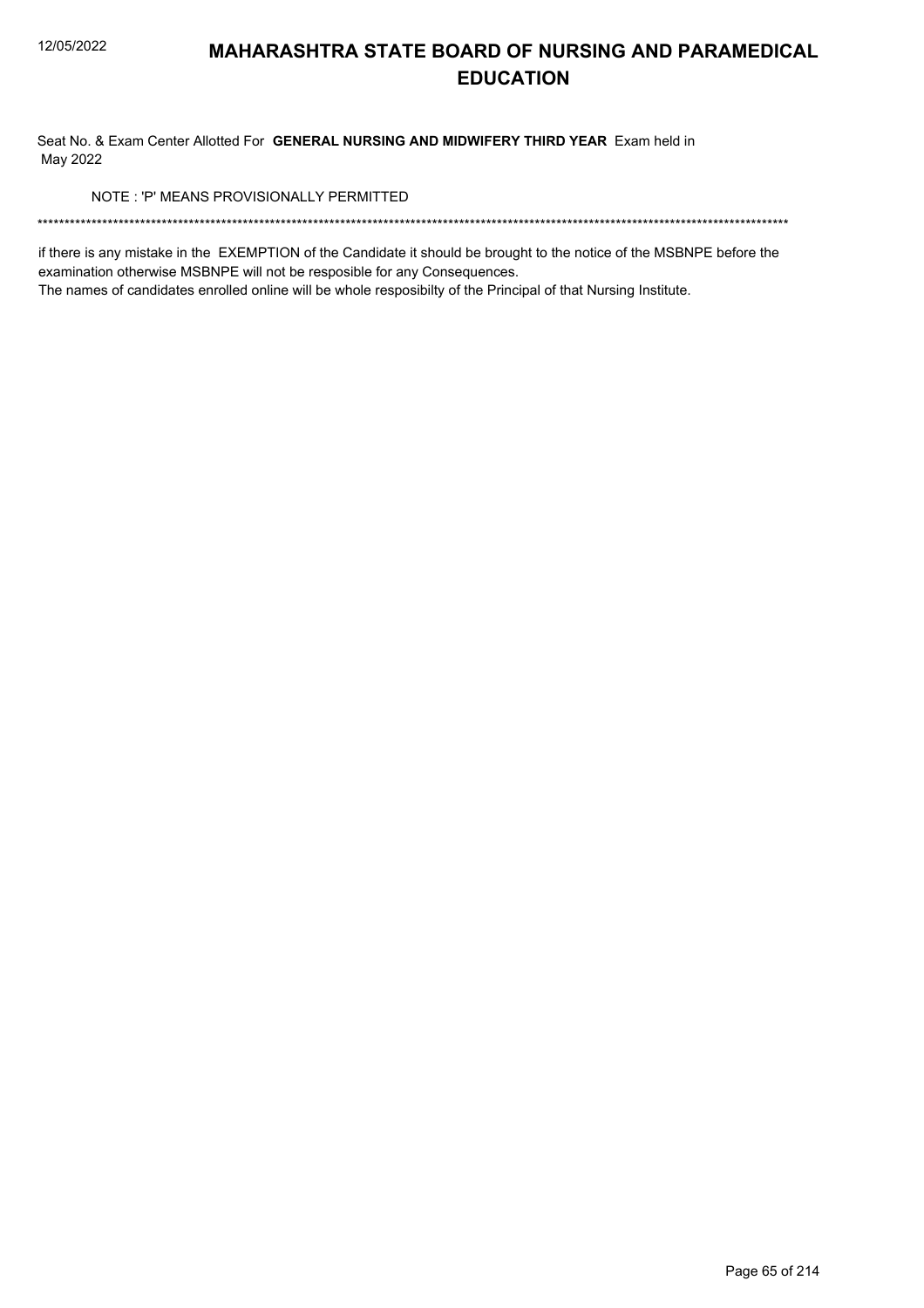# MAHARASHTRA STATE BOARD OF NURSING AND PARAMEDICAL EDUCATION

Seat No. & Exam Center Allotted For **GENERAL NURSING AND MIDWIFERY THIRD YEAR** Exam held in May 2022

NOTE : 'P' MEANS PROVISIONALLY PERMITTED

******************************************************************************************************************************************

if there is any mistake in the EXEMPTION of the Candidate it should be brought to the notice of the MSBNPE before the examination otherwise MSBNPE will not be resposible for any Consequences.

The names of candidates enrolled online will be whole resposibilty of the Principal of that Nursing Institute.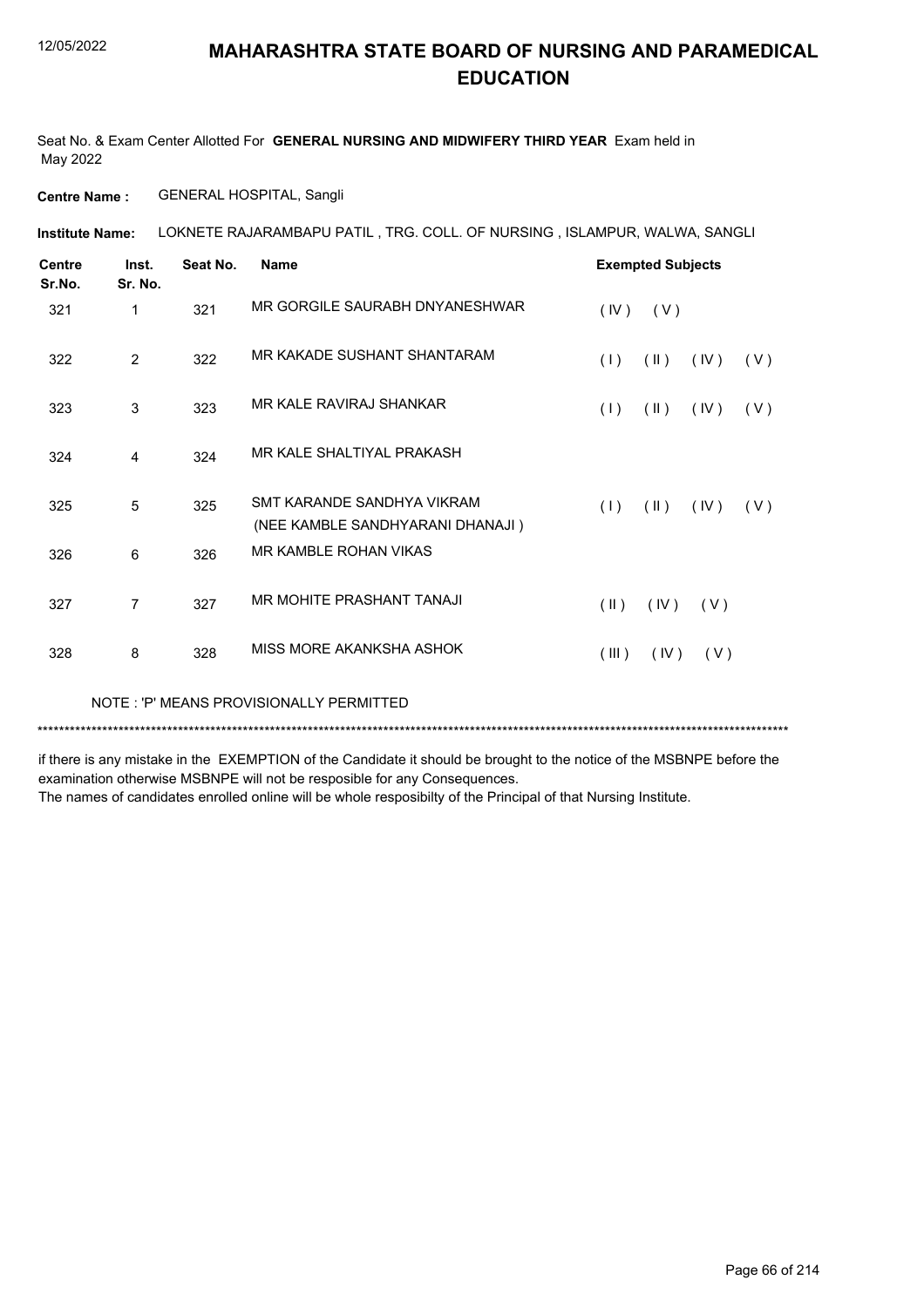# MAHARASHTRA STATE BOARD OF NURSING AND PARAMEDICAL EDUCATION

Seat No. & Exam Center Allotted For **GENERAL NURSING AND MIDWIFERY THIRD YEAR** Exam held in May 2022

**Centre Name :** GENERAL HOSPITAL, Sangli

**Institute Name:** LOKNETE RAJARAMBAPU PATIL , TRG. COLL. OF NURSING , ISLAMPUR, WALWA, SANGLI

| Centre Sr.No. | Inst. Sr. No. | Seat No. | Name | Exempted Subjects |
|---|---|---|---|---|
| 321 | 1 | 321 | MR GORGILE SAURABH DNYANESHWAR | ( IV ) ( V ) |
| 322 | 2 | 322 | MR KAKADE SUSHANT SHANTARAM | ( I ) ( II ) ( IV ) ( V ) |
| 323 | 3 | 323 | MR KALE RAVIRAJ SHANKAR | ( I ) ( II ) ( IV ) ( V ) |
| 324 | 4 | 324 | MR KALE SHALTIYAL PRAKASH | |
| 325 | 5 | 325 | SMT KARANDE SANDHYA VIKRAM (NEE KAMBLE SANDHYARANI DHANAJI ) | ( I ) ( II ) ( IV ) ( V ) |
| 326 | 6 | 326 | MR KAMBLE ROHAN VIKAS | |
| 327 | 7 | 327 | MR MOHITE PRASHANT TANAJI | ( II ) ( IV ) ( V ) |
| 328 | 8 | 328 | MISS MORE AKANKSHA ASHOK | ( III ) ( IV ) ( V ) |

NOTE : 'P' MEANS PROVISIONALLY PERMITTED

*******************************************************************************************************************************************

if there is any mistake in the EXEMPTION of the Candidate it should be brought to the notice of the MSBNPE before the examination otherwise MSBNPE will not be resposible for any Consequences.
The names of candidates enrolled online will be whole resposibilty of the Principal of that Nursing Institute.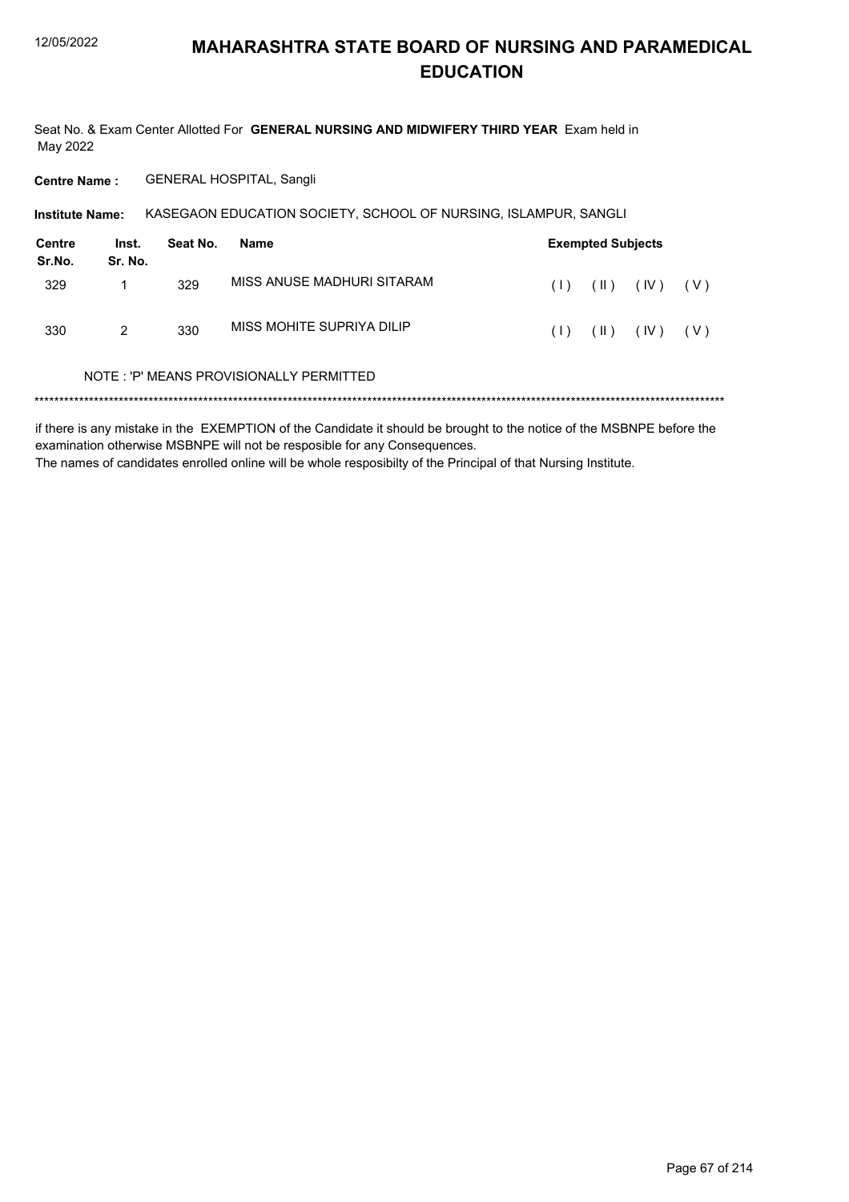# MAHARASHTRA STATE BOARD OF NURSING AND PARAMEDICAL EDUCATION

Seat No. & Exam Center Allotted For **GENERAL NURSING AND MIDWIFERY THIRD YEAR** Exam held in May 2022

**Centre Name :** GENERAL HOSPITAL, Sangli

**Institute Name:** KASEGAON EDUCATION SOCIETY, SCHOOL OF NURSING, ISLAMPUR, SANGLI

| Centre Sr.No. | Inst. Sr. No. | Seat No. | Name | Exempted Subjects |
|---|---|---|---|---|
| 329 | 1 | 329 | MISS ANUSE MADHURI SITARAM | ( I ) ( II ) ( IV ) ( V ) |
| 330 | 2 | 330 | MISS MOHITE SUPRIYA DILIP | ( I ) ( II ) ( IV ) ( V ) |

NOTE : 'P' MEANS PROVISIONALLY PERMITTED

*******************************************************************************************************************************************

if there is any mistake in the EXEMPTION of the Candidate it should be brought to the notice of the MSBNPE before the examination otherwise MSBNPE will not be resposible for any Consequences.
The names of candidates enrolled online will be whole resposibilty of the Principal of that Nursing Institute.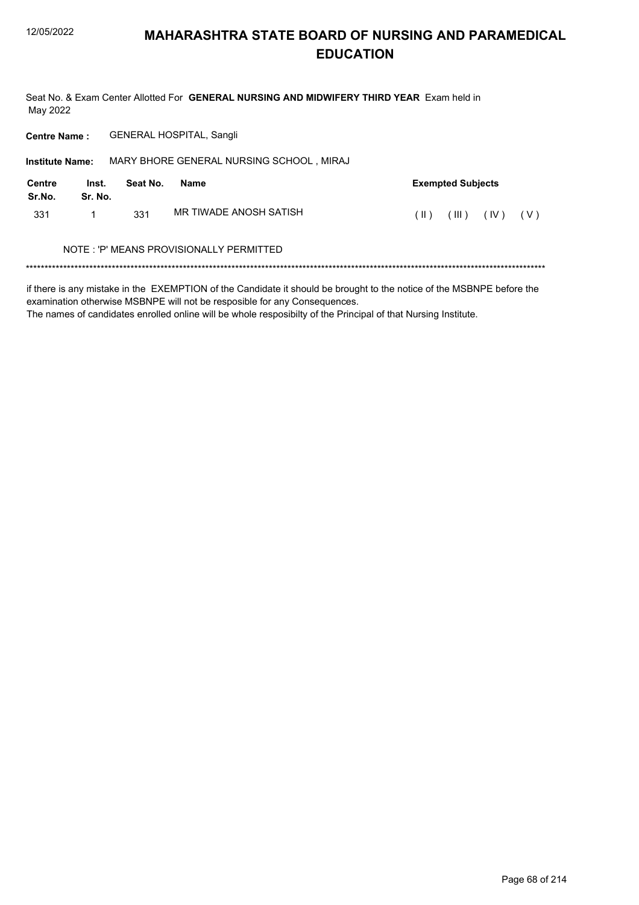# MAHARASHTRA STATE BOARD OF NURSING AND PARAMEDICAL EDUCATION

Seat No. & Exam Center Allotted For **GENERAL NURSING AND MIDWIFERY THIRD YEAR** Exam held in May 2022

**Centre Name :** GENERAL HOSPITAL, Sangli

**Institute Name:** MARY BHORE GENERAL NURSING SCHOOL , MIRAJ

| Centre Sr.No. | Inst. Sr. No. | Seat No. | Name | Exempted Subjects |
|---|---|---|---|---|
| 331 | 1 | 331 | MR TIWADE ANOSH SATISH | ( II ) ( III ) ( IV ) ( V ) |

NOTE : 'P' MEANS PROVISIONALLY PERMITTED

******************************************************************************************************************************************

if there is any mistake in the EXEMPTION of the Candidate it should be brought to the notice of the MSBNPE before the examination otherwise MSBNPE will not be resposible for any Consequences.
The names of candidates enrolled online will be whole resposibilty of the Principal of that Nursing Institute.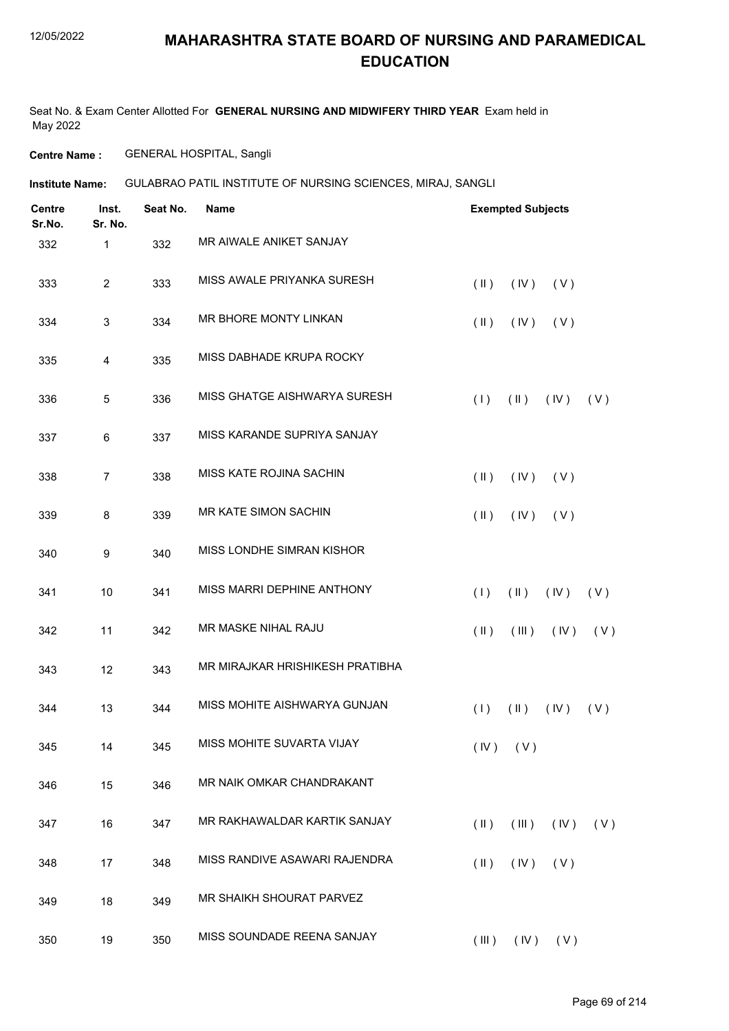# MAHARASHTRA STATE BOARD OF NURSING AND PARAMEDICAL EDUCATION

Seat No. & Exam Center Allotted For **GENERAL NURSING AND MIDWIFERY THIRD YEAR** Exam held in May 2022

**Centre Name :** GENERAL HOSPITAL, Sangli

**Institute Name:** GULABRAO PATIL INSTITUTE OF NURSING SCIENCES, MIRAJ, SANGLI

| Centre Sr.No. | Inst. Sr. No. | Seat No. | Name | Exempted Subjects |
|---|---|---|---|---|
| 332 | 1 | 332 | MR AIWALE ANIKET SANJAY | |
| 333 | 2 | 333 | MISS AWALE PRIYANKA SURESH | ( II ) ( IV ) ( V ) |
| 334 | 3 | 334 | MR BHORE MONTY LINKAN | ( II ) ( IV ) ( V ) |
| 335 | 4 | 335 | MISS DABHADE KRUPA ROCKY | |
| 336 | 5 | 336 | MISS GHATGE AISHWARYA SURESH | ( I ) ( II ) ( IV ) ( V ) |
| 337 | 6 | 337 | MISS KARANDE SUPRIYA SANJAY | |
| 338 | 7 | 338 | MISS KATE ROJINA SACHIN | ( II ) ( IV ) ( V ) |
| 339 | 8 | 339 | MR KATE SIMON SACHIN | ( II ) ( IV ) ( V ) |
| 340 | 9 | 340 | MISS LONDHE SIMRAN KISHOR | |
| 341 | 10 | 341 | MISS MARRI DEPHINE ANTHONY | ( I ) ( II ) ( IV ) ( V ) |
| 342 | 11 | 342 | MR MASKE NIHAL RAJU | ( II ) ( III ) ( IV ) ( V ) |
| 343 | 12 | 343 | MR MIRAJKAR HRISHIKESH PRATIBHA | |
| 344 | 13 | 344 | MISS MOHITE AISHWARYA GUNJAN | ( I ) ( II ) ( IV ) ( V ) |
| 345 | 14 | 345 | MISS MOHITE SUVARTA VIJAY | ( IV ) ( V ) |
| 346 | 15 | 346 | MR NAIK OMKAR CHANDRAKANT | |
| 347 | 16 | 347 | MR RAKHAWALDAR KARTIK SANJAY | ( II ) ( III ) ( IV ) ( V ) |
| 348 | 17 | 348 | MISS RANDIVE ASAWARI RAJENDRA | ( II ) ( IV ) ( V ) |
| 349 | 18 | 349 | MR SHAIKH SHOURAT PARVEZ | |
| 350 | 19 | 350 | MISS SOUNDADE REENA SANJAY | ( III ) ( IV ) ( V ) |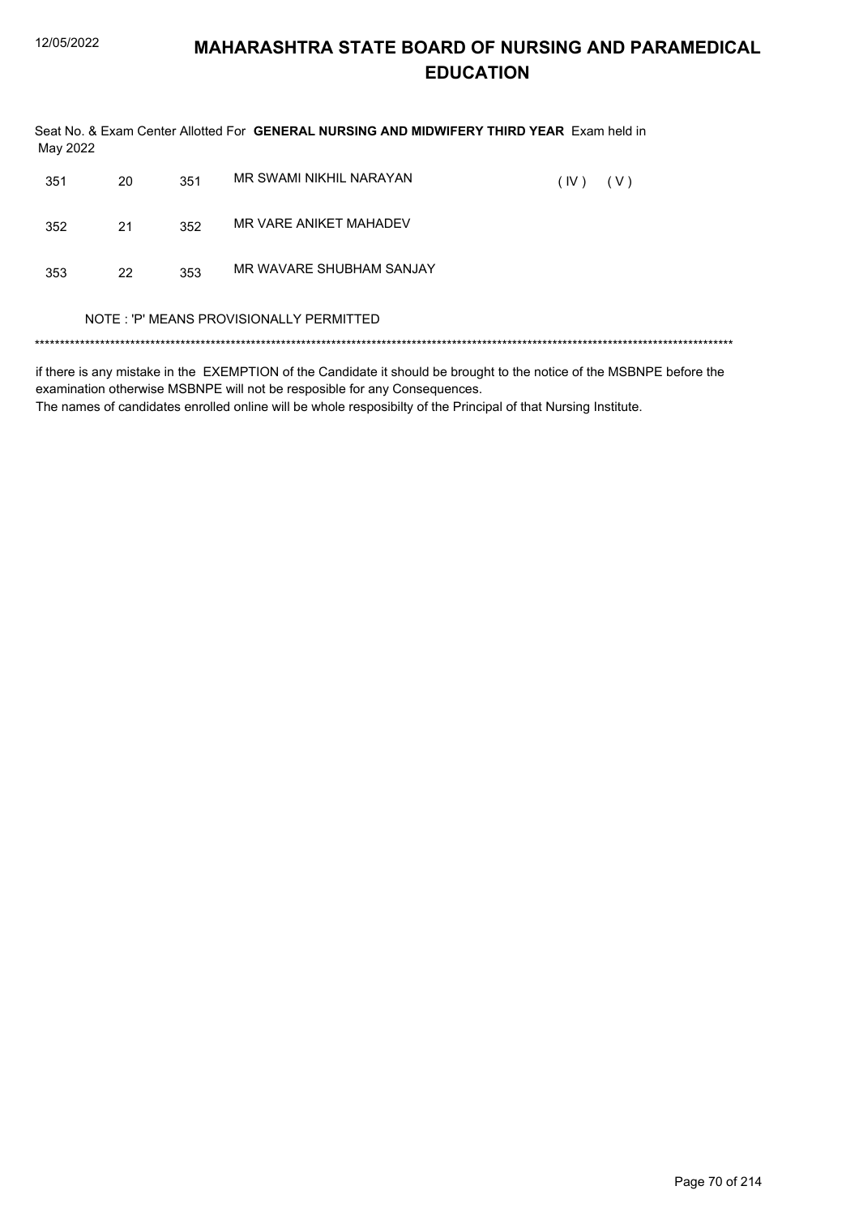Seat No. & Exam Center Allotted For **GENERAL NURSING AND MIDWIFERY THIRD YEAR** Exam held in May 2022

| | | | | | |
|---|---|---|---|---|---|
| 351 | 20 | 351 | MR SWAMI NIKHIL NARAYAN | ( IV ) | ( V ) |
| 352 | 21 | 352 | MR VARE ANIKET MAHADEV | | |
| 353 | 22 | 353 | MR WAVARE SHUBHAM SANJAY | | |

NOTE : 'P' MEANS PROVISIONALLY PERMITTED

******************************************************************************************************************************************

if there is any mistake in the EXEMPTION of the Candidate it should be brought to the notice of the MSBNPE before the examination otherwise MSBNPE will not be resposible for any Consequences.

The names of candidates enrolled online will be whole resposibilty of the Principal of that Nursing Institute.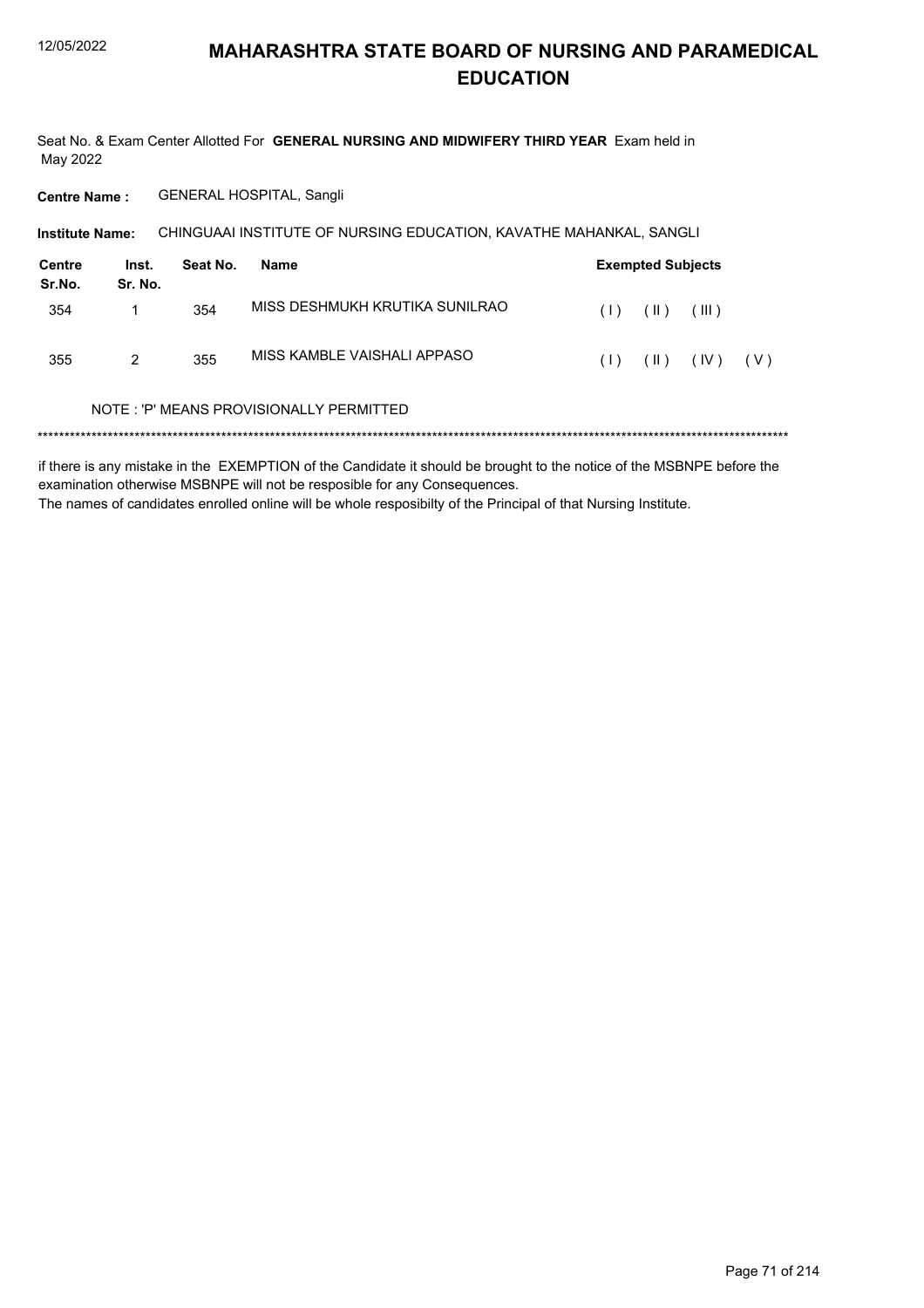# MAHARASHTRA STATE BOARD OF NURSING AND PARAMEDICAL EDUCATION

Seat No. & Exam Center Allotted For **GENERAL NURSING AND MIDWIFERY THIRD YEAR** Exam held in May 2022

**Centre Name :** GENERAL HOSPITAL, Sangli

**Institute Name:** CHINGUAAI INSTITUTE OF NURSING EDUCATION, KAVATHE MAHANKAL, SANGLI

| Centre Sr.No. | Inst. Sr. No. | Seat No. | Name | Exempted Subjects |
|---|---|---|---|---|
| 354 | 1 | 354 | MISS DESHMUKH KRUTIKA SUNILRAO | ( I ) ( II ) ( III ) |
| 355 | 2 | 355 | MISS KAMBLE VAISHALI APPASO | ( I ) ( II ) ( IV ) ( V ) |

NOTE : 'P' MEANS PROVISIONALLY PERMITTED

*******************************************************************************************************************************************

if there is any mistake in the EXEMPTION of the Candidate it should be brought to the notice of the MSBNPE before the examination otherwise MSBNPE will not be resposible for any Consequences.
The names of candidates enrolled online will be whole resposibilty of the Principal of that Nursing Institute.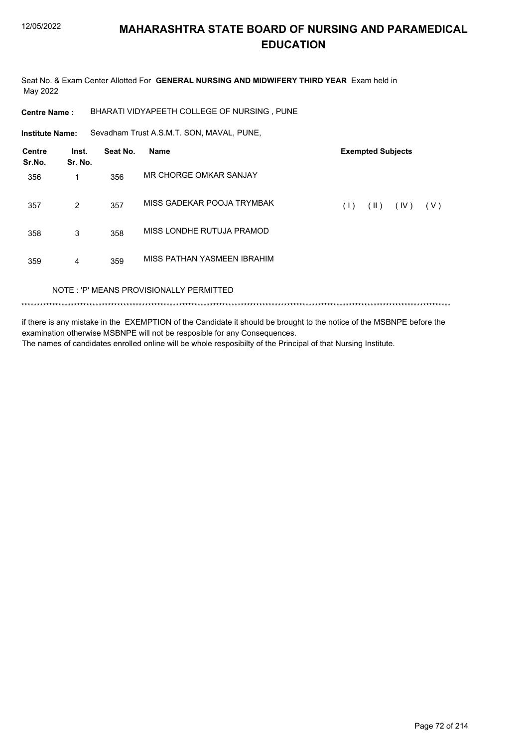# MAHARASHTRA STATE BOARD OF NURSING AND PARAMEDICAL EDUCATION

Seat No. & Exam Center Allotted For **GENERAL NURSING AND MIDWIFERY THIRD YEAR** Exam held in May 2022

**Centre Name :** BHARATI VIDYAPEETH COLLEGE OF NURSING , PUNE

**Institute Name:** Sevadham Trust A.S.M.T. SON, MAVAL, PUNE,

| Centre Sr.No. | Inst. Sr. No. | Seat No. | Name | Exempted Subjects |
|---|---|---|---|---|
| 356 | 1 | 356 | MR CHORGE OMKAR SANJAY | |
| 357 | 2 | 357 | MISS GADEKAR POOJA TRYMBAK | ( I ) ( II ) ( IV ) ( V ) |
| 358 | 3 | 358 | MISS LONDHE RUTUJA PRAMOD | |
| 359 | 4 | 359 | MISS PATHAN YASMEEN IBRAHIM | |

NOTE : 'P' MEANS PROVISIONALLY PERMITTED

*******************************************************************************************************************************************

if there is any mistake in the EXEMPTION of the Candidate it should be brought to the notice of the MSBNPE before the examination otherwise MSBNPE will not be resposible for any Consequences.
The names of candidates enrolled online will be whole resposibilty of the Principal of that Nursing Institute.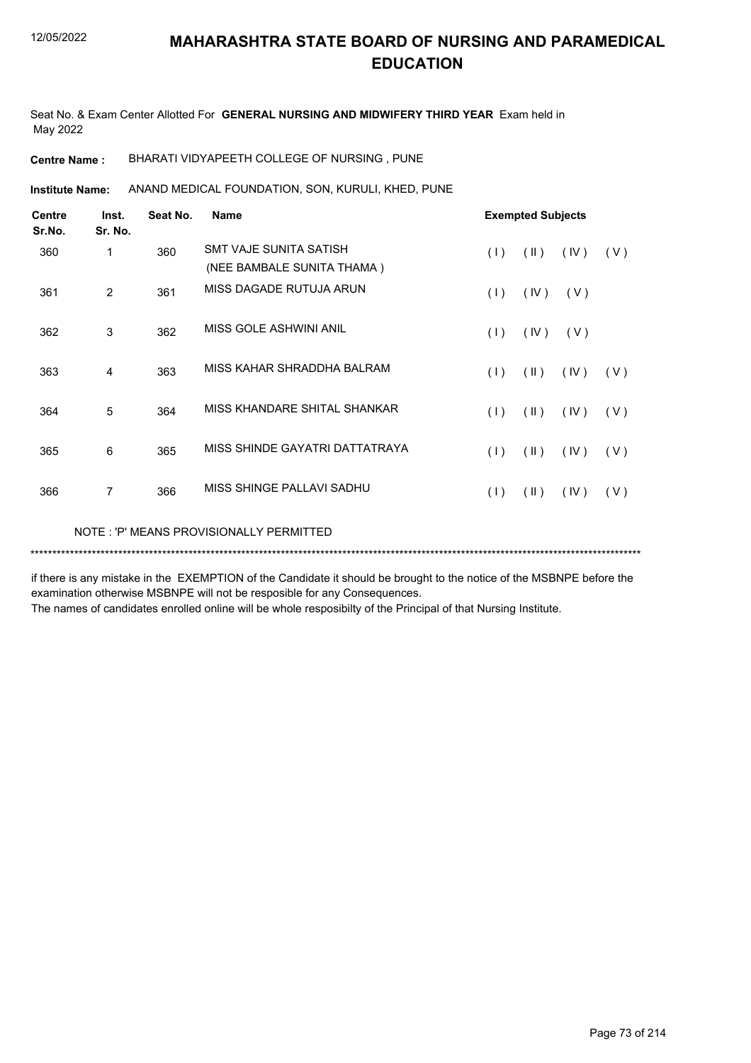# MAHARASHTRA STATE BOARD OF NURSING AND PARAMEDICAL EDUCATION

Seat No. & Exam Center Allotted For **GENERAL NURSING AND MIDWIFERY THIRD YEAR** Exam held in May 2022

**Centre Name :** BHARATI VIDYAPEETH COLLEGE OF NURSING , PUNE

**Institute Name:** ANAND MEDICAL FOUNDATION, SON, KURULI, KHED, PUNE

| Centre Sr.No. | Inst. Sr. No. | Seat No. | Name | Exempted Subjects | | | |
|---|---|---|---|---|---|---|---|
| 360 | 1 | 360 | SMT VAJE SUNITA SATISH (NEE BAMBALE SUNITA THAMA ) | ( I ) | ( II ) | ( IV ) | ( V ) |
| 361 | 2 | 361 | MISS DAGADE RUTUJA ARUN | ( I ) | ( IV ) | ( V ) | |
| 362 | 3 | 362 | MISS GOLE ASHWINI ANIL | ( I ) | ( IV ) | ( V ) | |
| 363 | 4 | 363 | MISS KAHAR SHRADDHA BALRAM | ( I ) | ( II ) | ( IV ) | ( V ) |
| 364 | 5 | 364 | MISS KHANDARE SHITAL SHANKAR | ( I ) | ( II ) | ( IV ) | ( V ) |
| 365 | 6 | 365 | MISS SHINDE GAYATRI DATTATRAYA | ( I ) | ( II ) | ( IV ) | ( V ) |
| 366 | 7 | 366 | MISS SHINGE PALLAVI SADHU | ( I ) | ( II ) | ( IV ) | ( V ) |

NOTE : 'P' MEANS PROVISIONALLY PERMITTED

*******************************************************************************************************************************************

if there is any mistake in the EXEMPTION of the Candidate it should be brought to the notice of the MSBNPE before the examination otherwise MSBNPE will not be resposible for any Consequences.
The names of candidates enrolled online will be whole resposibilty of the Principal of that Nursing Institute.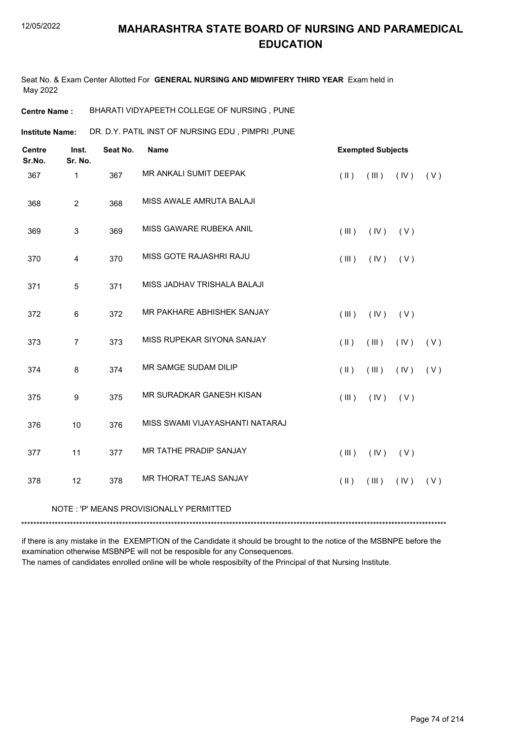# MAHARASHTRA STATE BOARD OF NURSING AND PARAMEDICAL EDUCATION

12/05/2022

Seat No. & Exam Center Allotted For **GENERAL NURSING AND MIDWIFERY THIRD YEAR** Exam held in May 2022

**Centre Name :** BHARATI VIDYAPEETH COLLEGE OF NURSING , PUNE

**Institute Name:** DR. D.Y. PATIL INST OF NURSING EDU , PIMPRI ,PUNE

| Centre Sr.No. | Inst. Sr. No. | Seat No. | Name | Exempted Subjects | | | |
|---|---|---|---|---|---|---|---|
| 367 | 1 | 367 | MR ANKALI SUMIT DEEPAK | ( II ) | ( III ) | ( IV ) | ( V ) |
| 368 | 2 | 368 | MISS AWALE AMRUTA BALAJI | | | | |
| 369 | 3 | 369 | MISS GAWARE RUBEKA ANIL | ( III ) | ( IV ) | ( V ) | |
| 370 | 4 | 370 | MISS GOTE RAJASHRI RAJU | ( III ) | ( IV ) | ( V ) | |
| 371 | 5 | 371 | MISS JADHAV TRISHALA BALAJI | | | | |
| 372 | 6 | 372 | MR PAKHARE ABHISHEK SANJAY | ( III ) | ( IV ) | ( V ) | |
| 373 | 7 | 373 | MISS RUPEKAR SIYONA SANJAY | ( II ) | ( III ) | ( IV ) | ( V ) |
| 374 | 8 | 374 | MR SAMGE SUDAM DILIP | ( II ) | ( III ) | ( IV ) | ( V ) |
| 375 | 9 | 375 | MR SURADKAR GANESH KISAN | ( III ) | ( IV ) | ( V ) | |
| 376 | 10 | 376 | MISS SWAMI VIJAYASHANTI NATARAJ | | | | |
| 377 | 11 | 377 | MR TATHE PRADIP SANJAY | ( III ) | ( IV ) | ( V ) | |
| 378 | 12 | 378 | MR THORAT TEJAS SANJAY | ( II ) | ( III ) | ( IV ) | ( V ) |

NOTE : 'P' MEANS PROVISIONALLY PERMITTED

***************************************************************************************************************************************

if there is any mistake in the EXEMPTION of the Candidate it should be brought to the notice of the MSBNPE before the examination otherwise MSBNPE will not be resposible for any Consequences.

The names of candidates enrolled online will be whole resposibilty of the Principal of that Nursing Institute.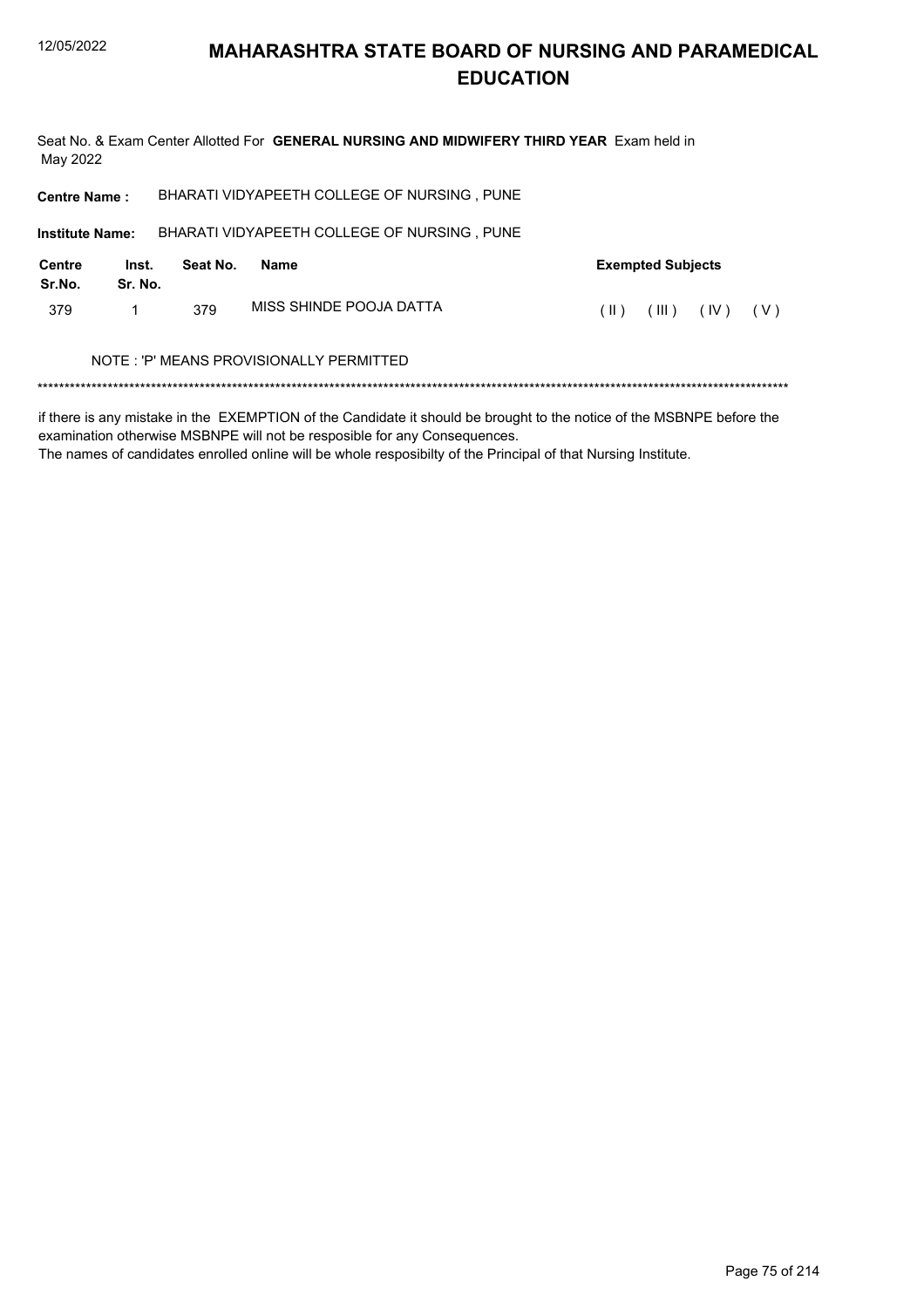# MAHARASHTRA STATE BOARD OF NURSING AND PARAMEDICAL EDUCATION

Seat No. & Exam Center Allotted For **GENERAL NURSING AND MIDWIFERY THIRD YEAR** Exam held in May 2022

**Centre Name :** BHARATI VIDYAPEETH COLLEGE OF NURSING , PUNE

**Institute Name:** BHARATI VIDYAPEETH COLLEGE OF NURSING , PUNE

| Centre Sr.No. | Inst. Sr. No. | Seat No. | Name | Exempted Subjects |
|---|---|---|---|---|
| 379 | 1 | 379 | MISS SHINDE POOJA DATTA | ( II ) ( III ) ( IV ) ( V ) |

NOTE : 'P' MEANS PROVISIONALLY PERMITTED

*******************************************************************************************************************************************

if there is any mistake in the EXEMPTION of the Candidate it should be brought to the notice of the MSBNPE before the examination otherwise MSBNPE will not be resposible for any Consequences.
The names of candidates enrolled online will be whole resposibilty of the Principal of that Nursing Institute.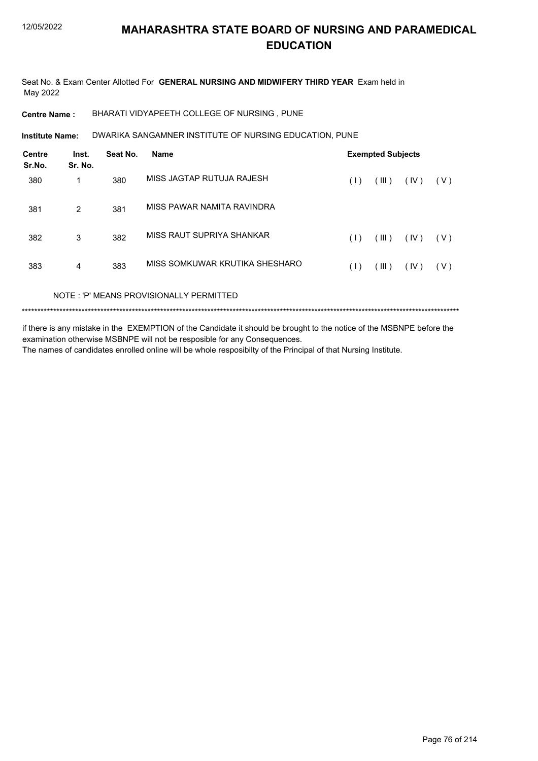# MAHARASHTRA STATE BOARD OF NURSING AND PARAMEDICAL EDUCATION

Seat No. & Exam Center Allotted For **GENERAL NURSING AND MIDWIFERY THIRD YEAR** Exam held in May 2022

**Centre Name :** BHARATI VIDYAPEETH COLLEGE OF NURSING , PUNE

**Institute Name:** DWARIKA SANGAMNER INSTITUTE OF NURSING EDUCATION, PUNE

| Centre Sr.No. | Inst. Sr. No. | Seat No. | Name | Exempted Subjects | | | |
|---|---|---|---|---|---|---|---|
| 380 | 1 | 380 | MISS JAGTAP RUTUJA RAJESH | ( I ) | ( III ) | ( IV ) | ( V ) |
| 381 | 2 | 381 | MISS PAWAR NAMITA RAVINDRA | | | | |
| 382 | 3 | 382 | MISS RAUT SUPRIYA SHANKAR | ( I ) | ( III ) | ( IV ) | ( V ) |
| 383 | 4 | 383 | MISS SOMKUWAR KRUTIKA SHESHARO | ( I ) | ( III ) | ( IV ) | ( V ) |

NOTE : 'P' MEANS PROVISIONALLY PERMITTED

*******************************************************************************************************************************************

if there is any mistake in the EXEMPTION of the Candidate it should be brought to the notice of the MSBNPE before the examination otherwise MSBNPE will not be resposible for any Consequences.
The names of candidates enrolled online will be whole resposibilty of the Principal of that Nursing Institute.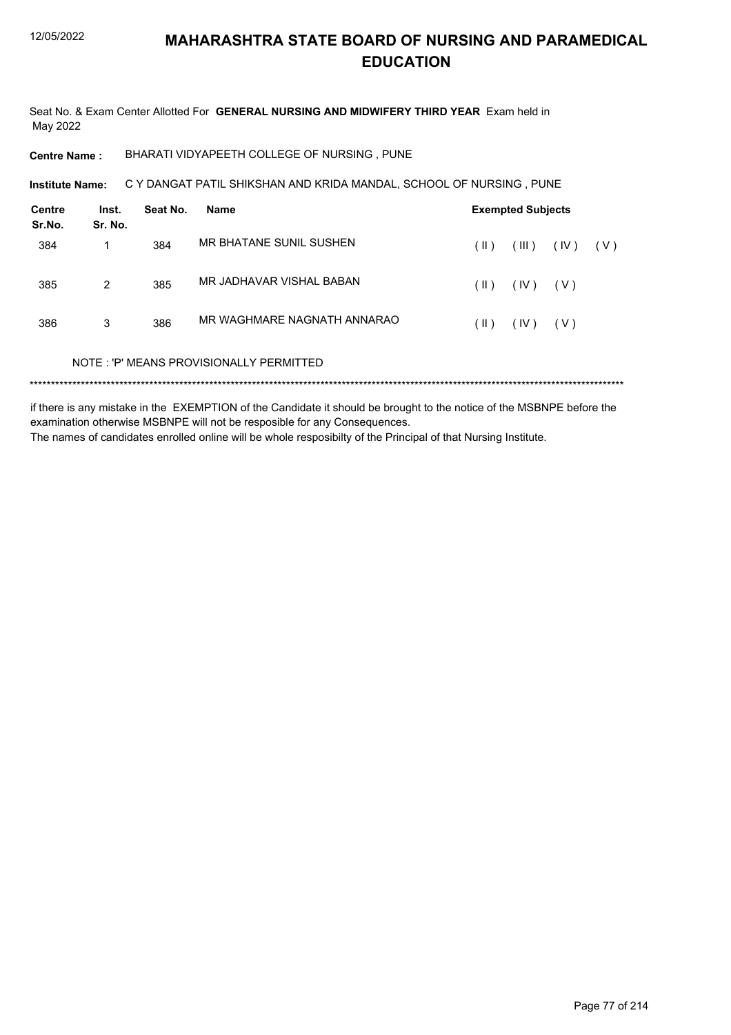# MAHARASHTRA STATE BOARD OF NURSING AND PARAMEDICAL EDUCATION

Seat No. & Exam Center Allotted For **GENERAL NURSING AND MIDWIFERY THIRD YEAR** Exam held in May 2022

**Centre Name :** BHARATI VIDYAPEETH COLLEGE OF NURSING , PUNE

**Institute Name:** C Y DANGAT PATIL SHIKSHAN AND KRIDA MANDAL, SCHOOL OF NURSING , PUNE

| Centre Sr.No. | Inst. Sr. No. | Seat No. | Name | Exempted Subjects |
|---|---|---|---|---|
| 384 | 1 | 384 | MR BHATANE SUNIL SUSHEN | ( II ) ( III ) ( IV ) ( V ) |
| 385 | 2 | 385 | MR JADHAVAR VISHAL BABAN | ( II ) ( IV ) ( V ) |
| 386 | 3 | 386 | MR WAGHMARE NAGNATH ANNARAO | ( II ) ( IV ) ( V ) |

NOTE : 'P' MEANS PROVISIONALLY PERMITTED

******************************************************************************************************************************************

if there is any mistake in the EXEMPTION of the Candidate it should be brought to the notice of the MSBNPE before the examination otherwise MSBNPE will not be resposible for any Consequences.

The names of candidates enrolled online will be whole resposibilty of the Principal of that Nursing Institute.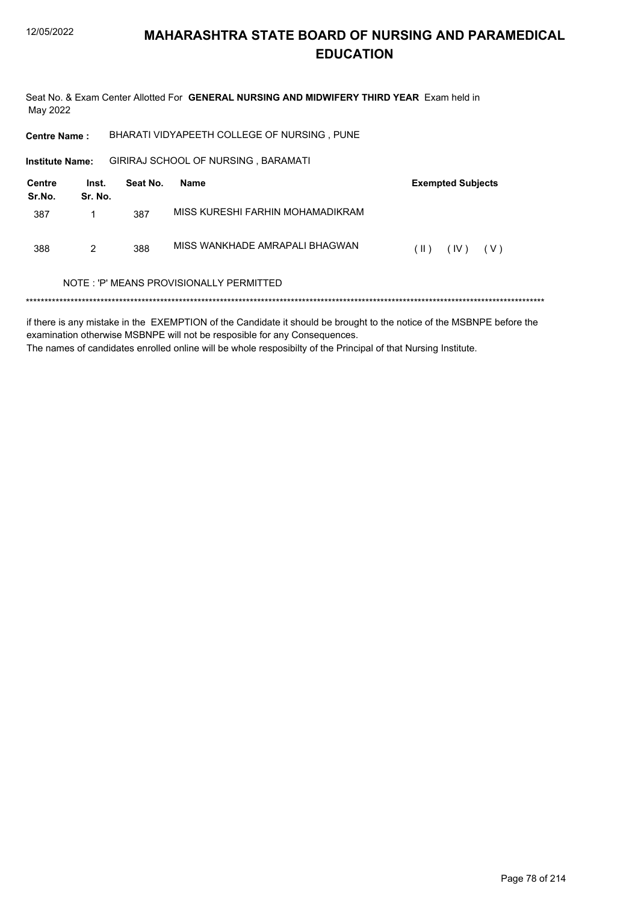# MAHARASHTRA STATE BOARD OF NURSING AND PARAMEDICAL EDUCATION

Seat No. & Exam Center Allotted For **GENERAL NURSING AND MIDWIFERY THIRD YEAR** Exam held in May 2022

**Centre Name :** BHARATI VIDYAPEETH COLLEGE OF NURSING , PUNE

**Institute Name:** GIRIRAJ SCHOOL OF NURSING , BARAMATI

| Centre Sr.No. | Inst. Sr. No. | Seat No. | Name | Exempted Subjects |
|---|---|---|---|---|
| 387 | 1 | 387 | MISS KURESHI FARHIN MOHAMADIKRAM | |
| 388 | 2 | 388 | MISS WANKHADE AMRAPALI BHAGWAN | ( II ) ( IV ) ( V ) |

NOTE : 'P' MEANS PROVISIONALLY PERMITTED

***********************************************************************************************************************************************

if there is any mistake in the EXEMPTION of the Candidate it should be brought to the notice of the MSBNPE before the examination otherwise MSBNPE will not be resposible for any Consequences.
The names of candidates enrolled online will be whole resposibilty of the Principal of that Nursing Institute.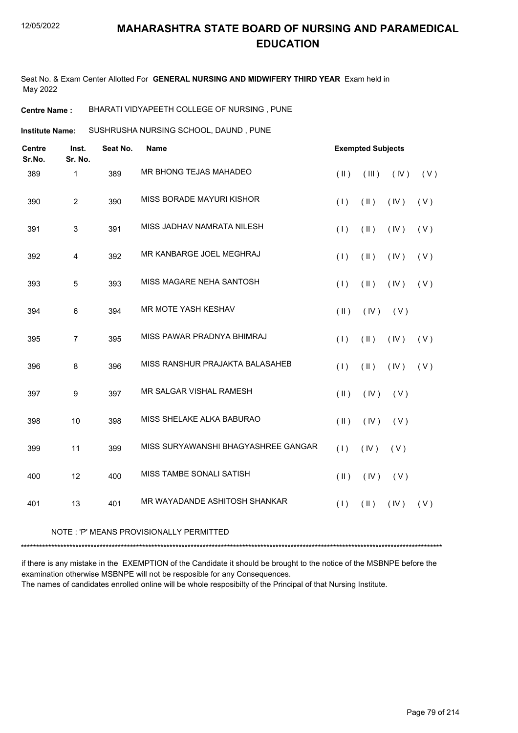# MAHARASHTRA STATE BOARD OF NURSING AND PARAMEDICAL EDUCATION

Seat No. & Exam Center Allotted For **GENERAL NURSING AND MIDWIFERY THIRD YEAR** Exam held in May 2022

**Centre Name :** BHARATI VIDYAPEETH COLLEGE OF NURSING , PUNE

**Institute Name:** SUSHRUSHA NURSING SCHOOL, DAUND , PUNE

| Centre Sr.No. | Inst. Sr. No. | Seat No. | Name | Exempted Subjects |
|---|---|---|---|---|
| 389 | 1 | 389 | MR BHONG TEJAS MAHADEO | ( II ) ( III ) ( IV ) ( V ) |
| 390 | 2 | 390 | MISS BORADE MAYURI KISHOR | ( I ) ( II ) ( IV ) ( V ) |
| 391 | 3 | 391 | MISS JADHAV NAMRATA NILESH | ( I ) ( II ) ( IV ) ( V ) |
| 392 | 4 | 392 | MR KANBARGE JOEL MEGHRAJ | ( I ) ( II ) ( IV ) ( V ) |
| 393 | 5 | 393 | MISS MAGARE NEHA SANTOSH | ( I ) ( II ) ( IV ) ( V ) |
| 394 | 6 | 394 | MR MOTE YASH KESHAV | ( II ) ( IV ) ( V ) |
| 395 | 7 | 395 | MISS PAWAR PRADNYA BHIMRAJ | ( I ) ( II ) ( IV ) ( V ) |
| 396 | 8 | 396 | MISS RANSHUR PRAJAKTA BALASAHEB | ( I ) ( II ) ( IV ) ( V ) |
| 397 | 9 | 397 | MR SALGAR VISHAL RAMESH | ( II ) ( IV ) ( V ) |
| 398 | 10 | 398 | MISS SHELAKE ALKA BABURAO | ( II ) ( IV ) ( V ) |
| 399 | 11 | 399 | MISS SURYAWANSHI BHAGYASHREE GANGAR | ( I ) ( IV ) ( V ) |
| 400 | 12 | 400 | MISS TAMBE SONALI SATISH | ( II ) ( IV ) ( V ) |
| 401 | 13 | 401 | MR WAYADANDE ASHITOSH SHANKAR | ( I ) ( II ) ( IV ) ( V ) |

NOTE : 'P' MEANS PROVISIONALLY PERMITTED

*******************************************************************************************************************************************

if there is any mistake in the EXEMPTION of the Candidate it should be brought to the notice of the MSBNPE before the examination otherwise MSBNPE will not be resposible for any Consequences.

The names of candidates enrolled online will be whole resposibilty of the Principal of that Nursing Institute.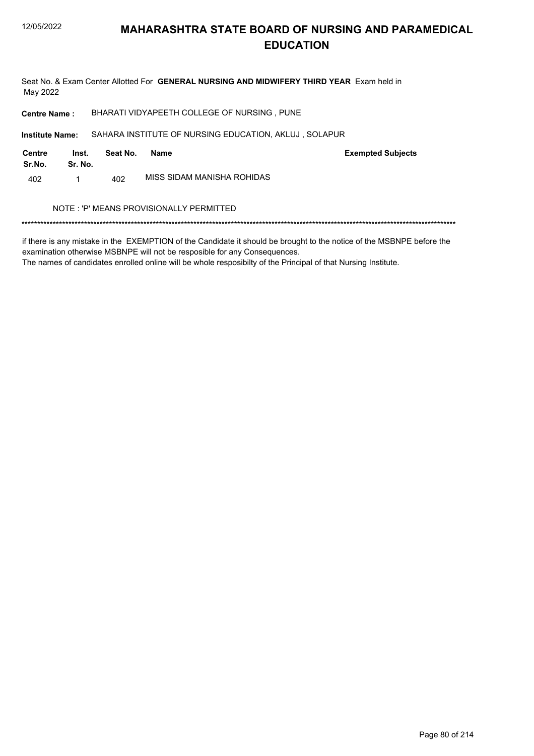# MAHARASHTRA STATE BOARD OF NURSING AND PARAMEDICAL EDUCATION

Seat No. & Exam Center Allotted For **GENERAL NURSING AND MIDWIFERY THIRD YEAR** Exam held in May 2022

**Centre Name :** BHARATI VIDYAPEETH COLLEGE OF NURSING , PUNE

**Institute Name:** SAHARA INSTITUTE OF NURSING EDUCATION, AKLUJ , SOLAPUR

| Centre Sr.No. | Inst. Sr. No. | Seat No. | Name | Exempted Subjects |
|---|---|---|---|---|
| 402 | 1 | 402 | MISS SIDAM MANISHA ROHIDAS | |

NOTE : 'P' MEANS PROVISIONALLY PERMITTED

*******************************************************************************************************************************************

if there is any mistake in the EXEMPTION of the Candidate it should be brought to the notice of the MSBNPE before the examination otherwise MSBNPE will not be resposible for any Consequences.
The names of candidates enrolled online will be whole resposibilty of the Principal of that Nursing Institute.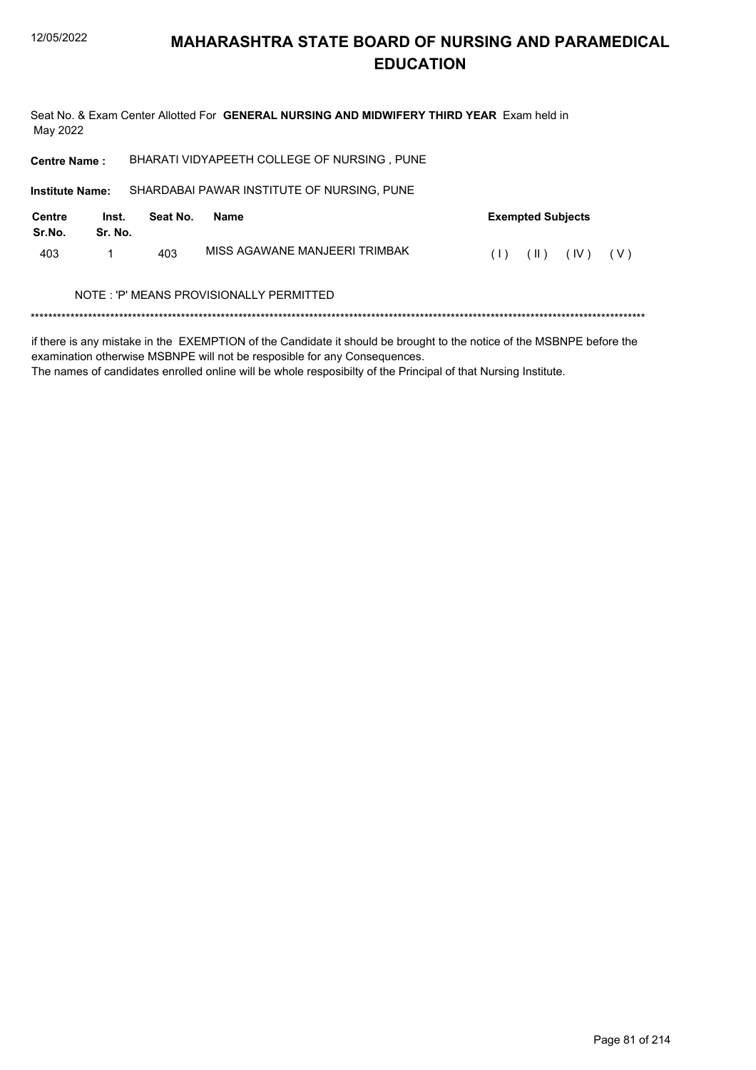# MAHARASHTRA STATE BOARD OF NURSING AND PARAMEDICAL EDUCATION

Seat No. & Exam Center Allotted For **GENERAL NURSING AND MIDWIFERY THIRD YEAR** Exam held in May 2022

**Centre Name :** BHARATI VIDYAPEETH COLLEGE OF NURSING , PUNE

**Institute Name:** SHARDABAI PAWAR INSTITUTE OF NURSING, PUNE

| Centre Sr.No. | Inst. Sr. No. | Seat No. | Name | Exempted Subjects |
|---|---|---|---|---|
| 403 | 1 | 403 | MISS AGAWANE MANJEERI TRIMBAK | ( I ) ( II ) ( IV ) ( V ) |

NOTE : 'P' MEANS PROVISIONALLY PERMITTED

******************************************************************************************************************************************

if there is any mistake in the EXEMPTION of the Candidate it should be brought to the notice of the MSBNPE before the examination otherwise MSBNPE will not be resposible for any Consequences.

The names of candidates enrolled online will be whole resposibilty of the Principal of that Nursing Institute.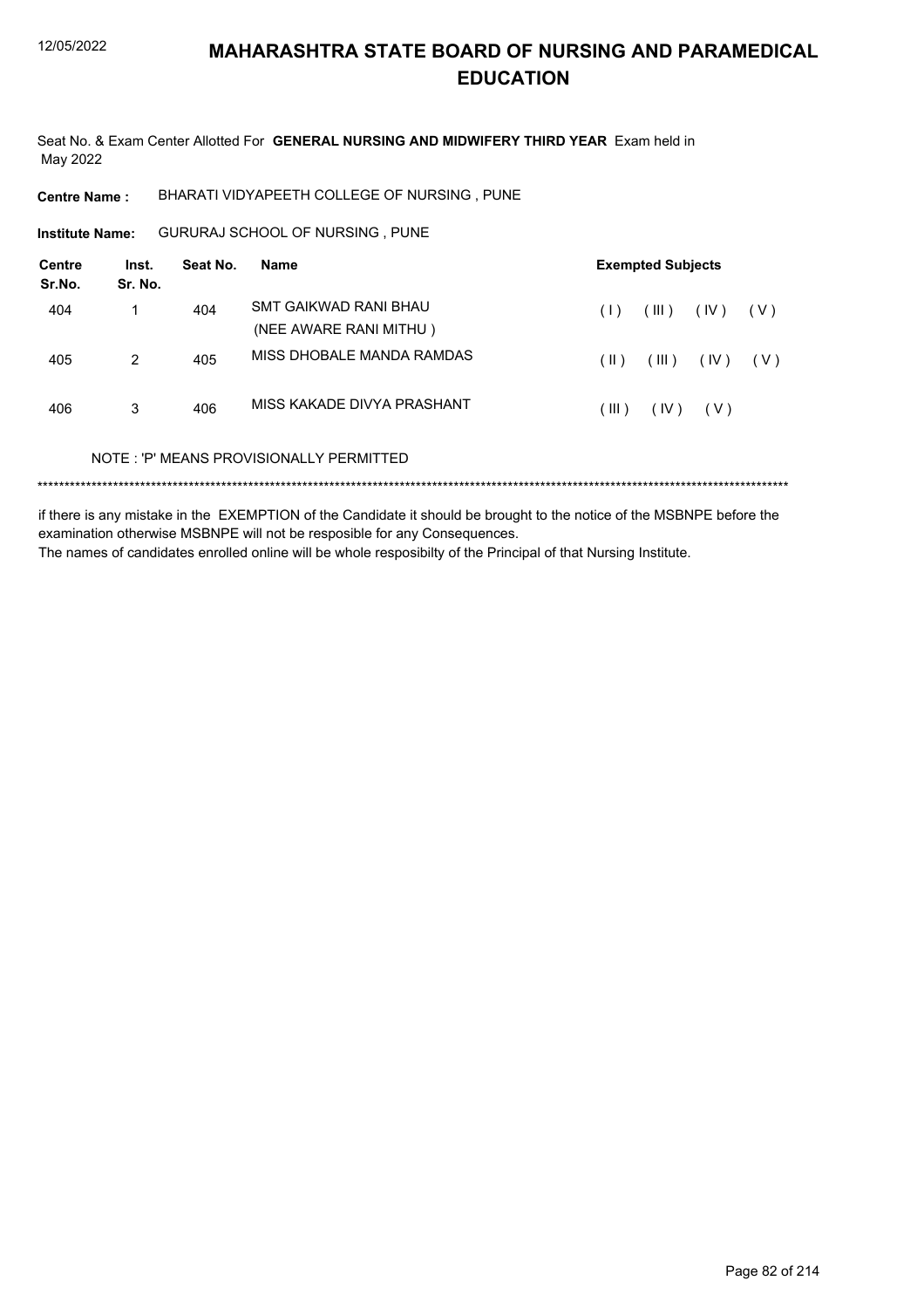# MAHARASHTRA STATE BOARD OF NURSING AND PARAMEDICAL EDUCATION

Seat No. & Exam Center Allotted For **GENERAL NURSING AND MIDWIFERY THIRD YEAR** Exam held in May 2022

**Centre Name :** BHARATI VIDYAPEETH COLLEGE OF NURSING , PUNE

**Institute Name:** GURURAJ SCHOOL OF NURSING , PUNE

| Centre Sr.No. | Inst. Sr. No. | Seat No. | Name | Exempted Subjects |
|---|---|---|---|---|
| 404 | 1 | 404 | SMT GAIKWAD RANI BHAU (NEE AWARE RANI MITHU ) | ( I ) ( III ) ( IV ) ( V ) |
| 405 | 2 | 405 | MISS DHOBALE MANDA RAMDAS | ( II ) ( III ) ( IV ) ( V ) |
| 406 | 3 | 406 | MISS KAKADE DIVYA PRASHANT | ( III ) ( IV ) ( V ) |

NOTE : 'P' MEANS PROVISIONALLY PERMITTED

******************************************************************************************************************************************

if there is any mistake in the EXEMPTION of the Candidate it should be brought to the notice of the MSBNPE before the examination otherwise MSBNPE will not be resposible for any Consequences.
The names of candidates enrolled online will be whole resposibilty of the Principal of that Nursing Institute.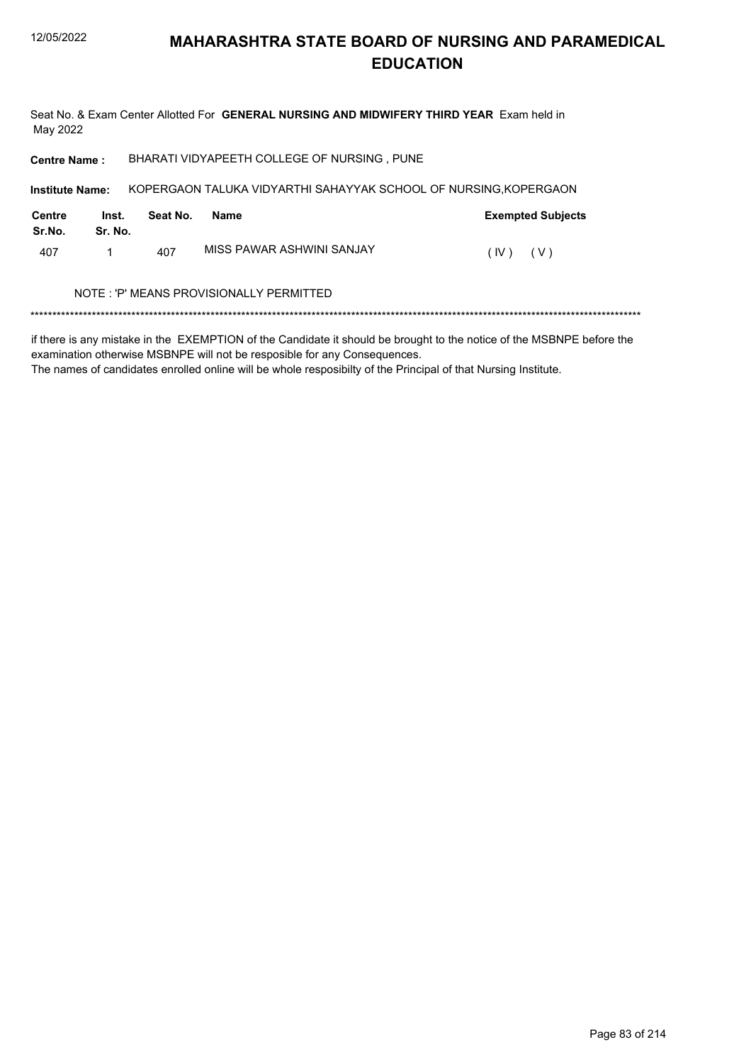# MAHARASHTRA STATE BOARD OF NURSING AND PARAMEDICAL EDUCATION

Seat No. & Exam Center Allotted For **GENERAL NURSING AND MIDWIFERY THIRD YEAR** Exam held in May 2022

**Centre Name :** BHARATI VIDYAPEETH COLLEGE OF NURSING , PUNE

**Institute Name:** KOPERGAON TALUKA VIDYARTHI SAHAYYAK SCHOOL OF NURSING,KOPERGAON

| Centre Sr.No. | Inst. Sr. No. | Seat No. | Name | Exempted Subjects |
|---|---|---|---|---|
| 407 | 1 | 407 | MISS PAWAR ASHWINI SANJAY | ( IV ) ( V ) |

NOTE : 'P' MEANS PROVISIONALLY PERMITTED

******************************************************************************************************************************************

if there is any mistake in the EXEMPTION of the Candidate it should be brought to the notice of the MSBNPE before the examination otherwise MSBNPE will not be resposible for any Consequences.

The names of candidates enrolled online will be whole resposibilty of the Principal of that Nursing Institute.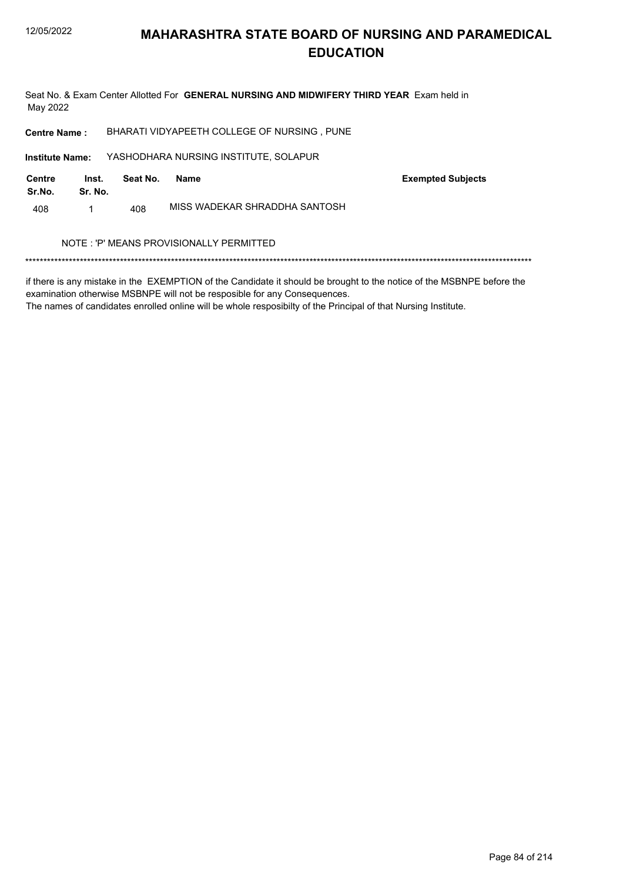# MAHARASHTRA STATE BOARD OF NURSING AND PARAMEDICAL EDUCATION

Seat No. & Exam Center Allotted For **GENERAL NURSING AND MIDWIFERY THIRD YEAR** Exam held in May 2022

**Centre Name :** BHARATI VIDYAPEETH COLLEGE OF NURSING , PUNE

**Institute Name:** YASHODHARA NURSING INSTITUTE, SOLAPUR

| Centre Sr.No. | Inst. Sr. No. | Seat No. | Name | Exempted Subjects |
|---|---|---|---|---|
| 408 | 1 | 408 | MISS WADEKAR SHRADDHA SANTOSH | |

NOTE : 'P' MEANS PROVISIONALLY PERMITTED

******************************************************************************************************************************************

if there is any mistake in the EXEMPTION of the Candidate it should be brought to the notice of the MSBNPE before the examination otherwise MSBNPE will not be resposible for any Consequences.
The names of candidates enrolled online will be whole resposibilty of the Principal of that Nursing Institute.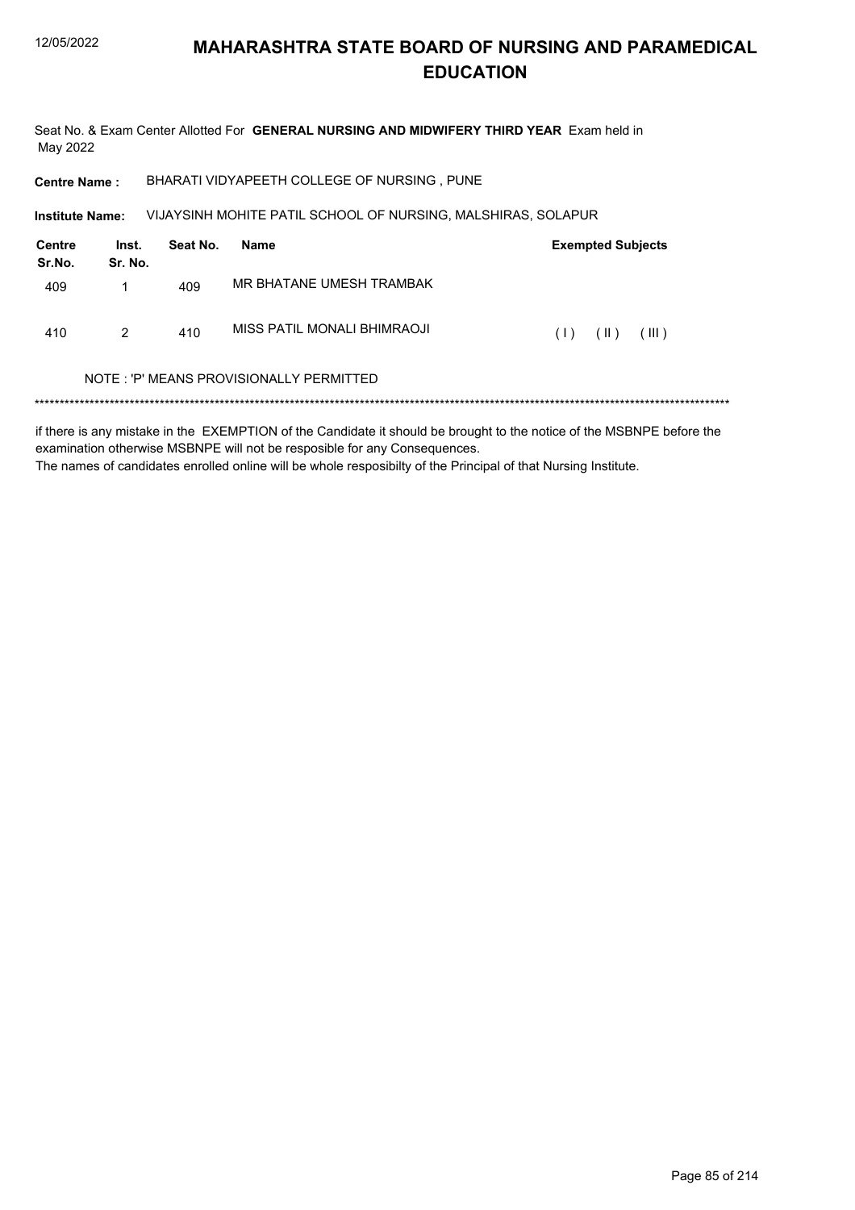# MAHARASHTRA STATE BOARD OF NURSING AND PARAMEDICAL EDUCATION

Seat No. & Exam Center Allotted For **GENERAL NURSING AND MIDWIFERY THIRD YEAR** Exam held in May 2022

**Centre Name :** BHARATI VIDYAPEETH COLLEGE OF NURSING , PUNE

**Institute Name:** VIJAYSINH MOHITE PATIL SCHOOL OF NURSING, MALSHIRAS, SOLAPUR

| Centre Sr.No. | Inst. Sr. No. | Seat No. | Name | Exempted Subjects |
|---|---|---|---|---|
| 409 | 1 | 409 | MR BHATANE UMESH TRAMBAK | |
| 410 | 2 | 410 | MISS PATIL MONALI BHIMRAOJI | ( I ) ( II ) ( III ) |

NOTE : 'P' MEANS PROVISIONALLY PERMITTED

*****************************************************************************************************************************************

if there is any mistake in the EXEMPTION of the Candidate it should be brought to the notice of the MSBNPE before the examination otherwise MSBNPE will not be resposible for any Consequences.

The names of candidates enrolled online will be whole resposibilty of the Principal of that Nursing Institute.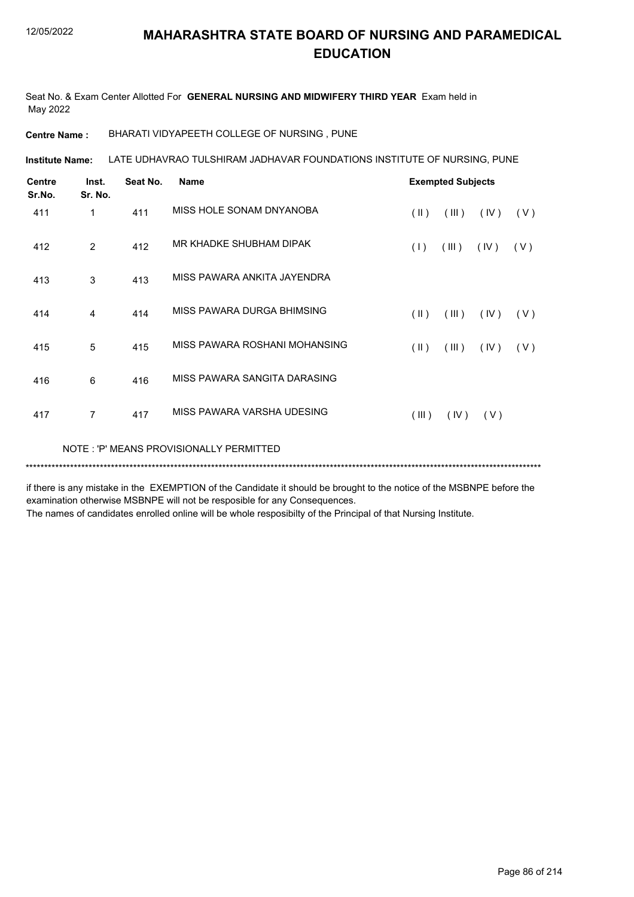# MAHARASHTRA STATE BOARD OF NURSING AND PARAMEDICAL EDUCATION

Seat No. & Exam Center Allotted For **GENERAL NURSING AND MIDWIFERY THIRD YEAR** Exam held in May 2022

**Centre Name :** BHARATI VIDYAPEETH COLLEGE OF NURSING , PUNE

**Institute Name:** LATE UDHAVRAO TULSHIRAM JADHAVAR FOUNDATIONS INSTITUTE OF NURSING, PUNE

| Centre Sr.No. | Inst. Sr. No. | Seat No. | Name | Exempted Subjects |
|---|---|---|---|---|
| 411 | 1 | 411 | MISS HOLE SONAM DNYANOBA | ( II ) ( III ) ( IV ) ( V ) |
| 412 | 2 | 412 | MR KHADKE SHUBHAM DIPAK | ( I ) ( III ) ( IV ) ( V ) |
| 413 | 3 | 413 | MISS PAWARA ANKITA JAYENDRA | |
| 414 | 4 | 414 | MISS PAWARA DURGA BHIMSING | ( II ) ( III ) ( IV ) ( V ) |
| 415 | 5 | 415 | MISS PAWARA ROSHANI MOHANSING | ( II ) ( III ) ( IV ) ( V ) |
| 416 | 6 | 416 | MISS PAWARA SANGITA DARASING | |
| 417 | 7 | 417 | MISS PAWARA VARSHA UDESING | ( III ) ( IV ) ( V ) |

NOTE : 'P' MEANS PROVISIONALLY PERMITTED

***

if there is any mistake in the EXEMPTION of the Candidate it should be brought to the notice of the MSBNPE before the examination otherwise MSBNPE will not be resposible for any Consequences.

The names of candidates enrolled online will be whole resposibilty of the Principal of that Nursing Institute.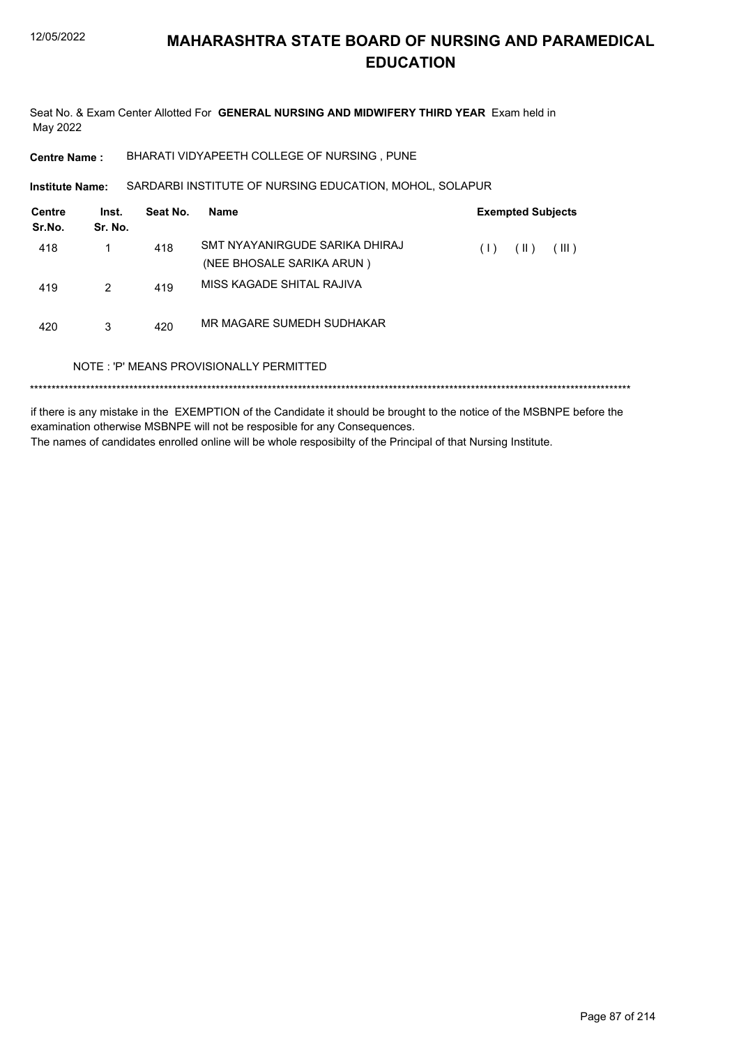# MAHARASHTRA STATE BOARD OF NURSING AND PARAMEDICAL EDUCATION

Seat No. & Exam Center Allotted For **GENERAL NURSING AND MIDWIFERY THIRD YEAR** Exam held in May 2022

**Centre Name :** BHARATI VIDYAPEETH COLLEGE OF NURSING , PUNE

**Institute Name:** SARDARBI INSTITUTE OF NURSING EDUCATION, MOHOL, SOLAPUR

| Centre Sr.No. | Inst. Sr. No. | Seat No. | Name | Exempted Subjects |
|---|---|---|---|---|
| 418 | 1 | 418 | SMT NYAYANIRGUDE SARIKA DHIRAJ (NEE BHOSALE SARIKA ARUN ) | ( I ) ( II ) ( III ) |
| 419 | 2 | 419 | MISS KAGADE SHITAL RAJIVA | |
| 420 | 3 | 420 | MR MAGARE SUMEDH SUDHAKAR | |

NOTE : 'P' MEANS PROVISIONALLY PERMITTED

******************************************************************************************************************************************

if there is any mistake in the EXEMPTION of the Candidate it should be brought to the notice of the MSBNPE before the examination otherwise MSBNPE will not be resposible for any Consequences.

The names of candidates enrolled online will be whole resposibilty of the Principal of that Nursing Institute.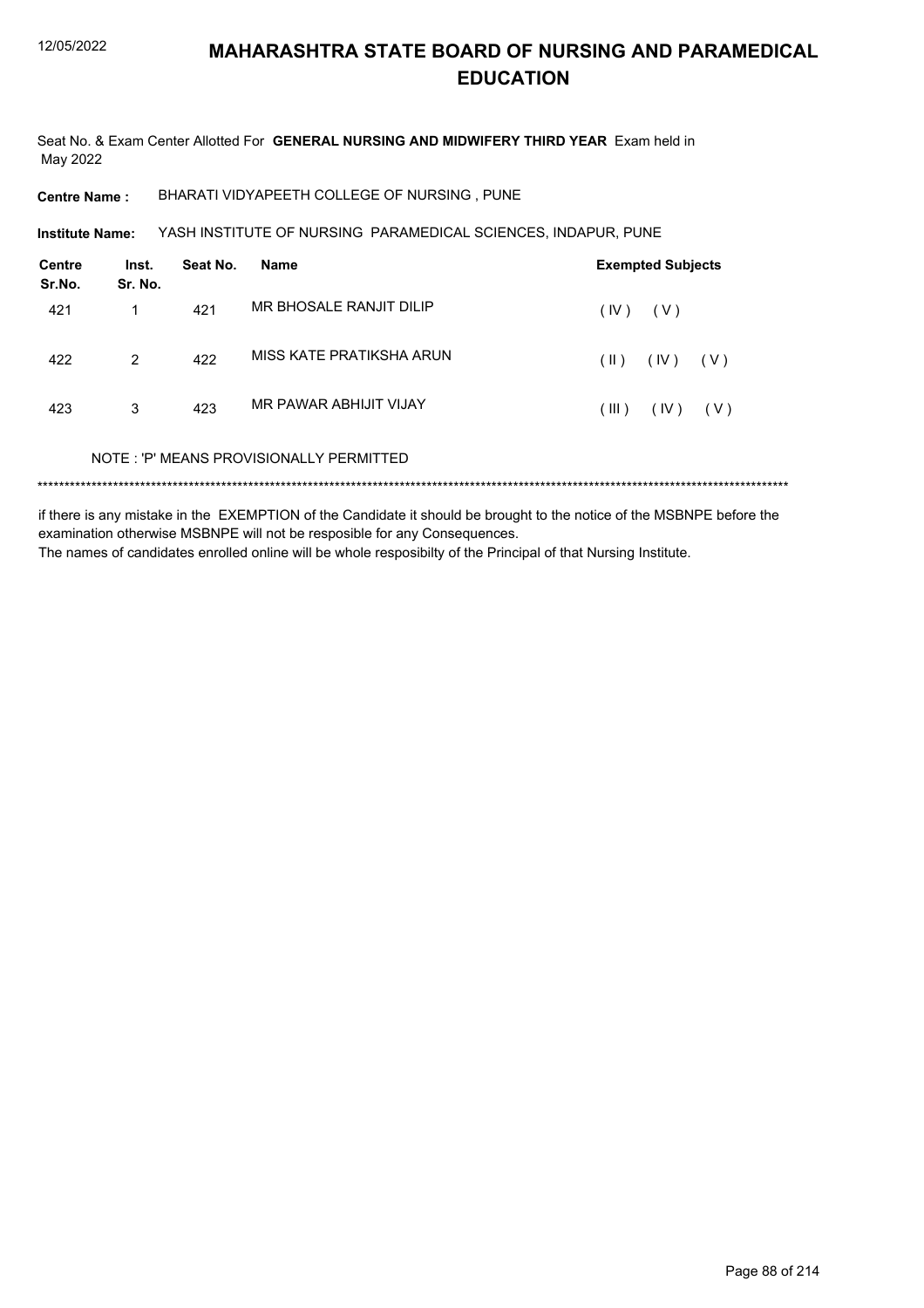# MAHARASHTRA STATE BOARD OF NURSING AND PARAMEDICAL EDUCATION

Seat No. & Exam Center Allotted For **GENERAL NURSING AND MIDWIFERY THIRD YEAR** Exam held in May 2022

**Centre Name :** BHARATI VIDYAPEETH COLLEGE OF NURSING , PUNE

**Institute Name:** YASH INSTITUTE OF NURSING PARAMEDICAL SCIENCES, INDAPUR, PUNE

| Centre Sr.No. | Inst. Sr. No. | Seat No. | Name | Exempted Subjects |
|---|---|---|---|---|
| 421 | 1 | 421 | MR BHOSALE RANJIT DILIP | ( IV ) ( V ) |
| 422 | 2 | 422 | MISS KATE PRATIKSHA ARUN | ( II ) ( IV ) ( V ) |
| 423 | 3 | 423 | MR PAWAR ABHIJIT VIJAY | ( III ) ( IV ) ( V ) |

NOTE : 'P' MEANS PROVISIONALLY PERMITTED

******************************************************************************************************************************************

if there is any mistake in the EXEMPTION of the Candidate it should be brought to the notice of the MSBNPE before the examination otherwise MSBNPE will not be resposible for any Consequences.

The names of candidates enrolled online will be whole resposibilty of the Principal of that Nursing Institute.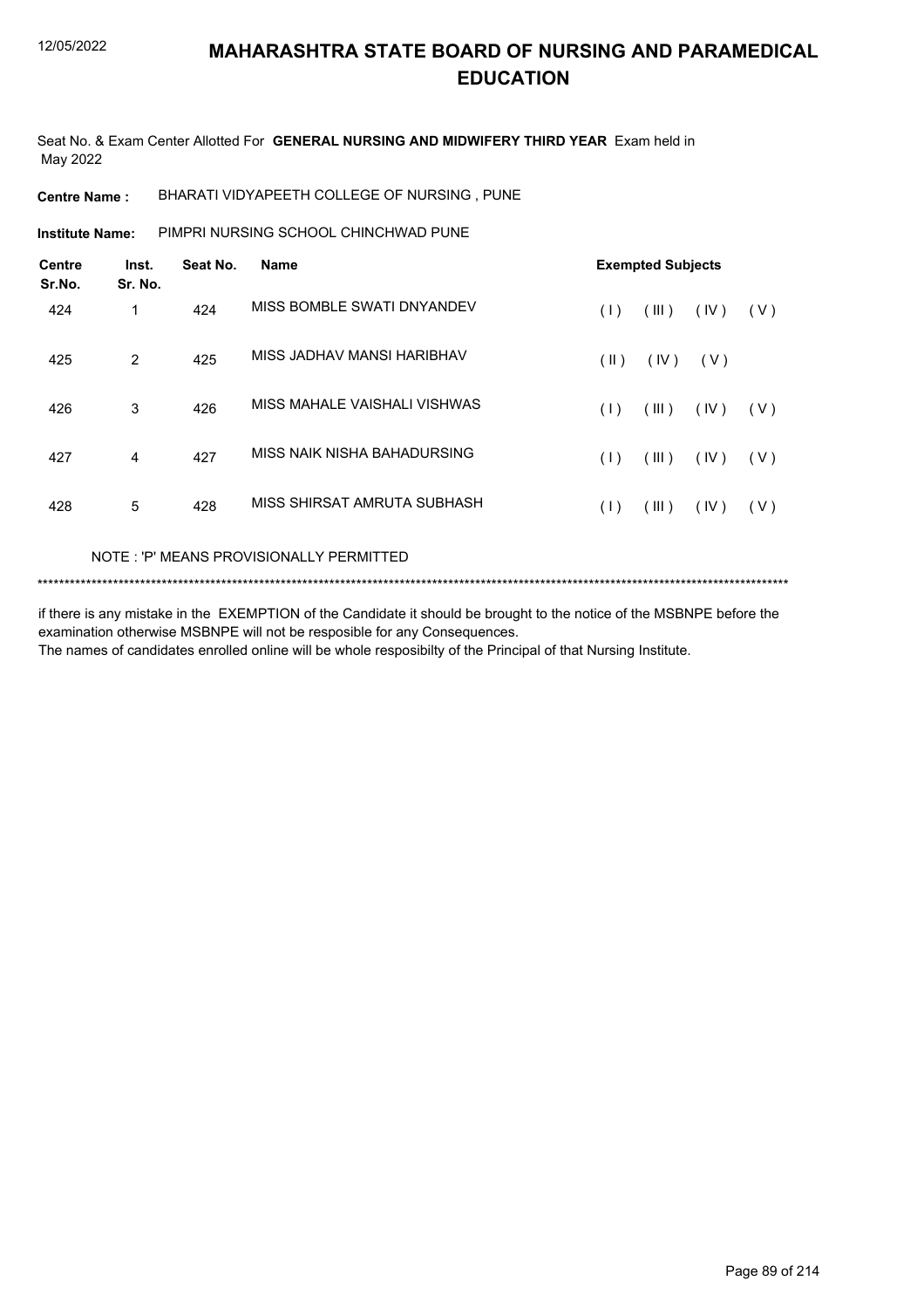# MAHARASHTRA STATE BOARD OF NURSING AND PARAMEDICAL EDUCATION

Seat No. & Exam Center Allotted For **GENERAL NURSING AND MIDWIFERY THIRD YEAR** Exam held in May 2022

**Centre Name :** BHARATI VIDYAPEETH COLLEGE OF NURSING , PUNE

**Institute Name:** PIMPRI NURSING SCHOOL CHINCHWAD PUNE

| Centre Sr.No. | Inst. Sr. No. | Seat No. | Name | Exempted Subjects |
|---|---|---|---|---|
| 424 | 1 | 424 | MISS BOMBLE SWATI DNYANDEV | ( I ) ( III ) ( IV ) ( V ) |
| 425 | 2 | 425 | MISS JADHAV MANSI HARIBHAV | ( II ) ( IV ) ( V ) |
| 426 | 3 | 426 | MISS MAHALE VAISHALI VISHWAS | ( I ) ( III ) ( IV ) ( V ) |
| 427 | 4 | 427 | MISS NAIK NISHA BAHADURSING | ( I ) ( III ) ( IV ) ( V ) |
| 428 | 5 | 428 | MISS SHIRSAT AMRUTA SUBHASH | ( I ) ( III ) ( IV ) ( V ) |

NOTE : 'P' MEANS PROVISIONALLY PERMITTED

******************************************************************************************************************************************

if there is any mistake in the EXEMPTION of the Candidate it should be brought to the notice of the MSBNPE before the examination otherwise MSBNPE will not be resposible for any Consequences.
The names of candidates enrolled online will be whole resposibilty of the Principal of that Nursing Institute.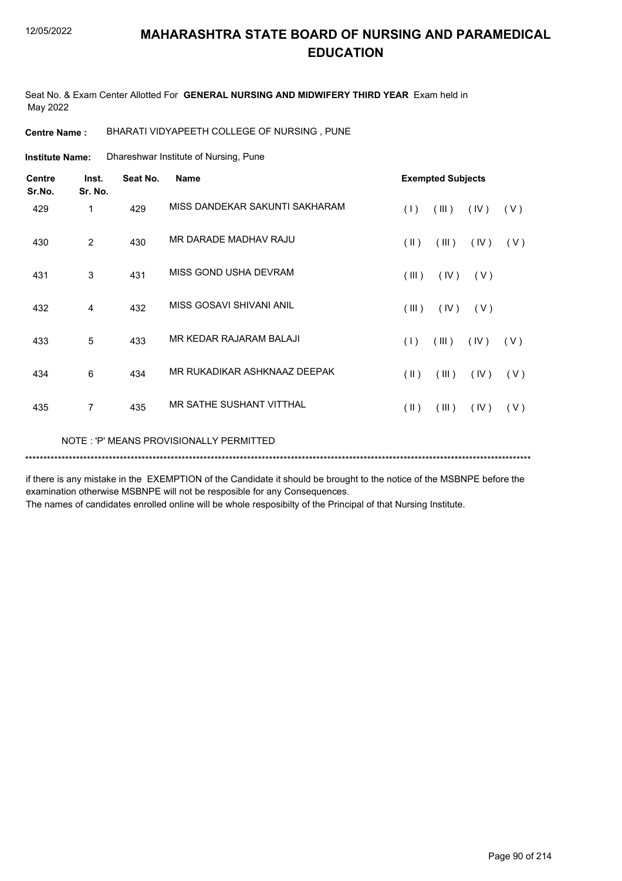# MAHARASHTRA STATE BOARD OF NURSING AND PARAMEDICAL EDUCATION

Seat No. & Exam Center Allotted For **GENERAL NURSING AND MIDWIFERY THIRD YEAR** Exam held in May 2022

**Centre Name :** BHARATI VIDYAPEETH COLLEGE OF NURSING , PUNE

**Institute Name:** Dhareshwar Institute of Nursing, Pune

| Centre Sr.No. | Inst. Sr. No. | Seat No. | Name | Exempted Subjects |
|---|---|---|---|---|
| 429 | 1 | 429 | MISS DANDEKAR SAKUNTI SAKHARAM | ( I ) ( III ) ( IV ) ( V ) |
| 430 | 2 | 430 | MR DARADE MADHAV RAJU | ( II ) ( III ) ( IV ) ( V ) |
| 431 | 3 | 431 | MISS GOND USHA DEVRAM | ( III ) ( IV ) ( V ) |
| 432 | 4 | 432 | MISS GOSAVI SHIVANI ANIL | ( III ) ( IV ) ( V ) |
| 433 | 5 | 433 | MR KEDAR RAJARAM BALAJI | ( I ) ( III ) ( IV ) ( V ) |
| 434 | 6 | 434 | MR RUKADIKAR ASHKNAAZ DEEPAK | ( II ) ( III ) ( IV ) ( V ) |
| 435 | 7 | 435 | MR SATHE SUSHANT VITTHAL | ( II ) ( III ) ( IV ) ( V ) |

NOTE : 'P' MEANS PROVISIONALLY PERMITTED

*******************************************************************************************************************************************

if there is any mistake in the EXEMPTION of the Candidate it should be brought to the notice of the MSBNPE before the examination otherwise MSBNPE will not be resposible for any Consequences.

The names of candidates enrolled online will be whole resposibilty of the Principal of that Nursing Institute.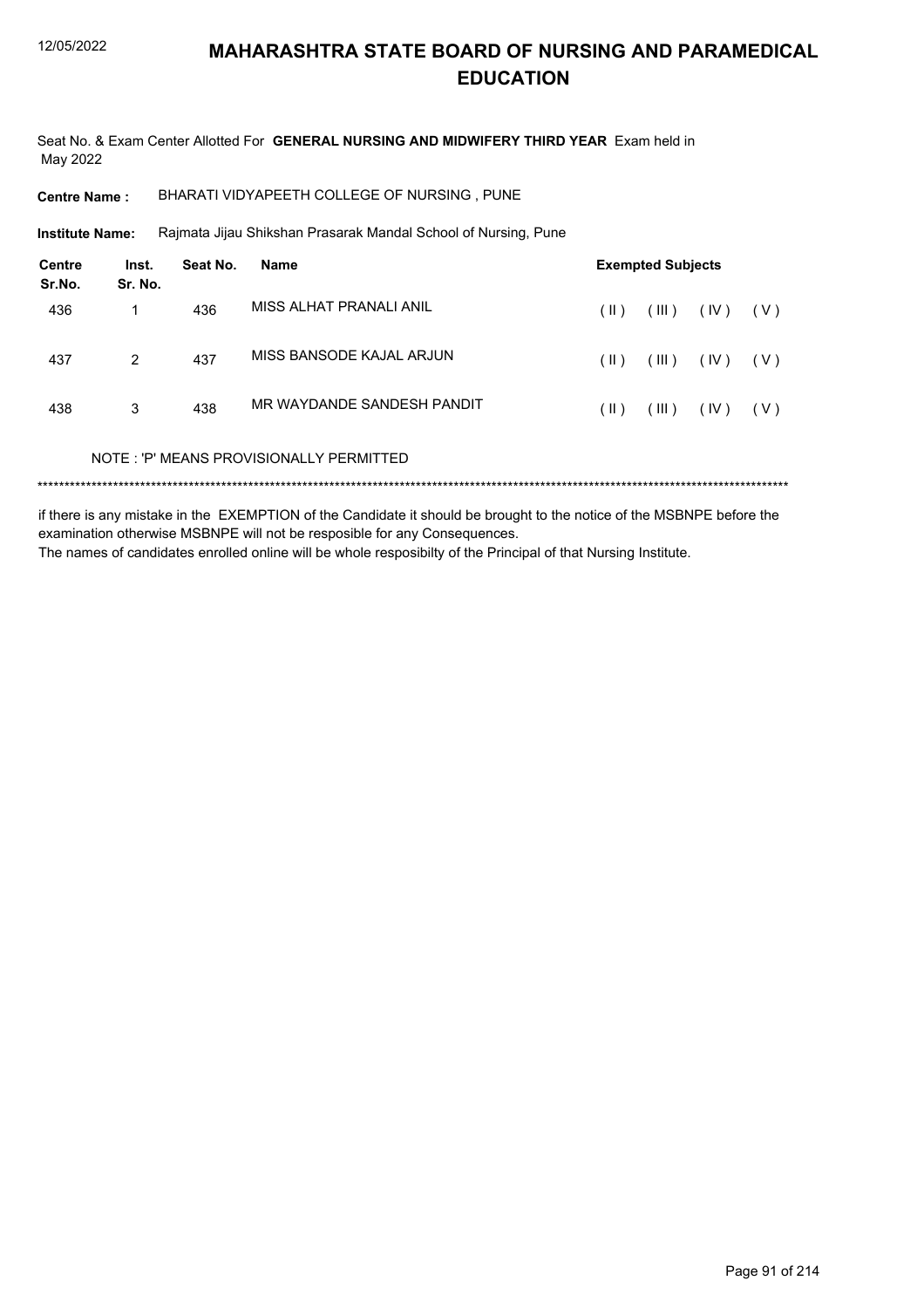# MAHARASHTRA STATE BOARD OF NURSING AND PARAMEDICAL EDUCATION

Seat No. & Exam Center Allotted For **GENERAL NURSING AND MIDWIFERY THIRD YEAR** Exam held in May 2022

**Centre Name :** BHARATI VIDYAPEETH COLLEGE OF NURSING , PUNE

**Institute Name:** Rajmata Jijau Shikshan Prasarak Mandal School of Nursing, Pune

| Centre Sr.No. | Inst. Sr. No. | Seat No. | Name | Exempted Subjects | | | |
|---|---|---|---|---|---|---|---|
| 436 | 1 | 436 | MISS ALHAT PRANALI ANIL | ( II ) | ( III ) | ( IV ) | ( V ) |
| 437 | 2 | 437 | MISS BANSODE KAJAL ARJUN | ( II ) | ( III ) | ( IV ) | ( V ) |
| 438 | 3 | 438 | MR WAYDANDE SANDESH PANDIT | ( II ) | ( III ) | ( IV ) | ( V ) |

NOTE : 'P' MEANS PROVISIONALLY PERMITTED

******************************************************************************************************************************************

if there is any mistake in the EXEMPTION of the Candidate it should be brought to the notice of the MSBNPE before the examination otherwise MSBNPE will not be resposible for any Consequences.

The names of candidates enrolled online will be whole resposibilty of the Principal of that Nursing Institute.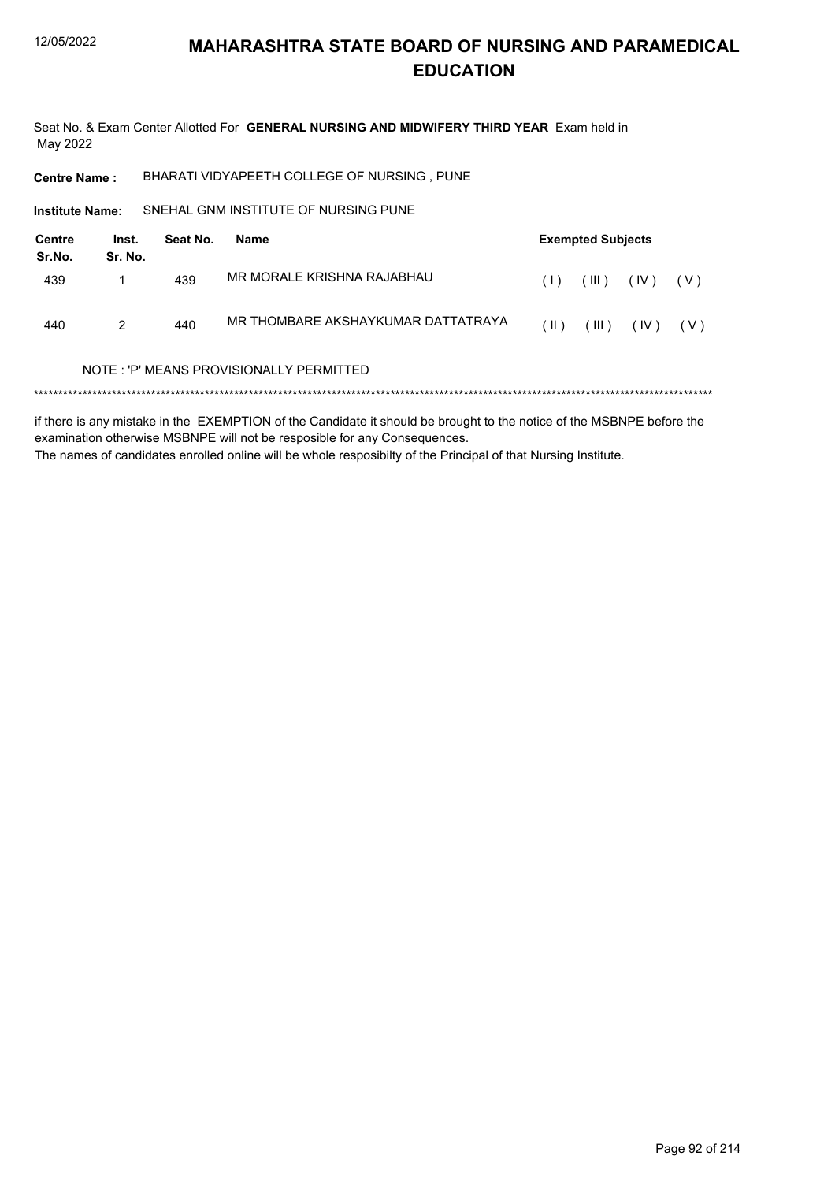# MAHARASHTRA STATE BOARD OF NURSING AND PARAMEDICAL EDUCATION

Seat No. & Exam Center Allotted For **GENERAL NURSING AND MIDWIFERY THIRD YEAR** Exam held in May 2022

**Centre Name :** BHARATI VIDYAPEETH COLLEGE OF NURSING , PUNE

**Institute Name:** SNEHAL GNM INSTITUTE OF NURSING PUNE

| Centre Sr.No. | Inst. Sr. No. | Seat No. | Name | Exempted Subjects |
|---|---|---|---|---|
| 439 | 1 | 439 | MR MORALE KRISHNA RAJABHAU | ( I ) ( III ) ( IV ) ( V ) |
| 440 | 2 | 440 | MR THOMBARE AKSHAYKUMAR DATTATRAYA | ( II ) ( III ) ( IV ) ( V ) |

NOTE : 'P' MEANS PROVISIONALLY PERMITTED

*******************************************************************************************************************************************

if there is any mistake in the EXEMPTION of the Candidate it should be brought to the notice of the MSBNPE before the examination otherwise MSBNPE will not be resposible for any Consequences.

The names of candidates enrolled online will be whole resposibilty of the Principal of that Nursing Institute.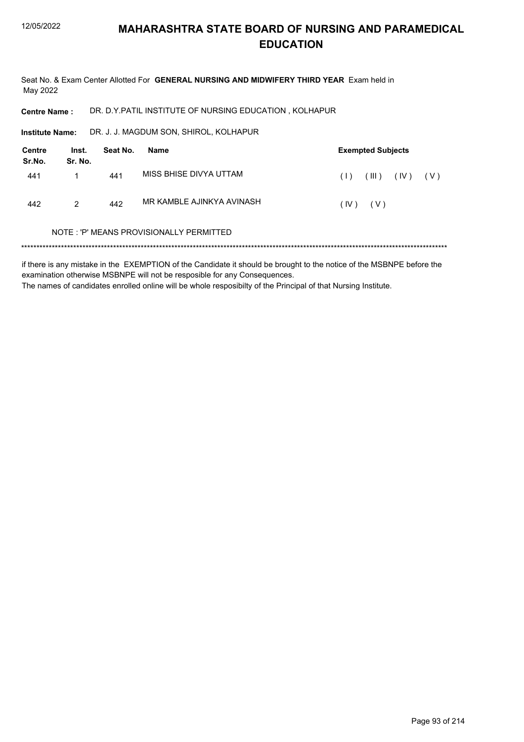# MAHARASHTRA STATE BOARD OF NURSING AND PARAMEDICAL EDUCATION

Seat No. & Exam Center Allotted For **GENERAL NURSING AND MIDWIFERY THIRD YEAR** Exam held in May 2022

**Centre Name :** DR. D.Y.PATIL INSTITUTE OF NURSING EDUCATION , KOLHAPUR

**Institute Name:** DR. J. J. MAGDUM SON, SHIROL, KOLHAPUR

| Centre Sr.No. | Inst. Sr. No. | Seat No. | Name | Exempted Subjects |
|---|---|---|---|---|
| 441 | 1 | 441 | MISS BHISE DIVYA UTTAM | ( I ) ( III ) ( IV ) ( V ) |
| 442 | 2 | 442 | MR KAMBLE AJINKYA AVINASH | ( IV ) ( V ) |

NOTE : 'P' MEANS PROVISIONALLY PERMITTED

******************************************************************************************************************************************

if there is any mistake in the EXEMPTION of the Candidate it should be brought to the notice of the MSBNPE before the examination otherwise MSBNPE will not be resposible for any Consequences.

The names of candidates enrolled online will be whole resposibilty of the Principal of that Nursing Institute.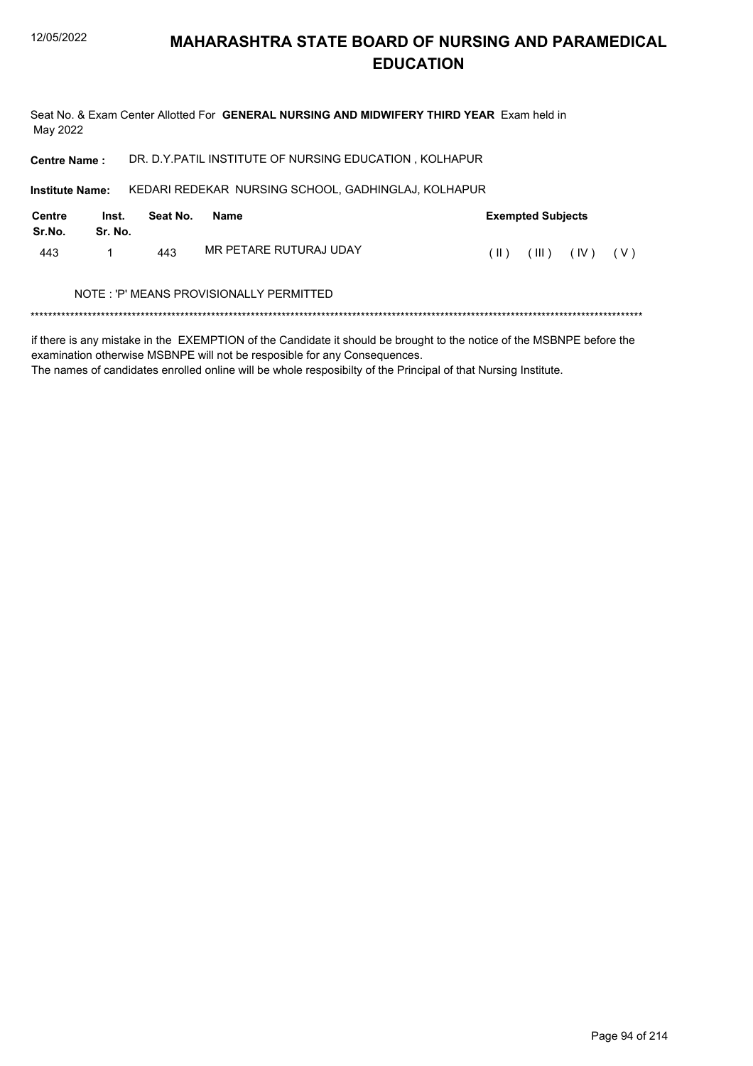# MAHARASHTRA STATE BOARD OF NURSING AND PARAMEDICAL EDUCATION

Seat No. & Exam Center Allotted For **GENERAL NURSING AND MIDWIFERY THIRD YEAR** Exam held in May 2022

**Centre Name :** DR. D.Y.PATIL INSTITUTE OF NURSING EDUCATION , KOLHAPUR

**Institute Name:** KEDARI REDEKAR NURSING SCHOOL, GADHINGLAJ, KOLHAPUR

| Centre Sr.No. | Inst. Sr. No. | Seat No. | Name | Exempted Subjects |
|---|---|---|---|---|
| 443 | 1 | 443 | MR PETARE RUTURAJ UDAY | ( II ) ( III ) ( IV ) ( V ) |

NOTE : 'P' MEANS PROVISIONALLY PERMITTED

*******************************************************************************************************************************************

if there is any mistake in the EXEMPTION of the Candidate it should be brought to the notice of the MSBNPE before the examination otherwise MSBNPE will not be resposible for any Consequences.
The names of candidates enrolled online will be whole resposibilty of the Principal of that Nursing Institute.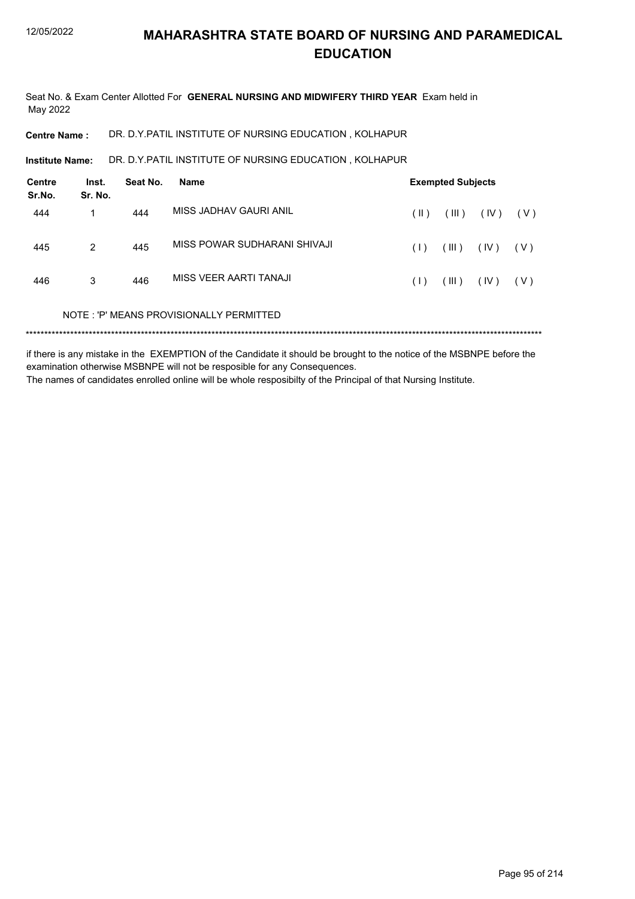# MAHARASHTRA STATE BOARD OF NURSING AND PARAMEDICAL EDUCATION

Seat No. & Exam Center Allotted For **GENERAL NURSING AND MIDWIFERY THIRD YEAR** Exam held in May 2022

**Centre Name :** DR. D.Y.PATIL INSTITUTE OF NURSING EDUCATION , KOLHAPUR

**Institute Name:** DR. D.Y.PATIL INSTITUTE OF NURSING EDUCATION , KOLHAPUR

| Centre Sr.No. | Inst. Sr. No. | Seat No. | Name | Exempted Subjects | | | |
|---|---|---|---|---|---|---|---|
| 444 | 1 | 444 | MISS JADHAV GAURI ANIL | ( II ) | ( III ) | ( IV ) | ( V ) |
| 445 | 2 | 445 | MISS POWAR SUDHARANI SHIVAJI | ( I ) | ( III ) | ( IV ) | ( V ) |
| 446 | 3 | 446 | MISS VEER AARTI TANAJI | ( I ) | ( III ) | ( IV ) | ( V ) |

NOTE : 'P' MEANS PROVISIONALLY PERMITTED

*******************************************************************************************************************************************

if there is any mistake in the EXEMPTION of the Candidate it should be brought to the notice of the MSBNPE before the examination otherwise MSBNPE will not be resposible for any Consequences.

The names of candidates enrolled online will be whole resposibilty of the Principal of that Nursing Institute.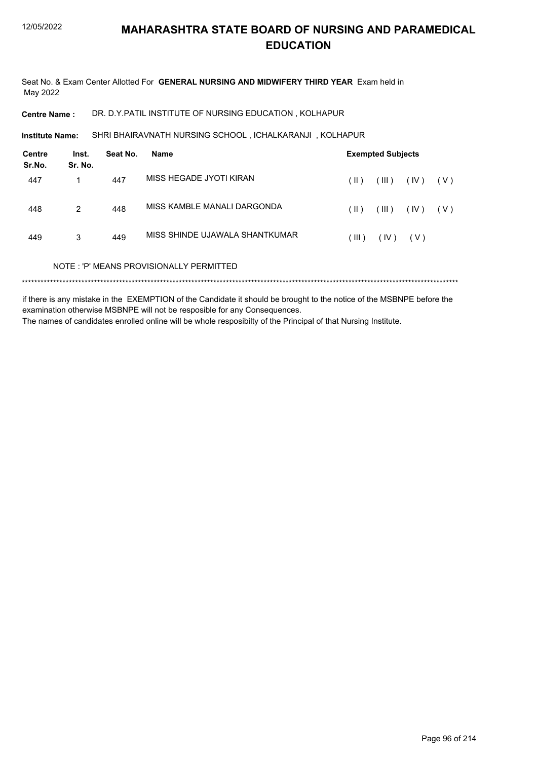# MAHARASHTRA STATE BOARD OF NURSING AND PARAMEDICAL EDUCATION

Seat No. & Exam Center Allotted For **GENERAL NURSING AND MIDWIFERY THIRD YEAR** Exam held in May 2022

**Centre Name :** DR. D.Y.PATIL INSTITUTE OF NURSING EDUCATION , KOLHAPUR

**Institute Name:** SHRI BHAIRAVNATH NURSING SCHOOL , ICHALKARANJI , KOLHAPUR

| Centre Sr.No. | Inst. Sr. No. | Seat No. | Name | Exempted Subjects |
|---|---|---|---|---|
| 447 | 1 | 447 | MISS HEGADE JYOTI KIRAN | ( II ) ( III ) ( IV ) ( V ) |
| 448 | 2 | 448 | MISS KAMBLE MANALI DARGONDA | ( II ) ( III ) ( IV ) ( V ) |
| 449 | 3 | 449 | MISS SHINDE UJAWALA SHANTKUMAR | ( III ) ( IV ) ( V ) |

NOTE : 'P' MEANS PROVISIONALLY PERMITTED

*******************************************************************************************************************************************

if there is any mistake in the EXEMPTION of the Candidate it should be brought to the notice of the MSBNPE before the examination otherwise MSBNPE will not be resposible for any Consequences.

The names of candidates enrolled online will be whole resposibilty of the Principal of that Nursing Institute.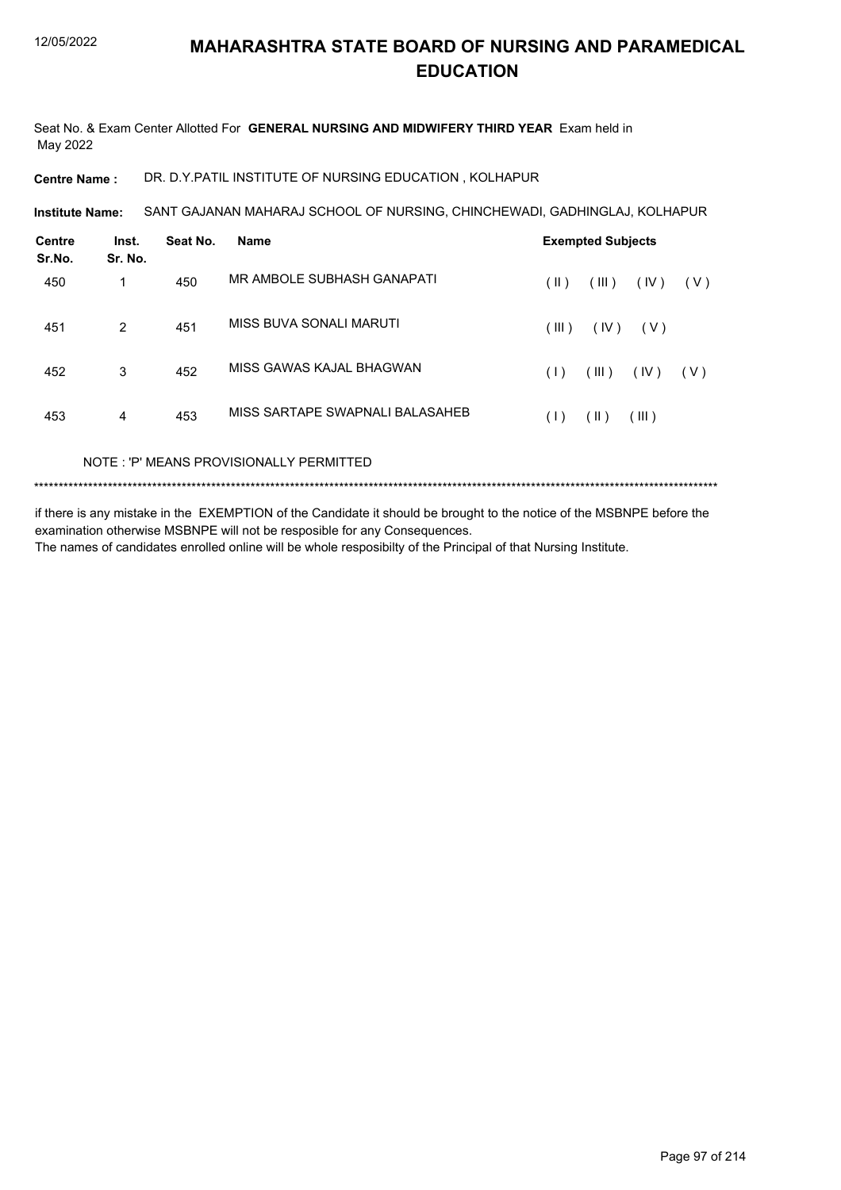# MAHARASHTRA STATE BOARD OF NURSING AND PARAMEDICAL EDUCATION

Seat No. & Exam Center Allotted For **GENERAL NURSING AND MIDWIFERY THIRD YEAR** Exam held in May 2022

**Centre Name :** DR. D.Y.PATIL INSTITUTE OF NURSING EDUCATION , KOLHAPUR

**Institute Name:** SANT GAJANAN MAHARAJ SCHOOL OF NURSING, CHINCHEWADI, GADHINGLAJ, KOLHAPUR

| Centre Sr.No. | Inst. Sr. No. | Seat No. | Name | Exempted Subjects |
|---|---|---|---|---|
| 450 | 1 | 450 | MR AMBOLE SUBHASH GANAPATI | ( II ) ( III ) ( IV ) ( V ) |
| 451 | 2 | 451 | MISS BUVA SONALI MARUTI | ( III ) ( IV ) ( V ) |
| 452 | 3 | 452 | MISS GAWAS KAJAL BHAGWAN | ( I ) ( III ) ( IV ) ( V ) |
| 453 | 4 | 453 | MISS SARTAPE SWAPNALI BALASAHEB | ( I ) ( II ) ( III ) |

NOTE : 'P' MEANS PROVISIONALLY PERMITTED

******************************************************************************************************************************************

if there is any mistake in the EXEMPTION of the Candidate it should be brought to the notice of the MSBNPE before the examination otherwise MSBNPE will not be resposible for any Consequences.
The names of candidates enrolled online will be whole resposibilty of the Principal of that Nursing Institute.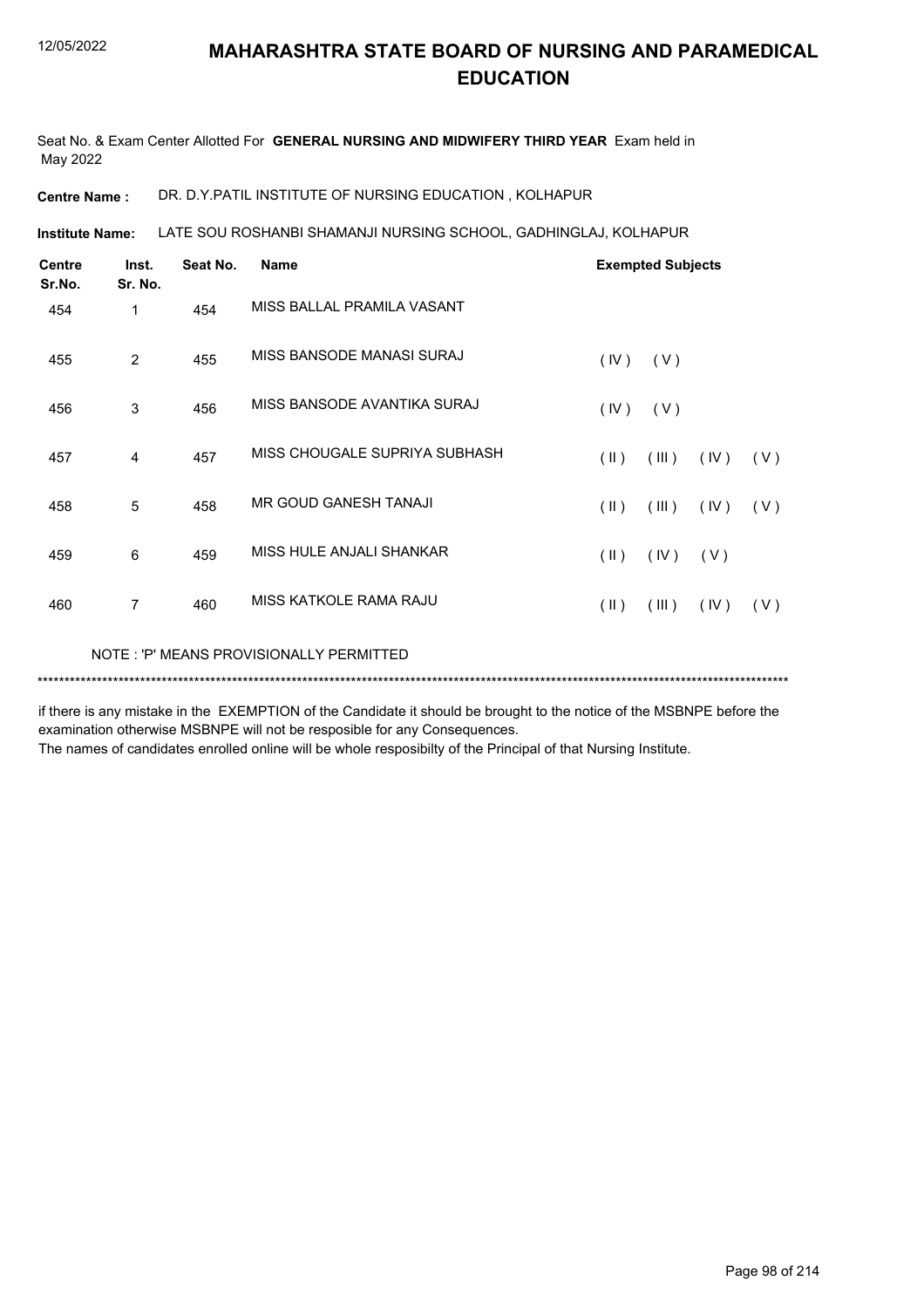# MAHARASHTRA STATE BOARD OF NURSING AND PARAMEDICAL EDUCATION

Seat No. & Exam Center Allotted For **GENERAL NURSING AND MIDWIFERY THIRD YEAR** Exam held in May 2022

**Centre Name :** DR. D.Y.PATIL INSTITUTE OF NURSING EDUCATION , KOLHAPUR

**Institute Name:** LATE SOU ROSHANBI SHAMANJI NURSING SCHOOL, GADHINGLAJ, KOLHAPUR

| Centre Sr.No. | Inst. Sr. No. | Seat No. | Name | Exempted Subjects |
|---|---|---|---|---|
| 454 | 1 | 454 | MISS BALLAL PRAMILA VASANT | |
| 455 | 2 | 455 | MISS BANSODE MANASI SURAJ | ( IV ) ( V ) |
| 456 | 3 | 456 | MISS BANSODE AVANTIKA SURAJ | ( IV ) ( V ) |
| 457 | 4 | 457 | MISS CHOUGALE SUPRIYA SUBHASH | ( II ) ( III ) ( IV ) ( V ) |
| 458 | 5 | 458 | MR GOUD GANESH TANAJI | ( II ) ( III ) ( IV ) ( V ) |
| 459 | 6 | 459 | MISS HULE ANJALI SHANKAR | ( II ) ( IV ) ( V ) |
| 460 | 7 | 460 | MISS KATKOLE RAMA RAJU | ( II ) ( III ) ( IV ) ( V ) |

NOTE : 'P' MEANS PROVISIONALLY PERMITTED

******************************************************************************************************************************************

if there is any mistake in the EXEMPTION of the Candidate it should be brought to the notice of the MSBNPE before the examination otherwise MSBNPE will not be resposible for any Consequences.

The names of candidates enrolled online will be whole resposibilty of the Principal of that Nursing Institute.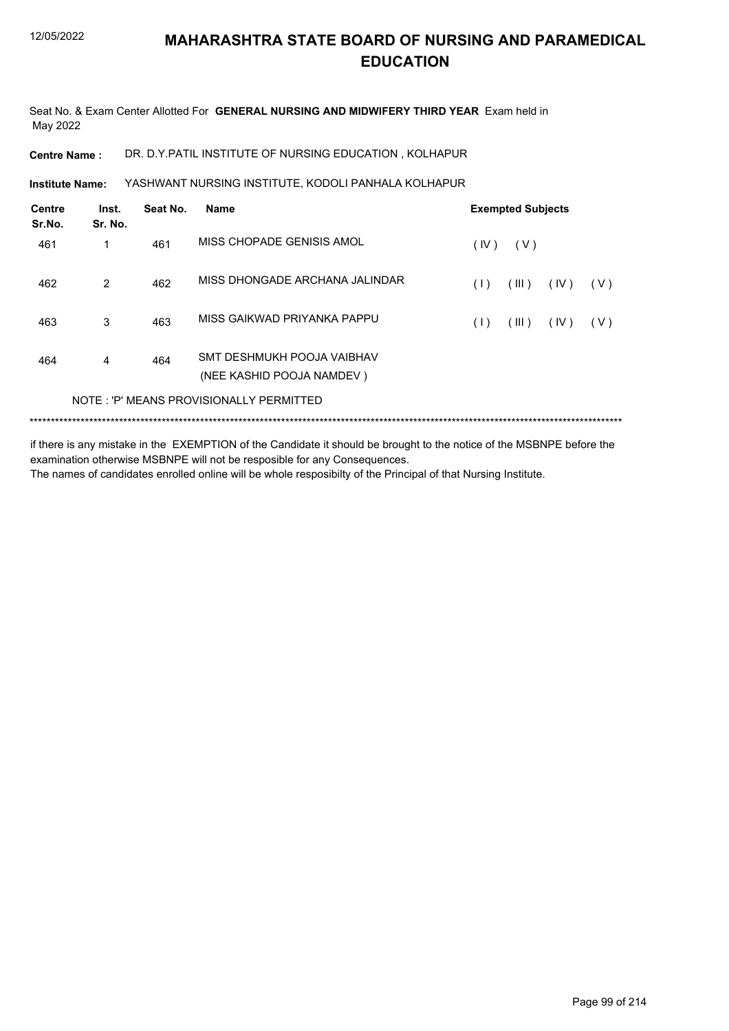# MAHARASHTRA STATE BOARD OF NURSING AND PARAMEDICAL EDUCATION

Seat No. & Exam Center Allotted For **GENERAL NURSING AND MIDWIFERY THIRD YEAR** Exam held in May 2022

**Centre Name :** DR. D.Y.PATIL INSTITUTE OF NURSING EDUCATION , KOLHAPUR

**Institute Name:** YASHWANT NURSING INSTITUTE, KODOLI PANHALA KOLHAPUR

| Centre Sr.No. | Inst. Sr. No. | Seat No. | Name | Exempted Subjects |
|---|---|---|---|---|
| 461 | 1 | 461 | MISS CHOPADE GENISIS AMOL | ( IV ) ( V ) |
| 462 | 2 | 462 | MISS DHONGADE ARCHANA JALINDAR | ( I ) ( III ) ( IV ) ( V ) |
| 463 | 3 | 463 | MISS GAIKWAD PRIYANKA PAPPU | ( I ) ( III ) ( IV ) ( V ) |
| 464 | 4 | 464 | SMT DESHMUKH POOJA VAIBHAV (NEE KASHID POOJA NAMDEV ) | |

NOTE : 'P' MEANS PROVISIONALLY PERMITTED

*******************************************************************************************************************************************

if there is any mistake in the EXEMPTION of the Candidate it should be brought to the notice of the MSBNPE before the examination otherwise MSBNPE will not be resposible for any Consequences.

The names of candidates enrolled online will be whole resposibilty of the Principal of that Nursing Institute.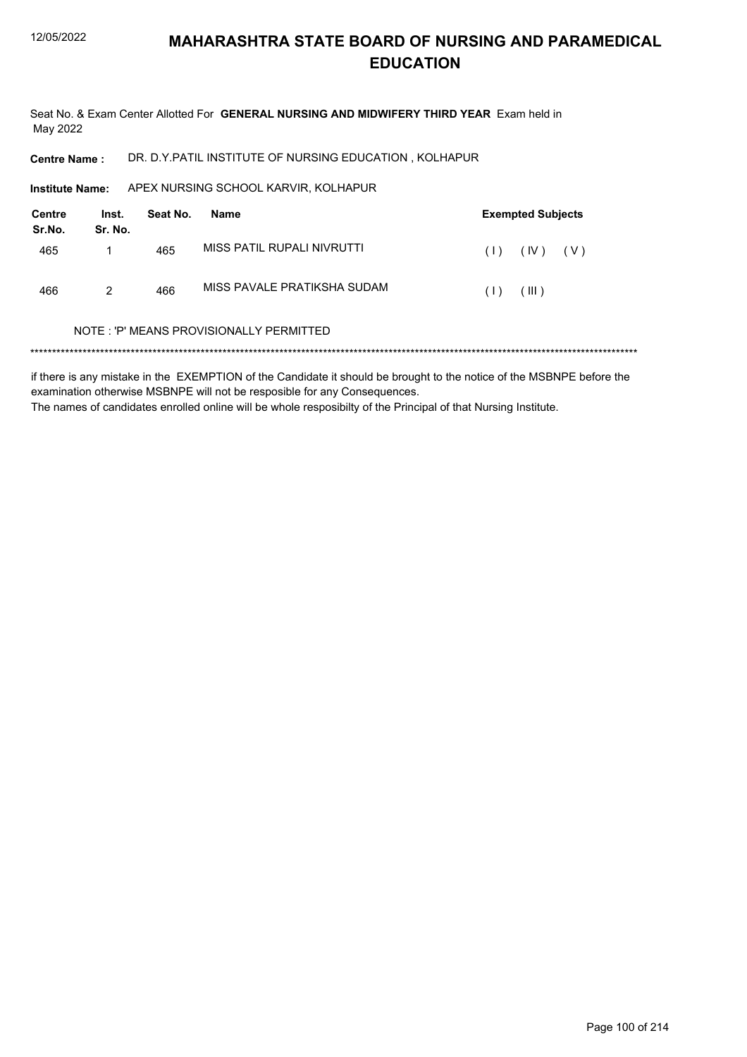# MAHARASHTRA STATE BOARD OF NURSING AND PARAMEDICAL EDUCATION

Seat No. & Exam Center Allotted For **GENERAL NURSING AND MIDWIFERY THIRD YEAR** Exam held in May 2022

**Centre Name :** DR. D.Y.PATIL INSTITUTE OF NURSING EDUCATION , KOLHAPUR

**Institute Name:** APEX NURSING SCHOOL KARVIR, KOLHAPUR

| Centre Sr.No. | Inst. Sr. No. | Seat No. | Name | Exempted Subjects |
|---|---|---|---|---|
| 465 | 1 | 465 | MISS PATIL RUPALI NIVRUTTI | ( I ) ( IV ) ( V ) |
| 466 | 2 | 466 | MISS PAVALE PRATIKSHA SUDAM | ( I ) ( III ) |

NOTE : 'P' MEANS PROVISIONALLY PERMITTED

*******************************************************************************************************************************************

if there is any mistake in the EXEMPTION of the Candidate it should be brought to the notice of the MSBNPE before the examination otherwise MSBNPE will not be resposible for any Consequences.

The names of candidates enrolled online will be whole resposibilty of the Principal of that Nursing Institute.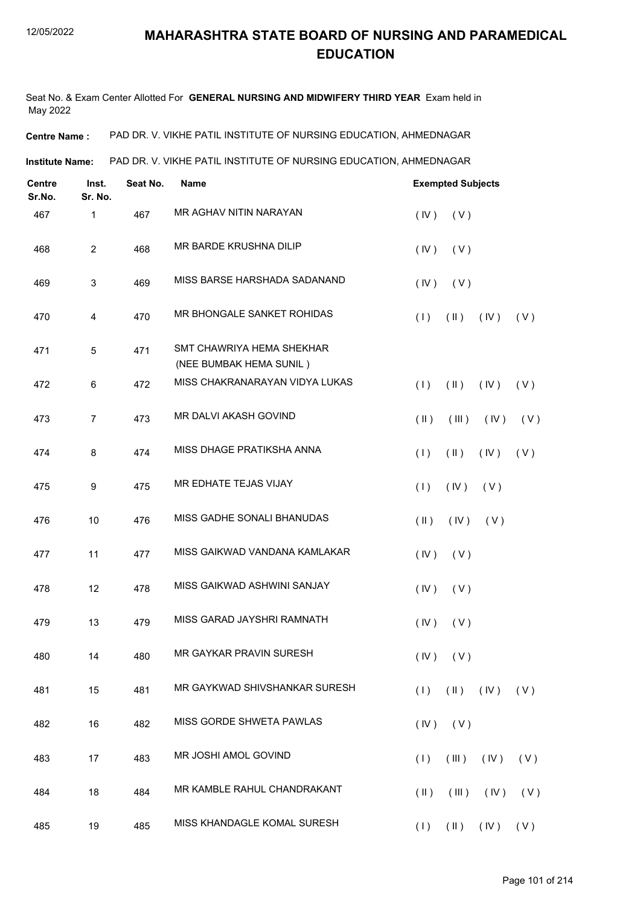# MAHARASHTRA STATE BOARD OF NURSING AND PARAMEDICAL EDUCATION

Seat No. & Exam Center Allotted For **GENERAL NURSING AND MIDWIFERY THIRD YEAR** Exam held in May 2022

**Centre Name :** PAD DR. V. VIKHE PATIL INSTITUTE OF NURSING EDUCATION, AHMEDNAGAR

**Institute Name:** PAD DR. V. VIKHE PATIL INSTITUTE OF NURSING EDUCATION, AHMEDNAGAR

| Centre Sr.No. | Inst. Sr. No. | Seat No. | Name | Exempted Subjects |
|---|---|---|---|---|
| 467 | 1 | 467 | MR AGHAV NITIN NARAYAN | ( IV ) ( V ) |
| 468 | 2 | 468 | MR BARDE KRUSHNA DILIP | ( IV ) ( V ) |
| 469 | 3 | 469 | MISS BARSE HARSHADA SADANAND | ( IV ) ( V ) |
| 470 | 4 | 470 | MR BHONGALE SANKET ROHIDAS | ( I ) ( II ) ( IV ) ( V ) |
| 471 | 5 | 471 | SMT CHAWRIYA HEMA SHEKHAR (NEE BUMBAK HEMA SUNIL ) | |
| 472 | 6 | 472 | MISS CHAKRANARAYAN VIDYA LUKAS | ( I ) ( II ) ( IV ) ( V ) |
| 473 | 7 | 473 | MR DALVI AKASH GOVIND | ( II ) ( III ) ( IV ) ( V ) |
| 474 | 8 | 474 | MISS DHAGE PRATIKSHA ANNA | ( I ) ( II ) ( IV ) ( V ) |
| 475 | 9 | 475 | MR EDHATE TEJAS VIJAY | ( I ) ( IV ) ( V ) |
| 476 | 10 | 476 | MISS GADHE SONALI BHANUDAS | ( II ) ( IV ) ( V ) |
| 477 | 11 | 477 | MISS GAIKWAD VANDANA KAMLAKAR | ( IV ) ( V ) |
| 478 | 12 | 478 | MISS GAIKWAD ASHWINI SANJAY | ( IV ) ( V ) |
| 479 | 13 | 479 | MISS GARAD JAYSHRI RAMNATH | ( IV ) ( V ) |
| 480 | 14 | 480 | MR GAYKAR PRAVIN SURESH | ( IV ) ( V ) |
| 481 | 15 | 481 | MR GAYKWAD SHIVSHANKAR SURESH | ( I ) ( II ) ( IV ) ( V ) |
| 482 | 16 | 482 | MISS GORDE SHWETA PAWLAS | ( IV ) ( V ) |
| 483 | 17 | 483 | MR JOSHI AMOL GOVIND | ( I ) ( III ) ( IV ) ( V ) |
| 484 | 18 | 484 | MR KAMBLE RAHUL CHANDRAKANT | ( II ) ( III ) ( IV ) ( V ) |
| 485 | 19 | 485 | MISS KHANDAGLE KOMAL SURESH | ( I ) ( II ) ( IV ) ( V ) |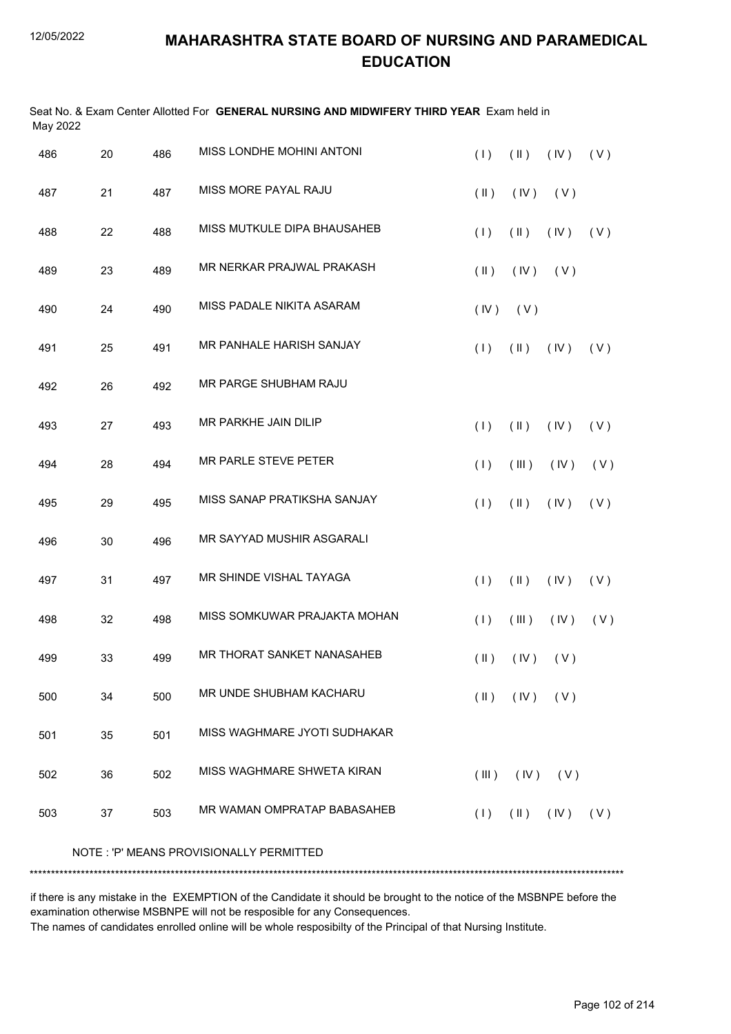# MAHARASHTRA STATE BOARD OF NURSING AND PARAMEDICAL EDUCATION

12/05/2022

Seat No. & Exam Center Allotted For **GENERAL NURSING AND MIDWIFERY THIRD YEAR** Exam held in May 2022

| | | | | |
|---|---|---|---|---|
| 486 | 20 | 486 | MISS LONDHE MOHINI ANTONI | ( I ) ( II ) ( IV ) ( V ) |
| 487 | 21 | 487 | MISS MORE PAYAL RAJU | ( II ) ( IV ) ( V ) |
| 488 | 22 | 488 | MISS MUTKULE DIPA BHAUSAHEB | ( I ) ( II ) ( IV ) ( V ) |
| 489 | 23 | 489 | MR NERKAR PRAJWAL PRAKASH | ( II ) ( IV ) ( V ) |
| 490 | 24 | 490 | MISS PADALE NIKITA ASARAM | ( IV ) ( V ) |
| 491 | 25 | 491 | MR PANHALE HARISH SANJAY | ( I ) ( II ) ( IV ) ( V ) |
| 492 | 26 | 492 | MR PARGE SHUBHAM RAJU | |
| 493 | 27 | 493 | MR PARKHE JAIN DILIP | ( I ) ( II ) ( IV ) ( V ) |
| 494 | 28 | 494 | MR PARLE STEVE PETER | ( I ) ( III ) ( IV ) ( V ) |
| 495 | 29 | 495 | MISS SANAP PRATIKSHA SANJAY | ( I ) ( II ) ( IV ) ( V ) |
| 496 | 30 | 496 | MR SAYYAD MUSHIR ASGARALI | |
| 497 | 31 | 497 | MR SHINDE VISHAL TAYAGA | ( I ) ( II ) ( IV ) ( V ) |
| 498 | 32 | 498 | MISS SOMKUWAR PRAJAKTA MOHAN | ( I ) ( III ) ( IV ) ( V ) |
| 499 | 33 | 499 | MR THORAT SANKET NANASAHEB | ( II ) ( IV ) ( V ) |
| 500 | 34 | 500 | MR UNDE SHUBHAM KACHARU | ( II ) ( IV ) ( V ) |
| 501 | 35 | 501 | MISS WAGHMARE JYOTI SUDHAKAR | |
| 502 | 36 | 502 | MISS WAGHMARE SHWETA KIRAN | ( III ) ( IV ) ( V ) |
| 503 | 37 | 503 | MR WAMAN OMPRATAP BABASAHEB | ( I ) ( II ) ( IV ) ( V ) |

NOTE : 'P' MEANS PROVISIONALLY PERMITTED

******************************************************************************************************************************************

if there is any mistake in the EXEMPTION of the Candidate it should be brought to the notice of the MSBNPE before the examination otherwise MSBNPE will not be resposible for any Consequences.

The names of candidates enrolled online will be whole resposibilty of the Principal of that Nursing Institute.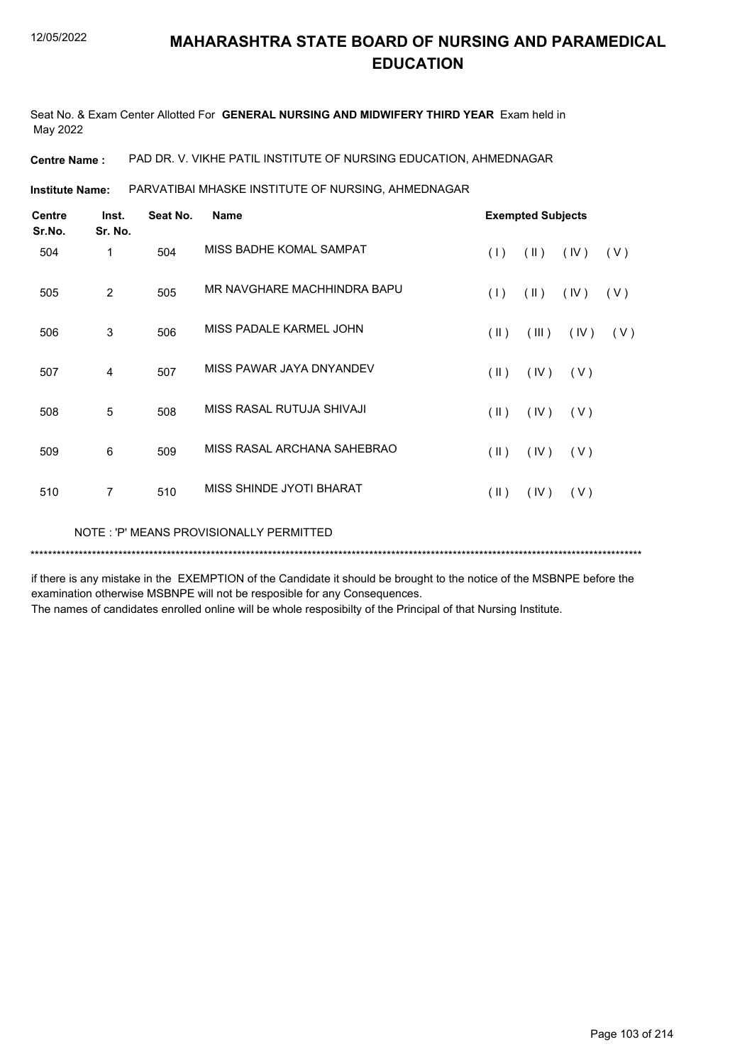# MAHARASHTRA STATE BOARD OF NURSING AND PARAMEDICAL EDUCATION

Seat No. & Exam Center Allotted For **GENERAL NURSING AND MIDWIFERY THIRD YEAR** Exam held in May 2022

**Centre Name :** PAD DR. V. VIKHE PATIL INSTITUTE OF NURSING EDUCATION, AHMEDNAGAR

**Institute Name:** PARVATIBAI MHASKE INSTITUTE OF NURSING, AHMEDNAGAR

| Centre Sr.No. | Inst. Sr. No. | Seat No. | Name | Exempted Subjects |
|---|---|---|---|---|
| 504 | 1 | 504 | MISS BADHE KOMAL SAMPAT | ( I ) ( II ) ( IV ) ( V ) |
| 505 | 2 | 505 | MR NAVGHARE MACHHINDRA BAPU | ( I ) ( II ) ( IV ) ( V ) |
| 506 | 3 | 506 | MISS PADALE KARMEL JOHN | ( II ) ( III ) ( IV ) ( V ) |
| 507 | 4 | 507 | MISS PAWAR JAYA DNYANDEV | ( II ) ( IV ) ( V ) |
| 508 | 5 | 508 | MISS RASAL RUTUJA SHIVAJI | ( II ) ( IV ) ( V ) |
| 509 | 6 | 509 | MISS RASAL ARCHANA SAHEBRAO | ( II ) ( IV ) ( V ) |
| 510 | 7 | 510 | MISS SHINDE JYOTI BHARAT | ( II ) ( IV ) ( V ) |

NOTE : 'P' MEANS PROVISIONALLY PERMITTED

*******************************************************************************************************************************************

if there is any mistake in the EXEMPTION of the Candidate it should be brought to the notice of the MSBNPE before the examination otherwise MSBNPE will not be resposible for any Consequences.

The names of candidates enrolled online will be whole resposibilty of the Principal of that Nursing Institute.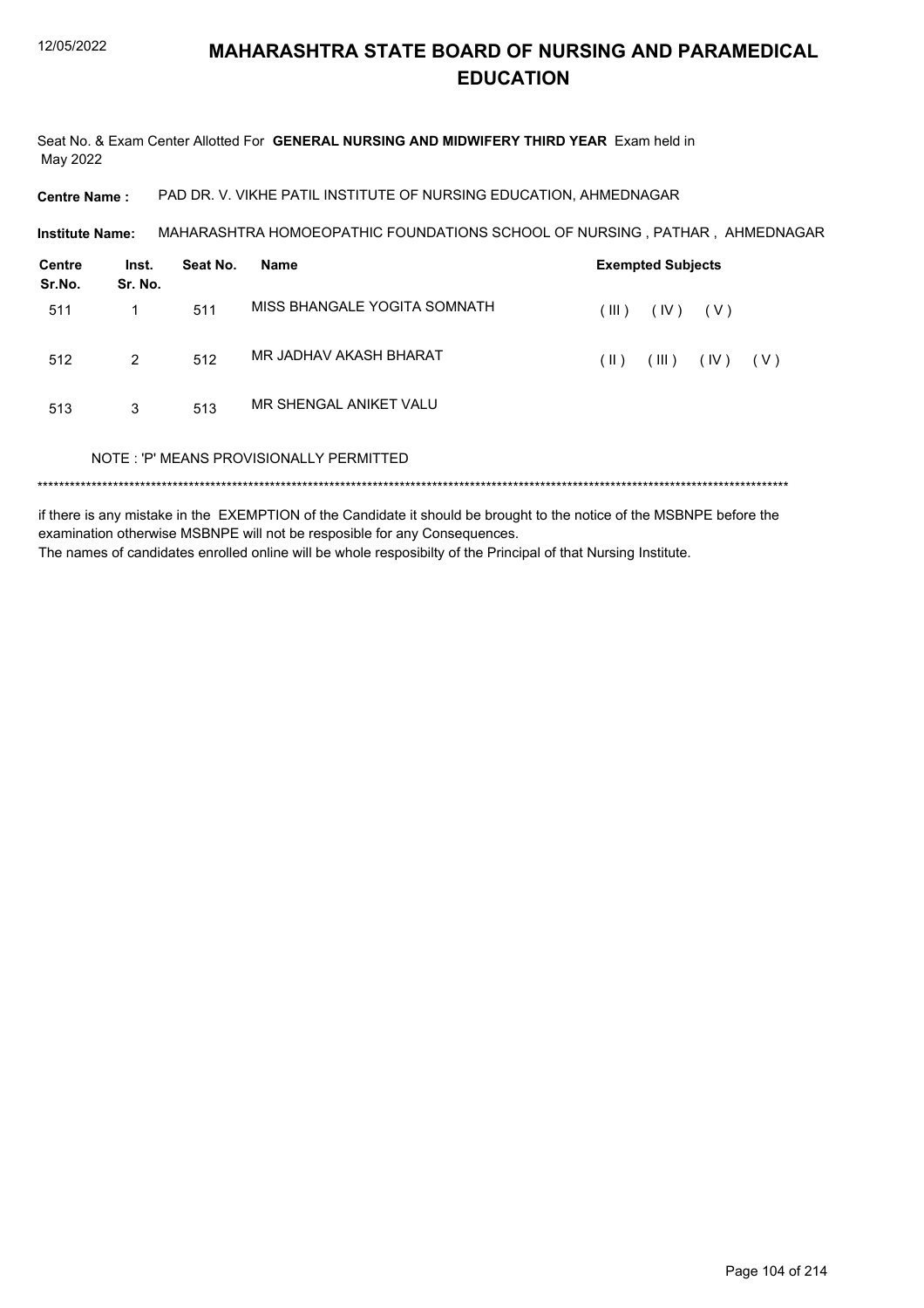# MAHARASHTRA STATE BOARD OF NURSING AND PARAMEDICAL EDUCATION

Seat No. & Exam Center Allotted For **GENERAL NURSING AND MIDWIFERY THIRD YEAR** Exam held in May 2022

**Centre Name :** PAD DR. V. VIKHE PATIL INSTITUTE OF NURSING EDUCATION, AHMEDNAGAR

**Institute Name:** MAHARASHTRA HOMOEOPATHIC FOUNDATIONS SCHOOL OF NURSING , PATHAR , AHMEDNAGAR

| Centre Sr.No. | Inst. Sr. No. | Seat No. | Name | Exempted Subjects |
|---|---|---|---|---|
| 511 | 1 | 511 | MISS BHANGALE YOGITA SOMNATH | ( III ) ( IV ) ( V ) |
| 512 | 2 | 512 | MR JADHAV AKASH BHARAT | ( II ) ( III ) ( IV ) ( V ) |
| 513 | 3 | 513 | MR SHENGAL ANIKET VALU | |

NOTE : 'P' MEANS PROVISIONALLY PERMITTED

*******************************************************************************************************************************************

if there is any mistake in the EXEMPTION of the Candidate it should be brought to the notice of the MSBNPE before the examination otherwise MSBNPE will not be resposible for any Consequences.

The names of candidates enrolled online will be whole resposibilty of the Principal of that Nursing Institute.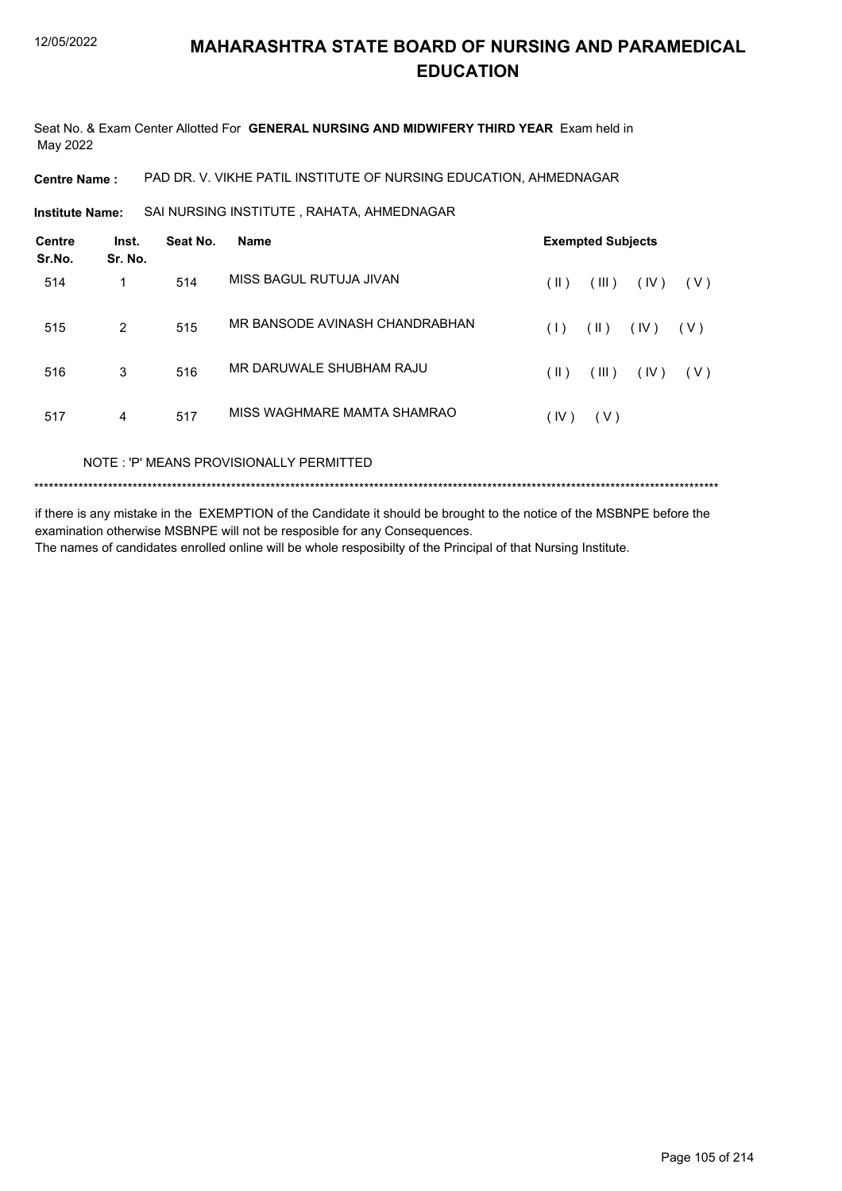# MAHARASHTRA STATE BOARD OF NURSING AND PARAMEDICAL EDUCATION

Seat No. & Exam Center Allotted For **GENERAL NURSING AND MIDWIFERY THIRD YEAR** Exam held in May 2022

**Centre Name :** PAD DR. V. VIKHE PATIL INSTITUTE OF NURSING EDUCATION, AHMEDNAGAR

**Institute Name:** SAI NURSING INSTITUTE , RAHATA, AHMEDNAGAR

| Centre Sr.No. | Inst. Sr. No. | Seat No. | Name | Exempted Subjects |
|---|---|---|---|---|
| 514 | 1 | 514 | MISS BAGUL RUTUJA JIVAN | ( II ) ( III ) ( IV ) ( V ) |
| 515 | 2 | 515 | MR BANSODE AVINASH CHANDRABHAN | ( I ) ( II ) ( IV ) ( V ) |
| 516 | 3 | 516 | MR DARUWALE SHUBHAM RAJU | ( II ) ( III ) ( IV ) ( V ) |
| 517 | 4 | 517 | MISS WAGHMARE MAMTA SHAMRAO | ( IV ) ( V ) |

NOTE : 'P' MEANS PROVISIONALLY PERMITTED

******************************************************************************************************************************************

if there is any mistake in the EXEMPTION of the Candidate it should be brought to the notice of the MSBNPE before the examination otherwise MSBNPE will not be resposible for any Consequences.
The names of candidates enrolled online will be whole resposibilty of the Principal of that Nursing Institute.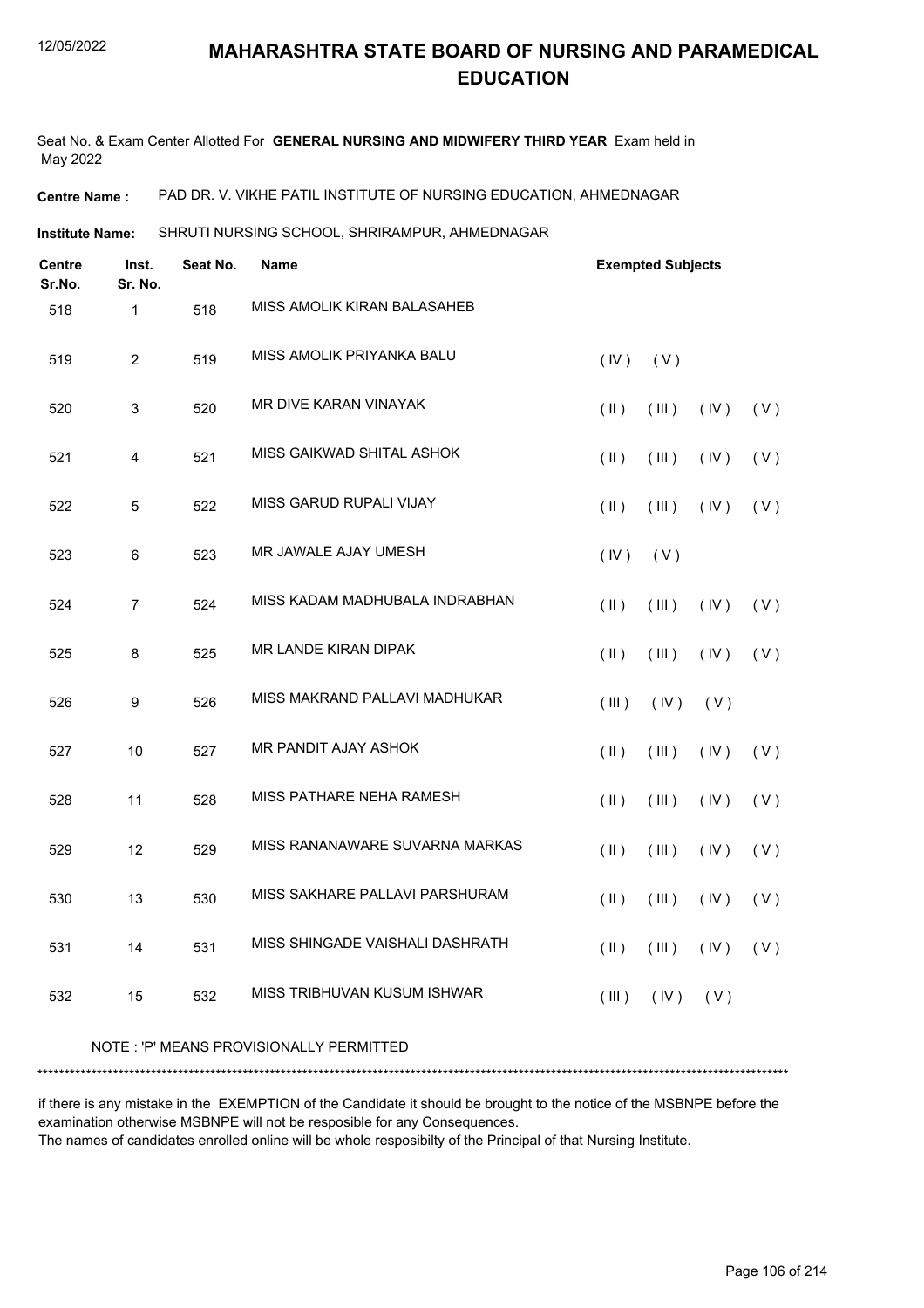# MAHARASHTRA STATE BOARD OF NURSING AND PARAMEDICAL EDUCATION

12/05/2022

Seat No. & Exam Center Allotted For **GENERAL NURSING AND MIDWIFERY THIRD YEAR** Exam held in May 2022

**Centre Name :** PAD DR. V. VIKHE PATIL INSTITUTE OF NURSING EDUCATION, AHMEDNAGAR

**Institute Name:** SHRUTI NURSING SCHOOL, SHRIRAMPUR, AHMEDNAGAR

| Centre Sr.No. | Inst. Sr. No. | Seat No. | Name | Exempted Subjects | | | |
|---|---|---|---|---|---|---|---|
| 518 | 1 | 518 | MISS AMOLIK KIRAN BALASAHEB | | | | |
| 519 | 2 | 519 | MISS AMOLIK PRIYANKA BALU | ( IV ) | ( V ) | | |
| 520 | 3 | 520 | MR DIVE KARAN VINAYAK | ( II ) | ( III ) | ( IV ) | ( V ) |
| 521 | 4 | 521 | MISS GAIKWAD SHITAL ASHOK | ( II ) | ( III ) | ( IV ) | ( V ) |
| 522 | 5 | 522 | MISS GARUD RUPALI VIJAY | ( II ) | ( III ) | ( IV ) | ( V ) |
| 523 | 6 | 523 | MR JAWALE AJAY UMESH | ( IV ) | ( V ) | | |
| 524 | 7 | 524 | MISS KADAM MADHUBALA INDRABHAN | ( II ) | ( III ) | ( IV ) | ( V ) |
| 525 | 8 | 525 | MR LANDE KIRAN DIPAK | ( II ) | ( III ) | ( IV ) | ( V ) |
| 526 | 9 | 526 | MISS MAKRAND PALLAVI MADHUKAR | ( III ) | ( IV ) | ( V ) | |
| 527 | 10 | 527 | MR PANDIT AJAY ASHOK | ( II ) | ( III ) | ( IV ) | ( V ) |
| 528 | 11 | 528 | MISS PATHARE NEHA RAMESH | ( II ) | ( III ) | ( IV ) | ( V ) |
| 529 | 12 | 529 | MISS RANANAWARE SUVARNA MARKAS | ( II ) | ( III ) | ( IV ) | ( V ) |
| 530 | 13 | 530 | MISS SAKHARE PALLAVI PARSHURAM | ( II ) | ( III ) | ( IV ) | ( V ) |
| 531 | 14 | 531 | MISS SHINGADE VAISHALI DASHRATH | ( II ) | ( III ) | ( IV ) | ( V ) |
| 532 | 15 | 532 | MISS TRIBHUVAN KUSUM ISHWAR | ( III ) | ( IV ) | ( V ) | |

NOTE : 'P' MEANS PROVISIONALLY PERMITTED

***************************************************************************************************************************************

if there is any mistake in the EXEMPTION of the Candidate it should be brought to the notice of the MSBNPE before the examination otherwise MSBNPE will not be resposible for any Consequences.
The names of candidates enrolled online will be whole resposibilty of the Principal of that Nursing Institute.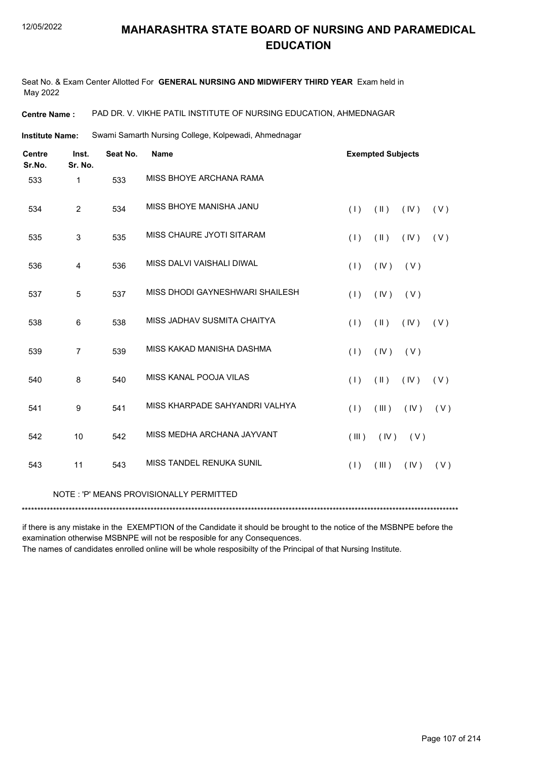# MAHARASHTRA STATE BOARD OF NURSING AND PARAMEDICAL EDUCATION

Seat No. & Exam Center Allotted For **GENERAL NURSING AND MIDWIFERY THIRD YEAR** Exam held in May 2022

**Centre Name :** PAD DR. V. VIKHE PATIL INSTITUTE OF NURSING EDUCATION, AHMEDNAGAR

**Institute Name:** Swami Samarth Nursing College, Kolpewadi, Ahmednagar

| Centre Sr.No. | Inst. Sr. No. | Seat No. | Name | Exempted Subjects |
|---|---|---|---|---|
| 533 | 1 | 533 | MISS BHOYE ARCHANA RAMA | |
| 534 | 2 | 534 | MISS BHOYE MANISHA JANU | ( I ) ( II ) ( IV ) ( V ) |
| 535 | 3 | 535 | MISS CHAURE JYOTI SITARAM | ( I ) ( II ) ( IV ) ( V ) |
| 536 | 4 | 536 | MISS DALVI VAISHALI DIWAL | ( I ) ( IV ) ( V ) |
| 537 | 5 | 537 | MISS DHODI GAYNESHWARI SHAILESH | ( I ) ( IV ) ( V ) |
| 538 | 6 | 538 | MISS JADHAV SUSMITA CHAITYA | ( I ) ( II ) ( IV ) ( V ) |
| 539 | 7 | 539 | MISS KAKAD MANISHA DASHMA | ( I ) ( IV ) ( V ) |
| 540 | 8 | 540 | MISS KANAL POOJA VILAS | ( I ) ( II ) ( IV ) ( V ) |
| 541 | 9 | 541 | MISS KHARPADE SAHYANDRI VALHYA | ( I ) ( III ) ( IV ) ( V ) |
| 542 | 10 | 542 | MISS MEDHA ARCHANA JAYVANT | ( III ) ( IV ) ( V ) |
| 543 | 11 | 543 | MISS TANDEL RENUKA SUNIL | ( I ) ( III ) ( IV ) ( V ) |

NOTE : 'P' MEANS PROVISIONALLY PERMITTED

*******************************************************************************************************************************************

if there is any mistake in the EXEMPTION of the Candidate it should be brought to the notice of the MSBNPE before the examination otherwise MSBNPE will not be resposible for any Consequences.

The names of candidates enrolled online will be whole resposibilty of the Principal of that Nursing Institute.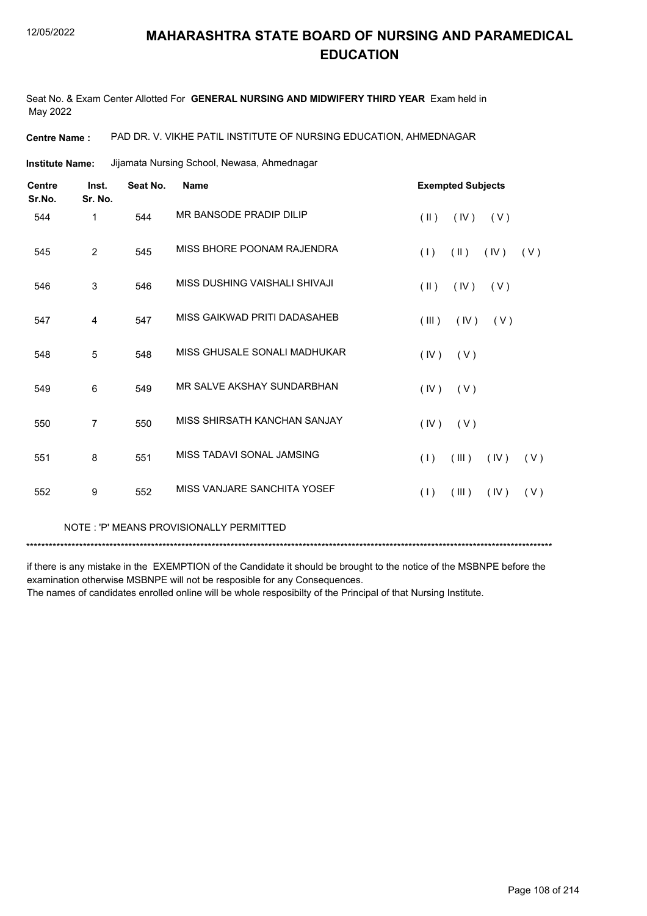# MAHARASHTRA STATE BOARD OF NURSING AND PARAMEDICAL EDUCATION

12/05/2022

Seat No. & Exam Center Allotted For **GENERAL NURSING AND MIDWIFERY THIRD YEAR** Exam held in May 2022

**Centre Name :** PAD DR. V. VIKHE PATIL INSTITUTE OF NURSING EDUCATION, AHMEDNAGAR

**Institute Name:** Jijamata Nursing School, Newasa, Ahmednagar

| Centre Sr.No. | Inst. Sr. No. | Seat No. | Name | Exempted Subjects |
|---|---|---|---|---|
| 544 | 1 | 544 | MR BANSODE PRADIP DILIP | ( II ) ( IV ) ( V ) |
| 545 | 2 | 545 | MISS BHORE POONAM RAJENDRA | ( I ) ( II ) ( IV ) ( V ) |
| 546 | 3 | 546 | MISS DUSHING VAISHALI SHIVAJI | ( II ) ( IV ) ( V ) |
| 547 | 4 | 547 | MISS GAIKWAD PRITI DADASAHEB | ( III ) ( IV ) ( V ) |
| 548 | 5 | 548 | MISS GHUSALE SONALI MADHUKAR | ( IV ) ( V ) |
| 549 | 6 | 549 | MR SALVE AKSHAY SUNDARBHAN | ( IV ) ( V ) |
| 550 | 7 | 550 | MISS SHIRSATH KANCHAN SANJAY | ( IV ) ( V ) |
| 551 | 8 | 551 | MISS TADAVI SONAL JAMSING | ( I ) ( III ) ( IV ) ( V ) |
| 552 | 9 | 552 | MISS VANJARE SANCHITA YOSEF | ( I ) ( III ) ( IV ) ( V ) |

NOTE : 'P' MEANS PROVISIONALLY PERMITTED

******************************************************************************************************************************************

if there is any mistake in the EXEMPTION of the Candidate it should be brought to the notice of the MSBNPE before the examination otherwise MSBNPE will not be resposible for any Consequences.
The names of candidates enrolled online will be whole resposibilty of the Principal of that Nursing Institute.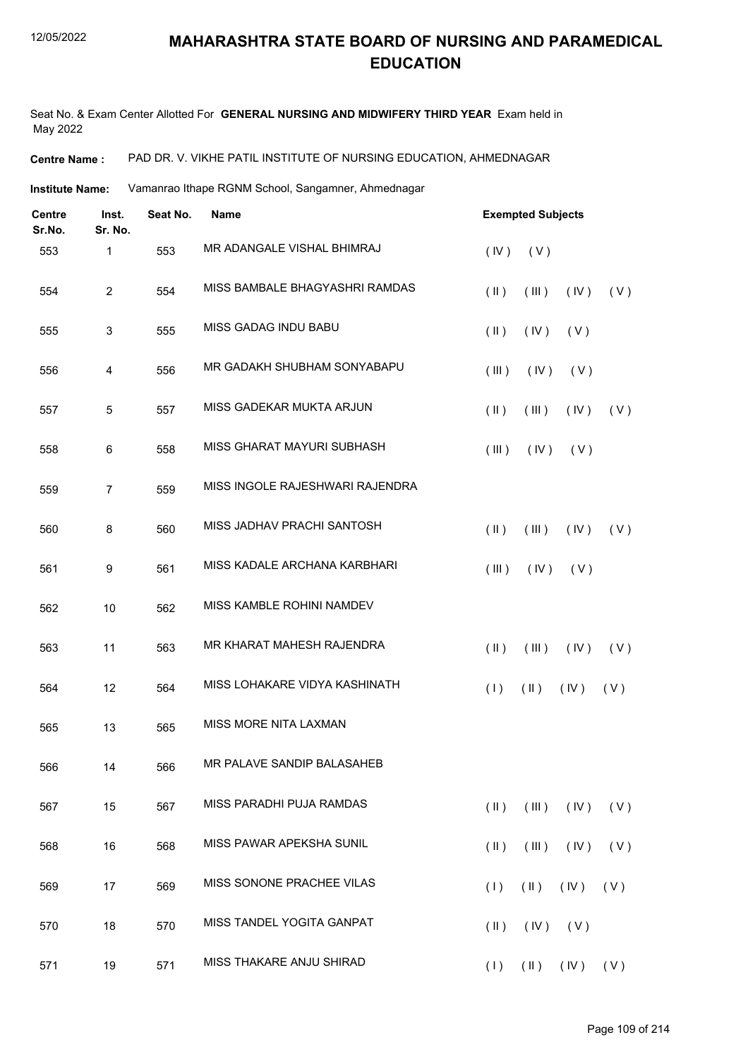# MAHARASHTRA STATE BOARD OF NURSING AND PARAMEDICAL EDUCATION

Seat No. & Exam Center Allotted For **GENERAL NURSING AND MIDWIFERY THIRD YEAR** Exam held in May 2022

**Centre Name :** PAD DR. V. VIKHE PATIL INSTITUTE OF NURSING EDUCATION, AHMEDNAGAR

**Institute Name:** Vamanrao Ithape RGNM School, Sangamner, Ahmednagar

| Centre Sr.No. | Inst. Sr. No. | Seat No. | Name | Exempted Subjects |
|---|---|---|---|---|
| 553 | 1 | 553 | MR ADANGALE VISHAL BHIMRAJ | ( IV ) ( V ) |
| 554 | 2 | 554 | MISS BAMBALE BHAGYASHRI RAMDAS | ( II ) ( III ) ( IV ) ( V ) |
| 555 | 3 | 555 | MISS GADAG INDU BABU | ( II ) ( IV ) ( V ) |
| 556 | 4 | 556 | MR GADAKH SHUBHAM SONYABAPU | ( III ) ( IV ) ( V ) |
| 557 | 5 | 557 | MISS GADEKAR MUKTA ARJUN | ( II ) ( III ) ( IV ) ( V ) |
| 558 | 6 | 558 | MISS GHARAT MAYURI SUBHASH | ( III ) ( IV ) ( V ) |
| 559 | 7 | 559 | MISS INGOLE RAJESHWARI RAJENDRA | |
| 560 | 8 | 560 | MISS JADHAV PRACHI SANTOSH | ( II ) ( III ) ( IV ) ( V ) |
| 561 | 9 | 561 | MISS KADALE ARCHANA KARBHARI | ( III ) ( IV ) ( V ) |
| 562 | 10 | 562 | MISS KAMBLE ROHINI NAMDEV | |
| 563 | 11 | 563 | MR KHARAT MAHESH RAJENDRA | ( II ) ( III ) ( IV ) ( V ) |
| 564 | 12 | 564 | MISS LOHAKARE VIDYA KASHINATH | ( I ) ( II ) ( IV ) ( V ) |
| 565 | 13 | 565 | MISS MORE NITA LAXMAN | |
| 566 | 14 | 566 | MR PALAVE SANDIP BALASAHEB | |
| 567 | 15 | 567 | MISS PARADHI PUJA RAMDAS | ( II ) ( III ) ( IV ) ( V ) |
| 568 | 16 | 568 | MISS PAWAR APEKSHA SUNIL | ( II ) ( III ) ( IV ) ( V ) |
| 569 | 17 | 569 | MISS SONONE PRACHEE VILAS | ( I ) ( II ) ( IV ) ( V ) |
| 570 | 18 | 570 | MISS TANDEL YOGITA GANPAT | ( II ) ( IV ) ( V ) |
| 571 | 19 | 571 | MISS THAKARE ANJU SHIRAD | ( I ) ( II ) ( IV ) ( V ) |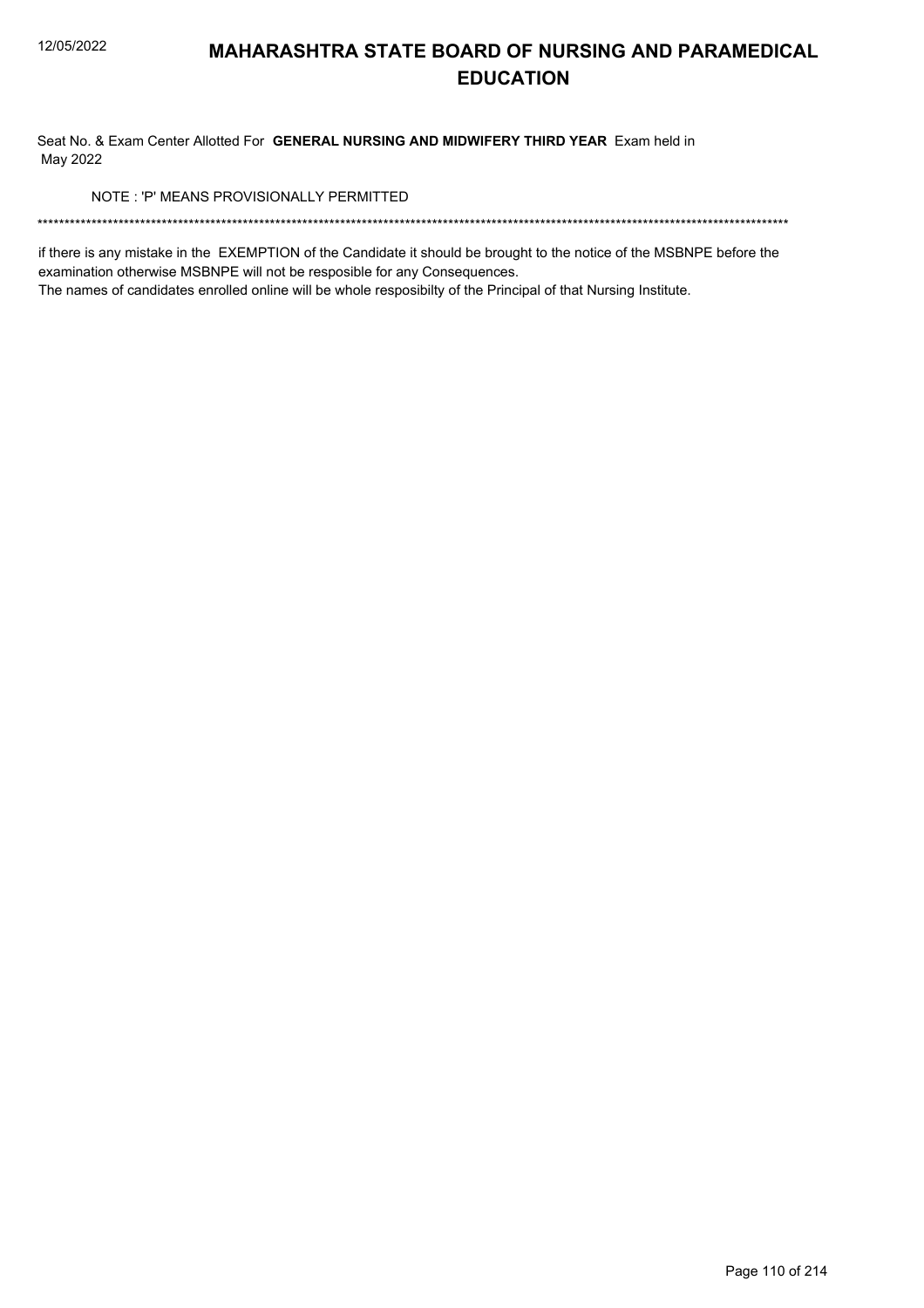# MAHARASHTRA STATE BOARD OF NURSING AND PARAMEDICAL EDUCATION

Seat No. & Exam Center Allotted For **GENERAL NURSING AND MIDWIFERY THIRD YEAR** Exam held in May 2022

NOTE : 'P' MEANS PROVISIONALLY PERMITTED

\*\*\*\*\*\*\*\*\*\*\*\*\*\*\*\*\*\*\*\*\*\*\*\*\*\*\*\*\*\*\*\*\*\*\*\*\*\*\*\*\*\*\*\*\*\*\*\*\*\*\*\*\*\*\*\*\*\*\*\*\*\*\*\*\*\*\*\*\*\*\*\*\*\*\*\*\*\*\*\*\*\*\*\*\*\*\*\*\*\*\*\*\*\*\*\*\*\*\*\*\*\*\*\*\*\*\*\*\*\*\*\*\*\*\*\*\*\*\*\*\*\*\*\*\*\*\*\*\*\*\*\*\*

if there is any mistake in the EXEMPTION of the Candidate it should be brought to the notice of the MSBNPE before the examination otherwise MSBNPE will not be resposible for any Consequences.

The names of candidates enrolled online will be whole resposibilty of the Principal of that Nursing Institute.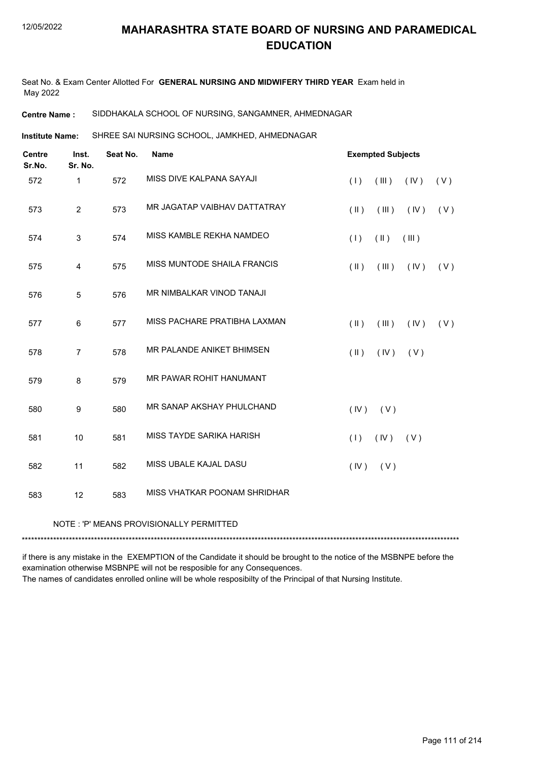# MAHARASHTRA STATE BOARD OF NURSING AND PARAMEDICAL EDUCATION

12/05/2022

Seat No. & Exam Center Allotted For **GENERAL NURSING AND MIDWIFERY THIRD YEAR** Exam held in May 2022

**Centre Name :** SIDDHAKALA SCHOOL OF NURSING, SANGAMNER, AHMEDNAGAR

**Institute Name:** SHREE SAI NURSING SCHOOL, JAMKHED, AHMEDNAGAR

| Centre Sr.No. | Inst. Sr. No. | Seat No. | Name | Exempted Subjects |
|---|---|---|---|---|
| 572 | 1 | 572 | MISS DIVE KALPANA SAYAJI | ( I ) ( III ) ( IV ) ( V ) |
| 573 | 2 | 573 | MR JAGATAP VAIBHAV DATTATRAY | ( II ) ( III ) ( IV ) ( V ) |
| 574 | 3 | 574 | MISS KAMBLE REKHA NAMDEO | ( I ) ( II ) ( III ) |
| 575 | 4 | 575 | MISS MUNTODE SHAILA FRANCIS | ( II ) ( III ) ( IV ) ( V ) |
| 576 | 5 | 576 | MR NIMBALKAR VINOD TANAJI | |
| 577 | 6 | 577 | MISS PACHARE PRATIBHA LAXMAN | ( II ) ( III ) ( IV ) ( V ) |
| 578 | 7 | 578 | MR PALANDE ANIKET BHIMSEN | ( II ) ( IV ) ( V ) |
| 579 | 8 | 579 | MR PAWAR ROHIT HANUMANT | |
| 580 | 9 | 580 | MR SANAP AKSHAY PHULCHAND | ( IV ) ( V ) |
| 581 | 10 | 581 | MISS TAYDE SARIKA HARISH | ( I ) ( IV ) ( V ) |
| 582 | 11 | 582 | MISS UBALE KAJAL DASU | ( IV ) ( V ) |
| 583 | 12 | 583 | MISS VHATKAR POONAM SHRIDHAR | |

NOTE : 'P' MEANS PROVISIONALLY PERMITTED

*******************************************************************************************************************************************

if there is any mistake in the EXEMPTION of the Candidate it should be brought to the notice of the MSBNPE before the examination otherwise MSBNPE will not be resposible for any Consequences.
The names of candidates enrolled online will be whole resposibilty of the Principal of that Nursing Institute.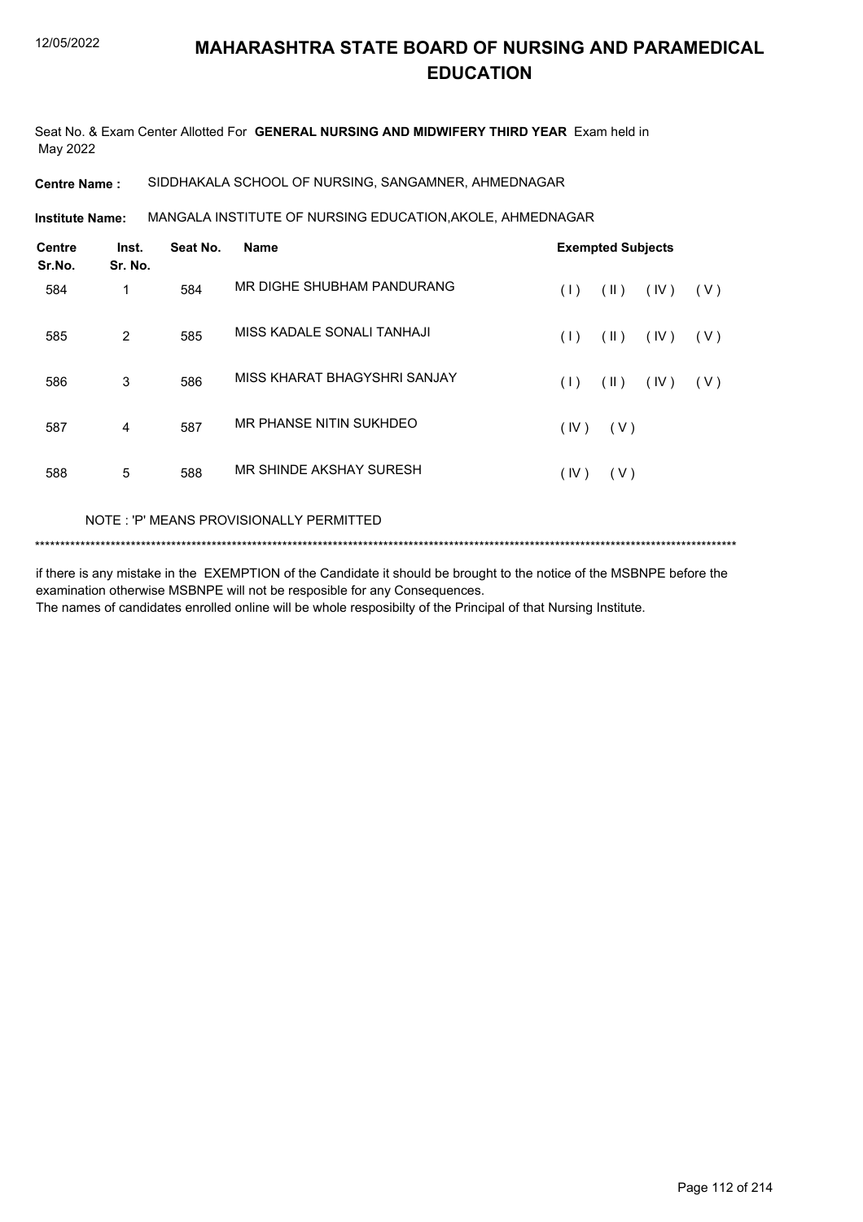# MAHARASHTRA STATE BOARD OF NURSING AND PARAMEDICAL EDUCATION

Seat No. & Exam Center Allotted For **GENERAL NURSING AND MIDWIFERY THIRD YEAR** Exam held in May 2022

**Centre Name :** SIDDHAKALA SCHOOL OF NURSING, SANGAMNER, AHMEDNAGAR

**Institute Name:** MANGALA INSTITUTE OF NURSING EDUCATION,AKOLE, AHMEDNAGAR

| Centre Sr.No. | Inst. Sr. No. | Seat No. | Name | Exempted Subjects |
|---|---|---|---|---|
| 584 | 1 | 584 | MR DIGHE SHUBHAM PANDURANG | ( I ) ( II ) ( IV ) ( V ) |
| 585 | 2 | 585 | MISS KADALE SONALI TANHAJI | ( I ) ( II ) ( IV ) ( V ) |
| 586 | 3 | 586 | MISS KHARAT BHAGYSHRI SANJAY | ( I ) ( II ) ( IV ) ( V ) |
| 587 | 4 | 587 | MR PHANSE NITIN SUKHDEO | ( IV ) ( V ) |
| 588 | 5 | 588 | MR SHINDE AKSHAY SURESH | ( IV ) ( V ) |

NOTE : 'P' MEANS PROVISIONALLY PERMITTED

******************************************************************************************************************************************

if there is any mistake in the EXEMPTION of the Candidate it should be brought to the notice of the MSBNPE before the examination otherwise MSBNPE will not be resposible for any Consequences.

The names of candidates enrolled online will be whole resposibilty of the Principal of that Nursing Institute.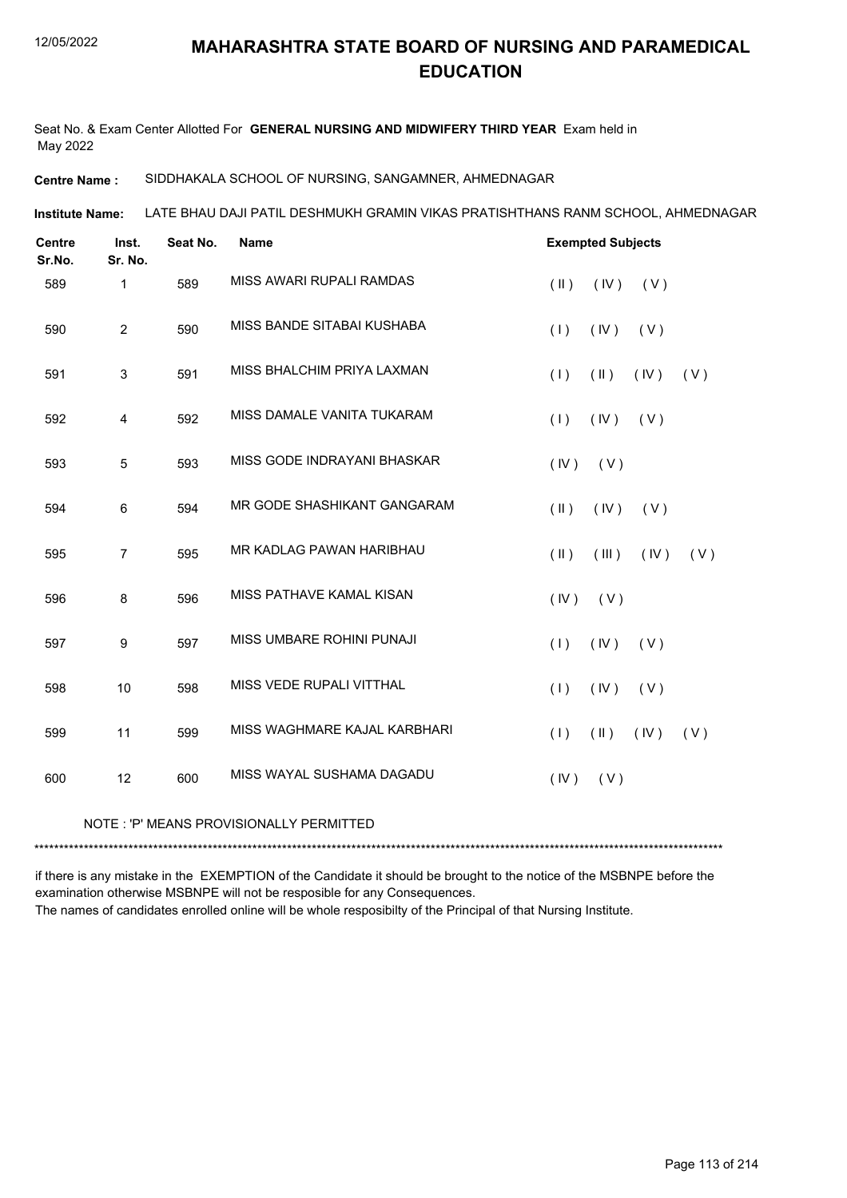# MAHARASHTRA STATE BOARD OF NURSING AND PARAMEDICAL EDUCATION

Seat No. & Exam Center Allotted For **GENERAL NURSING AND MIDWIFERY THIRD YEAR** Exam held in May 2022

**Centre Name :** SIDDHAKALA SCHOOL OF NURSING, SANGAMNER, AHMEDNAGAR

**Institute Name:** LATE BHAU DAJI PATIL DESHMUKH GRAMIN VIKAS PRATISHTHANS RANM SCHOOL, AHMEDNAGAR

| Centre Sr.No. | Inst. Sr. No. | Seat No. | Name | Exempted Subjects |
|---|---|---|---|---|
| 589 | 1 | 589 | MISS AWARI RUPALI RAMDAS | ( II ) ( IV ) ( V ) |
| 590 | 2 | 590 | MISS BANDE SITABAI KUSHABA | ( I ) ( IV ) ( V ) |
| 591 | 3 | 591 | MISS BHALCHIM PRIYA LAXMAN | ( I ) ( II ) ( IV ) ( V ) |
| 592 | 4 | 592 | MISS DAMALE VANITA TUKARAM | ( I ) ( IV ) ( V ) |
| 593 | 5 | 593 | MISS GODE INDRAYANI BHASKAR | ( IV ) ( V ) |
| 594 | 6 | 594 | MR GODE SHASHIKANT GANGARAM | ( II ) ( IV ) ( V ) |
| 595 | 7 | 595 | MR KADLAG PAWAN HARIBHAU | ( II ) ( III ) ( IV ) ( V ) |
| 596 | 8 | 596 | MISS PATHAVE KAMAL KISAN | ( IV ) ( V ) |
| 597 | 9 | 597 | MISS UMBARE ROHINI PUNAJI | ( I ) ( IV ) ( V ) |
| 598 | 10 | 598 | MISS VEDE RUPALI VITTHAL | ( I ) ( IV ) ( V ) |
| 599 | 11 | 599 | MISS WAGHMARE KAJAL KARBHARI | ( I ) ( II ) ( IV ) ( V ) |
| 600 | 12 | 600 | MISS WAYAL SUSHAMA DAGADU | ( IV ) ( V ) |

NOTE : 'P' MEANS PROVISIONALLY PERMITTED

******************************************************************************************************************************************

if there is any mistake in the EXEMPTION of the Candidate it should be brought to the notice of the MSBNPE before the examination otherwise MSBNPE will not be resposible for any Consequences.

The names of candidates enrolled online will be whole resposibilty of the Principal of that Nursing Institute.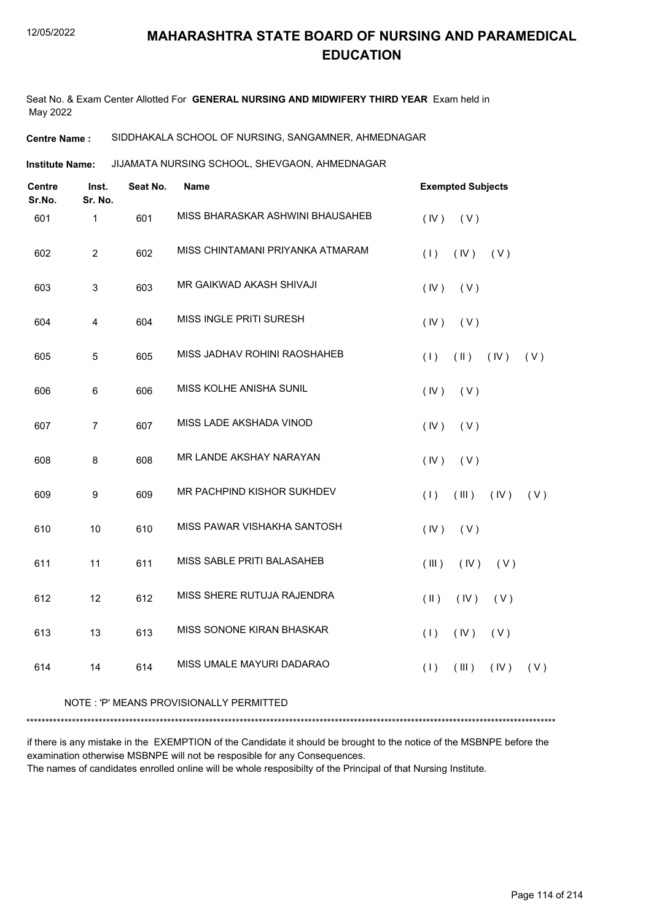# MAHARASHTRA STATE BOARD OF NURSING AND PARAMEDICAL EDUCATION

12/05/2022

Seat No. & Exam Center Allotted For **GENERAL NURSING AND MIDWIFERY THIRD YEAR** Exam held in May 2022

**Centre Name :** SIDDHAKALA SCHOOL OF NURSING, SANGAMNER, AHMEDNAGAR

**Institute Name:** JIJAMATA NURSING SCHOOL, SHEVGAON, AHMEDNAGAR

| Centre Sr.No. | Inst. Sr. No. | Seat No. | Name | Exempted Subjects |
|---|---|---|---|---|
| 601 | 1 | 601 | MISS BHARASKAR ASHWINI BHAUSAHEB | ( IV ) ( V ) |
| 602 | 2 | 602 | MISS CHINTAMANI PRIYANKA ATMARAM | ( I ) ( IV ) ( V ) |
| 603 | 3 | 603 | MR GAIKWAD AKASH SHIVAJI | ( IV ) ( V ) |
| 604 | 4 | 604 | MISS INGLE PRITI SURESH | ( IV ) ( V ) |
| 605 | 5 | 605 | MISS JADHAV ROHINI RAOSHAHEB | ( I ) ( II ) ( IV ) ( V ) |
| 606 | 6 | 606 | MISS KOLHE ANISHA SUNIL | ( IV ) ( V ) |
| 607 | 7 | 607 | MISS LADE AKSHADA VINOD | ( IV ) ( V ) |
| 608 | 8 | 608 | MR LANDE AKSHAY NARAYAN | ( IV ) ( V ) |
| 609 | 9 | 609 | MR PACHPIND KISHOR SUKHDEV | ( I ) ( III ) ( IV ) ( V ) |
| 610 | 10 | 610 | MISS PAWAR VISHAKHA SANTOSH | ( IV ) ( V ) |
| 611 | 11 | 611 | MISS SABLE PRITI BALASAHEB | ( III ) ( IV ) ( V ) |
| 612 | 12 | 612 | MISS SHERE RUTUJA RAJENDRA | ( II ) ( IV ) ( V ) |
| 613 | 13 | 613 | MISS SONONE KIRAN BHASKAR | ( I ) ( IV ) ( V ) |
| 614 | 14 | 614 | MISS UMALE MAYURI DADARAO | ( I ) ( III ) ( IV ) ( V ) |

NOTE : 'P' MEANS PROVISIONALLY PERMITTED

******************************************************************************************************************************************

if there is any mistake in the EXEMPTION of the Candidate it should be brought to the notice of the MSBNPE before the examination otherwise MSBNPE will not be resposible for any Consequences.

The names of candidates enrolled online will be whole resposibilty of the Principal of that Nursing Institute.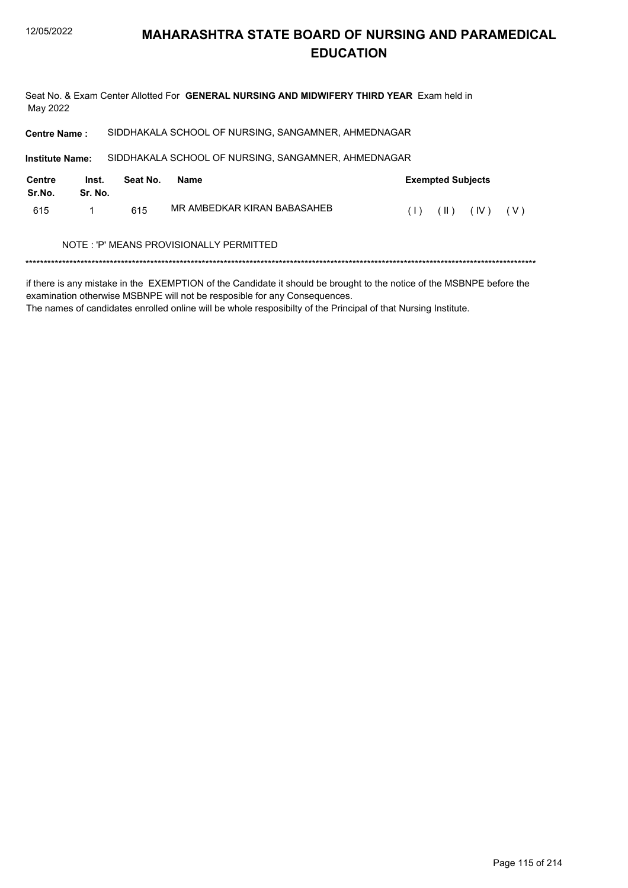# MAHARASHTRA STATE BOARD OF NURSING AND PARAMEDICAL EDUCATION

Seat No. & Exam Center Allotted For **GENERAL NURSING AND MIDWIFERY THIRD YEAR** Exam held in May 2022

**Centre Name :** SIDDHAKALA SCHOOL OF NURSING, SANGAMNER, AHMEDNAGAR

**Institute Name:** SIDDHAKALA SCHOOL OF NURSING, SANGAMNER, AHMEDNAGAR

| Centre Sr.No. | Inst. Sr. No. | Seat No. | Name | Exempted Subjects |
|---|---|---|---|---|
| 615 | 1 | 615 | MR AMBEDKAR KIRAN BABASAHEB | ( I ) ( II ) ( IV ) ( V ) |

NOTE : 'P' MEANS PROVISIONALLY PERMITTED

\*\*\*\*\*\*\*\*\*\*\*\*\*\*\*\*\*\*\*\*\*\*\*\*\*\*\*\*\*\*\*\*\*\*\*\*\*\*\*\*\*\*\*\*\*\*\*\*\*\*\*\*\*\*\*\*\*\*\*\*\*\*\*\*\*\*\*\*\*\*\*\*\*\*\*\*\*\*\*\*\*\*\*\*\*\*\*\*\*\*\*\*\*\*\*\*\*\*\*\*\*\*\*\*\*\*\*\*\*\*\*\*\*\*\*\*\*\*\*\*\*\*\*\*\*\*\*\*\*\*\*\*\*\*\*

if there is any mistake in the EXEMPTION of the Candidate it should be brought to the notice of the MSBNPE before the examination otherwise MSBNPE will not be resposible for any Consequences.
The names of candidates enrolled online will be whole resposibilty of the Principal of that Nursing Institute.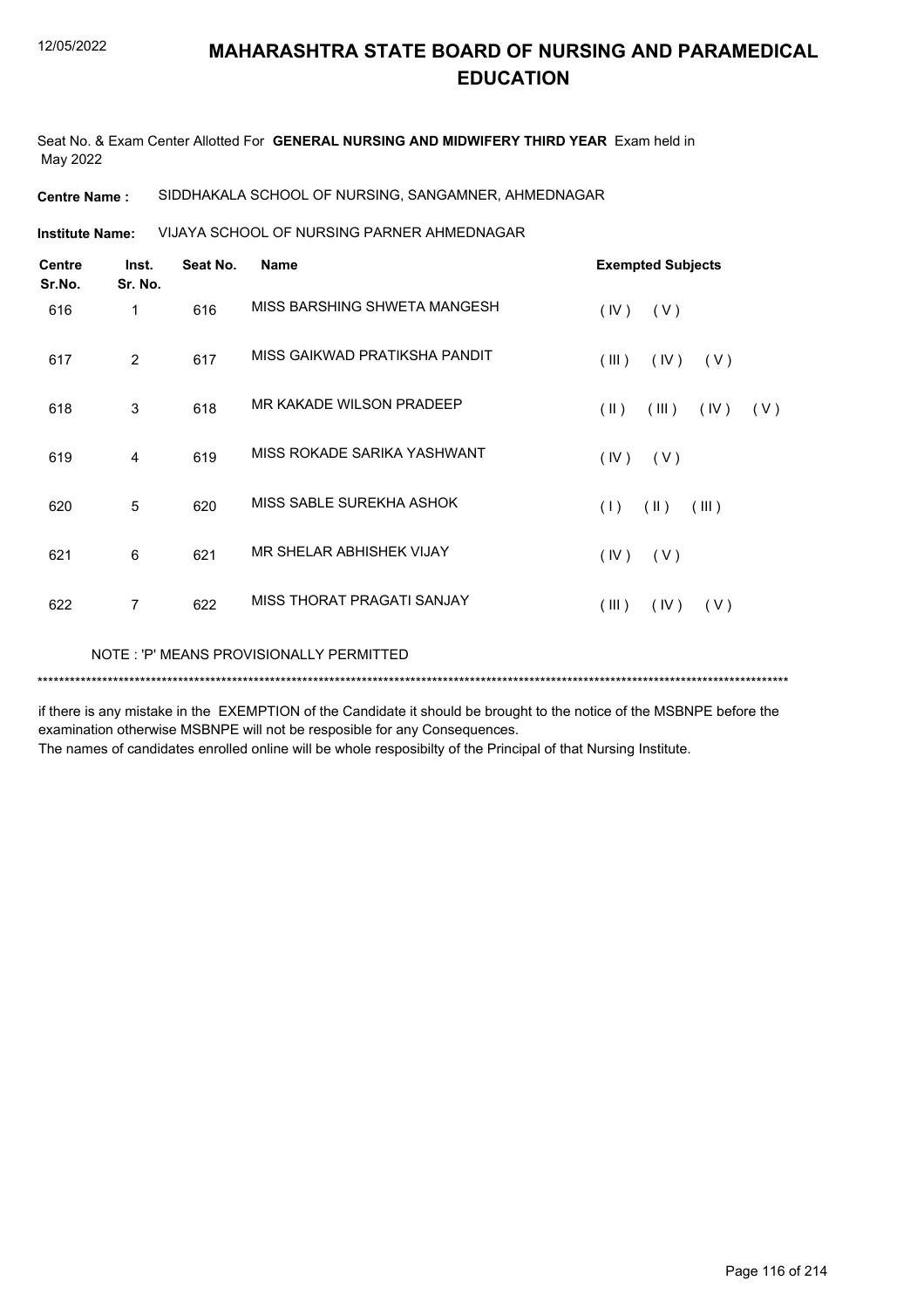# MAHARASHTRA STATE BOARD OF NURSING AND PARAMEDICAL EDUCATION

Seat No. & Exam Center Allotted For **GENERAL NURSING AND MIDWIFERY THIRD YEAR** Exam held in May 2022

**Centre Name :** SIDDHAKALA SCHOOL OF NURSING, SANGAMNER, AHMEDNAGAR

**Institute Name:** VIJAYA SCHOOL OF NURSING PARNER AHMEDNAGAR

| Centre Sr.No. | Inst. Sr. No. | Seat No. | Name | Exempted Subjects |
|---|---|---|---|---|
| 616 | 1 | 616 | MISS BARSHING SHWETA MANGESH | ( IV ) ( V ) |
| 617 | 2 | 617 | MISS GAIKWAD PRATIKSHA PANDIT | ( III ) ( IV ) ( V ) |
| 618 | 3 | 618 | MR KAKADE WILSON PRADEEP | ( II ) ( III ) ( IV ) ( V ) |
| 619 | 4 | 619 | MISS ROKADE SARIKA YASHWANT | ( IV ) ( V ) |
| 620 | 5 | 620 | MISS SABLE SUREKHA ASHOK | ( I ) ( II ) ( III ) |
| 621 | 6 | 621 | MR SHELAR ABHISHEK VIJAY | ( IV ) ( V ) |
| 622 | 7 | 622 | MISS THORAT PRAGATI SANJAY | ( III ) ( IV ) ( V ) |

NOTE : 'P' MEANS PROVISIONALLY PERMITTED

*******************************************************************************************************************************************

if there is any mistake in the EXEMPTION of the Candidate it should be brought to the notice of the MSBNPE before the examination otherwise MSBNPE will not be resposible for any Consequences.

The names of candidates enrolled online will be whole resposibilty of the Principal of that Nursing Institute.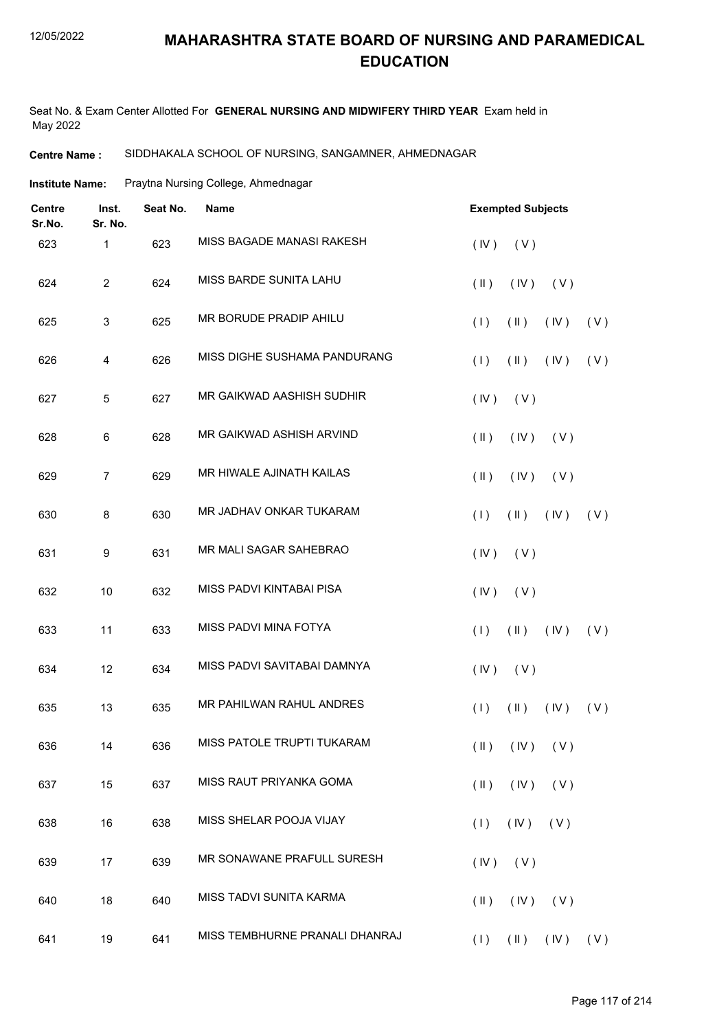# MAHARASHTRA STATE BOARD OF NURSING AND PARAMEDICAL EDUCATION

Seat No. & Exam Center Allotted For **GENERAL NURSING AND MIDWIFERY THIRD YEAR** Exam held in May 2022

**Centre Name :** SIDDHAKALA SCHOOL OF NURSING, SANGAMNER, AHMEDNAGAR

**Institute Name:** Praytna Nursing College, Ahmednagar

| Centre Sr.No. | Inst. Sr. No. | Seat No. | Name | Exempted Subjects |
|---|---|---|---|---|
| 623 | 1 | 623 | MISS BAGADE MANASI RAKESH | ( IV ) ( V ) |
| 624 | 2 | 624 | MISS BARDE SUNITA LAHU | ( II ) ( IV ) ( V ) |
| 625 | 3 | 625 | MR BORUDE PRADIP AHILU | ( I ) ( II ) ( IV ) ( V ) |
| 626 | 4 | 626 | MISS DIGHE SUSHAMA PANDURANG | ( I ) ( II ) ( IV ) ( V ) |
| 627 | 5 | 627 | MR GAIKWAD AASHISH SUDHIR | ( IV ) ( V ) |
| 628 | 6 | 628 | MR GAIKWAD ASHISH ARVIND | ( II ) ( IV ) ( V ) |
| 629 | 7 | 629 | MR HIWALE AJINATH KAILAS | ( II ) ( IV ) ( V ) |
| 630 | 8 | 630 | MR JADHAV ONKAR TUKARAM | ( I ) ( II ) ( IV ) ( V ) |
| 631 | 9 | 631 | MR MALI SAGAR SAHEBRAO | ( IV ) ( V ) |
| 632 | 10 | 632 | MISS PADVI KINTABAI PISA | ( IV ) ( V ) |
| 633 | 11 | 633 | MISS PADVI MINA FOTYA | ( I ) ( II ) ( IV ) ( V ) |
| 634 | 12 | 634 | MISS PADVI SAVITABAI DAMNYA | ( IV ) ( V ) |
| 635 | 13 | 635 | MR PAHILWAN RAHUL ANDRES | ( I ) ( II ) ( IV ) ( V ) |
| 636 | 14 | 636 | MISS PATOLE TRUPTI TUKARAM | ( II ) ( IV ) ( V ) |
| 637 | 15 | 637 | MISS RAUT PRIYANKA GOMA | ( II ) ( IV ) ( V ) |
| 638 | 16 | 638 | MISS SHELAR POOJA VIJAY | ( I ) ( IV ) ( V ) |
| 639 | 17 | 639 | MR SONAWANE PRAFULL SURESH | ( IV ) ( V ) |
| 640 | 18 | 640 | MISS TADVI SUNITA KARMA | ( II ) ( IV ) ( V ) |
| 641 | 19 | 641 | MISS TEMBHURNE PRANALI DHANRAJ | ( I ) ( II ) ( IV ) ( V ) |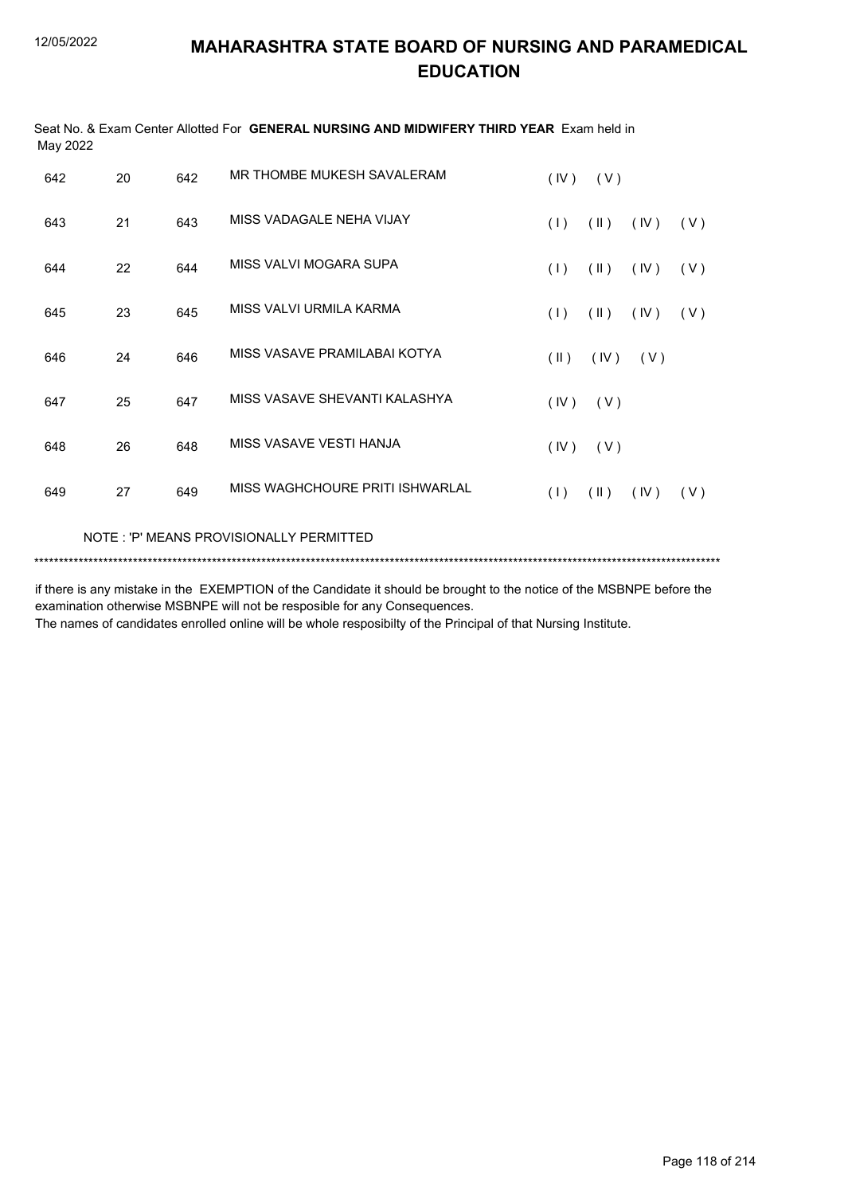# MAHARASHTRA STATE BOARD OF NURSING AND PARAMEDICAL EDUCATION

Seat No. & Exam Center Allotted For **GENERAL NURSING AND MIDWIFERY THIRD YEAR** Exam held in May 2022

| | | | | |
|---|---|---|---|---|
| 642 | 20 | 642 | MR THOMBE MUKESH SAVALERAM | ( IV ) ( V ) |
| 643 | 21 | 643 | MISS VADAGALE NEHA VIJAY | ( I ) ( II ) ( IV ) ( V ) |
| 644 | 22 | 644 | MISS VALVI MOGARA SUPA | ( I ) ( II ) ( IV ) ( V ) |
| 645 | 23 | 645 | MISS VALVI URMILA KARMA | ( I ) ( II ) ( IV ) ( V ) |
| 646 | 24 | 646 | MISS VASAVE PRAMILABAI KOTYA | ( II ) ( IV ) ( V ) |
| 647 | 25 | 647 | MISS VASAVE SHEVANTI KALASHYA | ( IV ) ( V ) |
| 648 | 26 | 648 | MISS VASAVE VESTI HANJA | ( IV ) ( V ) |
| 649 | 27 | 649 | MISS WAGHCHOURE PRITI ISHWARLAL | ( I ) ( II ) ( IV ) ( V ) |

NOTE : 'P' MEANS PROVISIONALLY PERMITTED

*******************************************************************************************************************************************

if there is any mistake in the EXEMPTION of the Candidate it should be brought to the notice of the MSBNPE before the examination otherwise MSBNPE will not be resposible for any Consequences.

The names of candidates enrolled online will be whole resposibilty of the Principal of that Nursing Institute.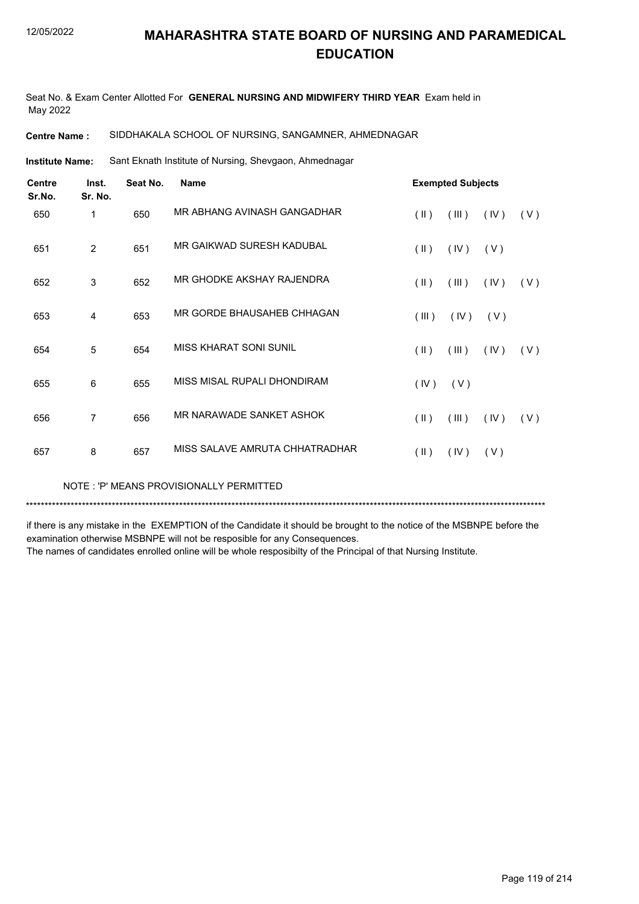# MAHARASHTRA STATE BOARD OF NURSING AND PARAMEDICAL EDUCATION

Seat No. & Exam Center Allotted For **GENERAL NURSING AND MIDWIFERY THIRD YEAR** Exam held in May 2022

**Centre Name :** SIDDHAKALA SCHOOL OF NURSING, SANGAMNER, AHMEDNAGAR

**Institute Name:** Sant Eknath Institute of Nursing, Shevgaon, Ahmednagar

| Centre Sr.No. | Inst. Sr. No. | Seat No. | Name | Exempted Subjects |
|---|---|---|---|---|
| 650 | 1 | 650 | MR ABHANG AVINASH GANGADHAR | ( II ) ( III ) ( IV ) ( V ) |
| 651 | 2 | 651 | MR GAIKWAD SURESH KADUBAL | ( II ) ( IV ) ( V ) |
| 652 | 3 | 652 | MR GHODKE AKSHAY RAJENDRA | ( II ) ( III ) ( IV ) ( V ) |
| 653 | 4 | 653 | MR GORDE BHAUSAHEB CHHAGAN | ( III ) ( IV ) ( V ) |
| 654 | 5 | 654 | MISS KHARAT SONI SUNIL | ( II ) ( III ) ( IV ) ( V ) |
| 655 | 6 | 655 | MISS MISAL RUPALI DHONDIRAM | ( IV ) ( V ) |
| 656 | 7 | 656 | MR NARAWADE SANKET ASHOK | ( II ) ( III ) ( IV ) ( V ) |
| 657 | 8 | 657 | MISS SALAVE AMRUTA CHHATRADHAR | ( II ) ( IV ) ( V ) |

NOTE : 'P' MEANS PROVISIONALLY PERMITTED

*******************************************************************************************************************************************

if there is any mistake in the EXEMPTION of the Candidate it should be brought to the notice of the MSBNPE before the examination otherwise MSBNPE will not be resposible for any Consequences.
The names of candidates enrolled online will be whole resposibilty of the Principal of that Nursing Institute.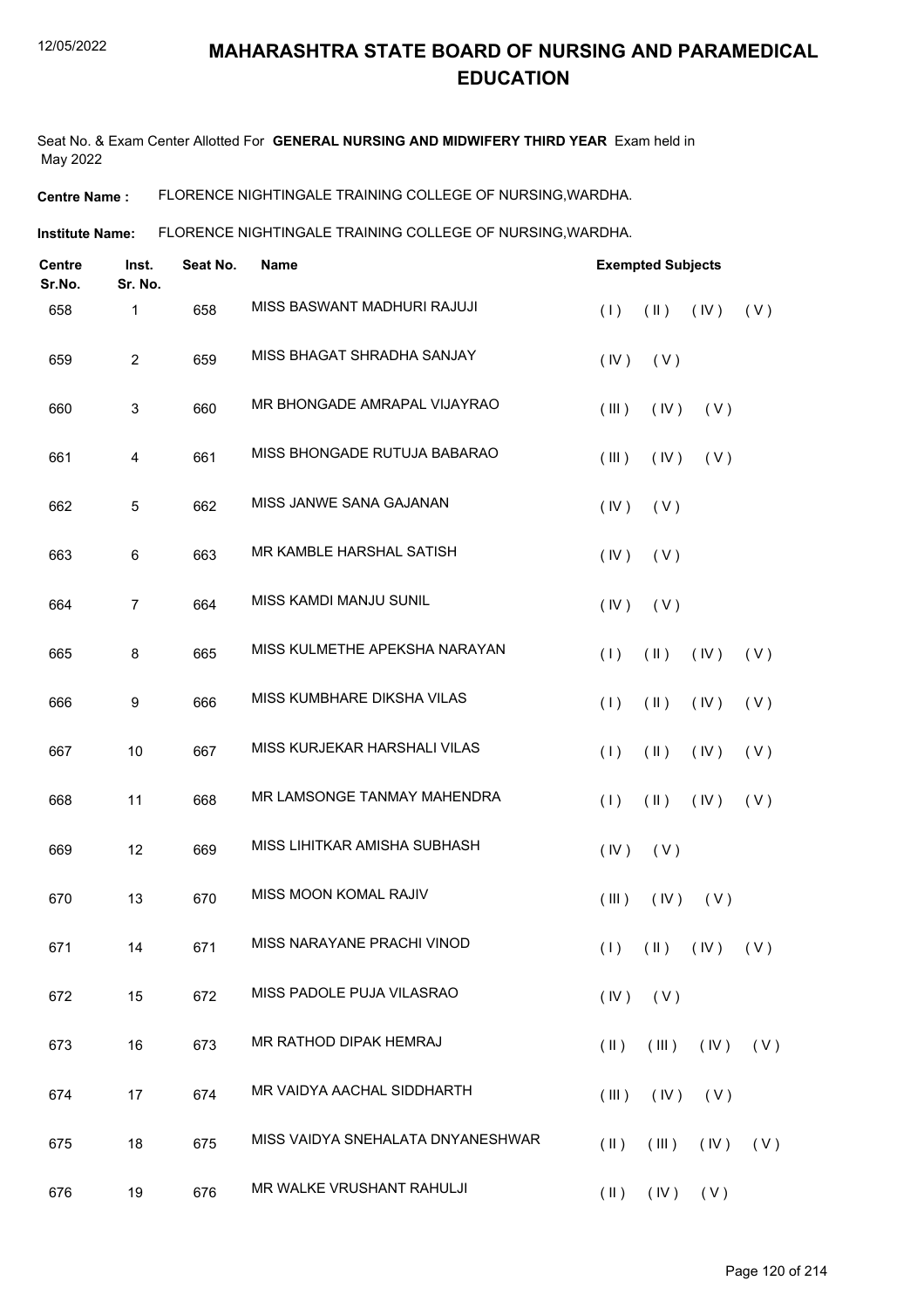# MAHARASHTRA STATE BOARD OF NURSING AND PARAMEDICAL EDUCATION

Seat No. & Exam Center Allotted For **GENERAL NURSING AND MIDWIFERY THIRD YEAR** Exam held in May 2022

**Centre Name :** FLORENCE NIGHTINGALE TRAINING COLLEGE OF NURSING,WARDHA.

**Institute Name:** FLORENCE NIGHTINGALE TRAINING COLLEGE OF NURSING,WARDHA.

| Centre Sr.No. | Inst. Sr. No. | Seat No. | Name | Exempted Subjects |
|---|---|---|---|---|
| 658 | 1 | 658 | MISS BASWANT MADHURI RAJUJI | ( I ) ( II ) ( IV ) ( V ) |
| 659 | 2 | 659 | MISS BHAGAT SHRADHA SANJAY | ( IV ) ( V ) |
| 660 | 3 | 660 | MR BHONGADE AMRAPAL VIJAYRAO | ( III ) ( IV ) ( V ) |
| 661 | 4 | 661 | MISS BHONGADE RUTUJA BABARAO | ( III ) ( IV ) ( V ) |
| 662 | 5 | 662 | MISS JANWE SANA GAJANAN | ( IV ) ( V ) |
| 663 | 6 | 663 | MR KAMBLE HARSHAL SATISH | ( IV ) ( V ) |
| 664 | 7 | 664 | MISS KAMDI MANJU SUNIL | ( IV ) ( V ) |
| 665 | 8 | 665 | MISS KULMETHE APEKSHA NARAYAN | ( I ) ( II ) ( IV ) ( V ) |
| 666 | 9 | 666 | MISS KUMBHARE DIKSHA VILAS | ( I ) ( II ) ( IV ) ( V ) |
| 667 | 10 | 667 | MISS KURJEKAR HARSHALI VILAS | ( I ) ( II ) ( IV ) ( V ) |
| 668 | 11 | 668 | MR LAMSONGE TANMAY MAHENDRA | ( I ) ( II ) ( IV ) ( V ) |
| 669 | 12 | 669 | MISS LIHITKAR AMISHA SUBHASH | ( IV ) ( V ) |
| 670 | 13 | 670 | MISS MOON KOMAL RAJIV | ( III ) ( IV ) ( V ) |
| 671 | 14 | 671 | MISS NARAYANE PRACHI VINOD | ( I ) ( II ) ( IV ) ( V ) |
| 672 | 15 | 672 | MISS PADOLE PUJA VILASRAO | ( IV ) ( V ) |
| 673 | 16 | 673 | MR RATHOD DIPAK HEMRAJ | ( II ) ( III ) ( IV ) ( V ) |
| 674 | 17 | 674 | MR VAIDYA AACHAL SIDDHARTH | ( III ) ( IV ) ( V ) |
| 675 | 18 | 675 | MISS VAIDYA SNEHALATA DNYANESHWAR | ( II ) ( III ) ( IV ) ( V ) |
| 676 | 19 | 676 | MR WALKE VRUSHANT RAHULJI | ( II ) ( IV ) ( V ) |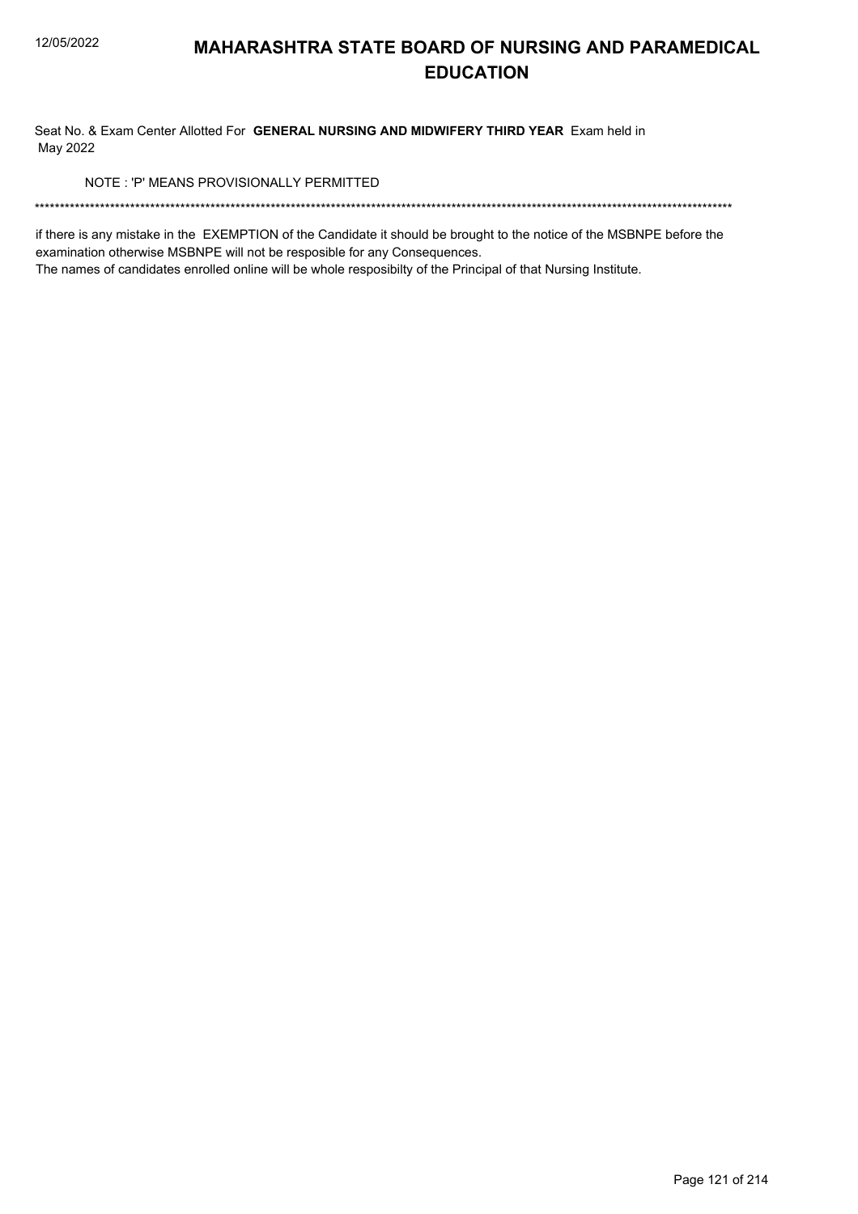# MAHARASHTRA STATE BOARD OF NURSING AND PARAMEDICAL EDUCATION

Seat No. & Exam Center Allotted For **GENERAL NURSING AND MIDWIFERY THIRD YEAR** Exam held in May 2022

NOTE : 'P' MEANS PROVISIONALLY PERMITTED

\*\*\*\*\*\*\*\*\*\*\*\*\*\*\*\*\*\*\*\*\*\*\*\*\*\*\*\*\*\*\*\*\*\*\*\*\*\*\*\*\*\*\*\*\*\*\*\*\*\*\*\*\*\*\*\*\*\*\*\*\*\*\*\*\*\*\*\*\*\*\*\*\*\*\*\*\*\*\*\*\*\*\*\*\*\*\*\*\*\*\*\*\*\*\*\*\*\*\*\*\*\*\*\*\*\*\*\*\*\*\*\*\*\*\*\*\*\*\*\*\*\*\*\*\*\*\*\*\*\*\*\*\*\*\*\*

if there is any mistake in the EXEMPTION of the Candidate it should be brought to the notice of the MSBNPE before the examination otherwise MSBNPE will not be resposible for any Consequences.
The names of candidates enrolled online will be whole resposibilty of the Principal of that Nursing Institute.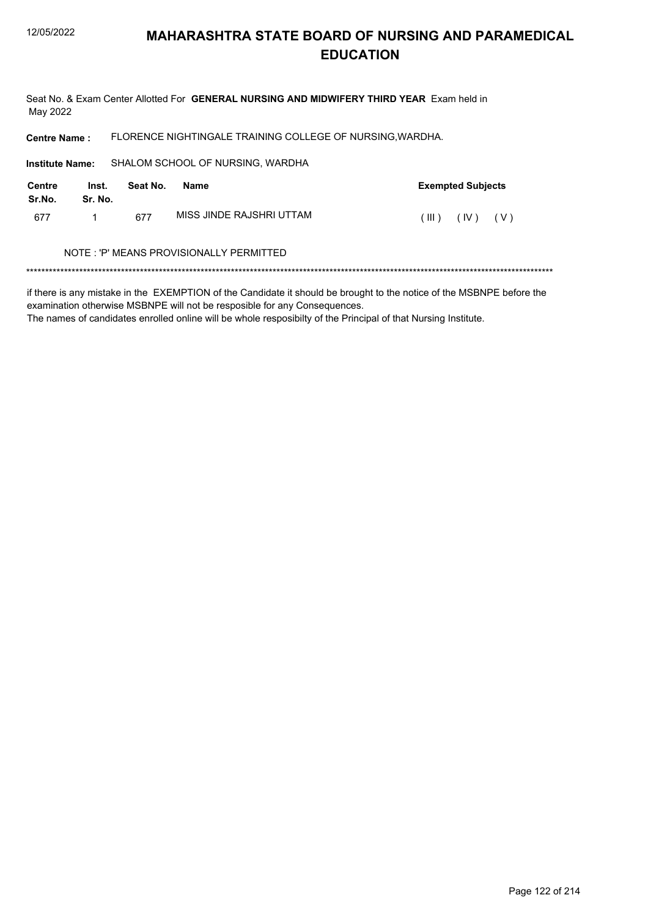# MAHARASHTRA STATE BOARD OF NURSING AND PARAMEDICAL EDUCATION

Seat No. & Exam Center Allotted For **GENERAL NURSING AND MIDWIFERY THIRD YEAR** Exam held in May 2022

**Centre Name :** FLORENCE NIGHTINGALE TRAINING COLLEGE OF NURSING,WARDHA.

**Institute Name:** SHALOM SCHOOL OF NURSING, WARDHA

| Centre Sr.No. | Inst. Sr. No. | Seat No. | Name | Exempted Subjects |
|---|---|---|---|---|
| 677 | 1 | 677 | MISS JINDE RAJSHRI UTTAM | ( III ) ( IV ) ( V ) |

NOTE : 'P' MEANS PROVISIONALLY PERMITTED

*******************************************************************************************************************************************

if there is any mistake in the EXEMPTION of the Candidate it should be brought to the notice of the MSBNPE before the examination otherwise MSBNPE will not be resposible for any Consequences.

The names of candidates enrolled online will be whole resposibilty of the Principal of that Nursing Institute.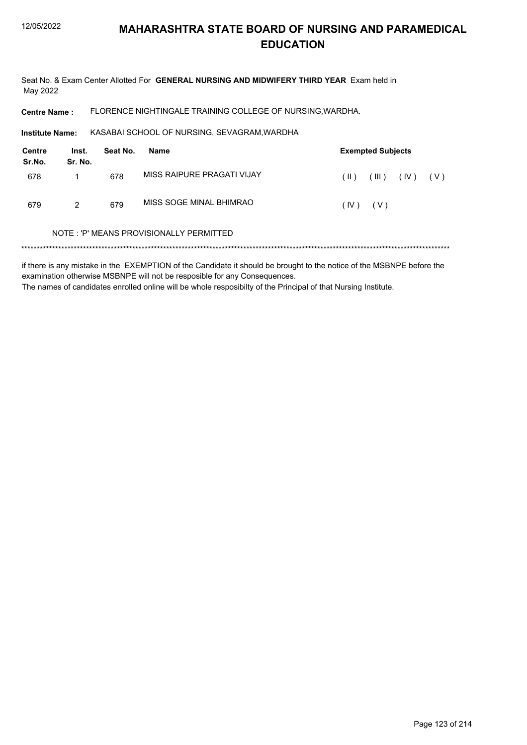# MAHARASHTRA STATE BOARD OF NURSING AND PARAMEDICAL EDUCATION

Seat No. & Exam Center Allotted For **GENERAL NURSING AND MIDWIFERY THIRD YEAR** Exam held in May 2022

**Centre Name :** FLORENCE NIGHTINGALE TRAINING COLLEGE OF NURSING,WARDHA.

**Institute Name:** KASABAI SCHOOL OF NURSING, SEVAGRAM,WARDHA

| Centre Sr.No. | Inst. Sr. No. | Seat No. | Name | Exempted Subjects |
|---|---|---|---|---|
| 678 | 1 | 678 | MISS RAIPURE PRAGATI VIJAY | ( II ) ( III ) ( IV ) ( V ) |
| 679 | 2 | 679 | MISS SOGE MINAL BHIMRAO | ( IV ) ( V ) |

NOTE : 'P' MEANS PROVISIONALLY PERMITTED

*******************************************************************************************************************************************

if there is any mistake in the EXEMPTION of the Candidate it should be brought to the notice of the MSBNPE before the examination otherwise MSBNPE will not be resposible for any Consequences.

The names of candidates enrolled online will be whole resposibilty of the Principal of that Nursing Institute.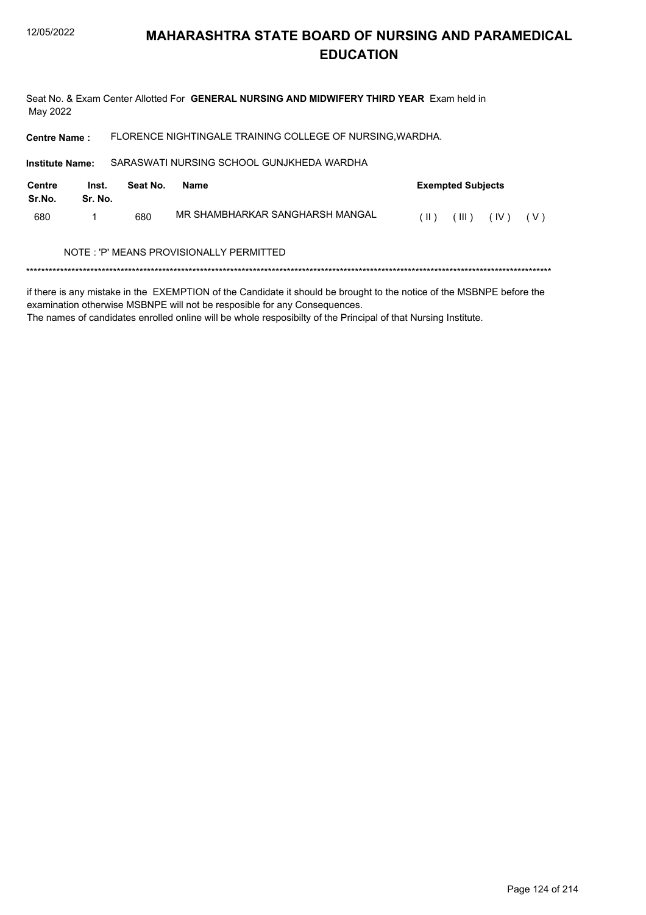# MAHARASHTRA STATE BOARD OF NURSING AND PARAMEDICAL EDUCATION

Seat No. & Exam Center Allotted For **GENERAL NURSING AND MIDWIFERY THIRD YEAR** Exam held in May 2022

**Centre Name :** FLORENCE NIGHTINGALE TRAINING COLLEGE OF NURSING,WARDHA.

**Institute Name:** SARASWATI NURSING SCHOOL GUNJKHEDA WARDHA

| Centre Sr.No. | Inst. Sr. No. | Seat No. | Name | Exempted Subjects |
|---|---|---|---|---|
| 680 | 1 | 680 | MR SHAMBHARKAR SANGHARSH MANGAL | ( II ) ( III ) ( IV ) ( V ) |

NOTE : 'P' MEANS PROVISIONALLY PERMITTED

***************************************************************************************************************************************

if there is any mistake in the EXEMPTION of the Candidate it should be brought to the notice of the MSBNPE before the examination otherwise MSBNPE will not be resposible for any Consequences.
The names of candidates enrolled online will be whole resposibilty of the Principal of that Nursing Institute.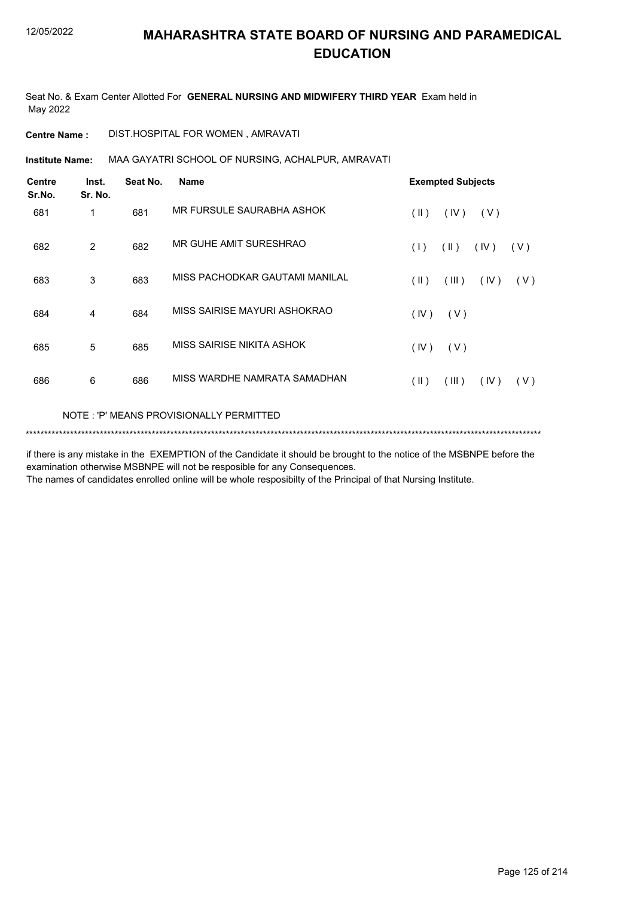# MAHARASHTRA STATE BOARD OF NURSING AND PARAMEDICAL EDUCATION

Seat No. & Exam Center Allotted For **GENERAL NURSING AND MIDWIFERY THIRD YEAR** Exam held in May 2022

**Centre Name :** DIST.HOSPITAL FOR WOMEN , AMRAVATI

**Institute Name:** MAA GAYATRI SCHOOL OF NURSING, ACHALPUR, AMRAVATI

| Centre Sr.No. | Inst. Sr. No. | Seat No. | Name | Exempted Subjects |
|---|---|---|---|---|
| 681 | 1 | 681 | MR FURSULE SAURABHA ASHOK | ( II ) ( IV ) ( V ) |
| 682 | 2 | 682 | MR GUHE AMIT SURESHRAO | ( I ) ( II ) ( IV ) ( V ) |
| 683 | 3 | 683 | MISS PACHODKAR GAUTAMI MANILAL | ( II ) ( III ) ( IV ) ( V ) |
| 684 | 4 | 684 | MISS SAIRISE MAYURI ASHOKRAO | ( IV ) ( V ) |
| 685 | 5 | 685 | MISS SAIRISE NIKITA ASHOK | ( IV ) ( V ) |
| 686 | 6 | 686 | MISS WARDHE NAMRATA SAMADHAN | ( II ) ( III ) ( IV ) ( V ) |

NOTE : 'P' MEANS PROVISIONALLY PERMITTED

*******************************************************************************************************************************************

if there is any mistake in the EXEMPTION of the Candidate it should be brought to the notice of the MSBNPE before the examination otherwise MSBNPE will not be resposible for any Consequences.

The names of candidates enrolled online will be whole resposibilty of the Principal of that Nursing Institute.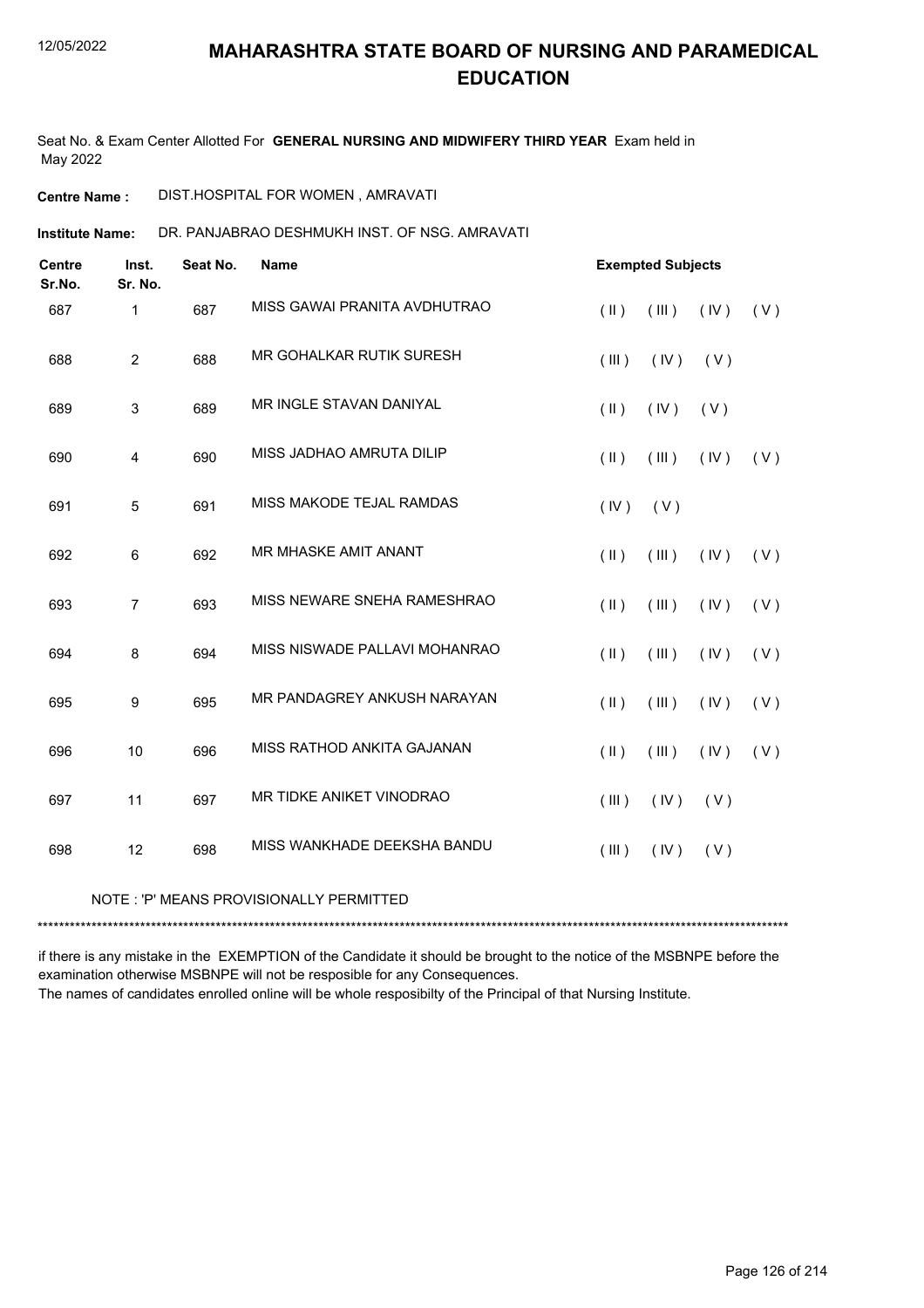# MAHARASHTRA STATE BOARD OF NURSING AND PARAMEDICAL EDUCATION

12/05/2022

Seat No. & Exam Center Allotted For **GENERAL NURSING AND MIDWIFERY THIRD YEAR** Exam held in May 2022

**Centre Name :** DIST.HOSPITAL FOR WOMEN , AMRAVATI

**Institute Name:** DR. PANJABRAO DESHMUKH INST. OF NSG. AMRAVATI

| Centre Sr.No. | Inst. Sr. No. | Seat No. | Name | Exempted Subjects |
|---|---|---|---|---|
| 687 | 1 | 687 | MISS GAWAI PRANITA AVDHUTRAO | ( II ) ( III ) ( IV ) ( V ) |
| 688 | 2 | 688 | MR GOHALKAR RUTIK SURESH | ( III ) ( IV ) ( V ) |
| 689 | 3 | 689 | MR INGLE STAVAN DANIYAL | ( II ) ( IV ) ( V ) |
| 690 | 4 | 690 | MISS JADHAO AMRUTA DILIP | ( II ) ( III ) ( IV ) ( V ) |
| 691 | 5 | 691 | MISS MAKODE TEJAL RAMDAS | ( IV ) ( V ) |
| 692 | 6 | 692 | MR MHASKE AMIT ANANT | ( II ) ( III ) ( IV ) ( V ) |
| 693 | 7 | 693 | MISS NEWARE SNEHA RAMESHRAO | ( II ) ( III ) ( IV ) ( V ) |
| 694 | 8 | 694 | MISS NISWADE PALLAVI MOHANRAO | ( II ) ( III ) ( IV ) ( V ) |
| 695 | 9 | 695 | MR PANDAGREY ANKUSH NARAYAN | ( II ) ( III ) ( IV ) ( V ) |
| 696 | 10 | 696 | MISS RATHOD ANKITA GAJANAN | ( II ) ( III ) ( IV ) ( V ) |
| 697 | 11 | 697 | MR TIDKE ANIKET VINODRAO | ( III ) ( IV ) ( V ) |
| 698 | 12 | 698 | MISS WANKHADE DEEKSHA BANDU | ( III ) ( IV ) ( V ) |

NOTE : 'P' MEANS PROVISIONALLY PERMITTED

*******************************************************************************************************************************************

if there is any mistake in the EXEMPTION of the Candidate it should be brought to the notice of the MSBNPE before the examination otherwise MSBNPE will not be resposible for any Consequences.

The names of candidates enrolled online will be whole resposibilty of the Principal of that Nursing Institute.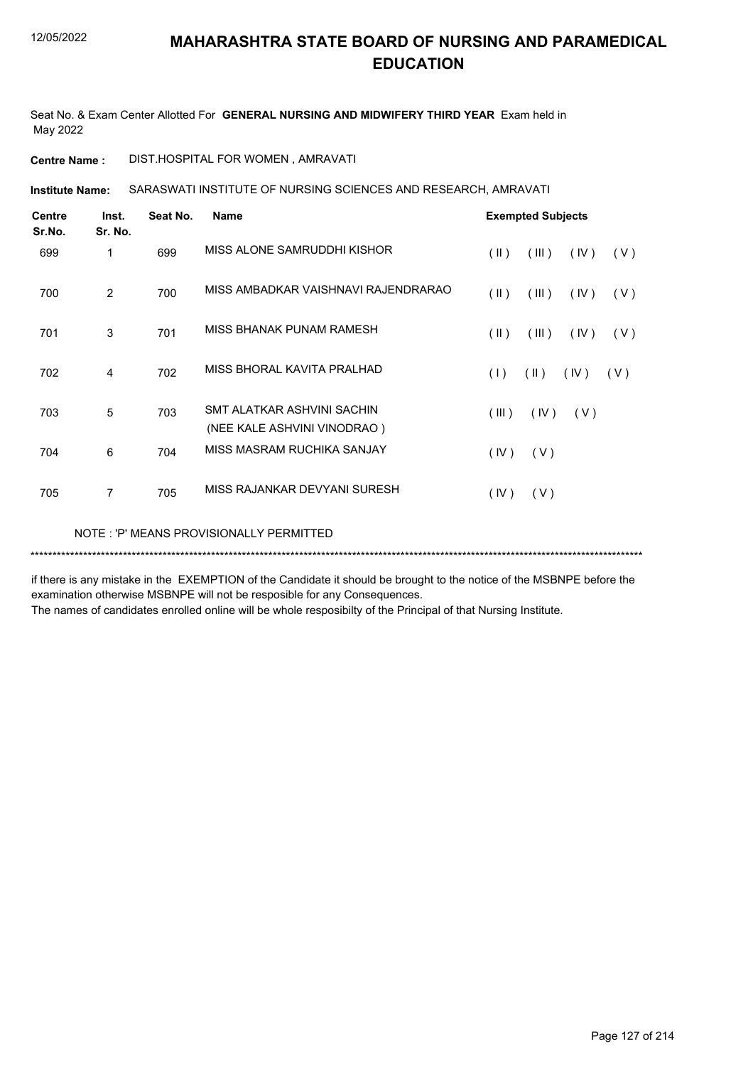# MAHARASHTRA STATE BOARD OF NURSING AND PARAMEDICAL EDUCATION

Seat No. & Exam Center Allotted For **GENERAL NURSING AND MIDWIFERY THIRD YEAR** Exam held in May 2022

**Centre Name :** DIST.HOSPITAL FOR WOMEN , AMRAVATI

**Institute Name:** SARASWATI INSTITUTE OF NURSING SCIENCES AND RESEARCH, AMRAVATI

| Centre Sr.No. | Inst. Sr. No. | Seat No. | Name | Exempted Subjects |
|---|---|---|---|---|
| 699 | 1 | 699 | MISS ALONE SAMRUDDHI KISHOR | ( II ) ( III ) ( IV ) ( V ) |
| 700 | 2 | 700 | MISS AMBADKAR VAISHNAVI RAJENDRARAO | ( II ) ( III ) ( IV ) ( V ) |
| 701 | 3 | 701 | MISS BHANAK PUNAM RAMESH | ( II ) ( III ) ( IV ) ( V ) |
| 702 | 4 | 702 | MISS BHORAL KAVITA PRALHAD | ( I ) ( II ) ( IV ) ( V ) |
| 703 | 5 | 703 | SMT ALATKAR ASHVINI SACHIN (NEE KALE ASHVINI VINODRAO ) | ( III ) ( IV ) ( V ) |
| 704 | 6 | 704 | MISS MASRAM RUCHIKA SANJAY | ( IV ) ( V ) |
| 705 | 7 | 705 | MISS RAJANKAR DEVYANI SURESH | ( IV ) ( V ) |

NOTE : 'P' MEANS PROVISIONALLY PERMITTED

*******************************************************************************************************************************************

if there is any mistake in the EXEMPTION of the Candidate it should be brought to the notice of the MSBNPE before the examination otherwise MSBNPE will not be resposible for any Consequences.

The names of candidates enrolled online will be whole resposibilty of the Principal of that Nursing Institute.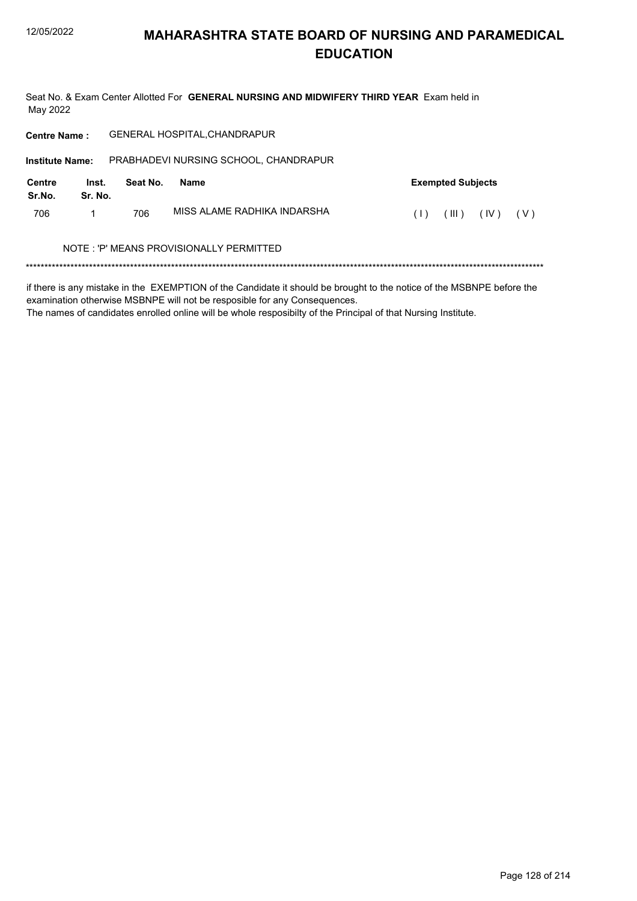# MAHARASHTRA STATE BOARD OF NURSING AND PARAMEDICAL EDUCATION

Seat No. & Exam Center Allotted For **GENERAL NURSING AND MIDWIFERY THIRD YEAR** Exam held in May 2022

**Centre Name :** GENERAL HOSPITAL,CHANDRAPUR

**Institute Name:** PRABHADEVI NURSING SCHOOL, CHANDRAPUR

| Centre Sr.No. | Inst. Sr. No. | Seat No. | Name | Exempted Subjects |
|---|---|---|---|---|
| 706 | 1 | 706 | MISS ALAME RADHIKA INDARSHA | ( I ) ( III ) ( IV ) ( V ) |

NOTE : 'P' MEANS PROVISIONALLY PERMITTED

*******************************************************************************************************************************************

if there is any mistake in the EXEMPTION of the Candidate it should be brought to the notice of the MSBNPE before the examination otherwise MSBNPE will not be resposible for any Consequences.
The names of candidates enrolled online will be whole resposibilty of the Principal of that Nursing Institute.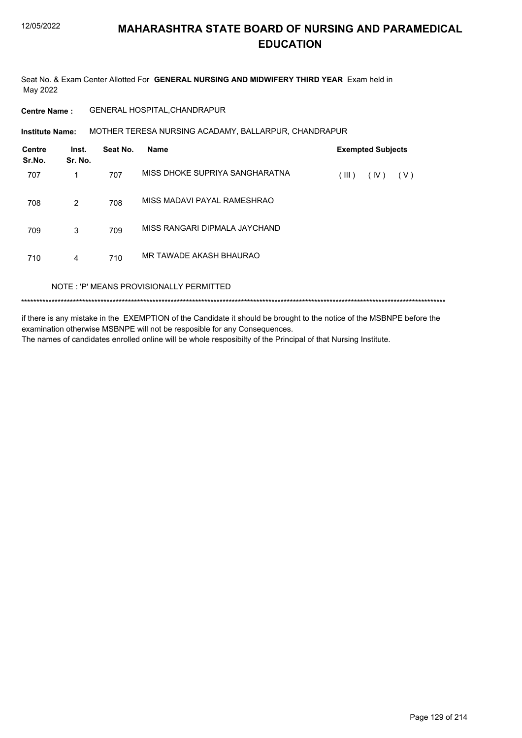# MAHARASHTRA STATE BOARD OF NURSING AND PARAMEDICAL EDUCATION

Seat No. & Exam Center Allotted For **GENERAL NURSING AND MIDWIFERY THIRD YEAR** Exam held in May 2022

**Centre Name :** GENERAL HOSPITAL,CHANDRAPUR

**Institute Name:** MOTHER TERESA NURSING ACADAMY, BALLARPUR, CHANDRAPUR

| Centre Sr.No. | Inst. Sr. No. | Seat No. | Name | Exempted Subjects |
|---|---|---|---|---|
| 707 | 1 | 707 | MISS DHOKE SUPRIYA SANGHARATNA | ( III ) ( IV ) ( V ) |
| 708 | 2 | 708 | MISS MADAVI PAYAL RAMESHRAO | |
| 709 | 3 | 709 | MISS RANGARI DIPMALA JAYCHAND | |
| 710 | 4 | 710 | MR TAWADE AKASH BHAURAO | |

NOTE : 'P' MEANS PROVISIONALLY PERMITTED

*******************************************************************************************************************************************

if there is any mistake in the EXEMPTION of the Candidate it should be brought to the notice of the MSBNPE before the examination otherwise MSBNPE will not be resposible for any Consequences.
The names of candidates enrolled online will be whole resposibilty of the Principal of that Nursing Institute.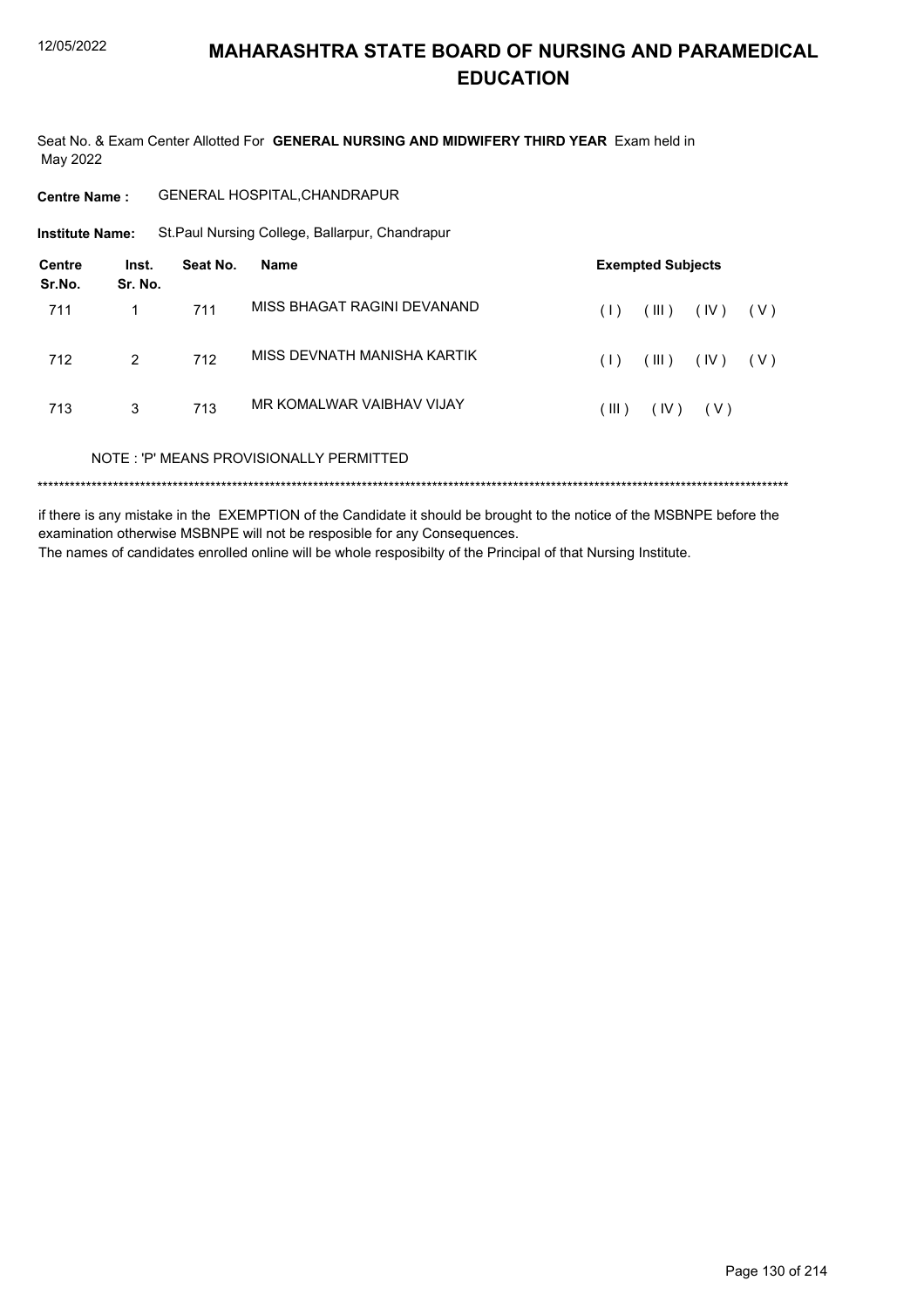# MAHARASHTRA STATE BOARD OF NURSING AND PARAMEDICAL EDUCATION

12/05/2022

Seat No. & Exam Center Allotted For **GENERAL NURSING AND MIDWIFERY THIRD YEAR** Exam held in May 2022

**Centre Name :** GENERAL HOSPITAL,CHANDRAPUR

**Institute Name:** St.Paul Nursing College, Ballarpur, Chandrapur

| Centre Sr.No. | Inst. Sr. No. | Seat No. | Name | Exempted Subjects |
|---|---|---|---|---|
| 711 | 1 | 711 | MISS BHAGAT RAGINI DEVANAND | ( I ) ( III ) ( IV ) ( V ) |
| 712 | 2 | 712 | MISS DEVNATH MANISHA KARTIK | ( I ) ( III ) ( IV ) ( V ) |
| 713 | 3 | 713 | MR KOMALWAR VAIBHAV VIJAY | ( III ) ( IV ) ( V ) |

NOTE : 'P' MEANS PROVISIONALLY PERMITTED

*******************************************************************************************************************************************

if there is any mistake in the EXEMPTION of the Candidate it should be brought to the notice of the MSBNPE before the examination otherwise MSBNPE will not be resposible for any Consequences.

The names of candidates enrolled online will be whole resposibilty of the Principal of that Nursing Institute.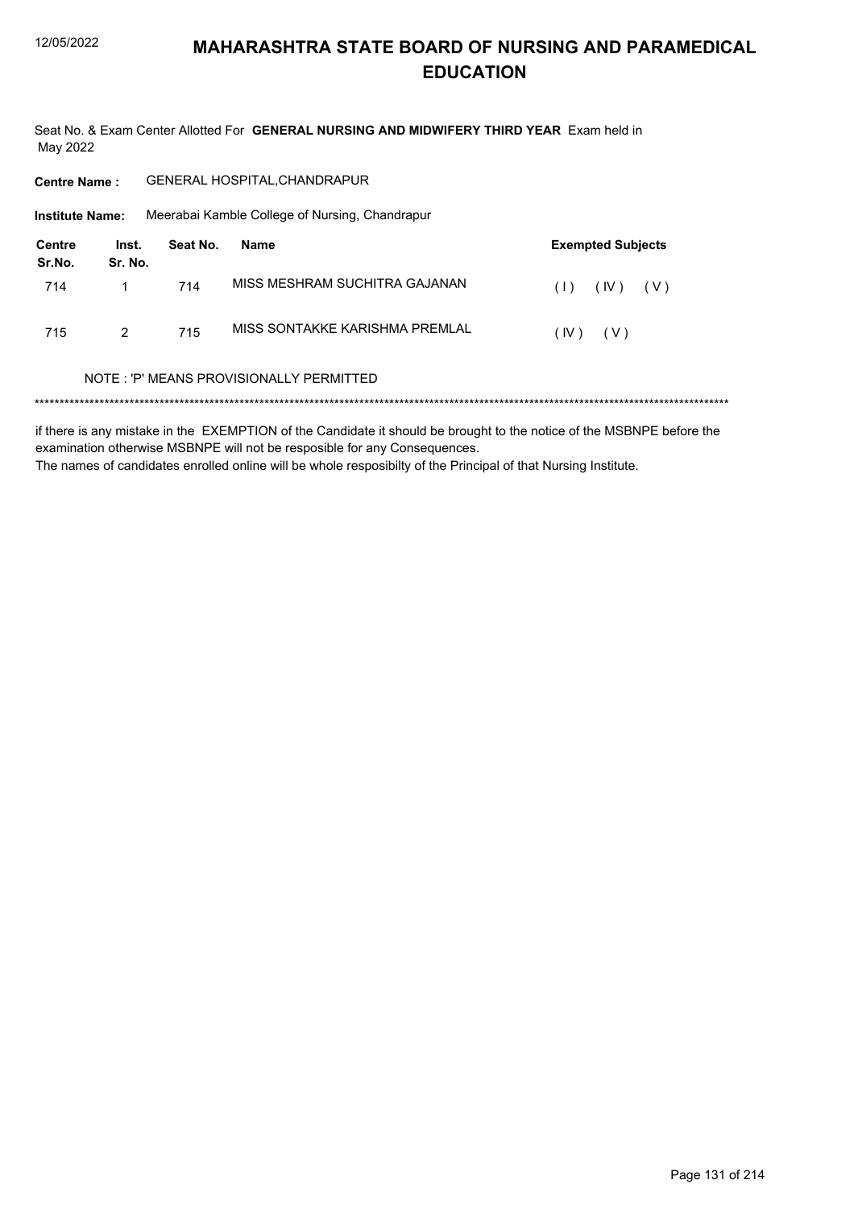# MAHARASHTRA STATE BOARD OF NURSING AND PARAMEDICAL EDUCATION

Seat No. & Exam Center Allotted For **GENERAL NURSING AND MIDWIFERY THIRD YEAR** Exam held in May 2022

**Centre Name :** GENERAL HOSPITAL,CHANDRAPUR

**Institute Name:** Meerabai Kamble College of Nursing, Chandrapur

| Centre Sr.No. | Inst. Sr. No. | Seat No. | Name | Exempted Subjects |
|---|---|---|---|---|
| 714 | 1 | 714 | MISS MESHRAM SUCHITRA GAJANAN | ( I ) ( IV ) ( V ) |
| 715 | 2 | 715 | MISS SONTAKKE KARISHMA PREMLAL | ( IV ) ( V ) |

NOTE : 'P' MEANS PROVISIONALLY PERMITTED

*******************************************************************************************************************************************

if there is any mistake in the EXEMPTION of the Candidate it should be brought to the notice of the MSBNPE before the examination otherwise MSBNPE will not be resposible for any Consequences.
The names of candidates enrolled online will be whole resposibilty of the Principal of that Nursing Institute.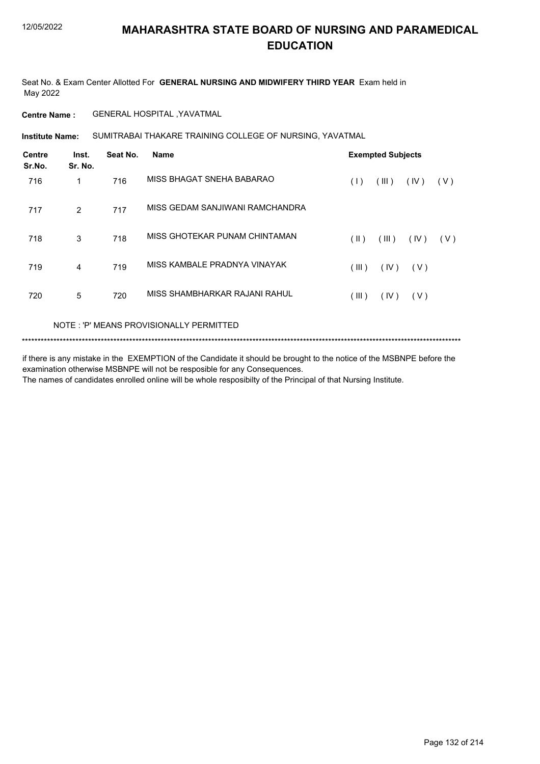# MAHARASHTRA STATE BOARD OF NURSING AND PARAMEDICAL EDUCATION

Seat No. & Exam Center Allotted For **GENERAL NURSING AND MIDWIFERY THIRD YEAR** Exam held in May 2022

**Centre Name :** GENERAL HOSPITAL ,YAVATMAL

**Institute Name:** SUMITRABAI THAKARE TRAINING COLLEGE OF NURSING, YAVATMAL

| Centre Sr.No. | Inst. Sr. No. | Seat No. | Name | Exempted Subjects |
|---|---|---|---|---|
| 716 | 1 | 716 | MISS BHAGAT SNEHA BABARAO | ( I ) ( III ) ( IV ) ( V ) |
| 717 | 2 | 717 | MISS GEDAM SANJIWANI RAMCHANDRA | |
| 718 | 3 | 718 | MISS GHOTEKAR PUNAM CHINTAMAN | ( II ) ( III ) ( IV ) ( V ) |
| 719 | 4 | 719 | MISS KAMBALE PRADNYA VINAYAK | ( III ) ( IV ) ( V ) |
| 720 | 5 | 720 | MISS SHAMBHARKAR RAJANI RAHUL | ( III ) ( IV ) ( V ) |

NOTE : 'P' MEANS PROVISIONALLY PERMITTED

*******************************************************************************************************************************************

if there is any mistake in the EXEMPTION of the Candidate it should be brought to the notice of the MSBNPE before the examination otherwise MSBNPE will not be resposible for any Consequences.
The names of candidates enrolled online will be whole resposibilty of the Principal of that Nursing Institute.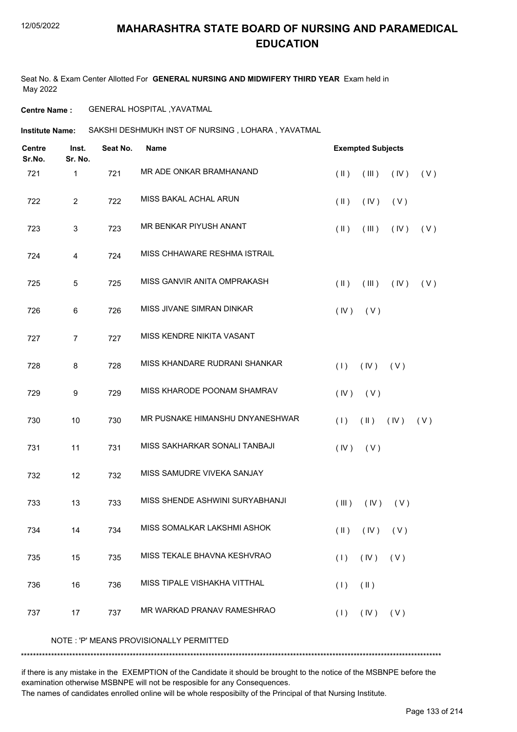# MAHARASHTRA STATE BOARD OF NURSING AND PARAMEDICAL EDUCATION

Seat No. & Exam Center Allotted For **GENERAL NURSING AND MIDWIFERY THIRD YEAR** Exam held in May 2022

**Centre Name :** GENERAL HOSPITAL ,YAVATMAL

**Institute Name:** SAKSHI DESHMUKH INST OF NURSING , LOHARA , YAVATMAL

| Centre Sr.No. | Inst. Sr. No. | Seat No. | Name | Exempted Subjects |
|---|---|---|---|---|
| 721 | 1 | 721 | MR ADE ONKAR BRAMHANAND | ( II ) ( III ) ( IV ) ( V ) |
| 722 | 2 | 722 | MISS BAKAL ACHAL ARUN | ( II ) ( IV ) ( V ) |
| 723 | 3 | 723 | MR BENKAR PIYUSH ANANT | ( II ) ( III ) ( IV ) ( V ) |
| 724 | 4 | 724 | MISS CHHAWARE RESHMA ISTRAIL | |
| 725 | 5 | 725 | MISS GANVIR ANITA OMPRAKASH | ( II ) ( III ) ( IV ) ( V ) |
| 726 | 6 | 726 | MISS JIVANE SIMRAN DINKAR | ( IV ) ( V ) |
| 727 | 7 | 727 | MISS KENDRE NIKITA VASANT | |
| 728 | 8 | 728 | MISS KHANDARE RUDRANI SHANKAR | ( I ) ( IV ) ( V ) |
| 729 | 9 | 729 | MISS KHARODE POONAM SHAMRAV | ( IV ) ( V ) |
| 730 | 10 | 730 | MR PUSNAKE HIMANSHU DNYANESHWAR | ( I ) ( II ) ( IV ) ( V ) |
| 731 | 11 | 731 | MISS SAKHARKAR SONALI TANBAJI | ( IV ) ( V ) |
| 732 | 12 | 732 | MISS SAMUDRE VIVEKA SANJAY | |
| 733 | 13 | 733 | MISS SHENDE ASHWINI SURYABHANJI | ( III ) ( IV ) ( V ) |
| 734 | 14 | 734 | MISS SOMALKAR LAKSHMI ASHOK | ( II ) ( IV ) ( V ) |
| 735 | 15 | 735 | MISS TEKALE BHAVNA KESHVRAO | ( I ) ( IV ) ( V ) |
| 736 | 16 | 736 | MISS TIPALE VISHAKHA VITTHAL | ( I ) ( II ) |
| 737 | 17 | 737 | MR WARKAD PRANAV RAMESHRAO | ( I ) ( IV ) ( V ) |

NOTE : 'P' MEANS PROVISIONALLY PERMITTED

*******************************************************************************************************************************************

if there is any mistake in the EXEMPTION of the Candidate it should be brought to the notice of the MSBNPE before the examination otherwise MSBNPE will not be resposible for any Consequences.
The names of candidates enrolled online will be whole resposibilty of the Principal of that Nursing Institute.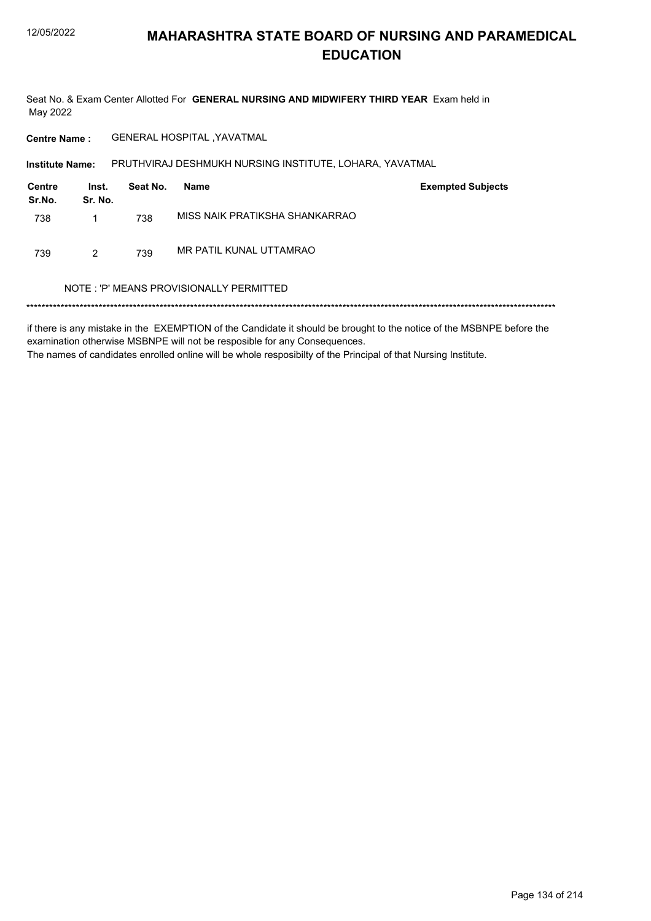# MAHARASHTRA STATE BOARD OF NURSING AND PARAMEDICAL EDUCATION

Seat No. & Exam Center Allotted For **GENERAL NURSING AND MIDWIFERY THIRD YEAR** Exam held in May 2022

**Centre Name :** GENERAL HOSPITAL ,YAVATMAL

**Institute Name:** PRUTHVIRAJ DESHMUKH NURSING INSTITUTE, LOHARA, YAVATMAL

| Centre Sr.No. | Inst. Sr. No. | Seat No. | Name | Exempted Subjects |
|---|---|---|---|---|
| 738 | 1 | 738 | MISS NAIK PRATIKSHA SHANKARRAO | |
| 739 | 2 | 739 | MR PATIL KUNAL UTTAMRAO | |

NOTE : 'P' MEANS PROVISIONALLY PERMITTED

******************************************************************************************************************************************

if there is any mistake in the EXEMPTION of the Candidate it should be brought to the notice of the MSBNPE before the examination otherwise MSBNPE will not be resposible for any Consequences.

The names of candidates enrolled online will be whole resposibilty of the Principal of that Nursing Institute.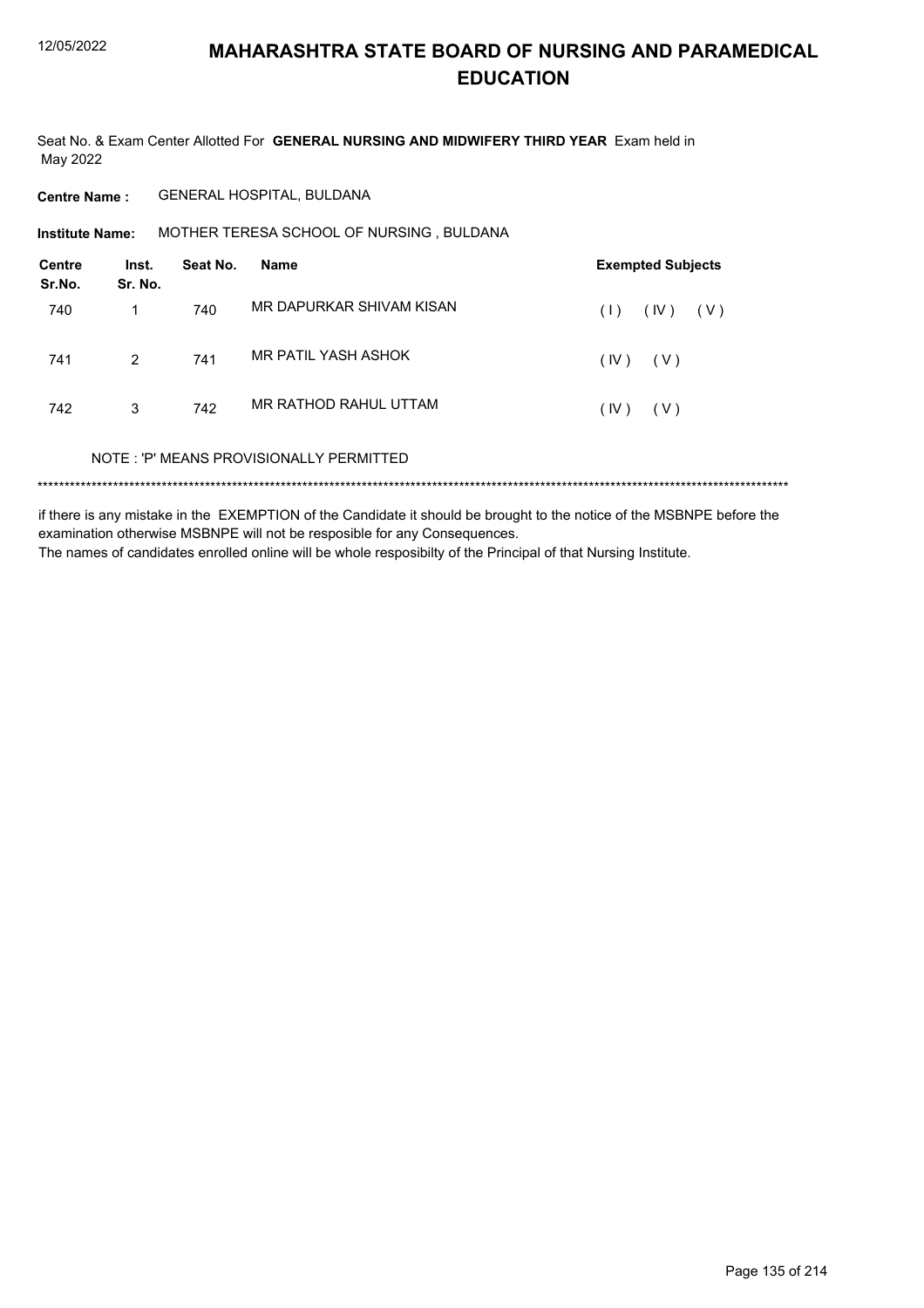# MAHARASHTRA STATE BOARD OF NURSING AND PARAMEDICAL EDUCATION

Seat No. & Exam Center Allotted For **GENERAL NURSING AND MIDWIFERY THIRD YEAR** Exam held in May 2022

**Centre Name :** GENERAL HOSPITAL, BULDANA

**Institute Name:** MOTHER TERESA SCHOOL OF NURSING , BULDANA

| Centre Sr.No. | Inst. Sr. No. | Seat No. | Name | Exempted Subjects |
|---|---|---|---|---|
| 740 | 1 | 740 | MR DAPURKAR SHIVAM KISAN | ( I ) ( IV ) ( V ) |
| 741 | 2 | 741 | MR PATIL YASH ASHOK | ( IV ) ( V ) |
| 742 | 3 | 742 | MR RATHOD RAHUL UTTAM | ( IV ) ( V ) |

NOTE : 'P' MEANS PROVISIONALLY PERMITTED

******************************************************************************************************************************************

if there is any mistake in the EXEMPTION of the Candidate it should be brought to the notice of the MSBNPE before the examination otherwise MSBNPE will not be resposible for any Consequences.

The names of candidates enrolled online will be whole resposibilty of the Principal of that Nursing Institute.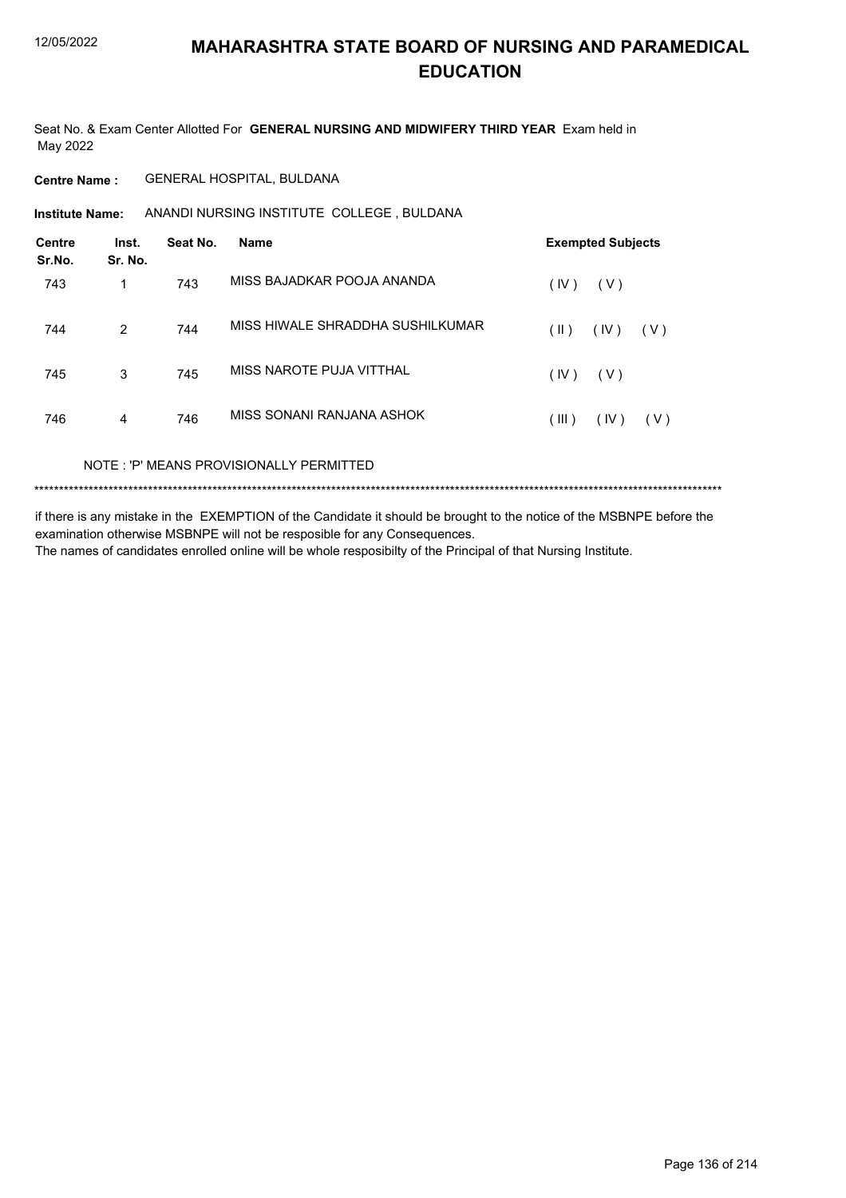# MAHARASHTRA STATE BOARD OF NURSING AND PARAMEDICAL EDUCATION

Seat No. & Exam Center Allotted For **GENERAL NURSING AND MIDWIFERY THIRD YEAR** Exam held in May 2022

**Centre Name :** GENERAL HOSPITAL, BULDANA

**Institute Name:** ANANDI NURSING INSTITUTE COLLEGE , BULDANA

| Centre Sr.No. | Inst. Sr. No. | Seat No. | Name | Exempted Subjects |
|---|---|---|---|---|
| 743 | 1 | 743 | MISS BAJADKAR POOJA ANANDA | ( IV ) ( V ) |
| 744 | 2 | 744 | MISS HIWALE SHRADDHA SUSHILKUMAR | ( II ) ( IV ) ( V ) |
| 745 | 3 | 745 | MISS NAROTE PUJA VITTHAL | ( IV ) ( V ) |
| 746 | 4 | 746 | MISS SONANI RANJANA ASHOK | ( III ) ( IV ) ( V ) |

NOTE : 'P' MEANS PROVISIONALLY PERMITTED

*******************************************************************************************************************************************

if there is any mistake in the EXEMPTION of the Candidate it should be brought to the notice of the MSBNPE before the examination otherwise MSBNPE will not be resposible for any Consequences.
The names of candidates enrolled online will be whole resposibilty of the Principal of that Nursing Institute.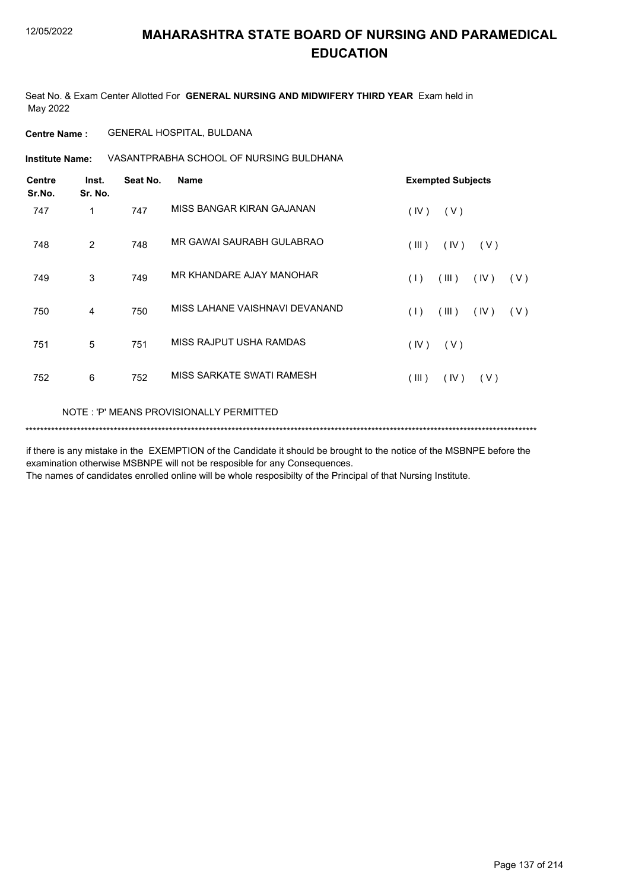# MAHARASHTRA STATE BOARD OF NURSING AND PARAMEDICAL EDUCATION

Seat No. & Exam Center Allotted For **GENERAL NURSING AND MIDWIFERY THIRD YEAR** Exam held in May 2022

**Centre Name :** GENERAL HOSPITAL, BULDANA

**Institute Name:** VASANTPRABHA SCHOOL OF NURSING BULDHANA

| Centre Sr.No. | Inst. Sr. No. | Seat No. | Name | Exempted Subjects |
|---|---|---|---|---|
| 747 | 1 | 747 | MISS BANGAR KIRAN GAJANAN | ( IV ) ( V ) |
| 748 | 2 | 748 | MR GAWAI SAURABH GULABRAO | ( III ) ( IV ) ( V ) |
| 749 | 3 | 749 | MR KHANDARE AJAY MANOHAR | ( I ) ( III ) ( IV ) ( V ) |
| 750 | 4 | 750 | MISS LAHANE VAISHNAVI DEVANAND | ( I ) ( III ) ( IV ) ( V ) |
| 751 | 5 | 751 | MISS RAJPUT USHA RAMDAS | ( IV ) ( V ) |
| 752 | 6 | 752 | MISS SARKATE SWATI RAMESH | ( III ) ( IV ) ( V ) |

NOTE : 'P' MEANS PROVISIONALLY PERMITTED

*******************************************************************************************************************************************

if there is any mistake in the EXEMPTION of the Candidate it should be brought to the notice of the MSBNPE before the examination otherwise MSBNPE will not be resposible for any Consequences.
The names of candidates enrolled online will be whole resposibilty of the Principal of that Nursing Institute.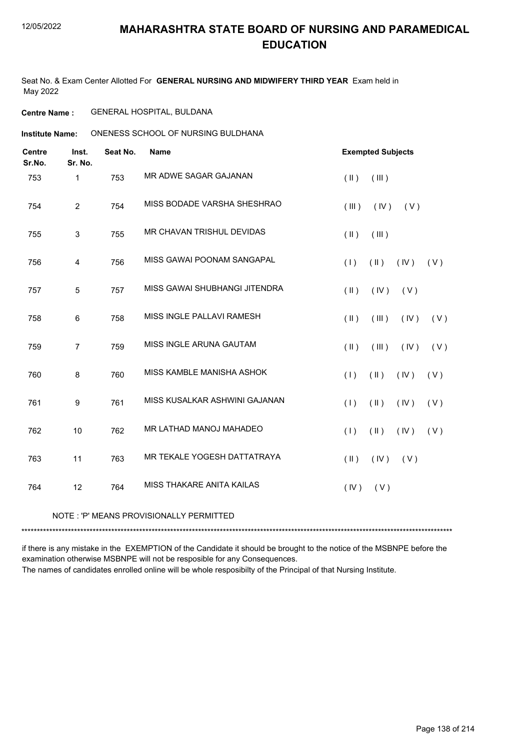# MAHARASHTRA STATE BOARD OF NURSING AND PARAMEDICAL EDUCATION

12/05/2022

Seat No. & Exam Center Allotted For **GENERAL NURSING AND MIDWIFERY THIRD YEAR** Exam held in May 2022

**Centre Name :** GENERAL HOSPITAL, BULDANA

**Institute Name:** ONENESS SCHOOL OF NURSING BULDHANA

| Centre Sr.No. | Inst. Sr. No. | Seat No. | Name | Exempted Subjects |
|---|---|---|---|---|
| 753 | 1 | 753 | MR ADWE SAGAR GAJANAN | ( II ) ( III ) |
| 754 | 2 | 754 | MISS BODADE VARSHA SHESHRAO | ( III ) ( IV ) ( V ) |
| 755 | 3 | 755 | MR CHAVAN TRISHUL DEVIDAS | ( II ) ( III ) |
| 756 | 4 | 756 | MISS GAWAI POONAM SANGAPAL | ( I ) ( II ) ( IV ) ( V ) |
| 757 | 5 | 757 | MISS GAWAI SHUBHANGI JITENDRA | ( II ) ( IV ) ( V ) |
| 758 | 6 | 758 | MISS INGLE PALLAVI RAMESH | ( II ) ( III ) ( IV ) ( V ) |
| 759 | 7 | 759 | MISS INGLE ARUNA GAUTAM | ( II ) ( III ) ( IV ) ( V ) |
| 760 | 8 | 760 | MISS KAMBLE MANISHA ASHOK | ( I ) ( II ) ( IV ) ( V ) |
| 761 | 9 | 761 | MISS KUSALKAR ASHWINI GAJANAN | ( I ) ( II ) ( IV ) ( V ) |
| 762 | 10 | 762 | MR LATHAD MANOJ MAHADEO | ( I ) ( II ) ( IV ) ( V ) |
| 763 | 11 | 763 | MR TEKALE YOGESH DATTATRAYA | ( II ) ( IV ) ( V ) |
| 764 | 12 | 764 | MISS THAKARE ANITA KAILAS | ( IV ) ( V ) |

NOTE : 'P' MEANS PROVISIONALLY PERMITTED

***********************************************************************************************************************************

if there is any mistake in the EXEMPTION of the Candidate it should be brought to the notice of the MSBNPE before the examination otherwise MSBNPE will not be resposible for any Consequences.

The names of candidates enrolled online will be whole resposibilty of the Principal of that Nursing Institute.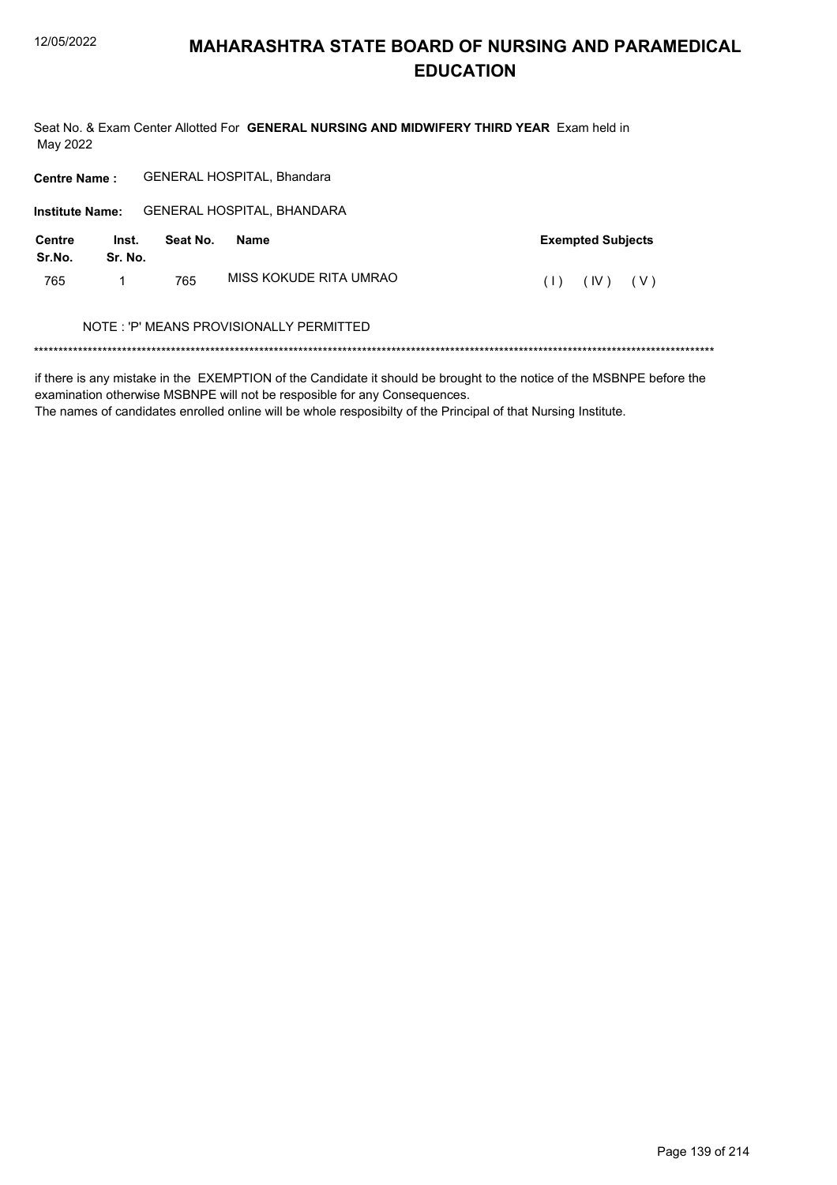# MAHARASHTRA STATE BOARD OF NURSING AND PARAMEDICAL EDUCATION

Seat No. & Exam Center Allotted For **GENERAL NURSING AND MIDWIFERY THIRD YEAR** Exam held in May 2022

**Centre Name :** GENERAL HOSPITAL, Bhandara

**Institute Name:** GENERAL HOSPITAL, BHANDARA

| Centre Sr.No. | Inst. Sr. No. | Seat No. | Name | Exempted Subjects |
|---|---|---|---|---|
| 765 | 1 | 765 | MISS KOKUDE RITA UMRAO | ( I ) ( IV ) ( V ) |

NOTE : 'P' MEANS PROVISIONALLY PERMITTED

******************************************************************************************************************************************

if there is any mistake in the EXEMPTION of the Candidate it should be brought to the notice of the MSBNPE before the examination otherwise MSBNPE will not be resposible for any Consequences.
The names of candidates enrolled online will be whole resposibilty of the Principal of that Nursing Institute.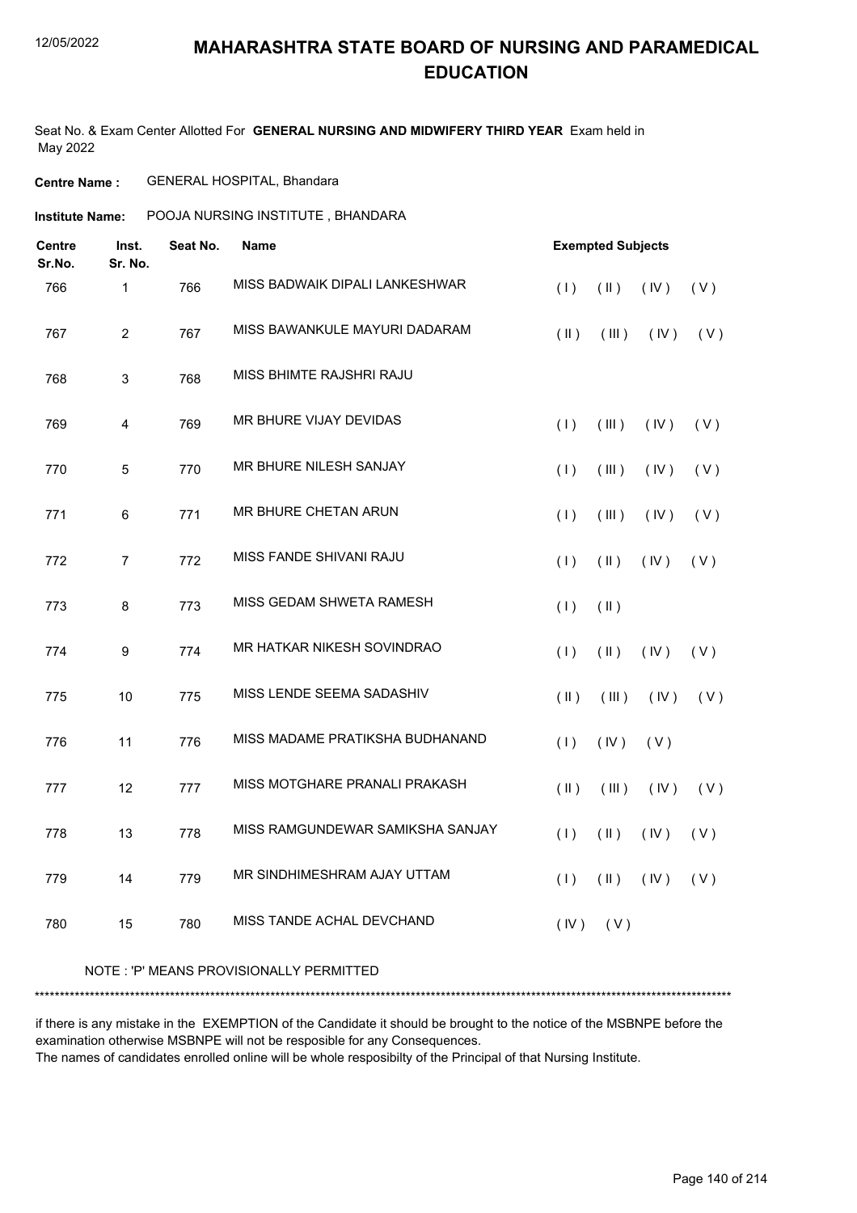# MAHARASHTRA STATE BOARD OF NURSING AND PARAMEDICAL EDUCATION

Seat No. & Exam Center Allotted For **GENERAL NURSING AND MIDWIFERY THIRD YEAR** Exam held in May 2022

**Centre Name :** GENERAL HOSPITAL, Bhandara

**Institute Name:** POOJA NURSING INSTITUTE , BHANDARA

| Centre Sr.No. | Inst. Sr. No. | Seat No. | Name | Exempted Subjects |
|---|---|---|---|---|
| 766 | 1 | 766 | MISS BADWAIK DIPALI LANKESHWAR | ( I ) ( II ) ( IV ) ( V ) |
| 767 | 2 | 767 | MISS BAWANKULE MAYURI DADARAM | ( II ) ( III ) ( IV ) ( V ) |
| 768 | 3 | 768 | MISS BHIMTE RAJSHRI RAJU | |
| 769 | 4 | 769 | MR BHURE VIJAY DEVIDAS | ( I ) ( III ) ( IV ) ( V ) |
| 770 | 5 | 770 | MR BHURE NILESH SANJAY | ( I ) ( III ) ( IV ) ( V ) |
| 771 | 6 | 771 | MR BHURE CHETAN ARUN | ( I ) ( III ) ( IV ) ( V ) |
| 772 | 7 | 772 | MISS FANDE SHIVANI RAJU | ( I ) ( II ) ( IV ) ( V ) |
| 773 | 8 | 773 | MISS GEDAM SHWETA RAMESH | ( I ) ( II ) |
| 774 | 9 | 774 | MR HATKAR NIKESH SOVINDRAO | ( I ) ( II ) ( IV ) ( V ) |
| 775 | 10 | 775 | MISS LENDE SEEMA SADASHIV | ( II ) ( III ) ( IV ) ( V ) |
| 776 | 11 | 776 | MISS MADAME PRATIKSHA BUDHANAND | ( I ) ( IV ) ( V ) |
| 777 | 12 | 777 | MISS MOTGHARE PRANALI PRAKASH | ( II ) ( III ) ( IV ) ( V ) |
| 778 | 13 | 778 | MISS RAMGUNDEWAR SAMIKSHA SANJAY | ( I ) ( II ) ( IV ) ( V ) |
| 779 | 14 | 779 | MR SINDHIMESHRAM AJAY UTTAM | ( I ) ( II ) ( IV ) ( V ) |
| 780 | 15 | 780 | MISS TANDE ACHAL DEVCHAND | ( IV ) ( V ) |

NOTE : 'P' MEANS PROVISIONALLY PERMITTED

***********************************************************************************************************************************

if there is any mistake in the EXEMPTION of the Candidate it should be brought to the notice of the MSBNPE before the examination otherwise MSBNPE will not be resposible for any Consequences.
The names of candidates enrolled online will be whole resposibilty of the Principal of that Nursing Institute.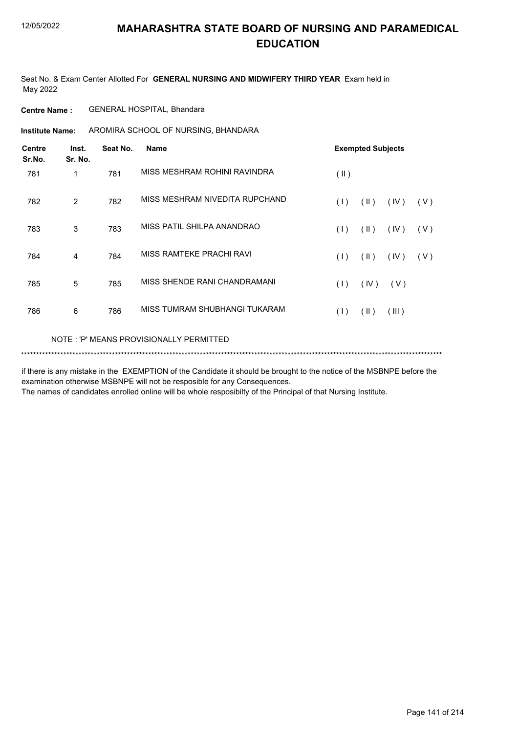# MAHARASHTRA STATE BOARD OF NURSING AND PARAMEDICAL EDUCATION

Seat No. & Exam Center Allotted For **GENERAL NURSING AND MIDWIFERY THIRD YEAR** Exam held in May 2022

**Centre Name :** GENERAL HOSPITAL, Bhandara

**Institute Name:** AROMIRA SCHOOL OF NURSING, BHANDARA

| Centre Sr.No. | Inst. Sr. No. | Seat No. | Name | Exempted Subjects |
|---|---|---|---|---|
| 781 | 1 | 781 | MISS MESHRAM ROHINI RAVINDRA | ( II ) |
| 782 | 2 | 782 | MISS MESHRAM NIVEDITA RUPCHAND | ( I ) ( II ) ( IV ) ( V ) |
| 783 | 3 | 783 | MISS PATIL SHILPA ANANDRAO | ( I ) ( II ) ( IV ) ( V ) |
| 784 | 4 | 784 | MISS RAMTEKE PRACHI RAVI | ( I ) ( II ) ( IV ) ( V ) |
| 785 | 5 | 785 | MISS SHENDE RANI CHANDRAMANI | ( I ) ( IV ) ( V ) |
| 786 | 6 | 786 | MISS TUMRAM SHUBHANGI TUKARAM | ( I ) ( II ) ( III ) |

NOTE : 'P' MEANS PROVISIONALLY PERMITTED

*******************************************************************************************************************************************

if there is any mistake in the EXEMPTION of the Candidate it should be brought to the notice of the MSBNPE before the examination otherwise MSBNPE will not be resposible for any Consequences.
The names of candidates enrolled online will be whole resposibilty of the Principal of that Nursing Institute.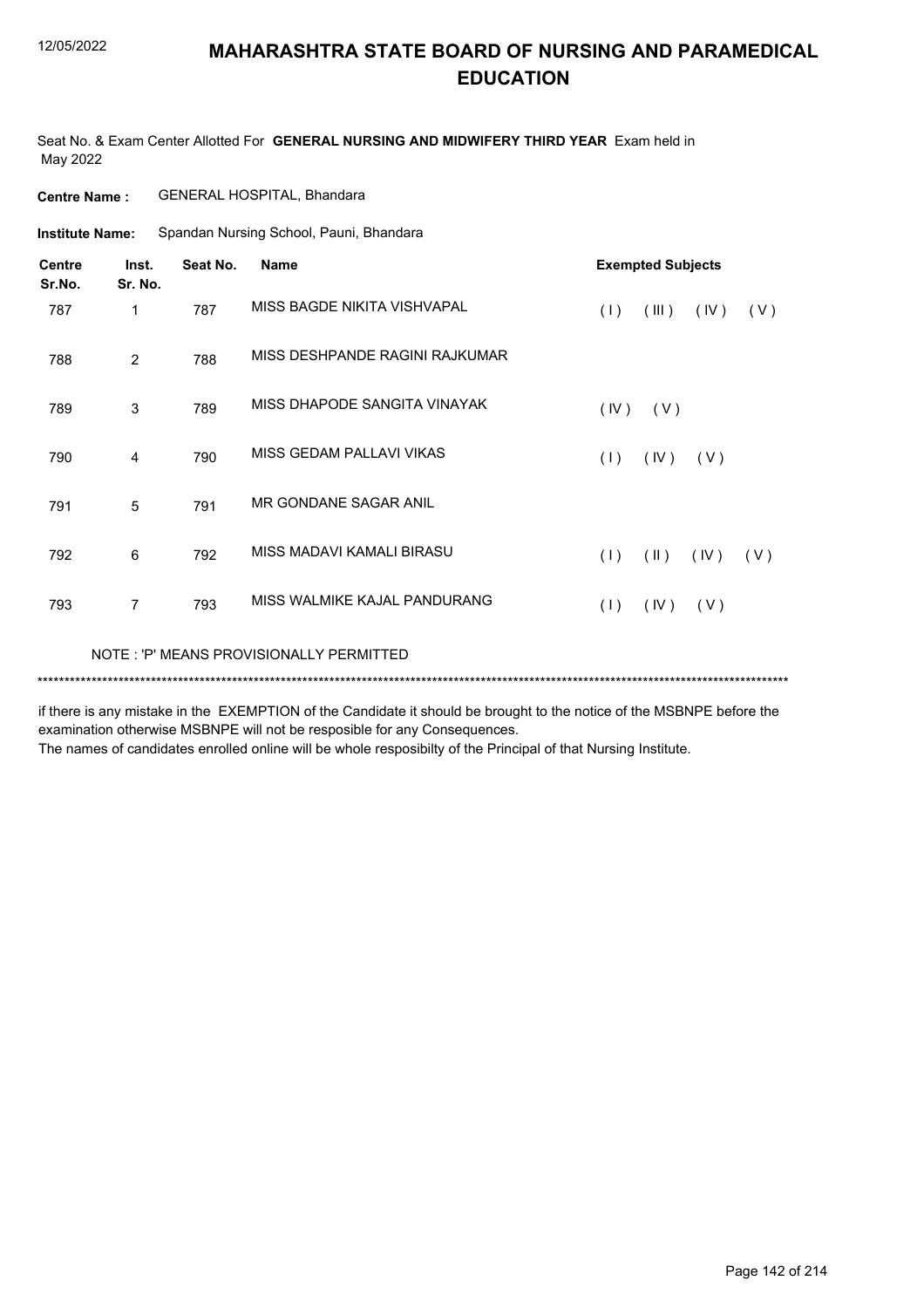# MAHARASHTRA STATE BOARD OF NURSING AND PARAMEDICAL EDUCATION

Seat No. & Exam Center Allotted For **GENERAL NURSING AND MIDWIFERY THIRD YEAR** Exam held in May 2022

**Centre Name :** GENERAL HOSPITAL, Bhandara

**Institute Name:** Spandan Nursing School, Pauni, Bhandara

| Centre Sr.No. | Inst. Sr. No. | Seat No. | Name | Exempted Subjects |
|---|---|---|---|---|
| 787 | 1 | 787 | MISS BAGDE NIKITA VISHVAPAL | ( I ) ( III ) ( IV ) ( V ) |
| 788 | 2 | 788 | MISS DESHPANDE RAGINI RAJKUMAR | |
| 789 | 3 | 789 | MISS DHAPODE SANGITA VINAYAK | ( IV ) ( V ) |
| 790 | 4 | 790 | MISS GEDAM PALLAVI VIKAS | ( I ) ( IV ) ( V ) |
| 791 | 5 | 791 | MR GONDANE SAGAR ANIL | |
| 792 | 6 | 792 | MISS MADAVI KAMALI BIRASU | ( I ) ( II ) ( IV ) ( V ) |
| 793 | 7 | 793 | MISS WALMIKE KAJAL PANDURANG | ( I ) ( IV ) ( V ) |

NOTE : 'P' MEANS PROVISIONALLY PERMITTED

******************************************************************************************************************************************

if there is any mistake in the EXEMPTION of the Candidate it should be brought to the notice of the MSBNPE before the examination otherwise MSBNPE will not be resposible for any Consequences.

The names of candidates enrolled online will be whole resposibilty of the Principal of that Nursing Institute.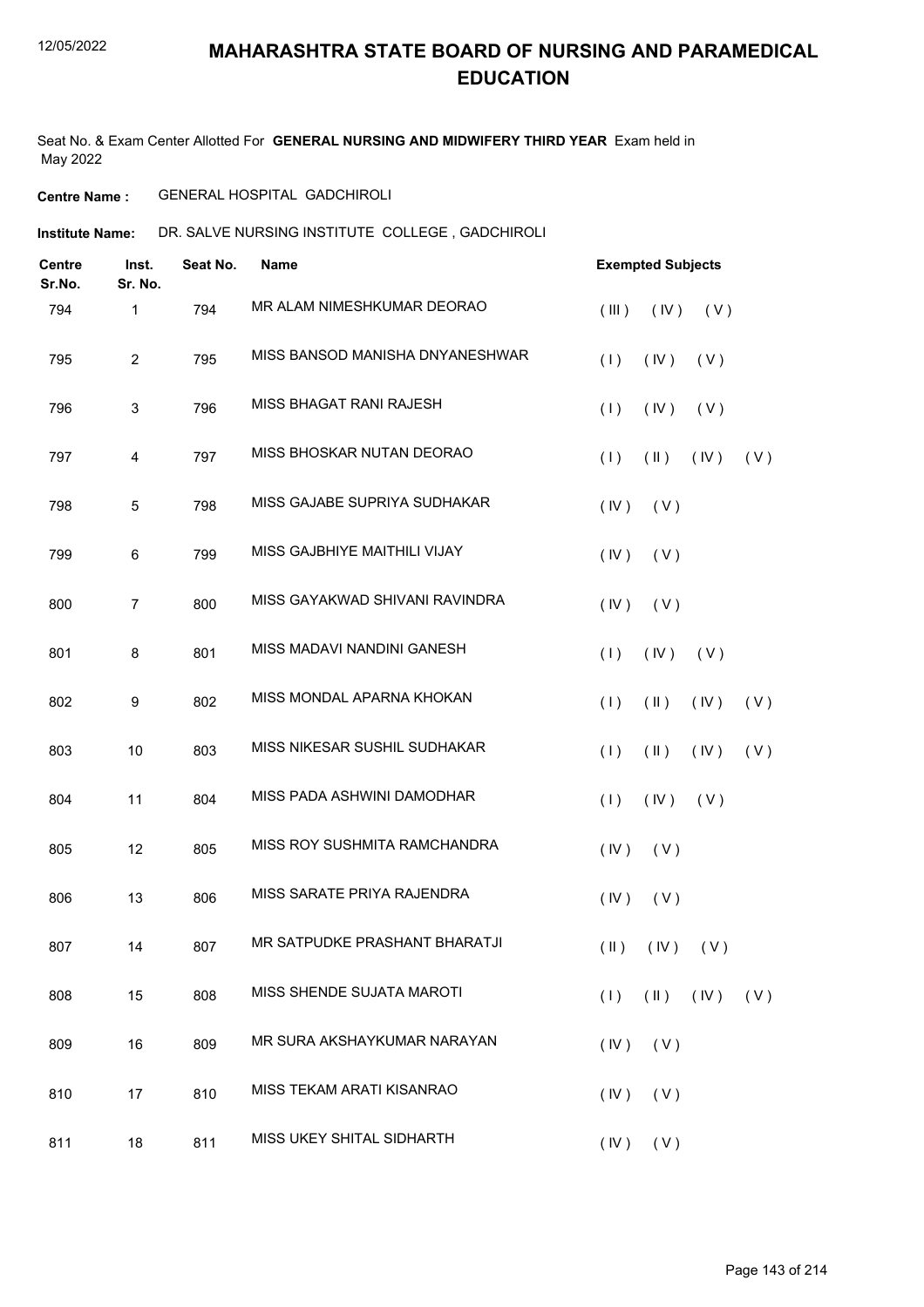# MAHARASHTRA STATE BOARD OF NURSING AND PARAMEDICAL EDUCATION

Seat No. & Exam Center Allotted For **GENERAL NURSING AND MIDWIFERY THIRD YEAR** Exam held in May 2022

**Centre Name :** GENERAL HOSPITAL GADCHIROLI

**Institute Name:** DR. SALVE NURSING INSTITUTE COLLEGE , GADCHIROLI

| Centre Sr.No. | Inst. Sr. No. | Seat No. | Name | Exempted Subjects |
|---|---|---|---|---|
| 794 | 1 | 794 | MR ALAM NIMESHKUMAR DEORAO | ( III ) ( IV ) ( V ) |
| 795 | 2 | 795 | MISS BANSOD MANISHA DNYANESHWAR | ( I ) ( IV ) ( V ) |
| 796 | 3 | 796 | MISS BHAGAT RANI RAJESH | ( I ) ( IV ) ( V ) |
| 797 | 4 | 797 | MISS BHOSKAR NUTAN DEORAO | ( I ) ( II ) ( IV ) ( V ) |
| 798 | 5 | 798 | MISS GAJABE SUPRIYA SUDHAKAR | ( IV ) ( V ) |
| 799 | 6 | 799 | MISS GAJBHIYE MAITHILI VIJAY | ( IV ) ( V ) |
| 800 | 7 | 800 | MISS GAYAKWAD SHIVANI RAVINDRA | ( IV ) ( V ) |
| 801 | 8 | 801 | MISS MADAVI NANDINI GANESH | ( I ) ( IV ) ( V ) |
| 802 | 9 | 802 | MISS MONDAL APARNA KHOKAN | ( I ) ( II ) ( IV ) ( V ) |
| 803 | 10 | 803 | MISS NIKESAR SUSHIL SUDHAKAR | ( I ) ( II ) ( IV ) ( V ) |
| 804 | 11 | 804 | MISS PADA ASHWINI DAMODHAR | ( I ) ( IV ) ( V ) |
| 805 | 12 | 805 | MISS ROY SUSHMITA RAMCHANDRA | ( IV ) ( V ) |
| 806 | 13 | 806 | MISS SARATE PRIYA RAJENDRA | ( IV ) ( V ) |
| 807 | 14 | 807 | MR SATPUDKE PRASHANT BHARATJI | ( II ) ( IV ) ( V ) |
| 808 | 15 | 808 | MISS SHENDE SUJATA MAROTI | ( I ) ( II ) ( IV ) ( V ) |
| 809 | 16 | 809 | MR SURA AKSHAYKUMAR NARAYAN | ( IV ) ( V ) |
| 810 | 17 | 810 | MISS TEKAM ARATI KISANRAO | ( IV ) ( V ) |
| 811 | 18 | 811 | MISS UKEY SHITAL SIDHARTH | ( IV ) ( V ) |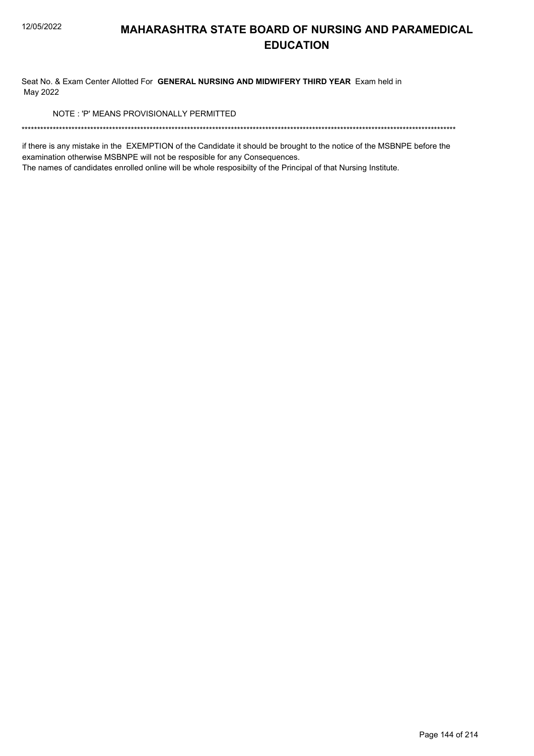# MAHARASHTRA STATE BOARD OF NURSING AND PARAMEDICAL EDUCATION

Seat No. & Exam Center Allotted For **GENERAL NURSING AND MIDWIFERY THIRD YEAR** Exam held in May 2022

NOTE : 'P' MEANS PROVISIONALLY PERMITTED

*******************************************************************************************************************************************

if there is any mistake in the EXEMPTION of the Candidate it should be brought to the notice of the MSBNPE before the examination otherwise MSBNPE will not be resposible for any Consequences.

The names of candidates enrolled online will be whole resposibilty of the Principal of that Nursing Institute.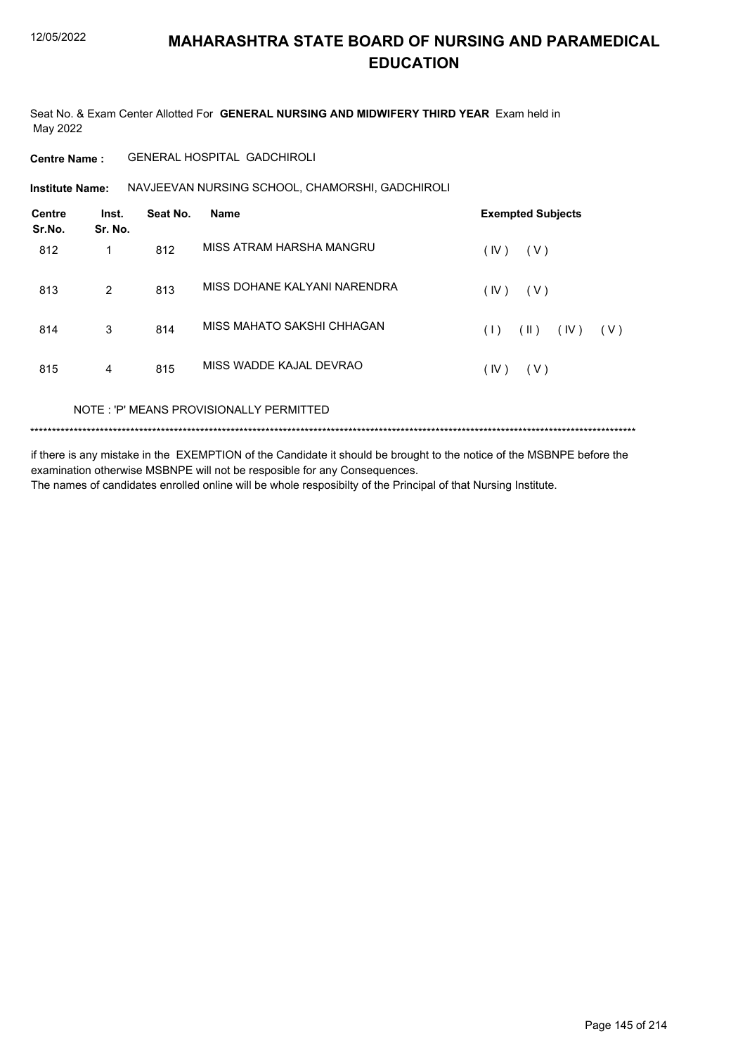# MAHARASHTRA STATE BOARD OF NURSING AND PARAMEDICAL EDUCATION

Seat No. & Exam Center Allotted For **GENERAL NURSING AND MIDWIFERY THIRD YEAR** Exam held in May 2022

**Centre Name :** GENERAL HOSPITAL GADCHIROLI

**Institute Name:** NAVJEEVAN NURSING SCHOOL, CHAMORSHI, GADCHIROLI

| Centre Sr.No. | Inst. Sr. No. | Seat No. | Name | Exempted Subjects |
|---|---|---|---|---|
| 812 | 1 | 812 | MISS ATRAM HARSHA MANGRU | ( IV ) ( V ) |
| 813 | 2 | 813 | MISS DOHANE KALYANI NARENDRA | ( IV ) ( V ) |
| 814 | 3 | 814 | MISS MAHATO SAKSHI CHHAGAN | ( I ) ( II ) ( IV ) ( V ) |
| 815 | 4 | 815 | MISS WADDE KAJAL DEVRAO | ( IV ) ( V ) |

NOTE : 'P' MEANS PROVISIONALLY PERMITTED

******************************************************************************************************************************************

if there is any mistake in the EXEMPTION of the Candidate it should be brought to the notice of the MSBNPE before the examination otherwise MSBNPE will not be resposible for any Consequences.
The names of candidates enrolled online will be whole resposibilty of the Principal of that Nursing Institute.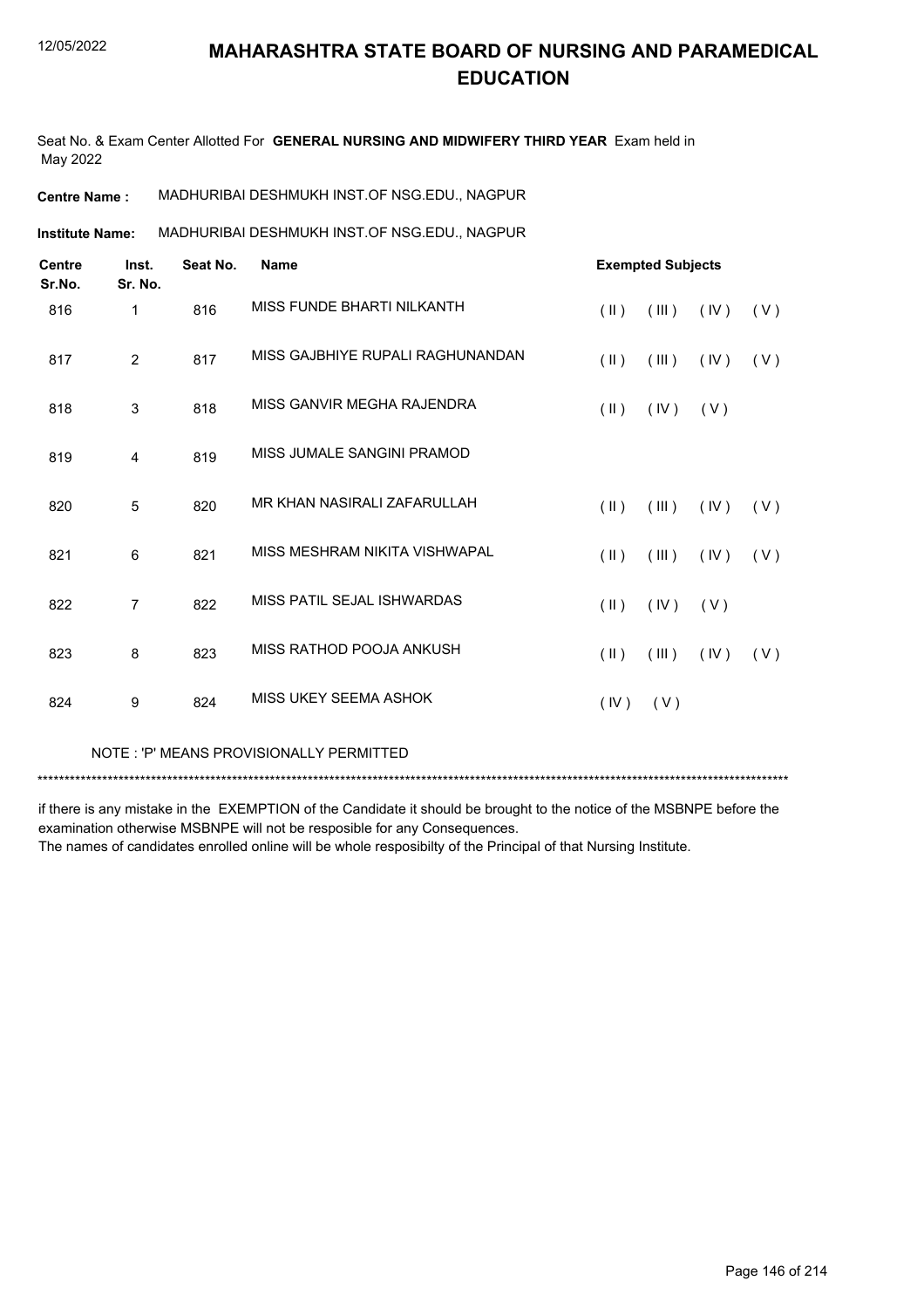# MAHARASHTRA STATE BOARD OF NURSING AND PARAMEDICAL EDUCATION

Seat No. & Exam Center Allotted For **GENERAL NURSING AND MIDWIFERY THIRD YEAR** Exam held in May 2022

**Centre Name :** MADHURIBAI DESHMUKH INST.OF NSG.EDU., NAGPUR

**Institute Name:** MADHURIBAI DESHMUKH INST.OF NSG.EDU., NAGPUR

| Centre Sr.No. | Inst. Sr. No. | Seat No. | Name | Exempted Subjects | | | |
|---|---|---|---|---|---|---|---|
| 816 | 1 | 816 | MISS FUNDE BHARTI NILKANTH | ( II ) | ( III ) | ( IV ) | ( V ) |
| 817 | 2 | 817 | MISS GAJBHIYE RUPALI RAGHUNANDAN | ( II ) | ( III ) | ( IV ) | ( V ) |
| 818 | 3 | 818 | MISS GANVIR MEGHA RAJENDRA | ( II ) | ( IV ) | ( V ) | |
| 819 | 4 | 819 | MISS JUMALE SANGINI PRAMOD | | | | |
| 820 | 5 | 820 | MR KHAN NASIRALI ZAFARULLAH | ( II ) | ( III ) | ( IV ) | ( V ) |
| 821 | 6 | 821 | MISS MESHRAM NIKITA VISHWAPAL | ( II ) | ( III ) | ( IV ) | ( V ) |
| 822 | 7 | 822 | MISS PATIL SEJAL ISHWARDAS | ( II ) | ( IV ) | ( V ) | |
| 823 | 8 | 823 | MISS RATHOD POOJA ANKUSH | ( II ) | ( III ) | ( IV ) | ( V ) |
| 824 | 9 | 824 | MISS UKEY SEEMA ASHOK | ( IV ) | ( V ) | | |

NOTE : 'P' MEANS PROVISIONALLY PERMITTED

******************************************************************************************************************************************

if there is any mistake in the EXEMPTION of the Candidate it should be brought to the notice of the MSBNPE before the examination otherwise MSBNPE will not be resposible for any Consequences.

The names of candidates enrolled online will be whole resposibilty of the Principal of that Nursing Institute.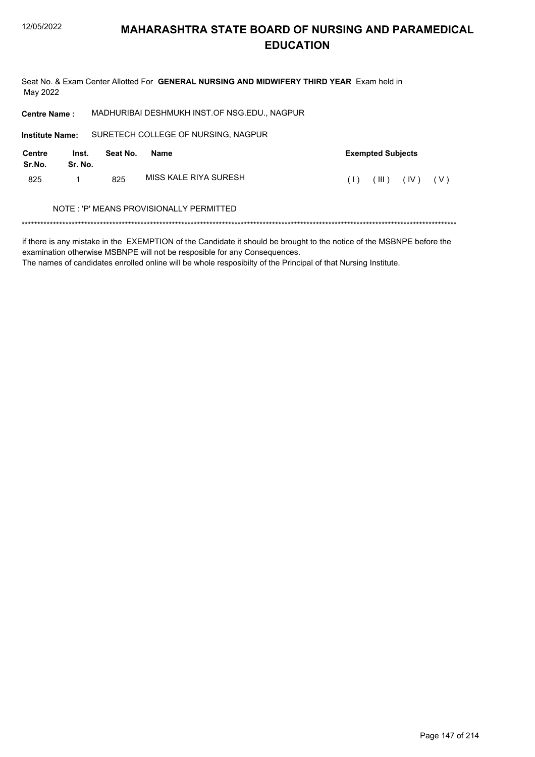# MAHARASHTRA STATE BOARD OF NURSING AND PARAMEDICAL EDUCATION

Seat No. & Exam Center Allotted For **GENERAL NURSING AND MIDWIFERY THIRD YEAR** Exam held in May 2022

**Centre Name :** MADHURIBAI DESHMUKH INST.OF NSG.EDU., NAGPUR

**Institute Name:** SURETECH COLLEGE OF NURSING, NAGPUR

| Centre Sr.No. | Inst. Sr. No. | Seat No. | Name | Exempted Subjects |
|---|---|---|---|---|
| 825 | 1 | 825 | MISS KALE RIYA SURESH | ( I ) ( III ) ( IV ) ( V ) |

NOTE : 'P' MEANS PROVISIONALLY PERMITTED

******************************************************************************************************************************************

if there is any mistake in the EXEMPTION of the Candidate it should be brought to the notice of the MSBNPE before the examination otherwise MSBNPE will not be resposible for any Consequences.

The names of candidates enrolled online will be whole resposibilty of the Principal of that Nursing Institute.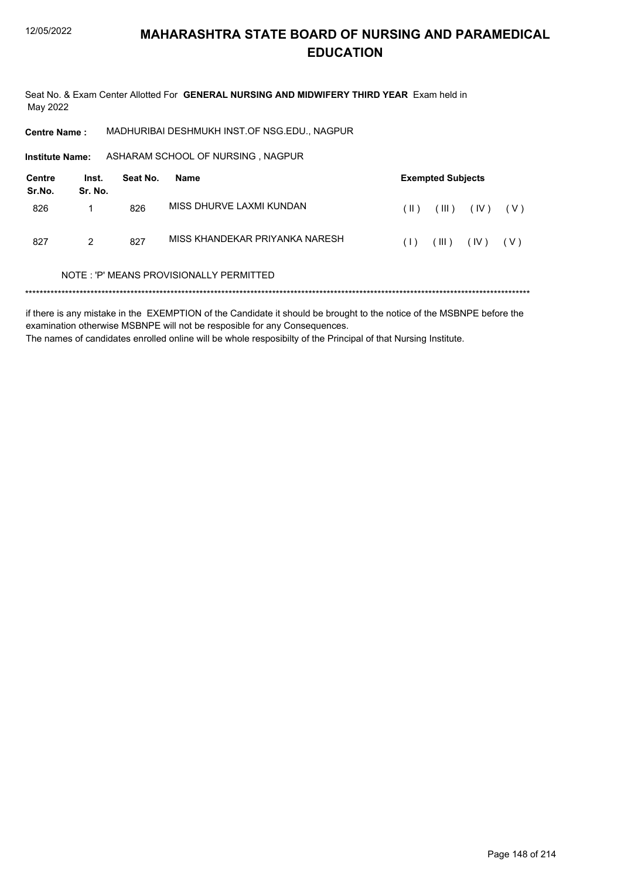# MAHARASHTRA STATE BOARD OF NURSING AND PARAMEDICAL EDUCATION

Seat No. & Exam Center Allotted For **GENERAL NURSING AND MIDWIFERY THIRD YEAR** Exam held in May 2022

**Centre Name :** MADHURIBAI DESHMUKH INST.OF NSG.EDU., NAGPUR

**Institute Name:** ASHARAM SCHOOL OF NURSING , NAGPUR

| Centre Sr.No. | Inst. Sr. No. | Seat No. | Name | Exempted Subjects |
|---|---|---|---|---|
| 826 | 1 | 826 | MISS DHURVE LAXMI KUNDAN | ( II ) ( III ) ( IV ) ( V ) |
| 827 | 2 | 827 | MISS KHANDEKAR PRIYANKA NARESH | ( I ) ( III ) ( IV ) ( V ) |

NOTE : 'P' MEANS PROVISIONALLY PERMITTED

******************************************************************************************************************************************

if there is any mistake in the EXEMPTION of the Candidate it should be brought to the notice of the MSBNPE before the examination otherwise MSBNPE will not be resposible for any Consequences.

The names of candidates enrolled online will be whole resposibilty of the Principal of that Nursing Institute.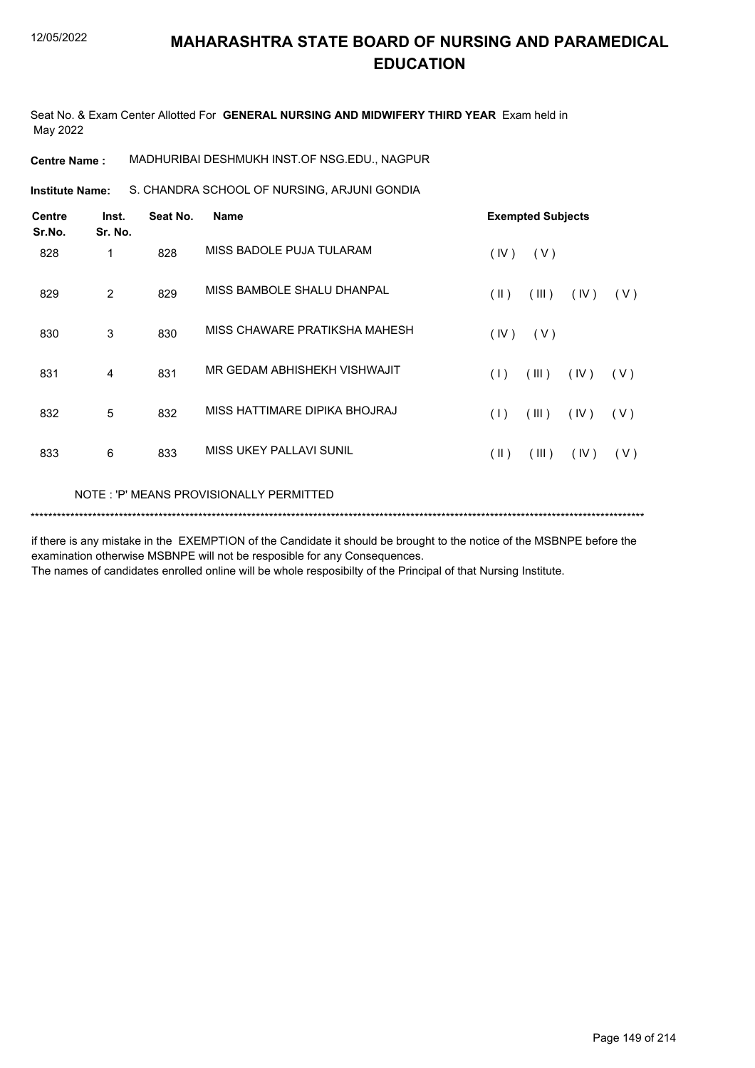# MAHARASHTRA STATE BOARD OF NURSING AND PARAMEDICAL EDUCATION

Seat No. & Exam Center Allotted For **GENERAL NURSING AND MIDWIFERY THIRD YEAR** Exam held in May 2022

**Centre Name :** MADHURIBAI DESHMUKH INST.OF NSG.EDU., NAGPUR

**Institute Name:** S. CHANDRA SCHOOL OF NURSING, ARJUNI GONDIA

| Centre Sr.No. | Inst. Sr. No. | Seat No. | Name | Exempted Subjects |
|---|---|---|---|---|
| 828 | 1 | 828 | MISS BADOLE PUJA TULARAM | ( IV ) ( V ) |
| 829 | 2 | 829 | MISS BAMBOLE SHALU DHANPAL | ( II ) ( III ) ( IV ) ( V ) |
| 830 | 3 | 830 | MISS CHAWARE PRATIKSHA MAHESH | ( IV ) ( V ) |
| 831 | 4 | 831 | MR GEDAM ABHISHEKH VISHWAJIT | ( I ) ( III ) ( IV ) ( V ) |
| 832 | 5 | 832 | MISS HATTIMARE DIPIKA BHOJRAJ | ( I ) ( III ) ( IV ) ( V ) |
| 833 | 6 | 833 | MISS UKEY PALLAVI SUNIL | ( II ) ( III ) ( IV ) ( V ) |

NOTE : 'P' MEANS PROVISIONALLY PERMITTED

******************************************************************************************************************************************

if there is any mistake in the EXEMPTION of the Candidate it should be brought to the notice of the MSBNPE before the examination otherwise MSBNPE will not be resposible for any Consequences.

The names of candidates enrolled online will be whole resposibilty of the Principal of that Nursing Institute.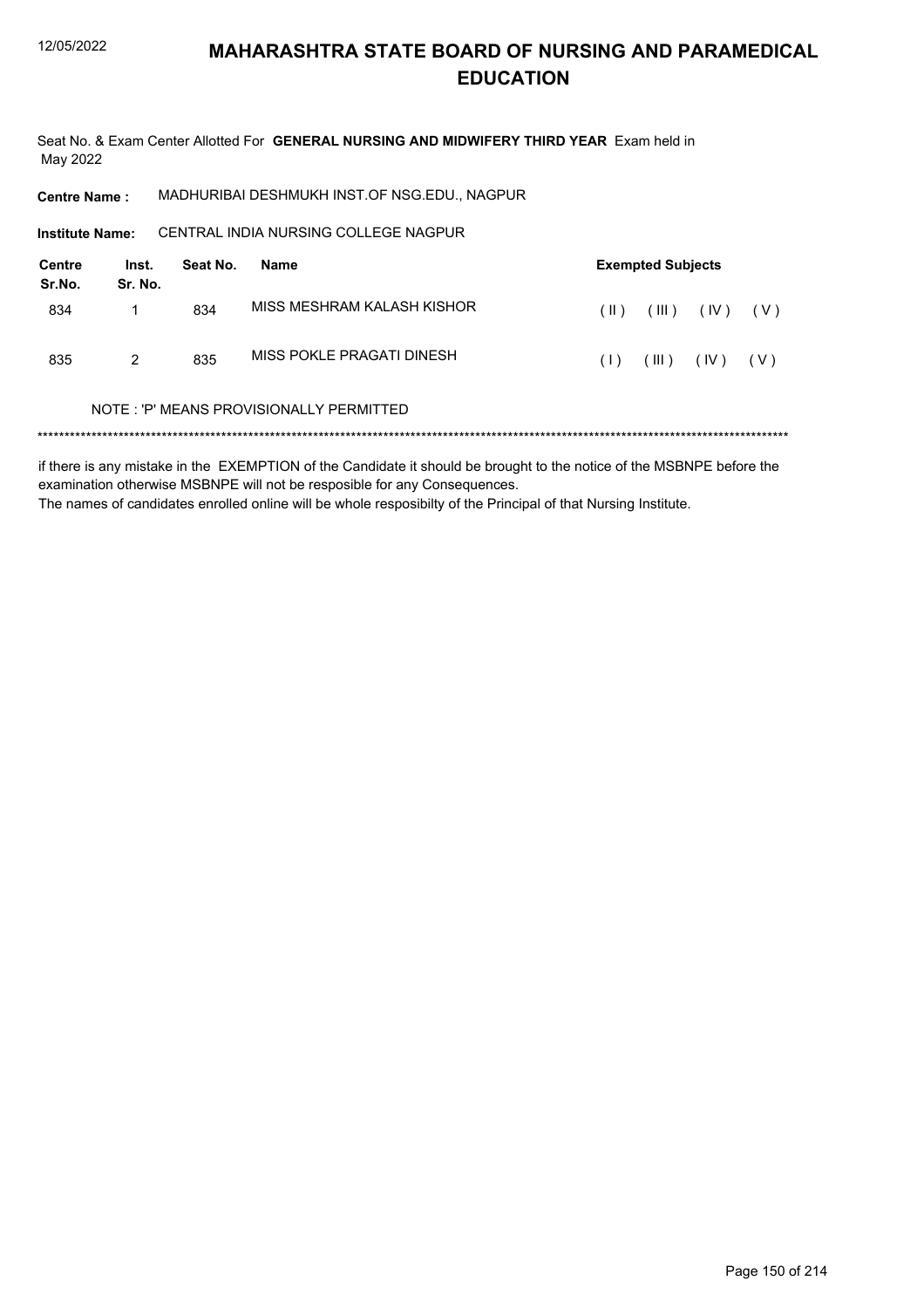# MAHARASHTRA STATE BOARD OF NURSING AND PARAMEDICAL EDUCATION

Seat No. & Exam Center Allotted For **GENERAL NURSING AND MIDWIFERY THIRD YEAR** Exam held in May 2022

**Centre Name :** MADHURIBAI DESHMUKH INST.OF NSG.EDU., NAGPUR

**Institute Name:** CENTRAL INDIA NURSING COLLEGE NAGPUR

| Centre Sr.No. | Inst. Sr. No. | Seat No. | Name | Exempted Subjects |
|---|---|---|---|---|
| 834 | 1 | 834 | MISS MESHRAM KALASH KISHOR | ( II ) ( III ) ( IV ) ( V ) |
| 835 | 2 | 835 | MISS POKLE PRAGATI DINESH | ( I ) ( III ) ( IV ) ( V ) |

NOTE : 'P' MEANS PROVISIONALLY PERMITTED

******************************************************************************************************************************************

if there is any mistake in the EXEMPTION of the Candidate it should be brought to the notice of the MSBNPE before the examination otherwise MSBNPE will not be resposible for any Consequences.

The names of candidates enrolled online will be whole resposibilty of the Principal of that Nursing Institute.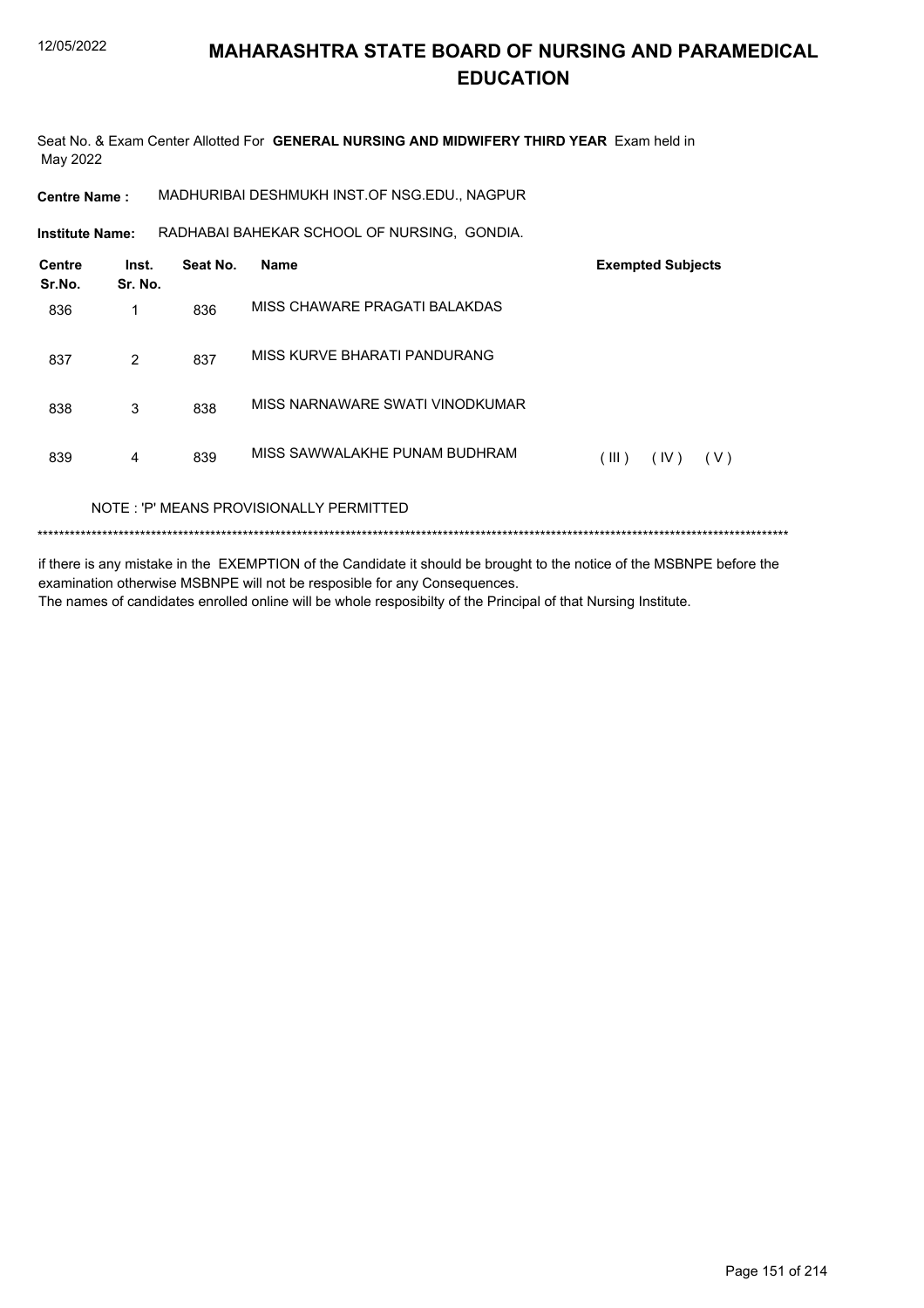# MAHARASHTRA STATE BOARD OF NURSING AND PARAMEDICAL EDUCATION

Seat No. & Exam Center Allotted For **GENERAL NURSING AND MIDWIFERY THIRD YEAR** Exam held in May 2022

**Centre Name :** MADHURIBAI DESHMUKH INST.OF NSG.EDU., NAGPUR

**Institute Name:** RADHABAI BAHEKAR SCHOOL OF NURSING, GONDIA.

| Centre Sr.No. | Inst. Sr. No. | Seat No. | Name | Exempted Subjects |
|---|---|---|---|---|
| 836 | 1 | 836 | MISS CHAWARE PRAGATI BALAKDAS | |
| 837 | 2 | 837 | MISS KURVE BHARATI PANDURANG | |
| 838 | 3 | 838 | MISS NARNAWARE SWATI VINODKUMAR | |
| 839 | 4 | 839 | MISS SAWWALAKHE PUNAM BUDHRAM | ( III ) ( IV ) ( V ) |

NOTE : 'P' MEANS PROVISIONALLY PERMITTED

*******************************************************************************************************************************************

if there is any mistake in the EXEMPTION of the Candidate it should be brought to the notice of the MSBNPE before the examination otherwise MSBNPE will not be resposible for any Consequences.
The names of candidates enrolled online will be whole resposibilty of the Principal of that Nursing Institute.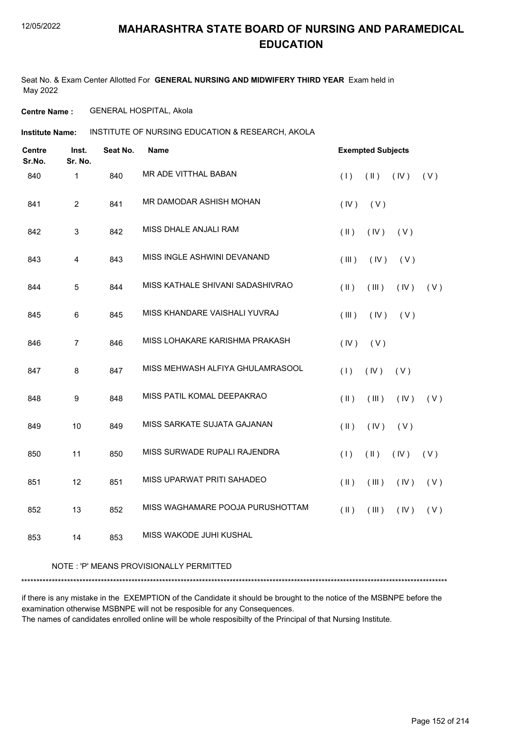# MAHARASHTRA STATE BOARD OF NURSING AND PARAMEDICAL EDUCATION

12/05/2022

Seat No. & Exam Center Allotted For **GENERAL NURSING AND MIDWIFERY THIRD YEAR** Exam held in May 2022

**Centre Name :** GENERAL HOSPITAL, Akola

**Institute Name:** INSTITUTE OF NURSING EDUCATION & RESEARCH, AKOLA

| Centre Sr.No. | Inst. Sr. No. | Seat No. | Name | Exempted Subjects |
|---|---|---|---|---|
| 840 | 1 | 840 | MR ADE VITTHAL BABAN | ( I ) ( II ) ( IV ) ( V ) |
| 841 | 2 | 841 | MR DAMODAR ASHISH MOHAN | ( IV ) ( V ) |
| 842 | 3 | 842 | MISS DHALE ANJALI RAM | ( II ) ( IV ) ( V ) |
| 843 | 4 | 843 | MISS INGLE ASHWINI DEVANAND | ( III ) ( IV ) ( V ) |
| 844 | 5 | 844 | MISS KATHALE SHIVANI SADASHIVRAO | ( II ) ( III ) ( IV ) ( V ) |
| 845 | 6 | 845 | MISS KHANDARE VAISHALI YUVRAJ | ( III ) ( IV ) ( V ) |
| 846 | 7 | 846 | MISS LOHAKARE KARISHMA PRAKASH | ( IV ) ( V ) |
| 847 | 8 | 847 | MISS MEHWASH ALFIYA GHULAMRASOOL | ( I ) ( IV ) ( V ) |
| 848 | 9 | 848 | MISS PATIL KOMAL DEEPAKRAO | ( II ) ( III ) ( IV ) ( V ) |
| 849 | 10 | 849 | MISS SARKATE SUJATA GAJANAN | ( II ) ( IV ) ( V ) |
| 850 | 11 | 850 | MISS SURWADE RUPALI RAJENDRA | ( I ) ( II ) ( IV ) ( V ) |
| 851 | 12 | 851 | MISS UPARWAT PRITI SAHADEO | ( II ) ( III ) ( IV ) ( V ) |
| 852 | 13 | 852 | MISS WAGHAMARE POOJA PURUSHOTTAM | ( II ) ( III ) ( IV ) ( V ) |
| 853 | 14 | 853 | MISS WAKODE JUHI KUSHAL | |

NOTE : 'P' MEANS PROVISIONALLY PERMITTED

*******************************************************************************************************************************************

if there is any mistake in the EXEMPTION of the Candidate it should be brought to the notice of the MSBNPE before the examination otherwise MSBNPE will not be resposible for any Consequences.

The names of candidates enrolled online will be whole resposibilty of the Principal of that Nursing Institute.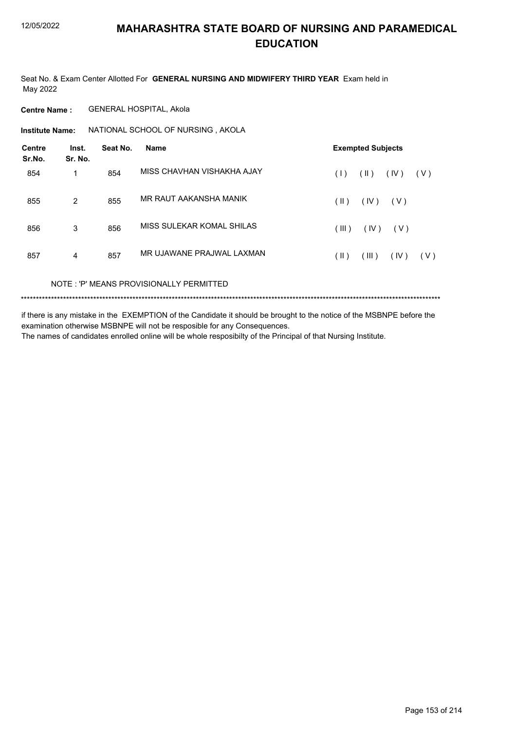# MAHARASHTRA STATE BOARD OF NURSING AND PARAMEDICAL EDUCATION

Seat No. & Exam Center Allotted For **GENERAL NURSING AND MIDWIFERY THIRD YEAR** Exam held in May 2022

**Centre Name :** GENERAL HOSPITAL, Akola

**Institute Name:** NATIONAL SCHOOL OF NURSING , AKOLA

| Centre Sr.No. | Inst. Sr. No. | Seat No. | Name | Exempted Subjects |
|---|---|---|---|---|
| 854 | 1 | 854 | MISS CHAVHAN VISHAKHA AJAY | ( I ) ( II ) ( IV ) ( V ) |
| 855 | 2 | 855 | MR RAUT AAKANSHA MANIK | ( II ) ( IV ) ( V ) |
| 856 | 3 | 856 | MISS SULEKAR KOMAL SHILAS | ( III ) ( IV ) ( V ) |
| 857 | 4 | 857 | MR UJAWANE PRAJWAL LAXMAN | ( II ) ( III ) ( IV ) ( V ) |

NOTE : 'P' MEANS PROVISIONALLY PERMITTED

******************************************************************************************************************************************

if there is any mistake in the EXEMPTION of the Candidate it should be brought to the notice of the MSBNPE before the examination otherwise MSBNPE will not be resposible for any Consequences.
The names of candidates enrolled online will be whole resposibilty of the Principal of that Nursing Institute.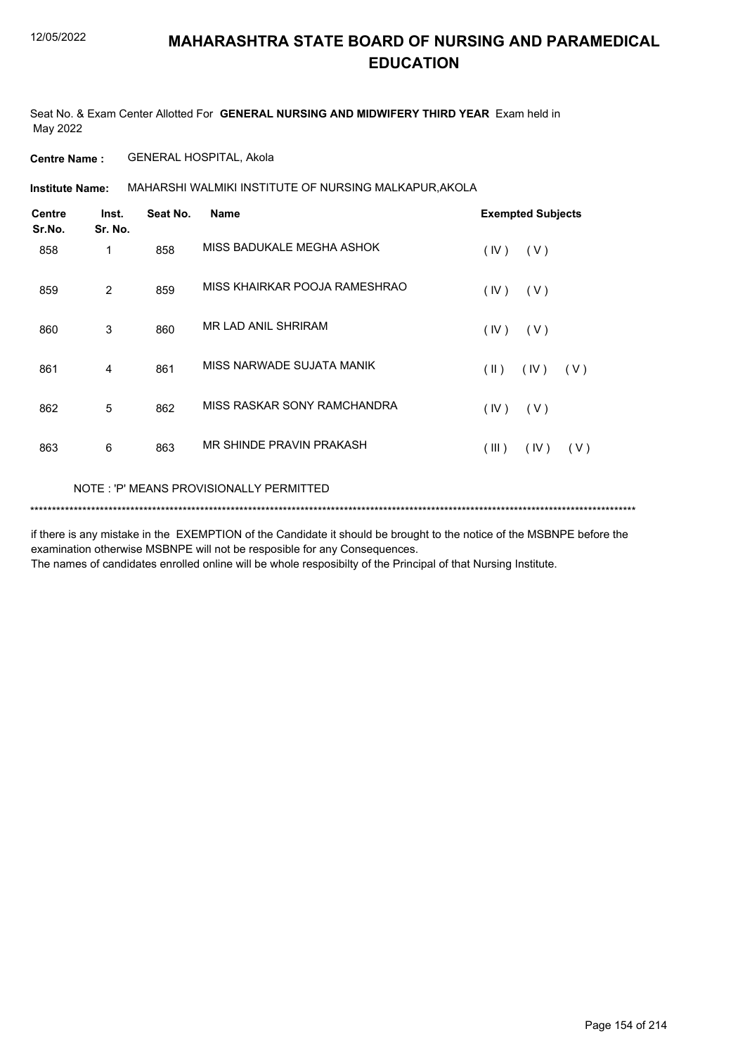# MAHARASHTRA STATE BOARD OF NURSING AND PARAMEDICAL EDUCATION

Seat No. & Exam Center Allotted For **GENERAL NURSING AND MIDWIFERY THIRD YEAR** Exam held in May 2022

**Centre Name :** GENERAL HOSPITAL, Akola

**Institute Name:** MAHARSHI WALMIKI INSTITUTE OF NURSING MALKAPUR,AKOLA

| Centre Sr.No. | Inst. Sr. No. | Seat No. | Name | Exempted Subjects |
|---|---|---|---|---|
| 858 | 1 | 858 | MISS BADUKALE MEGHA ASHOK | ( IV ) ( V ) |
| 859 | 2 | 859 | MISS KHAIRKAR POOJA RAMESHRAO | ( IV ) ( V ) |
| 860 | 3 | 860 | MR LAD ANIL SHRIRAM | ( IV ) ( V ) |
| 861 | 4 | 861 | MISS NARWADE SUJATA MANIK | ( II ) ( IV ) ( V ) |
| 862 | 5 | 862 | MISS RASKAR SONY RAMCHANDRA | ( IV ) ( V ) |
| 863 | 6 | 863 | MR SHINDE PRAVIN PRAKASH | ( III ) ( IV ) ( V ) |

NOTE : 'P' MEANS PROVISIONALLY PERMITTED

*******************************************************************************************************************************************

if there is any mistake in the EXEMPTION of the Candidate it should be brought to the notice of the MSBNPE before the examination otherwise MSBNPE will not be resposible for any Consequences.

The names of candidates enrolled online will be whole resposibilty of the Principal of that Nursing Institute.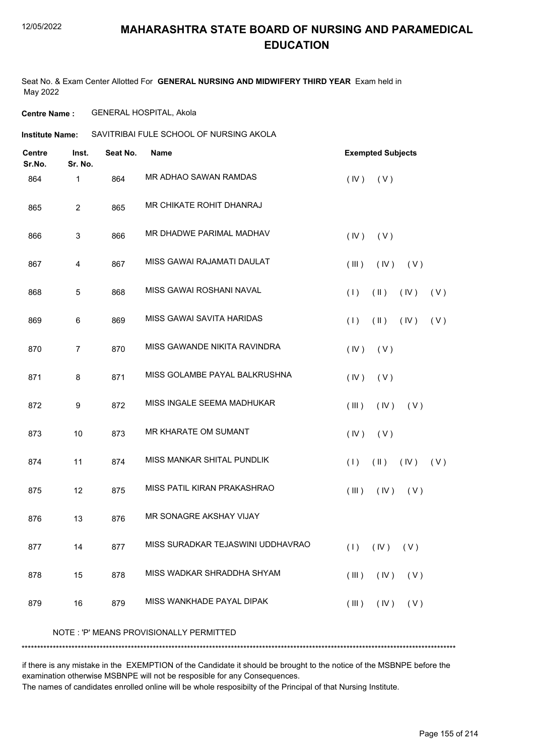# MAHARASHTRA STATE BOARD OF NURSING AND PARAMEDICAL EDUCATION

12/05/2022

Seat No. & Exam Center Allotted For **GENERAL NURSING AND MIDWIFERY THIRD YEAR** Exam held in May 2022

**Centre Name :** GENERAL HOSPITAL, Akola

**Institute Name:** SAVITRIBAI FULE SCHOOL OF NURSING AKOLA

| Centre Sr.No. | Inst. Sr. No. | Seat No. | Name | Exempted Subjects |
|---|---|---|---|---|
| 864 | 1 | 864 | MR ADHAO SAWAN RAMDAS | ( IV ) ( V ) |
| 865 | 2 | 865 | MR CHIKATE ROHIT DHANRAJ | |
| 866 | 3 | 866 | MR DHADWE PARIMAL MADHAV | ( IV ) ( V ) |
| 867 | 4 | 867 | MISS GAWAI RAJAMATI DAULAT | ( III ) ( IV ) ( V ) |
| 868 | 5 | 868 | MISS GAWAI ROSHANI NAVAL | ( I ) ( II ) ( IV ) ( V ) |
| 869 | 6 | 869 | MISS GAWAI SAVITA HARIDAS | ( I ) ( II ) ( IV ) ( V ) |
| 870 | 7 | 870 | MISS GAWANDE NIKITA RAVINDRA | ( IV ) ( V ) |
| 871 | 8 | 871 | MISS GOLAMBE PAYAL BALKRUSHNA | ( IV ) ( V ) |
| 872 | 9 | 872 | MISS INGALE SEEMA MADHUKAR | ( III ) ( IV ) ( V ) |
| 873 | 10 | 873 | MR KHARATE OM SUMANT | ( IV ) ( V ) |
| 874 | 11 | 874 | MISS MANKAR SHITAL PUNDLIK | ( I ) ( II ) ( IV ) ( V ) |
| 875 | 12 | 875 | MISS PATIL KIRAN PRAKASHRAO | ( III ) ( IV ) ( V ) |
| 876 | 13 | 876 | MR SONAGRE AKSHAY VIJAY | |
| 877 | 14 | 877 | MISS SURADKAR TEJASWINI UDDHAVRAO | ( I ) ( IV ) ( V ) |
| 878 | 15 | 878 | MISS WADKAR SHRADDHA SHYAM | ( III ) ( IV ) ( V ) |
| 879 | 16 | 879 | MISS WANKHADE PAYAL DIPAK | ( III ) ( IV ) ( V ) |

NOTE : 'P' MEANS PROVISIONALLY PERMITTED

*******************************************************************************************************************************************

if there is any mistake in the EXEMPTION of the Candidate it should be brought to the notice of the MSBNPE before the examination otherwise MSBNPE will not be resposible for any Consequences.

The names of candidates enrolled online will be whole resposibilty of the Principal of that Nursing Institute.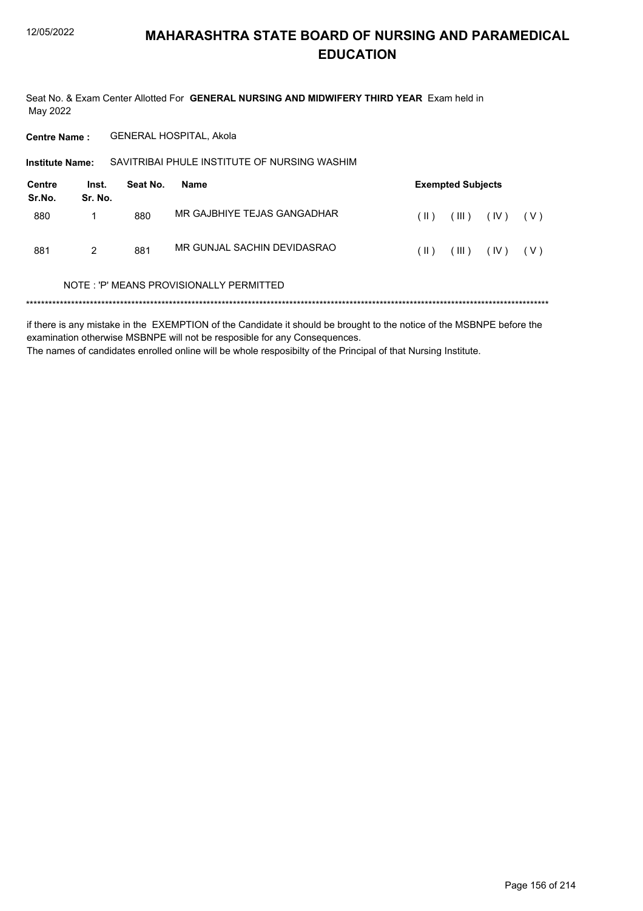# MAHARASHTRA STATE BOARD OF NURSING AND PARAMEDICAL EDUCATION

Seat No. & Exam Center Allotted For **GENERAL NURSING AND MIDWIFERY THIRD YEAR** Exam held in May 2022

**Centre Name :** GENERAL HOSPITAL, Akola

**Institute Name:** SAVITRIBAI PHULE INSTITUTE OF NURSING WASHIM

| Centre Sr.No. | Inst. Sr. No. | Seat No. | Name | Exempted Subjects | | | |
|---|---|---|---|---|---|---|---|
| 880 | 1 | 880 | MR GAJBHIYE TEJAS GANGADHAR | ( II ) | ( III ) | ( IV ) | ( V ) |
| 881 | 2 | 881 | MR GUNJAL SACHIN DEVIDASRAO | ( II ) | ( III ) | ( IV ) | ( V ) |

NOTE : 'P' MEANS PROVISIONALLY PERMITTED

******************************************************************************************************************************************

if there is any mistake in the EXEMPTION of the Candidate it should be brought to the notice of the MSBNPE before the examination otherwise MSBNPE will not be resposible for any Consequences.

The names of candidates enrolled online will be whole resposibilty of the Principal of that Nursing Institute.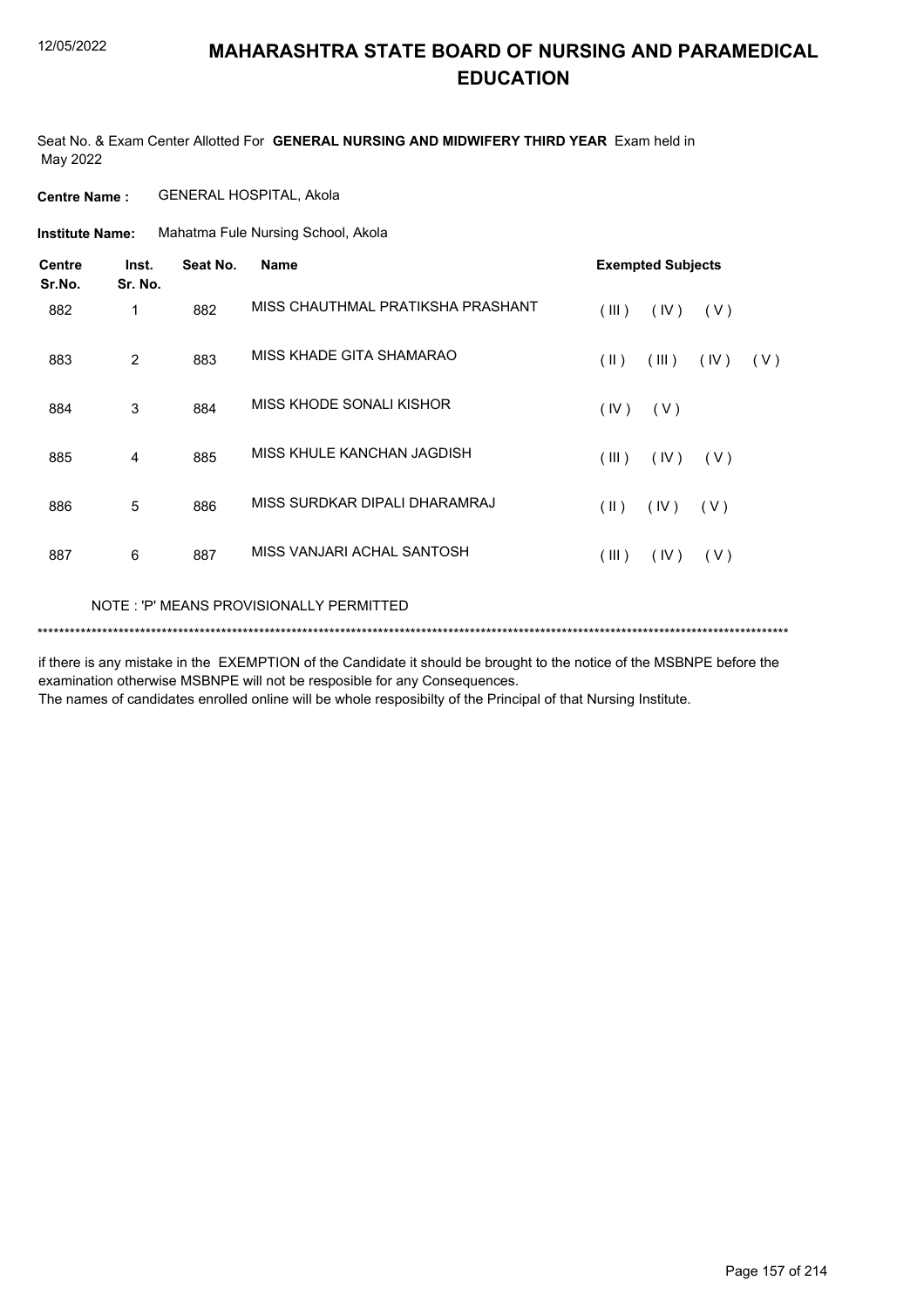# MAHARASHTRA STATE BOARD OF NURSING AND PARAMEDICAL EDUCATION

Seat No. & Exam Center Allotted For **GENERAL NURSING AND MIDWIFERY THIRD YEAR** Exam held in May 2022

**Centre Name :** GENERAL HOSPITAL, Akola

**Institute Name:** Mahatma Fule Nursing School, Akola

| Centre Sr.No. | Inst. Sr. No. | Seat No. | Name | Exempted Subjects |
|---|---|---|---|---|
| 882 | 1 | 882 | MISS CHAUTHMAL PRATIKSHA PRASHANT | ( III ) ( IV ) ( V ) |
| 883 | 2 | 883 | MISS KHADE GITA SHAMARAO | ( II ) ( III ) ( IV ) ( V ) |
| 884 | 3 | 884 | MISS KHODE SONALI KISHOR | ( IV ) ( V ) |
| 885 | 4 | 885 | MISS KHULE KANCHAN JAGDISH | ( III ) ( IV ) ( V ) |
| 886 | 5 | 886 | MISS SURDKAR DIPALI DHARAMRAJ | ( II ) ( IV ) ( V ) |
| 887 | 6 | 887 | MISS VANJARI ACHAL SANTOSH | ( III ) ( IV ) ( V ) |

NOTE : 'P' MEANS PROVISIONALLY PERMITTED

******************************************************************************************************************************************

if there is any mistake in the EXEMPTION of the Candidate it should be brought to the notice of the MSBNPE before the examination otherwise MSBNPE will not be resposible for any Consequences.
The names of candidates enrolled online will be whole resposibilty of the Principal of that Nursing Institute.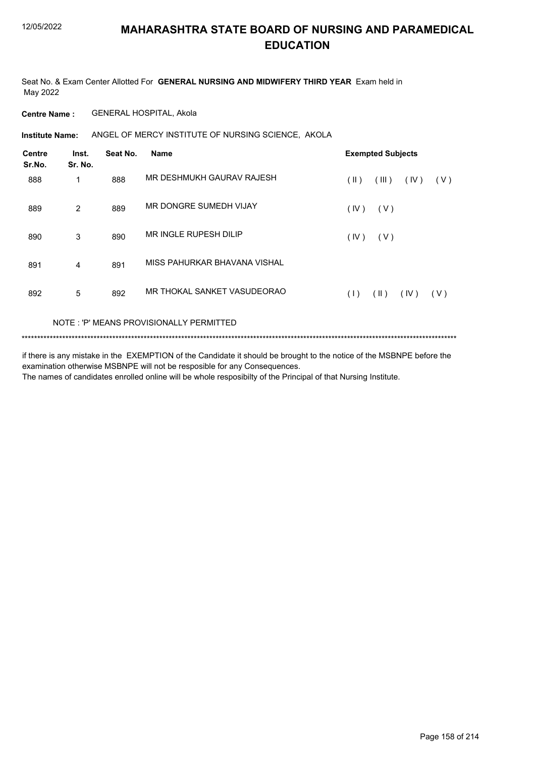# MAHARASHTRA STATE BOARD OF NURSING AND PARAMEDICAL EDUCATION

12/05/2022

Seat No. & Exam Center Allotted For **GENERAL NURSING AND MIDWIFERY THIRD YEAR** Exam held in May 2022

**Centre Name :** GENERAL HOSPITAL, Akola

**Institute Name:** ANGEL OF MERCY INSTITUTE OF NURSING SCIENCE, AKOLA

| Centre Sr.No. | Inst. Sr. No. | Seat No. | Name | Exempted Subjects |
|---|---|---|---|---|
| 888 | 1 | 888 | MR DESHMUKH GAURAV RAJESH | ( II ) ( III ) ( IV ) ( V ) |
| 889 | 2 | 889 | MR DONGRE SUMEDH VIJAY | ( IV ) ( V ) |
| 890 | 3 | 890 | MR INGLE RUPESH DILIP | ( IV ) ( V ) |
| 891 | 4 | 891 | MISS PAHURKAR BHAVANA VISHAL | |
| 892 | 5 | 892 | MR THOKAL SANKET VASUDEORAO | ( I ) ( II ) ( IV ) ( V ) |

NOTE : 'P' MEANS PROVISIONALLY PERMITTED

*******************************************************************************************************************************************

if there is any mistake in the EXEMPTION of the Candidate it should be brought to the notice of the MSBNPE before the examination otherwise MSBNPE will not be resposible for any Consequences.
The names of candidates enrolled online will be whole resposibilty of the Principal of that Nursing Institute.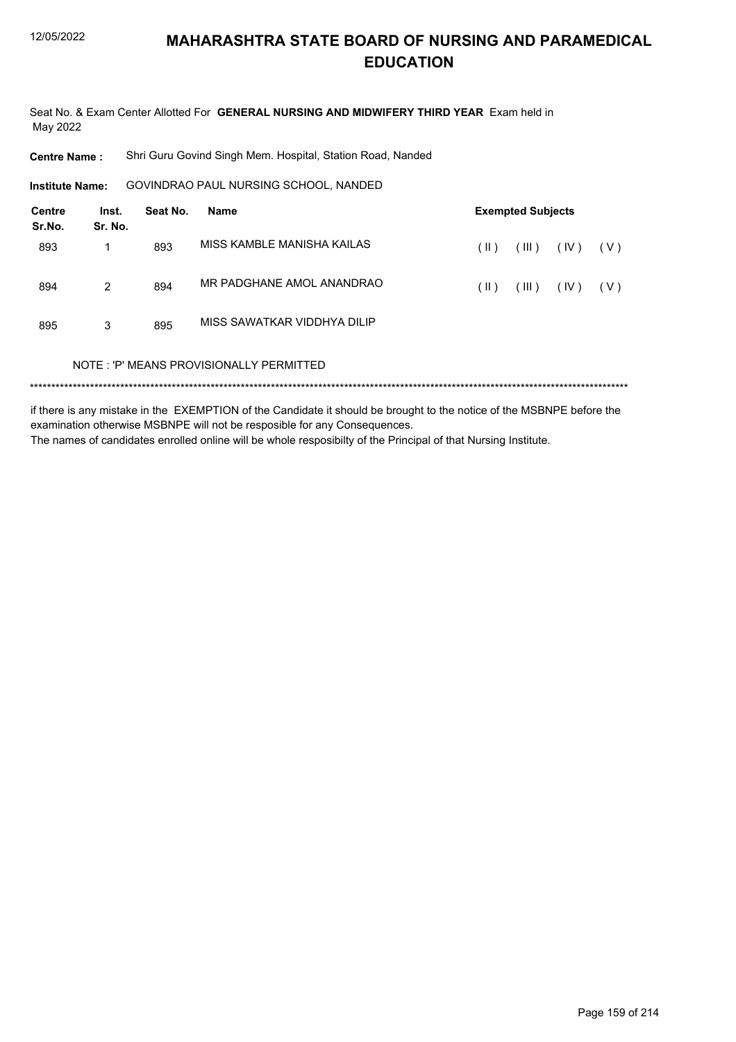# MAHARASHTRA STATE BOARD OF NURSING AND PARAMEDICAL EDUCATION

Seat No. & Exam Center Allotted For **GENERAL NURSING AND MIDWIFERY THIRD YEAR** Exam held in May 2022

**Centre Name :** Shri Guru Govind Singh Mem. Hospital, Station Road, Nanded

**Institute Name:** GOVINDRAO PAUL NURSING SCHOOL, NANDED

| Centre Sr.No. | Inst. Sr. No. | Seat No. | Name | Exempted Subjects | | | |
|---|---|---|---|---|---|---|---|
| 893 | 1 | 893 | MISS KAMBLE MANISHA KAILAS | ( II ) | ( III ) | ( IV ) | ( V ) |
| 894 | 2 | 894 | MR PADGHANE AMOL ANANDRAO | ( II ) | ( III ) | ( IV ) | ( V ) |
| 895 | 3 | 895 | MISS SAWATKAR VIDDHYA DILIP | | | | |

NOTE : 'P' MEANS PROVISIONALLY PERMITTED

\*\*\*\*\*\*\*\*\*\*\*\*\*\*\*\*\*\*\*\*\*\*\*\*\*\*\*\*\*\*\*\*\*\*\*\*\*\*\*\*\*\*\*\*\*\*\*\*\*\*\*\*\*\*\*\*\*\*\*\*\*\*\*\*\*\*\*\*\*\*\*\*\*\*\*\*\*\*\*\*\*\*\*\*\*\*\*\*\*\*\*\*\*\*\*\*\*\*\*\*\*\*\*\*\*\*\*\*\*\*\*\*\*\*\*\*\*\*\*\*\*\*\*\*\*\*\*\*\*\*\*\*\*\*\*\*

if there is any mistake in the EXEMPTION of the Candidate it should be brought to the notice of the MSBNPE before the examination otherwise MSBNPE will not be resposible for any Consequences.

The names of candidates enrolled online will be whole resposibilty of the Principal of that Nursing Institute.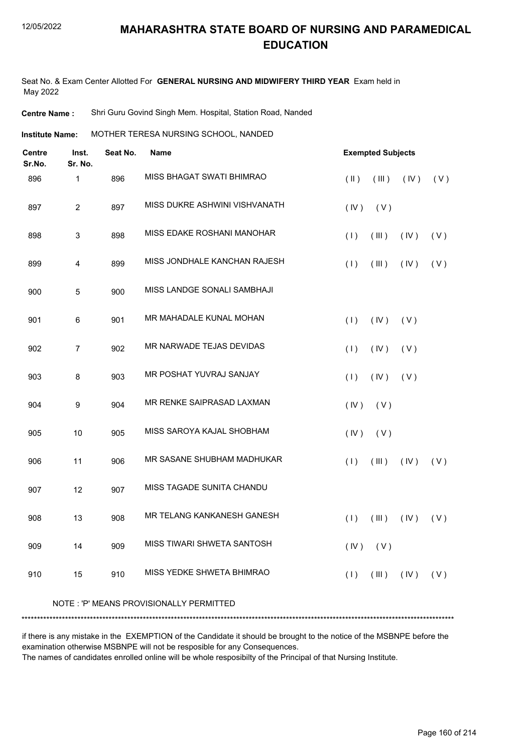# MAHARASHTRA STATE BOARD OF NURSING AND PARAMEDICAL EDUCATION

Seat No. & Exam Center Allotted For **GENERAL NURSING AND MIDWIFERY THIRD YEAR** Exam held in May 2022

**Centre Name :** Shri Guru Govind Singh Mem. Hospital, Station Road, Nanded

**Institute Name:** MOTHER TERESA NURSING SCHOOL, NANDED

| Centre Sr.No. | Inst. Sr. No. | Seat No. | Name | Exempted Subjects |
|---|---|---|---|---|
| 896 | 1 | 896 | MISS BHAGAT SWATI BHIMRAO | ( II ) ( III ) ( IV ) ( V ) |
| 897 | 2 | 897 | MISS DUKRE ASHWINI VISHVANATH | ( IV ) ( V ) |
| 898 | 3 | 898 | MISS EDAKE ROSHANI MANOHAR | ( I ) ( III ) ( IV ) ( V ) |
| 899 | 4 | 899 | MISS JONDHALE KANCHAN RAJESH | ( I ) ( III ) ( IV ) ( V ) |
| 900 | 5 | 900 | MISS LANDGE SONALI SAMBHAJI | |
| 901 | 6 | 901 | MR MAHADALE KUNAL MOHAN | ( I ) ( IV ) ( V ) |
| 902 | 7 | 902 | MR NARWADE TEJAS DEVIDAS | ( I ) ( IV ) ( V ) |
| 903 | 8 | 903 | MR POSHAT YUVRAJ SANJAY | ( I ) ( IV ) ( V ) |
| 904 | 9 | 904 | MR RENKE SAIPRASAD LAXMAN | ( IV ) ( V ) |
| 905 | 10 | 905 | MISS SAROYA KAJAL SHOBHAM | ( IV ) ( V ) |
| 906 | 11 | 906 | MR SASANE SHUBHAM MADHUKAR | ( I ) ( III ) ( IV ) ( V ) |
| 907 | 12 | 907 | MISS TAGADE SUNITA CHANDU | |
| 908 | 13 | 908 | MR TELANG KANKANESH GANESH | ( I ) ( III ) ( IV ) ( V ) |
| 909 | 14 | 909 | MISS TIWARI SHWETA SANTOSH | ( IV ) ( V ) |
| 910 | 15 | 910 | MISS YEDKE SHWETA BHIMRAO | ( I ) ( III ) ( IV ) ( V ) |

NOTE : 'P' MEANS PROVISIONALLY PERMITTED

***********************************************************************************************************************************

if there is any mistake in the EXEMPTION of the Candidate it should be brought to the notice of the MSBNPE before the examination otherwise MSBNPE will not be resposible for any Consequences.

The names of candidates enrolled online will be whole resposibilty of the Principal of that Nursing Institute.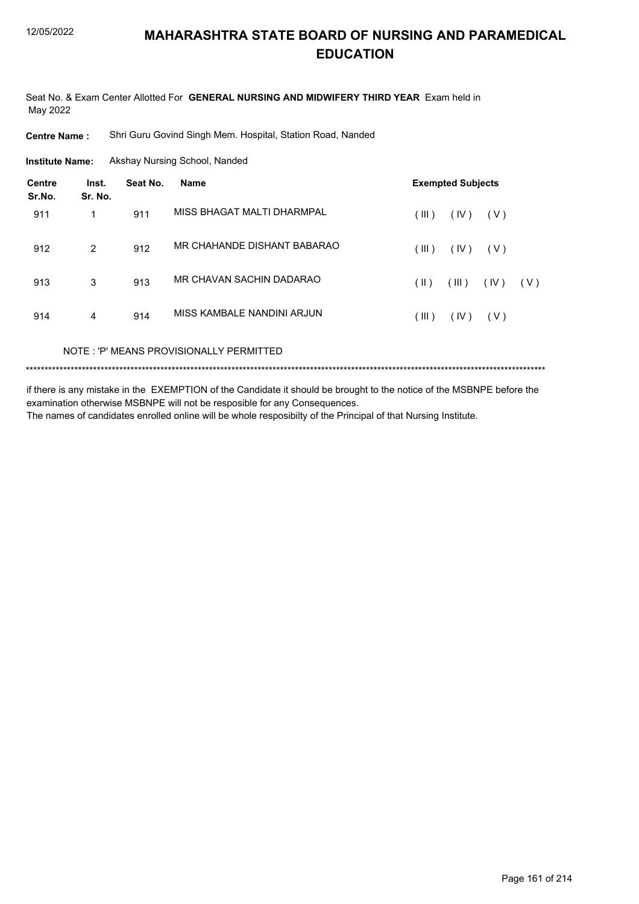# MAHARASHTRA STATE BOARD OF NURSING AND PARAMEDICAL EDUCATION

Seat No. & Exam Center Allotted For **GENERAL NURSING AND MIDWIFERY THIRD YEAR** Exam held in May 2022

**Centre Name :** Shri Guru Govind Singh Mem. Hospital, Station Road, Nanded

**Institute Name:** Akshay Nursing School, Nanded

| Centre Sr.No. | Inst. Sr. No. | Seat No. | Name | Exempted Subjects |
|---|---|---|---|---|
| 911 | 1 | 911 | MISS BHAGAT MALTI DHARMPAL | ( III ) ( IV ) ( V ) |
| 912 | 2 | 912 | MR CHAHANDE DISHANT BABARAO | ( III ) ( IV ) ( V ) |
| 913 | 3 | 913 | MR CHAVAN SACHIN DADARAO | ( II ) ( III ) ( IV ) ( V ) |
| 914 | 4 | 914 | MISS KAMBALE NANDINI ARJUN | ( III ) ( IV ) ( V ) |

NOTE : 'P' MEANS PROVISIONALLY PERMITTED

******************************************************************************************************************************************

if there is any mistake in the EXEMPTION of the Candidate it should be brought to the notice of the MSBNPE before the examination otherwise MSBNPE will not be resposible for any Consequences.

The names of candidates enrolled online will be whole resposibilty of the Principal of that Nursing Institute.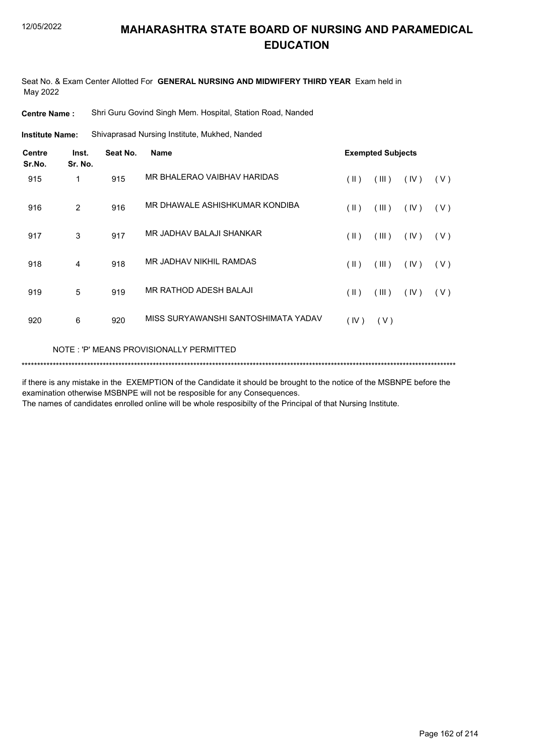# MAHARASHTRA STATE BOARD OF NURSING AND PARAMEDICAL EDUCATION

Seat No. & Exam Center Allotted For **GENERAL NURSING AND MIDWIFERY THIRD YEAR** Exam held in May 2022

**Centre Name :** Shri Guru Govind Singh Mem. Hospital, Station Road, Nanded

**Institute Name:** Shivaprasad Nursing Institute, Mukhed, Nanded

| Centre Sr.No. | Inst. Sr. No. | Seat No. | Name | Exempted Subjects | | | |
|---|---|---|---|---|---|---|---|
| 915 | 1 | 915 | MR BHALERAO VAIBHAV HARIDAS | ( II ) | ( III ) | ( IV ) | ( V ) |
| 916 | 2 | 916 | MR DHAWALE ASHISHKUMAR KONDIBA | ( II ) | ( III ) | ( IV ) | ( V ) |
| 917 | 3 | 917 | MR JADHAV BALAJI SHANKAR | ( II ) | ( III ) | ( IV ) | ( V ) |
| 918 | 4 | 918 | MR JADHAV NIKHIL RAMDAS | ( II ) | ( III ) | ( IV ) | ( V ) |
| 919 | 5 | 919 | MR RATHOD ADESH BALAJI | ( II ) | ( III ) | ( IV ) | ( V ) |
| 920 | 6 | 920 | MISS SURYAWANSHI SANTOSHIMATA YADAV | ( IV ) | ( V ) | | |

NOTE : 'P' MEANS PROVISIONALLY PERMITTED

*******************************************************************************************************************************************

if there is any mistake in the EXEMPTION of the Candidate it should be brought to the notice of the MSBNPE before the examination otherwise MSBNPE will not be resposible for any Consequences.

The names of candidates enrolled online will be whole resposibilty of the Principal of that Nursing Institute.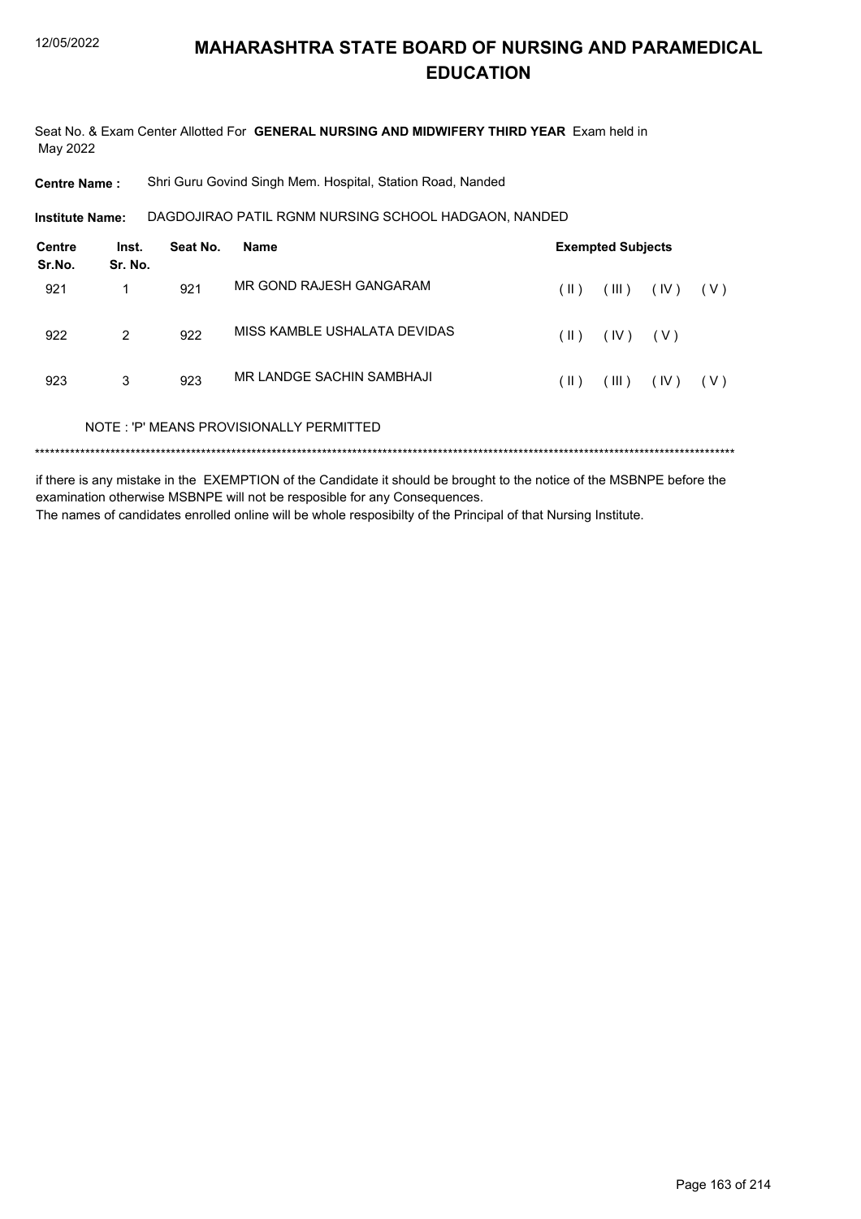# MAHARASHTRA STATE BOARD OF NURSING AND PARAMEDICAL EDUCATION

12/05/2022

Seat No. & Exam Center Allotted For **GENERAL NURSING AND MIDWIFERY THIRD YEAR** Exam held in May 2022

**Centre Name :** Shri Guru Govind Singh Mem. Hospital, Station Road, Nanded

**Institute Name:** DAGDOJIRAO PATIL RGNM NURSING SCHOOL HADGAON, NANDED

| Centre Sr.No. | Inst. Sr. No. | Seat No. | Name | Exempted Subjects | | | |
|---|---|---|---|---|---|---|---|
| 921 | 1 | 921 | MR GOND RAJESH GANGARAM | ( II ) | ( III ) | ( IV ) | ( V ) |
| 922 | 2 | 922 | MISS KAMBLE USHALATA DEVIDAS | ( II ) | ( IV ) | ( V ) | |
| 923 | 3 | 923 | MR LANDGE SACHIN SAMBHAJI | ( II ) | ( III ) | ( IV ) | ( V ) |

NOTE : 'P' MEANS PROVISIONALLY PERMITTED

******************************************************************************************************************************************

if there is any mistake in the EXEMPTION of the Candidate it should be brought to the notice of the MSBNPE before the examination otherwise MSBNPE will not be resposible for any Consequences.

The names of candidates enrolled online will be whole resposibilty of the Principal of that Nursing Institute.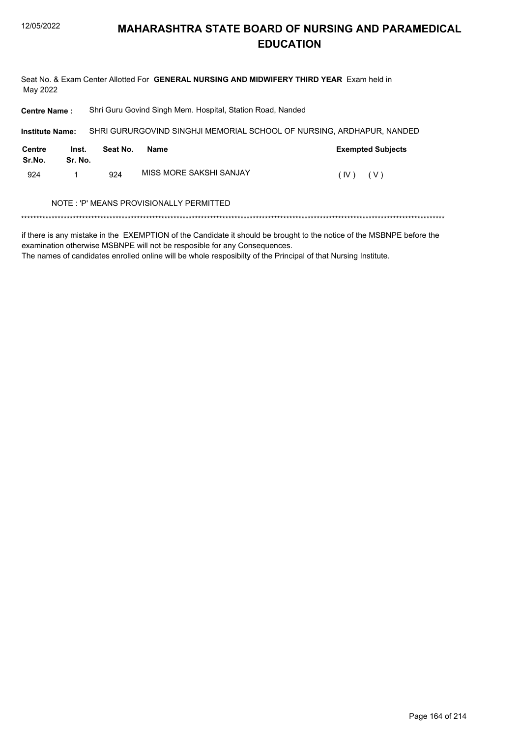# MAHARASHTRA STATE BOARD OF NURSING AND PARAMEDICAL EDUCATION

Seat No. & Exam Center Allotted For **GENERAL NURSING AND MIDWIFERY THIRD YEAR** Exam held in May 2022

**Centre Name :** Shri Guru Govind Singh Mem. Hospital, Station Road, Nanded

**Institute Name:** SHRI GURURGOVIND SINGHJI MEMORIAL SCHOOL OF NURSING, ARDHAPUR, NANDED

| Centre Sr.No. | Inst. Sr. No. | Seat No. | Name | Exempted Subjects |
|---|---|---|---|---|
| 924 | 1 | 924 | MISS MORE SAKSHI SANJAY | ( IV ) ( V ) |

NOTE : 'P' MEANS PROVISIONALLY PERMITTED

*******************************************************************************************************************************************

if there is any mistake in the EXEMPTION of the Candidate it should be brought to the notice of the MSBNPE before the examination otherwise MSBNPE will not be resposible for any Consequences.
The names of candidates enrolled online will be whole resposibilty of the Principal of that Nursing Institute.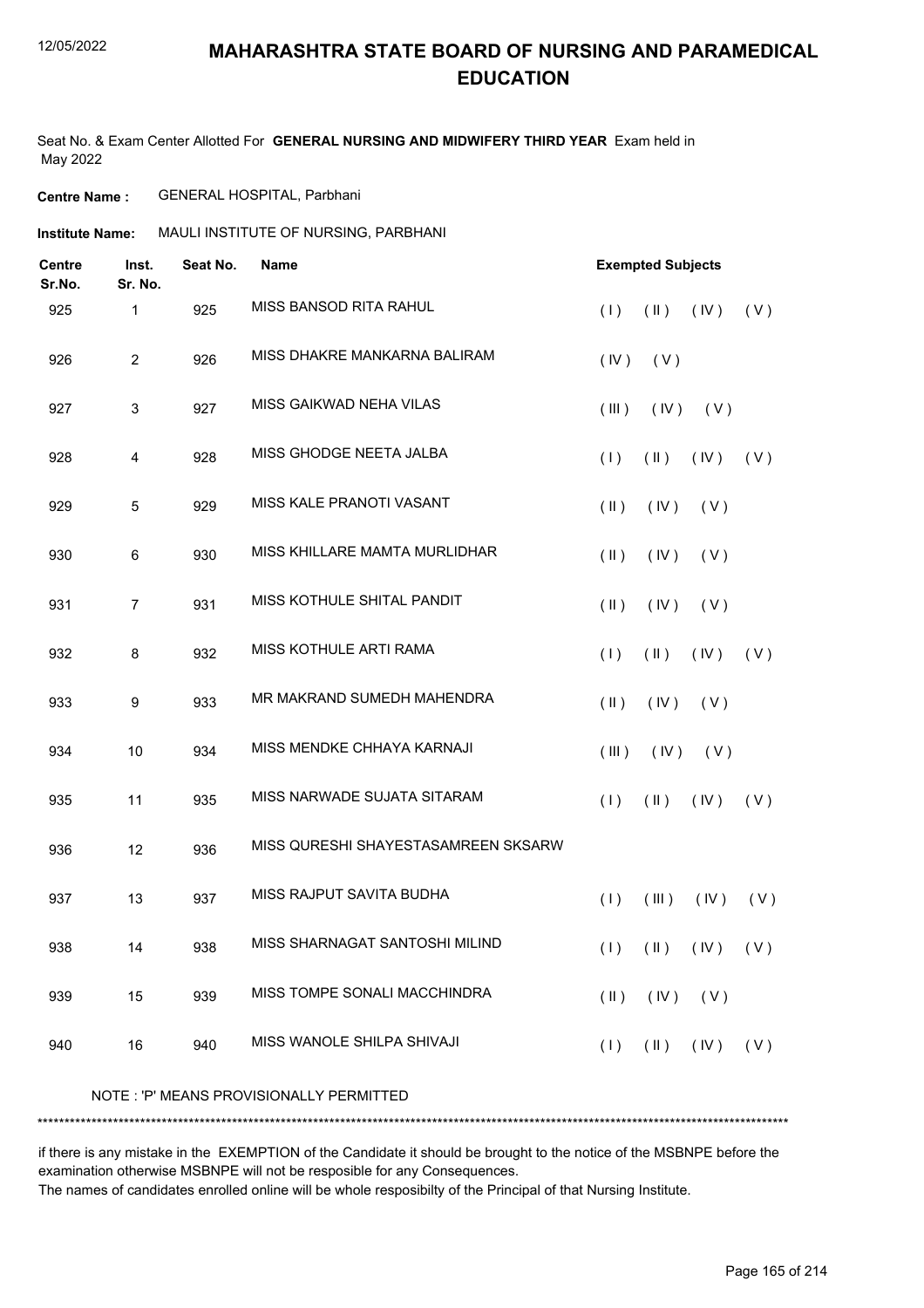# MAHARASHTRA STATE BOARD OF NURSING AND PARAMEDICAL EDUCATION

Seat No. & Exam Center Allotted For **GENERAL NURSING AND MIDWIFERY THIRD YEAR** Exam held in May 2022

**Centre Name :** GENERAL HOSPITAL, Parbhani

**Institute Name:** MAULI INSTITUTE OF NURSING, PARBHANI

| Centre Sr.No. | Inst. Sr. No. | Seat No. | Name | Exempted Subjects |
|---|---|---|---|---|
| 925 | 1 | 925 | MISS BANSOD RITA RAHUL | ( I ) ( II ) ( IV ) ( V ) |
| 926 | 2 | 926 | MISS DHAKRE MANKARNA BALIRAM | ( IV ) ( V ) |
| 927 | 3 | 927 | MISS GAIKWAD NEHA VILAS | ( III ) ( IV ) ( V ) |
| 928 | 4 | 928 | MISS GHODGE NEETA JALBA | ( I ) ( II ) ( IV ) ( V ) |
| 929 | 5 | 929 | MISS KALE PRANOTI VASANT | ( II ) ( IV ) ( V ) |
| 930 | 6 | 930 | MISS KHILLARE MAMTA MURLIDHAR | ( II ) ( IV ) ( V ) |
| 931 | 7 | 931 | MISS KOTHULE SHITAL PANDIT | ( II ) ( IV ) ( V ) |
| 932 | 8 | 932 | MISS KOTHULE ARTI RAMA | ( I ) ( II ) ( IV ) ( V ) |
| 933 | 9 | 933 | MR MAKRAND SUMEDH MAHENDRA | ( II ) ( IV ) ( V ) |
| 934 | 10 | 934 | MISS MENDKE CHHAYA KARNAJI | ( III ) ( IV ) ( V ) |
| 935 | 11 | 935 | MISS NARWADE SUJATA SITARAM | ( I ) ( II ) ( IV ) ( V ) |
| 936 | 12 | 936 | MISS QURESHI SHAYESTASAMREEN SKSARW | |
| 937 | 13 | 937 | MISS RAJPUT SAVITA BUDHA | ( I ) ( III ) ( IV ) ( V ) |
| 938 | 14 | 938 | MISS SHARNAGAT SANTOSHI MILIND | ( I ) ( II ) ( IV ) ( V ) |
| 939 | 15 | 939 | MISS TOMPE SONALI MACCHINDRA | ( II ) ( IV ) ( V ) |
| 940 | 16 | 940 | MISS WANOLE SHILPA SHIVAJI | ( I ) ( II ) ( IV ) ( V ) |

NOTE : 'P' MEANS PROVISIONALLY PERMITTED

*******************************************************************************************************************************************

if there is any mistake in the EXEMPTION of the Candidate it should be brought to the notice of the MSBNPE before the examination otherwise MSBNPE will not be resposible for any Consequences.
The names of candidates enrolled online will be whole resposibilty of the Principal of that Nursing Institute.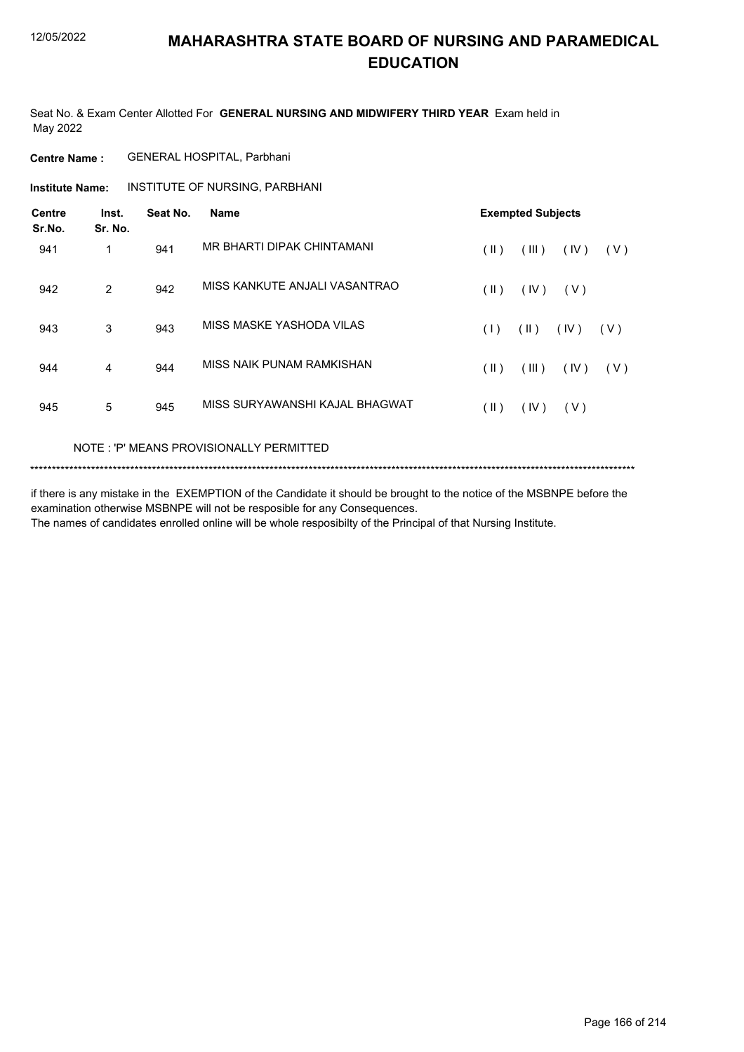# MAHARASHTRA STATE BOARD OF NURSING AND PARAMEDICAL EDUCATION

Seat No. & Exam Center Allotted For **GENERAL NURSING AND MIDWIFERY THIRD YEAR** Exam held in May 2022

**Centre Name :** GENERAL HOSPITAL, Parbhani

**Institute Name:** INSTITUTE OF NURSING, PARBHANI

| Centre Sr.No. | Inst. Sr. No. | Seat No. | Name | Exempted Subjects |
|---|---|---|---|---|
| 941 | 1 | 941 | MR BHARTI DIPAK CHINTAMANI | ( II ) ( III ) ( IV ) ( V ) |
| 942 | 2 | 942 | MISS KANKUTE ANJALI VASANTRAO | ( II ) ( IV ) ( V ) |
| 943 | 3 | 943 | MISS MASKE YASHODA VILAS | ( I ) ( II ) ( IV ) ( V ) |
| 944 | 4 | 944 | MISS NAIK PUNAM RAMKISHAN | ( II ) ( III ) ( IV ) ( V ) |
| 945 | 5 | 945 | MISS SURYAWANSHI KAJAL BHAGWAT | ( II ) ( IV ) ( V ) |

NOTE : 'P' MEANS PROVISIONALLY PERMITTED

*******************************************************************************************************************************************

if there is any mistake in the EXEMPTION of the Candidate it should be brought to the notice of the MSBNPE before the examination otherwise MSBNPE will not be resposible for any Consequences.

The names of candidates enrolled online will be whole resposibilty of the Principal of that Nursing Institute.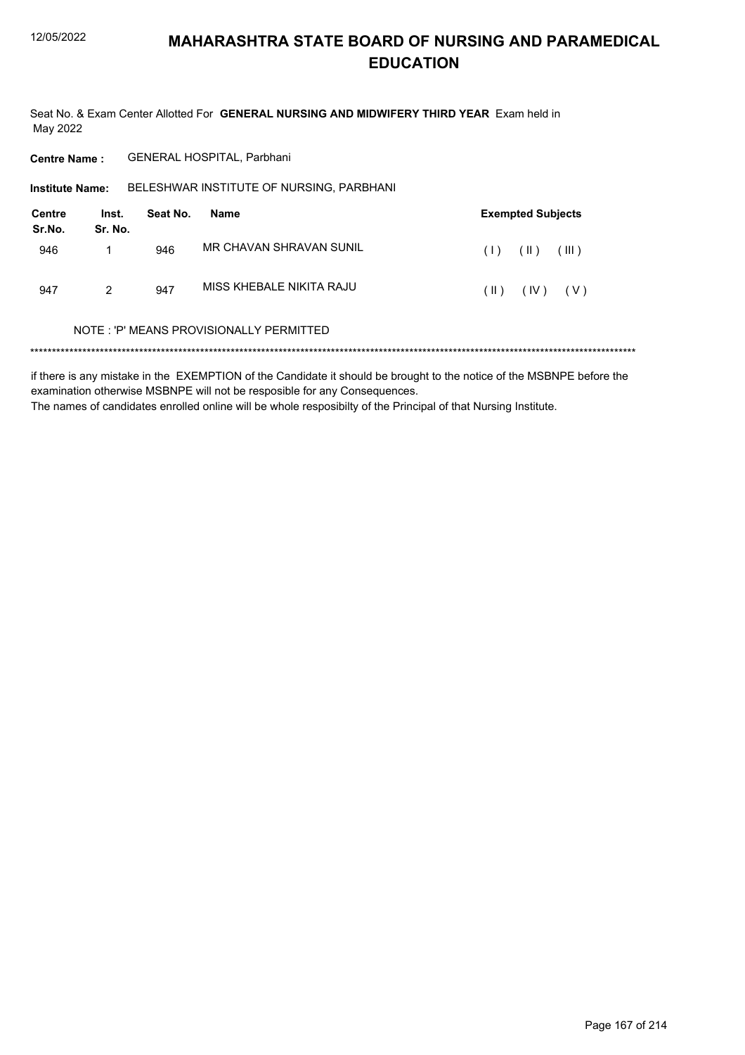# MAHARASHTRA STATE BOARD OF NURSING AND PARAMEDICAL EDUCATION

Seat No. & Exam Center Allotted For **GENERAL NURSING AND MIDWIFERY THIRD YEAR** Exam held in May 2022

**Centre Name :** GENERAL HOSPITAL, Parbhani

**Institute Name:** BELESHWAR INSTITUTE OF NURSING, PARBHANI

| Centre Sr.No. | Inst. Sr. No. | Seat No. | Name | Exempted Subjects |
|---|---|---|---|---|
| 946 | 1 | 946 | MR CHAVAN SHRAVAN SUNIL | ( I ) ( II ) ( III ) |
| 947 | 2 | 947 | MISS KHEBALE NIKITA RAJU | ( II ) ( IV ) ( V ) |

NOTE : 'P' MEANS PROVISIONALLY PERMITTED

******************************************************************************************************************************************

if there is any mistake in the EXEMPTION of the Candidate it should be brought to the notice of the MSBNPE before the examination otherwise MSBNPE will not be resposible for any Consequences.

The names of candidates enrolled online will be whole resposibilty of the Principal of that Nursing Institute.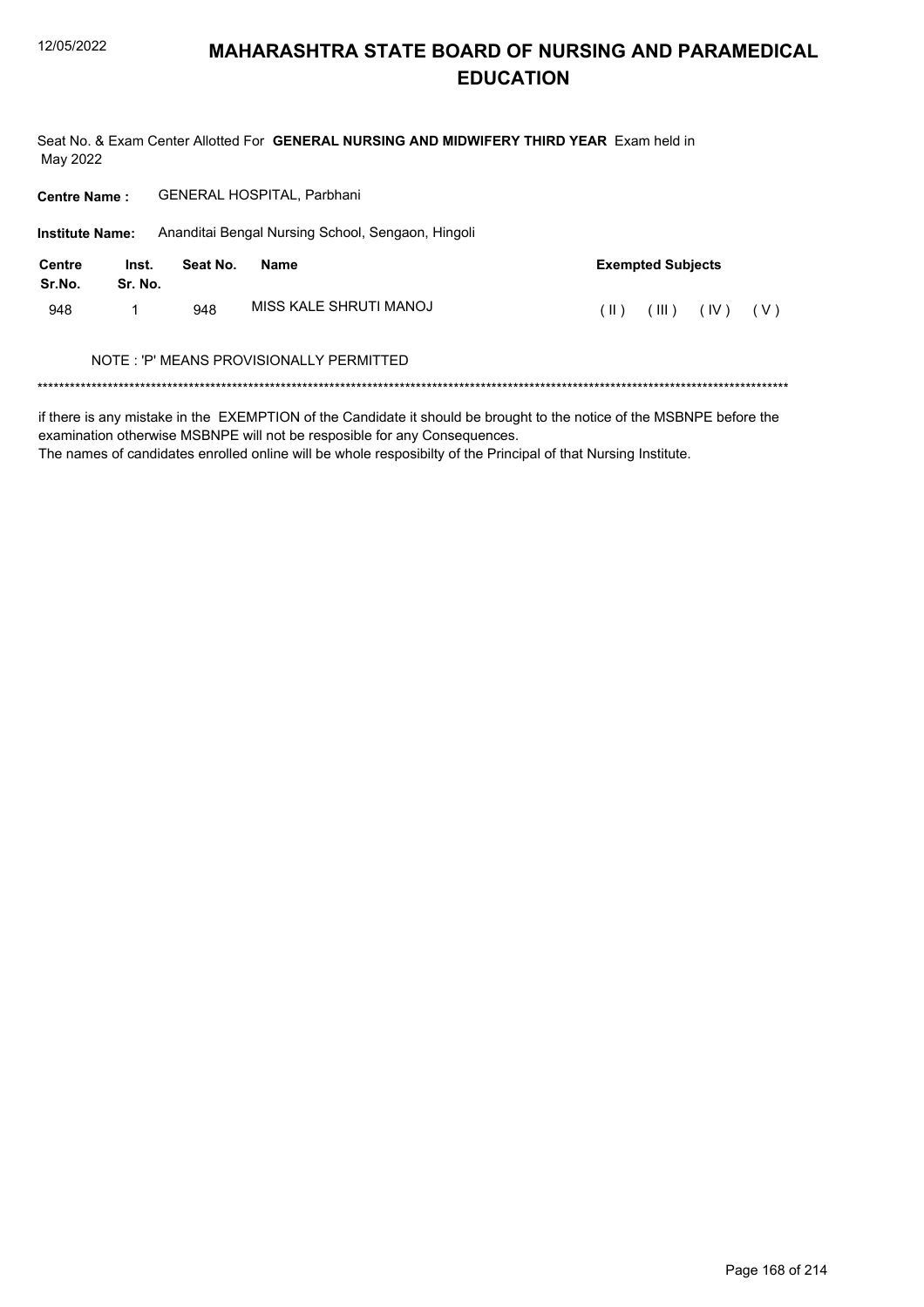# MAHARASHTRA STATE BOARD OF NURSING AND PARAMEDICAL EDUCATION

Seat No. & Exam Center Allotted For **GENERAL NURSING AND MIDWIFERY THIRD YEAR** Exam held in May 2022

**Centre Name :** GENERAL HOSPITAL, Parbhani

**Institute Name:** Ananditai Bengal Nursing School, Sengaon, Hingoli

| Centre Sr.No. | Inst. Sr. No. | Seat No. | Name | Exempted Subjects |
|---|---|---|---|---|
| 948 | 1 | 948 | MISS KALE SHRUTI MANOJ | ( II ) ( III ) ( IV ) ( V ) |

NOTE : 'P' MEANS PROVISIONALLY PERMITTED

******************************************************************************************************************************************

if there is any mistake in the EXEMPTION of the Candidate it should be brought to the notice of the MSBNPE before the examination otherwise MSBNPE will not be resposible for any Consequences.
The names of candidates enrolled online will be whole resposibilty of the Principal of that Nursing Institute.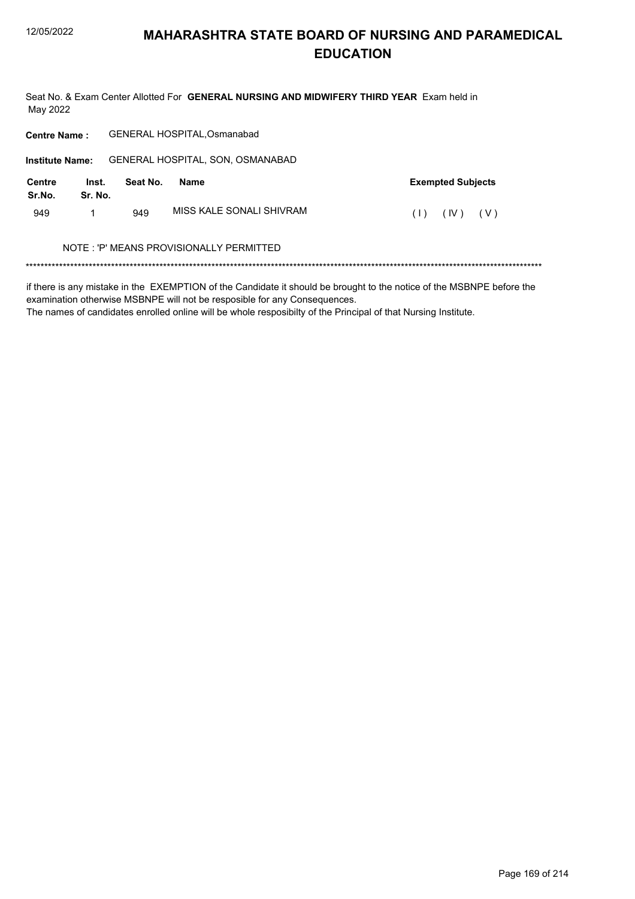# MAHARASHTRA STATE BOARD OF NURSING AND PARAMEDICAL EDUCATION

Seat No. & Exam Center Allotted For **GENERAL NURSING AND MIDWIFERY THIRD YEAR** Exam held in May 2022

**Centre Name :** GENERAL HOSPITAL,Osmanabad

**Institute Name:** GENERAL HOSPITAL, SON, OSMANABAD

| Centre Sr.No. | Inst. Sr. No. | Seat No. | Name | Exempted Subjects |
|---|---|---|---|---|
| 949 | 1 | 949 | MISS KALE SONALI SHIVRAM | ( I ) ( IV ) ( V ) |

NOTE : 'P' MEANS PROVISIONALLY PERMITTED

******************************************************************************************************************************************

if there is any mistake in the EXEMPTION of the Candidate it should be brought to the notice of the MSBNPE before the examination otherwise MSBNPE will not be resposible for any Consequences.
The names of candidates enrolled online will be whole resposibilty of the Principal of that Nursing Institute.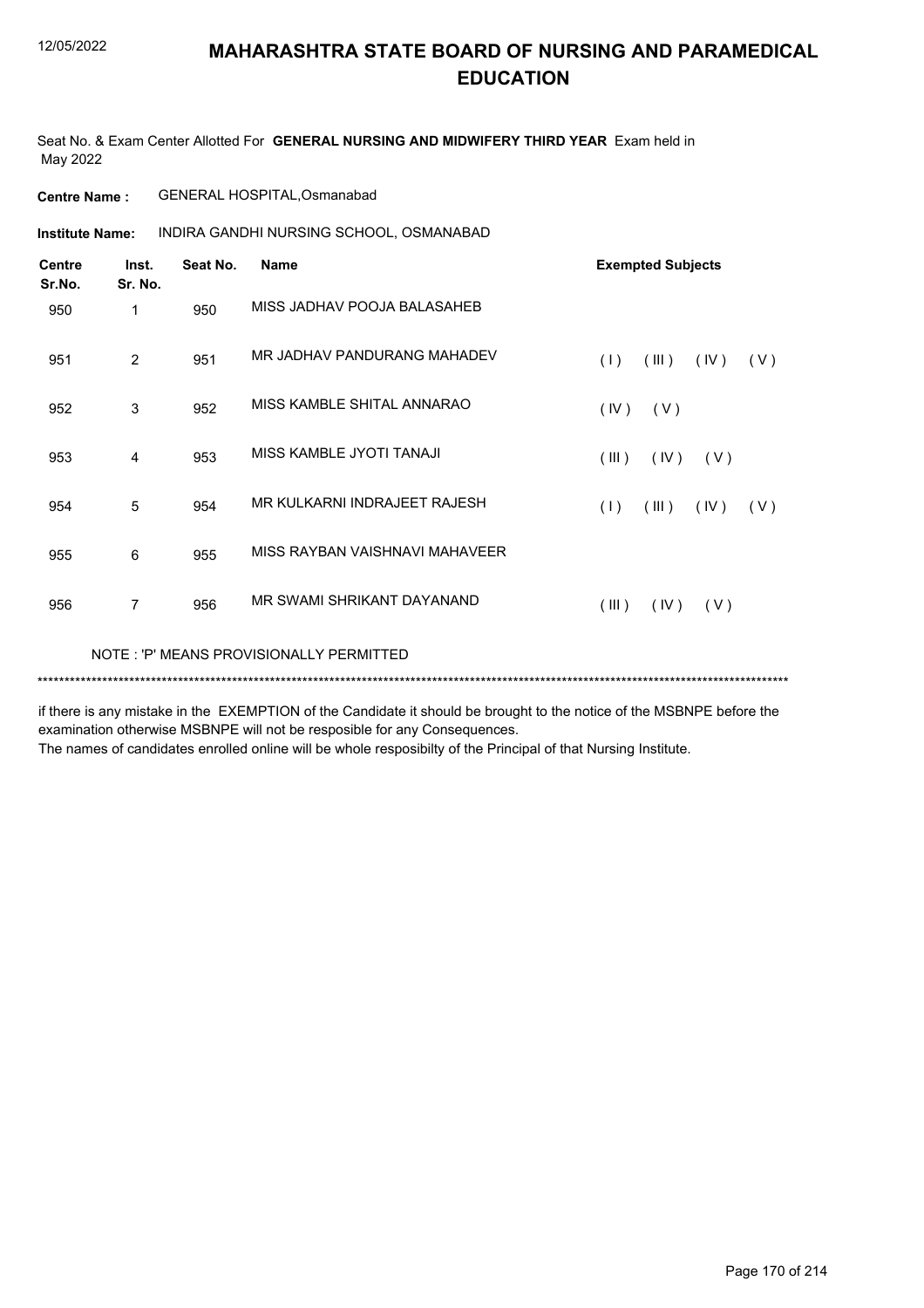# MAHARASHTRA STATE BOARD OF NURSING AND PARAMEDICAL EDUCATION

Seat No. & Exam Center Allotted For **GENERAL NURSING AND MIDWIFERY THIRD YEAR** Exam held in May 2022

**Centre Name :** GENERAL HOSPITAL,Osmanabad

**Institute Name:** INDIRA GANDHI NURSING SCHOOL, OSMANABAD

| Centre Sr.No. | Inst. Sr. No. | Seat No. | Name | Exempted Subjects |
|---|---|---|---|---|
| 950 | 1 | 950 | MISS JADHAV POOJA BALASAHEB | |
| 951 | 2 | 951 | MR JADHAV PANDURANG MAHADEV | ( I ) ( III ) ( IV ) ( V ) |
| 952 | 3 | 952 | MISS KAMBLE SHITAL ANNARAO | ( IV ) ( V ) |
| 953 | 4 | 953 | MISS KAMBLE JYOTI TANAJI | ( III ) ( IV ) ( V ) |
| 954 | 5 | 954 | MR KULKARNI INDRAJEET RAJESH | ( I ) ( III ) ( IV ) ( V ) |
| 955 | 6 | 955 | MISS RAYBAN VAISHNAVI MAHAVEER | |
| 956 | 7 | 956 | MR SWAMI SHRIKANT DAYANAND | ( III ) ( IV ) ( V ) |

NOTE : 'P' MEANS PROVISIONALLY PERMITTED

*******************************************************************************************************************************************

if there is any mistake in the EXEMPTION of the Candidate it should be brought to the notice of the MSBNPE before the examination otherwise MSBNPE will not be resposible for any Consequences.

The names of candidates enrolled online will be whole resposibilty of the Principal of that Nursing Institute.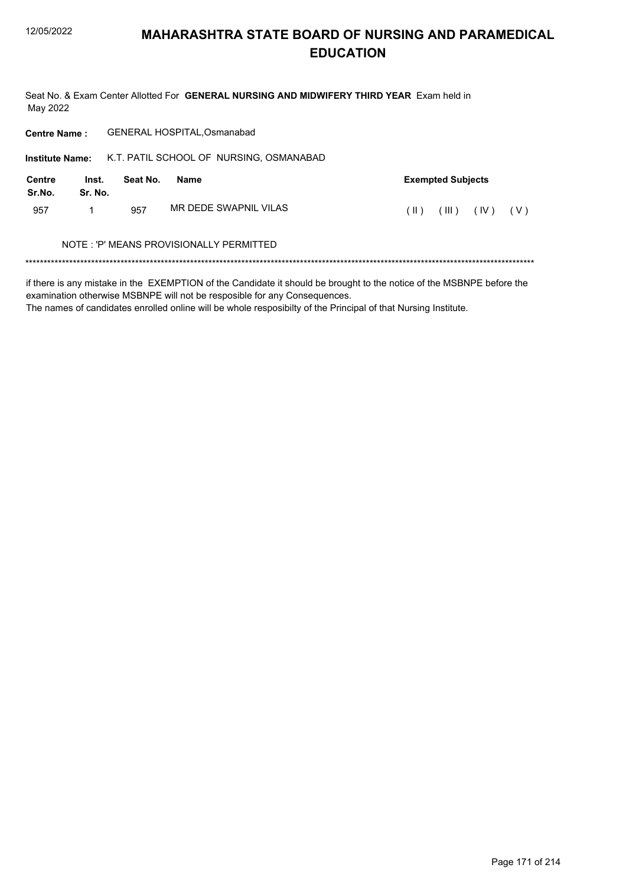# MAHARASHTRA STATE BOARD OF NURSING AND PARAMEDICAL EDUCATION

Seat No. & Exam Center Allotted For **GENERAL NURSING AND MIDWIFERY THIRD YEAR** Exam held in May 2022

**Centre Name :** GENERAL HOSPITAL,Osmanabad

**Institute Name:** K.T. PATIL SCHOOL OF NURSING, OSMANABAD

| Centre Sr.No. | Inst. Sr. No. | Seat No. | Name | Exempted Subjects |
|---|---|---|---|---|
| 957 | 1 | 957 | MR DEDE SWAPNIL VILAS | ( II ) ( III ) ( IV ) ( V ) |

NOTE : 'P' MEANS PROVISIONALLY PERMITTED

*******************************************************************************************************************************************

if there is any mistake in the EXEMPTION of the Candidate it should be brought to the notice of the MSBNPE before the examination otherwise MSBNPE will not be resposible for any Consequences.
The names of candidates enrolled online will be whole resposibilty of the Principal of that Nursing Institute.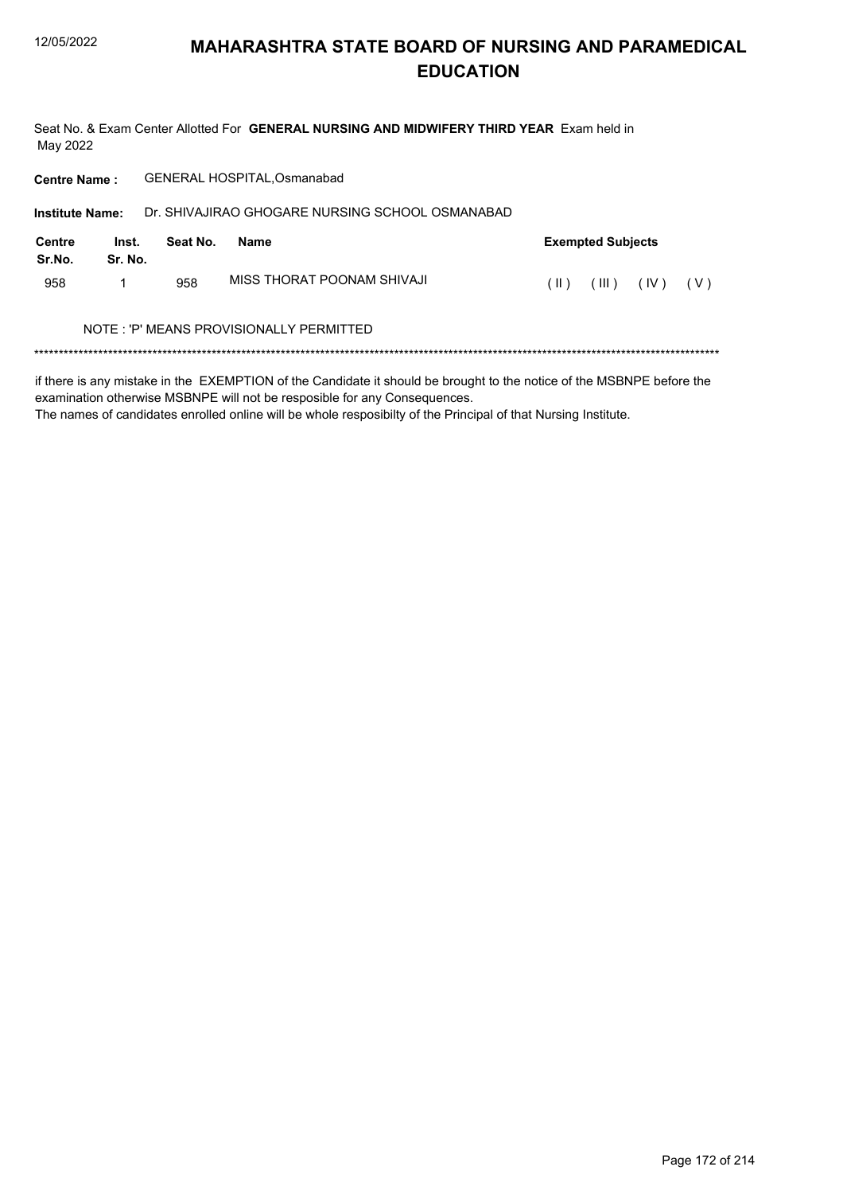# MAHARASHTRA STATE BOARD OF NURSING AND PARAMEDICAL EDUCATION

Seat No. & Exam Center Allotted For **GENERAL NURSING AND MIDWIFERY THIRD YEAR** Exam held in May 2022

**Centre Name :** GENERAL HOSPITAL,Osmanabad

**Institute Name:** Dr. SHIVAJIRAO GHOGARE NURSING SCHOOL OSMANABAD

| Centre Sr.No. | Inst. Sr. No. | Seat No. | Name | Exempted Subjects |
|---|---|---|---|---|
| 958 | 1 | 958 | MISS THORAT POONAM SHIVAJI | ( II ) ( III ) ( IV ) ( V ) |

NOTE : 'P' MEANS PROVISIONALLY PERMITTED

***********************************************************************************************************************************

if there is any mistake in the EXEMPTION of the Candidate it should be brought to the notice of the MSBNPE before the examination otherwise MSBNPE will not be resposible for any Consequences.
The names of candidates enrolled online will be whole resposibilty of the Principal of that Nursing Institute.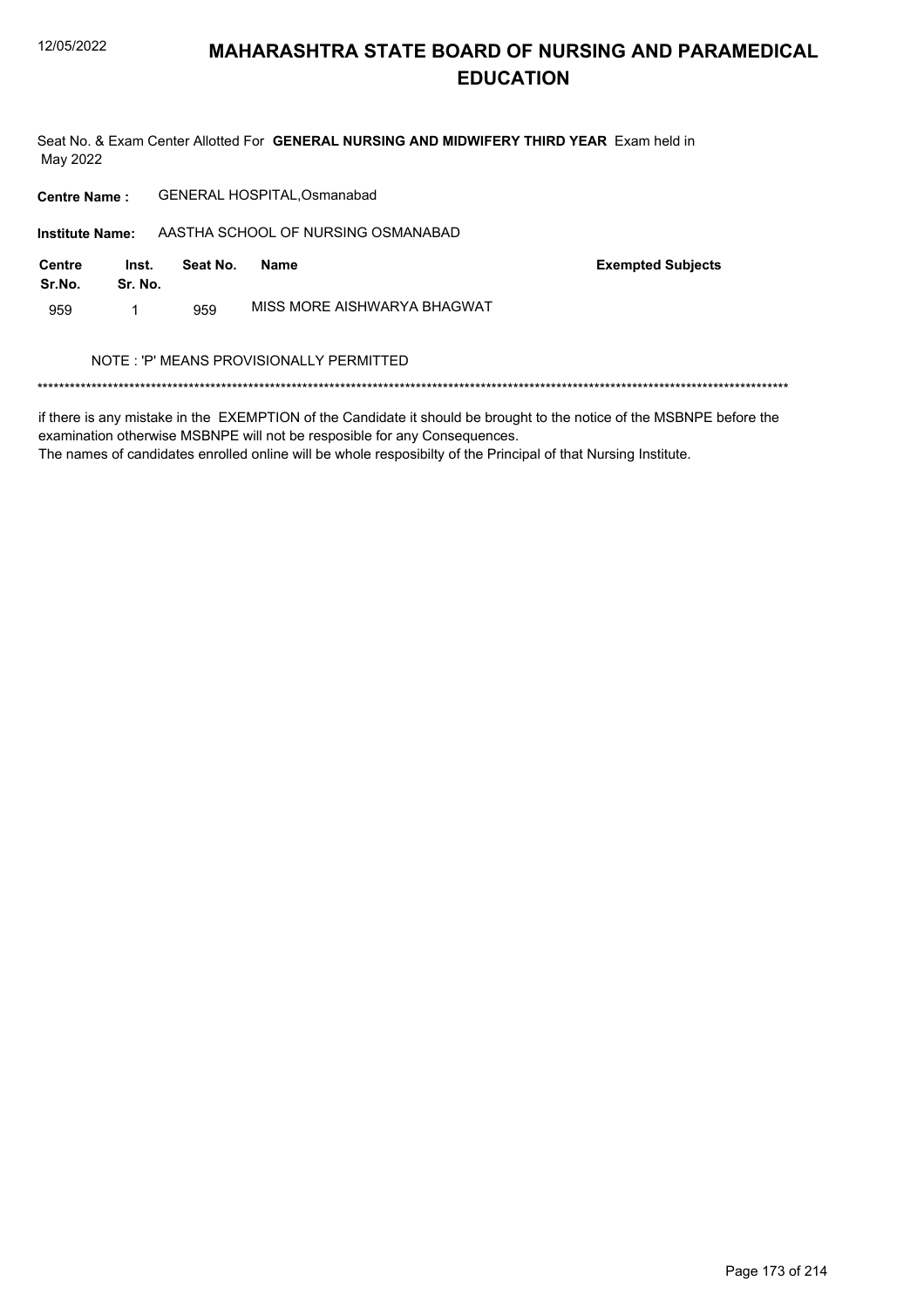# MAHARASHTRA STATE BOARD OF NURSING AND PARAMEDICAL EDUCATION

Seat No. & Exam Center Allotted For **GENERAL NURSING AND MIDWIFERY THIRD YEAR** Exam held in May 2022

**Centre Name :** GENERAL HOSPITAL,Osmanabad

**Institute Name:** AASTHA SCHOOL OF NURSING OSMANABAD

| Centre Sr.No. | Inst. Sr. No. | Seat No. | Name | Exempted Subjects |
|---|---|---|---|---|
| 959 | 1 | 959 | MISS MORE AISHWARYA BHAGWAT | |

NOTE : 'P' MEANS PROVISIONALLY PERMITTED

*******************************************************************************************************************************************

if there is any mistake in the EXEMPTION of the Candidate it should be brought to the notice of the MSBNPE before the examination otherwise MSBNPE will not be resposible for any Consequences.
The names of candidates enrolled online will be whole resposibilty of the Principal of that Nursing Institute.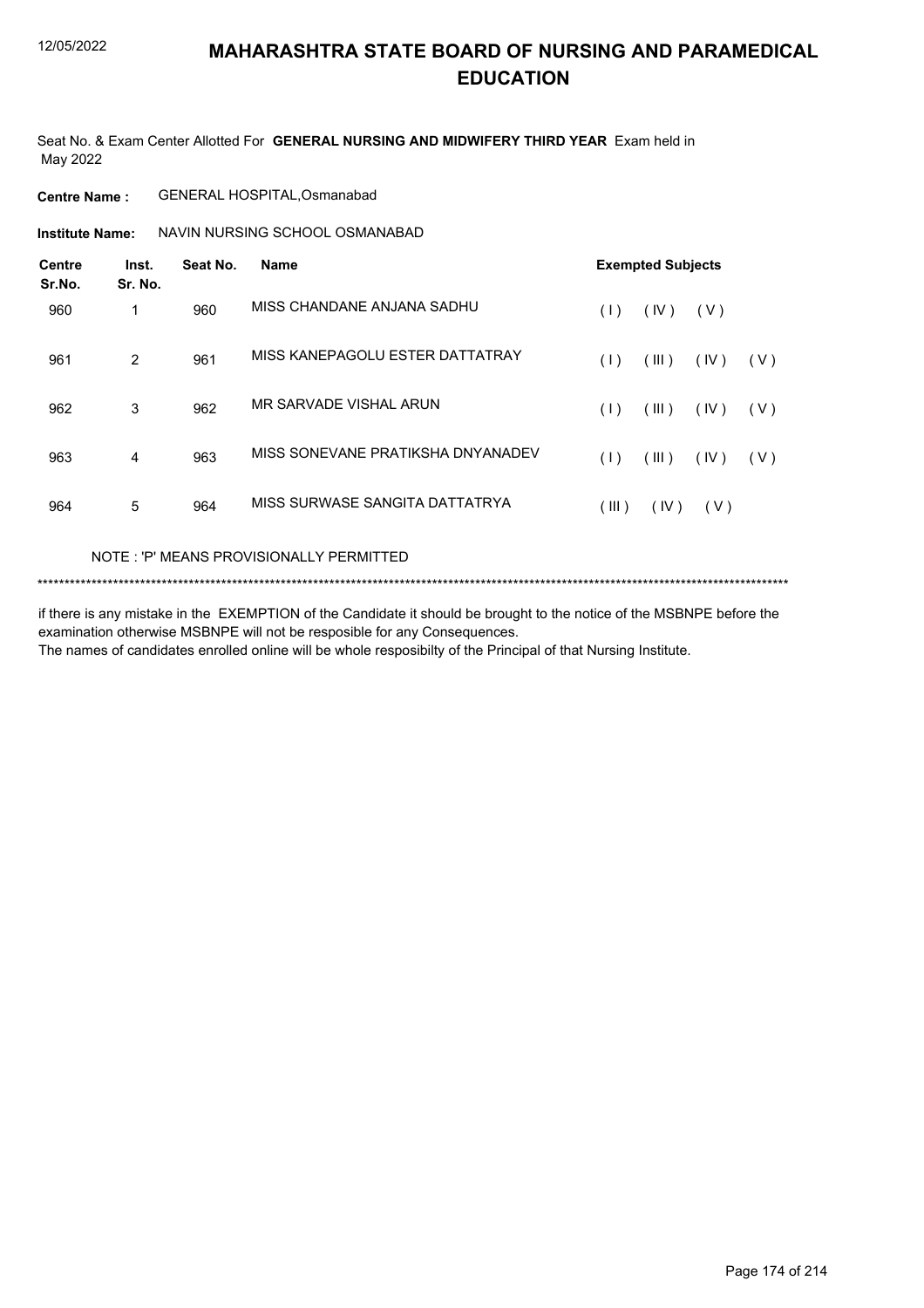# MAHARASHTRA STATE BOARD OF NURSING AND PARAMEDICAL EDUCATION

Seat No. & Exam Center Allotted For **GENERAL NURSING AND MIDWIFERY THIRD YEAR** Exam held in May 2022

**Centre Name :** GENERAL HOSPITAL,Osmanabad

**Institute Name:** NAVIN NURSING SCHOOL OSMANABAD

| Centre Sr.No. | Inst. Sr. No. | Seat No. | Name | Exempted Subjects |
|---|---|---|---|---|
| 960 | 1 | 960 | MISS CHANDANE ANJANA SADHU | ( I ) ( IV ) ( V ) |
| 961 | 2 | 961 | MISS KANEPAGOLU ESTER DATTATRAY | ( I ) ( III ) ( IV ) ( V ) |
| 962 | 3 | 962 | MR SARVADE VISHAL ARUN | ( I ) ( III ) ( IV ) ( V ) |
| 963 | 4 | 963 | MISS SONEVANE PRATIKSHA DNYANADEV | ( I ) ( III ) ( IV ) ( V ) |
| 964 | 5 | 964 | MISS SURWASE SANGITA DATTATRYA | ( III ) ( IV ) ( V ) |

NOTE : 'P' MEANS PROVISIONALLY PERMITTED

******************************************************************************************************************************************

if there is any mistake in the EXEMPTION of the Candidate it should be brought to the notice of the MSBNPE before the examination otherwise MSBNPE will not be resposible for any Consequences.

The names of candidates enrolled online will be whole resposibilty of the Principal of that Nursing Institute.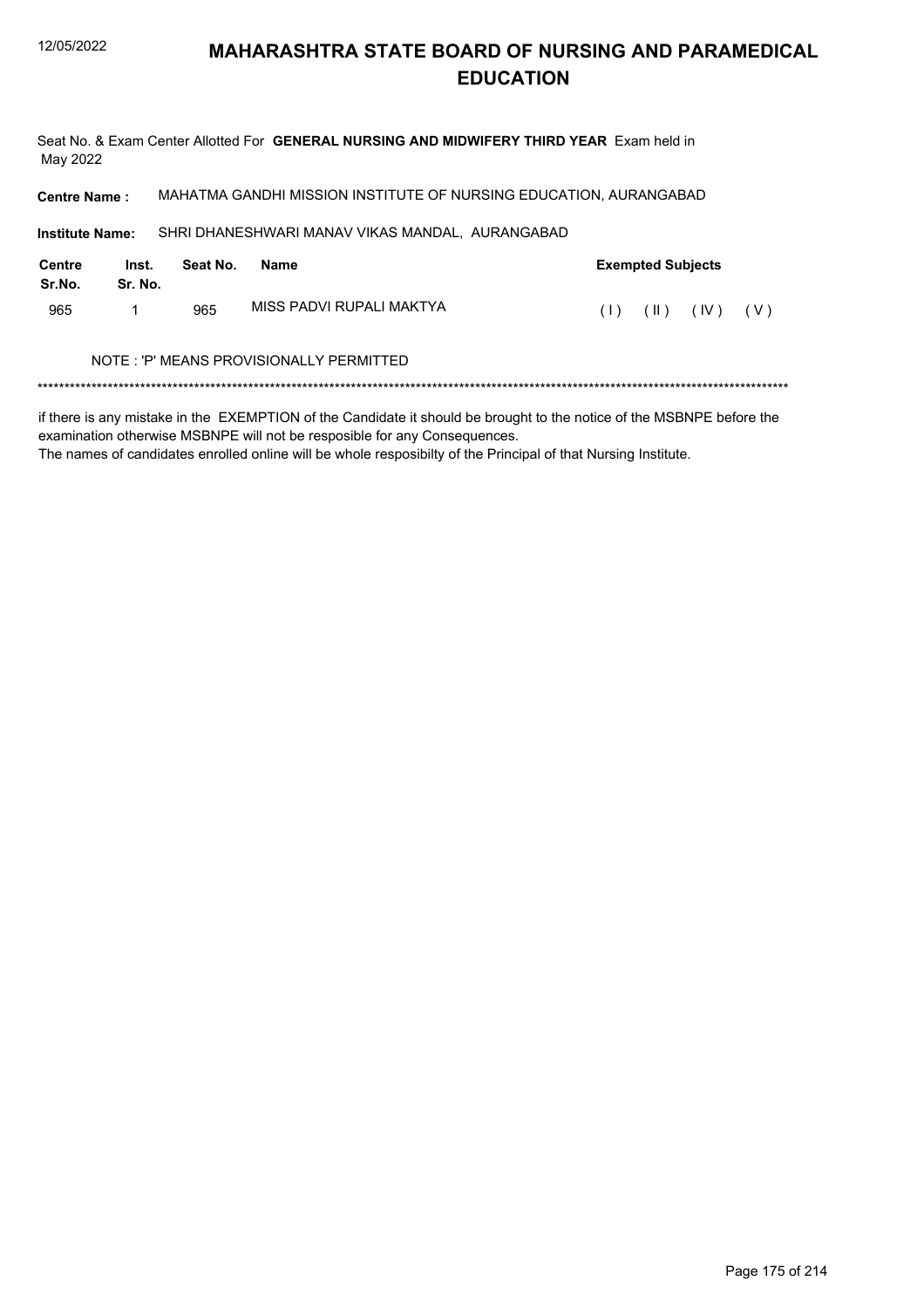# MAHARASHTRA STATE BOARD OF NURSING AND PARAMEDICAL EDUCATION

Seat No. & Exam Center Allotted For **GENERAL NURSING AND MIDWIFERY THIRD YEAR** Exam held in May 2022

**Centre Name :** MAHATMA GANDHI MISSION INSTITUTE OF NURSING EDUCATION, AURANGABAD

**Institute Name:** SHRI DHANESHWARI MANAV VIKAS MANDAL, AURANGABAD

| Centre Sr.No. | Inst. Sr. No. | Seat No. | Name | Exempted Subjects |
|---|---|---|---|---|
| 965 | 1 | 965 | MISS PADVI RUPALI MAKTYA | ( I ) ( II ) ( IV ) ( V ) |

NOTE : 'P' MEANS PROVISIONALLY PERMITTED

*******************************************************************************************************************************************

if there is any mistake in the EXEMPTION of the Candidate it should be brought to the notice of the MSBNPE before the examination otherwise MSBNPE will not be resposible for any Consequences.
The names of candidates enrolled online will be whole resposibilty of the Principal of that Nursing Institute.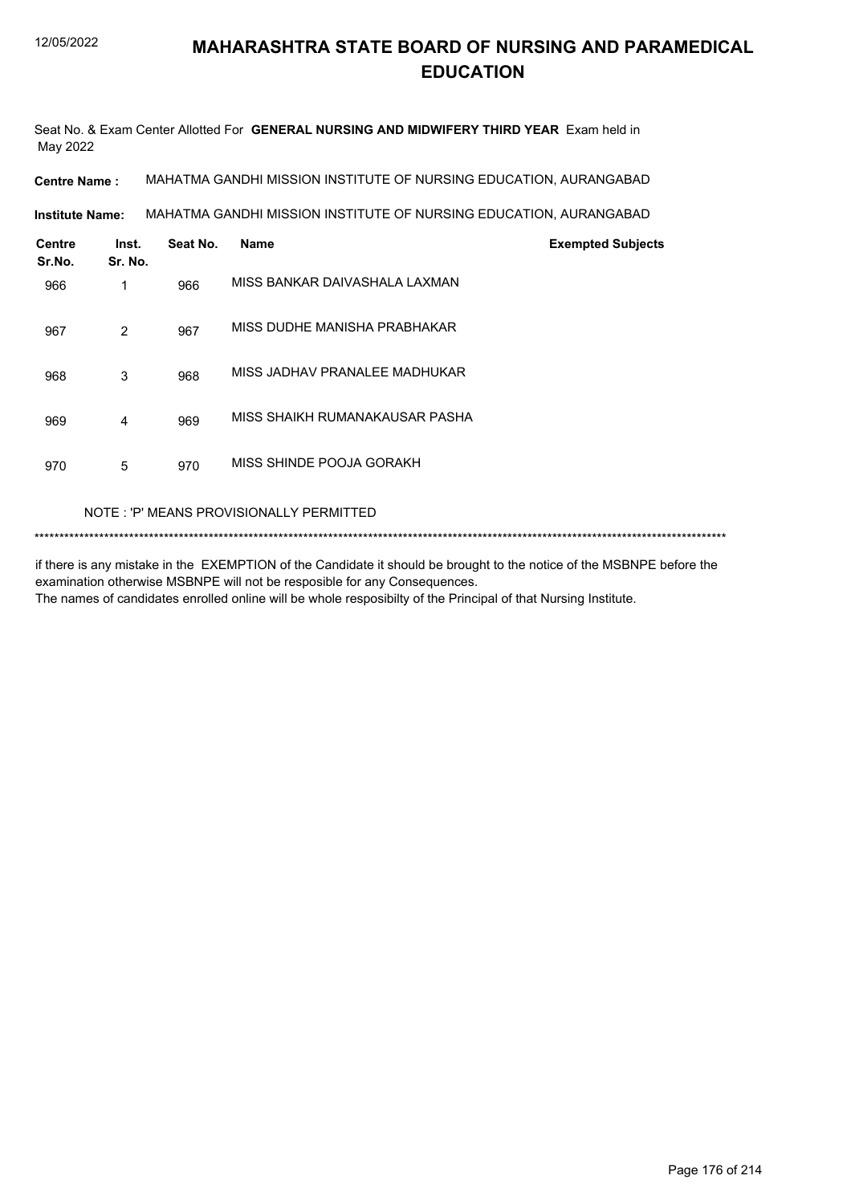# MAHARASHTRA STATE BOARD OF NURSING AND PARAMEDICAL EDUCATION

Seat No. & Exam Center Allotted For **GENERAL NURSING AND MIDWIFERY THIRD YEAR** Exam held in May 2022

**Centre Name :** MAHATMA GANDHI MISSION INSTITUTE OF NURSING EDUCATION, AURANGABAD

**Institute Name:** MAHATMA GANDHI MISSION INSTITUTE OF NURSING EDUCATION, AURANGABAD

| Centre Sr.No. | Inst. Sr. No. | Seat No. | Name | Exempted Subjects |
|---|---|---|---|---|
| 966 | 1 | 966 | MISS BANKAR DAIVASHALA LAXMAN | |
| 967 | 2 | 967 | MISS DUDHE MANISHA PRABHAKAR | |
| 968 | 3 | 968 | MISS JADHAV PRANALEE MADHUKAR | |
| 969 | 4 | 969 | MISS SHAIKH RUMANAKAUSAR PASHA | |
| 970 | 5 | 970 | MISS SHINDE POOJA GORAKH | |

NOTE : 'P' MEANS PROVISIONALLY PERMITTED

*******************************************************************************************************************************************

if there is any mistake in the EXEMPTION of the Candidate it should be brought to the notice of the MSBNPE before the examination otherwise MSBNPE will not be resposible for any Consequences.

The names of candidates enrolled online will be whole resposibilty of the Principal of that Nursing Institute.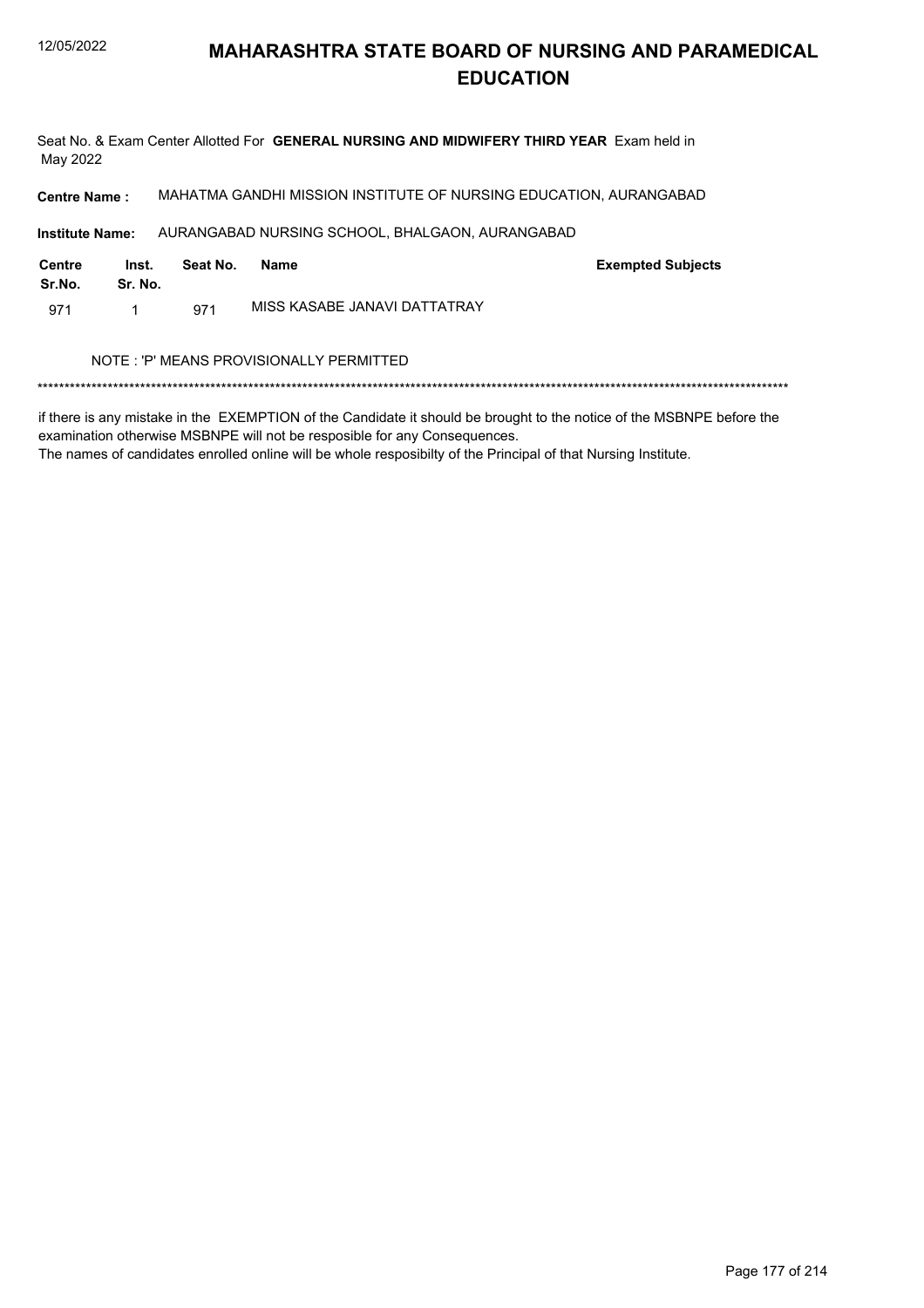# MAHARASHTRA STATE BOARD OF NURSING AND PARAMEDICAL EDUCATION

Seat No. & Exam Center Allotted For **GENERAL NURSING AND MIDWIFERY THIRD YEAR** Exam held in May 2022

**Centre Name :** MAHATMA GANDHI MISSION INSTITUTE OF NURSING EDUCATION, AURANGABAD

**Institute Name:** AURANGABAD NURSING SCHOOL, BHALGAON, AURANGABAD

| Centre Sr.No. | Inst. Sr. No. | Seat No. | Name | Exempted Subjects |
|---|---|---|---|---|
| 971 | 1 | 971 | MISS KASABE JANAVI DATTATRAY | |

NOTE : 'P' MEANS PROVISIONALLY PERMITTED

*******************************************************************************************************************************************

if there is any mistake in the EXEMPTION of the Candidate it should be brought to the notice of the MSBNPE before the examination otherwise MSBNPE will not be resposible for any Consequences.
The names of candidates enrolled online will be whole resposibilty of the Principal of that Nursing Institute.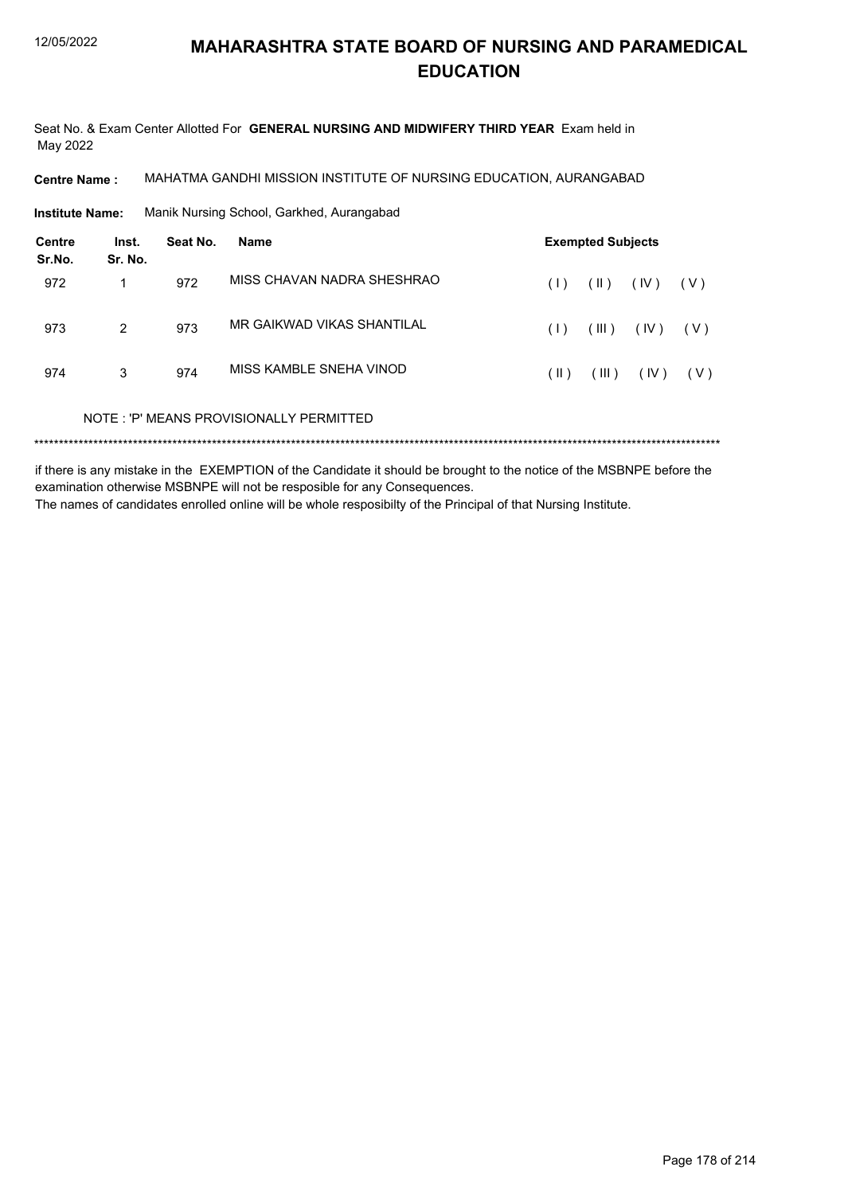# MAHARASHTRA STATE BOARD OF NURSING AND PARAMEDICAL EDUCATION

Seat No. & Exam Center Allotted For **GENERAL NURSING AND MIDWIFERY THIRD YEAR** Exam held in May 2022

**Centre Name :** MAHATMA GANDHI MISSION INSTITUTE OF NURSING EDUCATION, AURANGABAD

**Institute Name:** Manik Nursing School, Garkhed, Aurangabad

| Centre Sr.No. | Inst. Sr. No. | Seat No. | Name | Exempted Subjects |
|---|---|---|---|---|
| 972 | 1 | 972 | MISS CHAVAN NADRA SHESHRAO | ( I ) ( II ) ( IV ) ( V ) |
| 973 | 2 | 973 | MR GAIKWAD VIKAS SHANTILAL | ( I ) ( III ) ( IV ) ( V ) |
| 974 | 3 | 974 | MISS KAMBLE SNEHA VINOD | ( II ) ( III ) ( IV ) ( V ) |

NOTE : 'P' MEANS PROVISIONALLY PERMITTED

******************************************************************************************************************************************

if there is any mistake in the EXEMPTION of the Candidate it should be brought to the notice of the MSBNPE before the examination otherwise MSBNPE will not be resposible for any Consequences.
The names of candidates enrolled online will be whole resposibilty of the Principal of that Nursing Institute.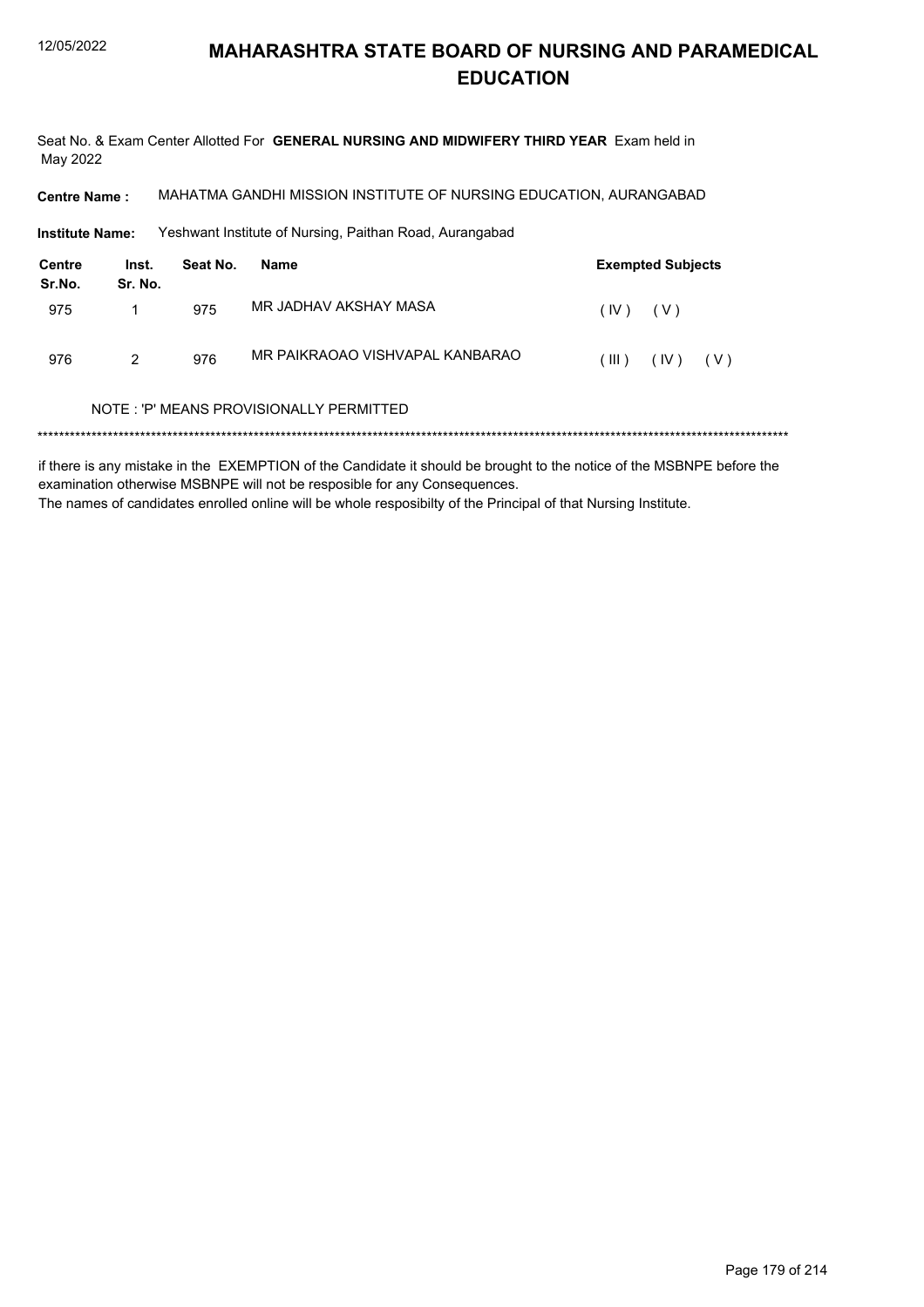# MAHARASHTRA STATE BOARD OF NURSING AND PARAMEDICAL EDUCATION

Seat No. & Exam Center Allotted For **GENERAL NURSING AND MIDWIFERY THIRD YEAR** Exam held in May 2022

**Centre Name :** MAHATMA GANDHI MISSION INSTITUTE OF NURSING EDUCATION, AURANGABAD

**Institute Name:** Yeshwant Institute of Nursing, Paithan Road, Aurangabad

| Centre Sr.No. | Inst. Sr. No. | Seat No. | Name | Exempted Subjects |
|---|---|---|---|---|
| 975 | 1 | 975 | MR JADHAV AKSHAY MASA | ( IV ) ( V ) |
| 976 | 2 | 976 | MR PAIKRAOAO VISHVAPAL KANBARAO | ( III ) ( IV ) ( V ) |

NOTE : 'P' MEANS PROVISIONALLY PERMITTED

******************************************************************************************************************************************

if there is any mistake in the EXEMPTION of the Candidate it should be brought to the notice of the MSBNPE before the examination otherwise MSBNPE will not be resposible for any Consequences.

The names of candidates enrolled online will be whole resposibilty of the Principal of that Nursing Institute.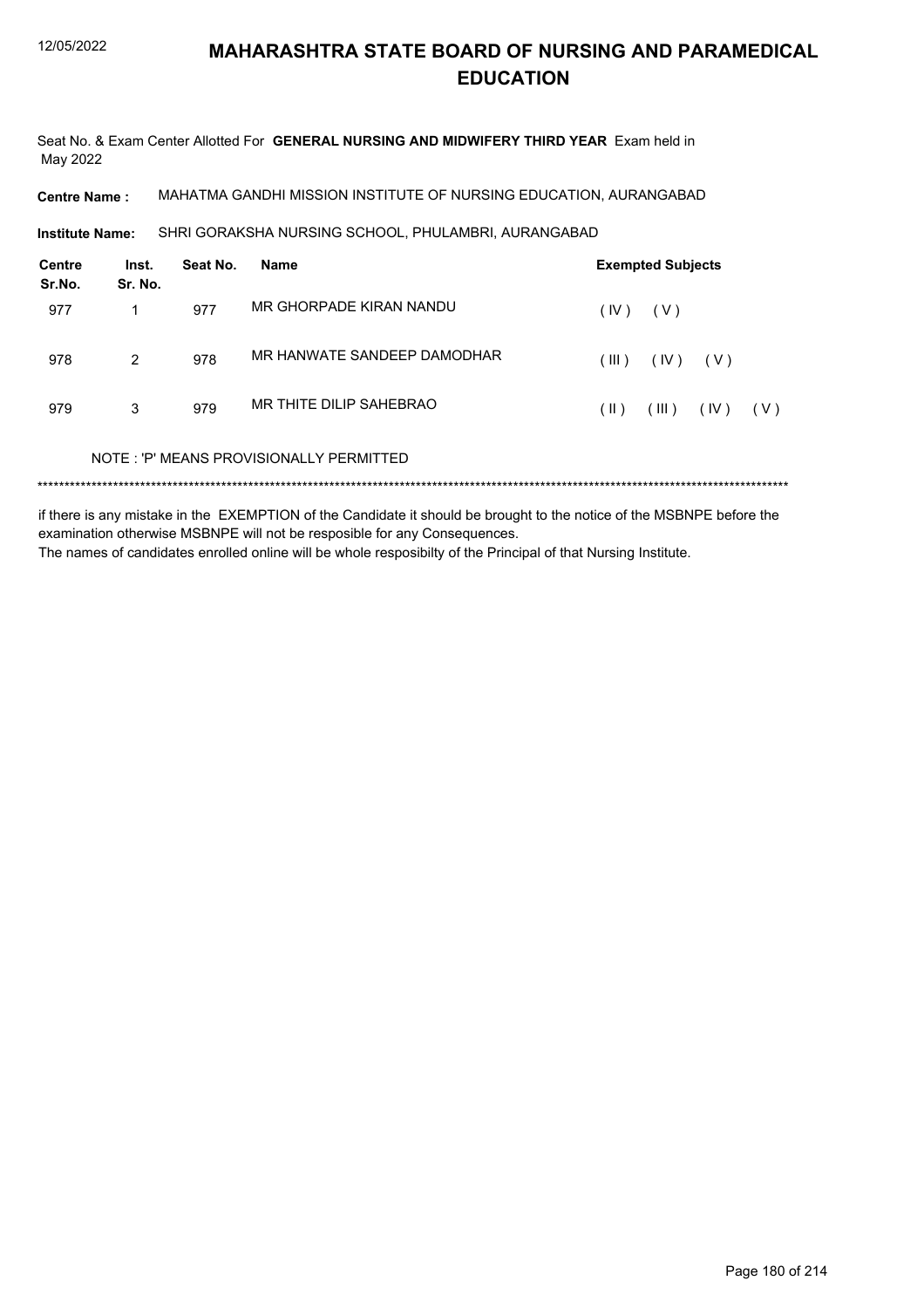# MAHARASHTRA STATE BOARD OF NURSING AND PARAMEDICAL EDUCATION

Seat No. & Exam Center Allotted For **GENERAL NURSING AND MIDWIFERY THIRD YEAR** Exam held in May 2022

**Centre Name :** MAHATMA GANDHI MISSION INSTITUTE OF NURSING EDUCATION, AURANGABAD

**Institute Name:** SHRI GORAKSHA NURSING SCHOOL, PHULAMBRI, AURANGABAD

| Centre Sr.No. | Inst. Sr. No. | Seat No. | Name | Exempted Subjects |
|---|---|---|---|---|
| 977 | 1 | 977 | MR GHORPADE KIRAN NANDU | ( IV ) ( V ) |
| 978 | 2 | 978 | MR HANWATE SANDEEP DAMODHAR | ( III ) ( IV ) ( V ) |
| 979 | 3 | 979 | MR THITE DILIP SAHEBRAO | ( II ) ( III ) ( IV ) ( V ) |

NOTE : 'P' MEANS PROVISIONALLY PERMITTED

*******************************************************************************************************************************************

if there is any mistake in the EXEMPTION of the Candidate it should be brought to the notice of the MSBNPE before the examination otherwise MSBNPE will not be resposible for any Consequences.

The names of candidates enrolled online will be whole resposibilty of the Principal of that Nursing Institute.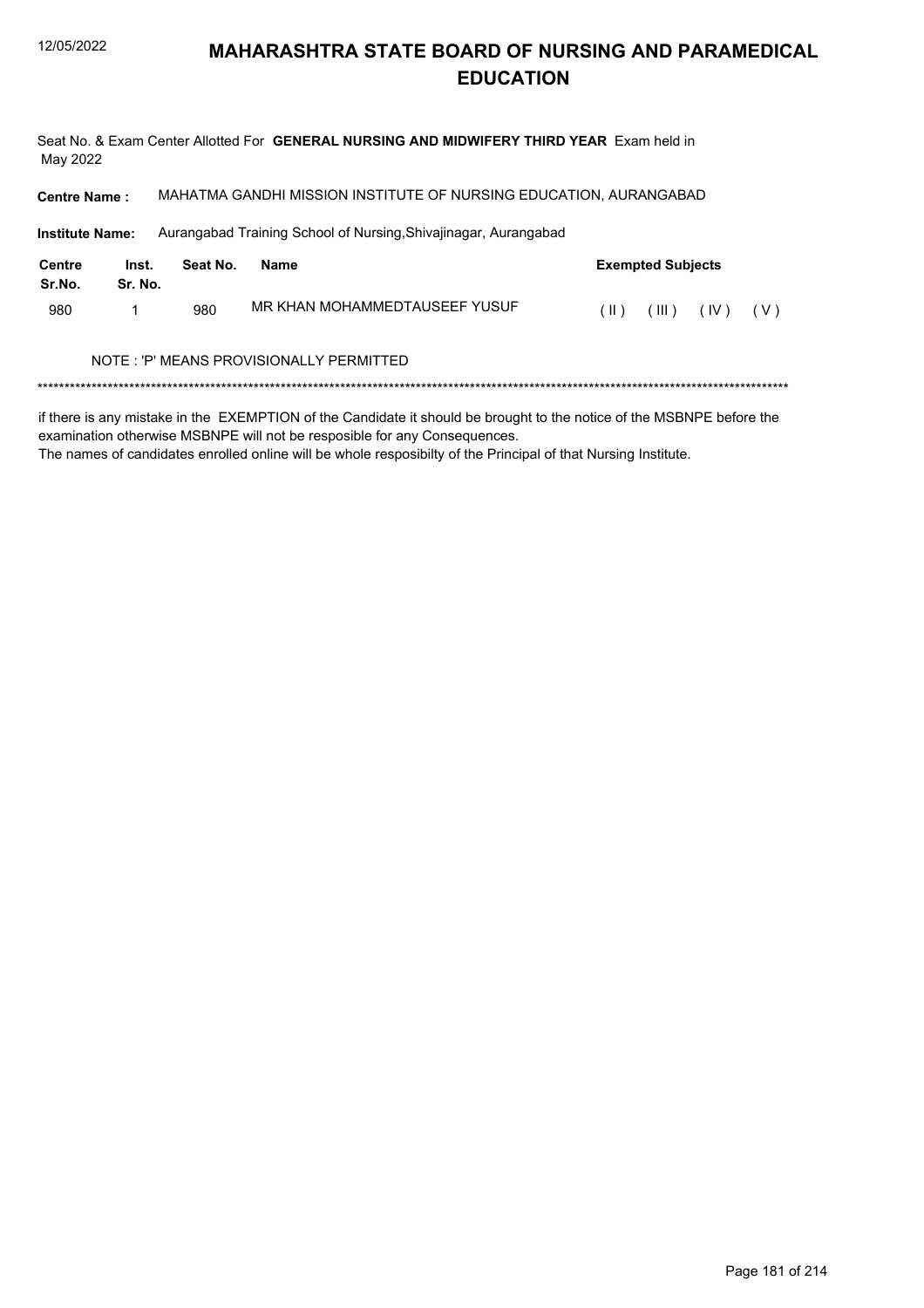# MAHARASHTRA STATE BOARD OF NURSING AND PARAMEDICAL EDUCATION

Seat No. & Exam Center Allotted For **GENERAL NURSING AND MIDWIFERY THIRD YEAR** Exam held in May 2022

**Centre Name :** MAHATMA GANDHI MISSION INSTITUTE OF NURSING EDUCATION, AURANGABAD

**Institute Name:** Aurangabad Training School of Nursing,Shivajinagar, Aurangabad

| Centre Sr.No. | Inst. Sr. No. | Seat No. | Name | Exempted Subjects |
|---|---|---|---|---|
| 980 | 1 | 980 | MR KHAN MOHAMMEDTAUSEEF YUSUF | ( II ) ( III ) ( IV ) ( V ) |

NOTE : 'P' MEANS PROVISIONALLY PERMITTED

*******************************************************************************************************************************************

if there is any mistake in the EXEMPTION of the Candidate it should be brought to the notice of the MSBNPE before the examination otherwise MSBNPE will not be resposible for any Consequences.
The names of candidates enrolled online will be whole resposibilty of the Principal of that Nursing Institute.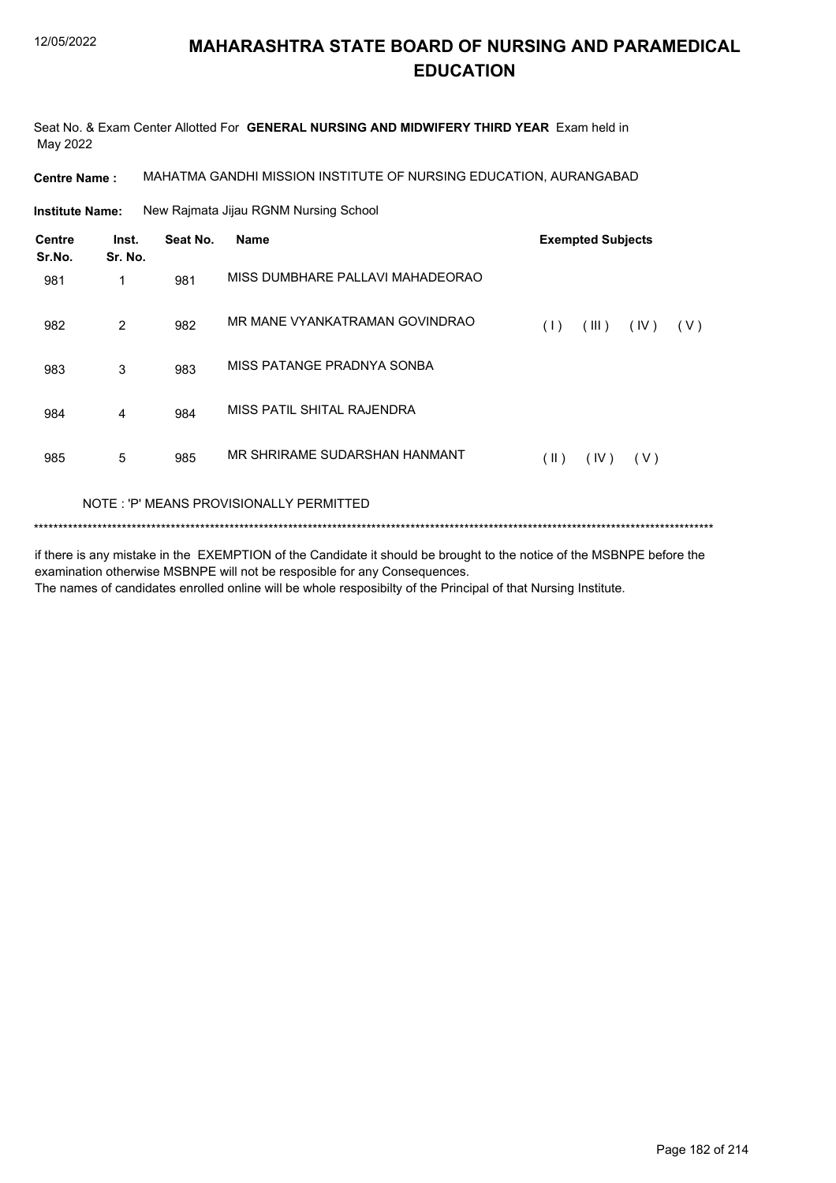# MAHARASHTRA STATE BOARD OF NURSING AND PARAMEDICAL EDUCATION

Seat No. & Exam Center Allotted For **GENERAL NURSING AND MIDWIFERY THIRD YEAR** Exam held in May 2022

**Centre Name :** MAHATMA GANDHI MISSION INSTITUTE OF NURSING EDUCATION, AURANGABAD

**Institute Name:** New Rajmata Jijau RGNM Nursing School

| Centre Sr.No. | Inst. Sr. No. | Seat No. | Name | Exempted Subjects |
|---|---|---|---|---|
| 981 | 1 | 981 | MISS DUMBHARE PALLAVI MAHADEORAO | |
| 982 | 2 | 982 | MR MANE VYANKATRAMAN GOVINDRAO | ( I ) ( III ) ( IV ) ( V ) |
| 983 | 3 | 983 | MISS PATANGE PRADNYA SONBA | |
| 984 | 4 | 984 | MISS PATIL SHITAL RAJENDRA | |
| 985 | 5 | 985 | MR SHRIRAME SUDARSHAN HANMANT | ( II ) ( IV ) ( V ) |

NOTE : 'P' MEANS PROVISIONALLY PERMITTED

******************************************************************************************************************************************

if there is any mistake in the EXEMPTION of the Candidate it should be brought to the notice of the MSBNPE before the examination otherwise MSBNPE will not be resposible for any Consequences.
The names of candidates enrolled online will be whole resposibilty of the Principal of that Nursing Institute.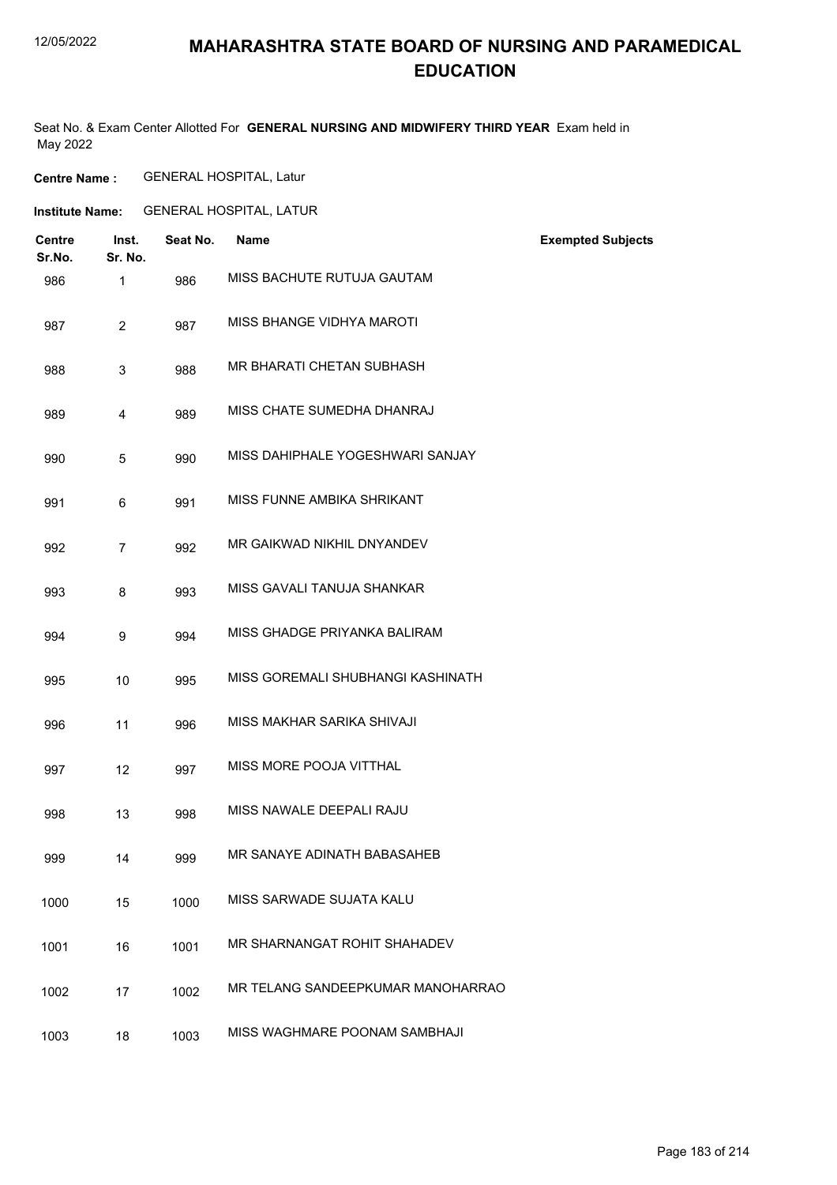# MAHARASHTRA STATE BOARD OF NURSING AND PARAMEDICAL EDUCATION

Seat No. & Exam Center Allotted For **GENERAL NURSING AND MIDWIFERY THIRD YEAR** Exam held in May 2022

**Centre Name :** GENERAL HOSPITAL, Latur

**Institute Name:** GENERAL HOSPITAL, LATUR

| Centre Sr.No. | Inst. Sr. No. | Seat No. | Name | Exempted Subjects |
|---|---|---|---|---|
| 986 | 1 | 986 | MISS BACHUTE RUTUJA GAUTAM | |
| 987 | 2 | 987 | MISS BHANGE VIDHYA MAROTI | |
| 988 | 3 | 988 | MR BHARATI CHETAN SUBHASH | |
| 989 | 4 | 989 | MISS CHATE SUMEDHA DHANRAJ | |
| 990 | 5 | 990 | MISS DAHIPHALE YOGESHWARI SANJAY | |
| 991 | 6 | 991 | MISS FUNNE AMBIKA SHRIKANT | |
| 992 | 7 | 992 | MR GAIKWAD NIKHIL DNYANDEV | |
| 993 | 8 | 993 | MISS GAVALI TANUJA SHANKAR | |
| 994 | 9 | 994 | MISS GHADGE PRIYANKA BALIRAM | |
| 995 | 10 | 995 | MISS GOREMALI SHUBHANGI KASHINATH | |
| 996 | 11 | 996 | MISS MAKHAR SARIKA SHIVAJI | |
| 997 | 12 | 997 | MISS MORE POOJA VITTHAL | |
| 998 | 13 | 998 | MISS NAWALE DEEPALI RAJU | |
| 999 | 14 | 999 | MR SANAYE ADINATH BABASAHEB | |
| 1000 | 15 | 1000 | MISS SARWADE SUJATA KALU | |
| 1001 | 16 | 1001 | MR SHARNANGAT ROHIT SHAHADEV | |
| 1002 | 17 | 1002 | MR TELANG SANDEEPKUMAR MANOHARRAO | |
| 1003 | 18 | 1003 | MISS WAGHMARE POONAM SAMBHAJI | |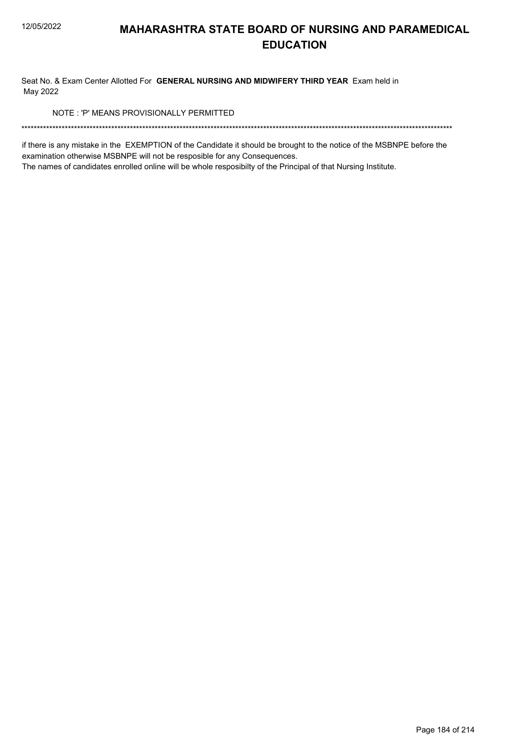# MAHARASHTRA STATE BOARD OF NURSING AND PARAMEDICAL EDUCATION

Seat No. & Exam Center Allotted For **GENERAL NURSING AND MIDWIFERY THIRD YEAR** Exam held in May 2022

NOTE : 'P' MEANS PROVISIONALLY PERMITTED

*******************************************************************************************************************************************

if there is any mistake in the EXEMPTION of the Candidate it should be brought to the notice of the MSBNPE before the examination otherwise MSBNPE will not be resposible for any Consequences.
The names of candidates enrolled online will be whole resposibilty of the Principal of that Nursing Institute.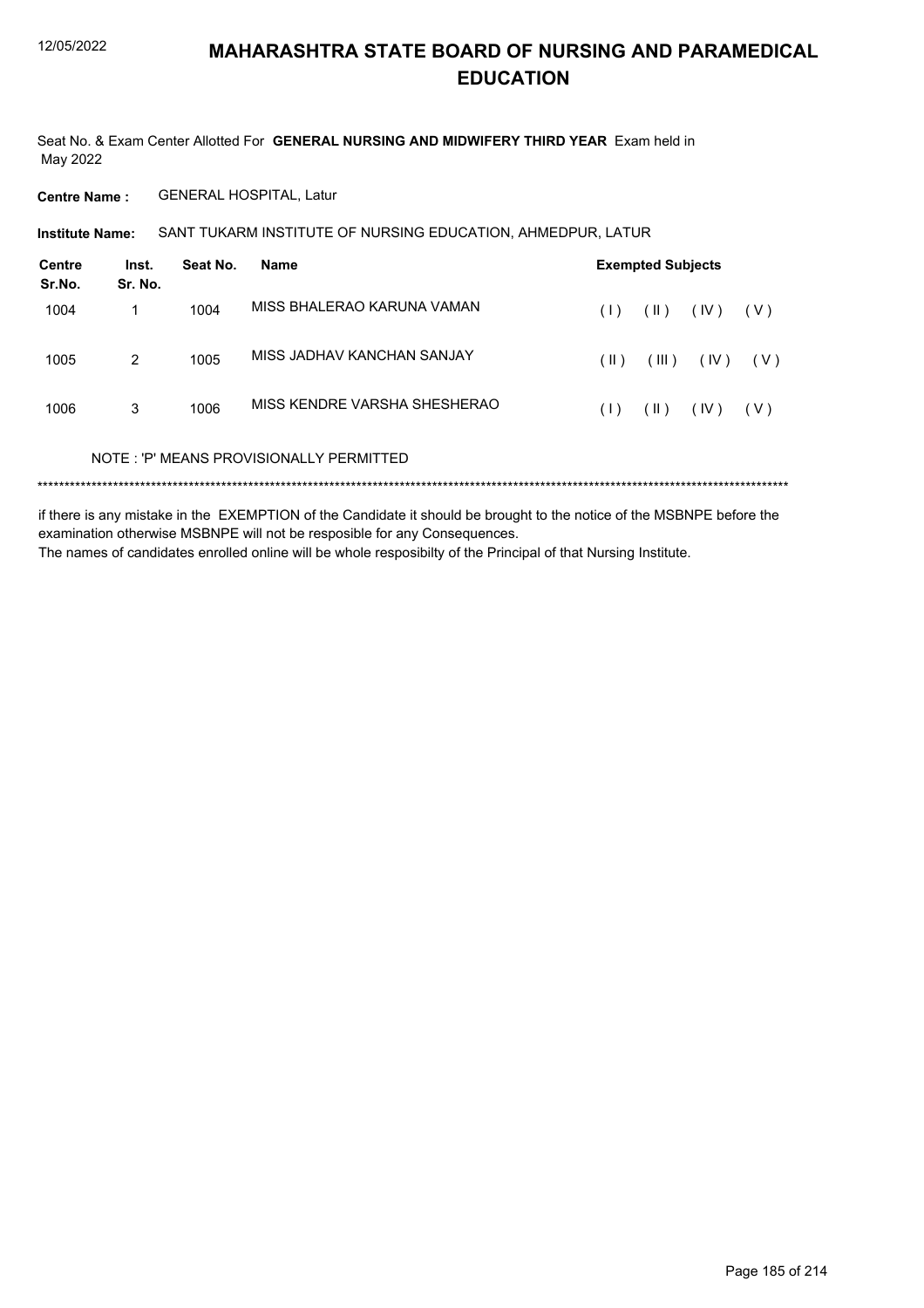# MAHARASHTRA STATE BOARD OF NURSING AND PARAMEDICAL EDUCATION

Seat No. & Exam Center Allotted For **GENERAL NURSING AND MIDWIFERY THIRD YEAR** Exam held in May 2022

**Centre Name :** GENERAL HOSPITAL, Latur

**Institute Name:** SANT TUKARM INSTITUTE OF NURSING EDUCATION, AHMEDPUR, LATUR

| Centre Sr.No. | Inst. Sr. No. | Seat No. | Name | Exempted Subjects |
|---|---|---|---|---|
| 1004 | 1 | 1004 | MISS BHALERAO KARUNA VAMAN | ( I ) ( II ) ( IV ) ( V ) |
| 1005 | 2 | 1005 | MISS JADHAV KANCHAN SANJAY | ( II ) ( III ) ( IV ) ( V ) |
| 1006 | 3 | 1006 | MISS KENDRE VARSHA SHESHERAO | ( I ) ( II ) ( IV ) ( V ) |

NOTE : 'P' MEANS PROVISIONALLY PERMITTED

*******************************************************************************************************************************************

if there is any mistake in the EXEMPTION of the Candidate it should be brought to the notice of the MSBNPE before the examination otherwise MSBNPE will not be resposible for any Consequences.

The names of candidates enrolled online will be whole resposibilty of the Principal of that Nursing Institute.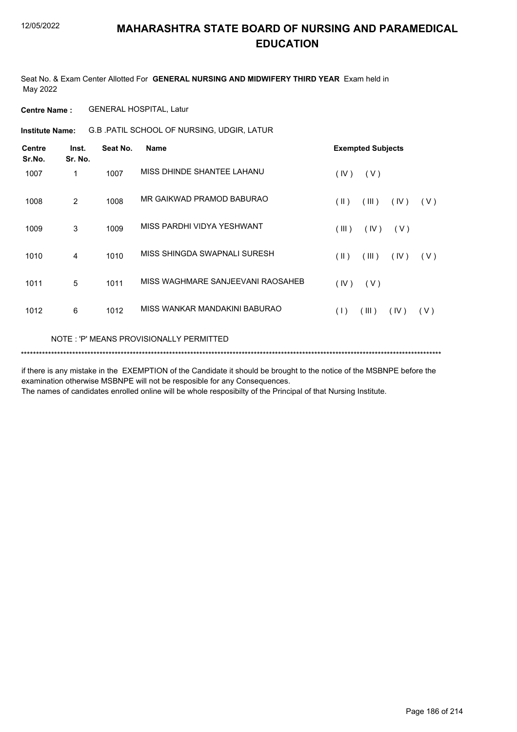# MAHARASHTRA STATE BOARD OF NURSING AND PARAMEDICAL EDUCATION

12/05/2022

Seat No. & Exam Center Allotted For **GENERAL NURSING AND MIDWIFERY THIRD YEAR** Exam held in May 2022

**Centre Name :** GENERAL HOSPITAL, Latur

**Institute Name:** G.B .PATIL SCHOOL OF NURSING, UDGIR, LATUR

| Centre Sr.No. | Inst. Sr. No. | Seat No. | Name | Exempted Subjects |
|---|---|---|---|---|
| 1007 | 1 | 1007 | MISS DHINDE SHANTEE LAHANU | ( IV ) ( V ) |
| 1008 | 2 | 1008 | MR GAIKWAD PRAMOD BABURAO | ( II ) ( III ) ( IV ) ( V ) |
| 1009 | 3 | 1009 | MISS PARDHI VIDYA YESHWANT | ( III ) ( IV ) ( V ) |
| 1010 | 4 | 1010 | MISS SHINGDA SWAPNALI SURESH | ( II ) ( III ) ( IV ) ( V ) |
| 1011 | 5 | 1011 | MISS WAGHMARE SANJEEVANI RAOSAHEB | ( IV ) ( V ) |
| 1012 | 6 | 1012 | MISS WANKAR MANDAKINI BABURAO | ( I ) ( III ) ( IV ) ( V ) |

NOTE : 'P' MEANS PROVISIONALLY PERMITTED

*******************************************************************************************************************************************

if there is any mistake in the EXEMPTION of the Candidate it should be brought to the notice of the MSBNPE before the examination otherwise MSBNPE will not be resposible for any Consequences.
The names of candidates enrolled online will be whole resposibilty of the Principal of that Nursing Institute.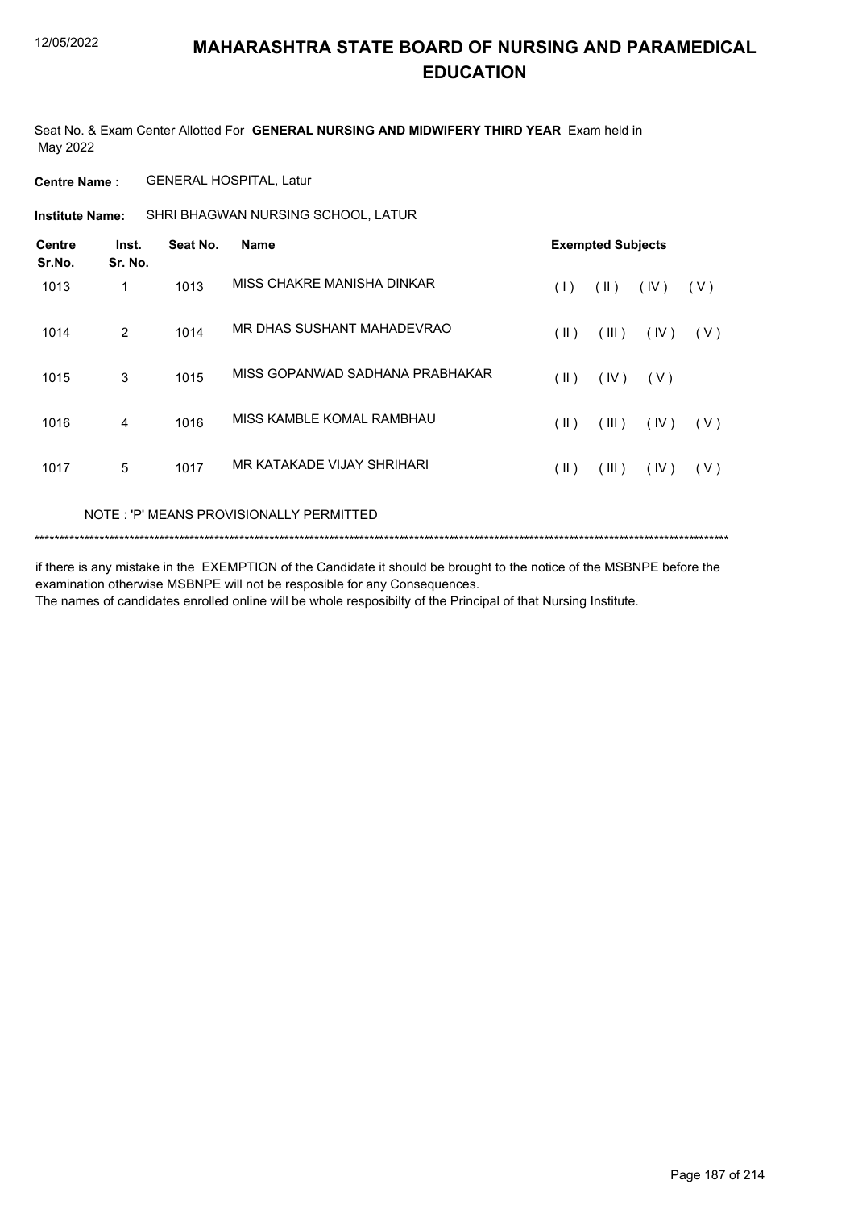# MAHARASHTRA STATE BOARD OF NURSING AND PARAMEDICAL EDUCATION

Seat No. & Exam Center Allotted For **GENERAL NURSING AND MIDWIFERY THIRD YEAR** Exam held in May 2022

**Centre Name :** GENERAL HOSPITAL, Latur

**Institute Name:** SHRI BHAGWAN NURSING SCHOOL, LATUR

| Centre Sr.No. | Inst. Sr. No. | Seat No. | Name | Exempted Subjects |
|---|---|---|---|---|
| 1013 | 1 | 1013 | MISS CHAKRE MANISHA DINKAR | ( I ) ( II ) ( IV ) ( V ) |
| 1014 | 2 | 1014 | MR DHAS SUSHANT MAHADEVRAO | ( II ) ( III ) ( IV ) ( V ) |
| 1015 | 3 | 1015 | MISS GOPANWAD SADHANA PRABHAKAR | ( II ) ( IV ) ( V ) |
| 1016 | 4 | 1016 | MISS KAMBLE KOMAL RAMBHAU | ( II ) ( III ) ( IV ) ( V ) |
| 1017 | 5 | 1017 | MR KATAKADE VIJAY SHRIHARI | ( II ) ( III ) ( IV ) ( V ) |

NOTE : 'P' MEANS PROVISIONALLY PERMITTED

*******************************************************************************************************************************************

if there is any mistake in the EXEMPTION of the Candidate it should be brought to the notice of the MSBNPE before the examination otherwise MSBNPE will not be resposible for any Consequences.

The names of candidates enrolled online will be whole resposibilty of the Principal of that Nursing Institute.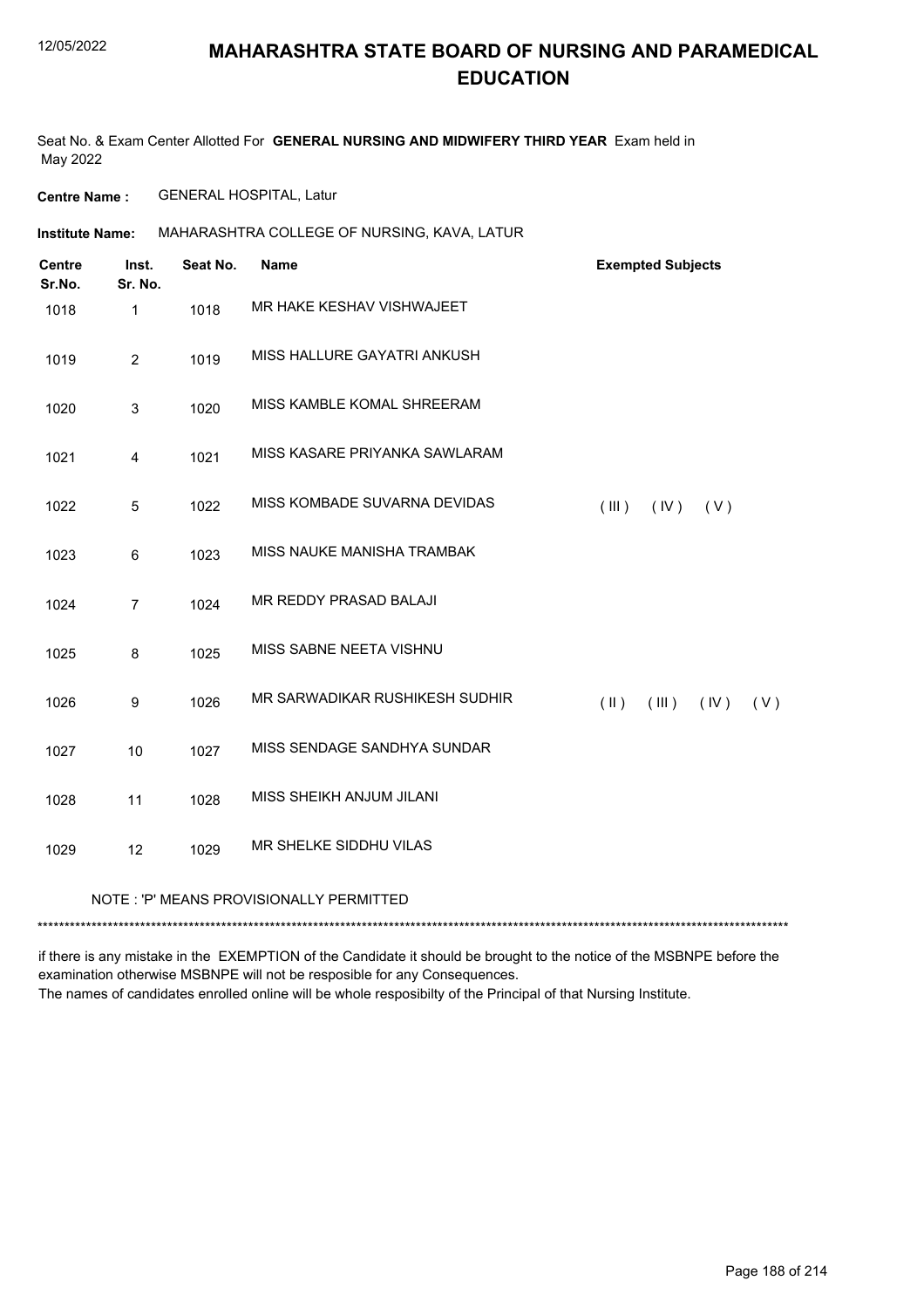# MAHARASHTRA STATE BOARD OF NURSING AND PARAMEDICAL EDUCATION

Seat No. & Exam Center Allotted For **GENERAL NURSING AND MIDWIFERY THIRD YEAR** Exam held in May 2022

**Centre Name :** GENERAL HOSPITAL, Latur

**Institute Name:** MAHARASHTRA COLLEGE OF NURSING, KAVA, LATUR

| Centre Sr.No. | Inst. Sr. No. | Seat No. | Name | Exempted Subjects |
|---|---|---|---|---|
| 1018 | 1 | 1018 | MR HAKE KESHAV VISHWAJEET | |
| 1019 | 2 | 1019 | MISS HALLURE GAYATRI ANKUSH | |
| 1020 | 3 | 1020 | MISS KAMBLE KOMAL SHREERAM | |
| 1021 | 4 | 1021 | MISS KASARE PRIYANKA SAWLARAM | |
| 1022 | 5 | 1022 | MISS KOMBADE SUVARNA DEVIDAS | ( III ) ( IV ) ( V ) |
| 1023 | 6 | 1023 | MISS NAUKE MANISHA TRAMBAK | |
| 1024 | 7 | 1024 | MR REDDY PRASAD BALAJI | |
| 1025 | 8 | 1025 | MISS SABNE NEETA VISHNU | |
| 1026 | 9 | 1026 | MR SARWADIKAR RUSHIKESH SUDHIR | ( II ) ( III ) ( IV ) ( V ) |
| 1027 | 10 | 1027 | MISS SENDAGE SANDHYA SUNDAR | |
| 1028 | 11 | 1028 | MISS SHEIKH ANJUM JILANI | |
| 1029 | 12 | 1029 | MR SHELKE SIDDHU VILAS | |

NOTE : 'P' MEANS PROVISIONALLY PERMITTED

*******************************************************************************************************************************************

if there is any mistake in the EXEMPTION of the Candidate it should be brought to the notice of the MSBNPE before the examination otherwise MSBNPE will not be resposible for any Consequences.
The names of candidates enrolled online will be whole resposibilty of the Principal of that Nursing Institute.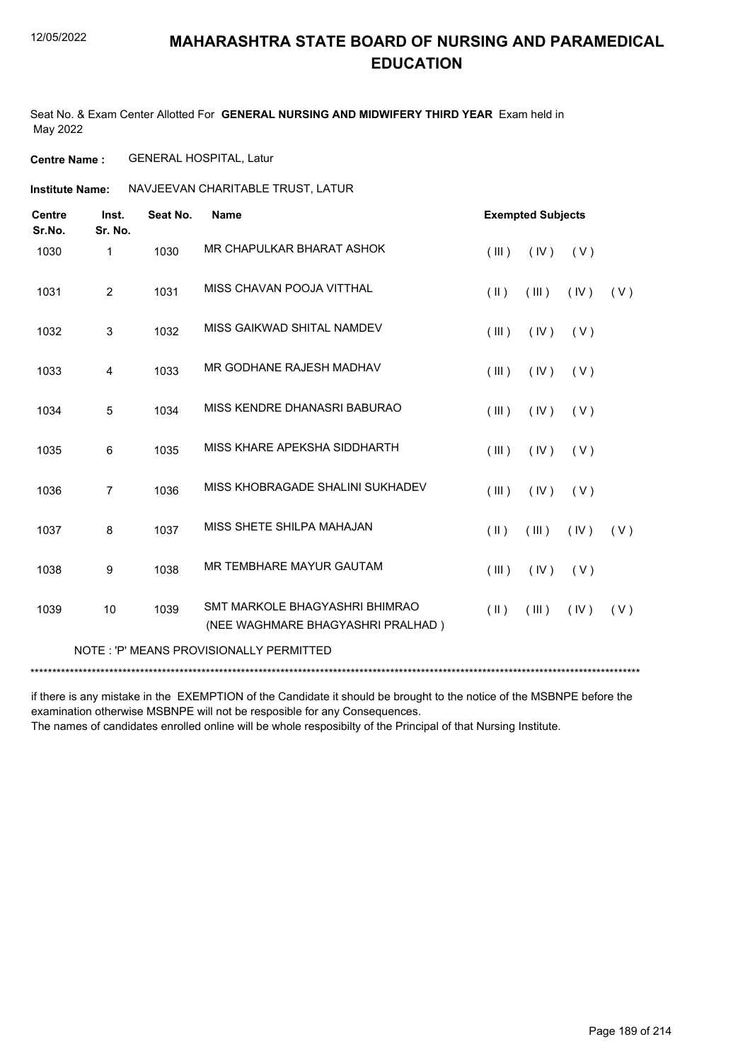# MAHARASHTRA STATE BOARD OF NURSING AND PARAMEDICAL EDUCATION

Seat No. & Exam Center Allotted For **GENERAL NURSING AND MIDWIFERY THIRD YEAR** Exam held in May 2022

**Centre Name :** GENERAL HOSPITAL, Latur

**Institute Name:** NAVJEEVAN CHARITABLE TRUST, LATUR

| Centre Sr.No. | Inst. Sr. No. | Seat No. | Name | Exempted Subjects | | | |
|---|---|---|---|---|---|---|---|
| 1030 | 1 | 1030 | MR CHAPULKAR BHARAT ASHOK | ( III ) | ( IV ) | ( V ) | |
| 1031 | 2 | 1031 | MISS CHAVAN POOJA VITTHAL | ( II ) | ( III ) | ( IV ) | ( V ) |
| 1032 | 3 | 1032 | MISS GAIKWAD SHITAL NAMDEV | ( III ) | ( IV ) | ( V ) | |
| 1033 | 4 | 1033 | MR GODHANE RAJESH MADHAV | ( III ) | ( IV ) | ( V ) | |
| 1034 | 5 | 1034 | MISS KENDRE DHANASRI BABURAO | ( III ) | ( IV ) | ( V ) | |
| 1035 | 6 | 1035 | MISS KHARE APEKSHA SIDDHARTH | ( III ) | ( IV ) | ( V ) | |
| 1036 | 7 | 1036 | MISS KHOBRAGADE SHALINI SUKHADEV | ( III ) | ( IV ) | ( V ) | |
| 1037 | 8 | 1037 | MISS SHETE SHILPA MAHAJAN | ( II ) | ( III ) | ( IV ) | ( V ) |
| 1038 | 9 | 1038 | MR TEMBHARE MAYUR GAUTAM | ( III ) | ( IV ) | ( V ) | |
| 1039 | 10 | 1039 | SMT MARKOLE BHAGYASHRI BHIMRAO (NEE WAGHMARE BHAGYASHRI PRALHAD ) | ( II ) | ( III ) | ( IV ) | ( V ) |

NOTE : 'P' MEANS PROVISIONALLY PERMITTED

*******************************************************************************************************************************************

if there is any mistake in the EXEMPTION of the Candidate it should be brought to the notice of the MSBNPE before the examination otherwise MSBNPE will not be resposible for any Consequences.

The names of candidates enrolled online will be whole resposibilty of the Principal of that Nursing Institute.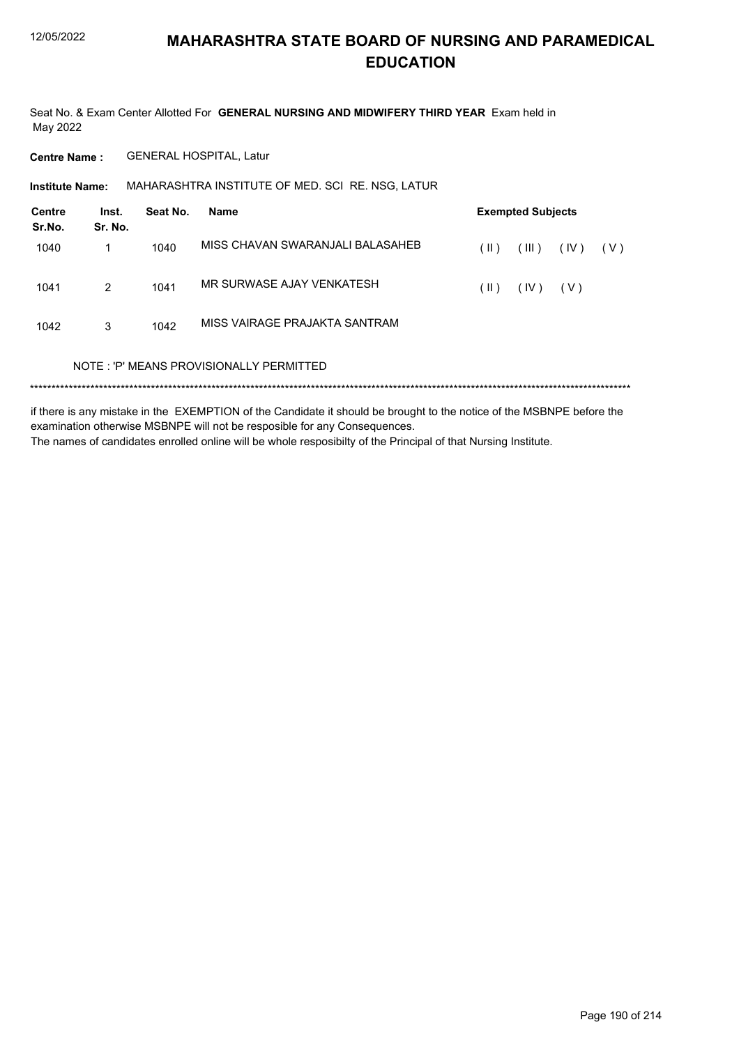# MAHARASHTRA STATE BOARD OF NURSING AND PARAMEDICAL EDUCATION

Seat No. & Exam Center Allotted For **GENERAL NURSING AND MIDWIFERY THIRD YEAR** Exam held in May 2022

**Centre Name :** GENERAL HOSPITAL, Latur

**Institute Name:** MAHARASHTRA INSTITUTE OF MED. SCI RE. NSG, LATUR

| Centre Sr.No. | Inst. Sr. No. | Seat No. | Name | Exempted Subjects |
|---|---|---|---|---|
| 1040 | 1 | 1040 | MISS CHAVAN SWARANJALI BALASAHEB | ( II ) ( III ) ( IV ) ( V ) |
| 1041 | 2 | 1041 | MR SURWASE AJAY VENKATESH | ( II ) ( IV ) ( V ) |
| 1042 | 3 | 1042 | MISS VAIRAGE PRAJAKTA SANTRAM | |

NOTE : 'P' MEANS PROVISIONALLY PERMITTED

******************************************************************************************************************************************

if there is any mistake in the EXEMPTION of the Candidate it should be brought to the notice of the MSBNPE before the examination otherwise MSBNPE will not be resposible for any Consequences.

The names of candidates enrolled online will be whole resposibilty of the Principal of that Nursing Institute.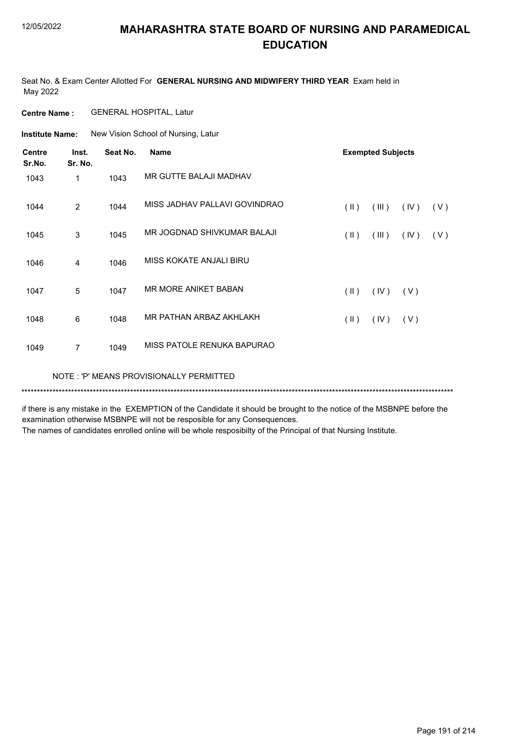# MAHARASHTRA STATE BOARD OF NURSING AND PARAMEDICAL EDUCATION

Seat No. & Exam Center Allotted For **GENERAL NURSING AND MIDWIFERY THIRD YEAR** Exam held in May 2022

**Centre Name :** GENERAL HOSPITAL, Latur

**Institute Name:** New Vision School of Nursing, Latur

| Centre Sr.No. | Inst. Sr. No. | Seat No. | Name | Exempted Subjects |
|---|---|---|---|---|
| 1043 | 1 | 1043 | MR GUTTE BALAJI MADHAV | |
| 1044 | 2 | 1044 | MISS JADHAV PALLAVI GOVINDRAO | ( II ) ( III ) ( IV ) ( V ) |
| 1045 | 3 | 1045 | MR JOGDNAD SHIVKUMAR BALAJI | ( II ) ( III ) ( IV ) ( V ) |
| 1046 | 4 | 1046 | MISS KOKATE ANJALI BIRU | |
| 1047 | 5 | 1047 | MR MORE ANIKET BABAN | ( II ) ( IV ) ( V ) |
| 1048 | 6 | 1048 | MR PATHAN ARBAZ AKHLAKH | ( II ) ( IV ) ( V ) |
| 1049 | 7 | 1049 | MISS PATOLE RENUKA BAPURAO | |

NOTE : 'P' MEANS PROVISIONALLY PERMITTED

*******************************************************************************************************************************************

if there is any mistake in the EXEMPTION of the Candidate it should be brought to the notice of the MSBNPE before the examination otherwise MSBNPE will not be resposible for any Consequences.
The names of candidates enrolled online will be whole resposibilty of the Principal of that Nursing Institute.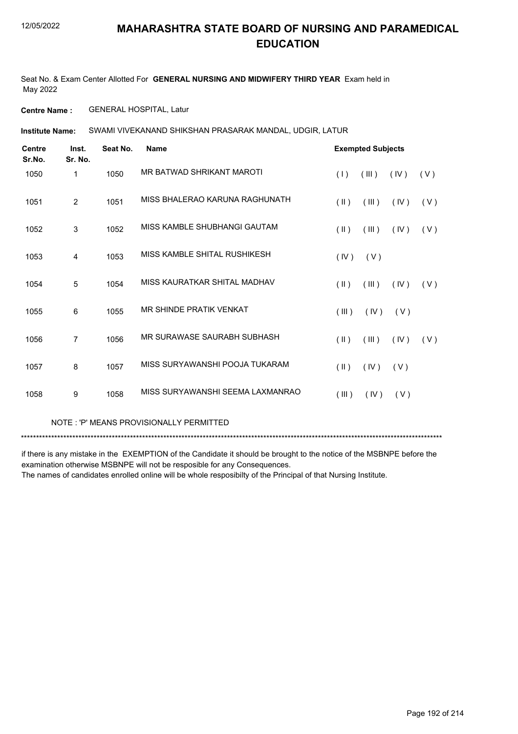# MAHARASHTRA STATE BOARD OF NURSING AND PARAMEDICAL EDUCATION

Seat No. & Exam Center Allotted For **GENERAL NURSING AND MIDWIFERY THIRD YEAR** Exam held in May 2022

**Centre Name :** GENERAL HOSPITAL, Latur

**Institute Name:** SWAMI VIVEKANAND SHIKSHAN PRASARAK MANDAL, UDGIR, LATUR

| Centre Sr.No. | Inst. Sr. No. | Seat No. | Name | Exempted Subjects |
|---|---|---|---|---|
| 1050 | 1 | 1050 | MR BATWAD SHRIKANT MAROTI | ( I ) ( III ) ( IV ) ( V ) |
| 1051 | 2 | 1051 | MISS BHALERAO KARUNA RAGHUNATH | ( II ) ( III ) ( IV ) ( V ) |
| 1052 | 3 | 1052 | MISS KAMBLE SHUBHANGI GAUTAM | ( II ) ( III ) ( IV ) ( V ) |
| 1053 | 4 | 1053 | MISS KAMBLE SHITAL RUSHIKESH | ( IV ) ( V ) |
| 1054 | 5 | 1054 | MISS KAURATKAR SHITAL MADHAV | ( II ) ( III ) ( IV ) ( V ) |
| 1055 | 6 | 1055 | MR SHINDE PRATIK VENKAT | ( III ) ( IV ) ( V ) |
| 1056 | 7 | 1056 | MR SURAWASE SAURABH SUBHASH | ( II ) ( III ) ( IV ) ( V ) |
| 1057 | 8 | 1057 | MISS SURYAWANSHI POOJA TUKARAM | ( II ) ( IV ) ( V ) |
| 1058 | 9 | 1058 | MISS SURYAWANSHI SEEMA LAXMANRAO | ( III ) ( IV ) ( V ) |

NOTE : 'P' MEANS PROVISIONALLY PERMITTED

***************************************************************************************************************************************

if there is any mistake in the EXEMPTION of the Candidate it should be brought to the notice of the MSBNPE before the examination otherwise MSBNPE will not be resposible for any Consequences.
The names of candidates enrolled online will be whole resposibilty of the Principal of that Nursing Institute.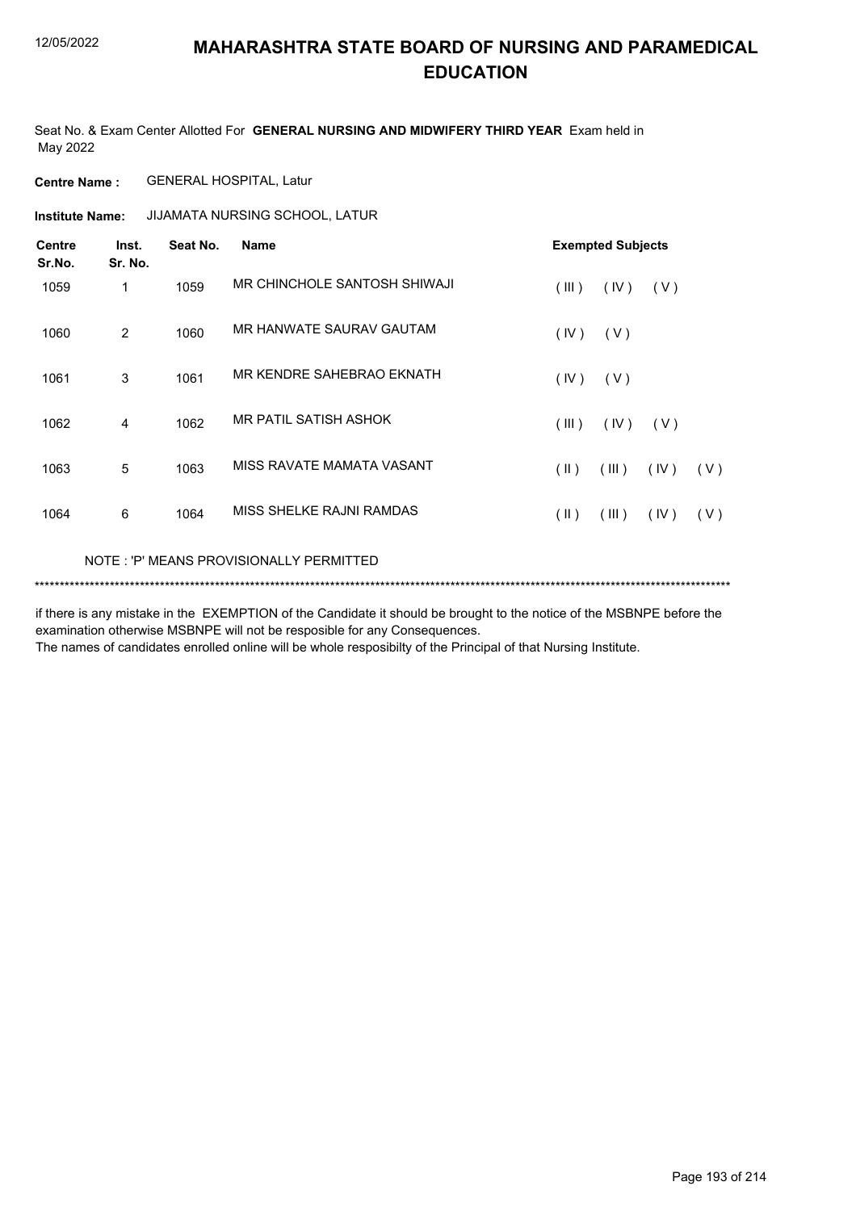# MAHARASHTRA STATE BOARD OF NURSING AND PARAMEDICAL EDUCATION

Seat No. & Exam Center Allotted For **GENERAL NURSING AND MIDWIFERY THIRD YEAR** Exam held in May 2022

**Centre Name :** GENERAL HOSPITAL, Latur

**Institute Name:** JIJAMATA NURSING SCHOOL, LATUR

| Centre Sr.No. | Inst. Sr. No. | Seat No. | Name | Exempted Subjects |
|---|---|---|---|---|
| 1059 | 1 | 1059 | MR CHINCHOLE SANTOSH SHIWAJI | ( III ) ( IV ) ( V ) |
| 1060 | 2 | 1060 | MR HANWATE SAURAV GAUTAM | ( IV ) ( V ) |
| 1061 | 3 | 1061 | MR KENDRE SAHEBRAO EKNATH | ( IV ) ( V ) |
| 1062 | 4 | 1062 | MR PATIL SATISH ASHOK | ( III ) ( IV ) ( V ) |
| 1063 | 5 | 1063 | MISS RAVATE MAMATA VASANT | ( II ) ( III ) ( IV ) ( V ) |
| 1064 | 6 | 1064 | MISS SHELKE RAJNI RAMDAS | ( II ) ( III ) ( IV ) ( V ) |

NOTE : 'P' MEANS PROVISIONALLY PERMITTED

******************************************************************************************************************************************

if there is any mistake in the EXEMPTION of the Candidate it should be brought to the notice of the MSBNPE before the examination otherwise MSBNPE will not be resposible for any Consequences.
The names of candidates enrolled online will be whole resposibilty of the Principal of that Nursing Institute.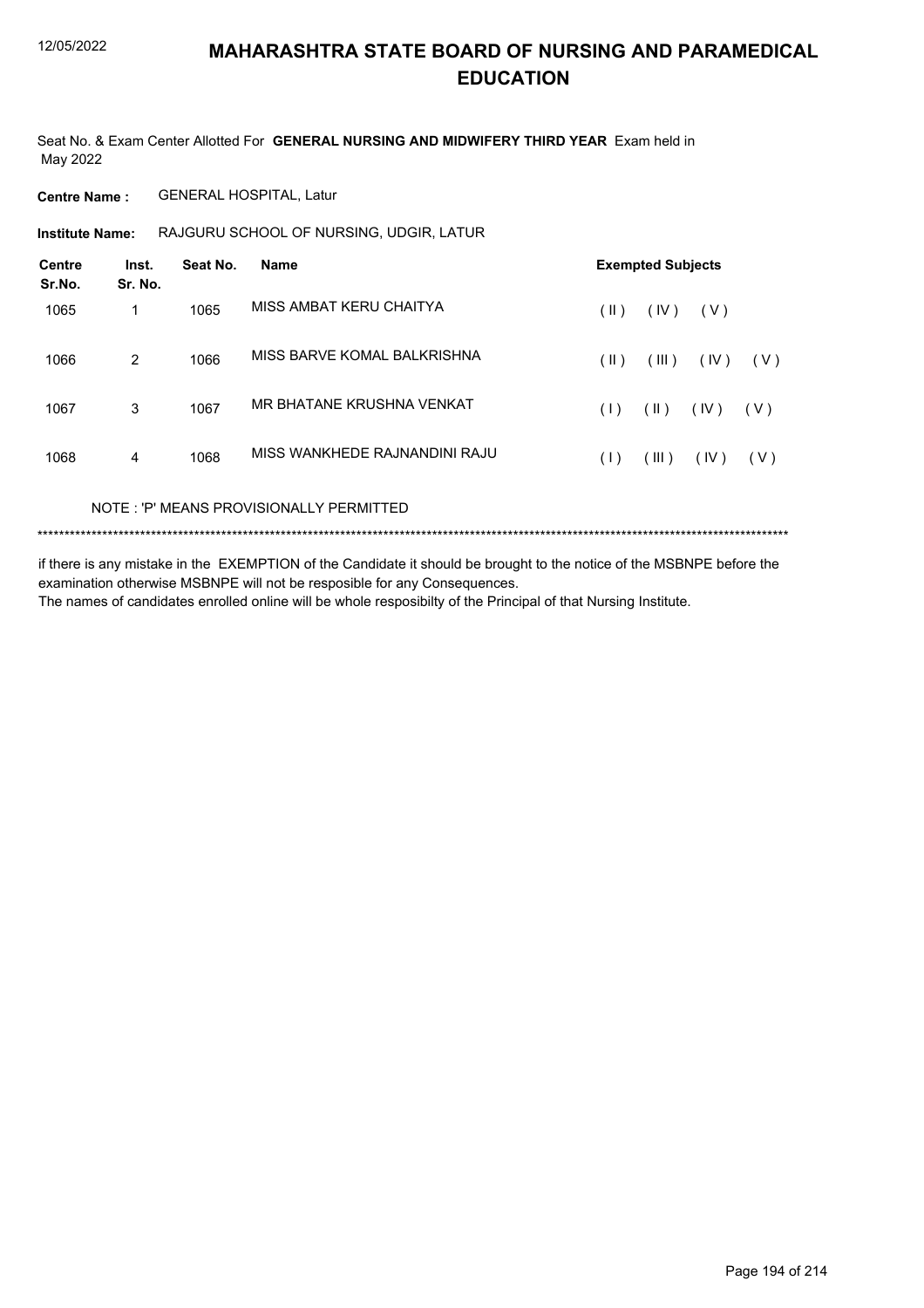# MAHARASHTRA STATE BOARD OF NURSING AND PARAMEDICAL EDUCATION

12/05/2022

Seat No. & Exam Center Allotted For **GENERAL NURSING AND MIDWIFERY THIRD YEAR** Exam held in May 2022

**Centre Name :** GENERAL HOSPITAL, Latur

**Institute Name:** RAJGURU SCHOOL OF NURSING, UDGIR, LATUR

| Centre Sr.No. | Inst. Sr. No. | Seat No. | Name | Exempted Subjects |
|---|---|---|---|---|
| 1065 | 1 | 1065 | MISS AMBAT KERU CHAITYA | ( II ) ( IV ) ( V ) |
| 1066 | 2 | 1066 | MISS BARVE KOMAL BALKRISHNA | ( II ) ( III ) ( IV ) ( V ) |
| 1067 | 3 | 1067 | MR BHATANE KRUSHNA VENKAT | ( I ) ( II ) ( IV ) ( V ) |
| 1068 | 4 | 1068 | MISS WANKHEDE RAJNANDINI RAJU | ( I ) ( III ) ( IV ) ( V ) |

NOTE : 'P' MEANS PROVISIONALLY PERMITTED

******************************************************************************************************************************************

if there is any mistake in the EXEMPTION of the Candidate it should be brought to the notice of the MSBNPE before the examination otherwise MSBNPE will not be resposible for any Consequences.

The names of candidates enrolled online will be whole resposibilty of the Principal of that Nursing Institute.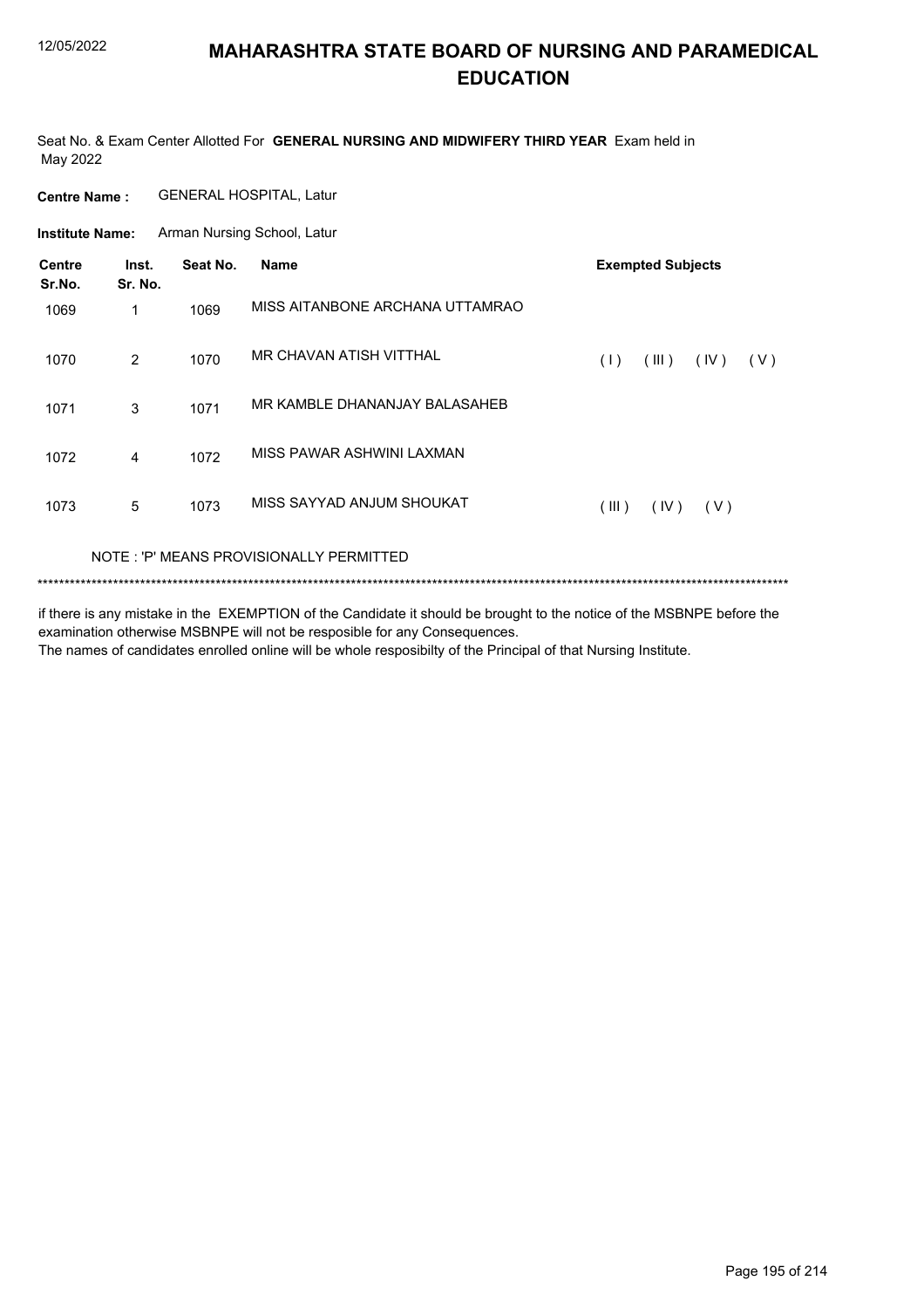# MAHARASHTRA STATE BOARD OF NURSING AND PARAMEDICAL EDUCATION

Seat No. & Exam Center Allotted For **GENERAL NURSING AND MIDWIFERY THIRD YEAR** Exam held in May 2022

**Centre Name :** GENERAL HOSPITAL, Latur

**Institute Name:** Arman Nursing School, Latur

| Centre Sr.No. | Inst. Sr. No. | Seat No. | Name | Exempted Subjects |
|---|---|---|---|---|
| 1069 | 1 | 1069 | MISS AITANBONE ARCHANA UTTAMRAO | |
| 1070 | 2 | 1070 | MR CHAVAN ATISH VITTHAL | ( I ) ( III ) ( IV ) ( V ) |
| 1071 | 3 | 1071 | MR KAMBLE DHANANJAY BALASAHEB | |
| 1072 | 4 | 1072 | MISS PAWAR ASHWINI LAXMAN | |
| 1073 | 5 | 1073 | MISS SAYYAD ANJUM SHOUKAT | ( III ) ( IV ) ( V ) |

NOTE : 'P' MEANS PROVISIONALLY PERMITTED

******************************************************************************************************************************************

if there is any mistake in the EXEMPTION of the Candidate it should be brought to the notice of the MSBNPE before the examination otherwise MSBNPE will not be resposible for any Consequences.

The names of candidates enrolled online will be whole resposibilty of the Principal of that Nursing Institute.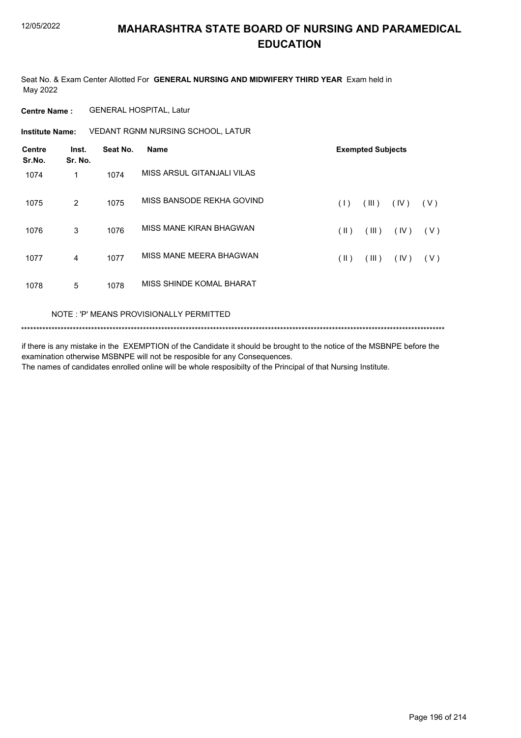# MAHARASHTRA STATE BOARD OF NURSING AND PARAMEDICAL EDUCATION

12/05/2022

Seat No. & Exam Center Allotted For **GENERAL NURSING AND MIDWIFERY THIRD YEAR** Exam held in May 2022

**Centre Name :** GENERAL HOSPITAL, Latur

**Institute Name:** VEDANT RGNM NURSING SCHOOL, LATUR

| Centre Sr.No. | Inst. Sr. No. | Seat No. | Name | Exempted Subjects |
|---|---|---|---|---|
| 1074 | 1 | 1074 | MISS ARSUL GITANJALI VILAS | |
| 1075 | 2 | 1075 | MISS BANSODE REKHA GOVIND | ( I ) ( III ) ( IV ) ( V ) |
| 1076 | 3 | 1076 | MISS MANE KIRAN BHAGWAN | ( II ) ( III ) ( IV ) ( V ) |
| 1077 | 4 | 1077 | MISS MANE MEERA BHAGWAN | ( II ) ( III ) ( IV ) ( V ) |
| 1078 | 5 | 1078 | MISS SHINDE KOMAL BHARAT | |

NOTE : 'P' MEANS PROVISIONALLY PERMITTED

******************************************************************************************************************************************

if there is any mistake in the EXEMPTION of the Candidate it should be brought to the notice of the MSBNPE before the examination otherwise MSBNPE will not be resposible for any Consequences.
The names of candidates enrolled online will be whole resposibilty of the Principal of that Nursing Institute.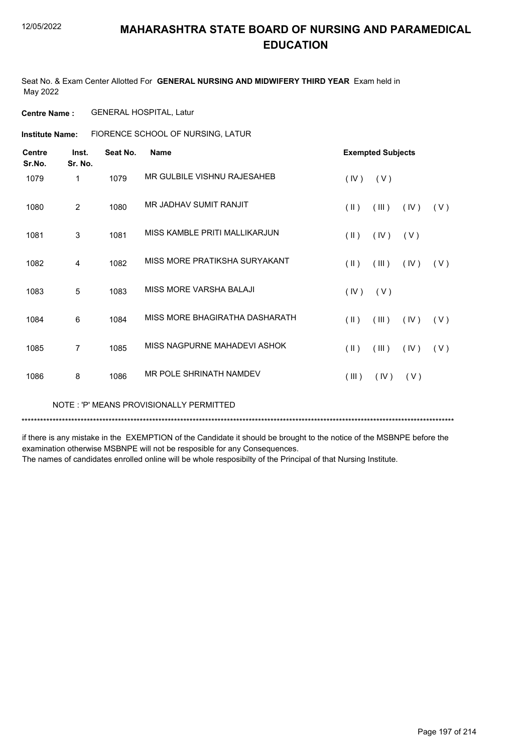# MAHARASHTRA STATE BOARD OF NURSING AND PARAMEDICAL EDUCATION

12/05/2022

Seat No. & Exam Center Allotted For **GENERAL NURSING AND MIDWIFERY THIRD YEAR** Exam held in May 2022

**Centre Name :** GENERAL HOSPITAL, Latur

**Institute Name:** FIORENCE SCHOOL OF NURSING, LATUR

| Centre Sr.No. | Inst. Sr. No. | Seat No. | Name | Exempted Subjects |
|---|---|---|---|---|
| 1079 | 1 | 1079 | MR GULBILE VISHNU RAJESAHEB | ( IV ) ( V ) |
| 1080 | 2 | 1080 | MR JADHAV SUMIT RANJIT | ( II ) ( III ) ( IV ) ( V ) |
| 1081 | 3 | 1081 | MISS KAMBLE PRITI MALLIKARJUN | ( II ) ( IV ) ( V ) |
| 1082 | 4 | 1082 | MISS MORE PRATIKSHA SURYAKANT | ( II ) ( III ) ( IV ) ( V ) |
| 1083 | 5 | 1083 | MISS MORE VARSHA BALAJI | ( IV ) ( V ) |
| 1084 | 6 | 1084 | MISS MORE BHAGIRATHA DASHARATH | ( II ) ( III ) ( IV ) ( V ) |
| 1085 | 7 | 1085 | MISS NAGPURNE MAHADEVI ASHOK | ( II ) ( III ) ( IV ) ( V ) |
| 1086 | 8 | 1086 | MR POLE SHRINATH NAMDEV | ( III ) ( IV ) ( V ) |

NOTE : 'P' MEANS PROVISIONALLY PERMITTED

******************************************************************************************************************************************

if there is any mistake in the EXEMPTION of the Candidate it should be brought to the notice of the MSBNPE before the examination otherwise MSBNPE will not be resposible for any Consequences.
The names of candidates enrolled online will be whole resposibilty of the Principal of that Nursing Institute.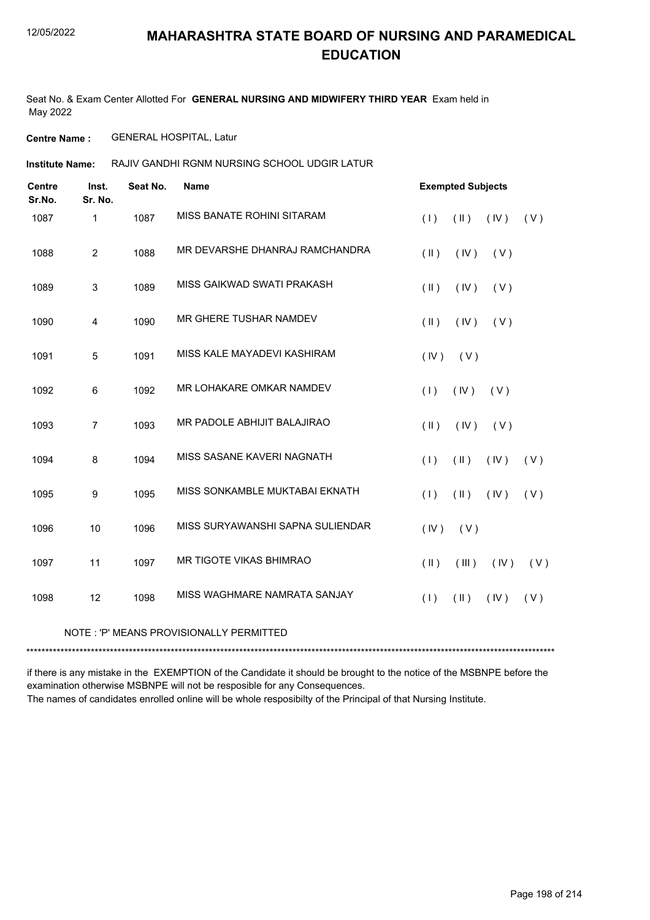# MAHARASHTRA STATE BOARD OF NURSING AND PARAMEDICAL EDUCATION

Seat No. & Exam Center Allotted For **GENERAL NURSING AND MIDWIFERY THIRD YEAR** Exam held in May 2022

**Centre Name :** GENERAL HOSPITAL, Latur

**Institute Name:** RAJIV GANDHI RGNM NURSING SCHOOL UDGIR LATUR

| Centre Sr.No. | Inst. Sr. No. | Seat No. | Name | Exempted Subjects |
|---|---|---|---|---|
| 1087 | 1 | 1087 | MISS BANATE ROHINI SITARAM | ( I ) ( II ) ( IV ) ( V ) |
| 1088 | 2 | 1088 | MR DEVARSHE DHANRAJ RAMCHANDRA | ( II ) ( IV ) ( V ) |
| 1089 | 3 | 1089 | MISS GAIKWAD SWATI PRAKASH | ( II ) ( IV ) ( V ) |
| 1090 | 4 | 1090 | MR GHERE TUSHAR NAMDEV | ( II ) ( IV ) ( V ) |
| 1091 | 5 | 1091 | MISS KALE MAYADEVI KASHIRAM | ( IV ) ( V ) |
| 1092 | 6 | 1092 | MR LOHAKARE OMKAR NAMDEV | ( I ) ( IV ) ( V ) |
| 1093 | 7 | 1093 | MR PADOLE ABHIJIT BALAJIRAO | ( II ) ( IV ) ( V ) |
| 1094 | 8 | 1094 | MISS SASANE KAVERI NAGNATH | ( I ) ( II ) ( IV ) ( V ) |
| 1095 | 9 | 1095 | MISS SONKAMBLE MUKTABAI EKNATH | ( I ) ( II ) ( IV ) ( V ) |
| 1096 | 10 | 1096 | MISS SURYAWANSHI SAPNA SULIENDAR | ( IV ) ( V ) |
| 1097 | 11 | 1097 | MR TIGOTE VIKAS BHIMRAO | ( II ) ( III ) ( IV ) ( V ) |
| 1098 | 12 | 1098 | MISS WAGHMARE NAMRATA SANJAY | ( I ) ( II ) ( IV ) ( V ) |

NOTE : 'P' MEANS PROVISIONALLY PERMITTED

*******************************************************************************************************************************************

if there is any mistake in the EXEMPTION of the Candidate it should be brought to the notice of the MSBNPE before the examination otherwise MSBNPE will not be resposible for any Consequences.

The names of candidates enrolled online will be whole resposibilty of the Principal of that Nursing Institute.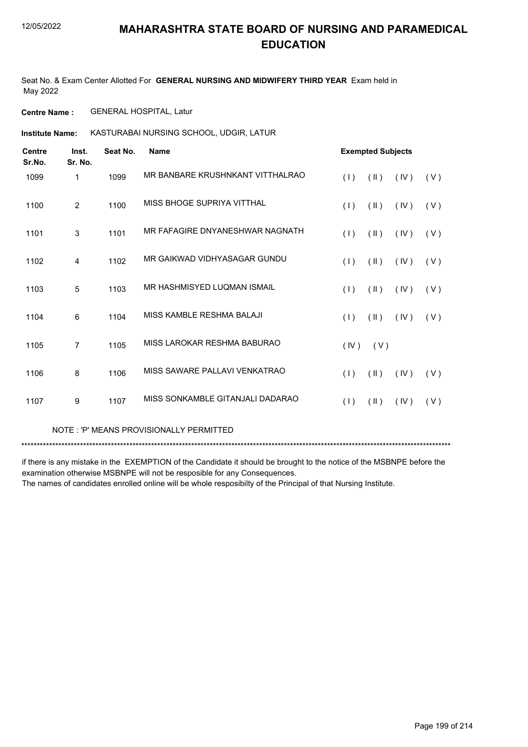# MAHARASHTRA STATE BOARD OF NURSING AND PARAMEDICAL EDUCATION

Seat No. & Exam Center Allotted For **GENERAL NURSING AND MIDWIFERY THIRD YEAR** Exam held in May 2022

**Centre Name :** GENERAL HOSPITAL, Latur

**Institute Name:** KASTURABAI NURSING SCHOOL, UDGIR, LATUR

| Centre Sr.No. | Inst. Sr. No. | Seat No. | Name | Exempted Subjects | | | |
|---|---|---|---|---|---|---|---|
| 1099 | 1 | 1099 | MR BANBARE KRUSHNKANT VITTHALRAO | ( I ) | ( II ) | ( IV ) | ( V ) |
| 1100 | 2 | 1100 | MISS BHOGE SUPRIYA VITTHAL | ( I ) | ( II ) | ( IV ) | ( V ) |
| 1101 | 3 | 1101 | MR FAFAGIRE DNYANESHWAR NAGNATH | ( I ) | ( II ) | ( IV ) | ( V ) |
| 1102 | 4 | 1102 | MR GAIKWAD VIDHYASAGAR GUNDU | ( I ) | ( II ) | ( IV ) | ( V ) |
| 1103 | 5 | 1103 | MR HASHMISYED LUQMAN ISMAIL | ( I ) | ( II ) | ( IV ) | ( V ) |
| 1104 | 6 | 1104 | MISS KAMBLE RESHMA BALAJI | ( I ) | ( II ) | ( IV ) | ( V ) |
| 1105 | 7 | 1105 | MISS LAROKAR RESHMA BABURAO | ( IV ) | ( V ) | | |
| 1106 | 8 | 1106 | MISS SAWARE PALLAVI VENKATRAO | ( I ) | ( II ) | ( IV ) | ( V ) |
| 1107 | 9 | 1107 | MISS SONKAMBLE GITANJALI DADARAO | ( I ) | ( II ) | ( IV ) | ( V ) |

NOTE : 'P' MEANS PROVISIONALLY PERMITTED

*******************************************************************************************************************************************

if there is any mistake in the EXEMPTION of the Candidate it should be brought to the notice of the MSBNPE before the examination otherwise MSBNPE will not be resposible for any Consequences.

The names of candidates enrolled online will be whole resposibilty of the Principal of that Nursing Institute.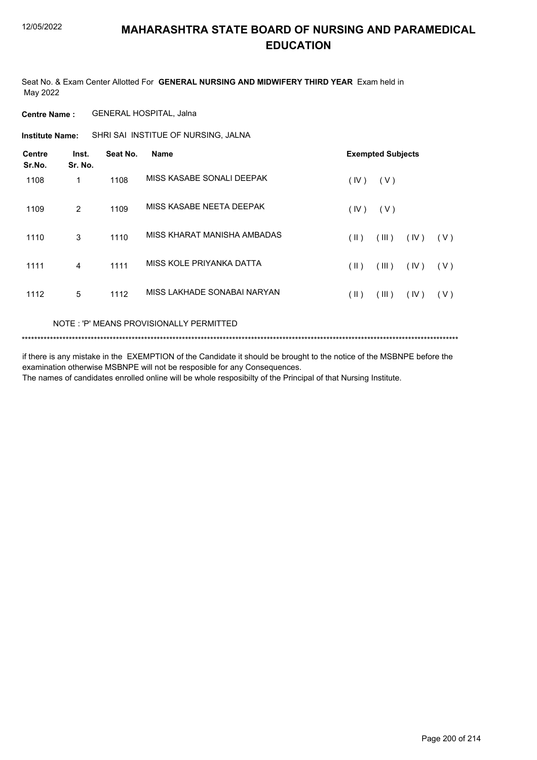# MAHARASHTRA STATE BOARD OF NURSING AND PARAMEDICAL EDUCATION

12/05/2022

Seat No. & Exam Center Allotted For **GENERAL NURSING AND MIDWIFERY THIRD YEAR** Exam held in May 2022

**Centre Name :** GENERAL HOSPITAL, Jalna

**Institute Name:** SHRI SAI INSTITUE OF NURSING, JALNA

| Centre Sr.No. | Inst. Sr. No. | Seat No. | Name | Exempted Subjects | | | |
|---|---|---|---|---|---|---|---|
| 1108 | 1 | 1108 | MISS KASABE SONALI DEEPAK | ( IV ) | ( V ) | | |
| 1109 | 2 | 1109 | MISS KASABE NEETA DEEPAK | ( IV ) | ( V ) | | |
| 1110 | 3 | 1110 | MISS KHARAT MANISHA AMBADAS | ( II ) | ( III ) | ( IV ) | ( V ) |
| 1111 | 4 | 1111 | MISS KOLE PRIYANKA DATTA | ( II ) | ( III ) | ( IV ) | ( V ) |
| 1112 | 5 | 1112 | MISS LAKHADE SONABAI NARYAN | ( II ) | ( III ) | ( IV ) | ( V ) |

NOTE : 'P' MEANS PROVISIONALLY PERMITTED

*******************************************************************************************************************************************

if there is any mistake in the EXEMPTION of the Candidate it should be brought to the notice of the MSBNPE before the examination otherwise MSBNPE will not be resposible for any Consequences.
The names of candidates enrolled online will be whole resposibilty of the Principal of that Nursing Institute.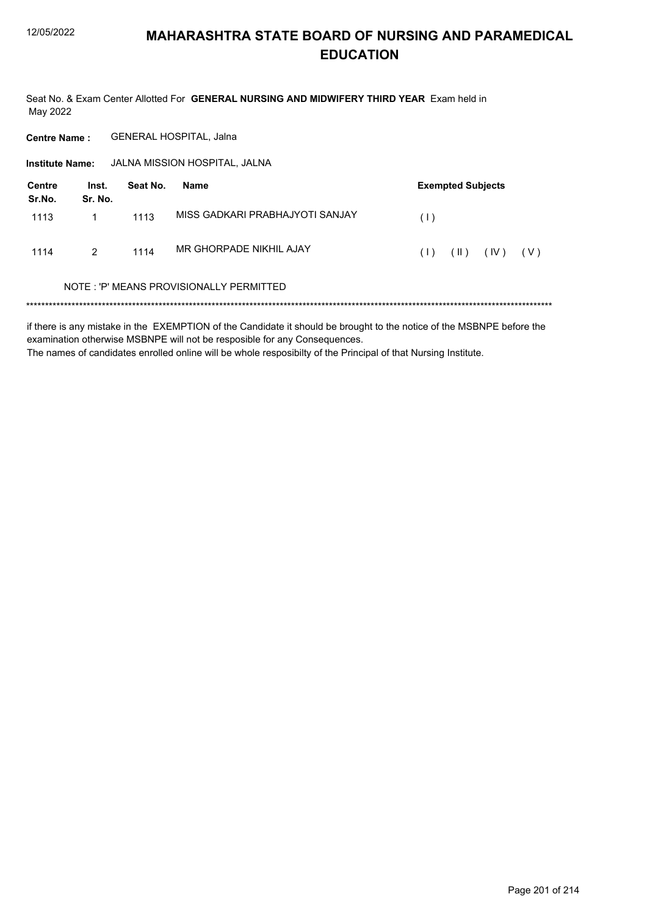# MAHARASHTRA STATE BOARD OF NURSING AND PARAMEDICAL EDUCATION

12/05/2022

Seat No. & Exam Center Allotted For **GENERAL NURSING AND MIDWIFERY THIRD YEAR** Exam held in May 2022

**Centre Name :** GENERAL HOSPITAL, Jalna

**Institute Name:** JALNA MISSION HOSPITAL, JALNA

| Centre Sr.No. | Inst. Sr. No. | Seat No. | Name | Exempted Subjects |
|---|---|---|---|---|
| 1113 | 1 | 1113 | MISS GADKARI PRABHAJYOTI SANJAY | ( I ) |
| 1114 | 2 | 1114 | MR GHORPADE NIKHIL AJAY | ( I ) ( II ) ( IV ) ( V ) |

NOTE : 'P' MEANS PROVISIONALLY PERMITTED

******************************************************************************************************************************************

if there is any mistake in the EXEMPTION of the Candidate it should be brought to the notice of the MSBNPE before the examination otherwise MSBNPE will not be resposible for any Consequences.

The names of candidates enrolled online will be whole resposibilty of the Principal of that Nursing Institute.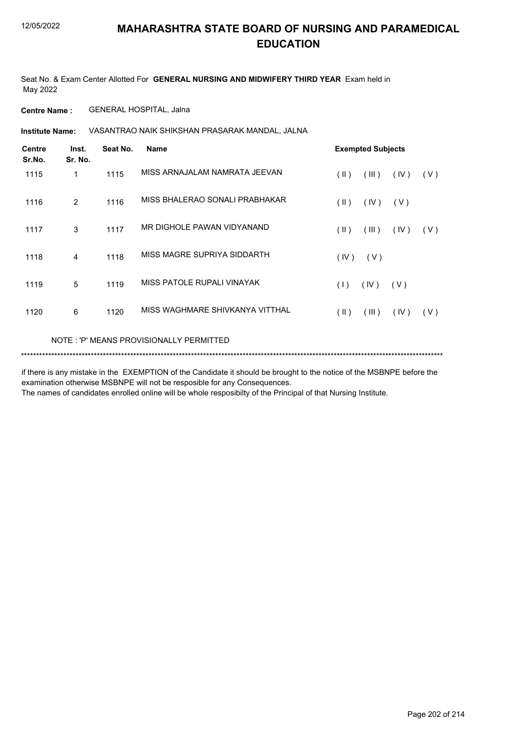# MAHARASHTRA STATE BOARD OF NURSING AND PARAMEDICAL EDUCATION

Seat No. & Exam Center Allotted For **GENERAL NURSING AND MIDWIFERY THIRD YEAR** Exam held in May 2022

**Centre Name :** GENERAL HOSPITAL, Jalna

**Institute Name:** VASANTRAO NAIK SHIKSHAN PRASARAK MANDAL, JALNA

| Centre Sr.No. | Inst. Sr. No. | Seat No. | Name | Exempted Subjects |
|---|---|---|---|---|
| 1115 | 1 | 1115 | MISS ARNAJALAM NAMRATA JEEVAN | ( II ) ( III ) ( IV ) ( V ) |
| 1116 | 2 | 1116 | MISS BHALERAO SONALI PRABHAKAR | ( II ) ( IV ) ( V ) |
| 1117 | 3 | 1117 | MR DIGHOLE PAWAN VIDYANAND | ( II ) ( III ) ( IV ) ( V ) |
| 1118 | 4 | 1118 | MISS MAGRE SUPRIYA SIDDARTH | ( IV ) ( V ) |
| 1119 | 5 | 1119 | MISS PATOLE RUPALI VINAYAK | ( I ) ( IV ) ( V ) |
| 1120 | 6 | 1120 | MISS WAGHMARE SHIVKANYA VITTHAL | ( II ) ( III ) ( IV ) ( V ) |

NOTE : 'P' MEANS PROVISIONALLY PERMITTED

*******************************************************************************************************************************************

if there is any mistake in the EXEMPTION of the Candidate it should be brought to the notice of the MSBNPE before the examination otherwise MSBNPE will not be resposible for any Consequences.

The names of candidates enrolled online will be whole resposibilty of the Principal of that Nursing Institute.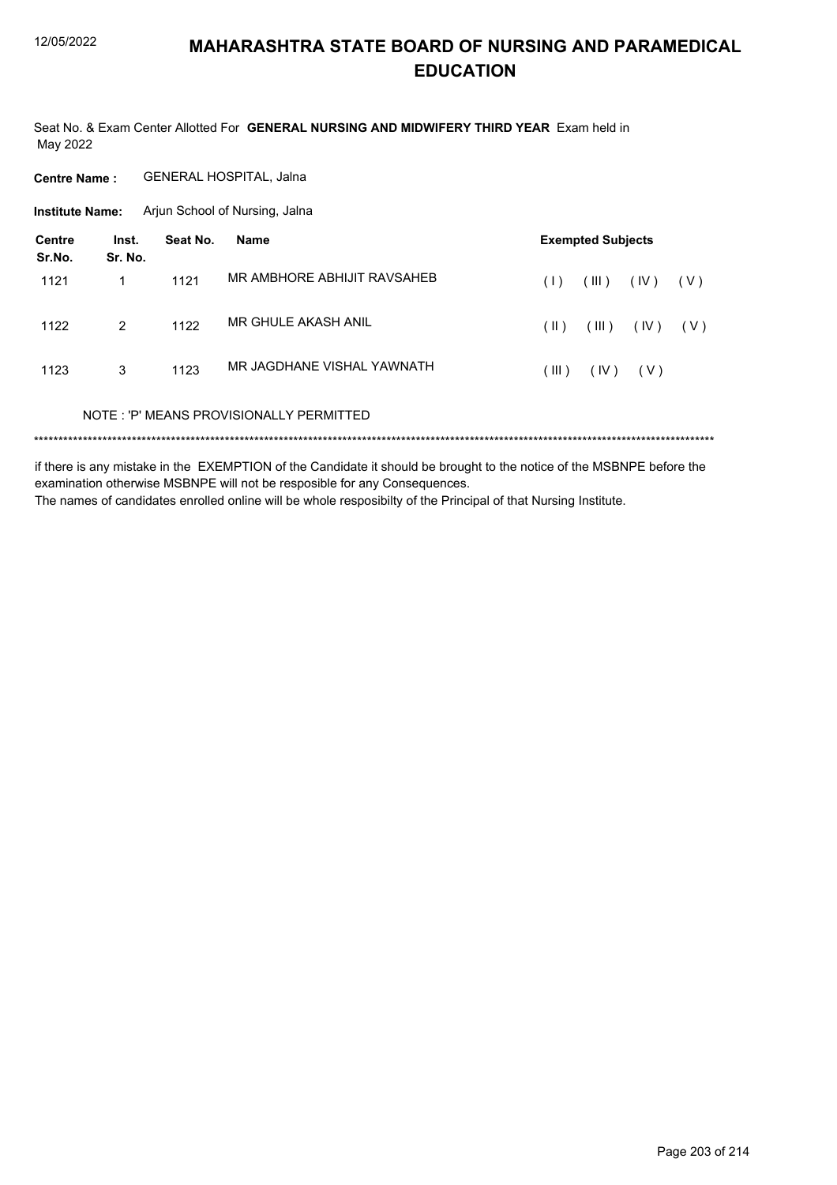# MAHARASHTRA STATE BOARD OF NURSING AND PARAMEDICAL EDUCATION

Seat No. & Exam Center Allotted For **GENERAL NURSING AND MIDWIFERY THIRD YEAR** Exam held in May 2022

**Centre Name :** GENERAL HOSPITAL, Jalna

**Institute Name:** Arjun School of Nursing, Jalna

| Centre Sr.No. | Inst. Sr. No. | Seat No. | Name | Exempted Subjects |
|---|---|---|---|---|
| 1121 | 1 | 1121 | MR AMBHORE ABHIJIT RAVSAHEB | ( I ) ( III ) ( IV ) ( V ) |
| 1122 | 2 | 1122 | MR GHULE AKASH ANIL | ( II ) ( III ) ( IV ) ( V ) |
| 1123 | 3 | 1123 | MR JAGDHANE VISHAL YAWNATH | ( III ) ( IV ) ( V ) |

NOTE : 'P' MEANS PROVISIONALLY PERMITTED

******************************************************************************************************************************************

if there is any mistake in the EXEMPTION of the Candidate it should be brought to the notice of the MSBNPE before the examination otherwise MSBNPE will not be resposible for any Consequences.

The names of candidates enrolled online will be whole resposibilty of the Principal of that Nursing Institute.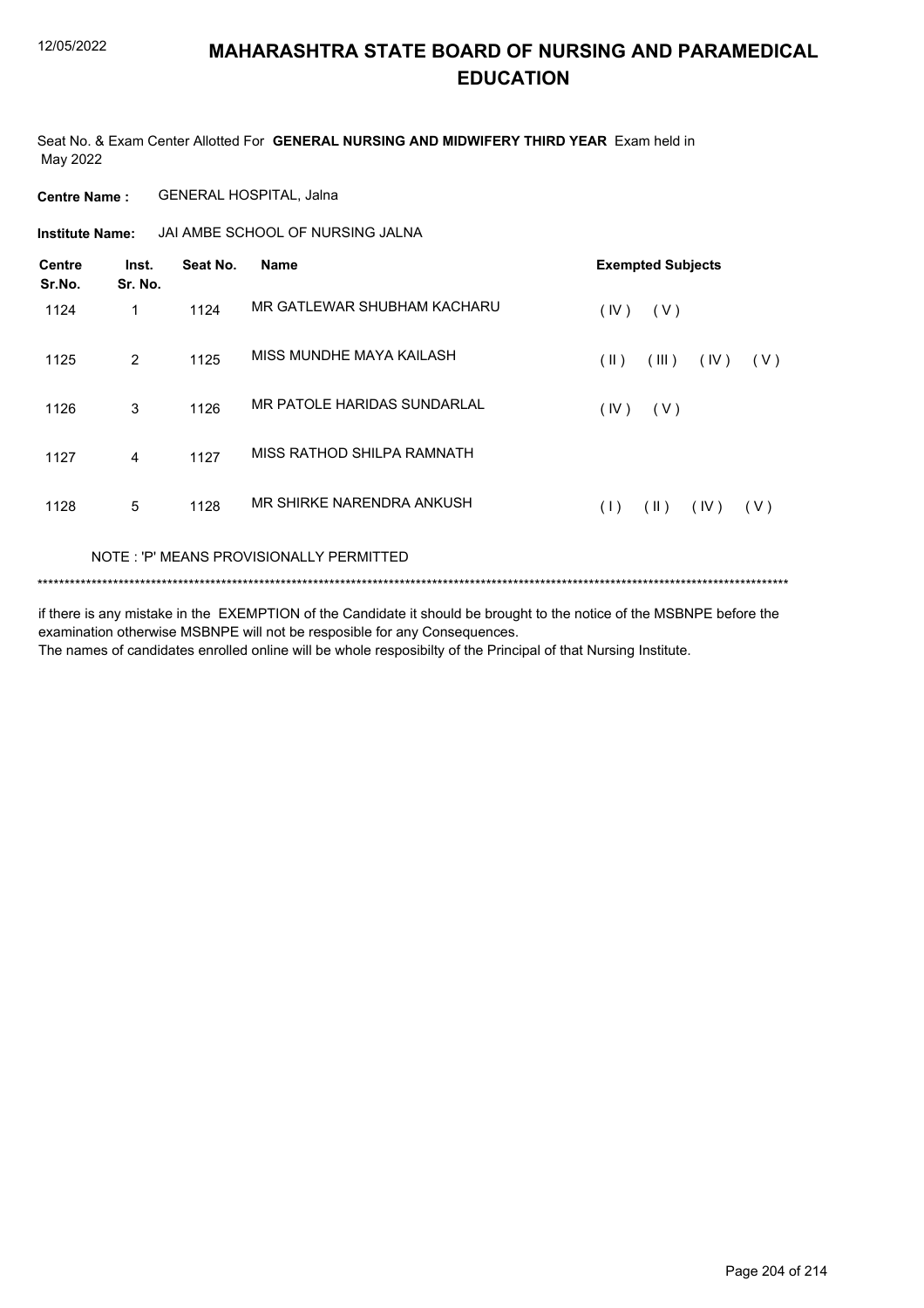# MAHARASHTRA STATE BOARD OF NURSING AND PARAMEDICAL EDUCATION

Seat No. & Exam Center Allotted For **GENERAL NURSING AND MIDWIFERY THIRD YEAR** Exam held in May 2022

**Centre Name :** GENERAL HOSPITAL, Jalna

**Institute Name:** JAI AMBE SCHOOL OF NURSING JALNA

| Centre Sr.No. | Inst. Sr. No. | Seat No. | Name | Exempted Subjects |
|---|---|---|---|---|
| 1124 | 1 | 1124 | MR GATLEWAR SHUBHAM KACHARU | ( IV ) ( V ) |
| 1125 | 2 | 1125 | MISS MUNDHE MAYA KAILASH | ( II ) ( III ) ( IV ) ( V ) |
| 1126 | 3 | 1126 | MR PATOLE HARIDAS SUNDARLAL | ( IV ) ( V ) |
| 1127 | 4 | 1127 | MISS RATHOD SHILPA RAMNATH | |
| 1128 | 5 | 1128 | MR SHIRKE NARENDRA ANKUSH | ( I ) ( II ) ( IV ) ( V ) |

NOTE : 'P' MEANS PROVISIONALLY PERMITTED

*******************************************************************************************************************************************

if there is any mistake in the EXEMPTION of the Candidate it should be brought to the notice of the MSBNPE before the examination otherwise MSBNPE will not be resposible for any Consequences.

The names of candidates enrolled online will be whole resposibilty of the Principal of that Nursing Institute.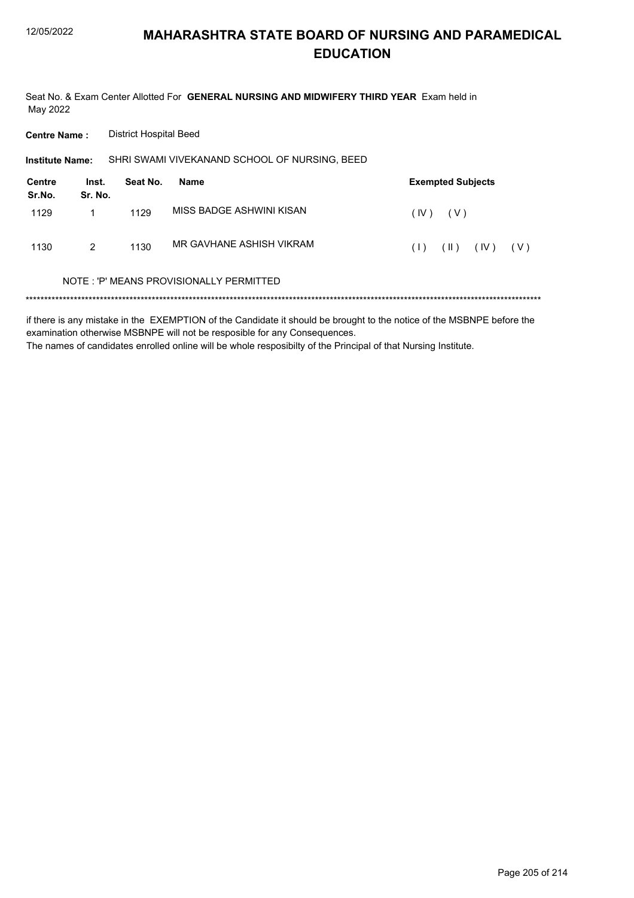# MAHARASHTRA STATE BOARD OF NURSING AND PARAMEDICAL EDUCATION

Seat No. & Exam Center Allotted For **GENERAL NURSING AND MIDWIFERY THIRD YEAR** Exam held in May 2022

**Centre Name :** District Hospital Beed

**Institute Name:** SHRI SWAMI VIVEKANAND SCHOOL OF NURSING, BEED

| Centre Sr.No. | Inst. Sr. No. | Seat No. | Name | Exempted Subjects |
|---|---|---|---|---|
| 1129 | 1 | 1129 | MISS BADGE ASHWINI KISAN | ( IV ) ( V ) |
| 1130 | 2 | 1130 | MR GAVHANE ASHISH VIKRAM | ( I ) ( II ) ( IV ) ( V ) |

NOTE : 'P' MEANS PROVISIONALLY PERMITTED

*******************************************************************************************************************************************

if there is any mistake in the EXEMPTION of the Candidate it should be brought to the notice of the MSBNPE before the examination otherwise MSBNPE will not be resposible for any Consequences.

The names of candidates enrolled online will be whole resposibilty of the Principal of that Nursing Institute.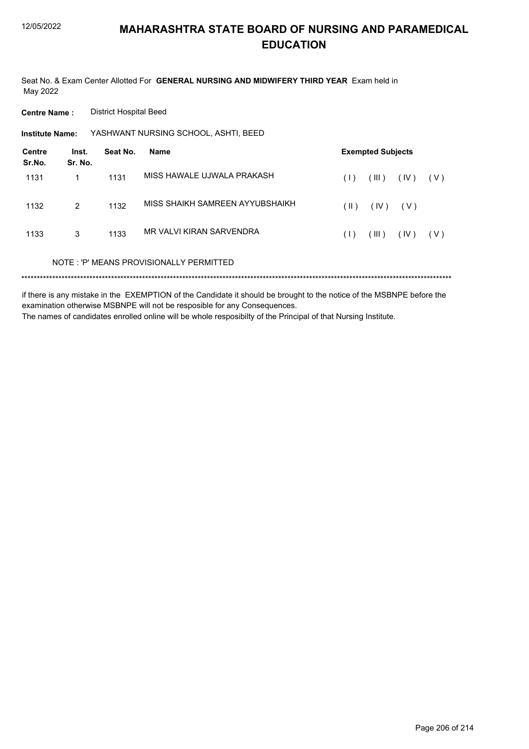# MAHARASHTRA STATE BOARD OF NURSING AND PARAMEDICAL EDUCATION

Seat No. & Exam Center Allotted For **GENERAL NURSING AND MIDWIFERY THIRD YEAR** Exam held in May 2022

**Centre Name :** District Hospital Beed

**Institute Name:** YASHWANT NURSING SCHOOL, ASHTI, BEED

| Centre Sr.No. | Inst. Sr. No. | Seat No. | Name | Exempted Subjects |
|---|---|---|---|---|
| 1131 | 1 | 1131 | MISS HAWALE UJWALA PRAKASH | ( I ) ( III ) ( IV ) ( V ) |
| 1132 | 2 | 1132 | MISS SHAIKH SAMREEN AYYUBSHAIKH | ( II ) ( IV ) ( V ) |
| 1133 | 3 | 1133 | MR VALVI KIRAN SARVENDRA | ( I ) ( III ) ( IV ) ( V ) |

NOTE : 'P' MEANS PROVISIONALLY PERMITTED

******************************************************************************************************************************************

if there is any mistake in the EXEMPTION of the Candidate it should be brought to the notice of the MSBNPE before the examination otherwise MSBNPE will not be resposible for any Consequences.

The names of candidates enrolled online will be whole resposibilty of the Principal of that Nursing Institute.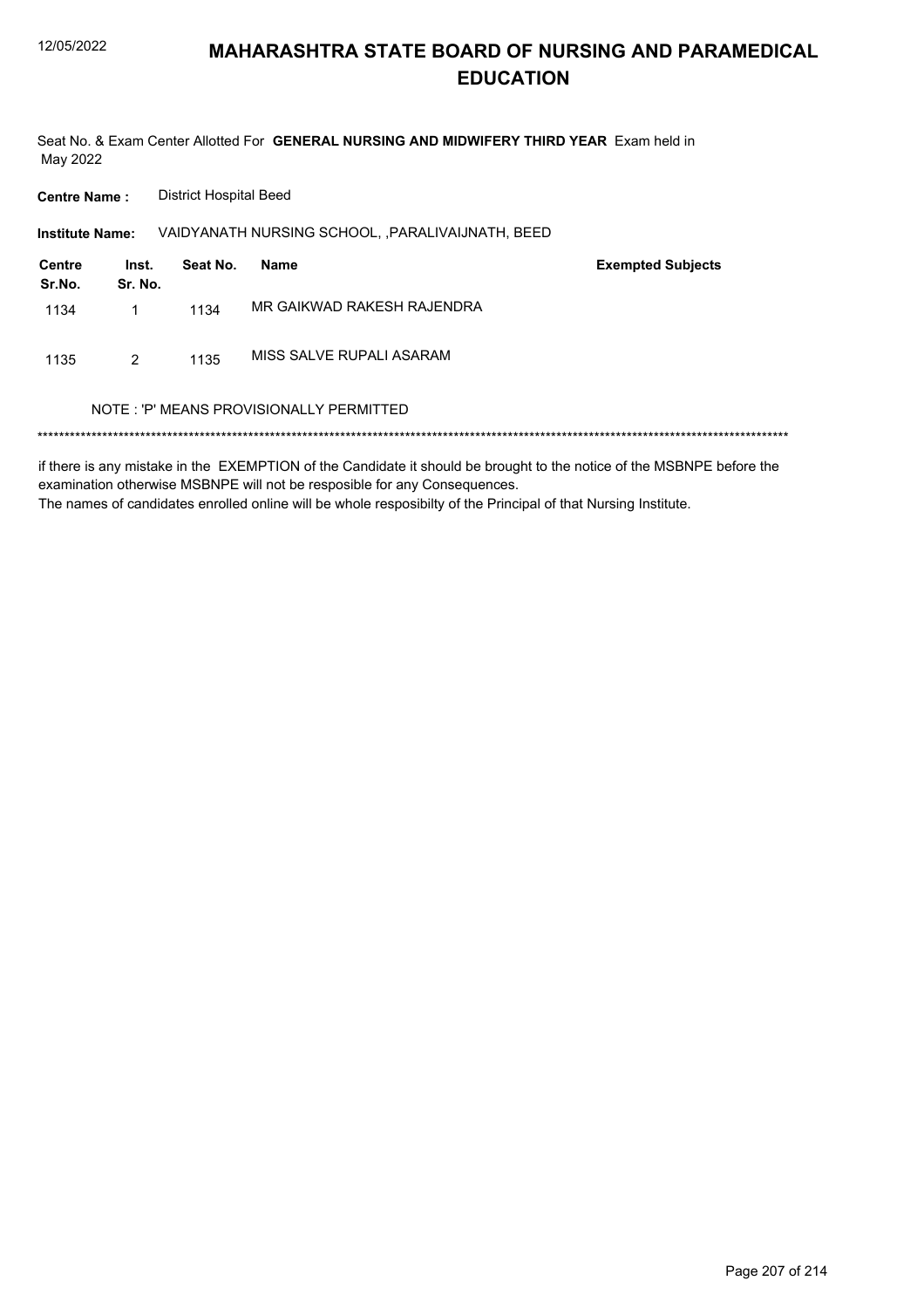# MAHARASHTRA STATE BOARD OF NURSING AND PARAMEDICAL EDUCATION

Seat No. & Exam Center Allotted For **GENERAL NURSING AND MIDWIFERY THIRD YEAR** Exam held in May 2022

**Centre Name :** District Hospital Beed

**Institute Name:** VAIDYANATH NURSING SCHOOL, ,PARALIVAIJNATH, BEED

| Centre Sr.No. | Inst. Sr. No. | Seat No. | Name | Exempted Subjects |
|---|---|---|---|---|
| 1134 | 1 | 1134 | MR GAIKWAD RAKESH RAJENDRA | |
| 1135 | 2 | 1135 | MISS SALVE RUPALI ASARAM | |

NOTE : 'P' MEANS PROVISIONALLY PERMITTED

*******************************************************************************************************************************************

if there is any mistake in the EXEMPTION of the Candidate it should be brought to the notice of the MSBNPE before the examination otherwise MSBNPE will not be resposible for any Consequences.
The names of candidates enrolled online will be whole resposibilty of the Principal of that Nursing Institute.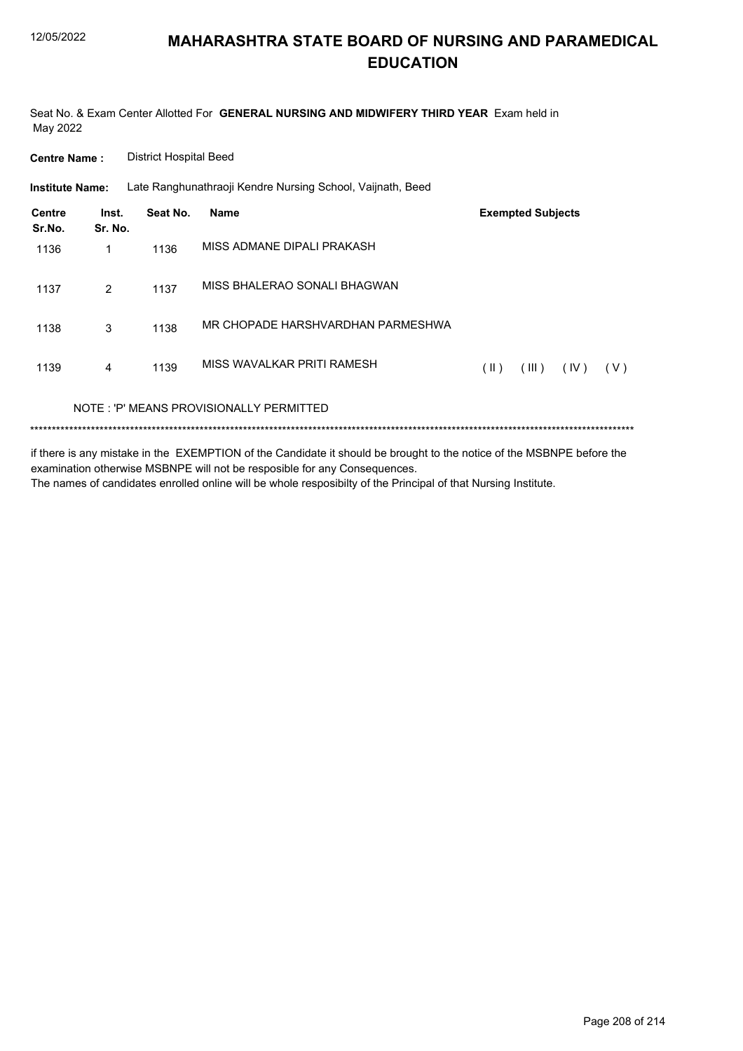# MAHARASHTRA STATE BOARD OF NURSING AND PARAMEDICAL EDUCATION

Seat No. & Exam Center Allotted For **GENERAL NURSING AND MIDWIFERY THIRD YEAR** Exam held in May 2022

**Centre Name :** District Hospital Beed

**Institute Name:** Late Ranghunathraoji Kendre Nursing School, Vaijnath, Beed

| Centre Sr.No. | Inst. Sr. No. | Seat No. | Name | Exempted Subjects |
|---|---|---|---|---|
| 1136 | 1 | 1136 | MISS ADMANE DIPALI PRAKASH | |
| 1137 | 2 | 1137 | MISS BHALERAO SONALI BHAGWAN | |
| 1138 | 3 | 1138 | MR CHOPADE HARSHVARDHAN PARMESHWA | |
| 1139 | 4 | 1139 | MISS WAVALKAR PRITI RAMESH | ( II ) ( III ) ( IV ) ( V ) |

NOTE : 'P' MEANS PROVISIONALLY PERMITTED

\*\*\*\*\*\*\*\*\*\*\*\*\*\*\*\*\*\*\*\*\*\*\*\*\*\*\*\*\*\*\*\*\*\*\*\*\*\*\*\*\*\*\*\*\*\*\*\*\*\*\*\*\*\*\*\*\*\*\*\*\*\*\*\*\*\*\*\*\*\*\*\*\*\*\*\*\*\*\*\*\*\*\*\*

if there is any mistake in the EXEMPTION of the Candidate it should be brought to the notice of the MSBNPE before the examination otherwise MSBNPE will not be resposible for any Consequences.
The names of candidates enrolled online will be whole resposibilty of the Principal of that Nursing Institute.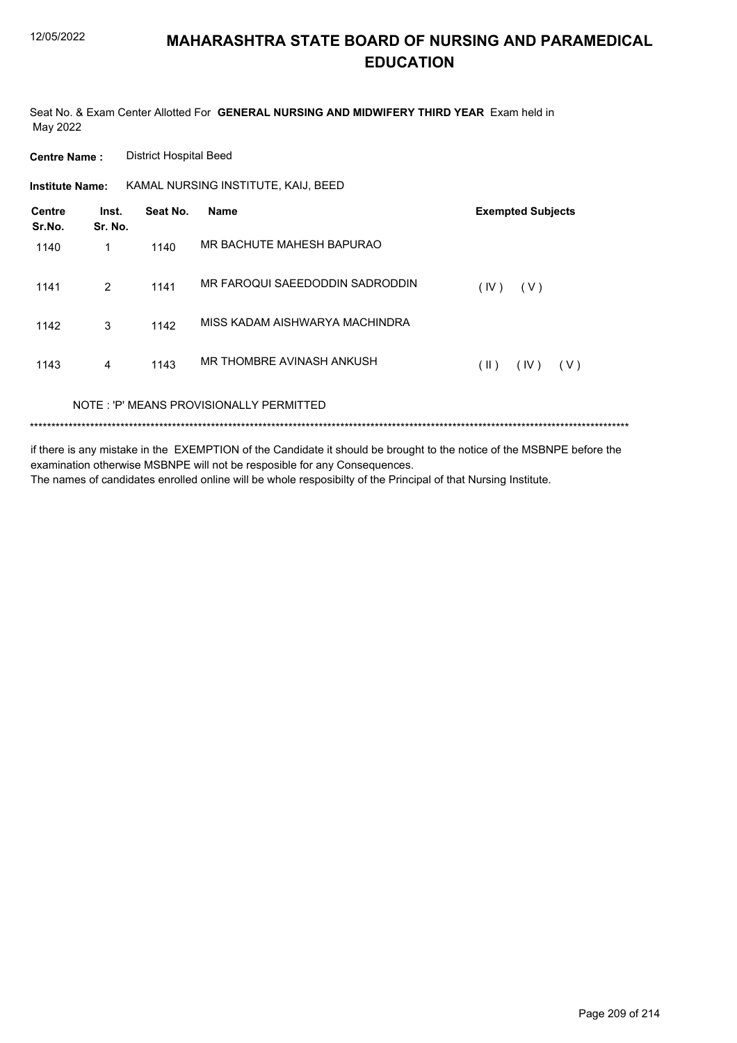# MAHARASHTRA STATE BOARD OF NURSING AND PARAMEDICAL EDUCATION

Seat No. & Exam Center Allotted For **GENERAL NURSING AND MIDWIFERY THIRD YEAR** Exam held in May 2022

**Centre Name :** District Hospital Beed

**Institute Name:** KAMAL NURSING INSTITUTE, KAIJ, BEED

| Centre Sr.No. | Inst. Sr. No. | Seat No. | Name | Exempted Subjects |
|---|---|---|---|---|
| 1140 | 1 | 1140 | MR BACHUTE MAHESH BAPURAO | |
| 1141 | 2 | 1141 | MR FAROQUI SAEEDODDIN SADRODDIN | ( IV ) ( V ) |
| 1142 | 3 | 1142 | MISS KADAM AISHWARYA MACHINDRA | |
| 1143 | 4 | 1143 | MR THOMBRE AVINASH ANKUSH | ( II ) ( IV ) ( V ) |

NOTE : 'P' MEANS PROVISIONALLY PERMITTED

******************************************************************************************************************************************

if there is any mistake in the EXEMPTION of the Candidate it should be brought to the notice of the MSBNPE before the examination otherwise MSBNPE will not be resposible for any Consequences.

The names of candidates enrolled online will be whole resposibilty of the Principal of that Nursing Institute.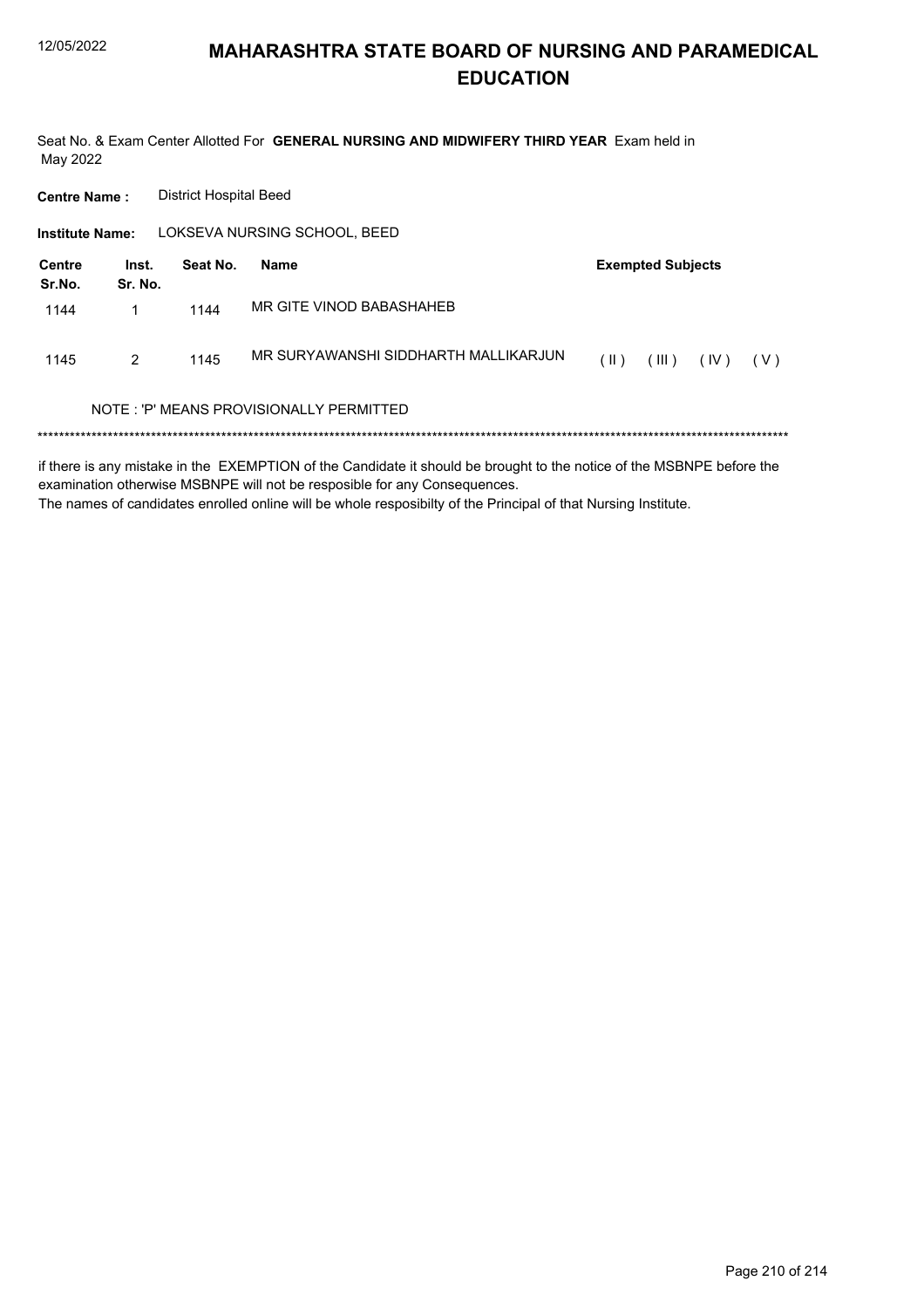# MAHARASHTRA STATE BOARD OF NURSING AND PARAMEDICAL EDUCATION

Seat No. & Exam Center Allotted For **GENERAL NURSING AND MIDWIFERY THIRD YEAR** Exam held in May 2022

**Centre Name :** District Hospital Beed

**Institute Name:** LOKSEVA NURSING SCHOOL, BEED

| Centre Sr.No. | Inst. Sr. No. | Seat No. | Name | Exempted Subjects |
|---|---|---|---|---|
| 1144 | 1 | 1144 | MR GITE VINOD BABASHAHEB | |
| 1145 | 2 | 1145 | MR SURYAWANSHI SIDDHARTH MALLIKARJUN | ( II ) ( III ) ( IV ) ( V ) |

NOTE : 'P' MEANS PROVISIONALLY PERMITTED

******************************************************************************************************************************************

if there is any mistake in the EXEMPTION of the Candidate it should be brought to the notice of the MSBNPE before the examination otherwise MSBNPE will not be resposible for any Consequences.
The names of candidates enrolled online will be whole resposibilty of the Principal of that Nursing Institute.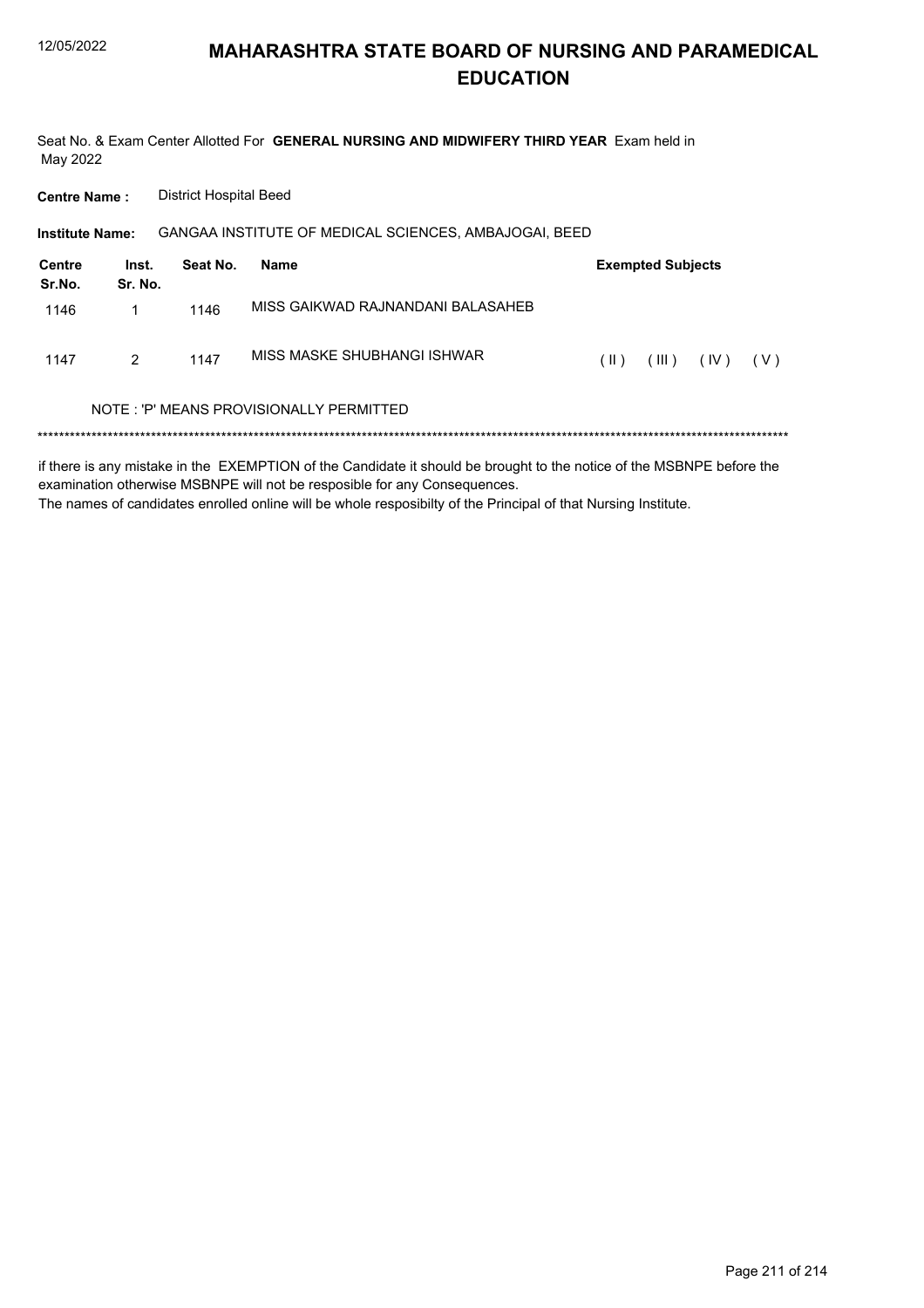# MAHARASHTRA STATE BOARD OF NURSING AND PARAMEDICAL EDUCATION

Seat No. & Exam Center Allotted For **GENERAL NURSING AND MIDWIFERY THIRD YEAR** Exam held in May 2022

**Centre Name :** District Hospital Beed

**Institute Name:** GANGAA INSTITUTE OF MEDICAL SCIENCES, AMBAJOGAI, BEED

| Centre Sr.No. | Inst. Sr. No. | Seat No. | Name | Exempted Subjects |
|---|---|---|---|---|
| 1146 | 1 | 1146 | MISS GAIKWAD RAJNANDANI BALASAHEB | |
| 1147 | 2 | 1147 | MISS MASKE SHUBHANGI ISHWAR | ( II ) ( III ) ( IV ) ( V ) |

NOTE : 'P' MEANS PROVISIONALLY PERMITTED

******************************************************************************************************************************************

if there is any mistake in the EXEMPTION of the Candidate it should be brought to the notice of the MSBNPE before the examination otherwise MSBNPE will not be resposible for any Consequences.

The names of candidates enrolled online will be whole resposibilty of the Principal of that Nursing Institute.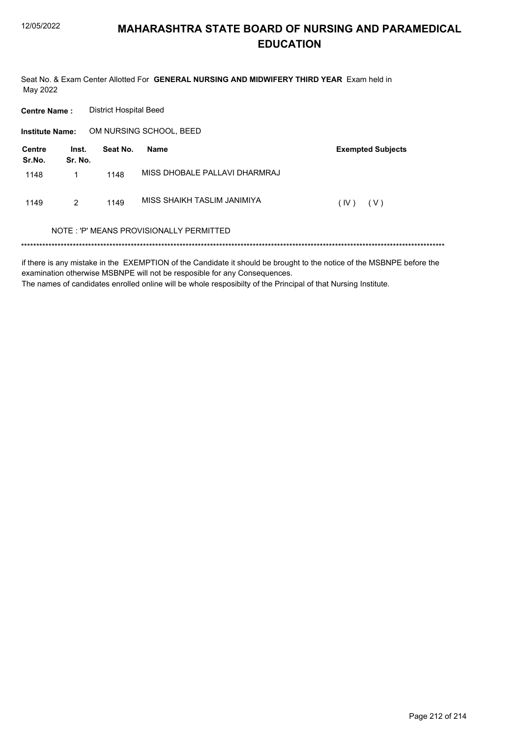# MAHARASHTRA STATE BOARD OF NURSING AND PARAMEDICAL EDUCATION

Seat No. & Exam Center Allotted For **GENERAL NURSING AND MIDWIFERY THIRD YEAR** Exam held in May 2022

**Centre Name :** District Hospital Beed

**Institute Name:** OM NURSING SCHOOL, BEED

| Centre Sr.No. | Inst. Sr. No. | Seat No. | Name | Exempted Subjects |
|---|---|---|---|---|
| 1148 | 1 | 1148 | MISS DHOBALE PALLAVI DHARMRAJ | |
| 1149 | 2 | 1149 | MISS SHAIKH TASLIM JANIMIYA | ( IV ) ( V ) |

NOTE : 'P' MEANS PROVISIONALLY PERMITTED

*******************************************************************************************************************************************

if there is any mistake in the EXEMPTION of the Candidate it should be brought to the notice of the MSBNPE before the examination otherwise MSBNPE will not be resposible for any Consequences.

The names of candidates enrolled online will be whole resposibilty of the Principal of that Nursing Institute.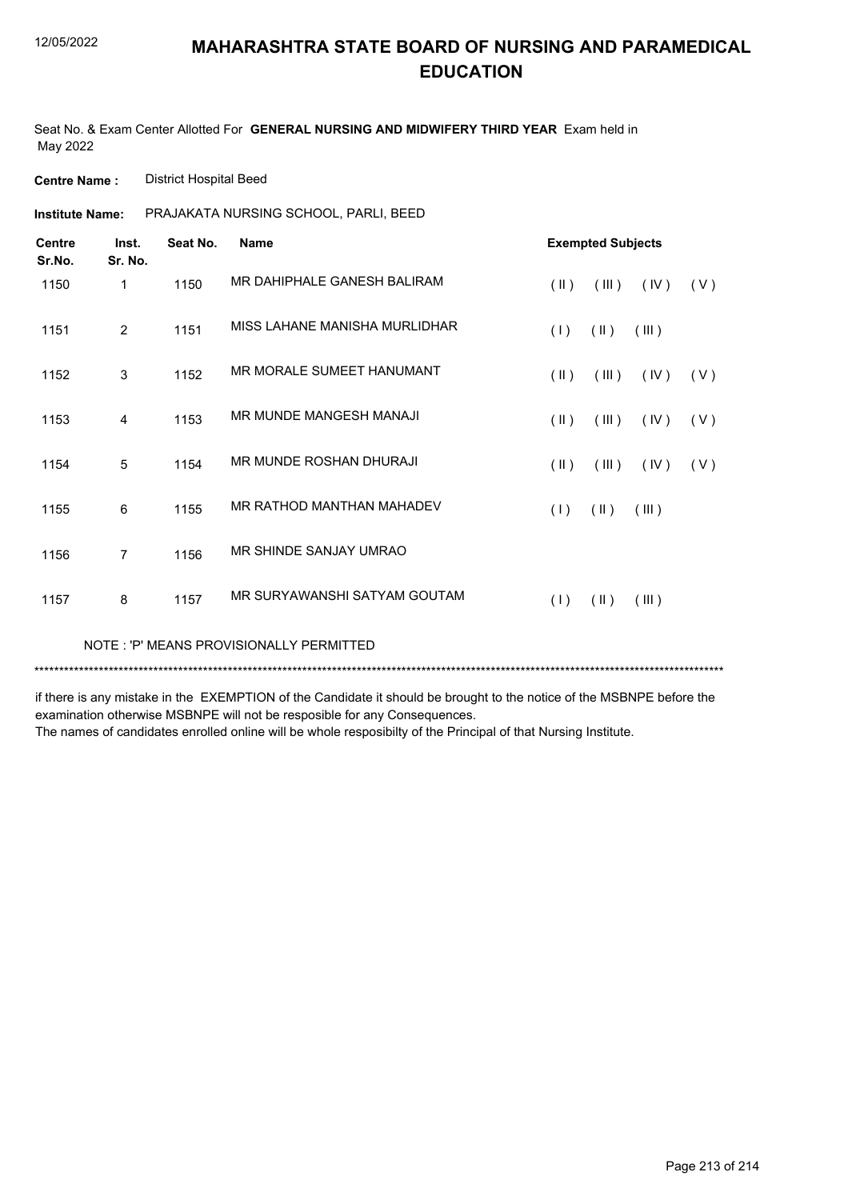# MAHARASHTRA STATE BOARD OF NURSING AND PARAMEDICAL EDUCATION

Seat No. & Exam Center Allotted For **GENERAL NURSING AND MIDWIFERY THIRD YEAR** Exam held in May 2022

**Centre Name :** District Hospital Beed

**Institute Name:** PRAJAKATA NURSING SCHOOL, PARLI, BEED

| Centre Sr.No. | Inst. Sr. No. | Seat No. | Name | Exempted Subjects |
|---|---|---|---|---|
| 1150 | 1 | 1150 | MR DAHIPHALE GANESH BALIRAM | ( II ) ( III ) ( IV ) ( V ) |
| 1151 | 2 | 1151 | MISS LAHANE MANISHA MURLIDHAR | ( I ) ( II ) ( III ) |
| 1152 | 3 | 1152 | MR MORALE SUMEET HANUMANT | ( II ) ( III ) ( IV ) ( V ) |
| 1153 | 4 | 1153 | MR MUNDE MANGESH MANAJI | ( II ) ( III ) ( IV ) ( V ) |
| 1154 | 5 | 1154 | MR MUNDE ROSHAN DHURAJI | ( II ) ( III ) ( IV ) ( V ) |
| 1155 | 6 | 1155 | MR RATHOD MANTHAN MAHADEV | ( I ) ( II ) ( III ) |
| 1156 | 7 | 1156 | MR SHINDE SANJAY UMRAO | |
| 1157 | 8 | 1157 | MR SURYAWANSHI SATYAM GOUTAM | ( I ) ( II ) ( III ) |

NOTE : 'P' MEANS PROVISIONALLY PERMITTED

*******************************************************************************************************************************************

if there is any mistake in the EXEMPTION of the Candidate it should be brought to the notice of the MSBNPE before the examination otherwise MSBNPE will not be resposible for any Consequences.
The names of candidates enrolled online will be whole resposibilty of the Principal of that Nursing Institute.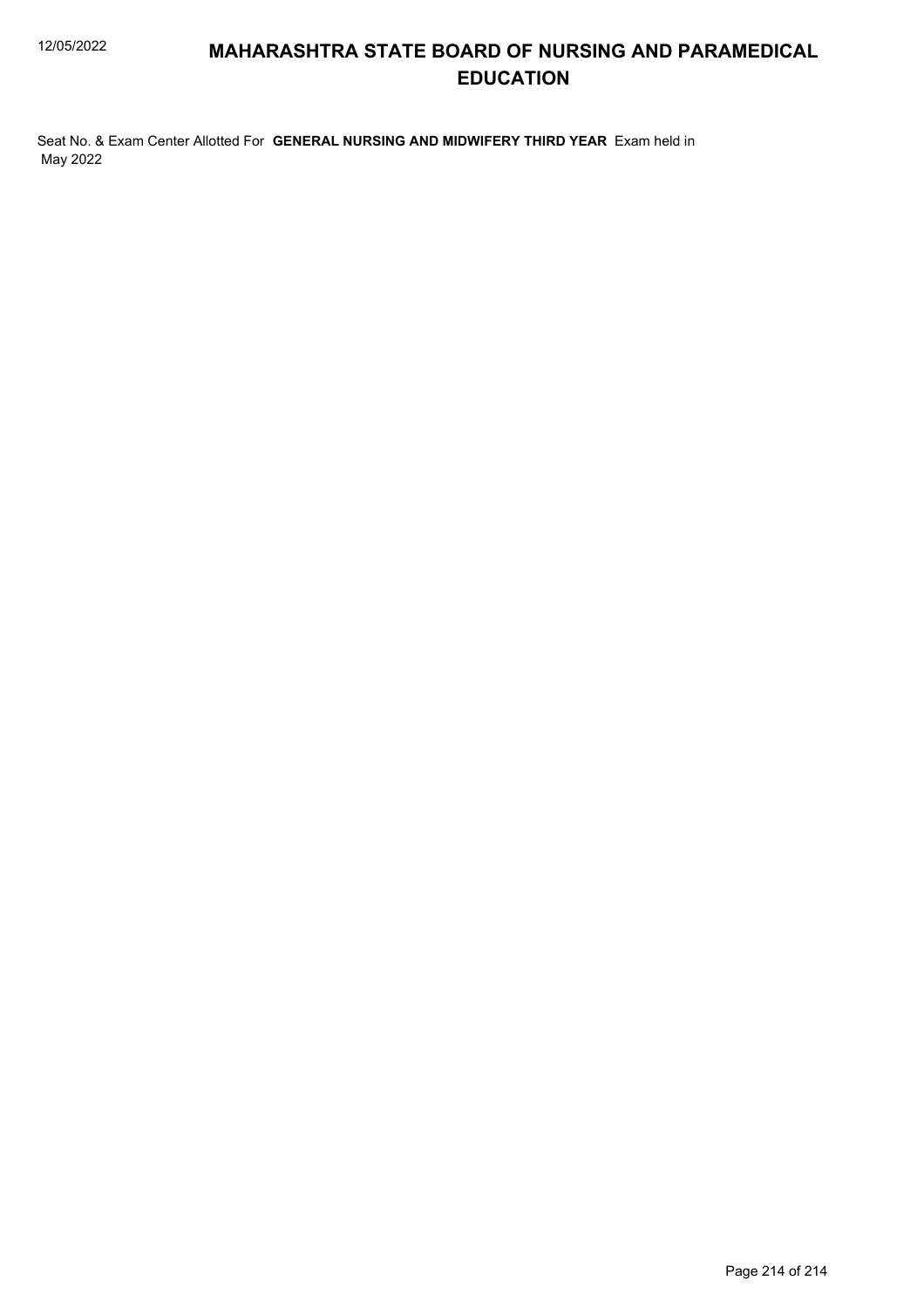# MAHARASHTRA STATE BOARD OF NURSING AND PARAMEDICAL EDUCATION

Seat No. & Exam Center Allotted For **GENERAL NURSING AND MIDWIFERY THIRD YEAR** Exam held in May 2022